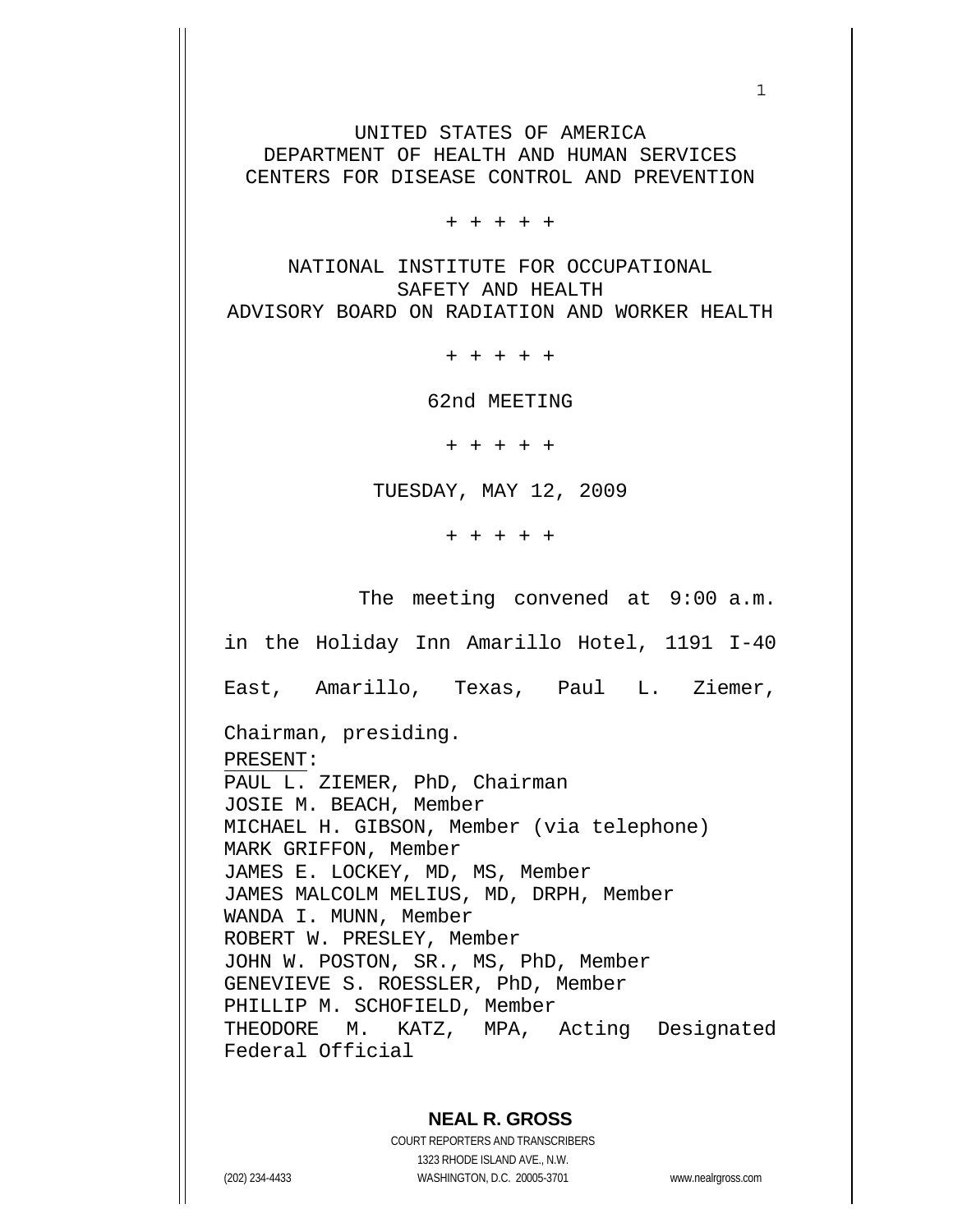UNITED STATES OF AMERICA
DEPARTMENT OF HEALTH AND HUMAN SERVICES
CENTERS FOR DISEASE CONTROL AND PREVENTION

+ + + + +

NATIONAL INSTITUTE FOR OCCUPATIONAL
SAFETY AND HEALTH
ADVISORY BOARD ON RADIATION AND WORKER HEALTH

+ + + + +

62nd MEETING

+ + + + +

TUESDAY, MAY 12, 2009

+ + + + +

The meeting convened at 9:00 a.m. in the Holiday Inn Amarillo Hotel, 1191 I-40 East, Amarillo, Texas, Paul L. Ziemer, Chairman, presiding.

PRESENT:

PAUL L. ZIEMER, PhD, Chairman
JOSIE M. BEACH, Member
MICHAEL H. GIBSON, Member (via telephone)
MARK GRIFFON, Member
JAMES E. LOCKEY, MD, MS, Member
JAMES MALCOLM MELIUS, MD, DRPH, Member
WANDA I. MUNN, Member
ROBERT W. PRESLEY, Member
JOHN W. POSTON, SR., MS, PhD, Member
GENEVIEVE S. ROESSLER, PhD, Member
PHILLIP M. SCHOFIELD, Member
THEODORE M. KATZ, MPA, Acting Designated Federal Official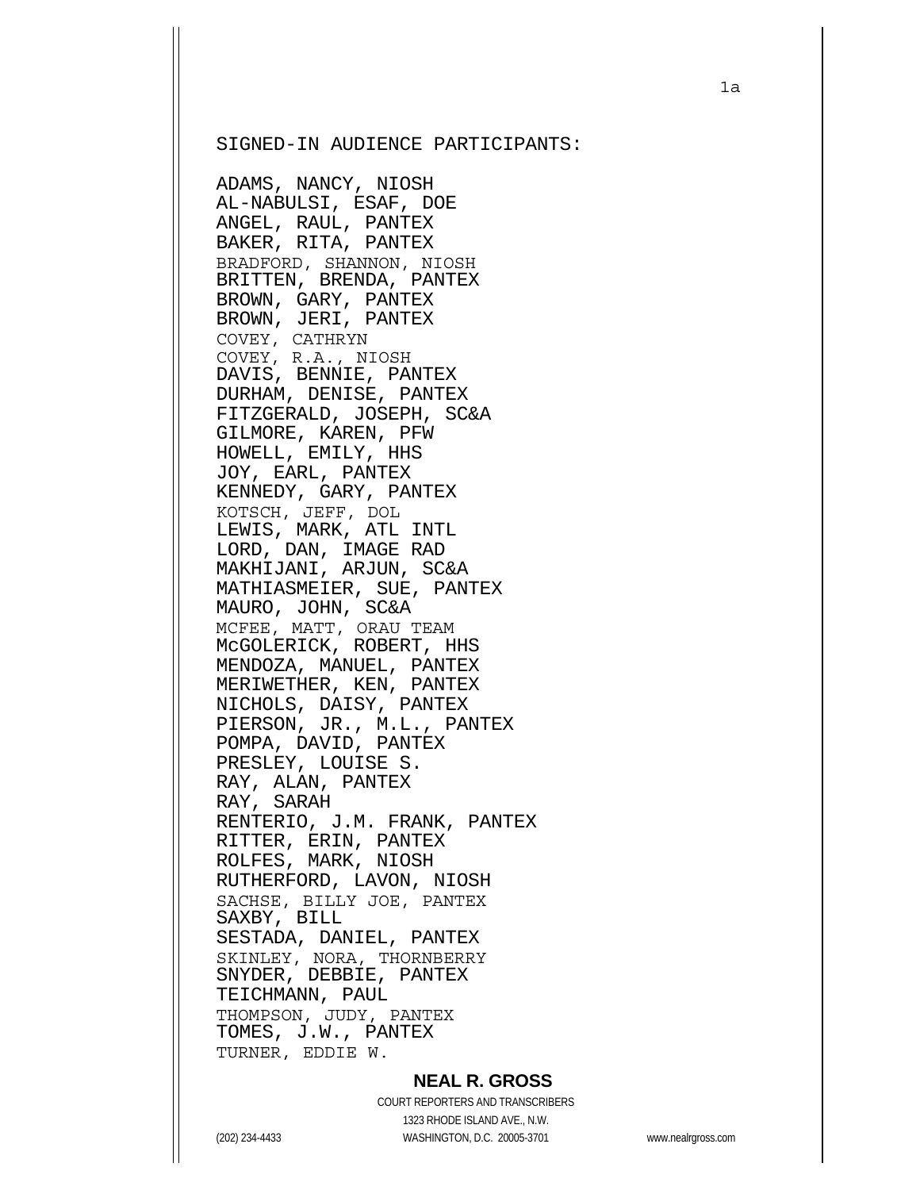SIGNED-IN AUDIENCE PARTICIPANTS:

ADAMS, NANCY, NIOSH
AL-NABULSI, ESAF, DOE
ANGEL, RAUL, PANTEX
BAKER, RITA, PANTEX
BRADFORD, SHANNON, NIOSH
BRITTEN, BRENDA, PANTEX
BROWN, GARY, PANTEX
BROWN, JERI, PANTEX
COVEY, CATHRYN
COVEY, R.A., NIOSH
DAVIS, BENNIE, PANTEX
DURHAM, DENISE, PANTEX
FITZGERALD, JOSEPH, SC&A
GILMORE, KAREN, PFW
HOWELL, EMILY, HHS
JOY, EARL, PANTEX
KENNEDY, GARY, PANTEX
KOTSCH, JEFF, DOL
LEWIS, MARK, ATL INTL
LORD, DAN, IMAGE RAD
MAKHIJANI, ARJUN, SC&A
MATHIASMEIER, SUE, PANTEX
MAURO, JOHN, SC&A
MCFEE, MATT, ORAU TEAM
McGOLERICK, ROBERT, HHS
MENDOZA, MANUEL, PANTEX
MERIWETHER, KEN, PANTEX
NICHOLS, DAISY, PANTEX
PIERSON, JR., M.L., PANTEX
POMPA, DAVID, PANTEX
PRESLEY, LOUISE S.
RAY, ALAN, PANTEX
RAY, SARAH
RENTERIO, J.M. FRANK, PANTEX
RITTER, ERIN, PANTEX
ROLFES, MARK, NIOSH
RUTHERFORD, LAVON, NIOSH
SACHSE, BILLY JOE, PANTEX
SAXBY, BILL
SESTADA, DANIEL, PANTEX
SKINLEY, NORA, THORNBERRY
SNYDER, DEBBIE, PANTEX
TEICHMANN, PAUL
THOMPSON, JUDY, PANTEX
TOMES, J.W., PANTEX
TURNER, EDDIE W.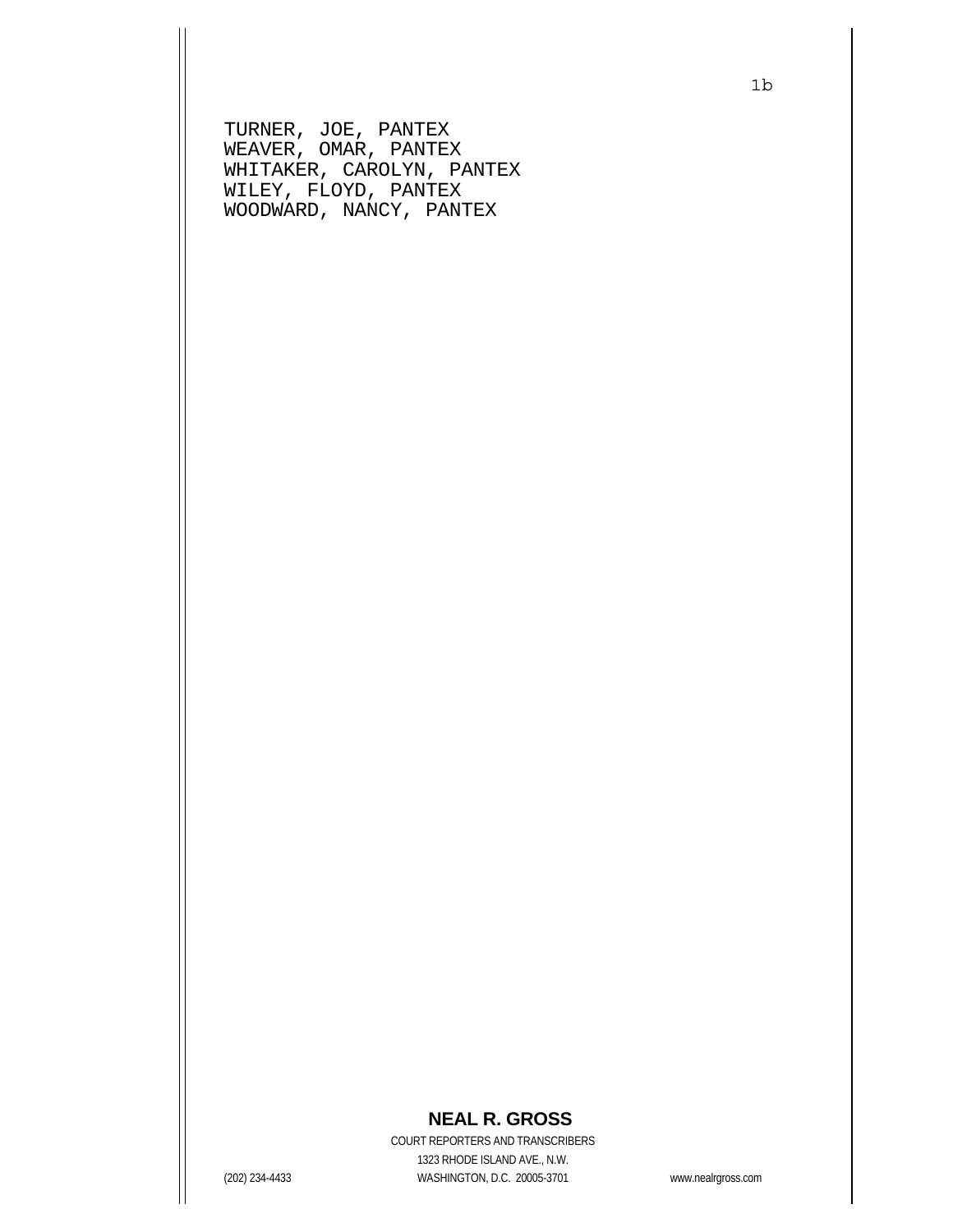TURNER, JOE, PANTEX
WEAVER, OMAR, PANTEX
WHITAKER, CAROLYN, PANTEX
WILEY, FLOYD, PANTEX
WOODWARD, NANCY, PANTEX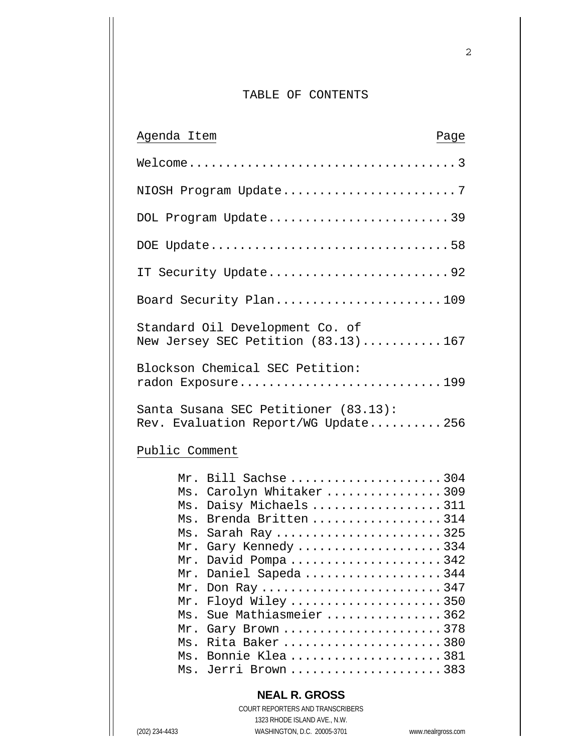# TABLE OF CONTENTS

| Agenda Item | Page |
|---|---|
| Welcome | 3 |
| NIOSH Program Update | 7 |
| DOL Program Update | 39 |
| DOE Update | 58 |
| IT Security Update | 92 |
| Board Security Plan | 109 |
| Standard Oil Development Co. of New Jersey SEC Petition (83.13) | 167 |
| Blockson Chemical SEC Petition: radon Exposure | 199 |
| Santa Susana SEC Petitioner (83.13): Rev. Evaluation Report/WG Update | 256 |

Public Comment

| | |
|---|---|
| Mr. Bill Sachse | 304 |
| Ms. Carolyn Whitaker | 309 |
| Ms. Daisy Michaels | 311 |
| Ms. Brenda Britten | 314 |
| Ms. Sarah Ray | 325 |
| Mr. Gary Kennedy | 334 |
| Mr. David Pompa | 342 |
| Mr. Daniel Sapeda | 344 |
| Mr. Don Ray | 347 |
| Mr. Floyd Wiley | 350 |
| Ms. Sue Mathiasmeier | 362 |
| Mr. Gary Brown | 378 |
| Ms. Rita Baker | 380 |
| Ms. Bonnie Klea | 381 |
| Ms. Jerri Brown | 383 |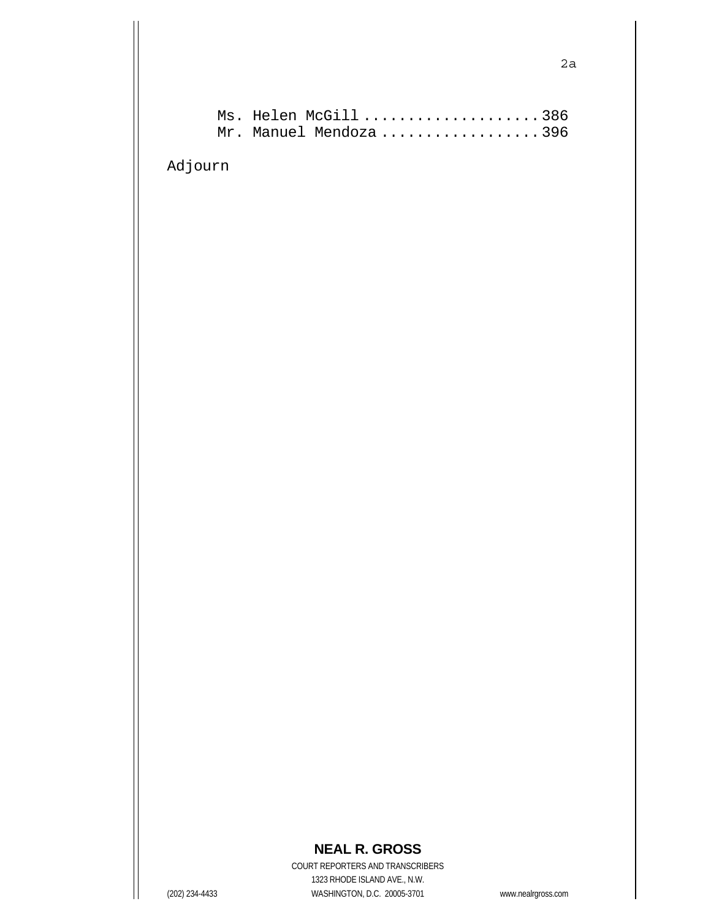Ms. Helen McGill....................386
Mr. Manuel Mendoza..................396

Adjourn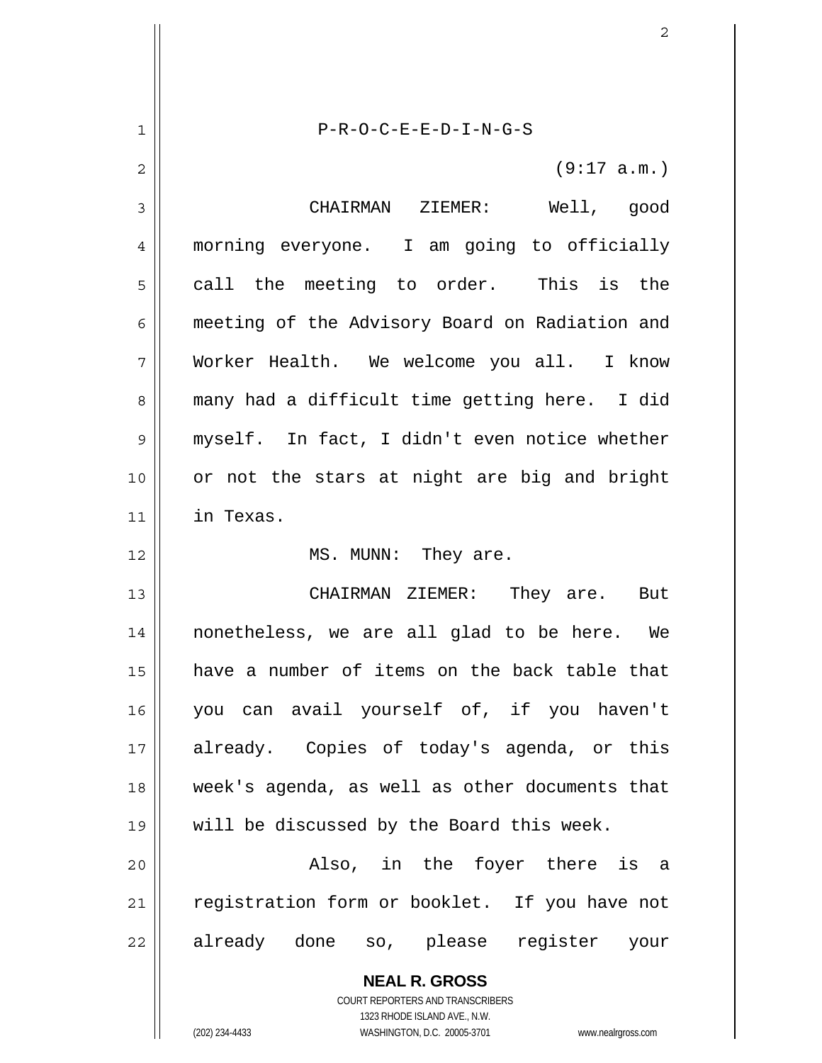P-R-O-C-E-E-D-I-N-G-S

(9:17 a.m.)

CHAIRMAN ZIEMER: Well, good morning everyone. I am going to officially call the meeting to order. This is the meeting of the Advisory Board on Radiation and Worker Health. We welcome you all. I know many had a difficult time getting here. I did myself. In fact, I didn't even notice whether or not the stars at night are big and bright in Texas.

MS. MUNN: They are.

CHAIRMAN ZIEMER: They are. But nonetheless, we are all glad to be here. We have a number of items on the back table that you can avail yourself of, if you haven't already. Copies of today's agenda, or this week's agenda, as well as other documents that will be discussed by the Board this week.

Also, in the foyer there is a registration form or booklet. If you have not already done so, please register your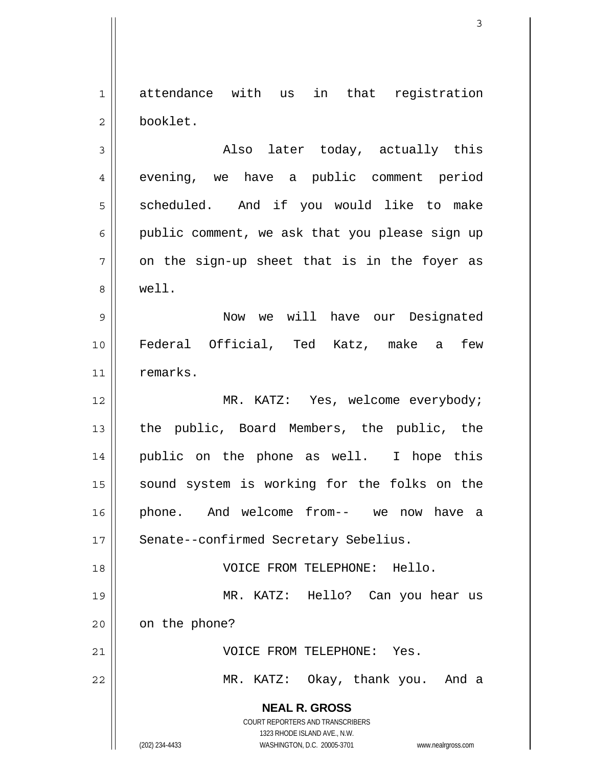attendance with us in that registration booklet.

Also later today, actually this evening, we have a public comment period scheduled. And if you would like to make public comment, we ask that you please sign up on the sign-up sheet that is in the foyer as well.

Now we will have our Designated Federal Official, Ted Katz, make a few remarks.

MR. KATZ: Yes, welcome everybody; the public, Board Members, the public, the public on the phone as well. I hope this sound system is working for the folks on the phone. And welcome from-- we now have a Senate--confirmed Secretary Sebelius.

VOICE FROM TELEPHONE: Hello.

MR. KATZ: Hello? Can you hear us on the phone?

VOICE FROM TELEPHONE: Yes.

MR. KATZ: Okay, thank you. And a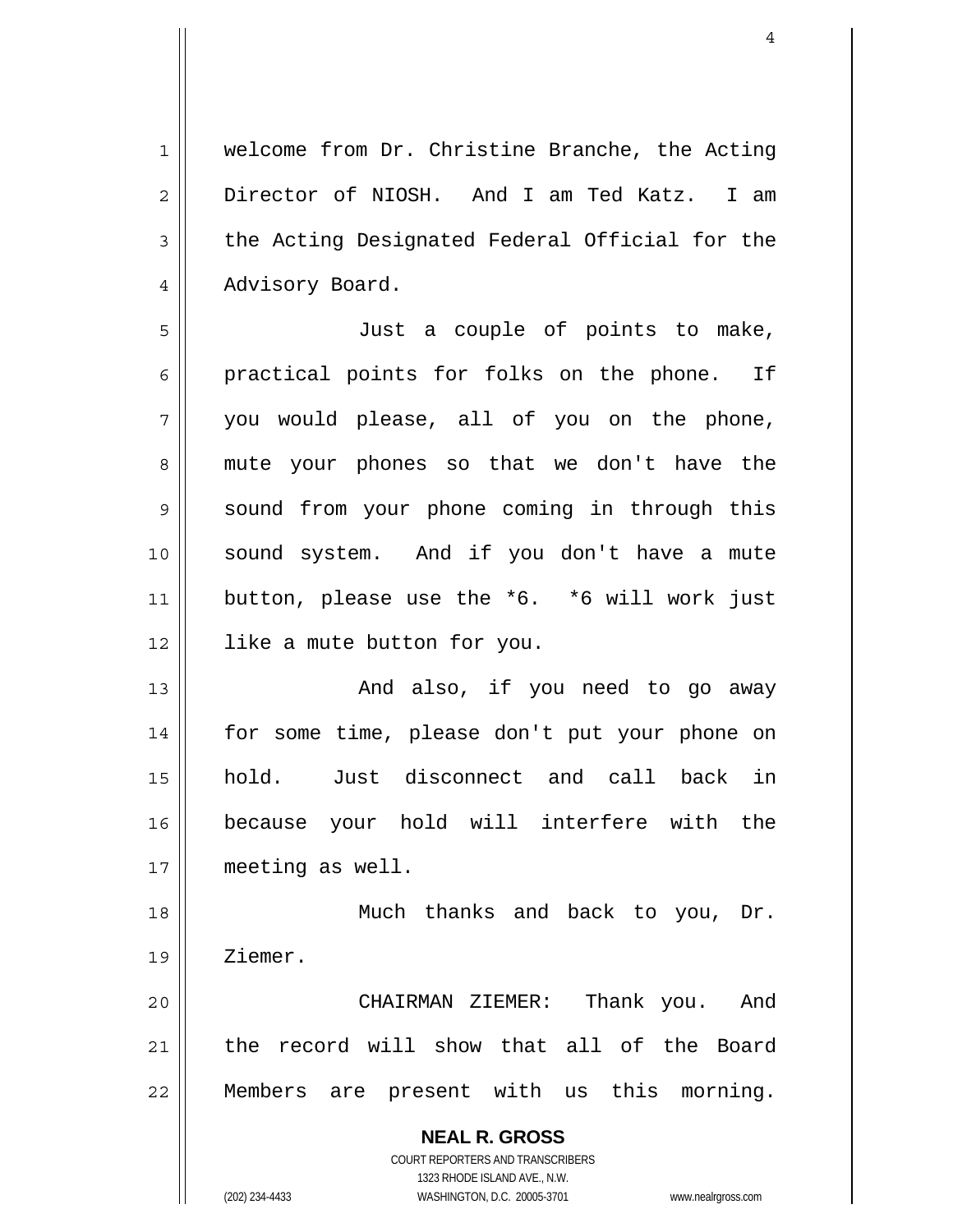welcome from Dr. Christine Branche, the Acting Director of NIOSH. And I am Ted Katz. I am the Acting Designated Federal Official for the Advisory Board.

Just a couple of points to make, practical points for folks on the phone. If you would please, all of you on the phone, mute your phones so that we don't have the sound from your phone coming in through this sound system. And if you don't have a mute button, please use the *6. *6 will work just like a mute button for you.

And also, if you need to go away for some time, please don't put your phone on hold. Just disconnect and call back in because your hold will interfere with the meeting as well.

Much thanks and back to you, Dr. Ziemer.

CHAIRMAN ZIEMER: Thank you. And the record will show that all of the Board Members are present with us this morning.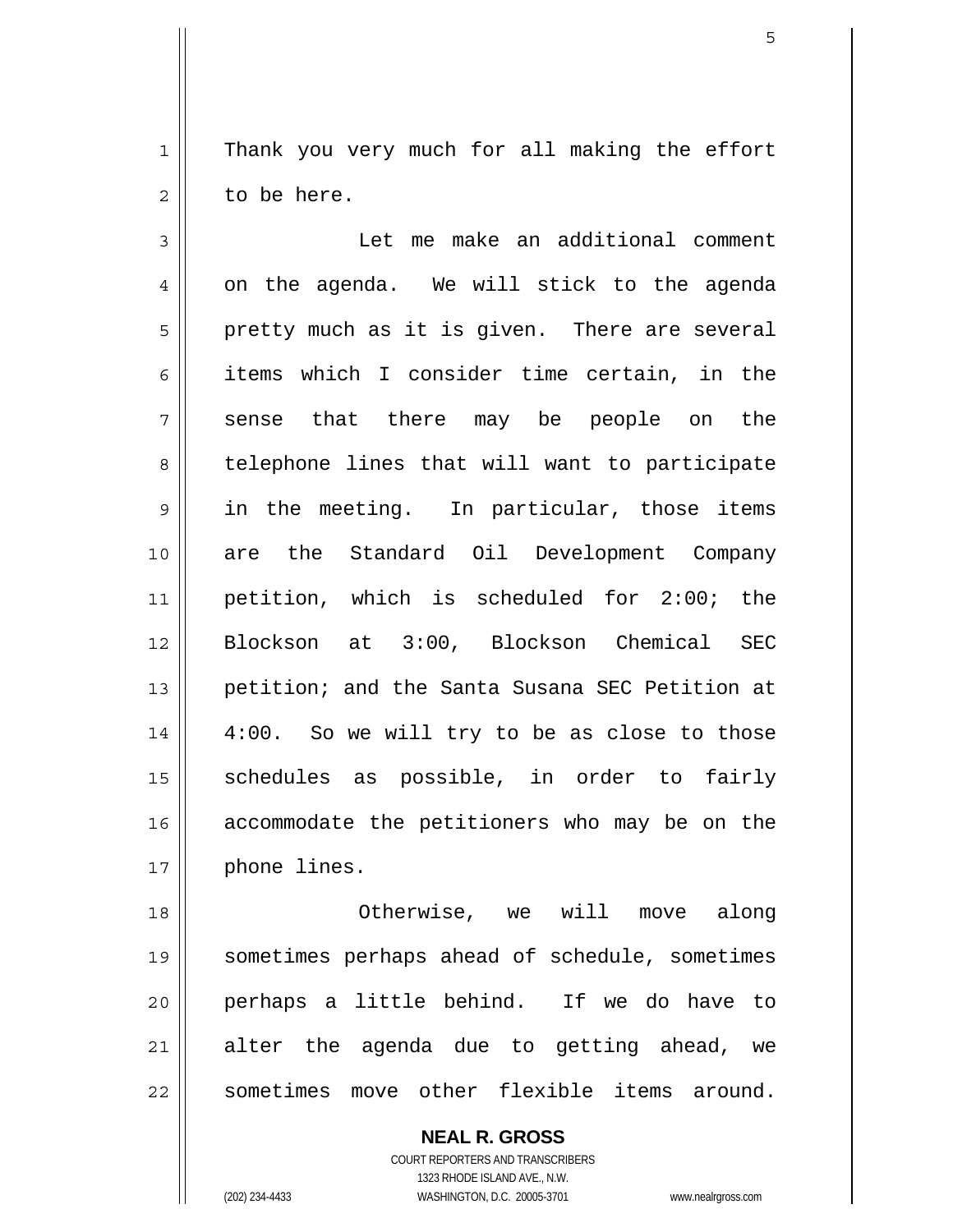Thank you very much for all making the effort to be here.

Let me make an additional comment on the agenda. We will stick to the agenda pretty much as it is given. There are several items which I consider time certain, in the sense that there may be people on the telephone lines that will want to participate in the meeting. In particular, those items are the Standard Oil Development Company petition, which is scheduled for 2:00; the Blockson at 3:00, Blockson Chemical SEC petition; and the Santa Susana SEC Petition at 4:00. So we will try to be as close to those schedules as possible, in order to fairly accommodate the petitioners who may be on the phone lines.

Otherwise, we will move along sometimes perhaps ahead of schedule, sometimes perhaps a little behind. If we do have to alter the agenda due to getting ahead, we sometimes move other flexible items around.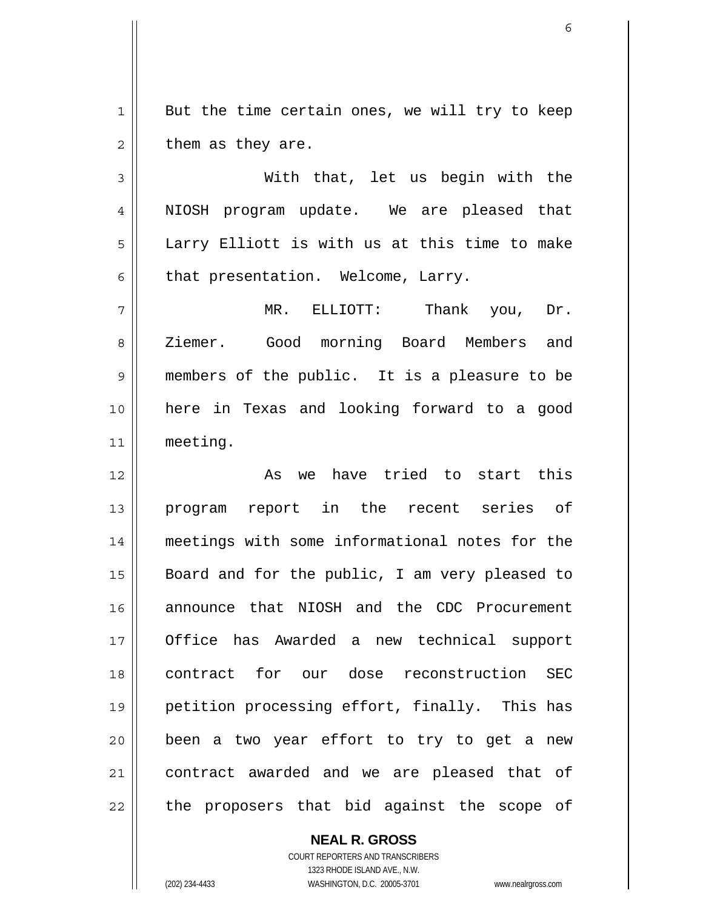But the time certain ones, we will try to keep them as they are.

With that, let us begin with the NIOSH program update. We are pleased that Larry Elliott is with us at this time to make that presentation. Welcome, Larry.

MR. ELLIOTT: Thank you, Dr. Ziemer. Good morning Board Members and members of the public. It is a pleasure to be here in Texas and looking forward to a good meeting.

As we have tried to start this program report in the recent series of meetings with some informational notes for the Board and for the public, I am very pleased to announce that NIOSH and the CDC Procurement Office has Awarded a new technical support contract for our dose reconstruction SEC petition processing effort, finally. This has been a two year effort to try to get a new contract awarded and we are pleased that of the proposers that bid against the scope of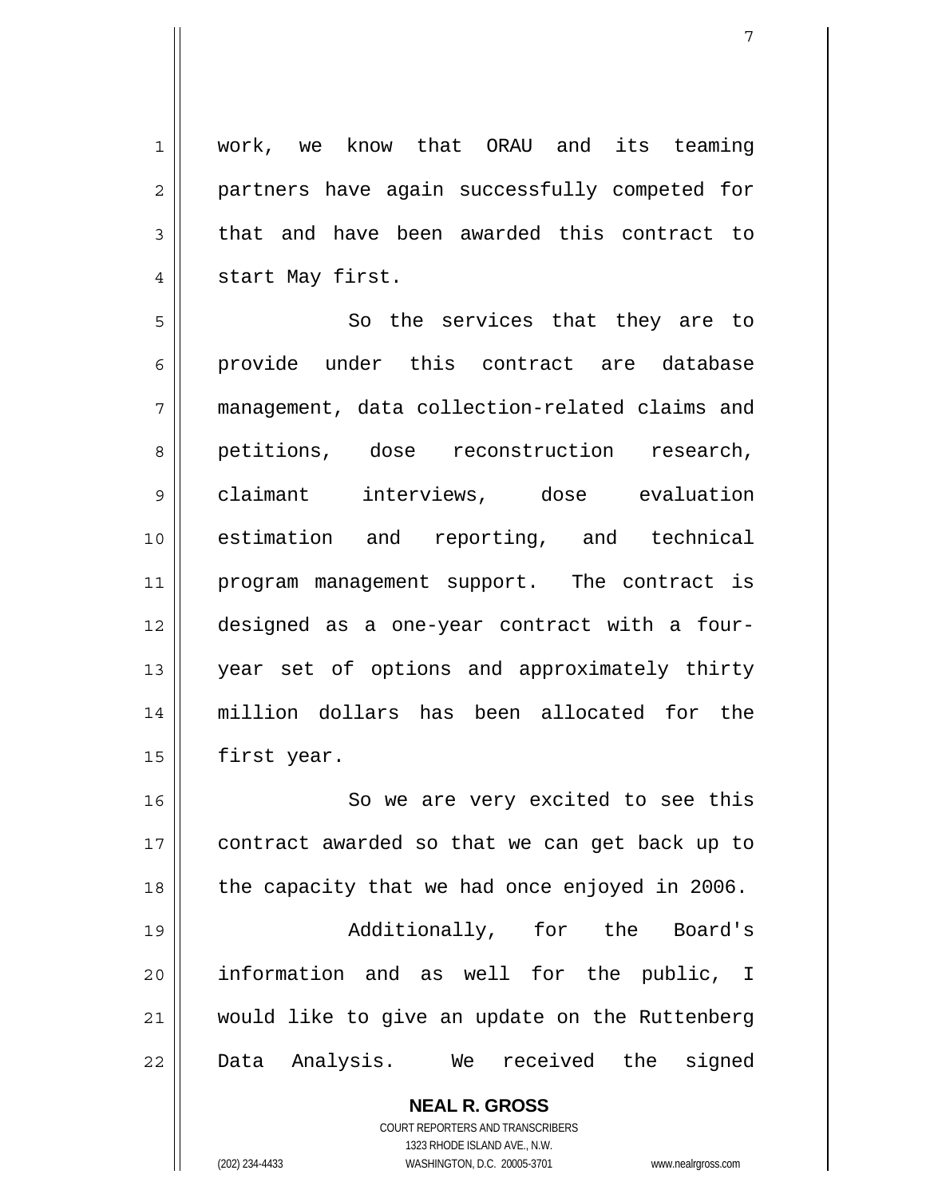work, we know that ORAU and its teaming partners have again successfully competed for that and have been awarded this contract to start May first.

So the services that they are to provide under this contract are database management, data collection-related claims and petitions, dose reconstruction research, claimant interviews, dose evaluation estimation and reporting, and technical program management support. The contract is designed as a one-year contract with a four-year set of options and approximately thirty million dollars has been allocated for the first year.

So we are very excited to see this contract awarded so that we can get back up to the capacity that we had once enjoyed in 2006.

Additionally, for the Board's information and as well for the public, I would like to give an update on the Ruttenberg Data Analysis. We received the signed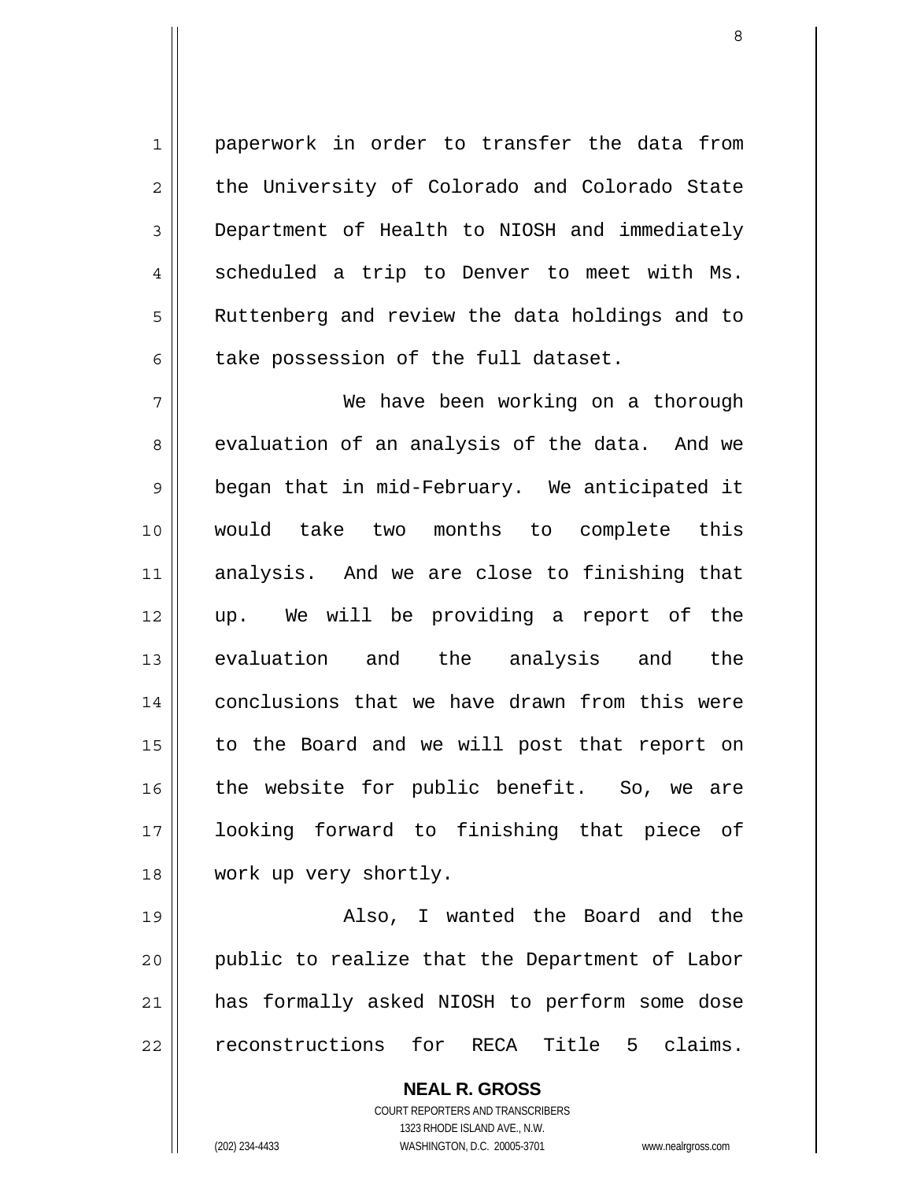paperwork in order to transfer the data from the University of Colorado and Colorado State Department of Health to NIOSH and immediately scheduled a trip to Denver to meet with Ms. Ruttenberg and review the data holdings and to take possession of the full dataset.

We have been working on a thorough evaluation of an analysis of the data. And we began that in mid-February. We anticipated it would take two months to complete this analysis. And we are close to finishing that up. We will be providing a report of the evaluation and the analysis and the conclusions that we have drawn from this were to the Board and we will post that report on the website for public benefit. So, we are looking forward to finishing that piece of work up very shortly.

Also, I wanted the Board and the public to realize that the Department of Labor has formally asked NIOSH to perform some dose reconstructions for RECA Title 5 claims.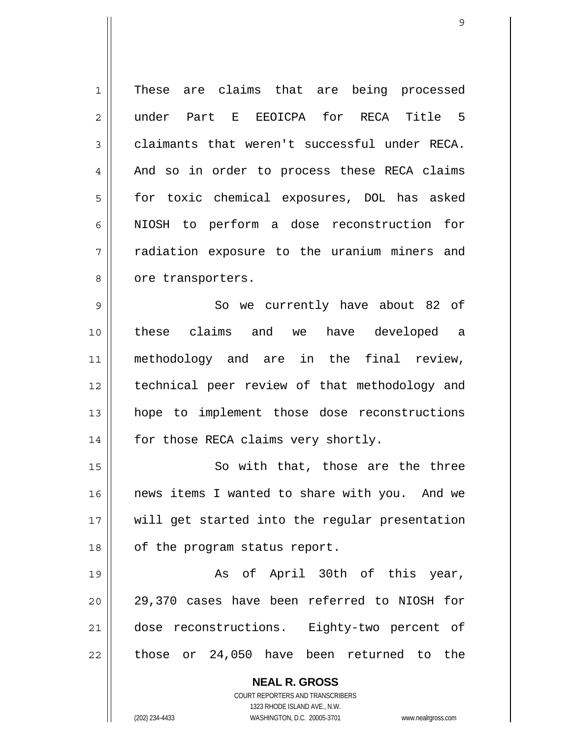These are claims that are being processed under Part E EEOICPA for RECA Title 5 claimants that weren't successful under RECA. And so in order to process these RECA claims for toxic chemical exposures, DOL has asked NIOSH to perform a dose reconstruction for radiation exposure to the uranium miners and ore transporters.

So we currently have about 82 of these claims and we have developed a methodology and are in the final review, technical peer review of that methodology and hope to implement those dose reconstructions for those RECA claims very shortly.

So with that, those are the three news items I wanted to share with you. And we will get started into the regular presentation of the program status report.

As of April 30th of this year, 29,370 cases have been referred to NIOSH for dose reconstructions. Eighty-two percent of those or 24,050 have been returned to the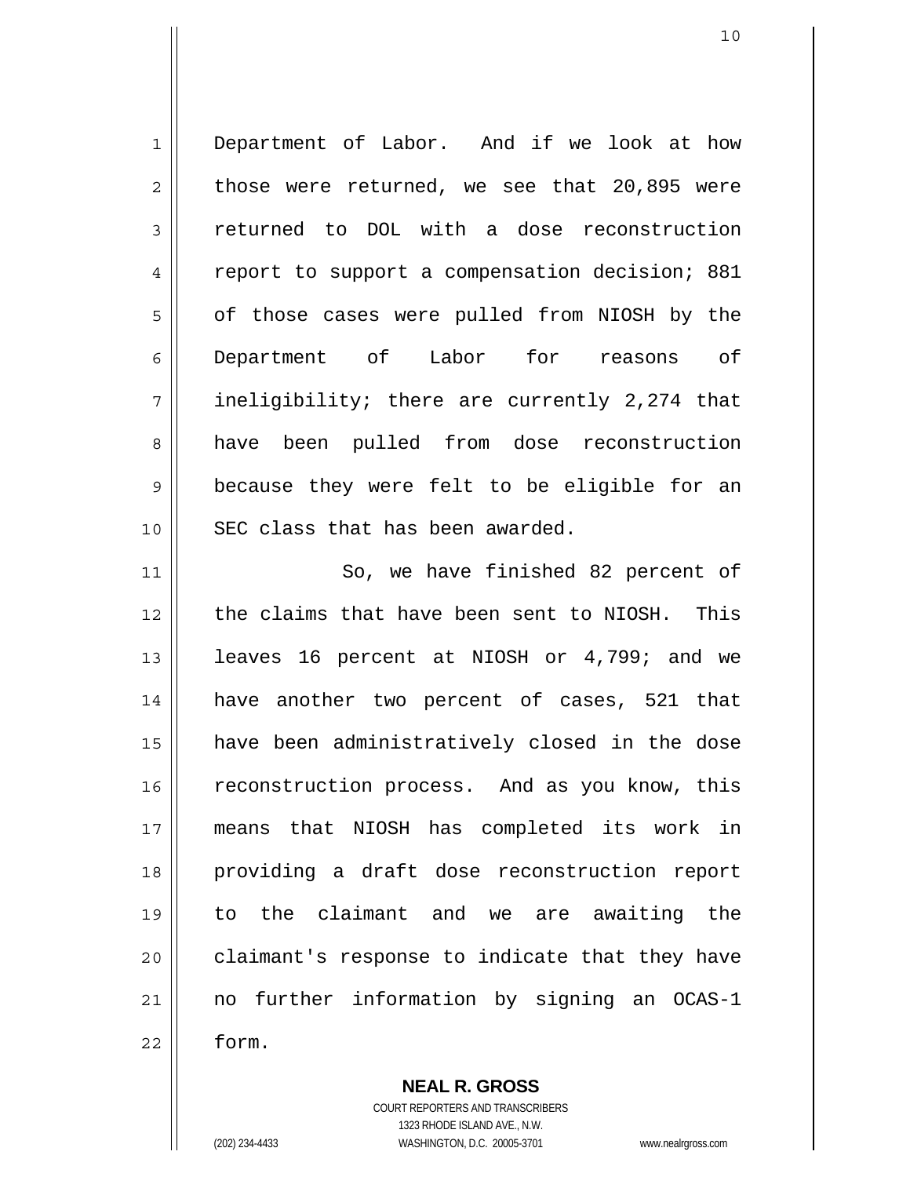Department of Labor. And if we look at how those were returned, we see that 20,895 were returned to DOL with a dose reconstruction report to support a compensation decision; 881 of those cases were pulled from NIOSH by the Department of Labor for reasons of ineligibility; there are currently 2,274 that have been pulled from dose reconstruction because they were felt to be eligible for an SEC class that has been awarded.

So, we have finished 82 percent of the claims that have been sent to NIOSH. This leaves 16 percent at NIOSH or 4,799; and we have another two percent of cases, 521 that have been administratively closed in the dose reconstruction process. And as you know, this means that NIOSH has completed its work in providing a draft dose reconstruction report to the claimant and we are awaiting the claimant's response to indicate that they have no further information by signing an OCAS-1 form.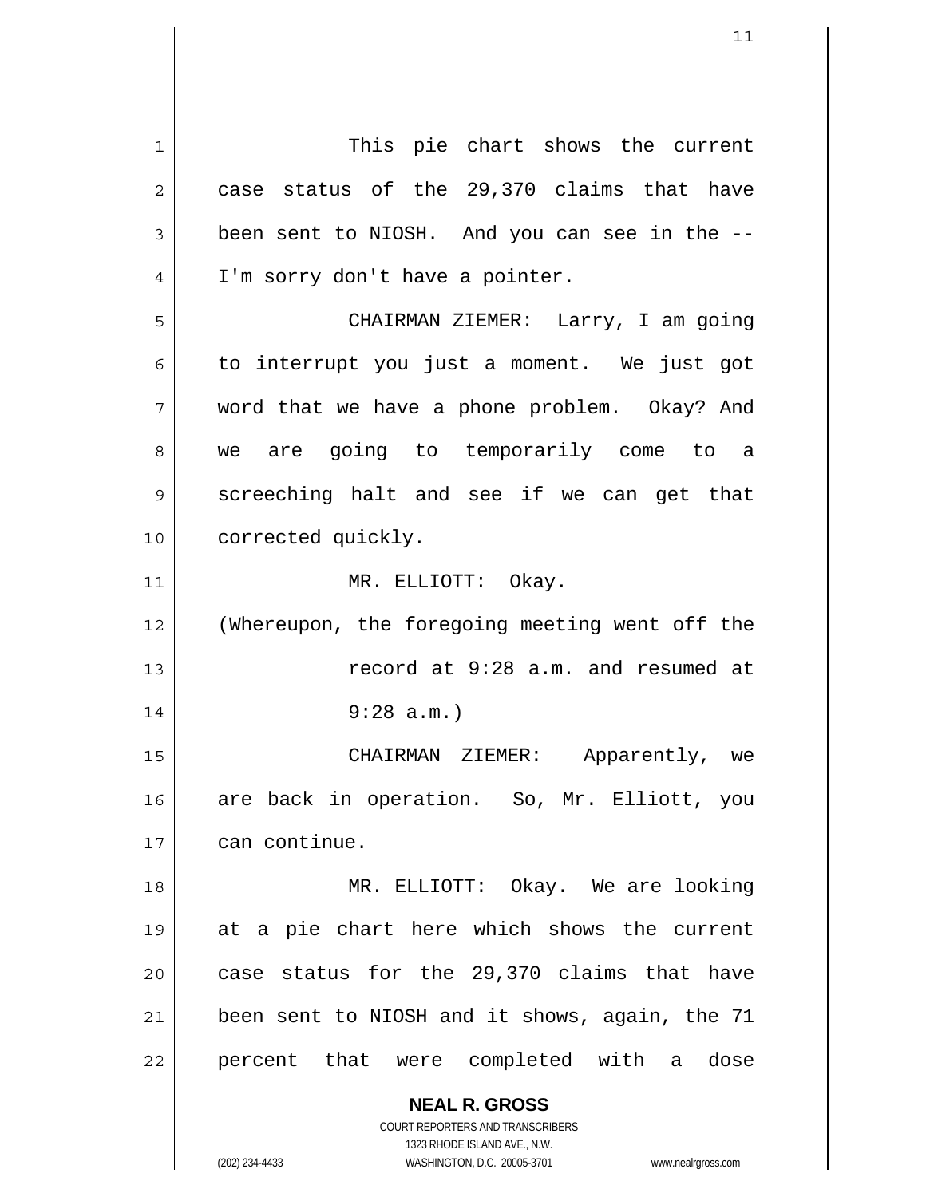This pie chart shows the current case status of the 29,370 claims that have been sent to NIOSH. And you can see in the -- I'm sorry don't have a pointer.

CHAIRMAN ZIEMER: Larry, I am going to interrupt you just a moment. We just got word that we have a phone problem. Okay? And we are going to temporarily come to a screeching halt and see if we can get that corrected quickly.

MR. ELLIOTT: Okay.

(Whereupon, the foregoing meeting went off the record at 9:28 a.m. and resumed at 9:28 a.m.)

CHAIRMAN ZIEMER: Apparently, we are back in operation. So, Mr. Elliott, you can continue.

MR. ELLIOTT: Okay. We are looking at a pie chart here which shows the current case status for the 29,370 claims that have been sent to NIOSH and it shows, again, the 71 percent that were completed with a dose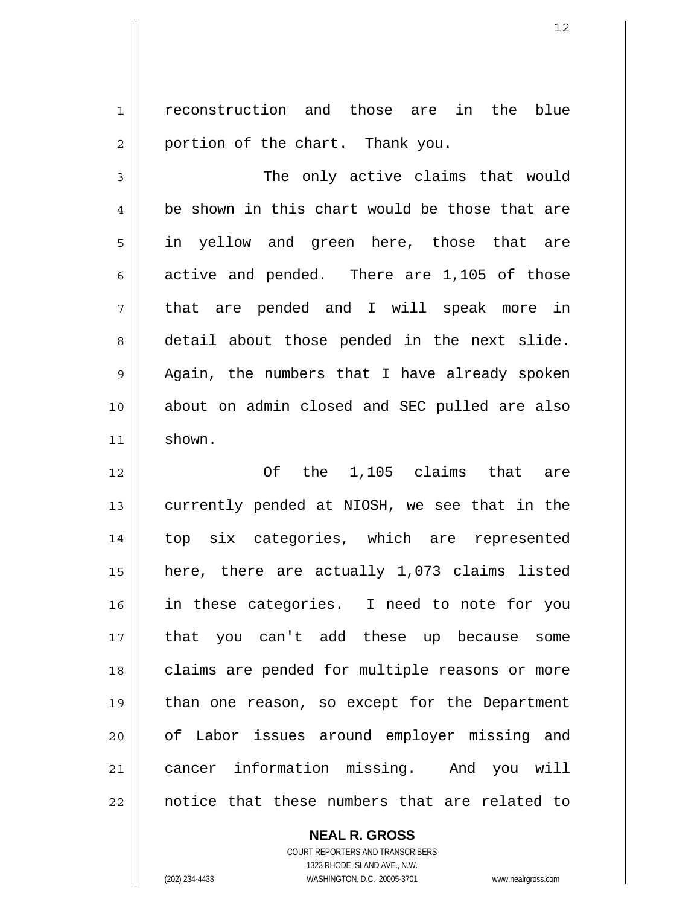reconstruction and those are in the blue portion of the chart. Thank you.

The only active claims that would be shown in this chart would be those that are in yellow and green here, those that are active and pended. There are 1,105 of those that are pended and I will speak more in detail about those pended in the next slide. Again, the numbers that I have already spoken about on admin closed and SEC pulled are also shown.

Of the 1,105 claims that are currently pended at NIOSH, we see that in the top six categories, which are represented here, there are actually 1,073 claims listed in these categories. I need to note for you that you can't add these up because some claims are pended for multiple reasons or more than one reason, so except for the Department of Labor issues around employer missing and cancer information missing. And you will notice that these numbers that are related to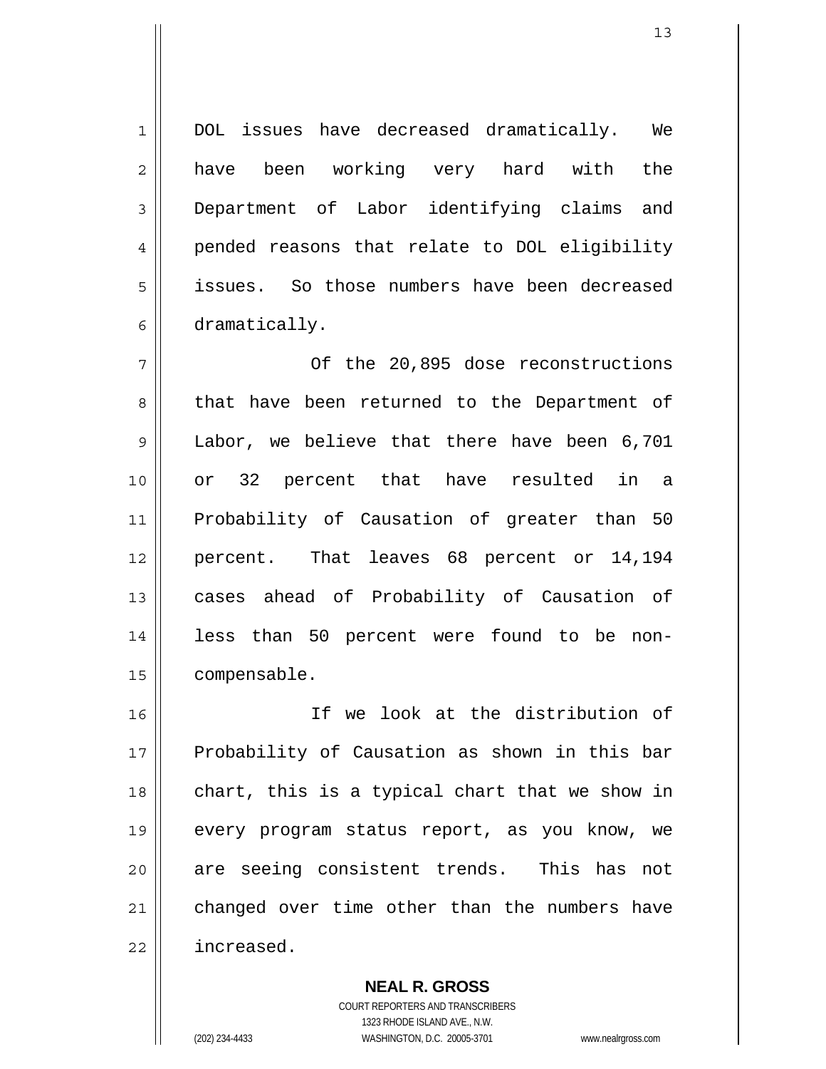DOL issues have decreased dramatically. We have been working very hard with the Department of Labor identifying claims and pended reasons that relate to DOL eligibility issues. So those numbers have been decreased dramatically.

Of the 20,895 dose reconstructions that have been returned to the Department of Labor, we believe that there have been 6,701 or 32 percent that have resulted in a Probability of Causation of greater than 50 percent. That leaves 68 percent or 14,194 cases ahead of Probability of Causation of less than 50 percent were found to be non-compensable.

If we look at the distribution of Probability of Causation as shown in this bar chart, this is a typical chart that we show in every program status report, as you know, we are seeing consistent trends. This has not changed over time other than the numbers have increased.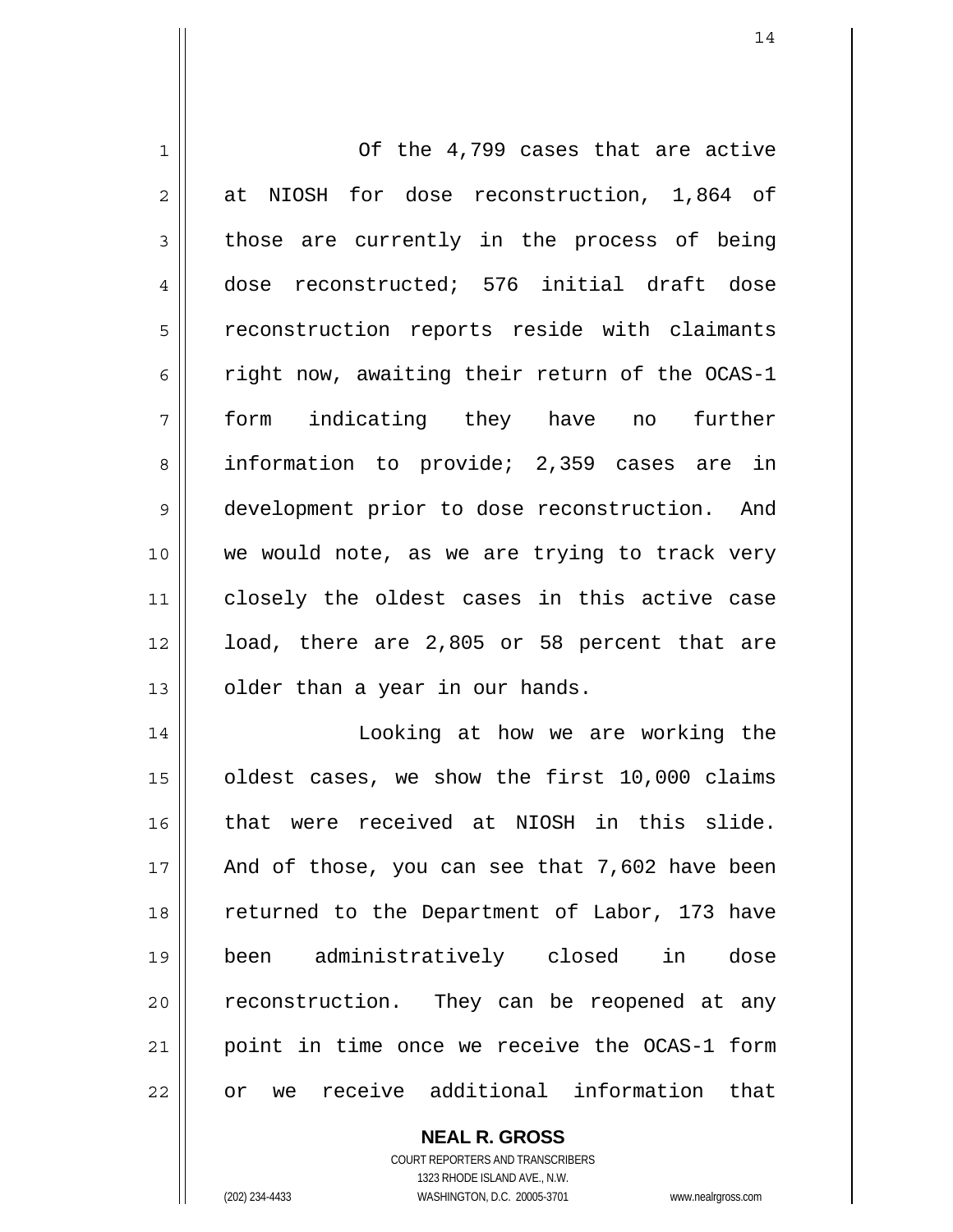Of the 4,799 cases that are active at NIOSH for dose reconstruction, 1,864 of those are currently in the process of being dose reconstructed; 576 initial draft dose reconstruction reports reside with claimants right now, awaiting their return of the OCAS-1 form indicating they have no further information to provide; 2,359 cases are in development prior to dose reconstruction. And we would note, as we are trying to track very closely the oldest cases in this active case load, there are 2,805 or 58 percent that are older than a year in our hands.

Looking at how we are working the oldest cases, we show the first 10,000 claims that were received at NIOSH in this slide. And of those, you can see that 7,602 have been returned to the Department of Labor, 173 have been administratively closed in dose reconstruction. They can be reopened at any point in time once we receive the OCAS-1 form or we receive additional information that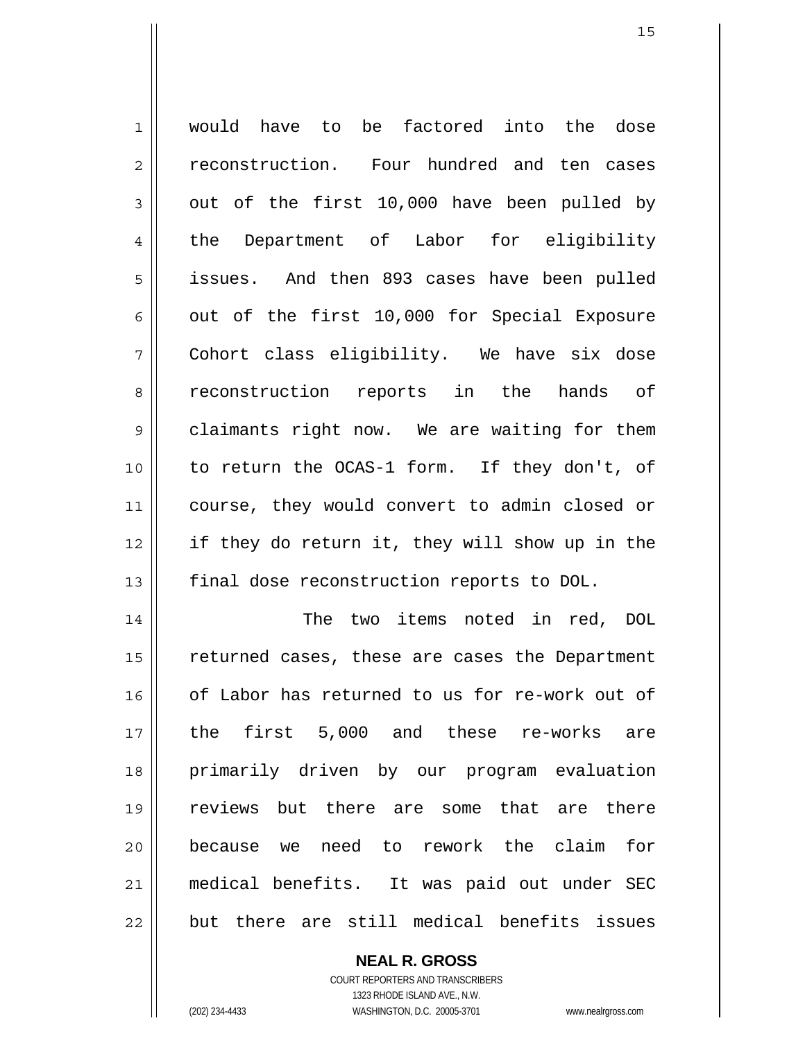would have to be factored into the dose reconstruction. Four hundred and ten cases out of the first 10,000 have been pulled by the Department of Labor for eligibility issues. And then 893 cases have been pulled out of the first 10,000 for Special Exposure Cohort class eligibility. We have six dose reconstruction reports in the hands of claimants right now. We are waiting for them to return the OCAS-1 form. If they don't, of course, they would convert to admin closed or if they do return it, they will show up in the final dose reconstruction reports to DOL.

The two items noted in red, DOL returned cases, these are cases the Department of Labor has returned to us for re-work out of the first 5,000 and these re-works are primarily driven by our program evaluation reviews but there are some that are there because we need to rework the claim for medical benefits. It was paid out under SEC but there are still medical benefits issues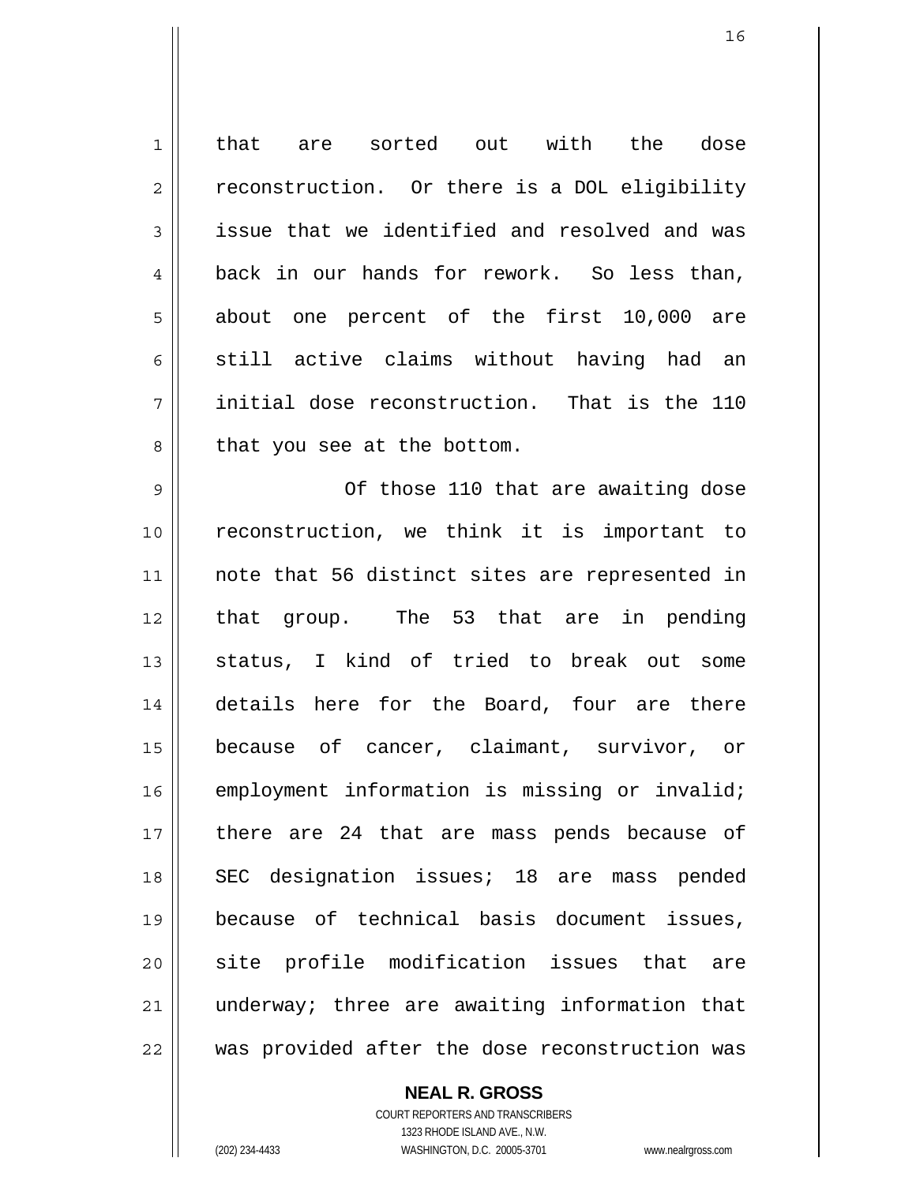that are sorted out with the dose reconstruction. Or there is a DOL eligibility issue that we identified and resolved and was back in our hands for rework. So less than, about one percent of the first 10,000 are still active claims without having had an initial dose reconstruction. That is the 110 that you see at the bottom.

Of those 110 that are awaiting dose reconstruction, we think it is important to note that 56 distinct sites are represented in that group. The 53 that are in pending status, I kind of tried to break out some details here for the Board, four are there because of cancer, claimant, survivor, or employment information is missing or invalid; there are 24 that are mass pends because of SEC designation issues; 18 are mass pended because of technical basis document issues, site profile modification issues that are underway; three are awaiting information that was provided after the dose reconstruction was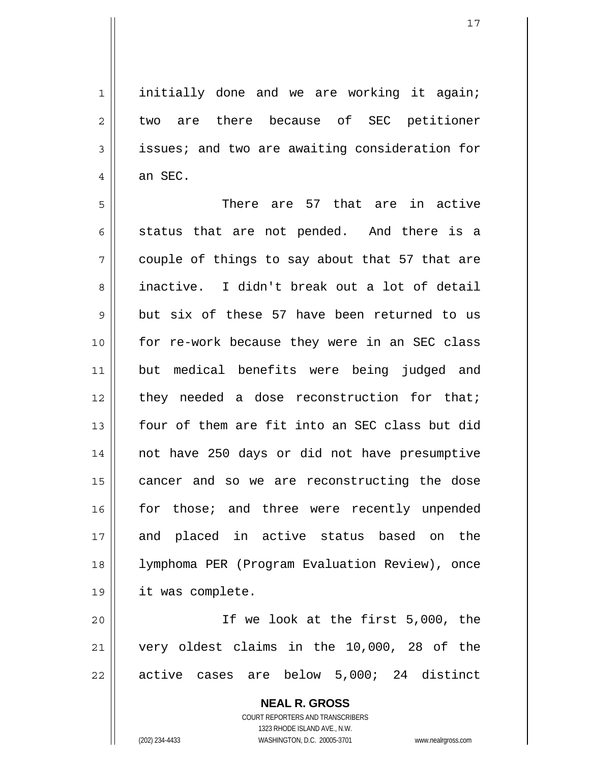initially done and we are working it again; two are there because of SEC petitioner issues; and two are awaiting consideration for an SEC.

There are 57 that are in active status that are not pended. And there is a couple of things to say about that 57 that are inactive. I didn't break out a lot of detail but six of these 57 have been returned to us for re-work because they were in an SEC class but medical benefits were being judged and they needed a dose reconstruction for that; four of them are fit into an SEC class but did not have 250 days or did not have presumptive cancer and so we are reconstructing the dose for those; and three were recently unpended and placed in active status based on the lymphoma PER (Program Evaluation Review), once it was complete.

If we look at the first 5,000, the very oldest claims in the 10,000, 28 of the active cases are below 5,000; 24 distinct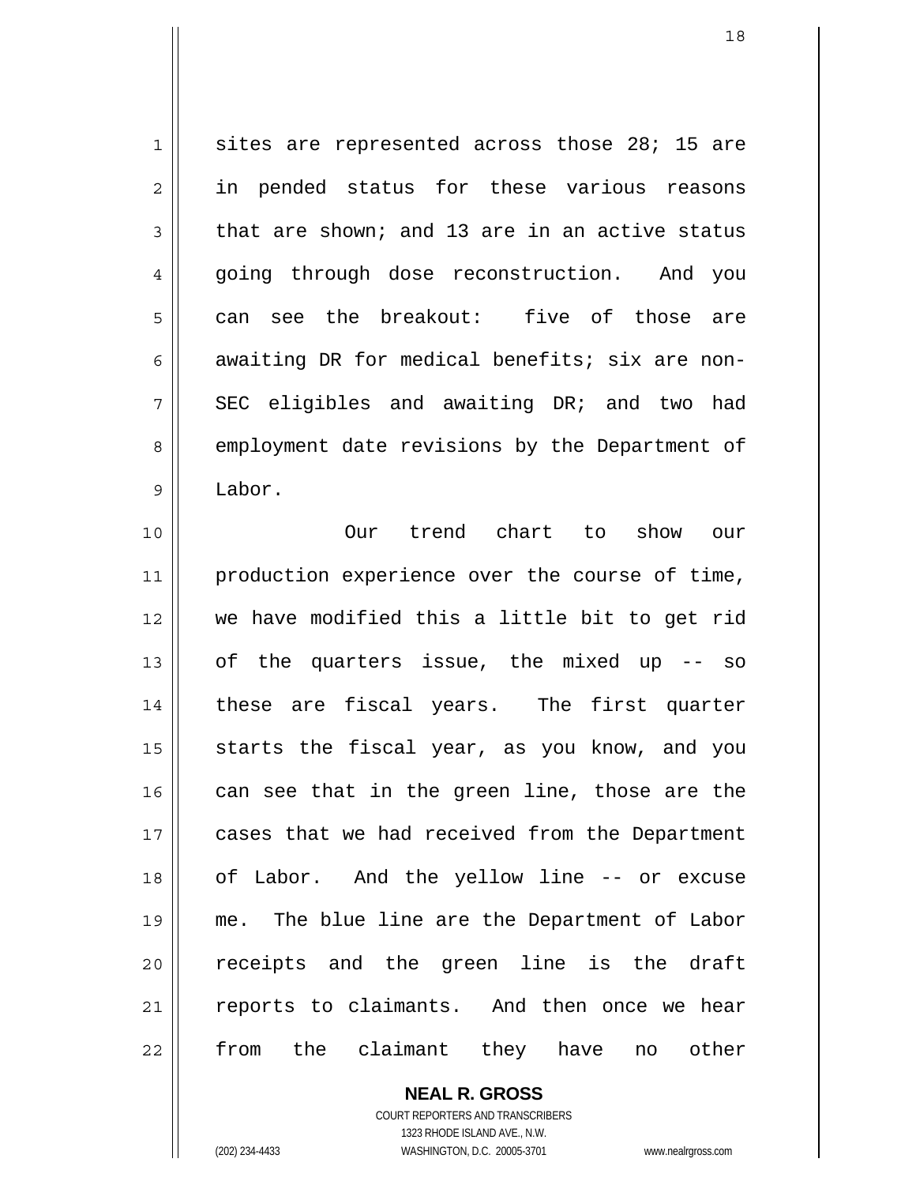sites are represented across those 28; 15 are in pended status for these various reasons that are shown; and 13 are in an active status going through dose reconstruction. And you can see the breakout: five of those are awaiting DR for medical benefits; six are non-SEC eligibles and awaiting DR; and two had employment date revisions by the Department of Labor.

Our trend chart to show our production experience over the course of time, we have modified this a little bit to get rid of the quarters issue, the mixed up -- so these are fiscal years. The first quarter starts the fiscal year, as you know, and you can see that in the green line, those are the cases that we had received from the Department of Labor. And the yellow line -- or excuse me. The blue line are the Department of Labor receipts and the green line is the draft reports to claimants. And then once we hear from the claimant they have no other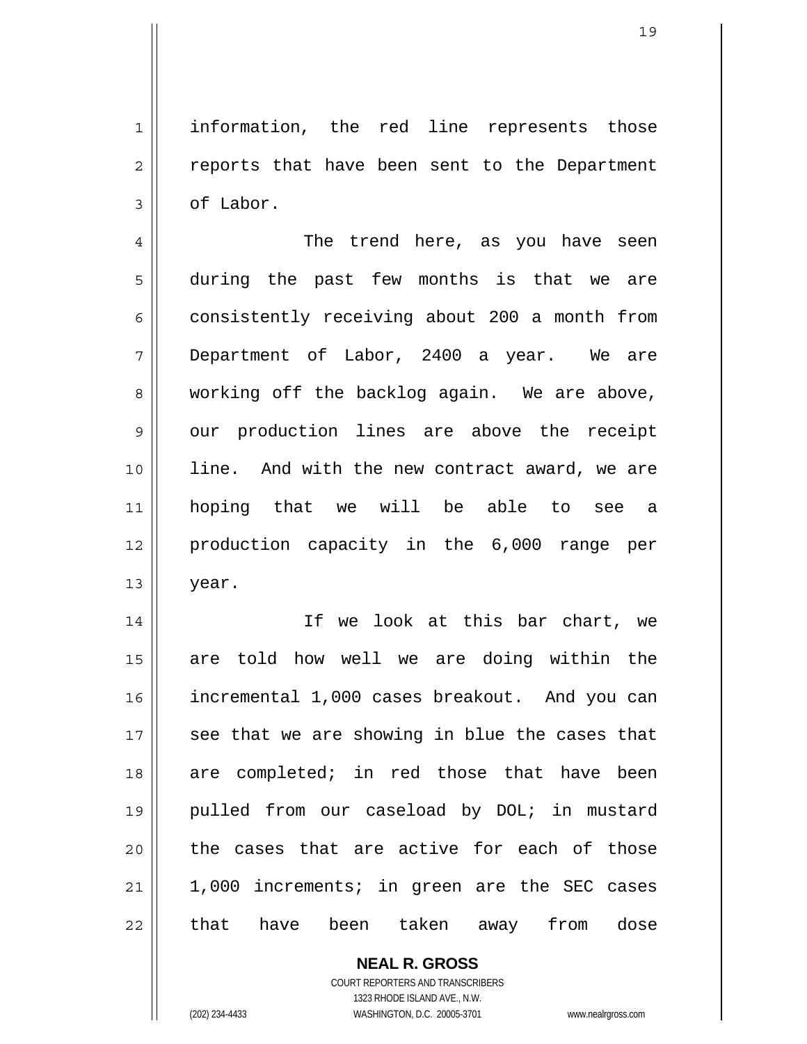information, the red line represents those reports that have been sent to the Department of Labor.

The trend here, as you have seen during the past few months is that we are consistently receiving about 200 a month from Department of Labor, 2400 a year. We are working off the backlog again. We are above, our production lines are above the receipt line. And with the new contract award, we are hoping that we will be able to see a production capacity in the 6,000 range per year.

If we look at this bar chart, we are told how well we are doing within the incremental 1,000 cases breakout. And you can see that we are showing in blue the cases that are completed; in red those that have been pulled from our caseload by DOL; in mustard the cases that are active for each of those 1,000 increments; in green are the SEC cases that have been taken away from dose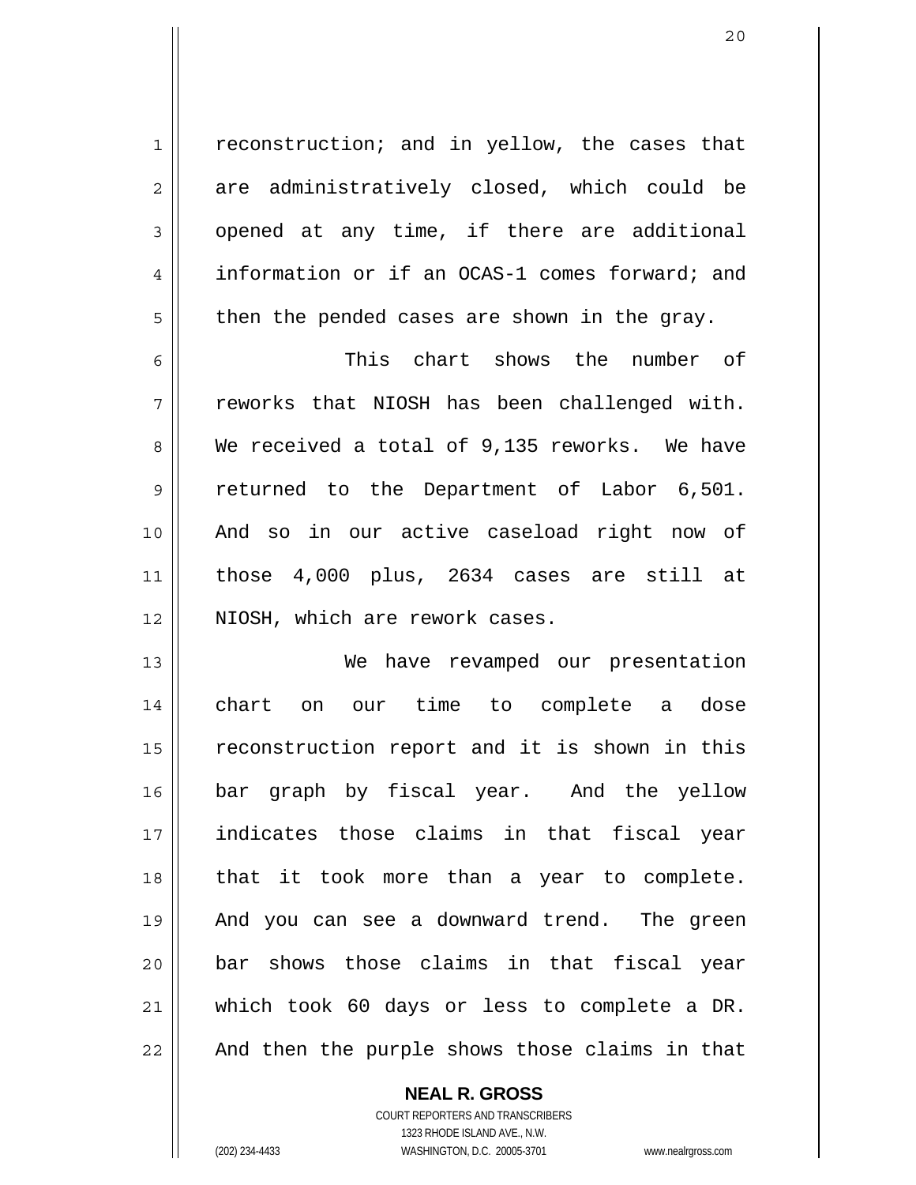reconstruction; and in yellow, the cases that are administratively closed, which could be opened at any time, if there are additional information or if an OCAS-1 comes forward; and then the pended cases are shown in the gray.

This chart shows the number of reworks that NIOSH has been challenged with. We received a total of 9,135 reworks. We have returned to the Department of Labor 6,501. And so in our active caseload right now of those 4,000 plus, 2634 cases are still at NIOSH, which are rework cases.

We have revamped our presentation chart on our time to complete a dose reconstruction report and it is shown in this bar graph by fiscal year. And the yellow indicates those claims in that fiscal year that it took more than a year to complete. And you can see a downward trend. The green bar shows those claims in that fiscal year which took 60 days or less to complete a DR. And then the purple shows those claims in that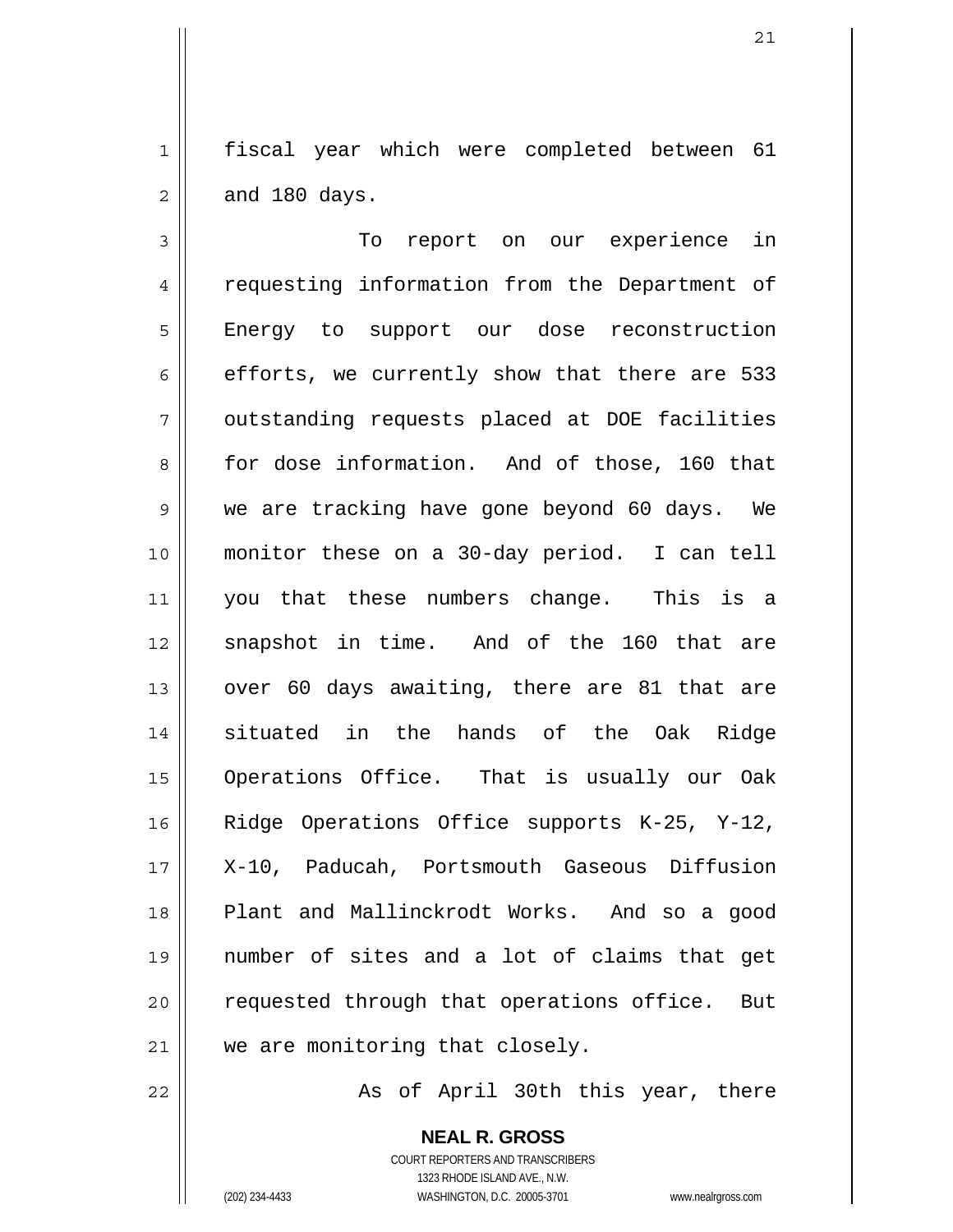fiscal year which were completed between 61 and 180 days.

To report on our experience in requesting information from the Department of Energy to support our dose reconstruction efforts, we currently show that there are 533 outstanding requests placed at DOE facilities for dose information. And of those, 160 that we are tracking have gone beyond 60 days. We monitor these on a 30-day period. I can tell you that these numbers change. This is a snapshot in time. And of the 160 that are over 60 days awaiting, there are 81 that are situated in the hands of the Oak Ridge Operations Office. That is usually our Oak Ridge Operations Office supports K-25, Y-12, X-10, Paducah, Portsmouth Gaseous Diffusion Plant and Mallinckrodt Works. And so a good number of sites and a lot of claims that get requested through that operations office. But we are monitoring that closely.

As of April 30th this year, there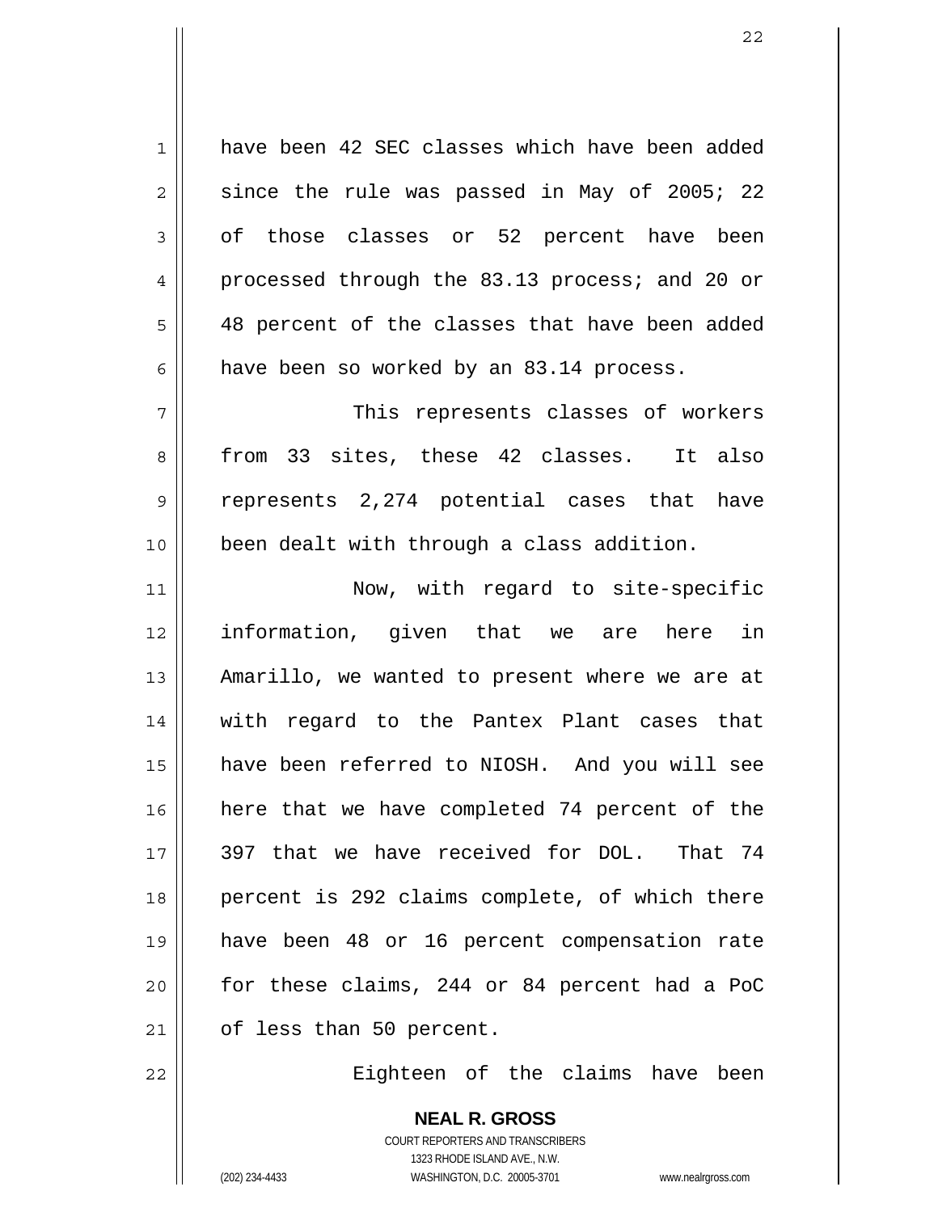have been 42 SEC classes which have been added since the rule was passed in May of 2005; 22 of those classes or 52 percent have been processed through the 83.13 process; and 20 or 48 percent of the classes that have been added have been so worked by an 83.14 process.

This represents classes of workers from 33 sites, these 42 classes. It also represents 2,274 potential cases that have been dealt with through a class addition.

Now, with regard to site-specific information, given that we are here in Amarillo, we wanted to present where we are at with regard to the Pantex Plant cases that have been referred to NIOSH. And you will see here that we have completed 74 percent of the 397 that we have received for DOL. That 74 percent is 292 claims complete, of which there have been 48 or 16 percent compensation rate for these claims, 244 or 84 percent had a PoC of less than 50 percent.

Eighteen of the claims have been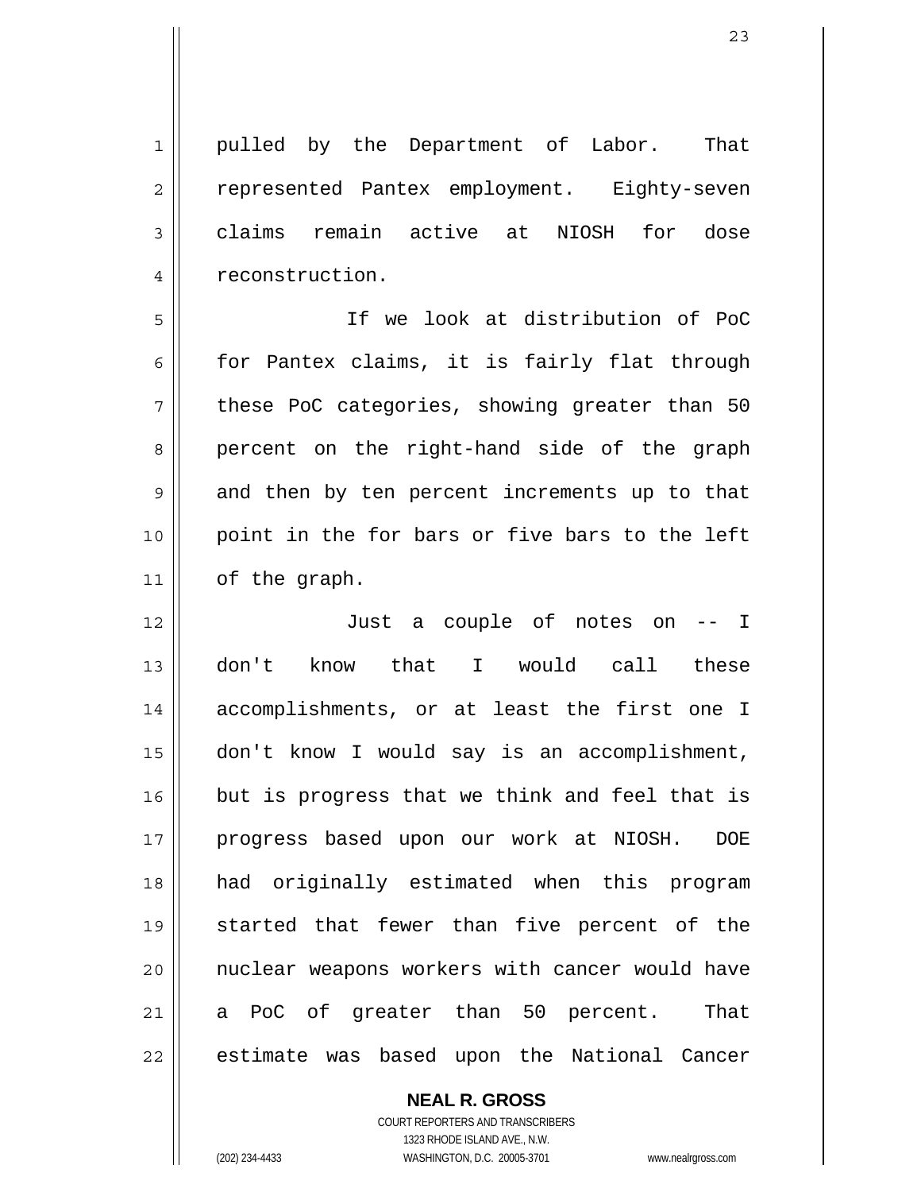pulled by the Department of Labor. That represented Pantex employment. Eighty-seven claims remain active at NIOSH for dose reconstruction.

If we look at distribution of PoC for Pantex claims, it is fairly flat through these PoC categories, showing greater than 50 percent on the right-hand side of the graph and then by ten percent increments up to that point in the for bars or five bars to the left of the graph.

Just a couple of notes on -- I don't know that I would call these accomplishments, or at least the first one I don't know I would say is an accomplishment, but is progress that we think and feel that is progress based upon our work at NIOSH. DOE had originally estimated when this program started that fewer than five percent of the nuclear weapons workers with cancer would have a PoC of greater than 50 percent. That estimate was based upon the National Cancer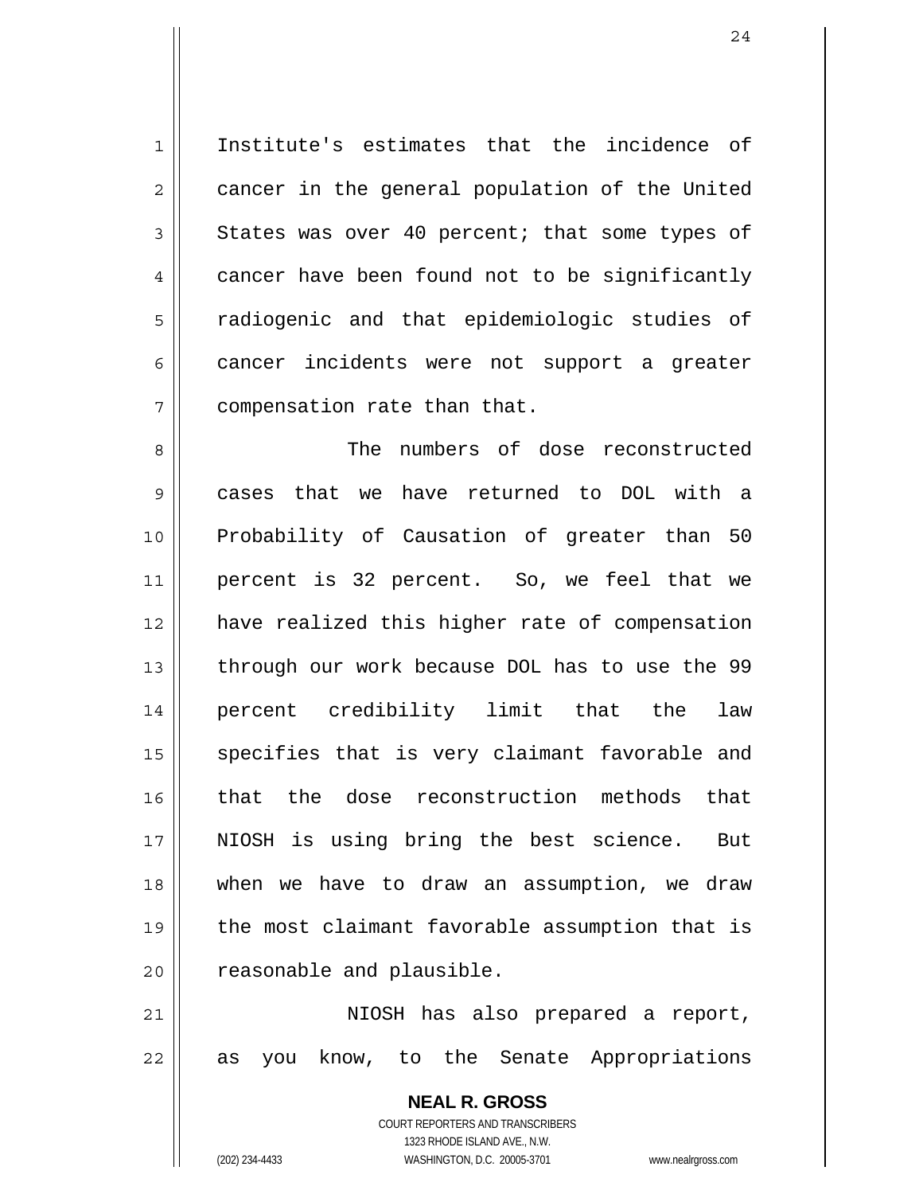Institute's estimates that the incidence of cancer in the general population of the United States was over 40 percent; that some types of cancer have been found not to be significantly radiogenic and that epidemiologic studies of cancer incidents were not support a greater compensation rate than that.

The numbers of dose reconstructed cases that we have returned to DOL with a Probability of Causation of greater than 50 percent is 32 percent. So, we feel that we have realized this higher rate of compensation through our work because DOL has to use the 99 percent credibility limit that the law specifies that is very claimant favorable and that the dose reconstruction methods that NIOSH is using bring the best science. But when we have to draw an assumption, we draw the most claimant favorable assumption that is reasonable and plausible.

NIOSH has also prepared a report, as you know, to the Senate Appropriations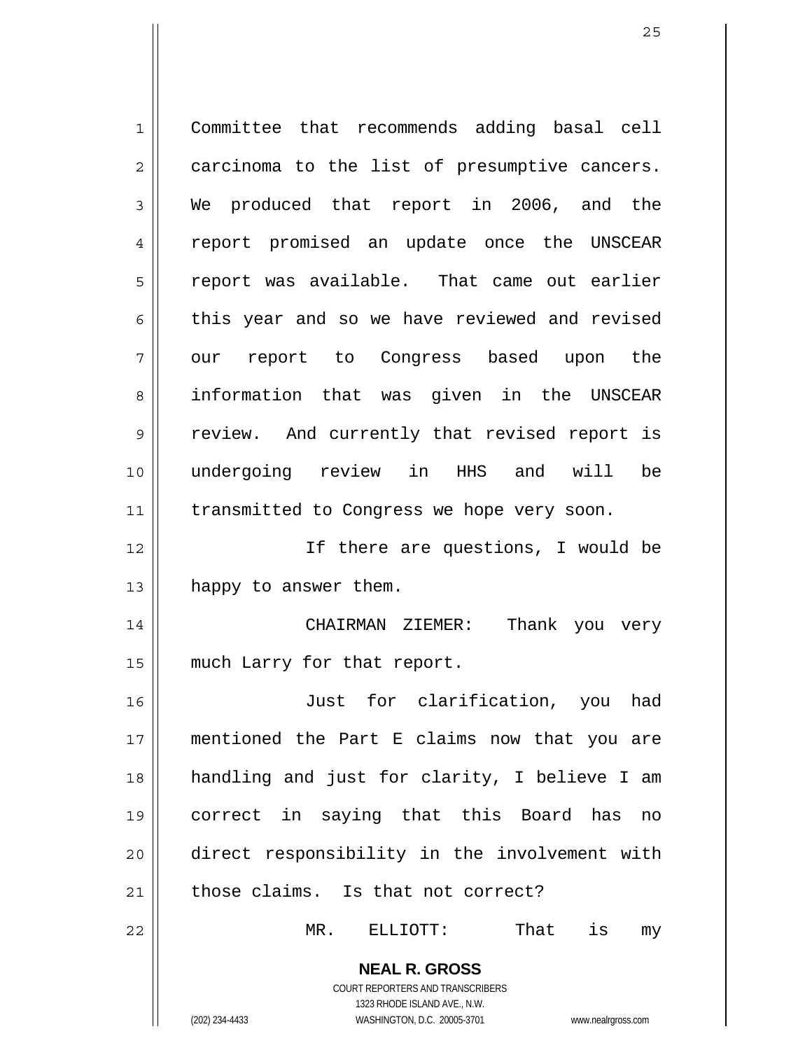Committee that recommends adding basal cell carcinoma to the list of presumptive cancers. We produced that report in 2006, and the report promised an update once the UNSCEAR report was available. That came out earlier this year and so we have reviewed and revised our report to Congress based upon the information that was given in the UNSCEAR review. And currently that revised report is undergoing review in HHS and will be transmitted to Congress we hope very soon.

If there are questions, I would be happy to answer them.

CHAIRMAN ZIEMER: Thank you very much Larry for that report.

Just for clarification, you had mentioned the Part E claims now that you are handling and just for clarity, I believe I am correct in saying that this Board has no direct responsibility in the involvement with those claims. Is that not correct?

MR. ELLIOTT: That is my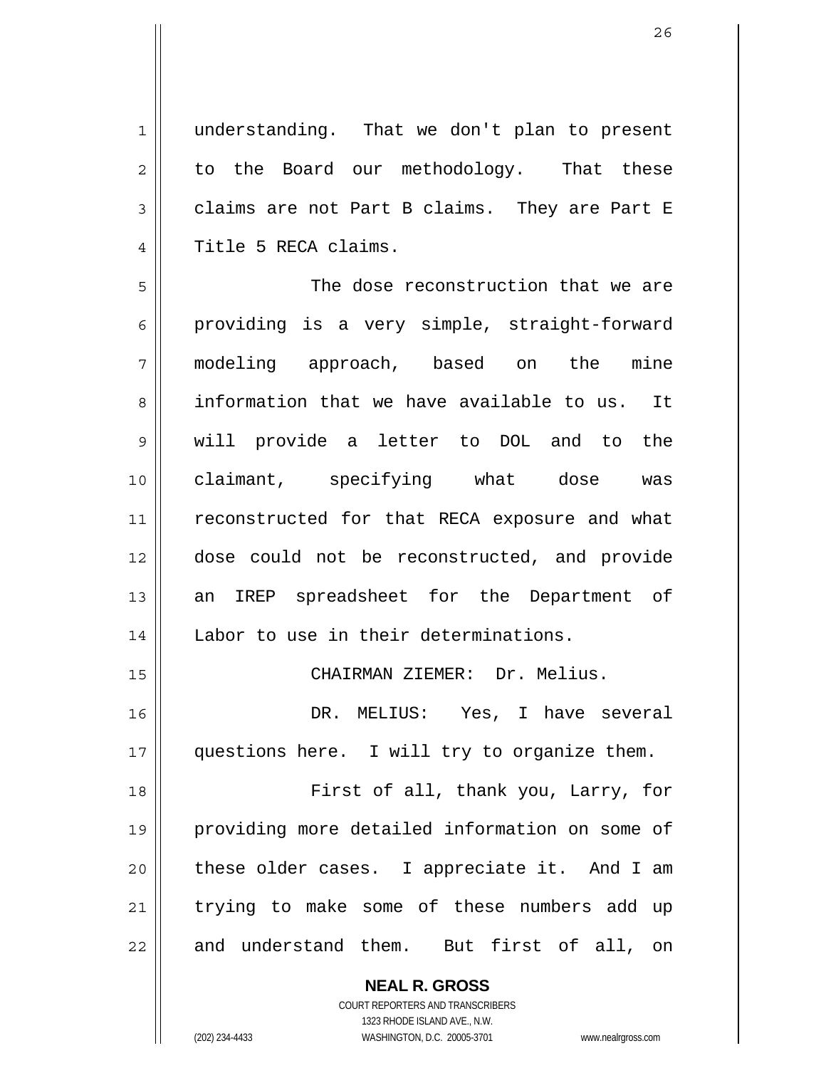understanding. That we don't plan to present to the Board our methodology. That these claims are not Part B claims. They are Part E Title 5 RECA claims.

The dose reconstruction that we are providing is a very simple, straight-forward modeling approach, based on the mine information that we have available to us. It will provide a letter to DOL and to the claimant, specifying what dose was reconstructed for that RECA exposure and what dose could not be reconstructed, and provide an IREP spreadsheet for the Department of Labor to use in their determinations.

CHAIRMAN ZIEMER: Dr. Melius.

DR. MELIUS: Yes, I have several questions here. I will try to organize them.

First of all, thank you, Larry, for providing more detailed information on some of these older cases. I appreciate it. And I am trying to make some of these numbers add up and understand them. But first of all, on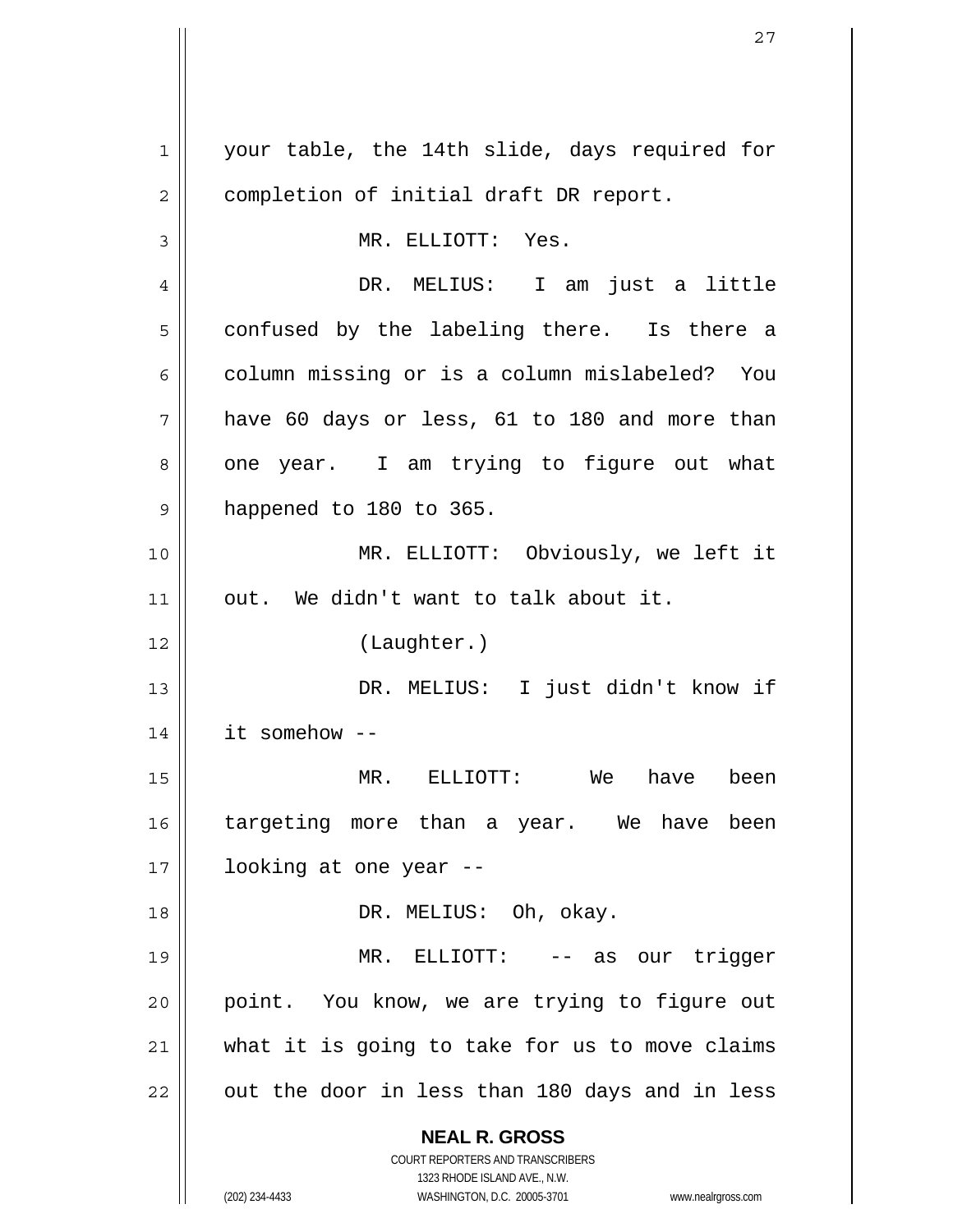your table, the 14th slide, days required for completion of initial draft DR report.

MR. ELLIOTT: Yes.

DR. MELIUS: I am just a little confused by the labeling there. Is there a column missing or is a column mislabeled? You have 60 days or less, 61 to 180 and more than one year. I am trying to figure out what happened to 180 to 365.

MR. ELLIOTT: Obviously, we left it out. We didn't want to talk about it.

(Laughter.)

DR. MELIUS: I just didn't know if it somehow --

MR. ELLIOTT: We have been targeting more than a year. We have been looking at one year --

DR. MELIUS: Oh, okay.

MR. ELLIOTT: -- as our trigger point. You know, we are trying to figure out what it is going to take for us to move claims out the door in less than 180 days and in less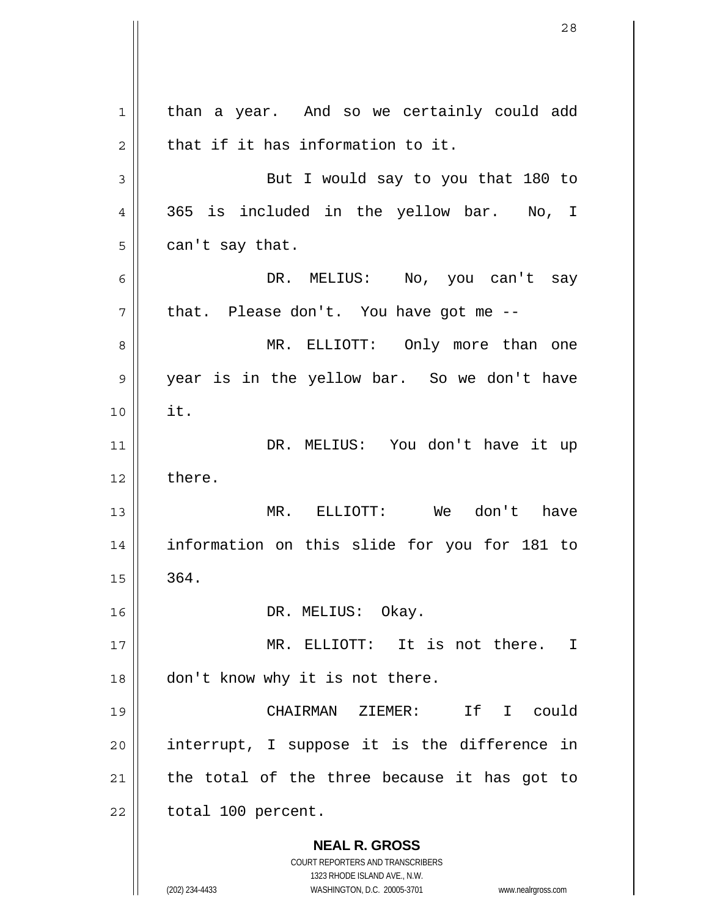than a year. And so we certainly could add that if it has information to it.

But I would say to you that 180 to 365 is included in the yellow bar. No, I can't say that.

DR. MELIUS: No, you can't say that. Please don't. You have got me --

MR. ELLIOTT: Only more than one year is in the yellow bar. So we don't have it.

DR. MELIUS: You don't have it up there.

MR. ELLIOTT: We don't have information on this slide for you for 181 to 364.

DR. MELIUS: Okay.

MR. ELLIOTT: It is not there. I don't know why it is not there.

CHAIRMAN ZIEMER: If I could interrupt, I suppose it is the difference in the total of the three because it has got to total 100 percent.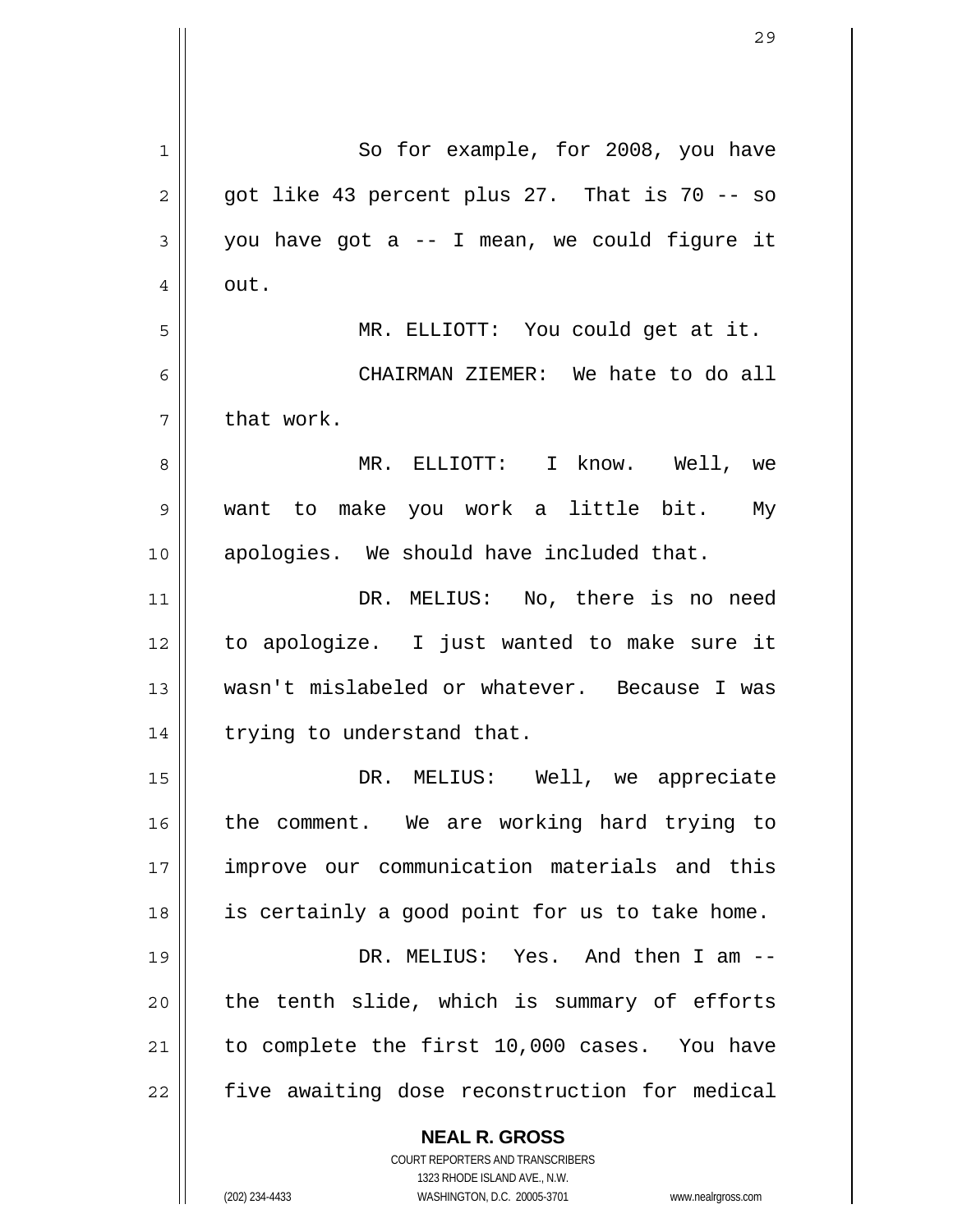So for example, for 2008, you have got like 43 percent plus 27. That is 70 -- so you have got a -- I mean, we could figure it out.

MR. ELLIOTT: You could get at it.

CHAIRMAN ZIEMER: We hate to do all that work.

MR. ELLIOTT: I know. Well, we want to make you work a little bit. My apologies. We should have included that.

DR. MELIUS: No, there is no need to apologize. I just wanted to make sure it wasn't mislabeled or whatever. Because I was trying to understand that.

DR. MELIUS: Well, we appreciate the comment. We are working hard trying to improve our communication materials and this is certainly a good point for us to take home.

DR. MELIUS: Yes. And then I am -- the tenth slide, which is summary of efforts to complete the first 10,000 cases. You have five awaiting dose reconstruction for medical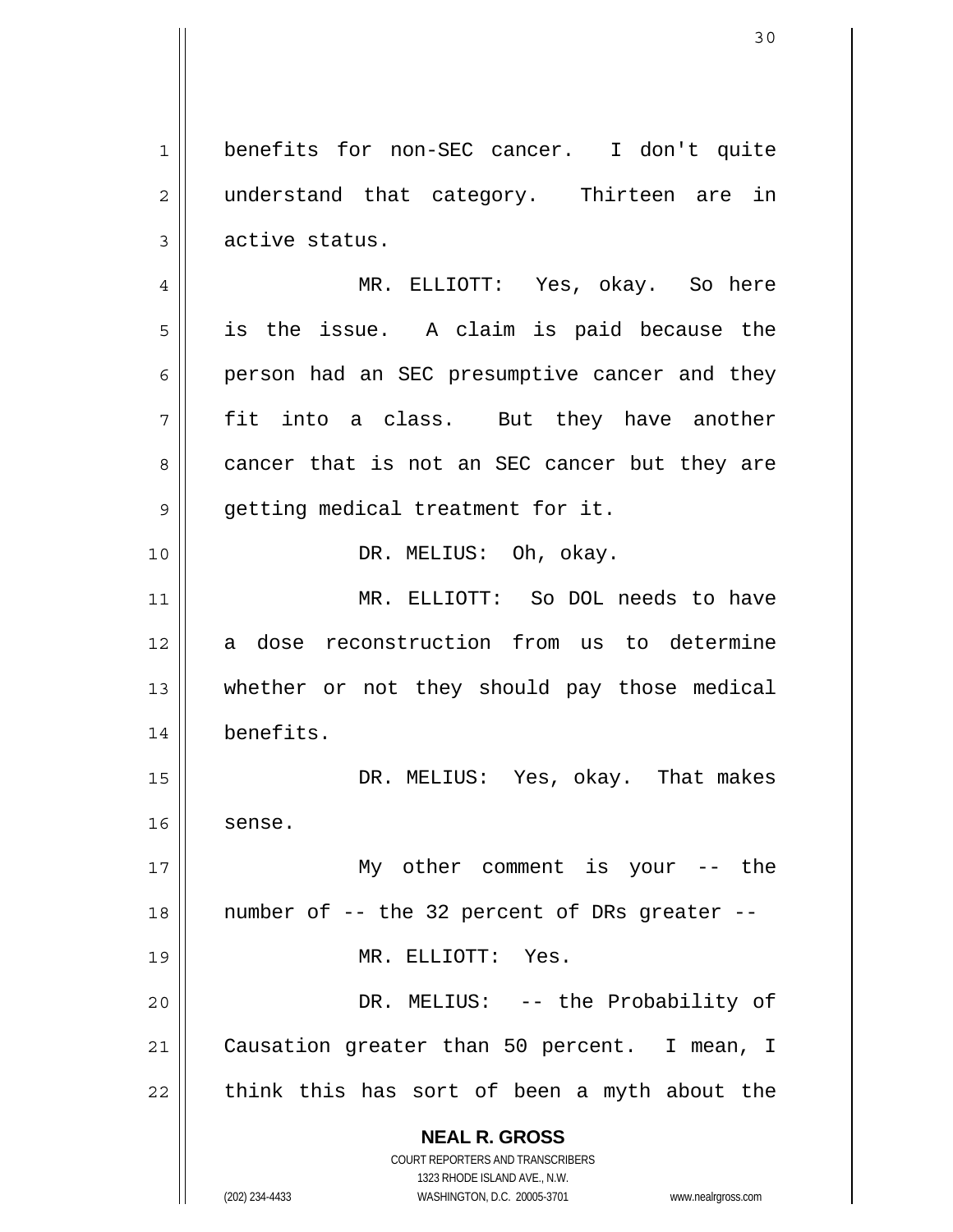benefits for non-SEC cancer. I don't quite understand that category. Thirteen are in active status.

MR. ELLIOTT: Yes, okay. So here is the issue. A claim is paid because the person had an SEC presumptive cancer and they fit into a class. But they have another cancer that is not an SEC cancer but they are getting medical treatment for it.

DR. MELIUS: Oh, okay.

MR. ELLIOTT: So DOL needs to have a dose reconstruction from us to determine whether or not they should pay those medical benefits.

DR. MELIUS: Yes, okay. That makes sense.

My other comment is your -- the number of -- the 32 percent of DRs greater --

MR. ELLIOTT: Yes.

DR. MELIUS: -- the Probability of Causation greater than 50 percent. I mean, I think this has sort of been a myth about the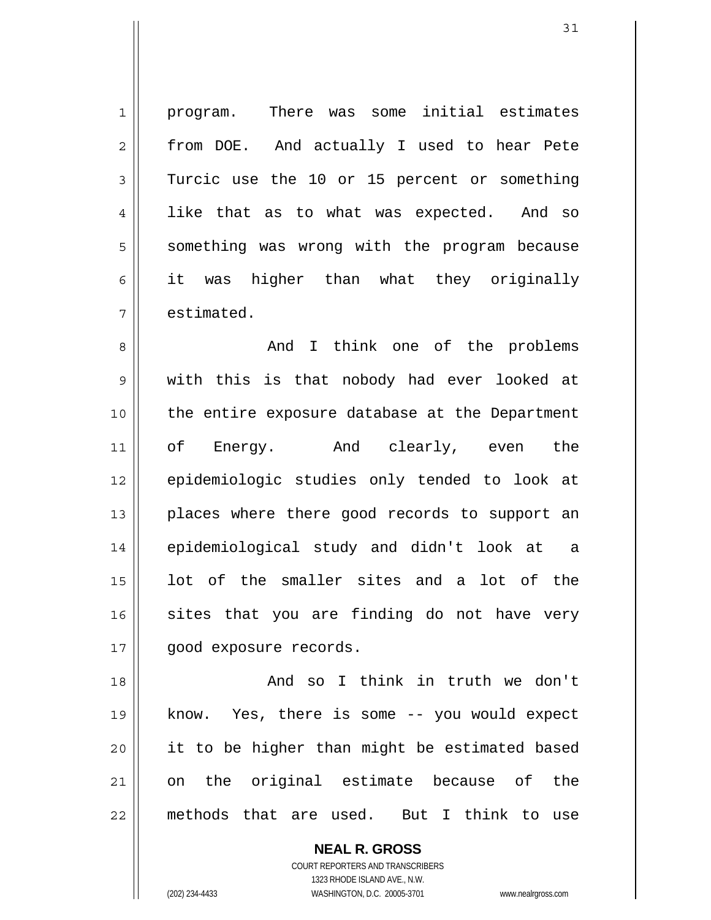program. There was some initial estimates from DOE. And actually I used to hear Pete Turcic use the 10 or 15 percent or something like that as to what was expected. And so something was wrong with the program because it was higher than what they originally estimated.

And I think one of the problems with this is that nobody had ever looked at the entire exposure database at the Department of Energy. And clearly, even the epidemiologic studies only tended to look at places where there good records to support an epidemiological study and didn't look at a lot of the smaller sites and a lot of the sites that you are finding do not have very good exposure records.

And so I think in truth we don't know. Yes, there is some -- you would expect it to be higher than might be estimated based on the original estimate because of the methods that are used. But I think to use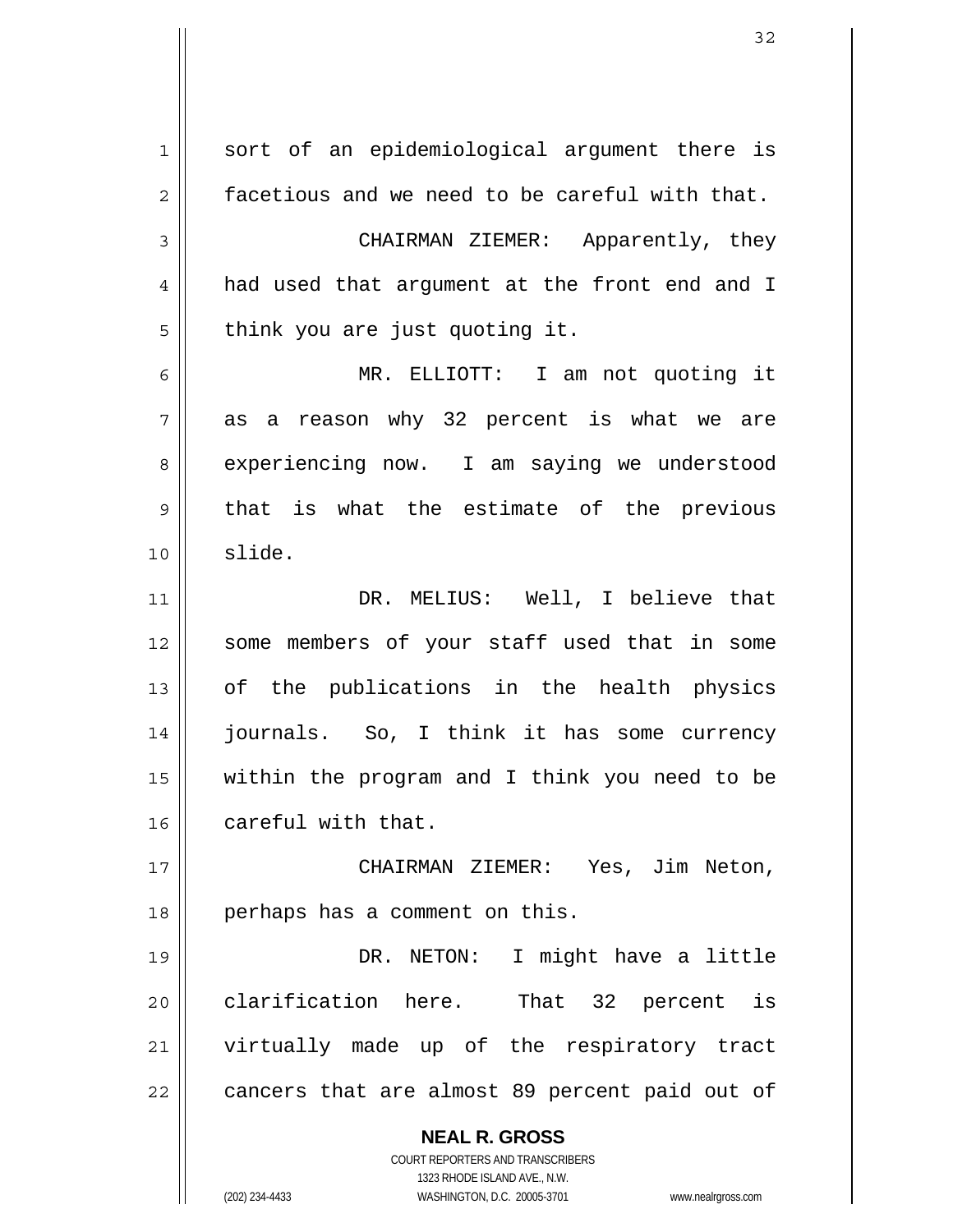sort of an epidemiological argument there is facetious and we need to be careful with that.

CHAIRMAN ZIEMER: Apparently, they had used that argument at the front end and I think you are just quoting it.

MR. ELLIOTT: I am not quoting it as a reason why 32 percent is what we are experiencing now. I am saying we understood that is what the estimate of the previous slide.

DR. MELIUS: Well, I believe that some members of your staff used that in some of the publications in the health physics journals. So, I think it has some currency within the program and I think you need to be careful with that.

CHAIRMAN ZIEMER: Yes, Jim Neton, perhaps has a comment on this.

DR. NETON: I might have a little clarification here. That 32 percent is virtually made up of the respiratory tract cancers that are almost 89 percent paid out of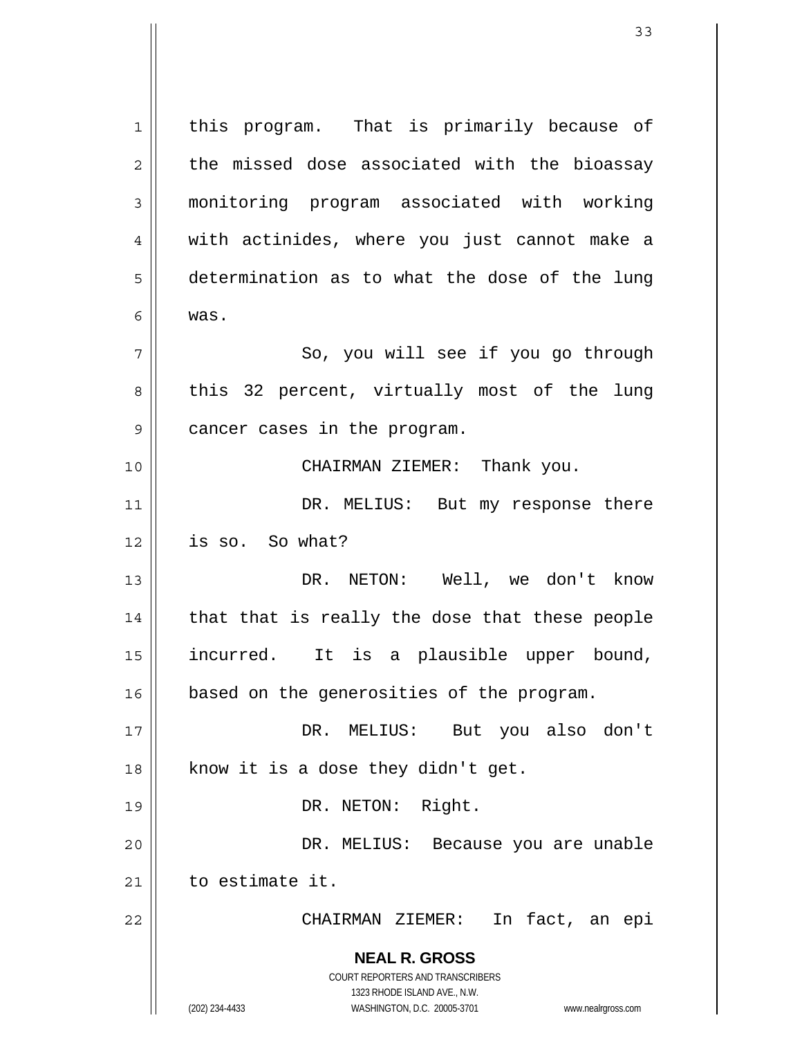this program. That is primarily because of the missed dose associated with the bioassay monitoring program associated with working with actinides, where you just cannot make a determination as to what the dose of the lung was.

So, you will see if you go through this 32 percent, virtually most of the lung cancer cases in the program.

CHAIRMAN ZIEMER: Thank you.

DR. MELIUS: But my response there is so. So what?

DR. NETON: Well, we don't know that that is really the dose that these people incurred. It is a plausible upper bound, based on the generosities of the program.

DR. MELIUS: But you also don't know it is a dose they didn't get.

DR. NETON: Right.

DR. MELIUS: Because you are unable to estimate it.

CHAIRMAN ZIEMER: In fact, an epi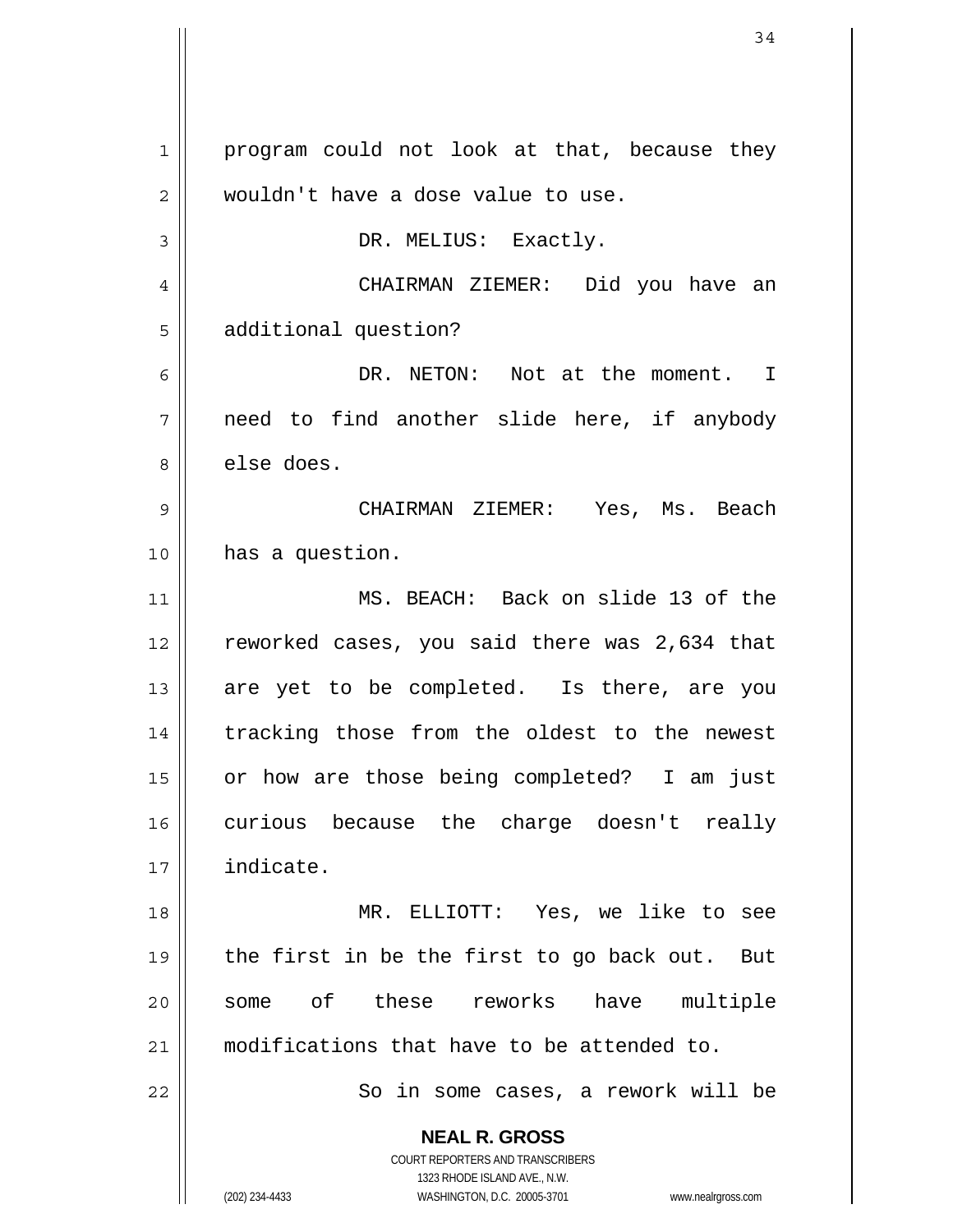program could not look at that, because they wouldn't have a dose value to use.

DR. MELIUS: Exactly.

CHAIRMAN ZIEMER: Did you have an additional question?

DR. NETON: Not at the moment. I need to find another slide here, if anybody else does.

CHAIRMAN ZIEMER: Yes, Ms. Beach has a question.

MS. BEACH: Back on slide 13 of the reworked cases, you said there was 2,634 that are yet to be completed. Is there, are you tracking those from the oldest to the newest or how are those being completed? I am just curious because the charge doesn't really indicate.

MR. ELLIOTT: Yes, we like to see the first in be the first to go back out. But some of these reworks have multiple modifications that have to be attended to.

So in some cases, a rework will be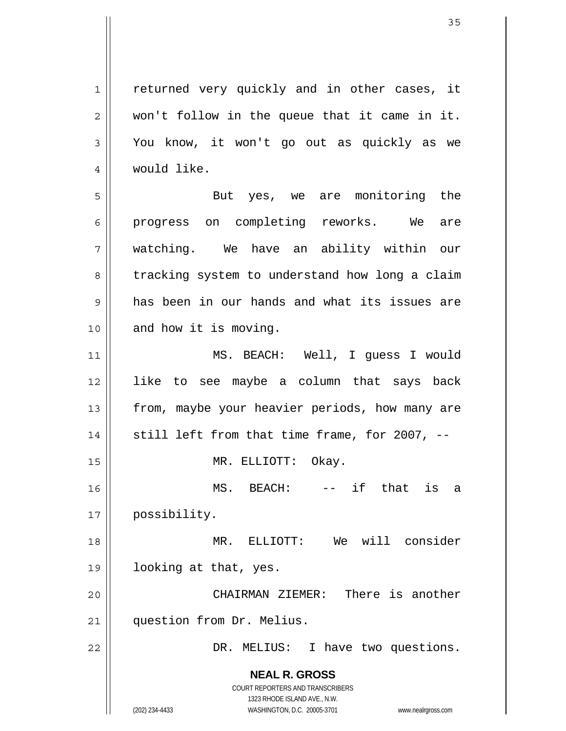returned very quickly and in other cases, it won't follow in the queue that it came in it. You know, it won't go out as quickly as we would like.

But yes, we are monitoring the progress on completing reworks. We are watching. We have an ability within our tracking system to understand how long a claim has been in our hands and what its issues are and how it is moving.

MS. BEACH: Well, I guess I would like to see maybe a column that says back from, maybe your heavier periods, how many are still left from that time frame, for 2007, --

MR. ELLIOTT: Okay.

MS. BEACH: -- if that is a possibility.

MR. ELLIOTT: We will consider looking at that, yes.

CHAIRMAN ZIEMER: There is another question from Dr. Melius.

DR. MELIUS: I have two questions.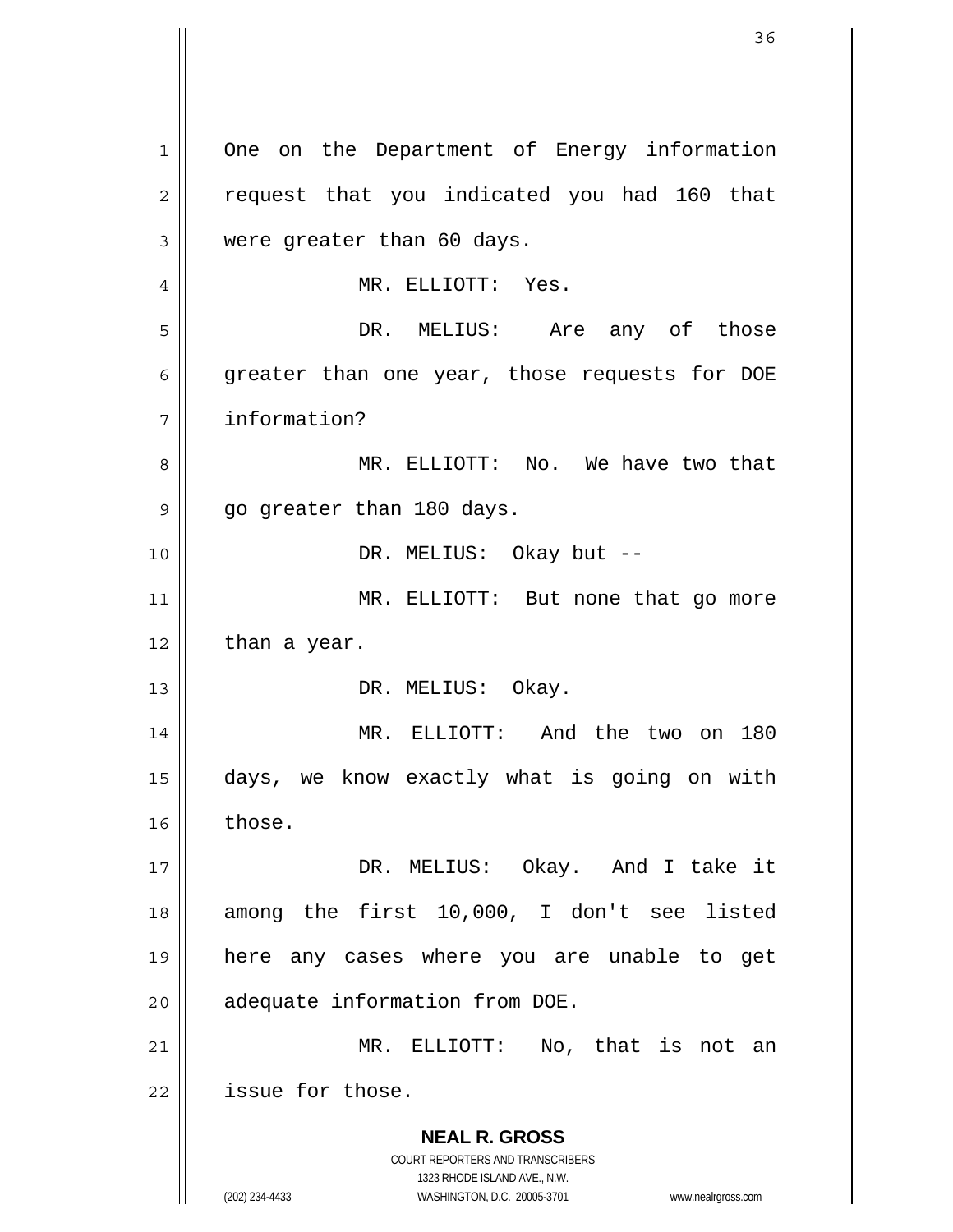One on the Department of Energy information request that you indicated you had 160 that were greater than 60 days.

MR. ELLIOTT: Yes.

DR. MELIUS: Are any of those greater than one year, those requests for DOE information?

MR. ELLIOTT: No. We have two that go greater than 180 days.

DR. MELIUS: Okay but --

MR. ELLIOTT: But none that go more than a year.

DR. MELIUS: Okay.

MR. ELLIOTT: And the two on 180 days, we know exactly what is going on with those.

DR. MELIUS: Okay. And I take it among the first 10,000, I don't see listed here any cases where you are unable to get adequate information from DOE.

MR. ELLIOTT: No, that is not an issue for those.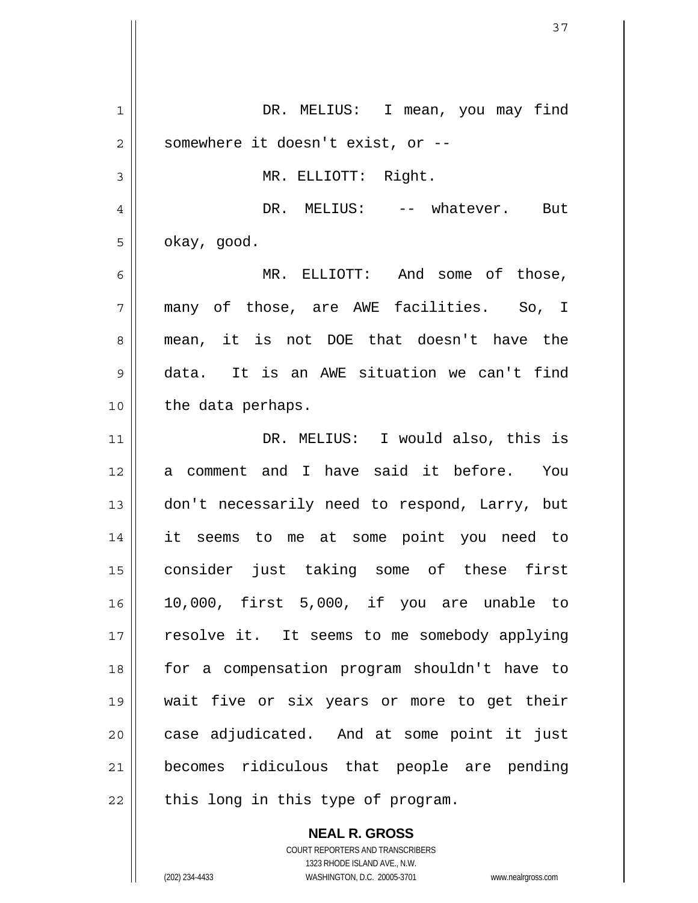DR. MELIUS: I mean, you may find somewhere it doesn't exist, or --

MR. ELLIOTT: Right.

DR. MELIUS: -- whatever. But okay, good.

MR. ELLIOTT: And some of those, many of those, are AWE facilities. So, I mean, it is not DOE that doesn't have the data. It is an AWE situation we can't find the data perhaps.

DR. MELIUS: I would also, this is a comment and I have said it before. You don't necessarily need to respond, Larry, but it seems to me at some point you need to consider just taking some of these first 10,000, first 5,000, if you are unable to resolve it. It seems to me somebody applying for a compensation program shouldn't have to wait five or six years or more to get their case adjudicated. And at some point it just becomes ridiculous that people are pending this long in this type of program.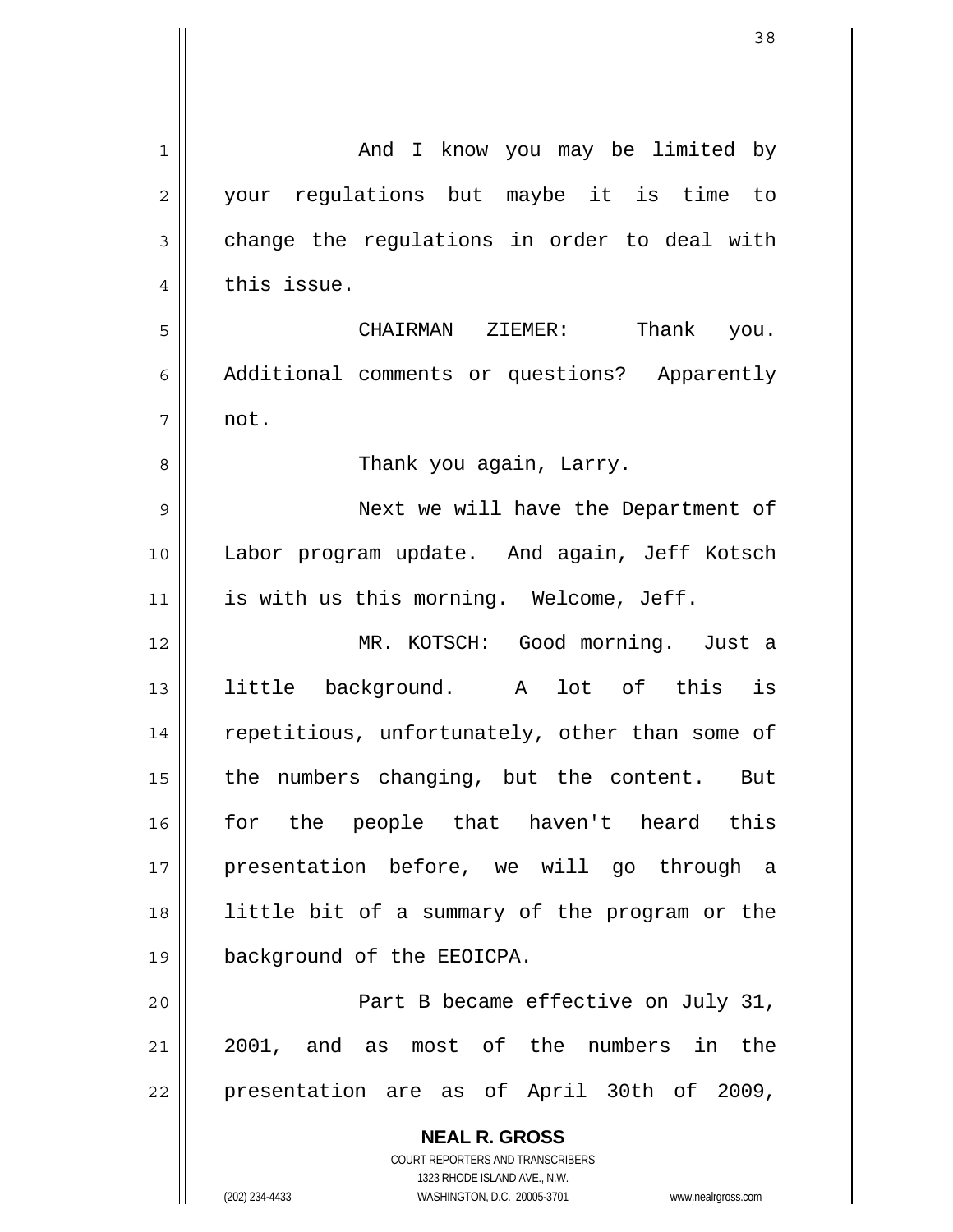And I know you may be limited by your regulations but maybe it is time to change the regulations in order to deal with this issue.

CHAIRMAN ZIEMER: Thank you. Additional comments or questions? Apparently not.

Thank you again, Larry.

Next we will have the Department of Labor program update. And again, Jeff Kotsch is with us this morning. Welcome, Jeff.

MR. KOTSCH: Good morning. Just a little background. A lot of this is repetitious, unfortunately, other than some of the numbers changing, but the content. But for the people that haven't heard this presentation before, we will go through a little bit of a summary of the program or the background of the EEOICPA.

Part B became effective on July 31, 2001, and as most of the numbers in the presentation are as of April 30th of 2009,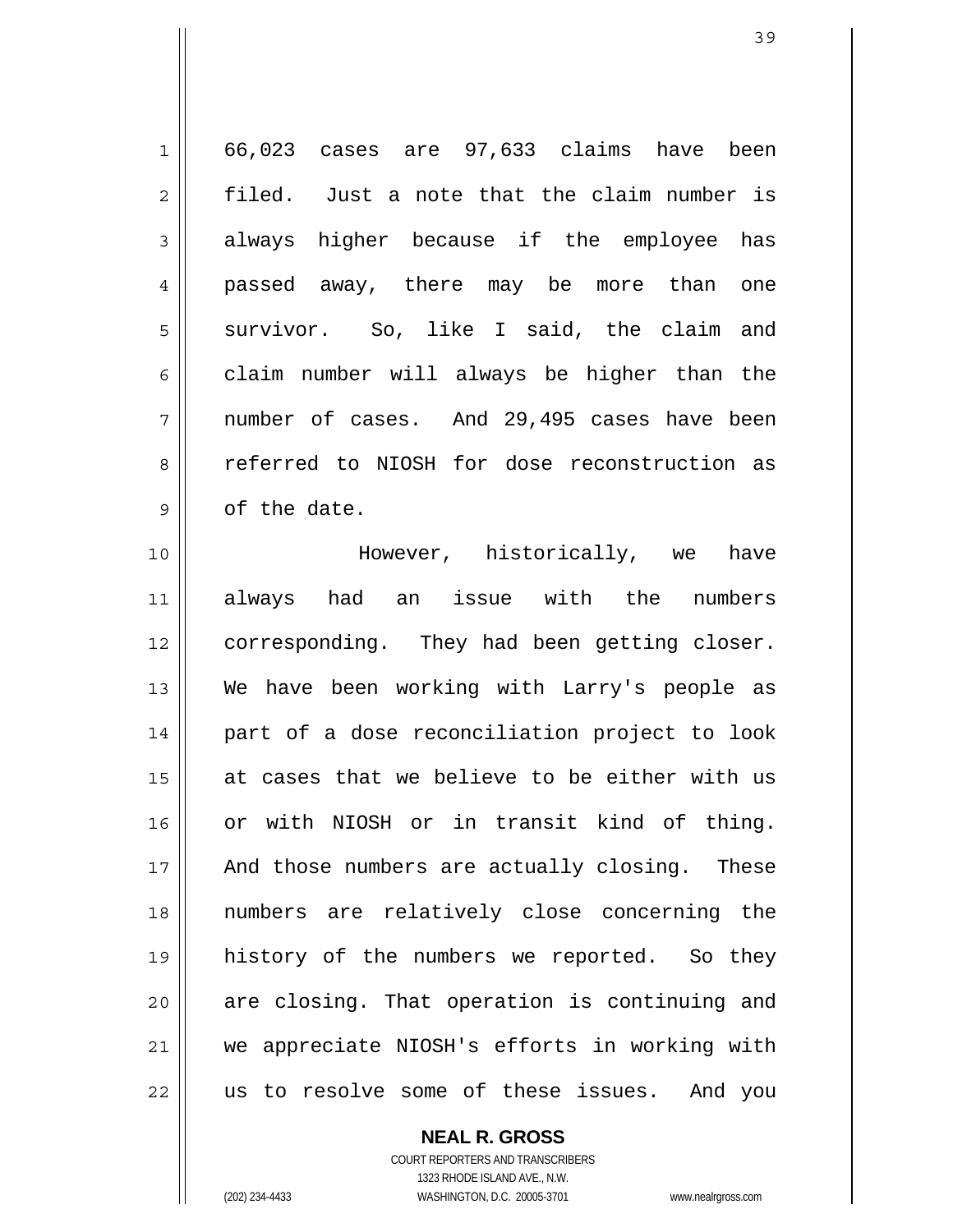66,023 cases are 97,633 claims have been filed. Just a note that the claim number is always higher because if the employee has passed away, there may be more than one survivor. So, like I said, the claim and claim number will always be higher than the number of cases. And 29,495 cases have been referred to NIOSH for dose reconstruction as of the date.

However, historically, we have always had an issue with the numbers corresponding. They had been getting closer. We have been working with Larry's people as part of a dose reconciliation project to look at cases that we believe to be either with us or with NIOSH or in transit kind of thing. And those numbers are actually closing. These numbers are relatively close concerning the history of the numbers we reported. So they are closing. That operation is continuing and we appreciate NIOSH's efforts in working with us to resolve some of these issues. And you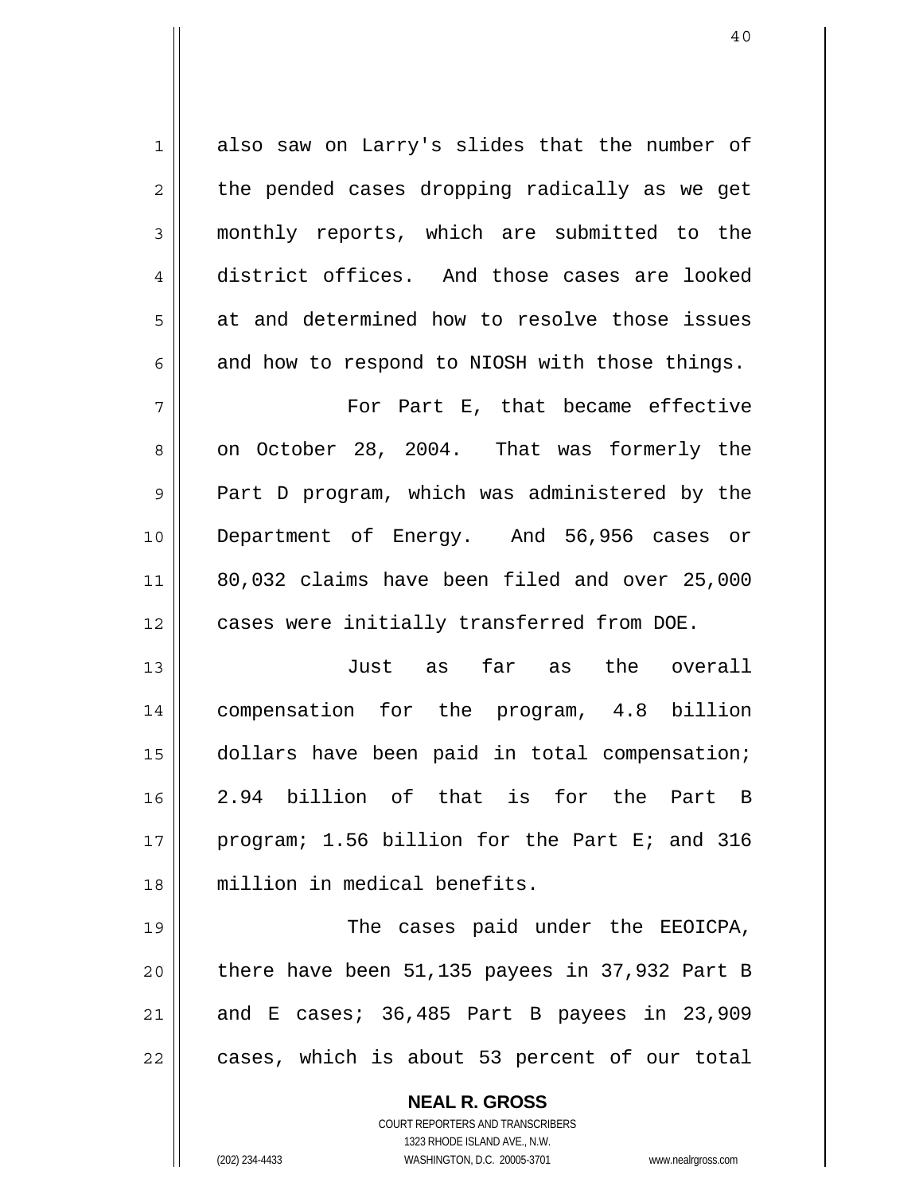also saw on Larry's slides that the number of the pended cases dropping radically as we get monthly reports, which are submitted to the district offices. And those cases are looked at and determined how to resolve those issues and how to respond to NIOSH with those things.

For Part E, that became effective on October 28, 2004. That was formerly the Part D program, which was administered by the Department of Energy. And 56,956 cases or 80,032 claims have been filed and over 25,000 cases were initially transferred from DOE.

Just as far as the overall compensation for the program, 4.8 billion dollars have been paid in total compensation; 2.94 billion of that is for the Part B program; 1.56 billion for the Part E; and 316 million in medical benefits.

The cases paid under the EEOICPA, there have been 51,135 payees in 37,932 Part B and E cases; 36,485 Part B payees in 23,909 cases, which is about 53 percent of our total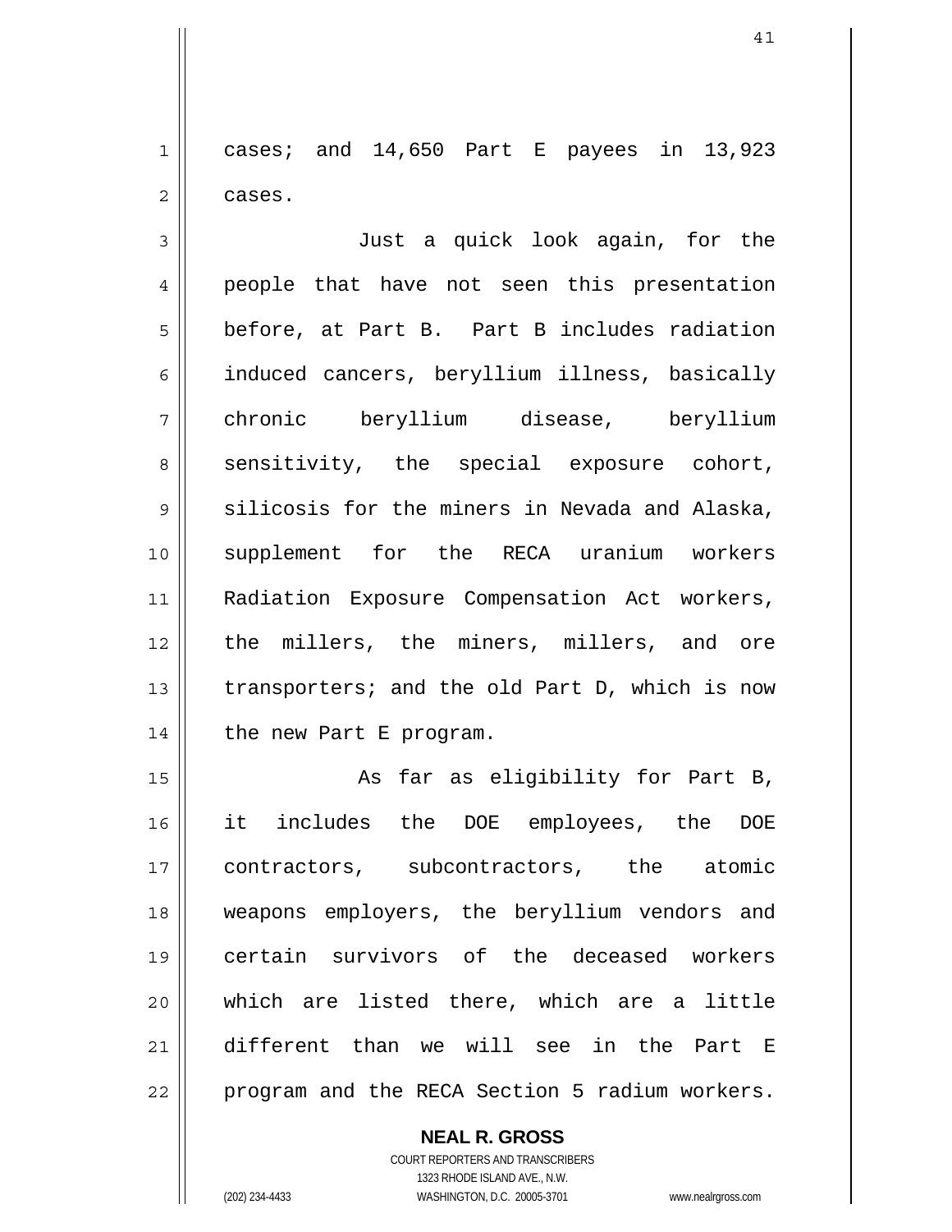cases; and 14,650 Part E payees in 13,923 cases.

Just a quick look again, for the people that have not seen this presentation before, at Part B. Part B includes radiation induced cancers, beryllium illness, basically chronic beryllium disease, beryllium sensitivity, the special exposure cohort, silicosis for the miners in Nevada and Alaska, supplement for the RECA uranium workers Radiation Exposure Compensation Act workers, the millers, the miners, millers, and ore transporters; and the old Part D, which is now the new Part E program.

As far as eligibility for Part B, it includes the DOE employees, the DOE contractors, subcontractors, the atomic weapons employers, the beryllium vendors and certain survivors of the deceased workers which are listed there, which are a little different than we will see in the Part E program and the RECA Section 5 radium workers.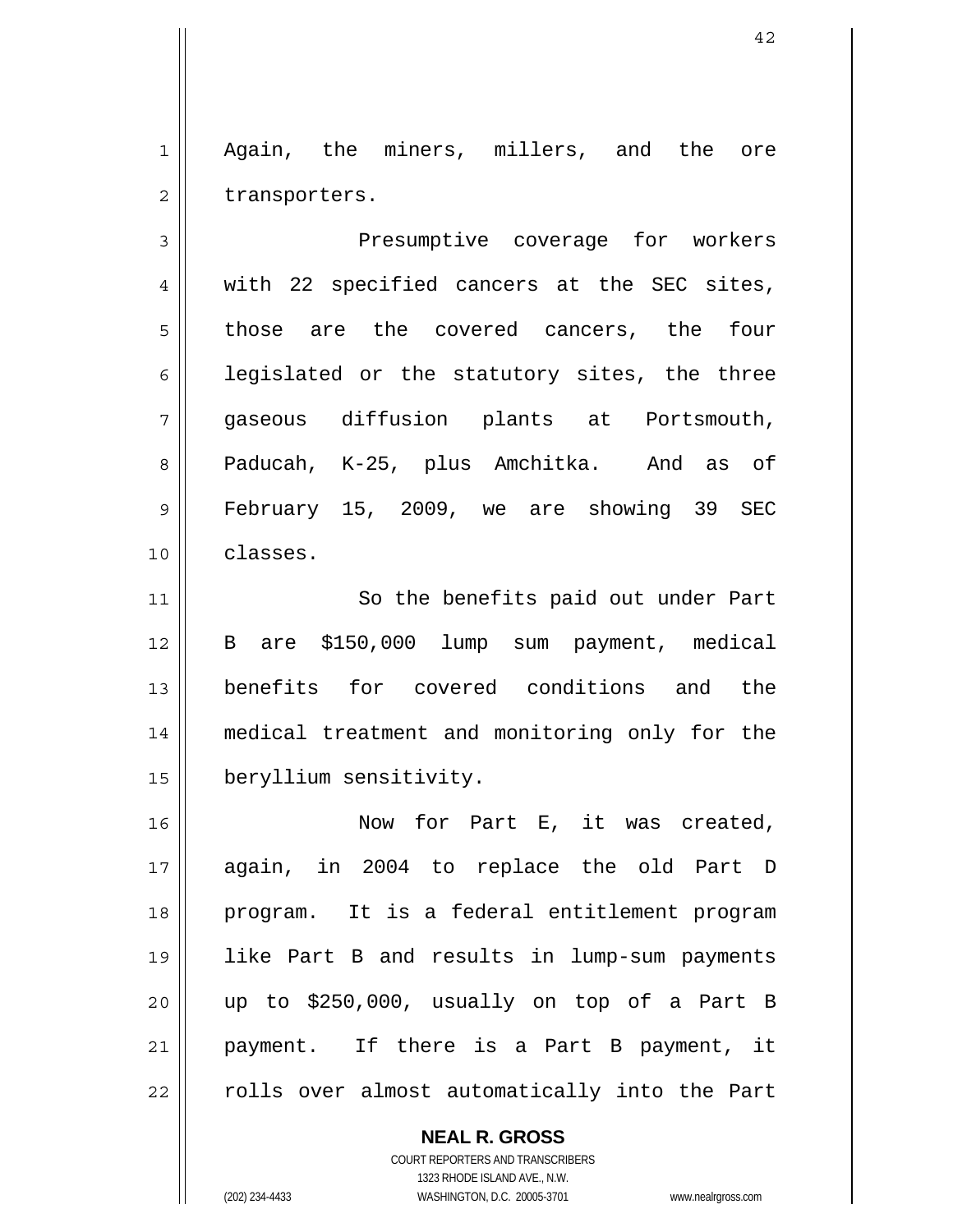Again, the miners, millers, and the ore transporters.

Presumptive coverage for workers with 22 specified cancers at the SEC sites, those are the covered cancers, the four legislated or the statutory sites, the three gaseous diffusion plants at Portsmouth, Paducah, K-25, plus Amchitka. And as of February 15, 2009, we are showing 39 SEC classes.

So the benefits paid out under Part B are $150,000 lump sum payment, medical benefits for covered conditions and the medical treatment and monitoring only for the beryllium sensitivity.

Now for Part E, it was created, again, in 2004 to replace the old Part D program. It is a federal entitlement program like Part B and results in lump-sum payments up to $250,000, usually on top of a Part B payment. If there is a Part B payment, it rolls over almost automatically into the Part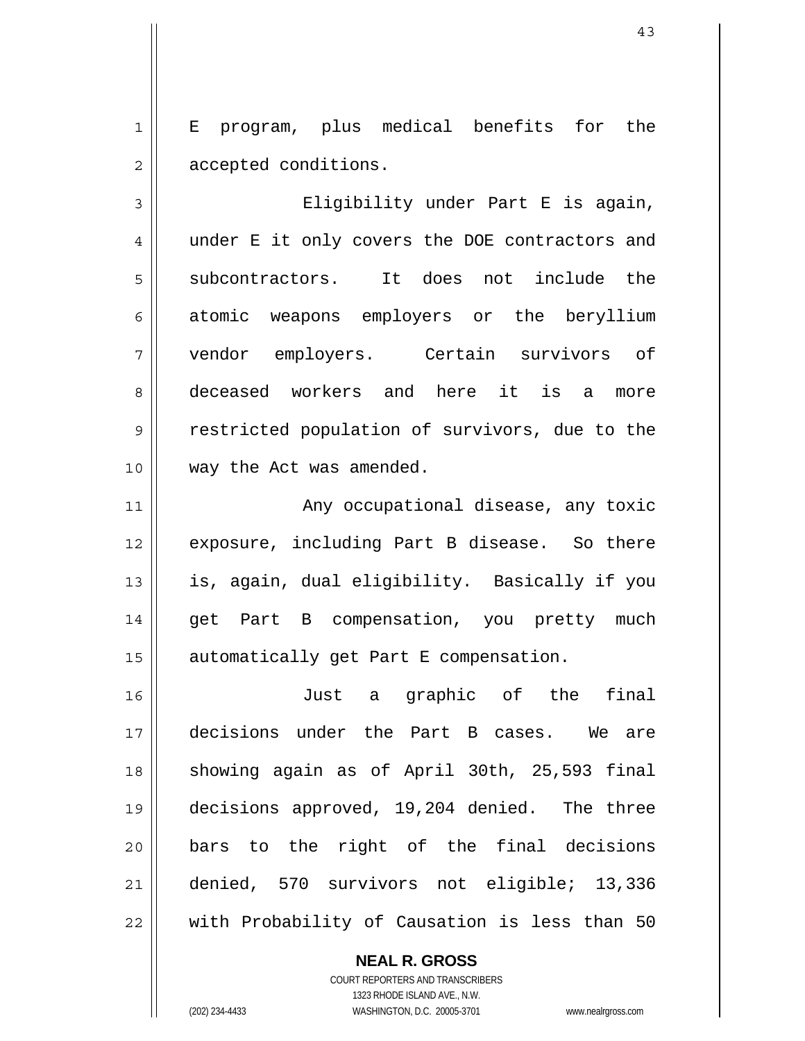E program, plus medical benefits for the accepted conditions.

Eligibility under Part E is again, under E it only covers the DOE contractors and subcontractors. It does not include the atomic weapons employers or the beryllium vendor employers. Certain survivors of deceased workers and here it is a more restricted population of survivors, due to the way the Act was amended.

Any occupational disease, any toxic exposure, including Part B disease. So there is, again, dual eligibility. Basically if you get Part B compensation, you pretty much automatically get Part E compensation.

Just a graphic of the final decisions under the Part B cases. We are showing again as of April 30th, 25,593 final decisions approved, 19,204 denied. The three bars to the right of the final decisions denied, 570 survivors not eligible; 13,336 with Probability of Causation is less than 50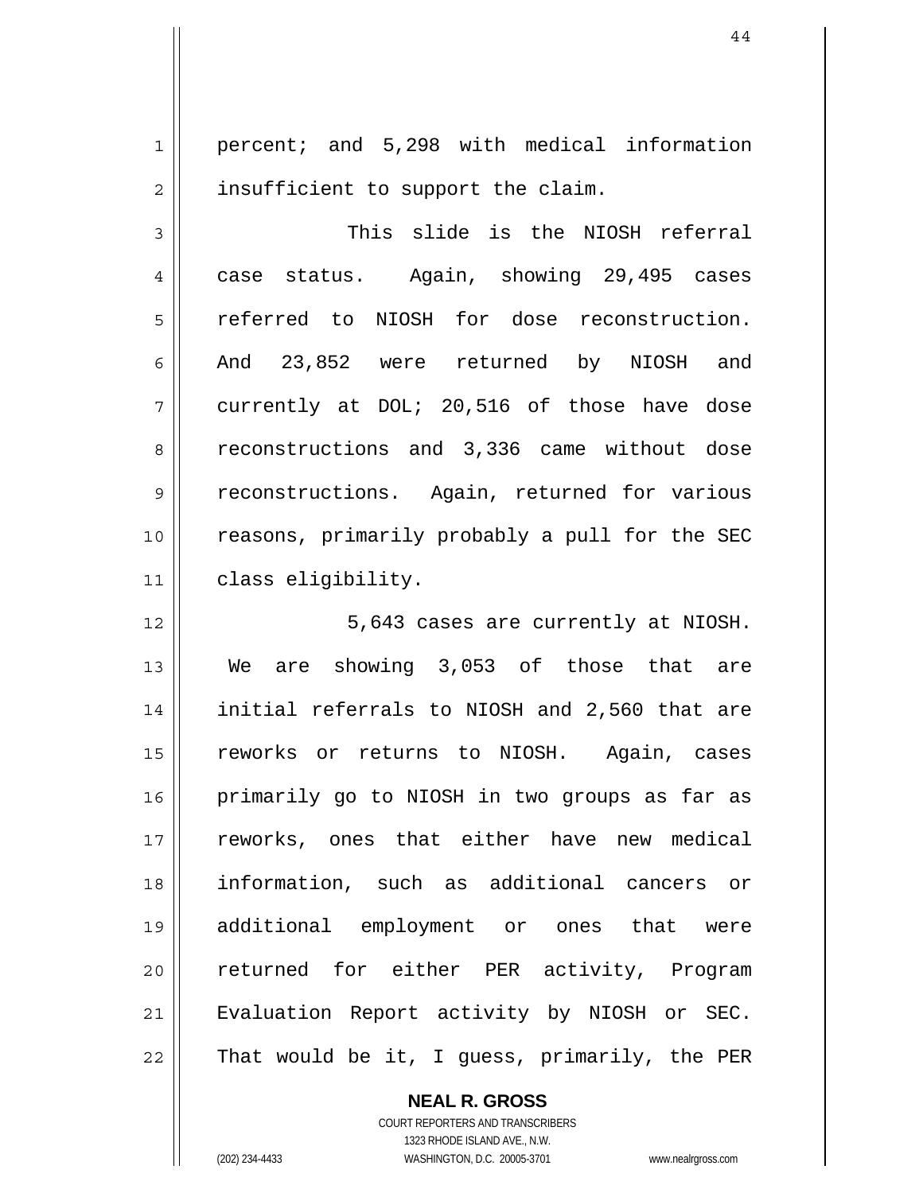percent; and 5,298 with medical information insufficient to support the claim.

This slide is the NIOSH referral case status. Again, showing 29,495 cases referred to NIOSH for dose reconstruction. And 23,852 were returned by NIOSH and currently at DOL; 20,516 of those have dose reconstructions and 3,336 came without dose reconstructions. Again, returned for various reasons, primarily probably a pull for the SEC class eligibility.

5,643 cases are currently at NIOSH. We are showing 3,053 of those that are initial referrals to NIOSH and 2,560 that are reworks or returns to NIOSH. Again, cases primarily go to NIOSH in two groups as far as reworks, ones that either have new medical information, such as additional cancers or additional employment or ones that were returned for either PER activity, Program Evaluation Report activity by NIOSH or SEC. That would be it, I guess, primarily, the PER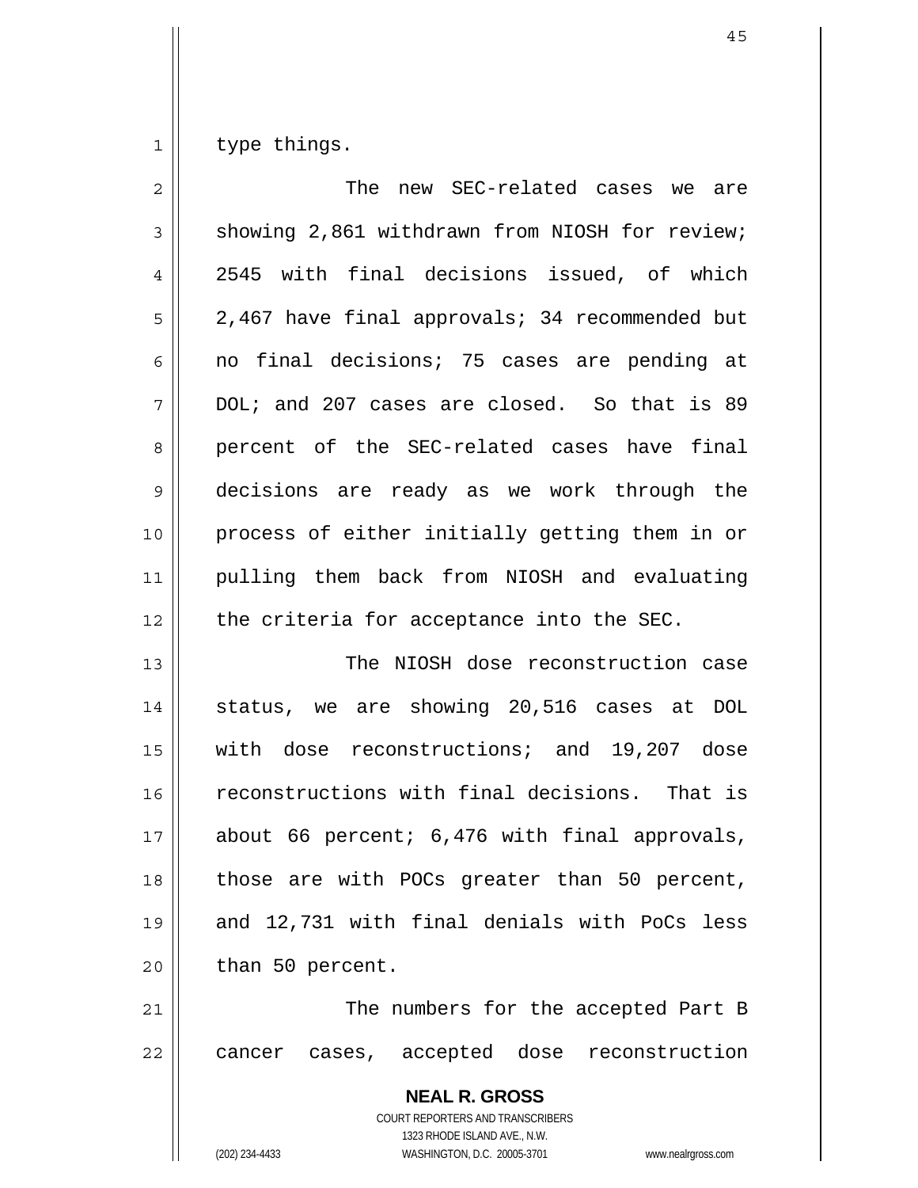type things.

The new SEC-related cases we are showing 2,861 withdrawn from NIOSH for review; 2545 with final decisions issued, of which 2,467 have final approvals; 34 recommended but no final decisions; 75 cases are pending at DOL; and 207 cases are closed. So that is 89 percent of the SEC-related cases have final decisions are ready as we work through the process of either initially getting them in or pulling them back from NIOSH and evaluating the criteria for acceptance into the SEC.

The NIOSH dose reconstruction case status, we are showing 20,516 cases at DOL with dose reconstructions; and 19,207 dose reconstructions with final decisions. That is about 66 percent; 6,476 with final approvals, those are with POCs greater than 50 percent, and 12,731 with final denials with PoCs less than 50 percent.

The numbers for the accepted Part B cancer cases, accepted dose reconstruction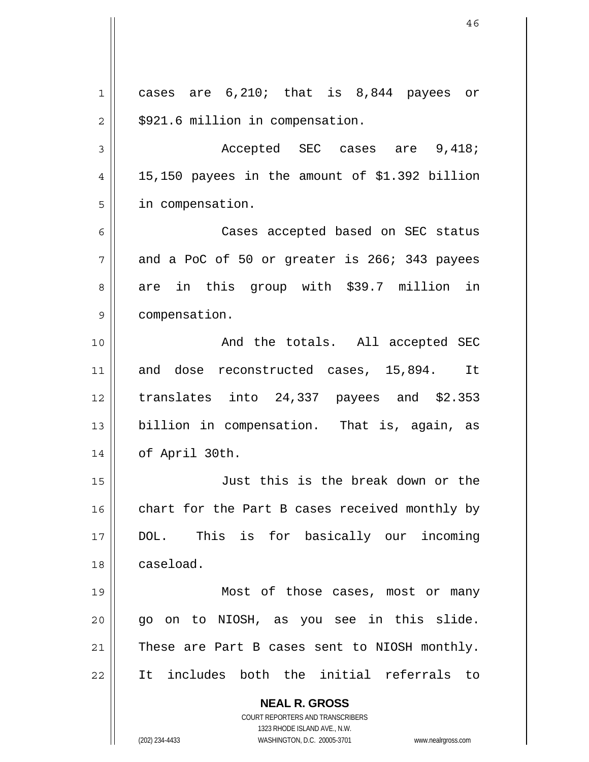cases are 6,210; that is 8,844 payees or $921.6 million in compensation.

Accepted SEC cases are 9,418; 15,150 payees in the amount of $1.392 billion in compensation.

Cases accepted based on SEC status and a PoC of 50 or greater is 266; 343 payees are in this group with $39.7 million in compensation.

And the totals. All accepted SEC and dose reconstructed cases, 15,894. It translates into 24,337 payees and $2.353 billion in compensation. That is, again, as of April 30th.

Just this is the break down or the chart for the Part B cases received monthly by DOL. This is for basically our incoming caseload.

Most of those cases, most or many go on to NIOSH, as you see in this slide. These are Part B cases sent to NIOSH monthly. It includes both the initial referrals to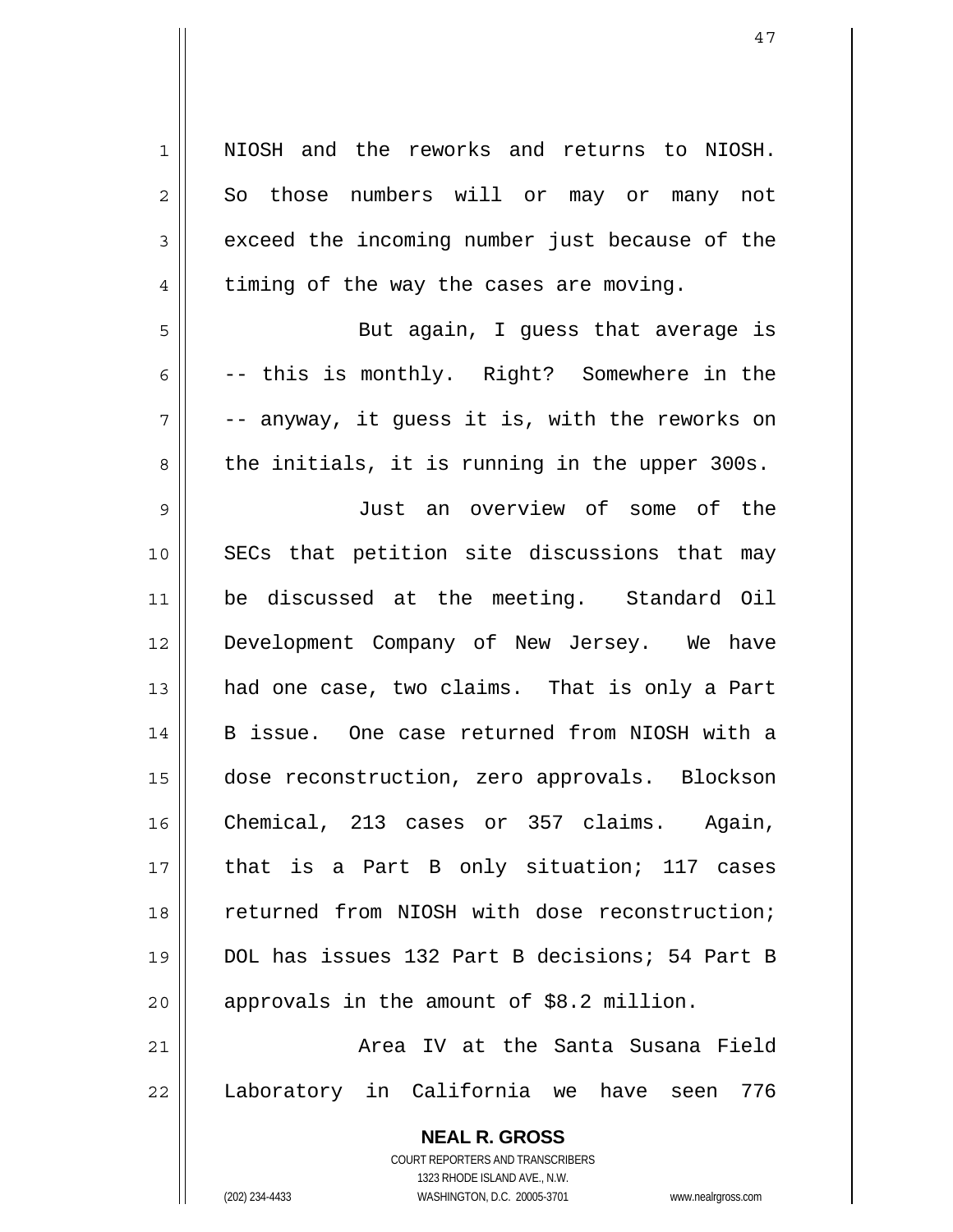NIOSH and the reworks and returns to NIOSH. So those numbers will or may or many not exceed the incoming number just because of the timing of the way the cases are moving.

But again, I guess that average is -- this is monthly. Right? Somewhere in the -- anyway, it guess it is, with the reworks on the initials, it is running in the upper 300s.

Just an overview of some of the SECs that petition site discussions that may be discussed at the meeting. Standard Oil Development Company of New Jersey. We have had one case, two claims. That is only a Part B issue. One case returned from NIOSH with a dose reconstruction, zero approvals. Blockson Chemical, 213 cases or 357 claims. Again, that is a Part B only situation; 117 cases returned from NIOSH with dose reconstruction; DOL has issues 132 Part B decisions; 54 Part B approvals in the amount of $8.2 million.

Area IV at the Santa Susana Field Laboratory in California we have seen 776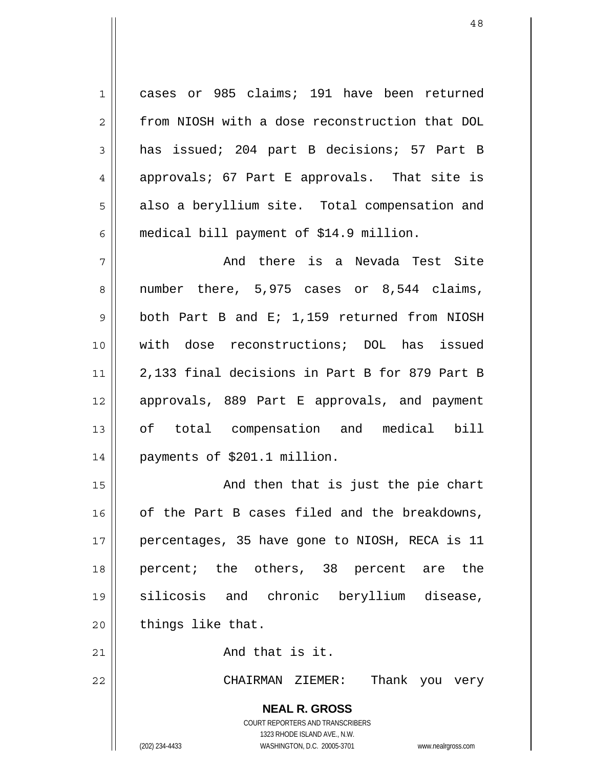cases or 985 claims; 191 have been returned from NIOSH with a dose reconstruction that DOL has issued; 204 part B decisions; 57 Part B approvals; 67 Part E approvals. That site is also a beryllium site. Total compensation and medical bill payment of $14.9 million.

And there is a Nevada Test Site number there, 5,975 cases or 8,544 claims, both Part B and E; 1,159 returned from NIOSH with dose reconstructions; DOL has issued 2,133 final decisions in Part B for 879 Part B approvals, 889 Part E approvals, and payment of total compensation and medical bill payments of $201.1 million.

And then that is just the pie chart of the Part B cases filed and the breakdowns, percentages, 35 have gone to NIOSH, RECA is 11 percent; the others, 38 percent are the silicosis and chronic beryllium disease, things like that.

And that is it.

CHAIRMAN ZIEMER: Thank you very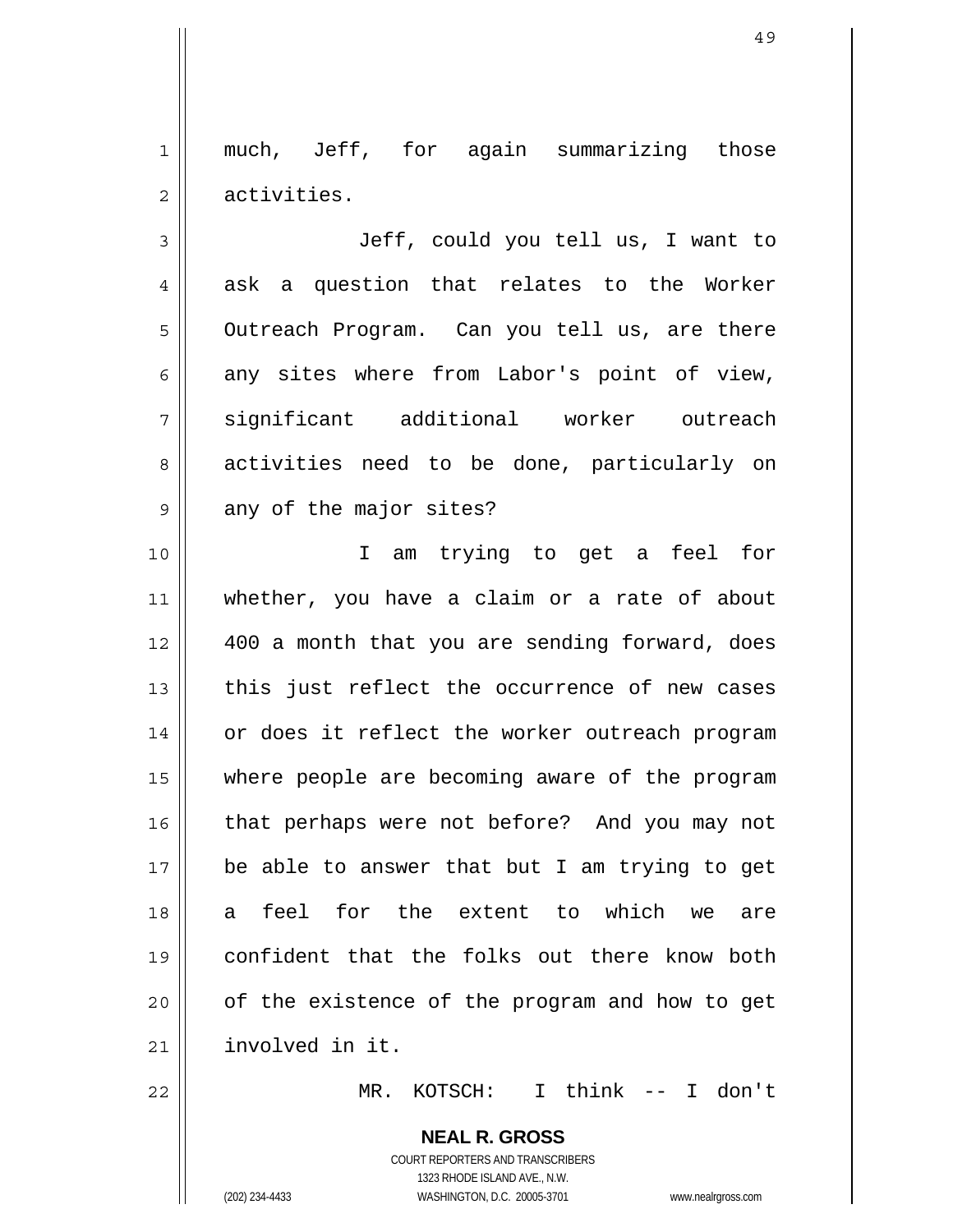much, Jeff, for again summarizing those activities.

Jeff, could you tell us, I want to ask a question that relates to the Worker Outreach Program. Can you tell us, are there any sites where from Labor's point of view, significant additional worker outreach activities need to be done, particularly on any of the major sites?

I am trying to get a feel for whether, you have a claim or a rate of about 400 a month that you are sending forward, does this just reflect the occurrence of new cases or does it reflect the worker outreach program where people are becoming aware of the program that perhaps were not before? And you may not be able to answer that but I am trying to get a feel for the extent to which we are confident that the folks out there know both of the existence of the program and how to get involved in it.

MR. KOTSCH: I think -- I don't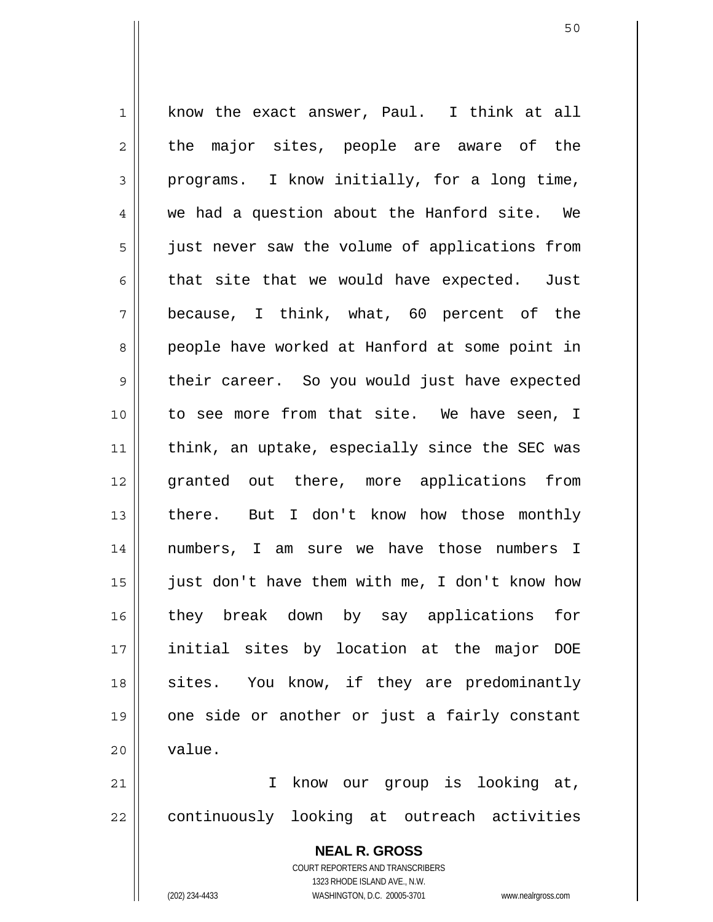know the exact answer, Paul. I think at all the major sites, people are aware of the programs. I know initially, for a long time, we had a question about the Hanford site. We just never saw the volume of applications from that site that we would have expected. Just because, I think, what, 60 percent of the people have worked at Hanford at some point in their career. So you would just have expected to see more from that site. We have seen, I think, an uptake, especially since the SEC was granted out there, more applications from there. But I don't know how those monthly numbers, I am sure we have those numbers I just don't have them with me, I don't know how they break down by say applications for initial sites by location at the major DOE sites. You know, if they are predominantly one side or another or just a fairly constant value.

I know our group is looking at, continuously looking at outreach activities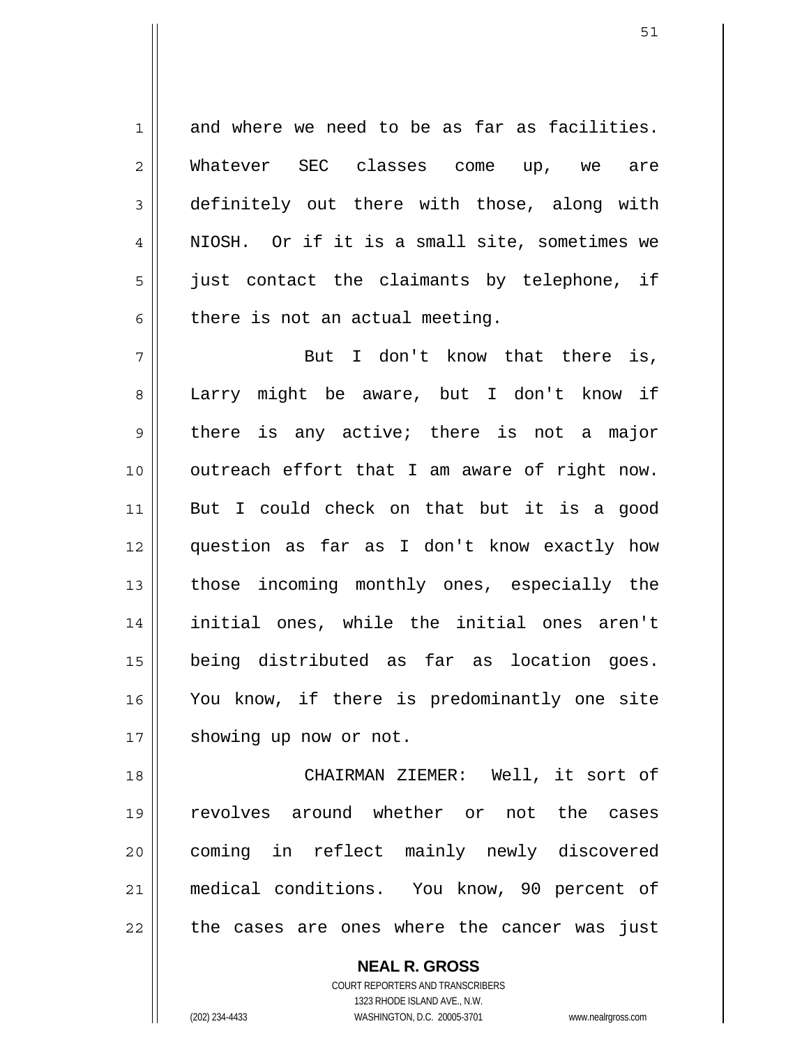and where we need to be as far as facilities. Whatever SEC classes come up, we are definitely out there with those, along with NIOSH. Or if it is a small site, sometimes we just contact the claimants by telephone, if there is not an actual meeting.

But I don't know that there is, Larry might be aware, but I don't know if there is any active; there is not a major outreach effort that I am aware of right now. But I could check on that but it is a good question as far as I don't know exactly how those incoming monthly ones, especially the initial ones, while the initial ones aren't being distributed as far as location goes. You know, if there is predominantly one site showing up now or not.

CHAIRMAN ZIEMER: Well, it sort of revolves around whether or not the cases coming in reflect mainly newly discovered medical conditions. You know, 90 percent of the cases are ones where the cancer was just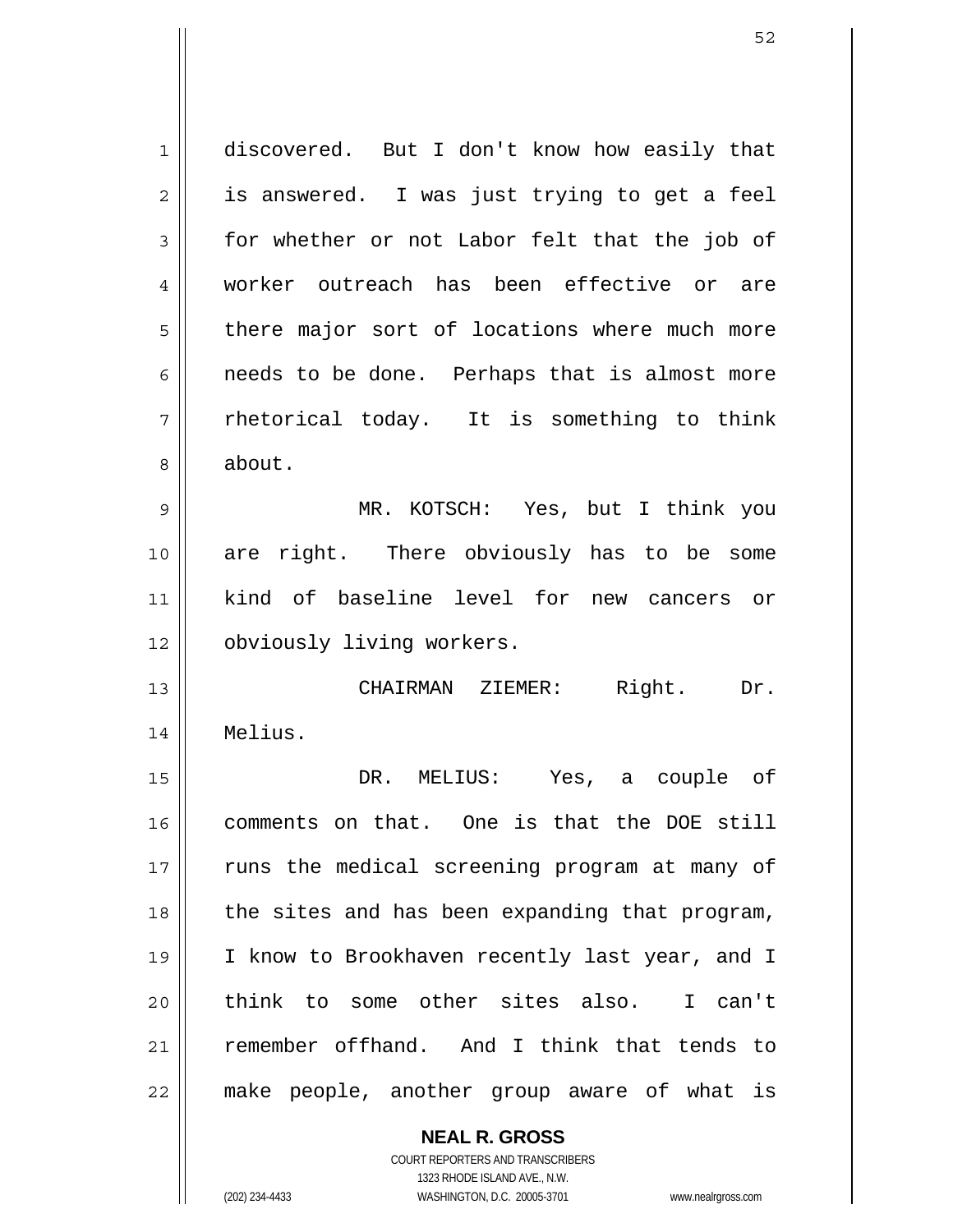discovered. But I don't know how easily that is answered. I was just trying to get a feel for whether or not Labor felt that the job of worker outreach has been effective or are there major sort of locations where much more needs to be done. Perhaps that is almost more rhetorical today. It is something to think about.

MR. KOTSCH: Yes, but I think you are right. There obviously has to be some kind of baseline level for new cancers or obviously living workers.

CHAIRMAN ZIEMER: Right. Dr. Melius.

DR. MELIUS: Yes, a couple of comments on that. One is that the DOE still runs the medical screening program at many of the sites and has been expanding that program, I know to Brookhaven recently last year, and I think to some other sites also. I can't remember offhand. And I think that tends to make people, another group aware of what is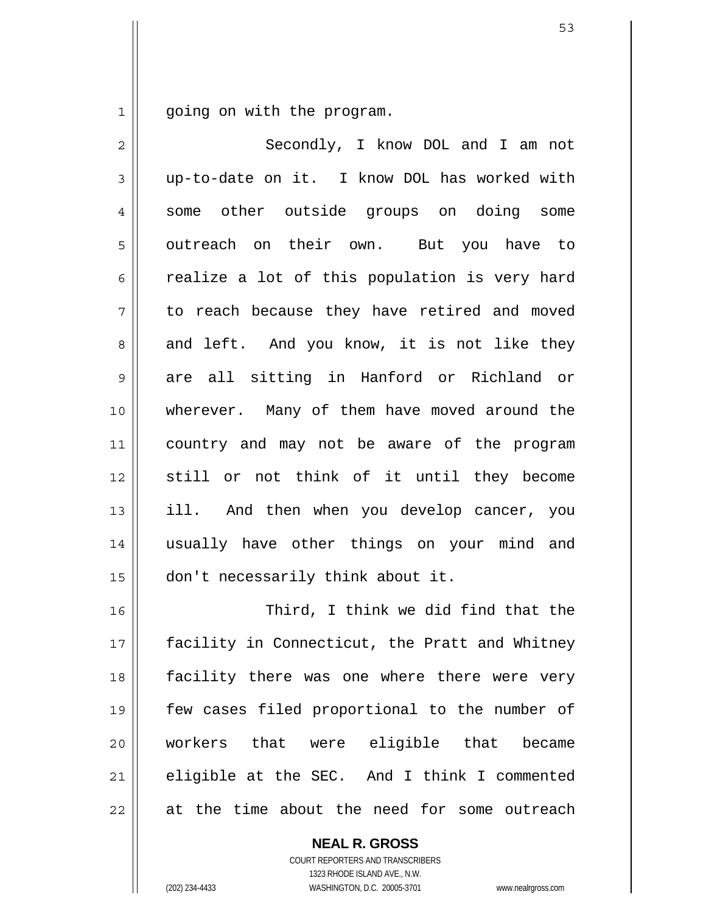going on with the program.

Secondly, I know DOL and I am not up-to-date on it. I know DOL has worked with some other outside groups on doing some outreach on their own. But you have to realize a lot of this population is very hard to reach because they have retired and moved and left. And you know, it is not like they are all sitting in Hanford or Richland or wherever. Many of them have moved around the country and may not be aware of the program still or not think of it until they become ill. And then when you develop cancer, you usually have other things on your mind and don't necessarily think about it.

Third, I think we did find that the facility in Connecticut, the Pratt and Whitney facility there was one where there were very few cases filed proportional to the number of workers that were eligible that became eligible at the SEC. And I think I commented at the time about the need for some outreach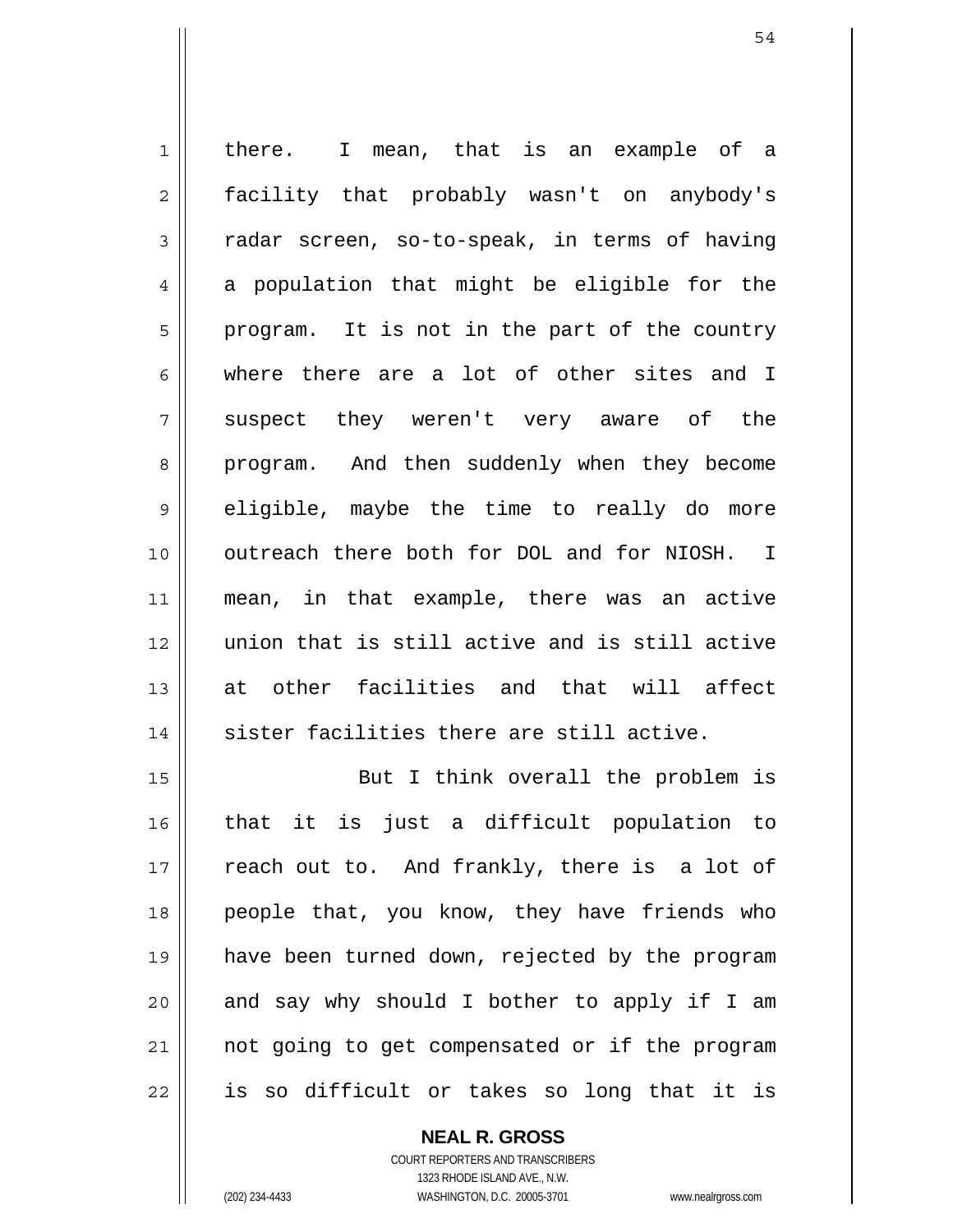there. I mean, that is an example of a facility that probably wasn't on anybody's radar screen, so-to-speak, in terms of having a population that might be eligible for the program. It is not in the part of the country where there are a lot of other sites and I suspect they weren't very aware of the program. And then suddenly when they become eligible, maybe the time to really do more outreach there both for DOL and for NIOSH. I mean, in that example, there was an active union that is still active and is still active at other facilities and that will affect sister facilities there are still active.

But I think overall the problem is that it is just a difficult population to reach out to. And frankly, there is a lot of people that, you know, they have friends who have been turned down, rejected by the program and say why should I bother to apply if I am not going to get compensated or if the program is so difficult or takes so long that it is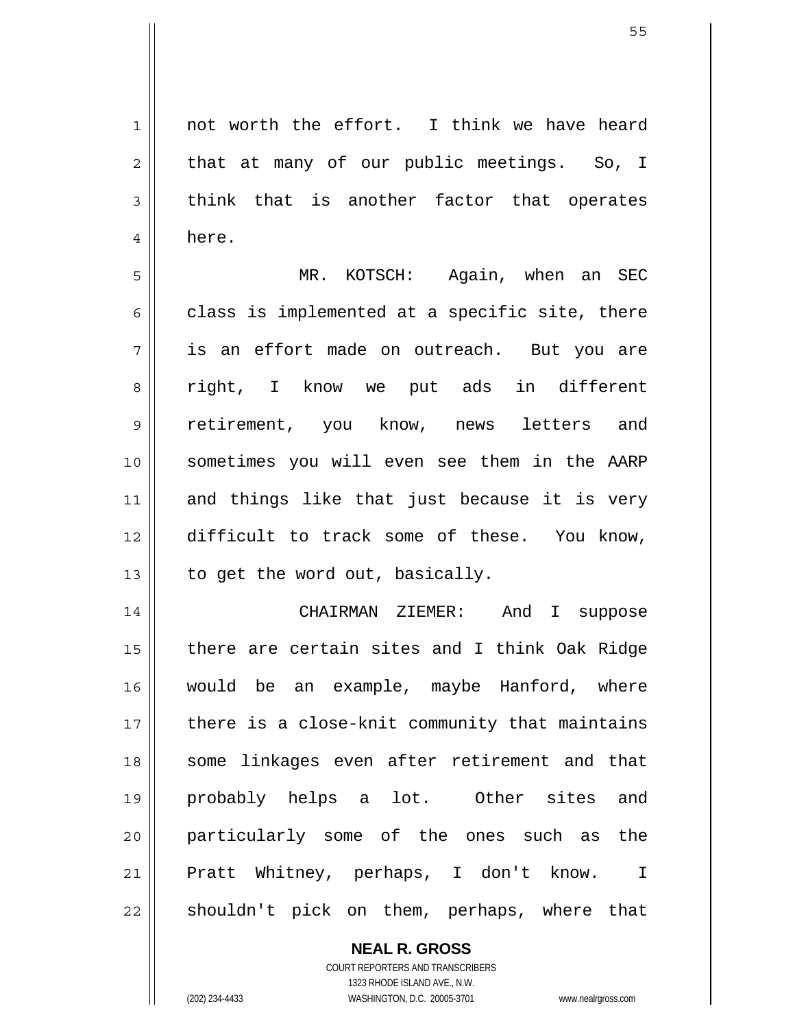not worth the effort. I think we have heard that at many of our public meetings. So, I think that is another factor that operates here.

MR. KOTSCH: Again, when an SEC class is implemented at a specific site, there is an effort made on outreach. But you are right, I know we put ads in different retirement, you know, news letters and sometimes you will even see them in the AARP and things like that just because it is very difficult to track some of these. You know, to get the word out, basically.

CHAIRMAN ZIEMER: And I suppose there are certain sites and I think Oak Ridge would be an example, maybe Hanford, where there is a close-knit community that maintains some linkages even after retirement and that probably helps a lot. Other sites and particularly some of the ones such as the Pratt Whitney, perhaps, I don't know. I shouldn't pick on them, perhaps, where that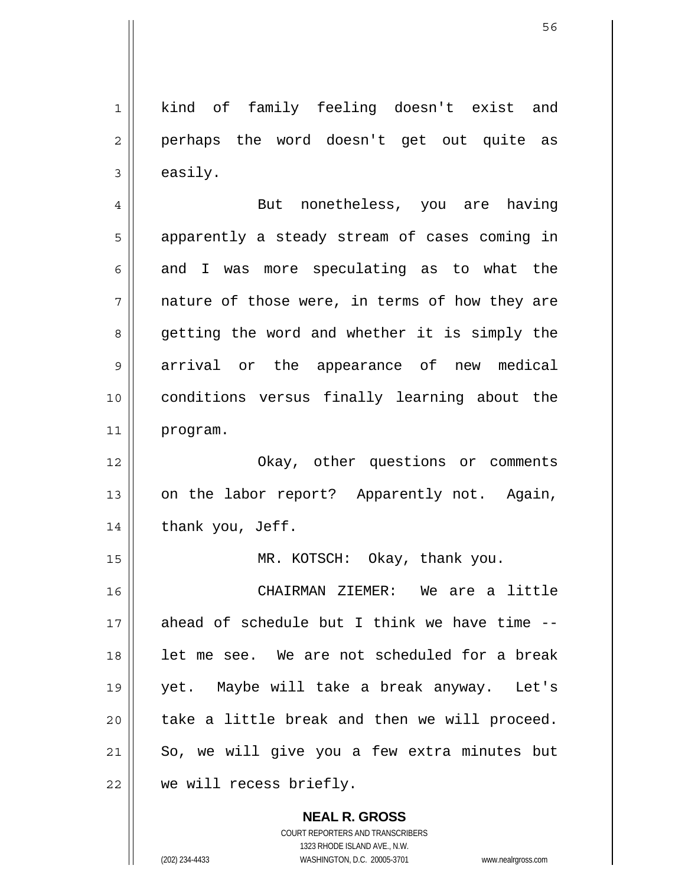kind of family feeling doesn't exist and perhaps the word doesn't get out quite as easily.

But nonetheless, you are having apparently a steady stream of cases coming in and I was more speculating as to what the nature of those were, in terms of how they are getting the word and whether it is simply the arrival or the appearance of new medical conditions versus finally learning about the program.

Okay, other questions or comments on the labor report? Apparently not. Again, thank you, Jeff.

MR. KOTSCH: Okay, thank you.

CHAIRMAN ZIEMER: We are a little ahead of schedule but I think we have time -- let me see. We are not scheduled for a break yet. Maybe will take a break anyway. Let's take a little break and then we will proceed. So, we will give you a few extra minutes but we will recess briefly.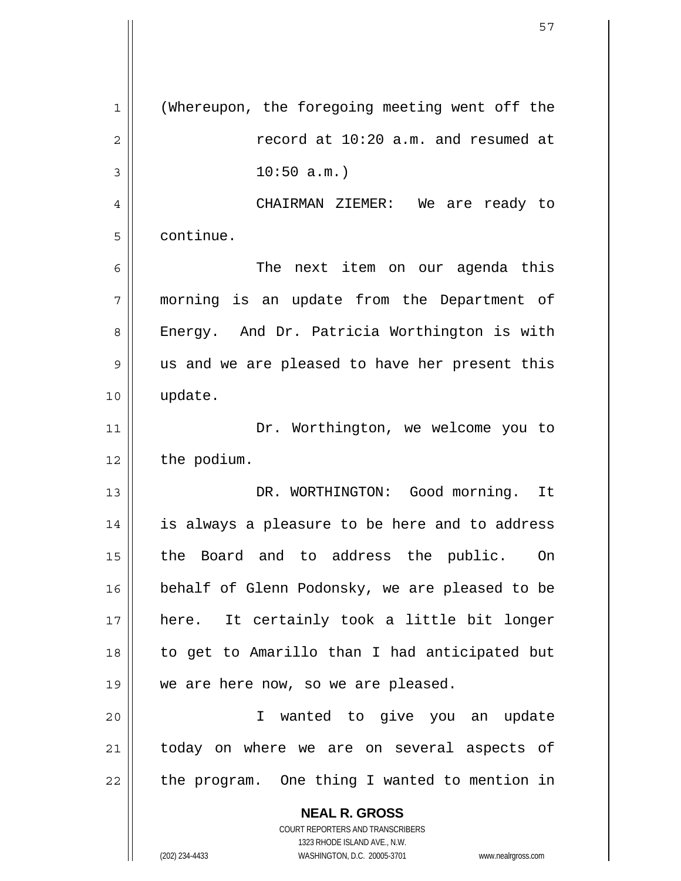(Whereupon, the foregoing meeting went off the record at 10:20 a.m. and resumed at 10:50 a.m.)

CHAIRMAN ZIEMER: We are ready to continue.

The next item on our agenda this morning is an update from the Department of Energy. And Dr. Patricia Worthington is with us and we are pleased to have her present this update.

Dr. Worthington, we welcome you to the podium.

DR. WORTHINGTON: Good morning. It is always a pleasure to be here and to address the Board and to address the public. On behalf of Glenn Podonsky, we are pleased to be here. It certainly took a little bit longer to get to Amarillo than I had anticipated but we are here now, so we are pleased.

I wanted to give you an update today on where we are on several aspects of the program. One thing I wanted to mention in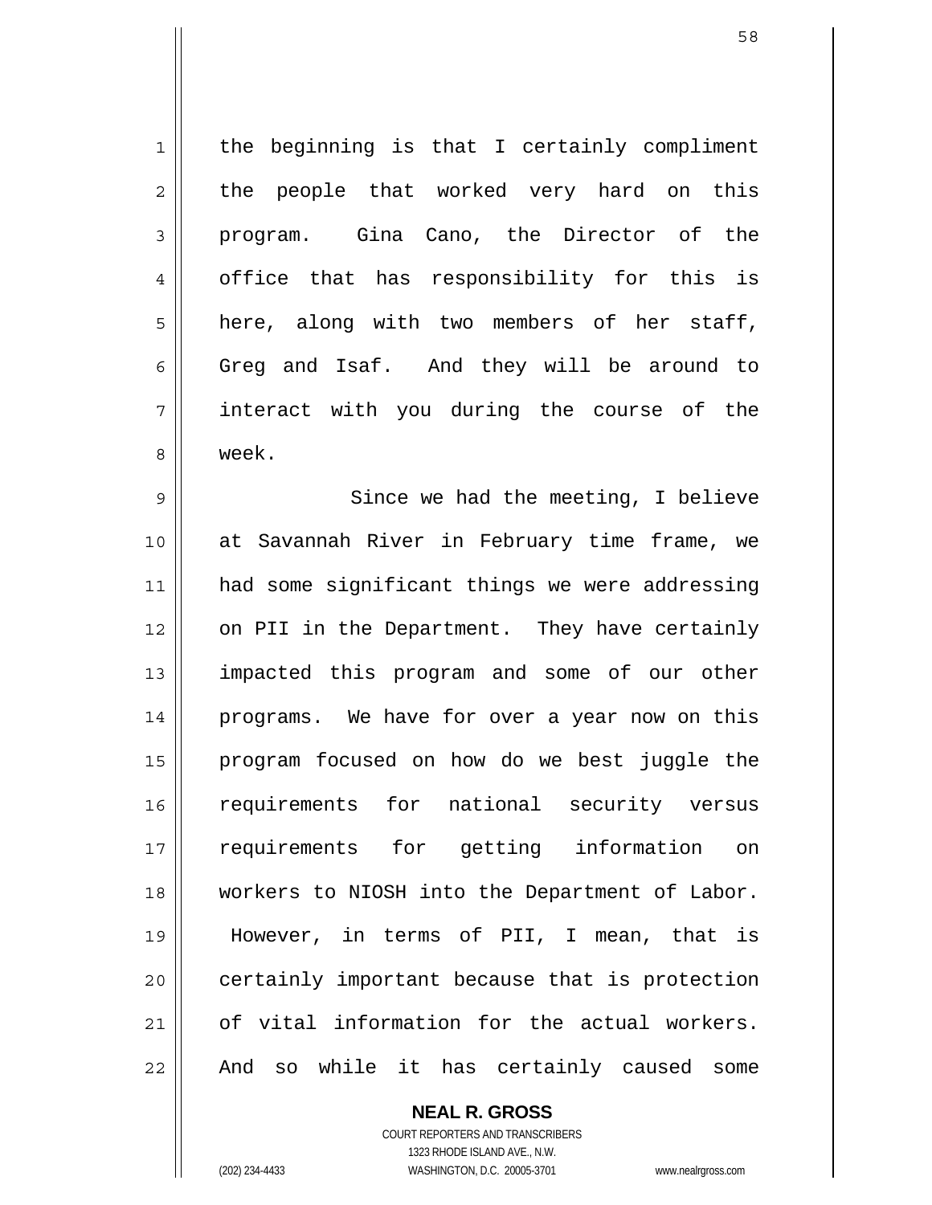the beginning is that I certainly compliment the people that worked very hard on this program. Gina Cano, the Director of the office that has responsibility for this is here, along with two members of her staff, Greg and Isaf. And they will be around to interact with you during the course of the week.

Since we had the meeting, I believe at Savannah River in February time frame, we had some significant things we were addressing on PII in the Department. They have certainly impacted this program and some of our other programs. We have for over a year now on this program focused on how do we best juggle the requirements for national security versus requirements for getting information on workers to NIOSH into the Department of Labor. However, in terms of PII, I mean, that is certainly important because that is protection of vital information for the actual workers. And so while it has certainly caused some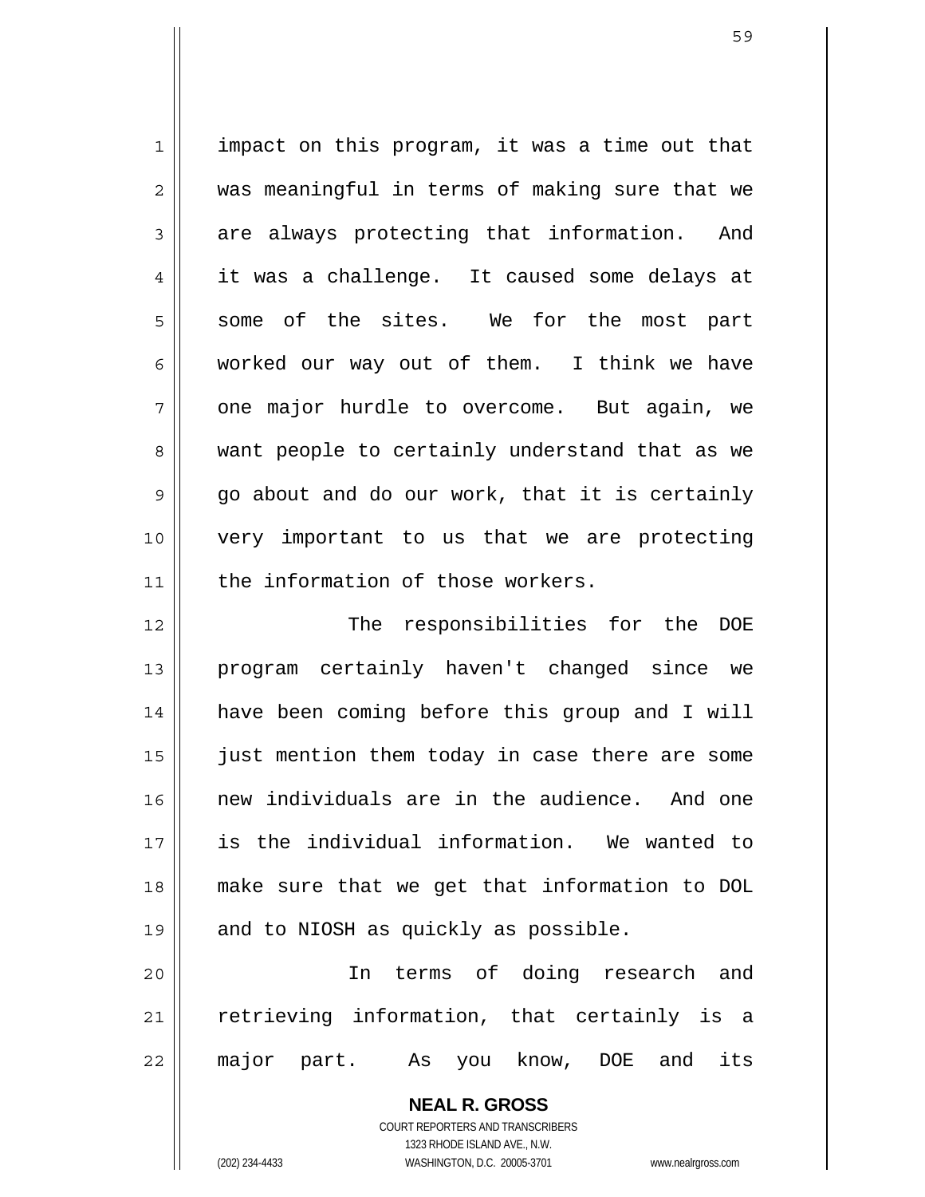impact on this program, it was a time out that was meaningful in terms of making sure that we are always protecting that information. And it was a challenge. It caused some delays at some of the sites. We for the most part worked our way out of them. I think we have one major hurdle to overcome. But again, we want people to certainly understand that as we go about and do our work, that it is certainly very important to us that we are protecting the information of those workers.

The responsibilities for the DOE program certainly haven't changed since we have been coming before this group and I will just mention them today in case there are some new individuals are in the audience. And one is the individual information. We wanted to make sure that we get that information to DOL and to NIOSH as quickly as possible.

In terms of doing research and retrieving information, that certainly is a major part. As you know, DOE and its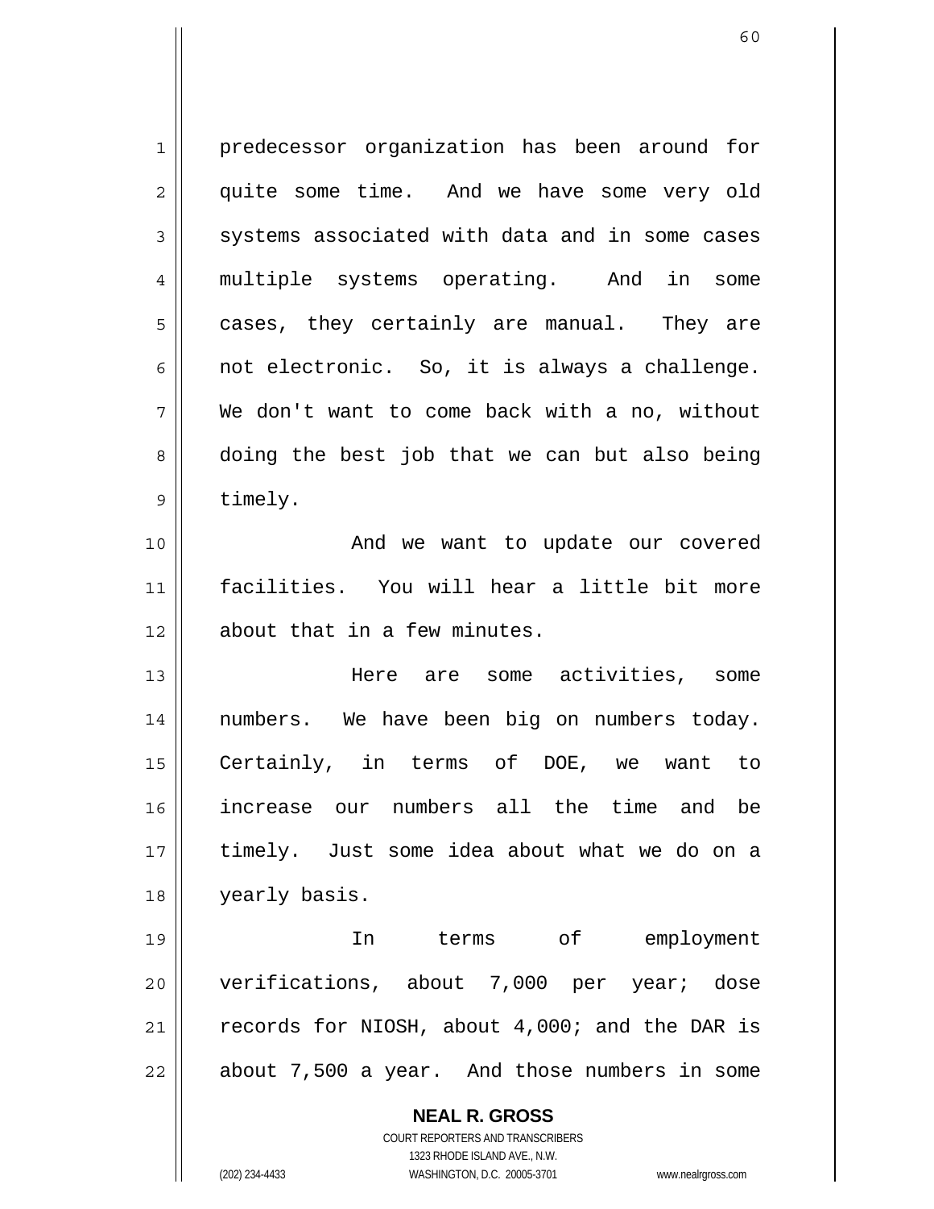predecessor organization has been around for quite some time. And we have some very old systems associated with data and in some cases multiple systems operating. And in some cases, they certainly are manual. They are not electronic. So, it is always a challenge. We don't want to come back with a no, without doing the best job that we can but also being timely.

And we want to update our covered facilities. You will hear a little bit more about that in a few minutes.

Here are some activities, some numbers. We have been big on numbers today. Certainly, in terms of DOE, we want to increase our numbers all the time and be timely. Just some idea about what we do on a yearly basis.

In terms of employment verifications, about 7,000 per year; dose records for NIOSH, about 4,000; and the DAR is about 7,500 a year. And those numbers in some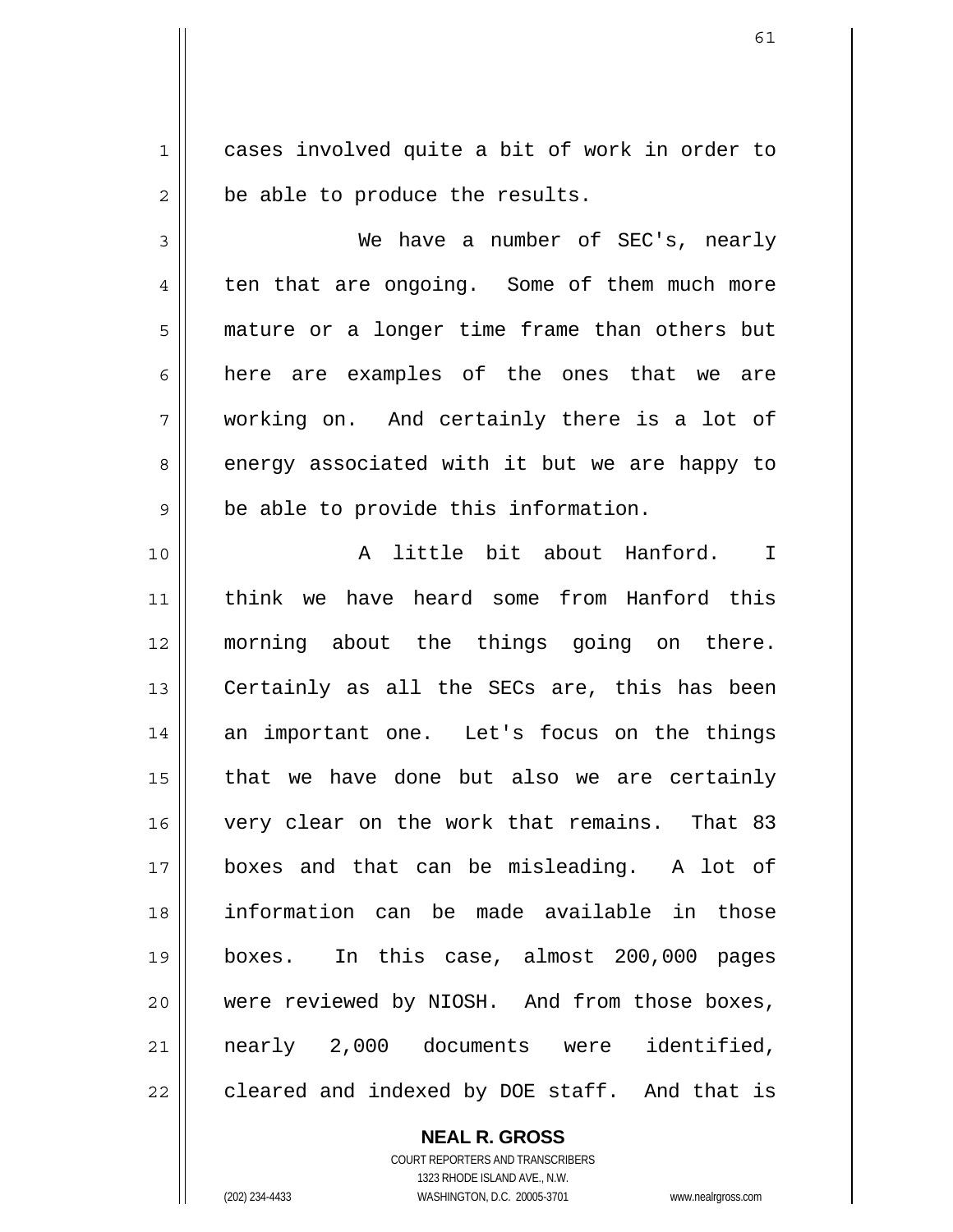cases involved quite a bit of work in order to be able to produce the results.

We have a number of SEC's, nearly ten that are ongoing. Some of them much more mature or a longer time frame than others but here are examples of the ones that we are working on. And certainly there is a lot of energy associated with it but we are happy to be able to provide this information.

A little bit about Hanford. I think we have heard some from Hanford this morning about the things going on there. Certainly as all the SECs are, this has been an important one. Let's focus on the things that we have done but also we are certainly very clear on the work that remains. That 83 boxes and that can be misleading. A lot of information can be made available in those boxes. In this case, almost 200,000 pages were reviewed by NIOSH. And from those boxes, nearly 2,000 documents were identified, cleared and indexed by DOE staff. And that is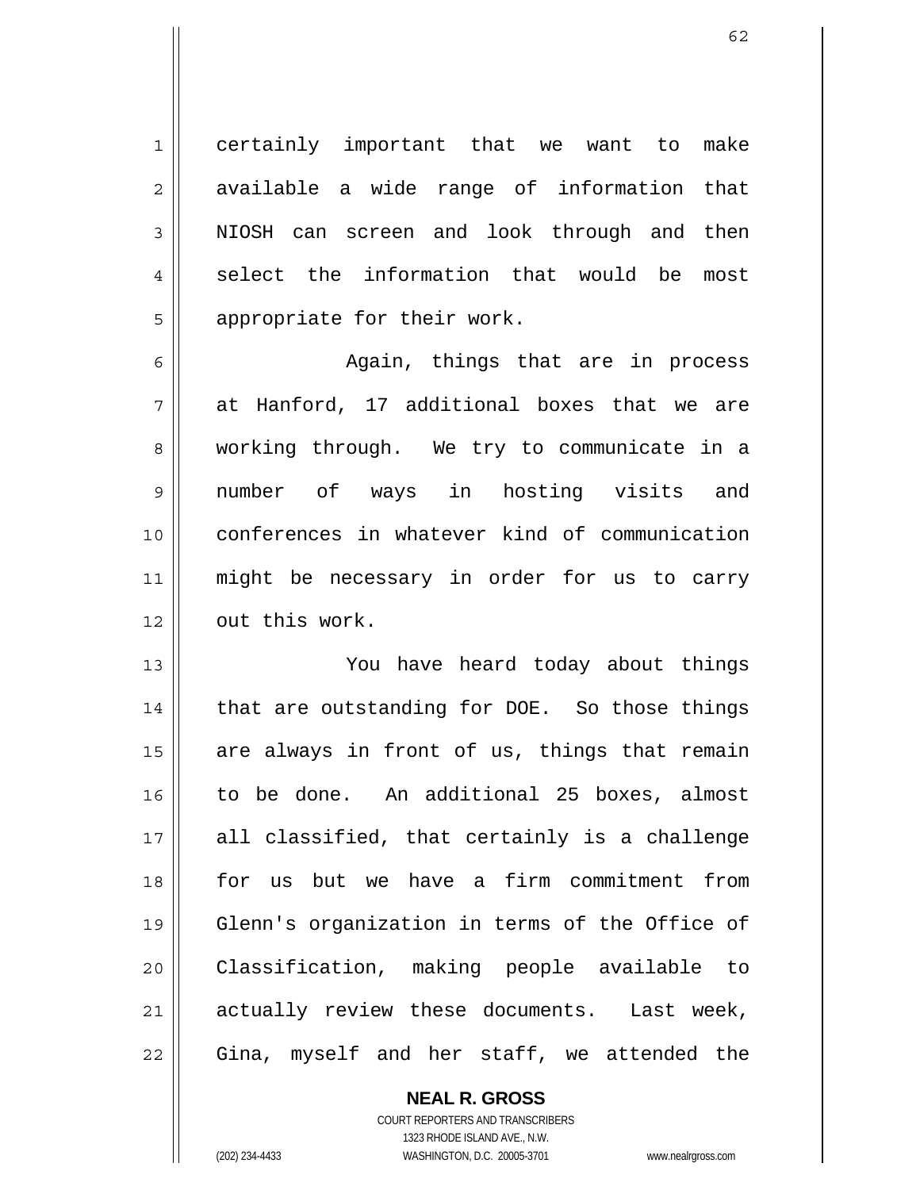certainly important that we want to make available a wide range of information that NIOSH can screen and look through and then select the information that would be most appropriate for their work.

Again, things that are in process at Hanford, 17 additional boxes that we are working through. We try to communicate in a number of ways in hosting visits and conferences in whatever kind of communication might be necessary in order for us to carry out this work.

You have heard today about things that are outstanding for DOE. So those things are always in front of us, things that remain to be done. An additional 25 boxes, almost all classified, that certainly is a challenge for us but we have a firm commitment from Glenn's organization in terms of the Office of Classification, making people available to actually review these documents. Last week, Gina, myself and her staff, we attended the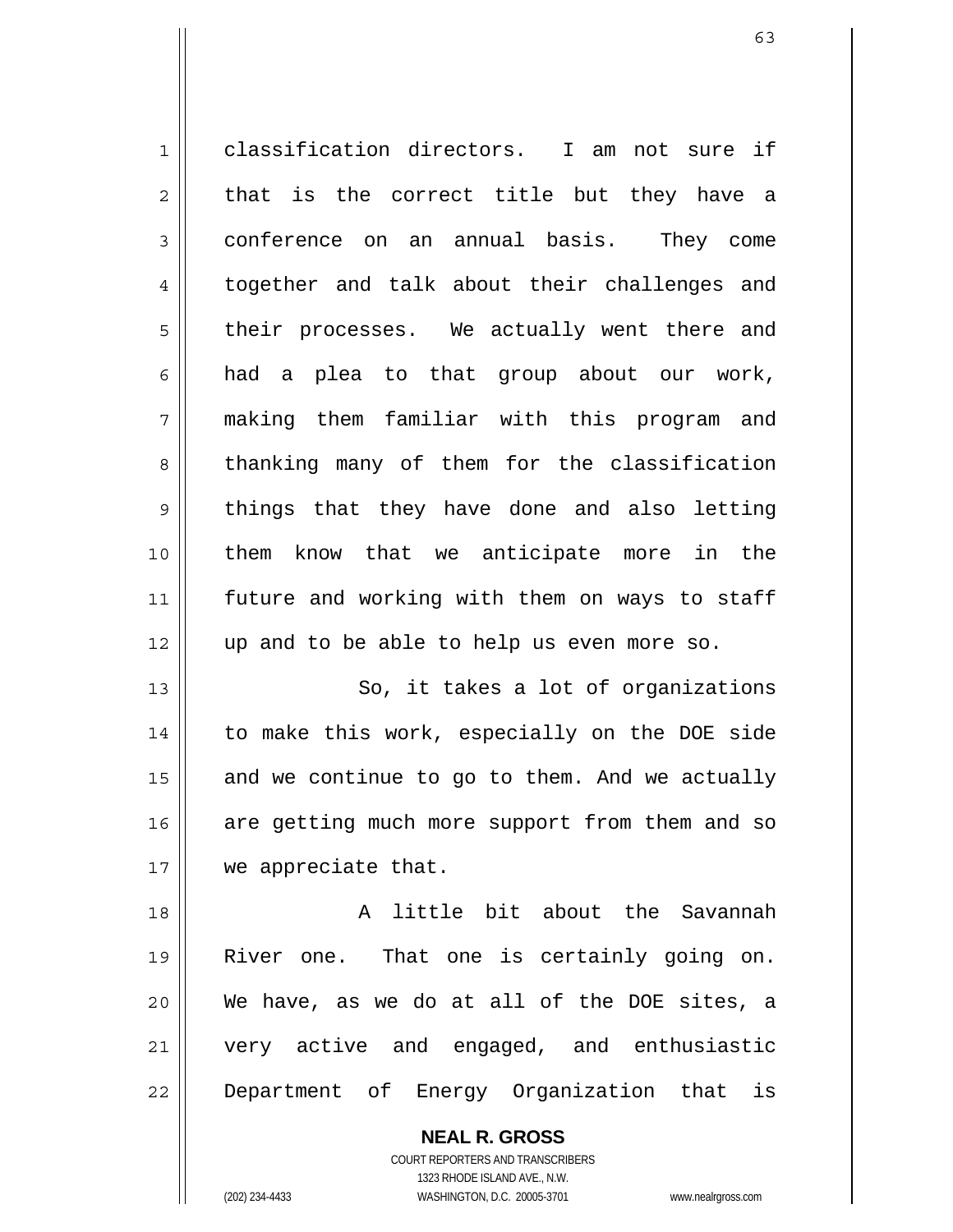classification directors. I am not sure if that is the correct title but they have a conference on an annual basis. They come together and talk about their challenges and their processes. We actually went there and had a plea to that group about our work, making them familiar with this program and thanking many of them for the classification things that they have done and also letting them know that we anticipate more in the future and working with them on ways to staff up and to be able to help us even more so.

So, it takes a lot of organizations to make this work, especially on the DOE side and we continue to go to them. And we actually are getting much more support from them and so we appreciate that.

A little bit about the Savannah River one. That one is certainly going on. We have, as we do at all of the DOE sites, a very active and engaged, and enthusiastic Department of Energy Organization that is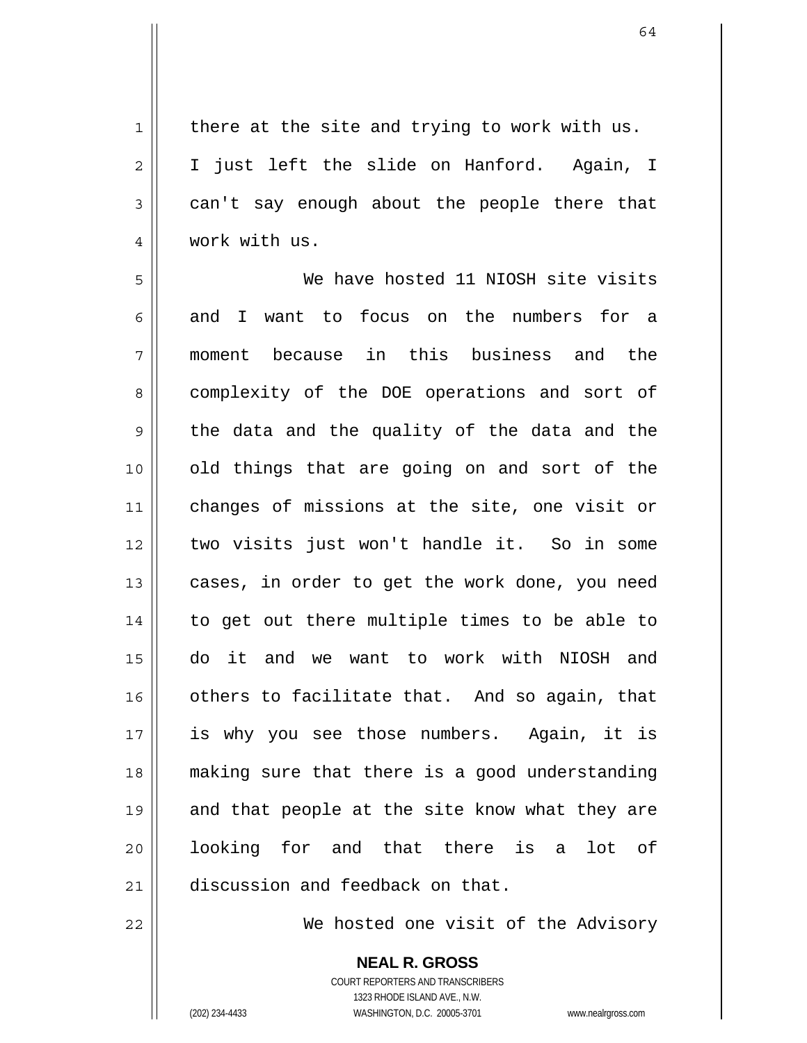there at the site and trying to work with us. I just left the slide on Hanford. Again, I can't say enough about the people there that work with us.

We have hosted 11 NIOSH site visits and I want to focus on the numbers for a moment because in this business and the complexity of the DOE operations and sort of the data and the quality of the data and the old things that are going on and sort of the changes of missions at the site, one visit or two visits just won't handle it. So in some cases, in order to get the work done, you need to get out there multiple times to be able to do it and we want to work with NIOSH and others to facilitate that. And so again, that is why you see those numbers. Again, it is making sure that there is a good understanding and that people at the site know what they are looking for and that there is a lot of discussion and feedback on that.

We hosted one visit of the Advisory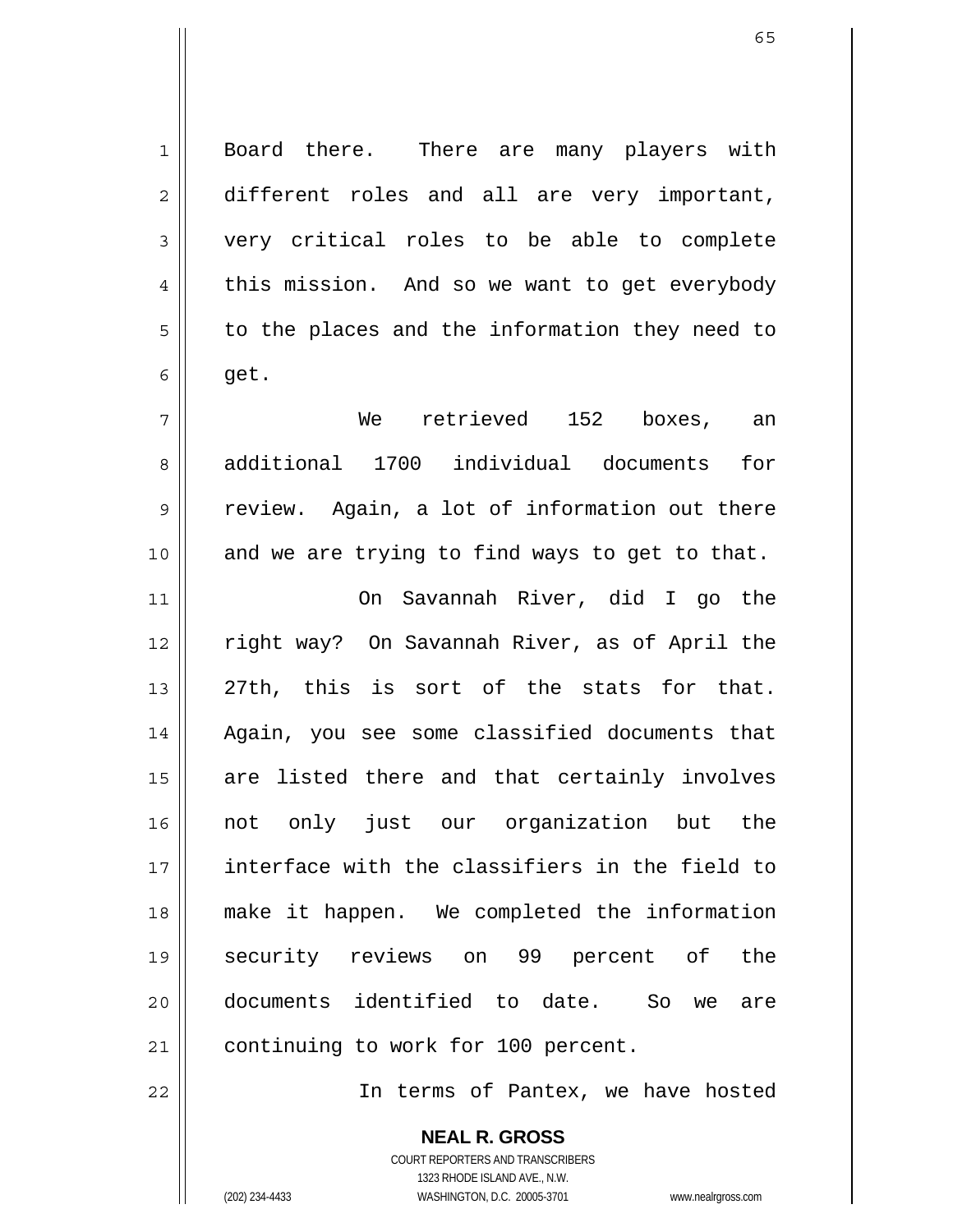Board there. There are many players with different roles and all are very important, very critical roles to be able to complete this mission. And so we want to get everybody to the places and the information they need to get.

We retrieved 152 boxes, an additional 1700 individual documents for review. Again, a lot of information out there and we are trying to find ways to get to that.

On Savannah River, did I go the right way? On Savannah River, as of April the 27th, this is sort of the stats for that. Again, you see some classified documents that are listed there and that certainly involves not only just our organization but the interface with the classifiers in the field to make it happen. We completed the information security reviews on 99 percent of the documents identified to date. So we are continuing to work for 100 percent.

In terms of Pantex, we have hosted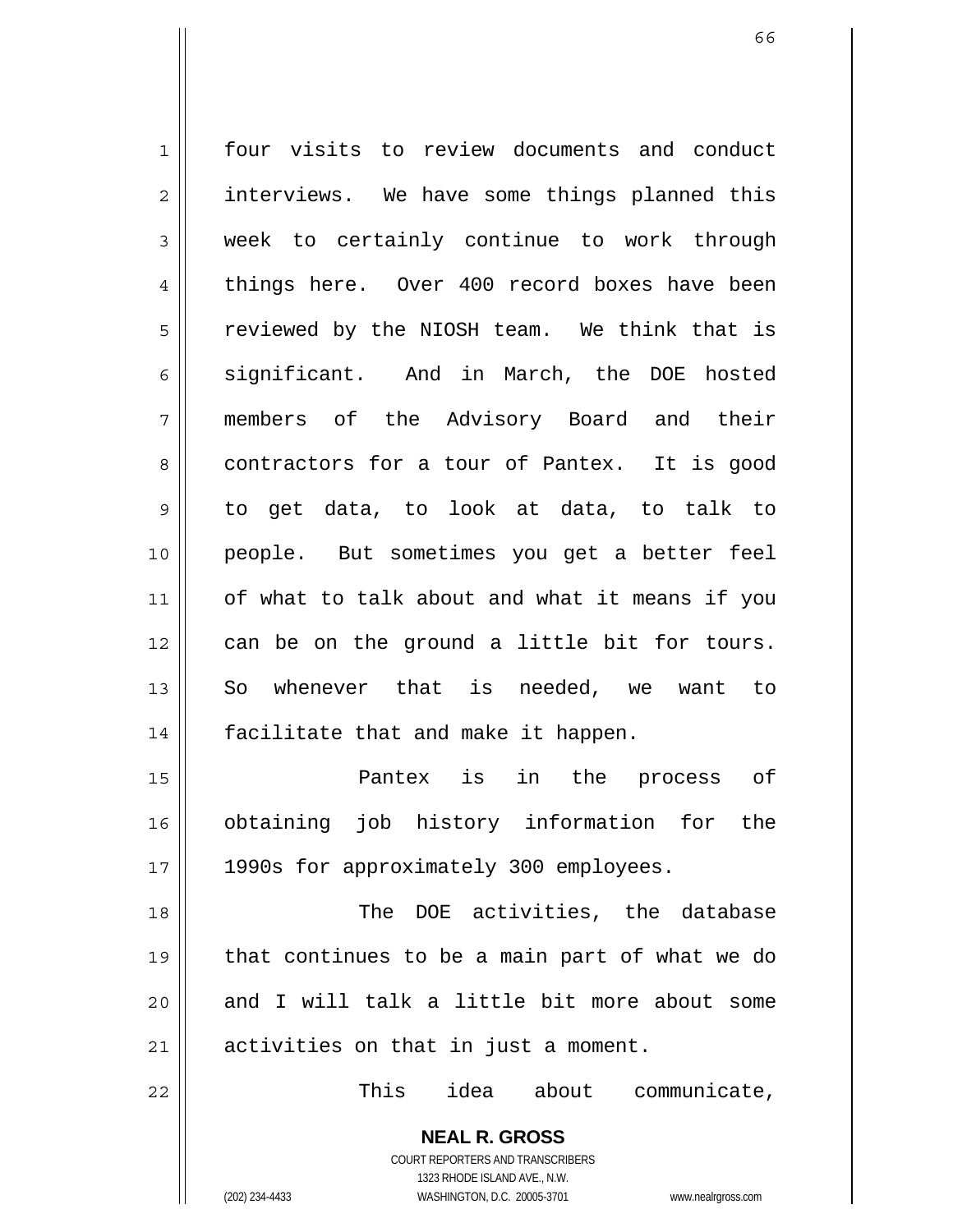four visits to review documents and conduct interviews. We have some things planned this week to certainly continue to work through things here. Over 400 record boxes have been reviewed by the NIOSH team. We think that is significant. And in March, the DOE hosted members of the Advisory Board and their contractors for a tour of Pantex. It is good to get data, to look at data, to talk to people. But sometimes you get a better feel of what to talk about and what it means if you can be on the ground a little bit for tours. So whenever that is needed, we want to facilitate that and make it happen.

Pantex is in the process of obtaining job history information for the 1990s for approximately 300 employees.

The DOE activities, the database that continues to be a main part of what we do and I will talk a little bit more about some activities on that in just a moment.

This idea about communicate,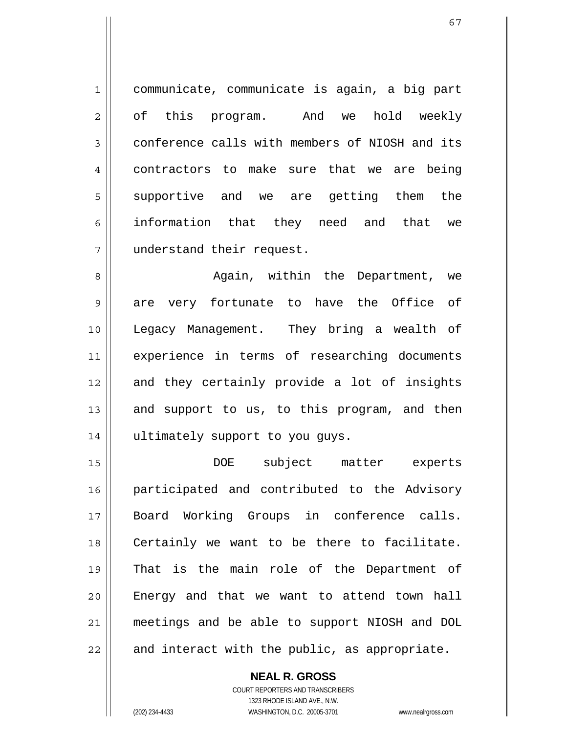communicate, communicate is again, a big part of this program. And we hold weekly conference calls with members of NIOSH and its contractors to make sure that we are being supportive and we are getting them the information that they need and that we understand their request.

Again, within the Department, we are very fortunate to have the Office of Legacy Management. They bring a wealth of experience in terms of researching documents and they certainly provide a lot of insights and support to us, to this program, and then ultimately support to you guys.

DOE subject matter experts participated and contributed to the Advisory Board Working Groups in conference calls. Certainly we want to be there to facilitate. That is the main role of the Department of Energy and that we want to attend town hall meetings and be able to support NIOSH and DOL and interact with the public, as appropriate.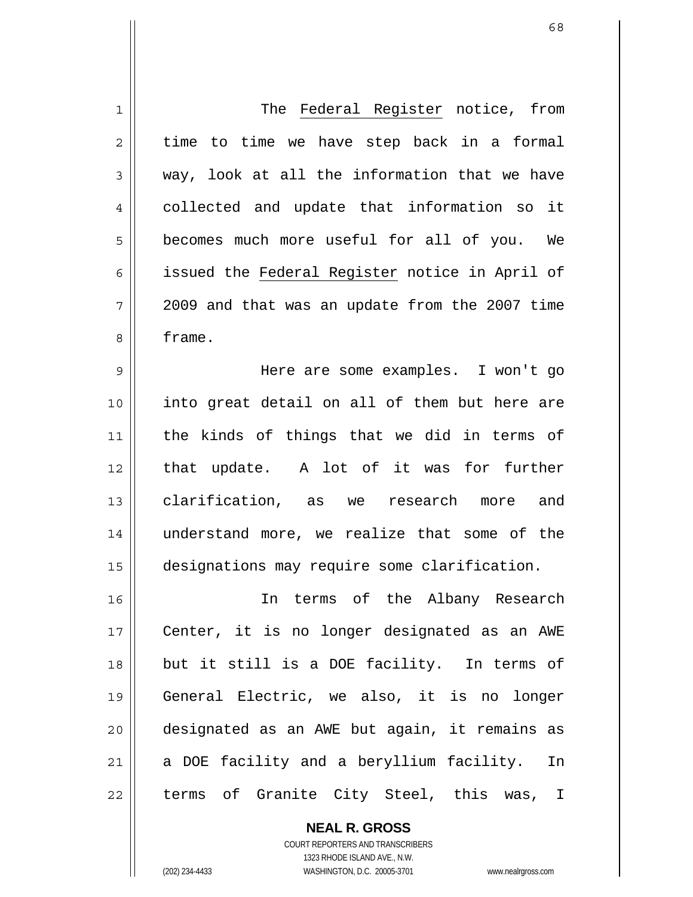The *Federal Register* notice, from time to time we have step back in a formal way, look at all the information that we have collected and update that information so it becomes much more useful for all of you. We issued the *Federal Register* notice in April of 2009 and that was an update from the 2007 time frame.

Here are some examples. I won't go into great detail on all of them but here are the kinds of things that we did in terms of that update. A lot of it was for further clarification, as we research more and understand more, we realize that some of the designations may require some clarification.

In terms of the Albany Research Center, it is no longer designated as an AWE but it still is a DOE facility. In terms of General Electric, we also, it is no longer designated as an AWE but again, it remains as a DOE facility and a beryllium facility. In terms of Granite City Steel, this was, I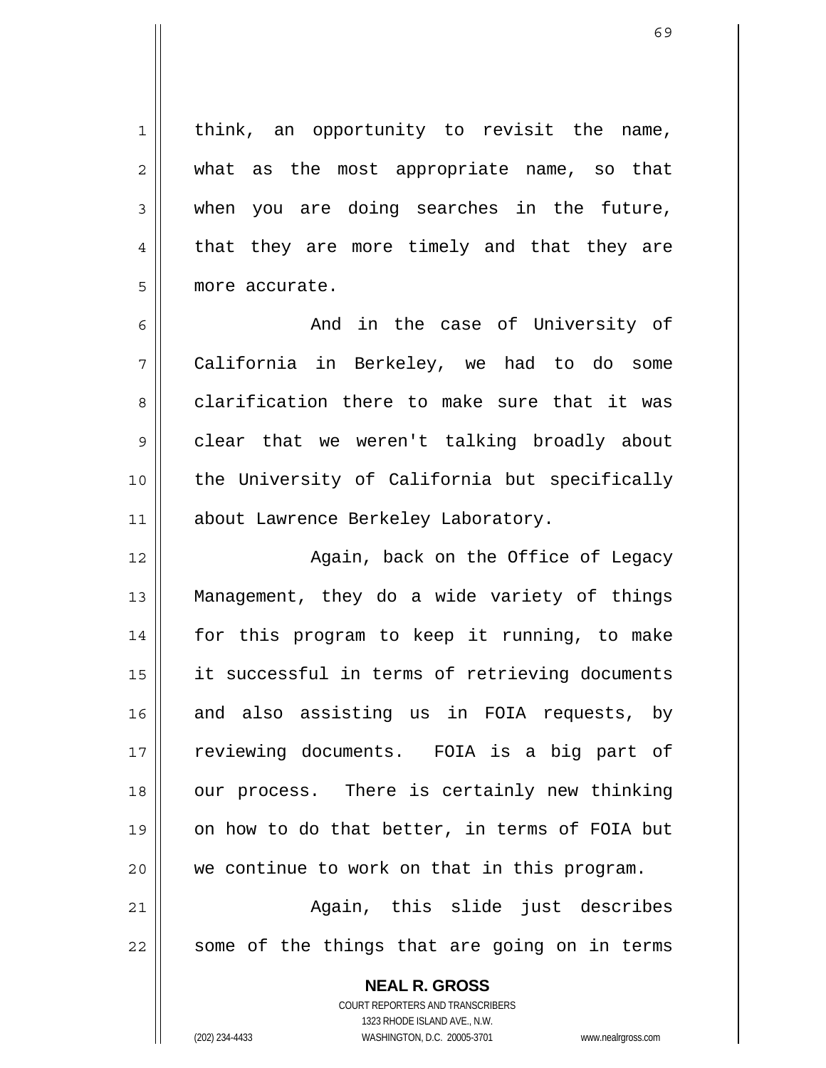think, an opportunity to revisit the name, what as the most appropriate name, so that when you are doing searches in the future, that they are more timely and that they are more accurate.

And in the case of University of California in Berkeley, we had to do some clarification there to make sure that it was clear that we weren't talking broadly about the University of California but specifically about Lawrence Berkeley Laboratory.

Again, back on the Office of Legacy Management, they do a wide variety of things for this program to keep it running, to make it successful in terms of retrieving documents and also assisting us in FOIA requests, by reviewing documents. FOIA is a big part of our process. There is certainly new thinking on how to do that better, in terms of FOIA but we continue to work on that in this program.

Again, this slide just describes some of the things that are going on in terms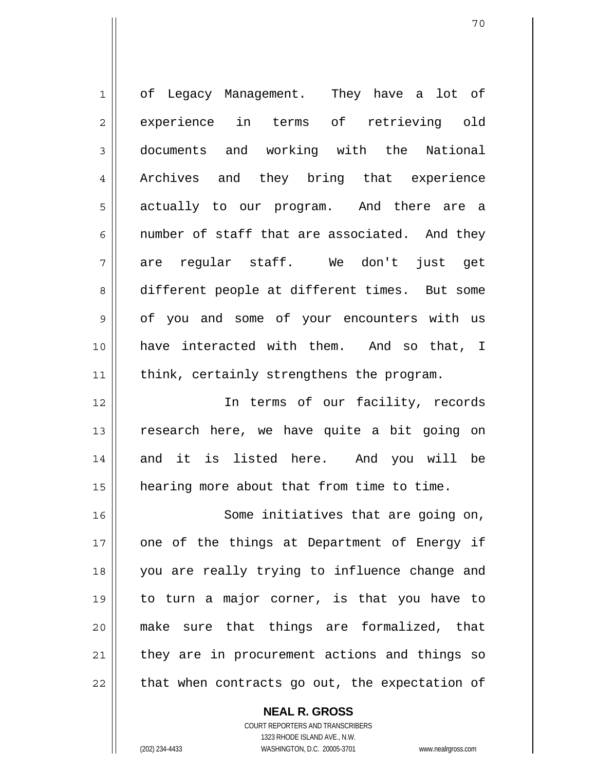of Legacy Management. They have a lot of experience in terms of retrieving old documents and working with the National Archives and they bring that experience actually to our program. And there are a number of staff that are associated. And they are regular staff. We don't just get different people at different times. But some of you and some of your encounters with us have interacted with them. And so that, I think, certainly strengthens the program.

In terms of our facility, records research here, we have quite a bit going on and it is listed here. And you will be hearing more about that from time to time.

Some initiatives that are going on, one of the things at Department of Energy if you are really trying to influence change and to turn a major corner, is that you have to make sure that things are formalized, that they are in procurement actions and things so that when contracts go out, the expectation of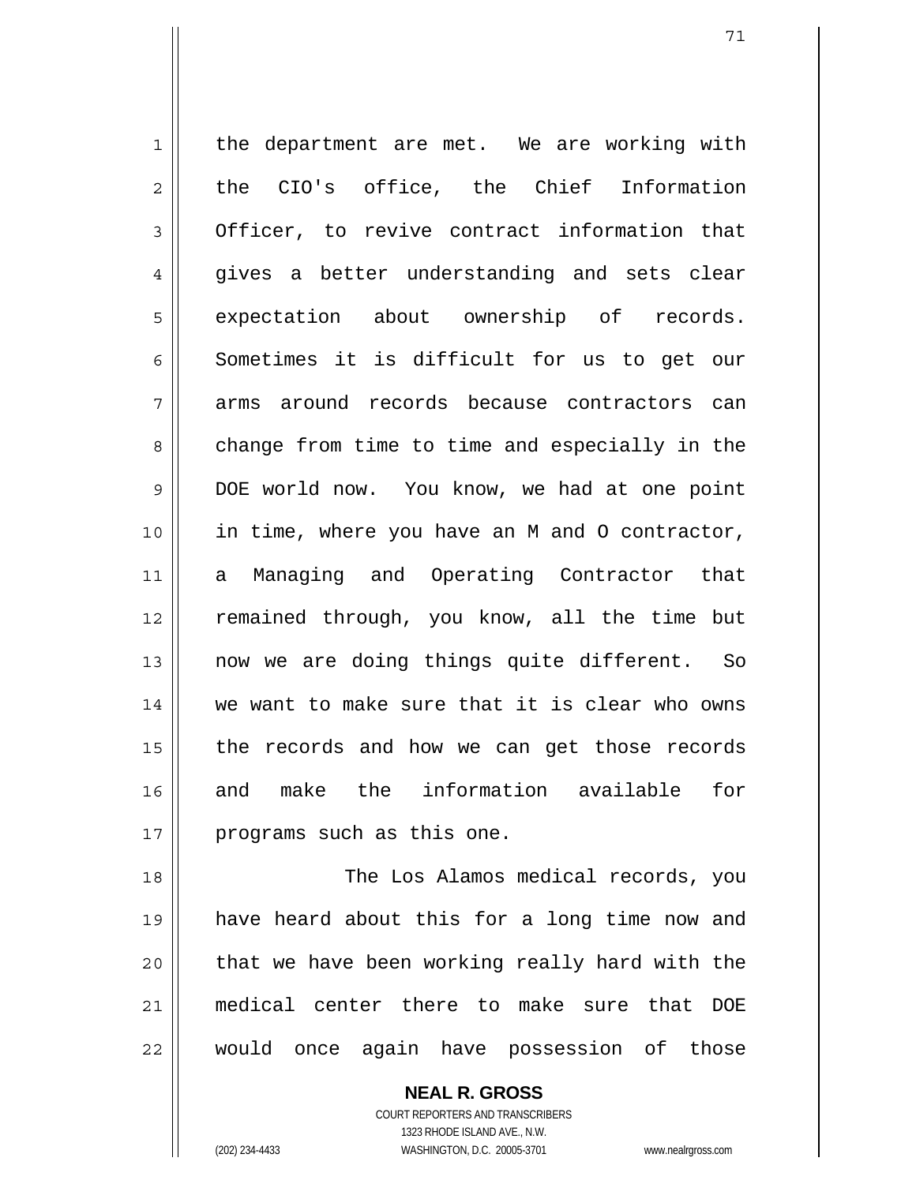the department are met. We are working with the CIO's office, the Chief Information Officer, to revive contract information that gives a better understanding and sets clear expectation about ownership of records. Sometimes it is difficult for us to get our arms around records because contractors can change from time to time and especially in the DOE world now. You know, we had at one point in time, where you have an M and O contractor, a Managing and Operating Contractor that remained through, you know, all the time but now we are doing things quite different. So we want to make sure that it is clear who owns the records and how we can get those records and make the information available for programs such as this one.

The Los Alamos medical records, you have heard about this for a long time now and that we have been working really hard with the medical center there to make sure that DOE would once again have possession of those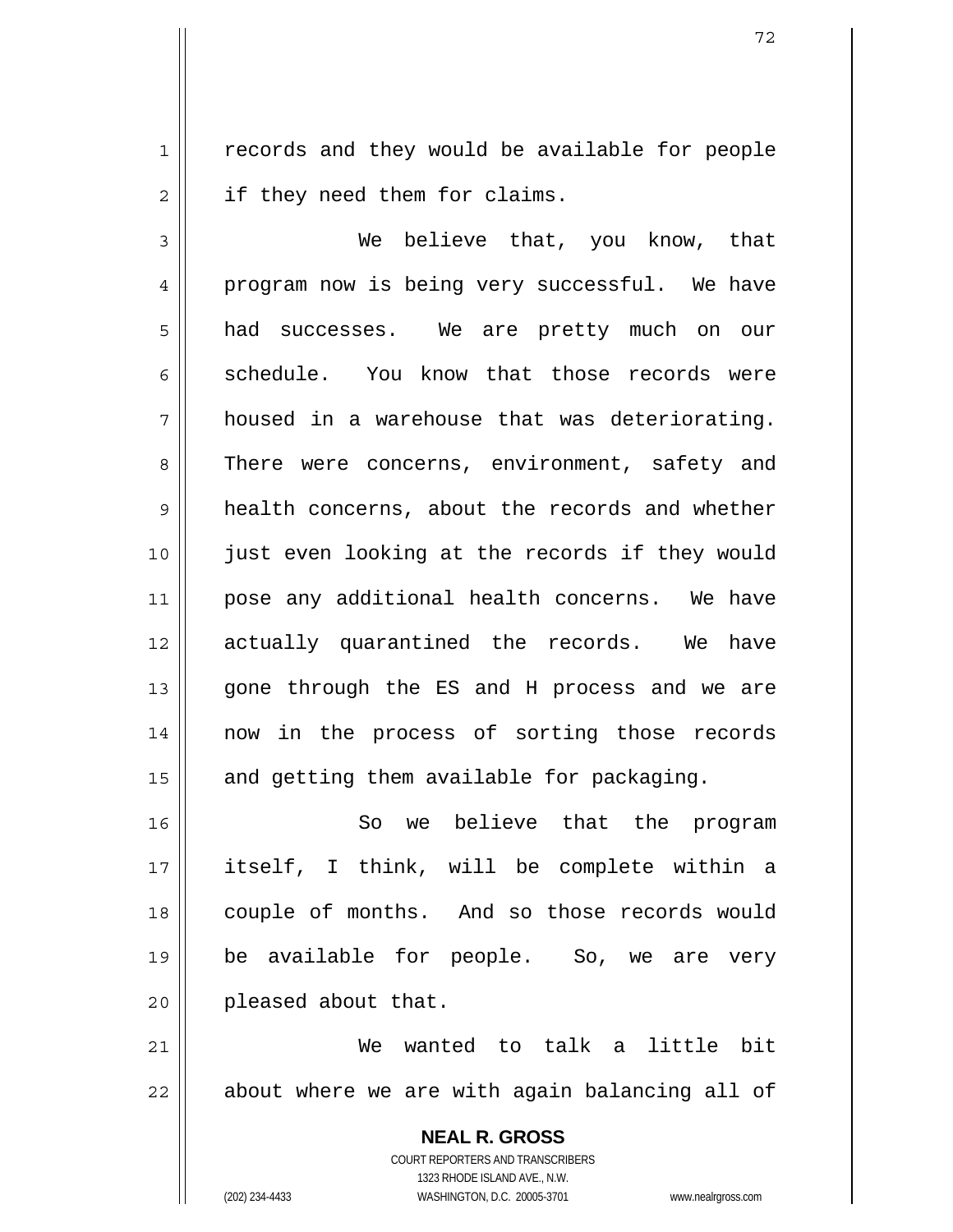records and they would be available for people if they need them for claims.

We believe that, you know, that program now is being very successful. We have had successes. We are pretty much on our schedule. You know that those records were housed in a warehouse that was deteriorating. There were concerns, environment, safety and health concerns, about the records and whether just even looking at the records if they would pose any additional health concerns. We have actually quarantined the records. We have gone through the ES and H process and we are now in the process of sorting those records and getting them available for packaging.

So we believe that the program itself, I think, will be complete within a couple of months. And so those records would be available for people. So, we are very pleased about that.

We wanted to talk a little bit about where we are with again balancing all of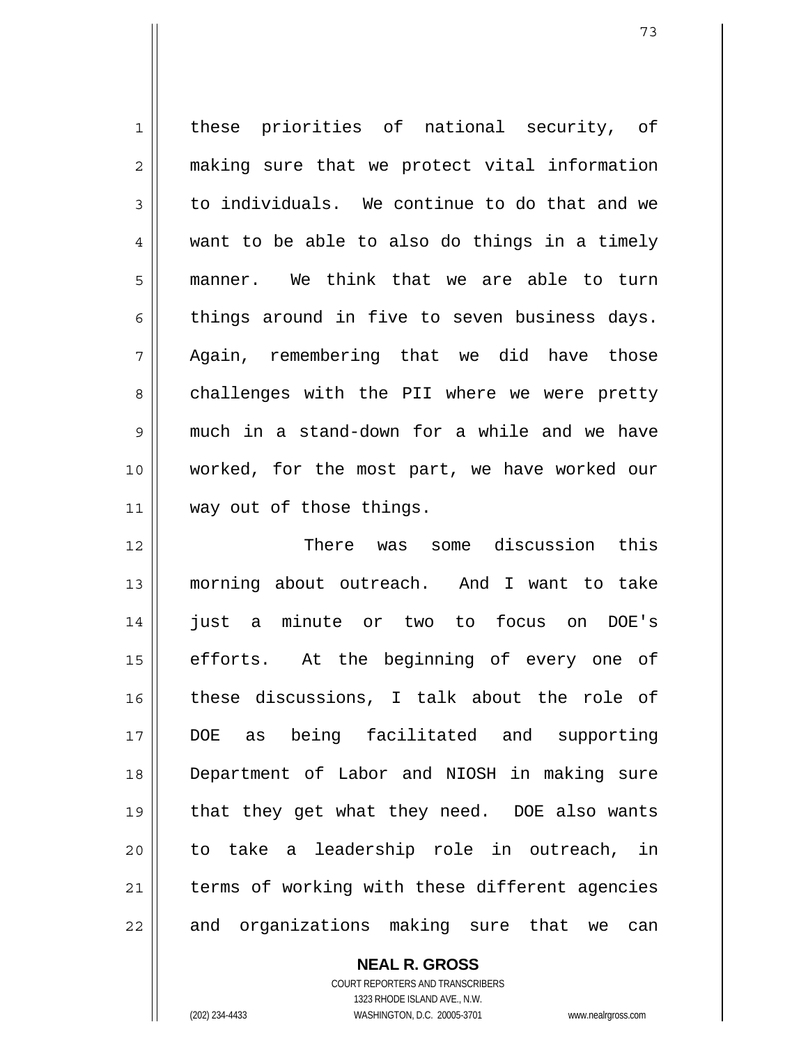these priorities of national security, of making sure that we protect vital information to individuals. We continue to do that and we want to be able to also do things in a timely manner. We think that we are able to turn things around in five to seven business days. Again, remembering that we did have those challenges with the PII where we were pretty much in a stand-down for a while and we have worked, for the most part, we have worked our way out of those things.

There was some discussion this morning about outreach. And I want to take just a minute or two to focus on DOE's efforts. At the beginning of every one of these discussions, I talk about the role of DOE as being facilitated and supporting Department of Labor and NIOSH in making sure that they get what they need. DOE also wants to take a leadership role in outreach, in terms of working with these different agencies and organizations making sure that we can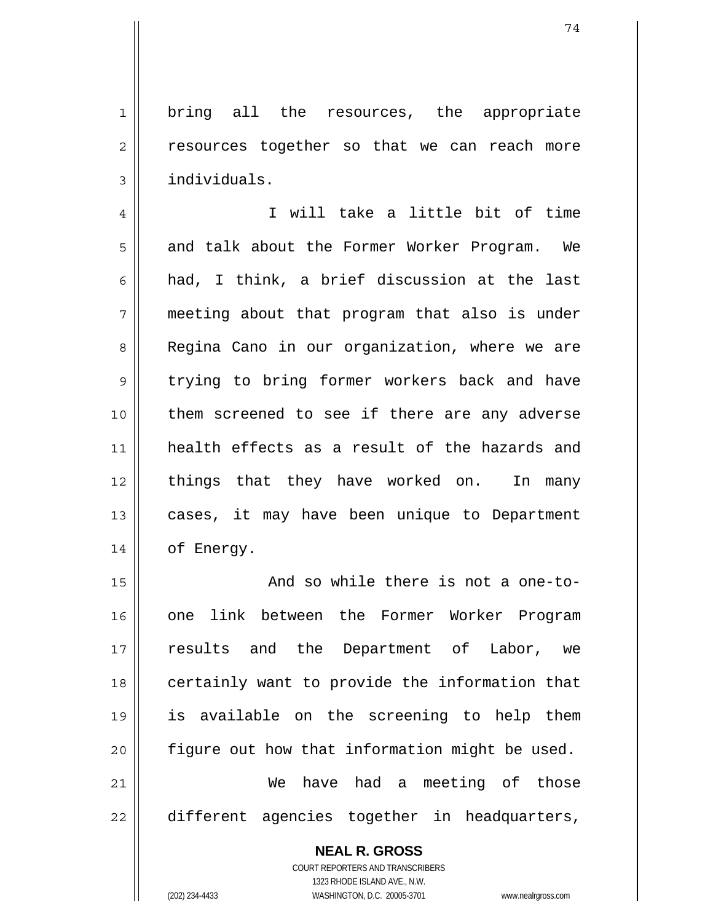bring all the resources, the appropriate resources together so that we can reach more individuals.

I will take a little bit of time and talk about the Former Worker Program. We had, I think, a brief discussion at the last meeting about that program that also is under Regina Cano in our organization, where we are trying to bring former workers back and have them screened to see if there are any adverse health effects as a result of the hazards and things that they have worked on. In many cases, it may have been unique to Department of Energy.

And so while there is not a one-to-one link between the Former Worker Program results and the Department of Labor, we certainly want to provide the information that is available on the screening to help them figure out how that information might be used.

We have had a meeting of those different agencies together in headquarters,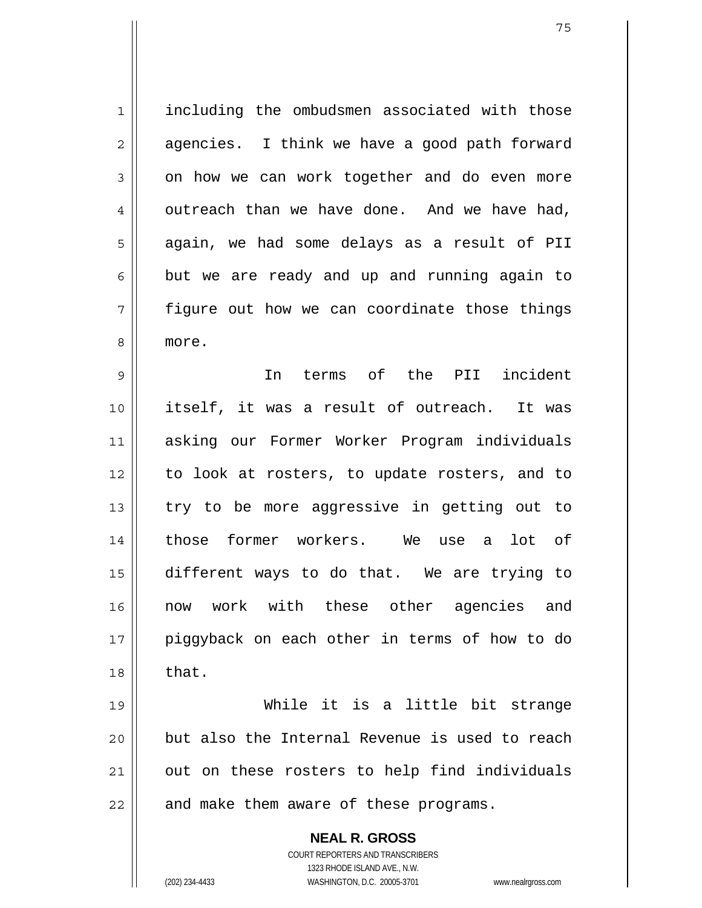including the ombudsmen associated with those agencies. I think we have a good path forward on how we can work together and do even more outreach than we have done. And we have had, again, we had some delays as a result of PII but we are ready and up and running again to figure out how we can coordinate those things more.

In terms of the PII incident itself, it was a result of outreach. It was asking our Former Worker Program individuals to look at rosters, to update rosters, and to try to be more aggressive in getting out to those former workers. We use a lot of different ways to do that. We are trying to now work with these other agencies and piggyback on each other in terms of how to do that.

While it is a little bit strange but also the Internal Revenue is used to reach out on these rosters to help find individuals and make them aware of these programs.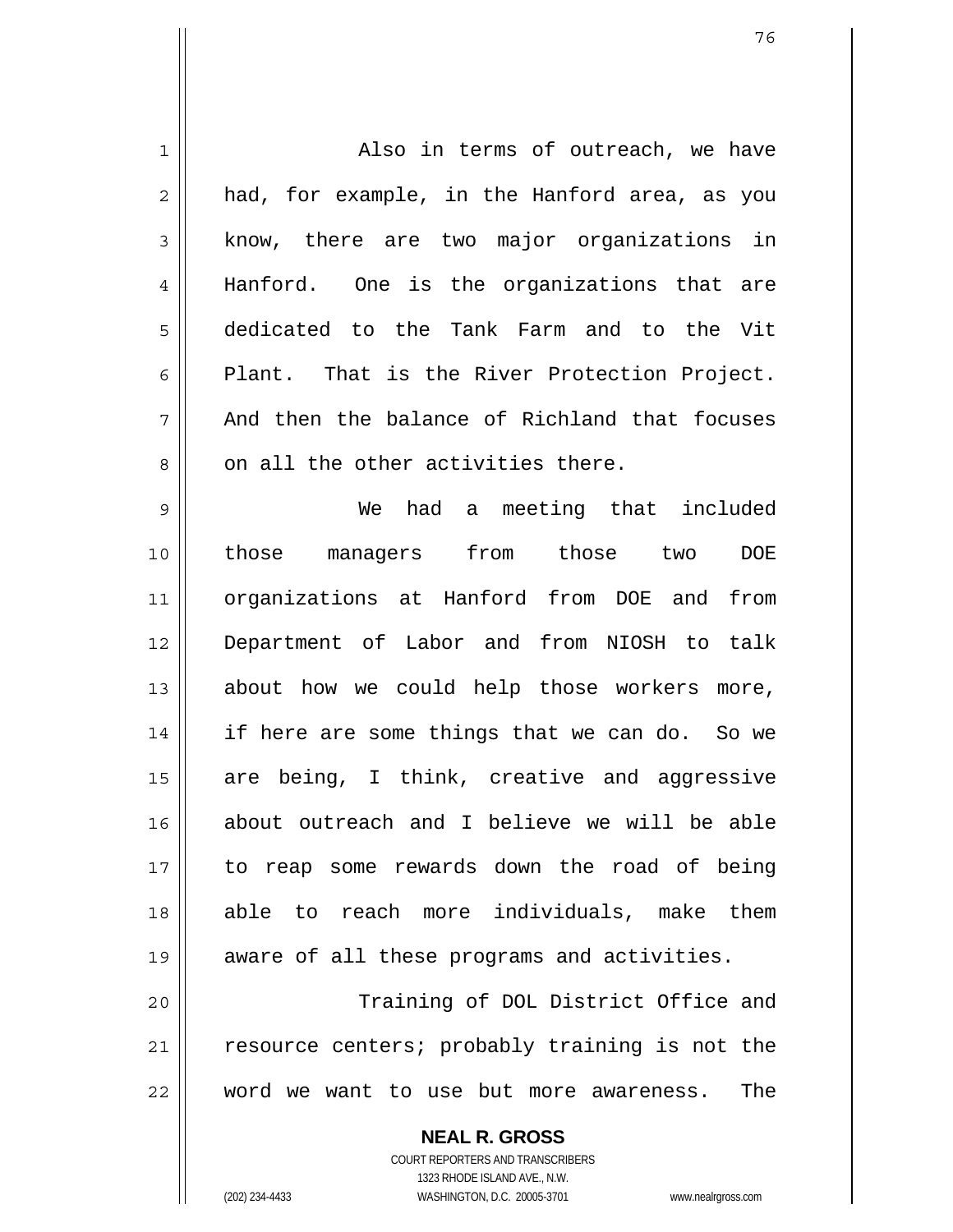Also in terms of outreach, we have had, for example, in the Hanford area, as you know, there are two major organizations in Hanford. One is the organizations that are dedicated to the Tank Farm and to the Vit Plant. That is the River Protection Project. And then the balance of Richland that focuses on all the other activities there.

We had a meeting that included those managers from those two DOE organizations at Hanford from DOE and from Department of Labor and from NIOSH to talk about how we could help those workers more, if here are some things that we can do. So we are being, I think, creative and aggressive about outreach and I believe we will be able to reap some rewards down the road of being able to reach more individuals, make them aware of all these programs and activities.

Training of DOL District Office and resource centers; probably training is not the word we want to use but more awareness. The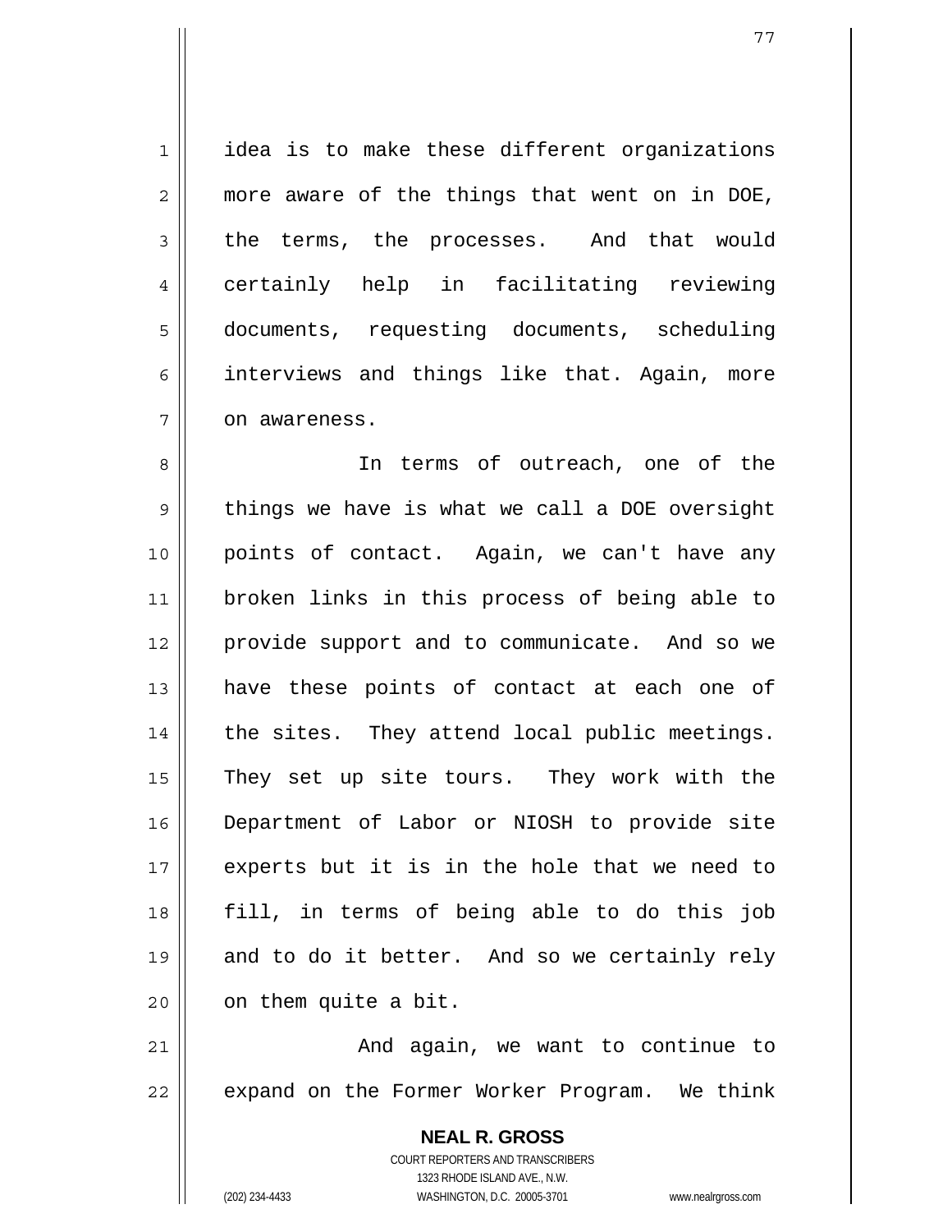idea is to make these different organizations more aware of the things that went on in DOE, the terms, the processes. And that would certainly help in facilitating reviewing documents, requesting documents, scheduling interviews and things like that. Again, more on awareness.

In terms of outreach, one of the things we have is what we call a DOE oversight points of contact. Again, we can't have any broken links in this process of being able to provide support and to communicate. And so we have these points of contact at each one of the sites. They attend local public meetings. They set up site tours. They work with the Department of Labor or NIOSH to provide site experts but it is in the hole that we need to fill, in terms of being able to do this job and to do it better. And so we certainly rely on them quite a bit.

And again, we want to continue to expand on the Former Worker Program. We think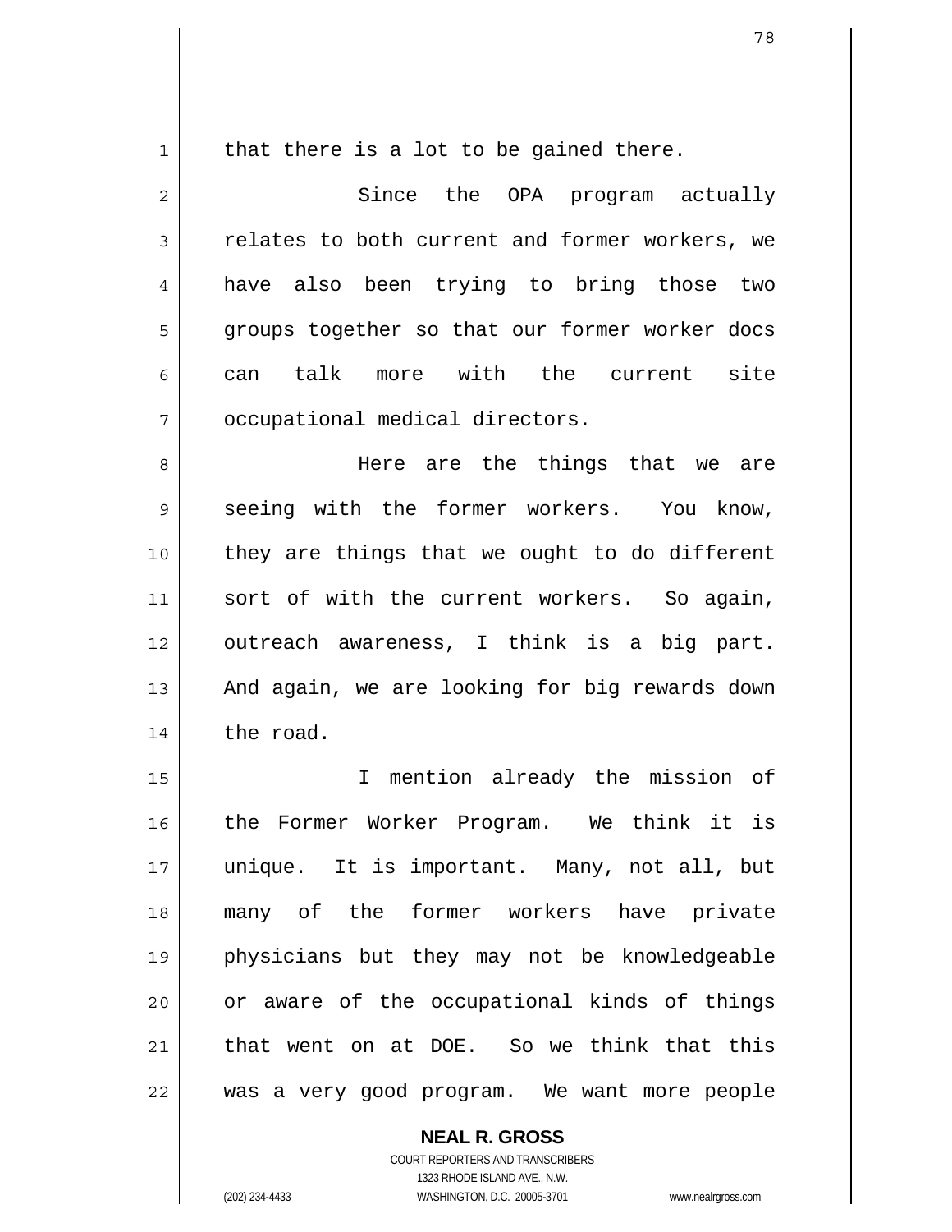that there is a lot to be gained there.

Since the OPA program actually relates to both current and former workers, we have also been trying to bring those two groups together so that our former worker docs can talk more with the current site occupational medical directors.

Here are the things that we are seeing with the former workers. You know, they are things that we ought to do different sort of with the current workers. So again, outreach awareness, I think is a big part. And again, we are looking for big rewards down the road.

I mention already the mission of the Former Worker Program. We think it is unique. It is important. Many, not all, but many of the former workers have private physicians but they may not be knowledgeable or aware of the occupational kinds of things that went on at DOE. So we think that this was a very good program. We want more people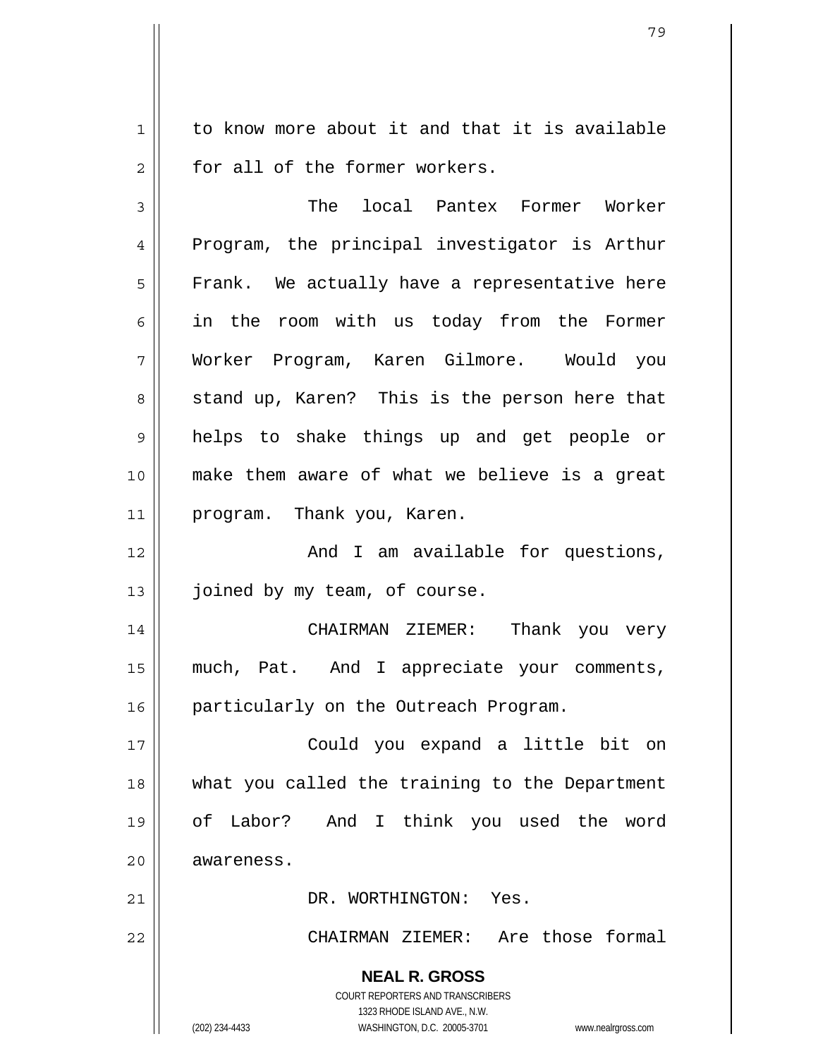to know more about it and that it is available for all of the former workers.

The local Pantex Former Worker Program, the principal investigator is Arthur Frank. We actually have a representative here in the room with us today from the Former Worker Program, Karen Gilmore. Would you stand up, Karen? This is the person here that helps to shake things up and get people or make them aware of what we believe is a great program. Thank you, Karen.

And I am available for questions, joined by my team, of course.

CHAIRMAN ZIEMER: Thank you very much, Pat. And I appreciate your comments, particularly on the Outreach Program.

Could you expand a little bit on what you called the training to the Department of Labor? And I think you used the word awareness.

DR. WORTHINGTON: Yes.

CHAIRMAN ZIEMER: Are those formal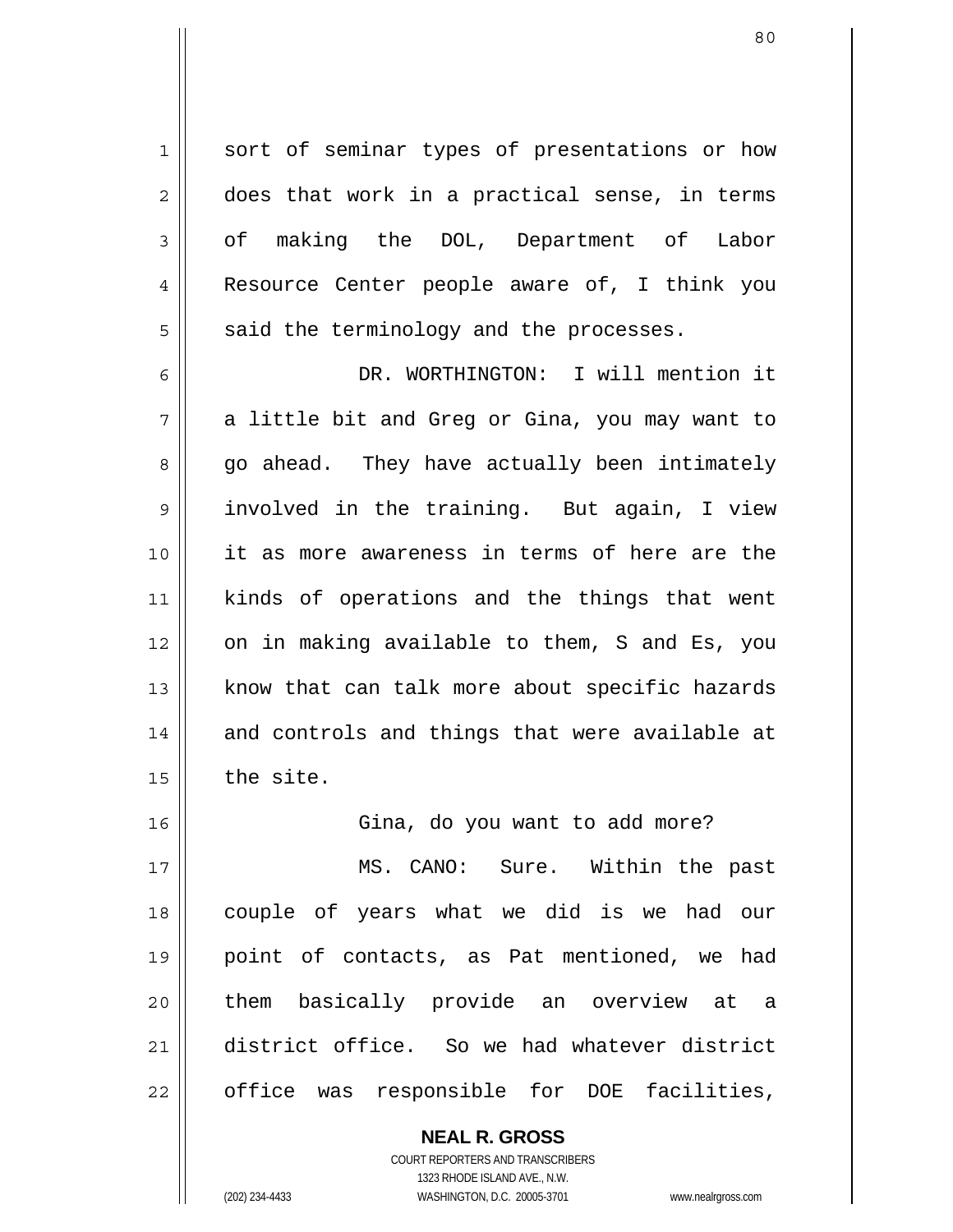sort of seminar types of presentations or how does that work in a practical sense, in terms of making the DOL, Department of Labor Resource Center people aware of, I think you said the terminology and the processes.

DR. WORTHINGTON: I will mention it a little bit and Greg or Gina, you may want to go ahead. They have actually been intimately involved in the training. But again, I view it as more awareness in terms of here are the kinds of operations and the things that went on in making available to them, S and Es, you know that can talk more about specific hazards and controls and things that were available at the site.

Gina, do you want to add more?

MS. CANO: Sure. Within the past couple of years what we did is we had our point of contacts, as Pat mentioned, we had them basically provide an overview at a district office. So we had whatever district office was responsible for DOE facilities,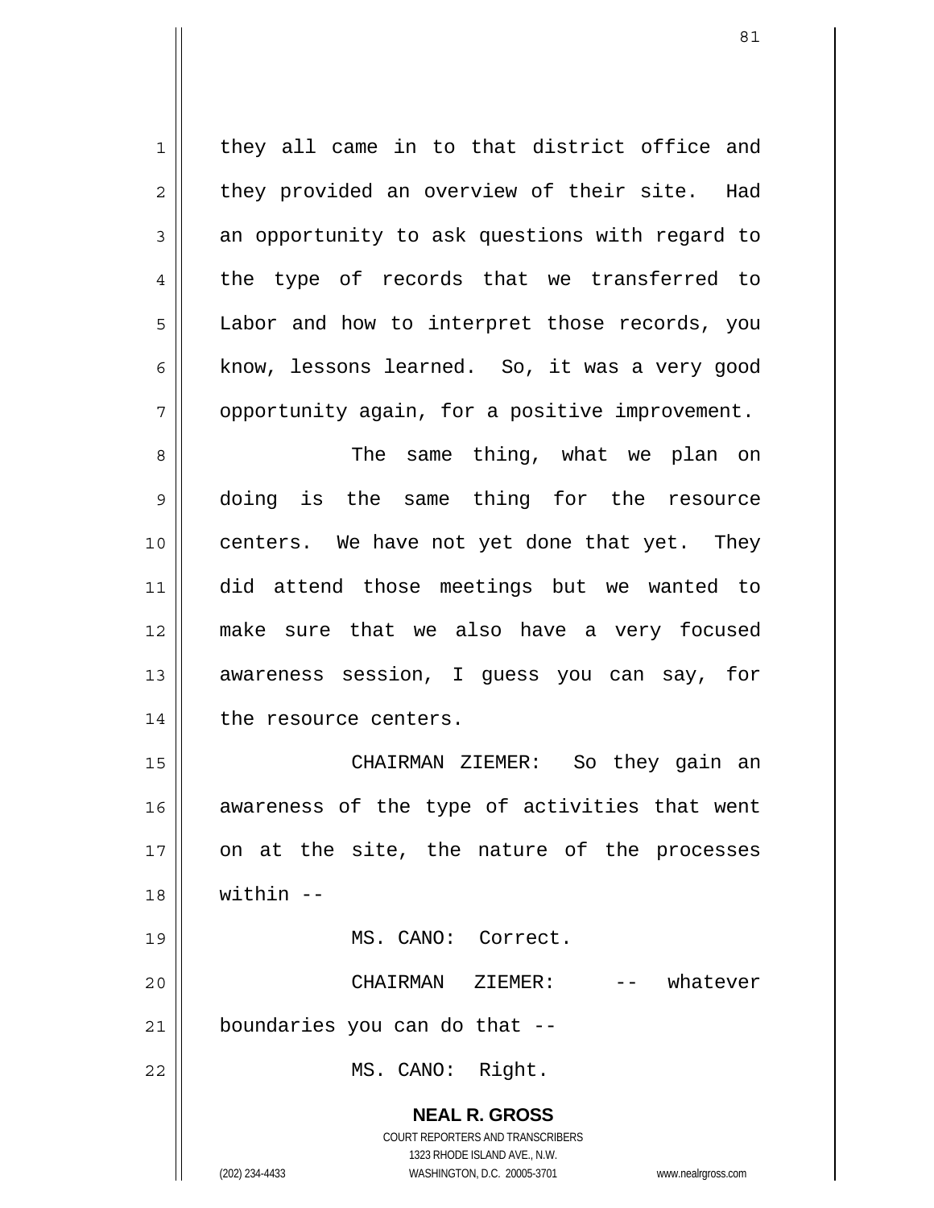they all came in to that district office and they provided an overview of their site. Had an opportunity to ask questions with regard to the type of records that we transferred to Labor and how to interpret those records, you know, lessons learned. So, it was a very good opportunity again, for a positive improvement.

The same thing, what we plan on doing is the same thing for the resource centers. We have not yet done that yet. They did attend those meetings but we wanted to make sure that we also have a very focused awareness session, I guess you can say, for the resource centers.

CHAIRMAN ZIEMER: So they gain an awareness of the type of activities that went on at the site, the nature of the processes within --

MS. CANO: Correct.

CHAIRMAN ZIEMER: -- whatever boundaries you can do that --

MS. CANO: Right.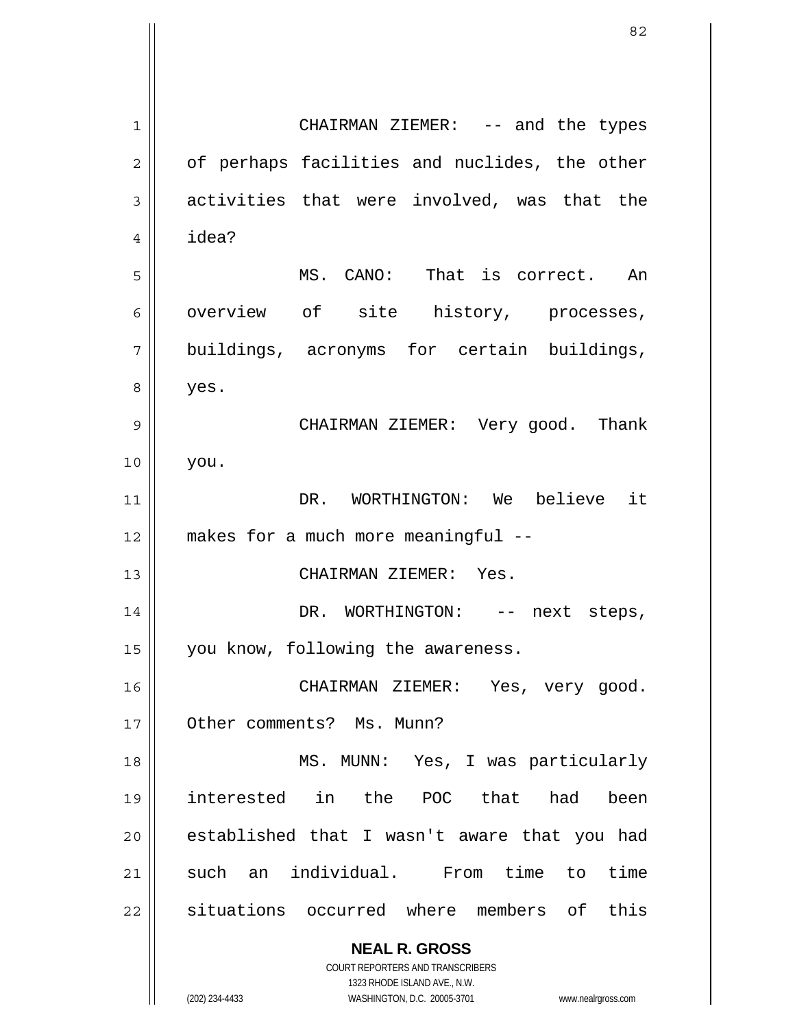CHAIRMAN ZIEMER: -- and the types of perhaps facilities and nuclides, the other activities that were involved, was that the idea?

MS. CANO: That is correct. An overview of site history, processes, buildings, acronyms for certain buildings, yes.

CHAIRMAN ZIEMER: Very good. Thank you.

DR. WORTHINGTON: We believe it makes for a much more meaningful --

CHAIRMAN ZIEMER: Yes.

DR. WORTHINGTON: -- next steps, you know, following the awareness.

CHAIRMAN ZIEMER: Yes, very good. Other comments? Ms. Munn?

MS. MUNN: Yes, I was particularly interested in the POC that had been established that I wasn't aware that you had such an individual. From time to time situations occurred where members of this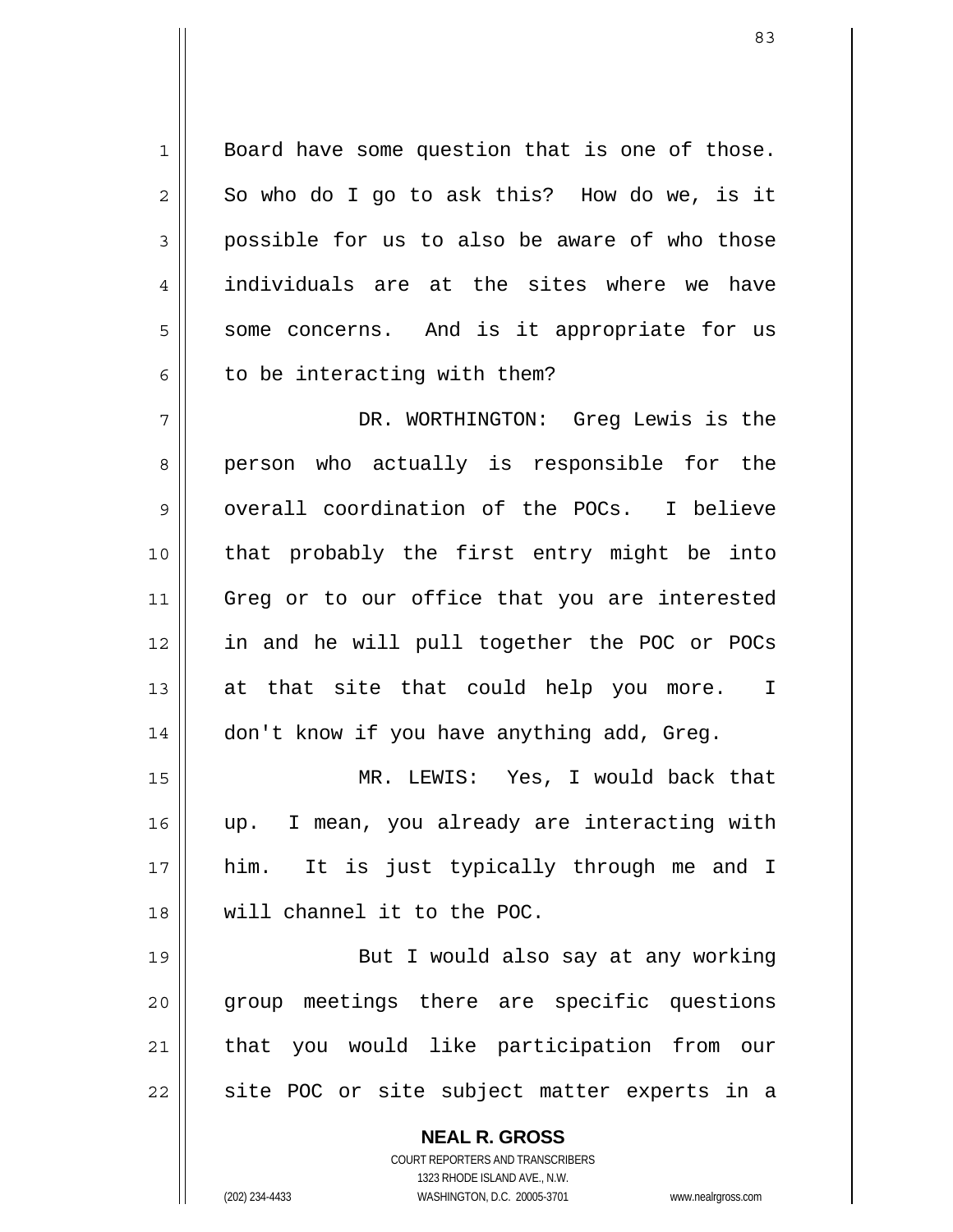Board have some question that is one of those. So who do I go to ask this? How do we, is it possible for us to also be aware of who those individuals are at the sites where we have some concerns. And is it appropriate for us to be interacting with them?

DR. WORTHINGTON: Greg Lewis is the person who actually is responsible for the overall coordination of the POCs. I believe that probably the first entry might be into Greg or to our office that you are interested in and he will pull together the POC or POCs at that site that could help you more. I don't know if you have anything add, Greg.

MR. LEWIS: Yes, I would back that up. I mean, you already are interacting with him. It is just typically through me and I will channel it to the POC.

But I would also say at any working group meetings there are specific questions that you would like participation from our site POC or site subject matter experts in a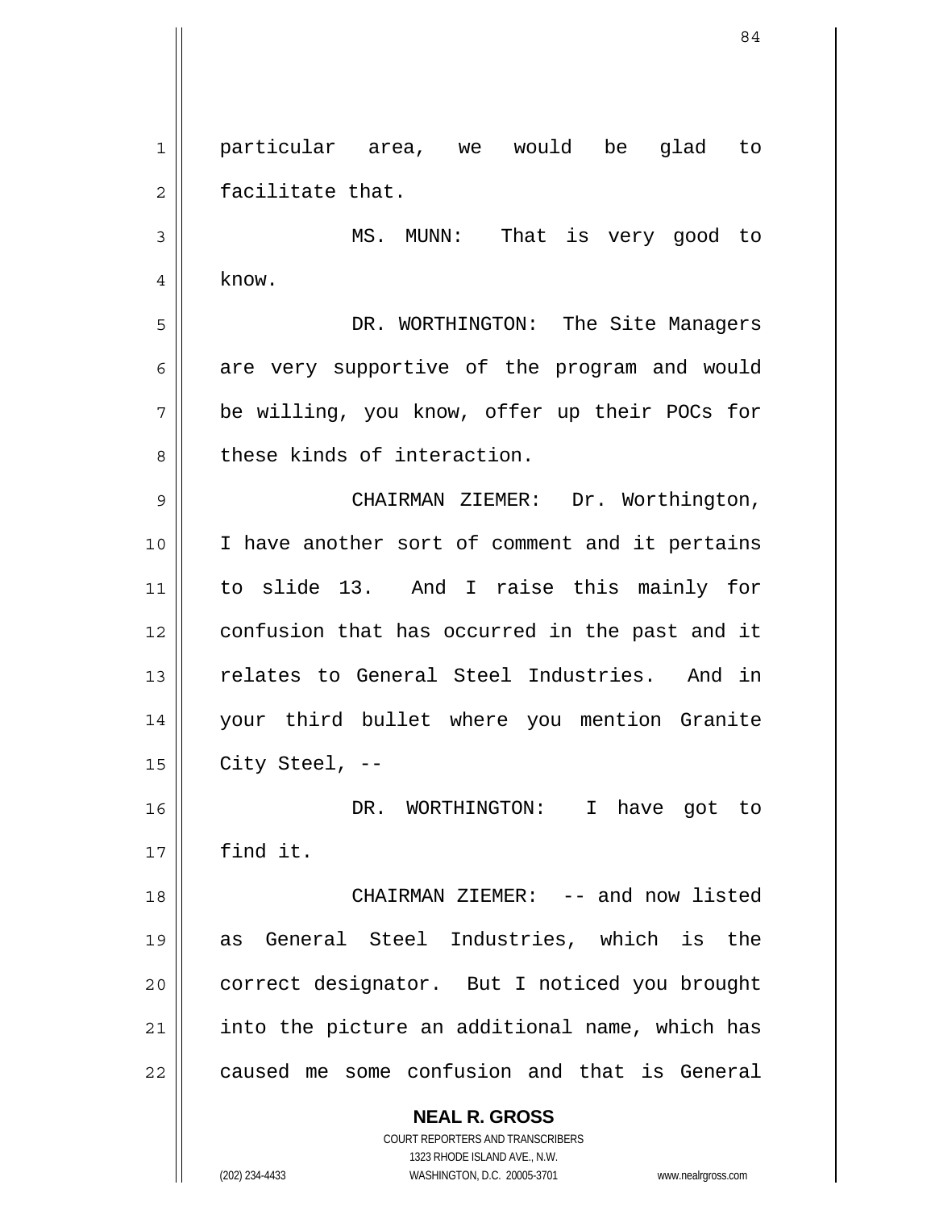particular area, we would be glad to facilitate that.

MS. MUNN: That is very good to know.

DR. WORTHINGTON: The Site Managers are very supportive of the program and would be willing, you know, offer up their POCs for these kinds of interaction.

CHAIRMAN ZIEMER: Dr. Worthington, I have another sort of comment and it pertains to slide 13. And I raise this mainly for confusion that has occurred in the past and it relates to General Steel Industries. And in your third bullet where you mention Granite City Steel, --

DR. WORTHINGTON: I have got to find it.

CHAIRMAN ZIEMER: -- and now listed as General Steel Industries, which is the correct designator. But I noticed you brought into the picture an additional name, which has caused me some confusion and that is General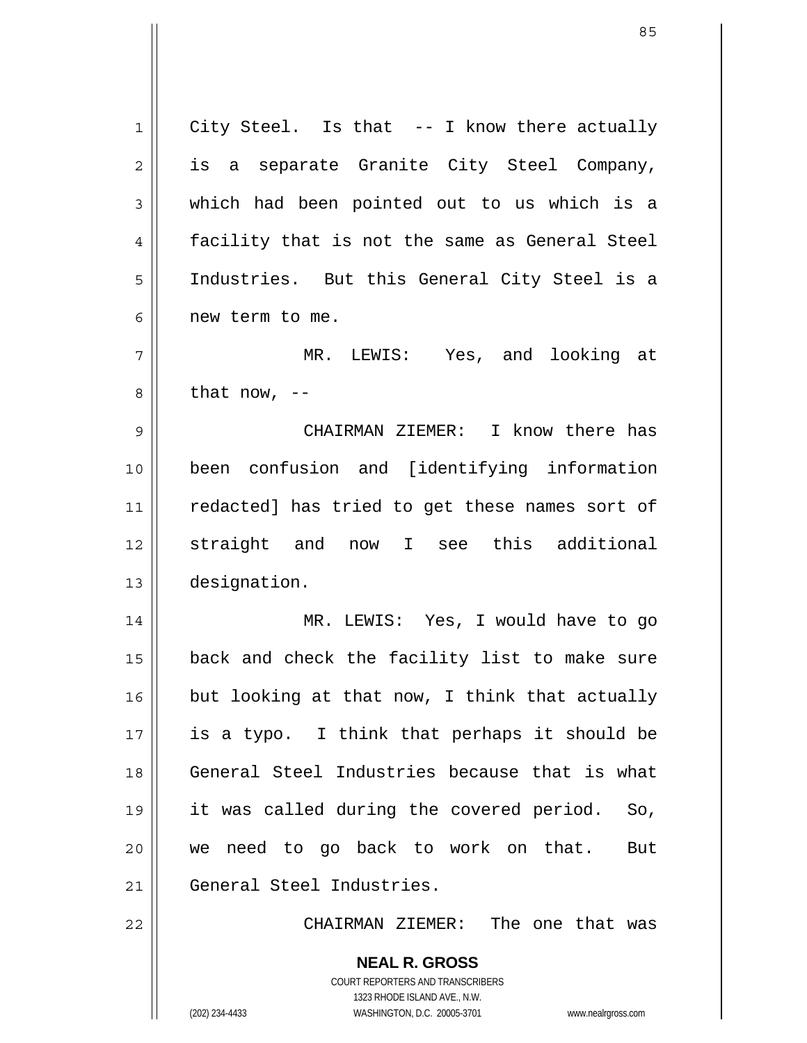City Steel. Is that -- I know there actually is a separate Granite City Steel Company, which had been pointed out to us which is a facility that is not the same as General Steel Industries. But this General City Steel is a new term to me.

MR. LEWIS: Yes, and looking at that now, --

CHAIRMAN ZIEMER: I know there has been confusion and [identifying information redacted] has tried to get these names sort of straight and now I see this additional designation.

MR. LEWIS: Yes, I would have to go back and check the facility list to make sure but looking at that now, I think that actually is a typo. I think that perhaps it should be General Steel Industries because that is what it was called during the covered period. So, we need to go back to work on that. But General Steel Industries.

CHAIRMAN ZIEMER: The one that was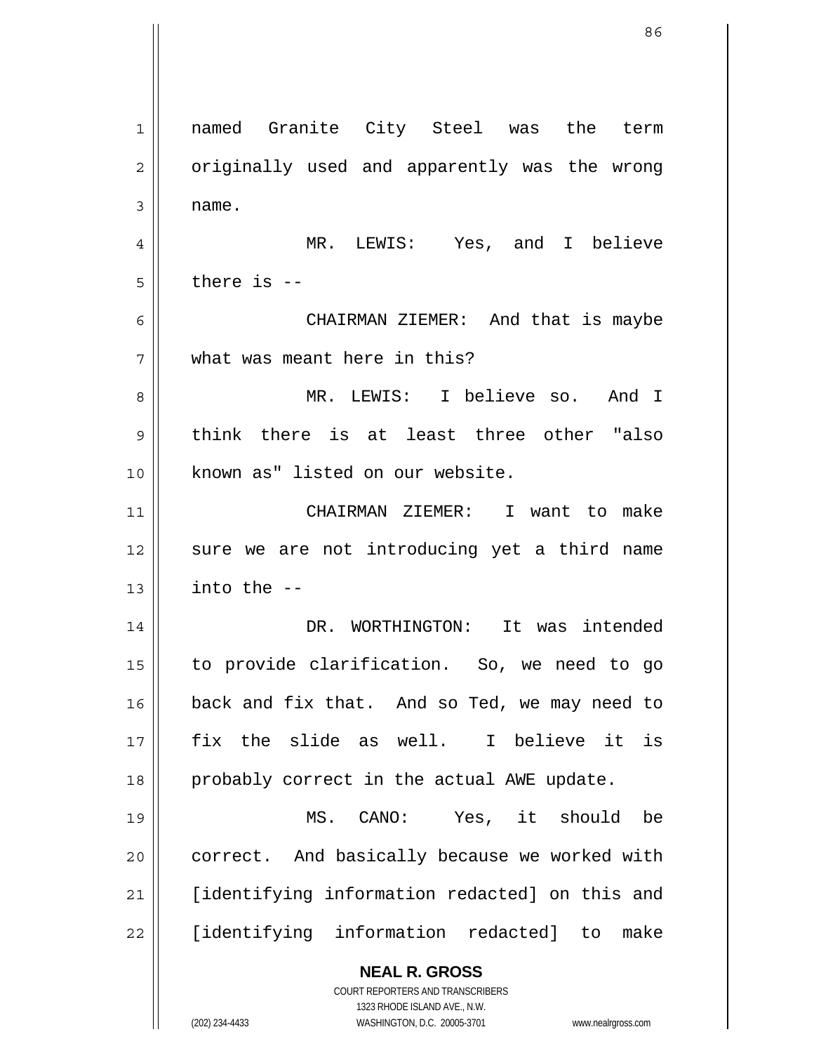named Granite City Steel was the term originally used and apparently was the wrong name.

MR. LEWIS: Yes, and I believe there is --

CHAIRMAN ZIEMER: And that is maybe what was meant here in this?

MR. LEWIS: I believe so. And I think there is at least three other "also known as" listed on our website.

CHAIRMAN ZIEMER: I want to make sure we are not introducing yet a third name into the --

DR. WORTHINGTON: It was intended to provide clarification. So, we need to go back and fix that. And so Ted, we may need to fix the slide as well. I believe it is probably correct in the actual AWE update.

MS. CANO: Yes, it should be correct. And basically because we worked with [identifying information redacted] on this and [identifying information redacted] to make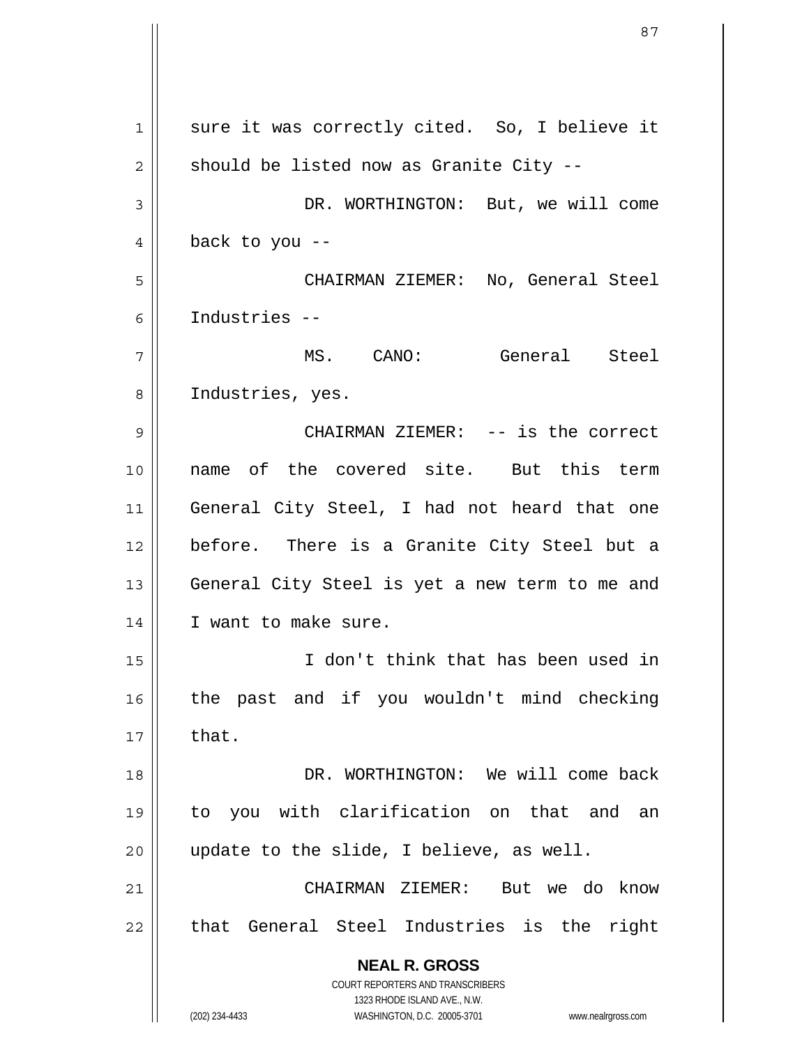sure it was correctly cited. So, I believe it should be listed now as Granite City --

DR. WORTHINGTON: But, we will come back to you --

CHAIRMAN ZIEMER: No, General Steel Industries --

MS. CANO: General Steel Industries, yes.

CHAIRMAN ZIEMER: -- is the correct name of the covered site. But this term General City Steel, I had not heard that one before. There is a Granite City Steel but a General City Steel is yet a new term to me and I want to make sure.

I don't think that has been used in the past and if you wouldn't mind checking that.

DR. WORTHINGTON: We will come back to you with clarification on that and an update to the slide, I believe, as well.

CHAIRMAN ZIEMER: But we do know that General Steel Industries is the right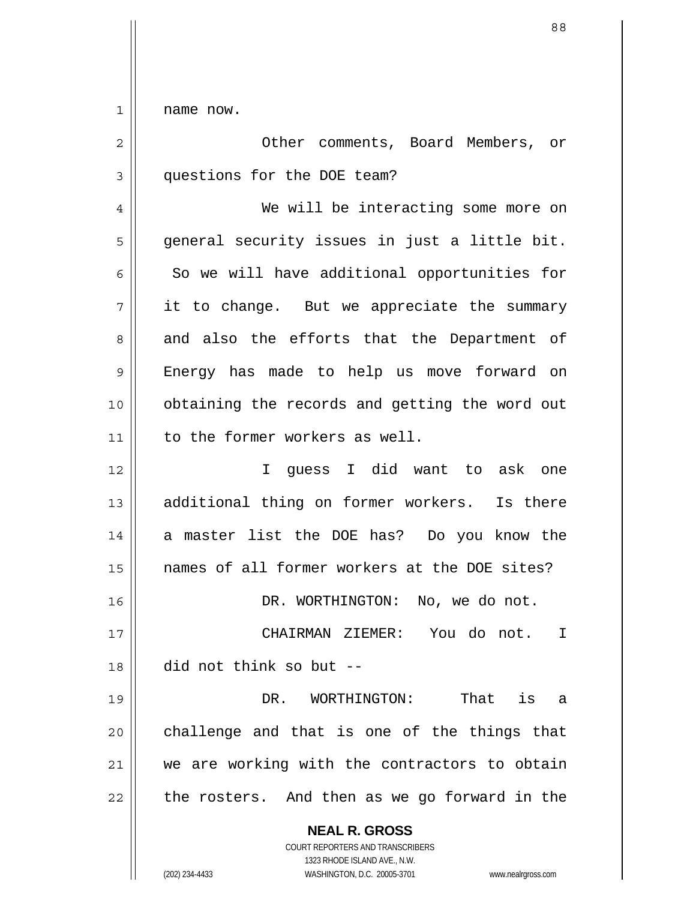name now.

Other comments, Board Members, or questions for the DOE team?

We will be interacting some more on general security issues in just a little bit. So we will have additional opportunities for it to change. But we appreciate the summary and also the efforts that the Department of Energy has made to help us move forward on obtaining the records and getting the word out to the former workers as well.

I guess I did want to ask one additional thing on former workers. Is there a master list the DOE has? Do you know the names of all former workers at the DOE sites?

DR. WORTHINGTON: No, we do not.

CHAIRMAN ZIEMER: You do not. I did not think so but --

DR. WORTHINGTON: That is a challenge and that is one of the things that we are working with the contractors to obtain the rosters. And then as we go forward in the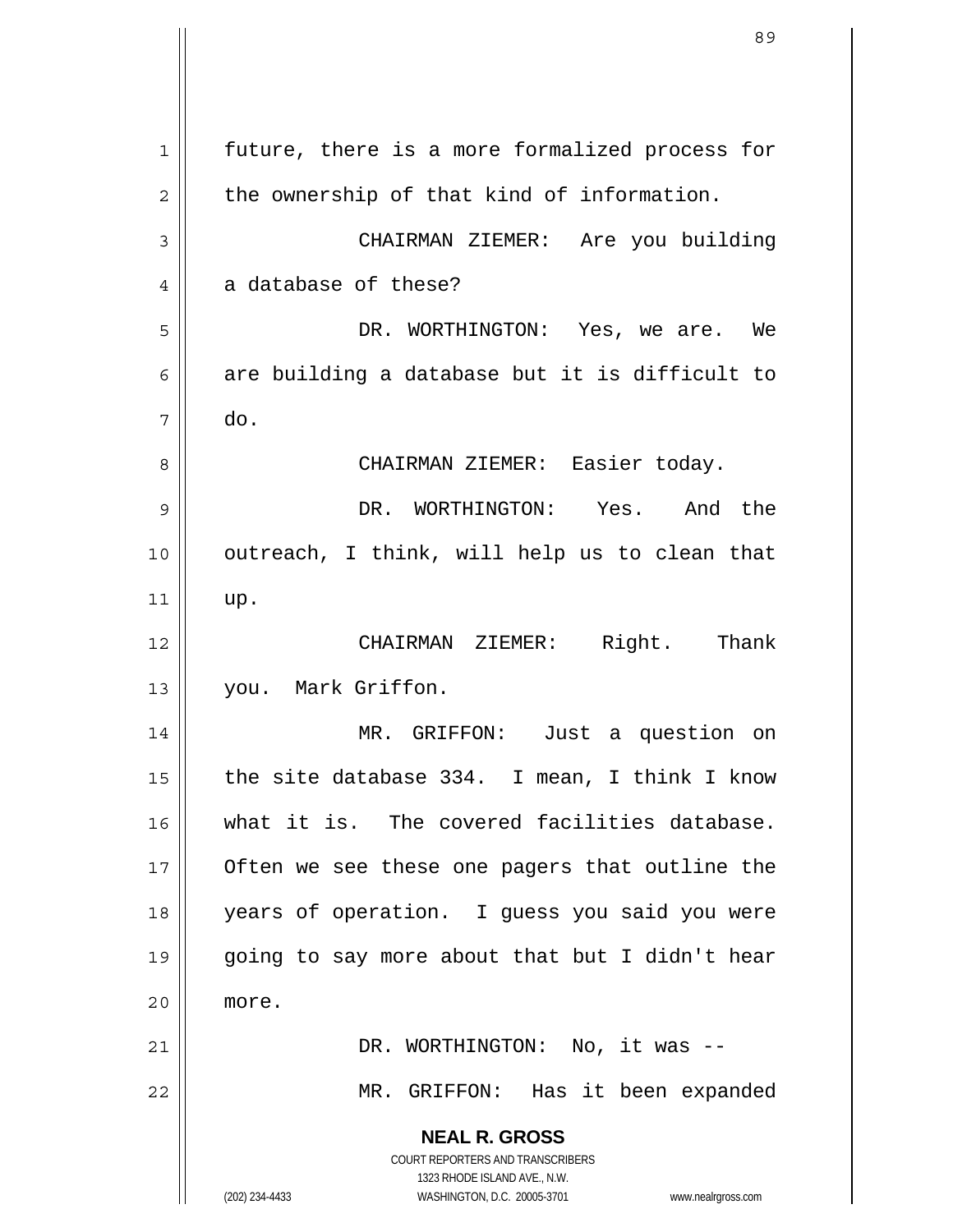future, there is a more formalized process for the ownership of that kind of information.

CHAIRMAN ZIEMER: Are you building a database of these?

DR. WORTHINGTON: Yes, we are. We are building a database but it is difficult to do.

CHAIRMAN ZIEMER: Easier today.

DR. WORTHINGTON: Yes. And the outreach, I think, will help us to clean that up.

CHAIRMAN ZIEMER: Right. Thank you. Mark Griffon.

MR. GRIFFON: Just a question on the site database 334. I mean, I think I know what it is. The covered facilities database. Often we see these one pagers that outline the years of operation. I guess you said you were going to say more about that but I didn't hear more.

DR. WORTHINGTON: No, it was --

MR. GRIFFON: Has it been expanded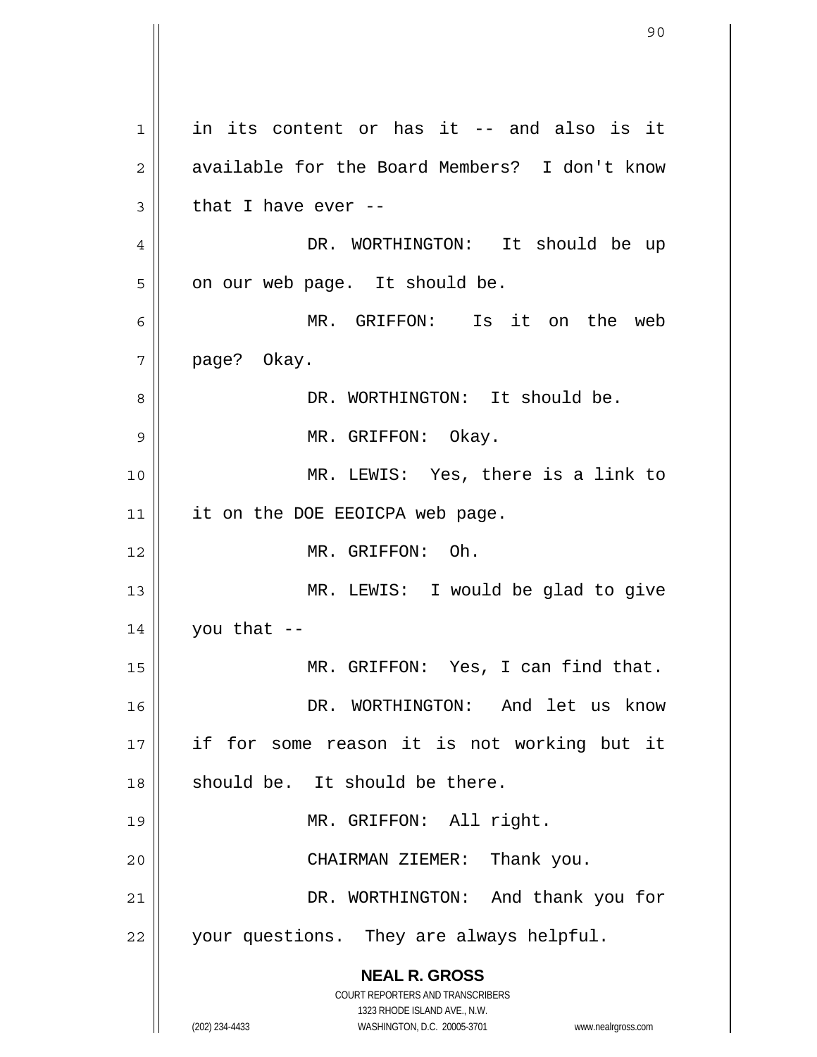in its content or has it -- and also is it available for the Board Members? I don't know that I have ever --

DR. WORTHINGTON: It should be up on our web page. It should be.

MR. GRIFFON: Is it on the web page? Okay.

DR. WORTHINGTON: It should be.

MR. GRIFFON: Okay.

MR. LEWIS: Yes, there is a link to it on the DOE EEOICPA web page.

MR. GRIFFON: Oh.

MR. LEWIS: I would be glad to give you that --

MR. GRIFFON: Yes, I can find that.

DR. WORTHINGTON: And let us know if for some reason it is not working but it should be. It should be there.

MR. GRIFFON: All right.

CHAIRMAN ZIEMER: Thank you.

DR. WORTHINGTON: And thank you for your questions. They are always helpful.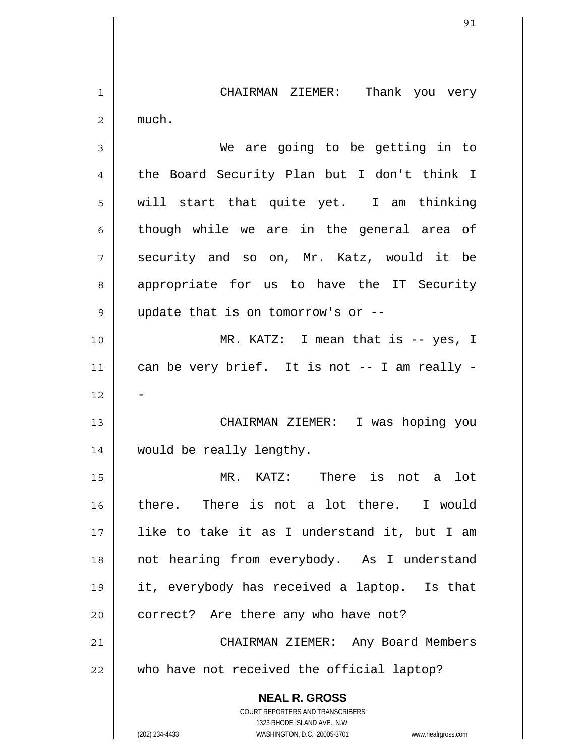CHAIRMAN ZIEMER: Thank you very much.

We are going to be getting in to the Board Security Plan but I don't think I will start that quite yet. I am thinking though while we are in the general area of security and so on, Mr. Katz, would it be appropriate for us to have the IT Security update that is on tomorrow's or --

MR. KATZ: I mean that is -- yes, I can be very brief. It is not -- I am really --

CHAIRMAN ZIEMER: I was hoping you would be really lengthy.

MR. KATZ: There is not a lot there. There is not a lot there. I would like to take it as I understand it, but I am not hearing from everybody. As I understand it, everybody has received a laptop. Is that correct? Are there any who have not?

CHAIRMAN ZIEMER: Any Board Members who have not received the official laptop?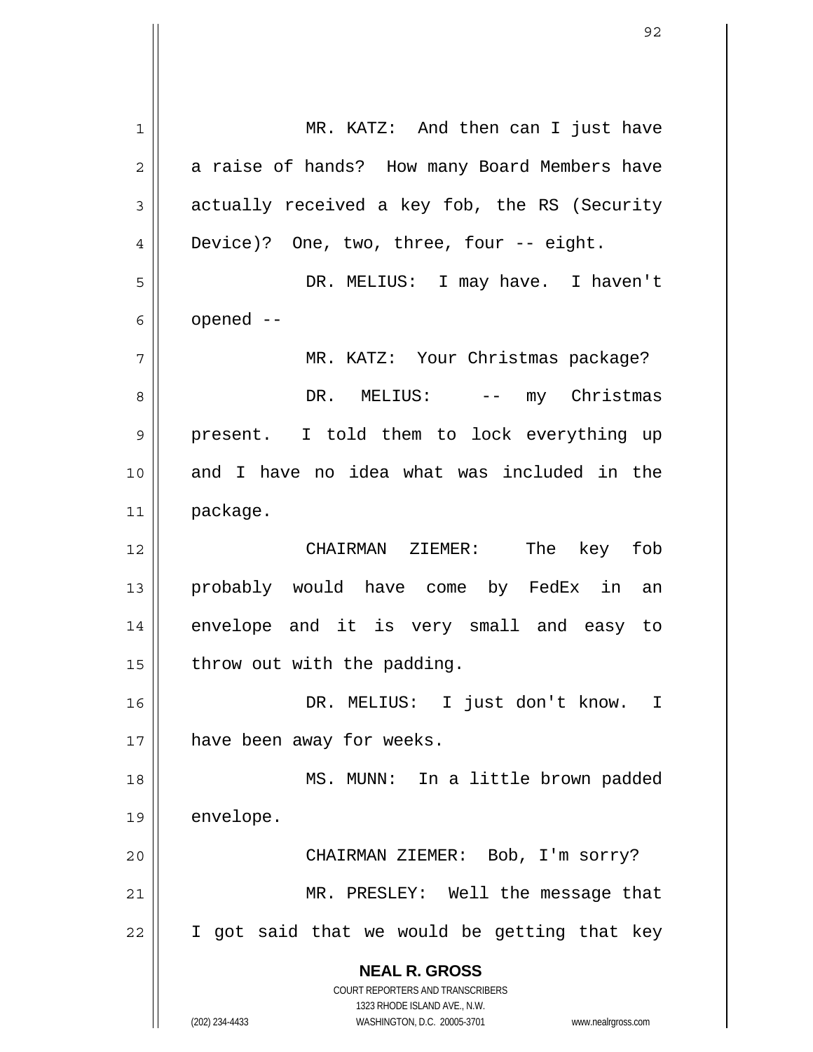MR. KATZ: And then can I just have a raise of hands? How many Board Members have actually received a key fob, the RS (Security Device)? One, two, three, four -- eight.

DR. MELIUS: I may have. I haven't opened --

MR. KATZ: Your Christmas package?

DR. MELIUS: -- my Christmas present. I told them to lock everything up and I have no idea what was included in the package.

CHAIRMAN ZIEMER: The key fob probably would have come by FedEx in an envelope and it is very small and easy to throw out with the padding.

DR. MELIUS: I just don't know. I have been away for weeks.

MS. MUNN: In a little brown padded envelope.

CHAIRMAN ZIEMER: Bob, I'm sorry?

MR. PRESLEY: Well the message that I got said that we would be getting that key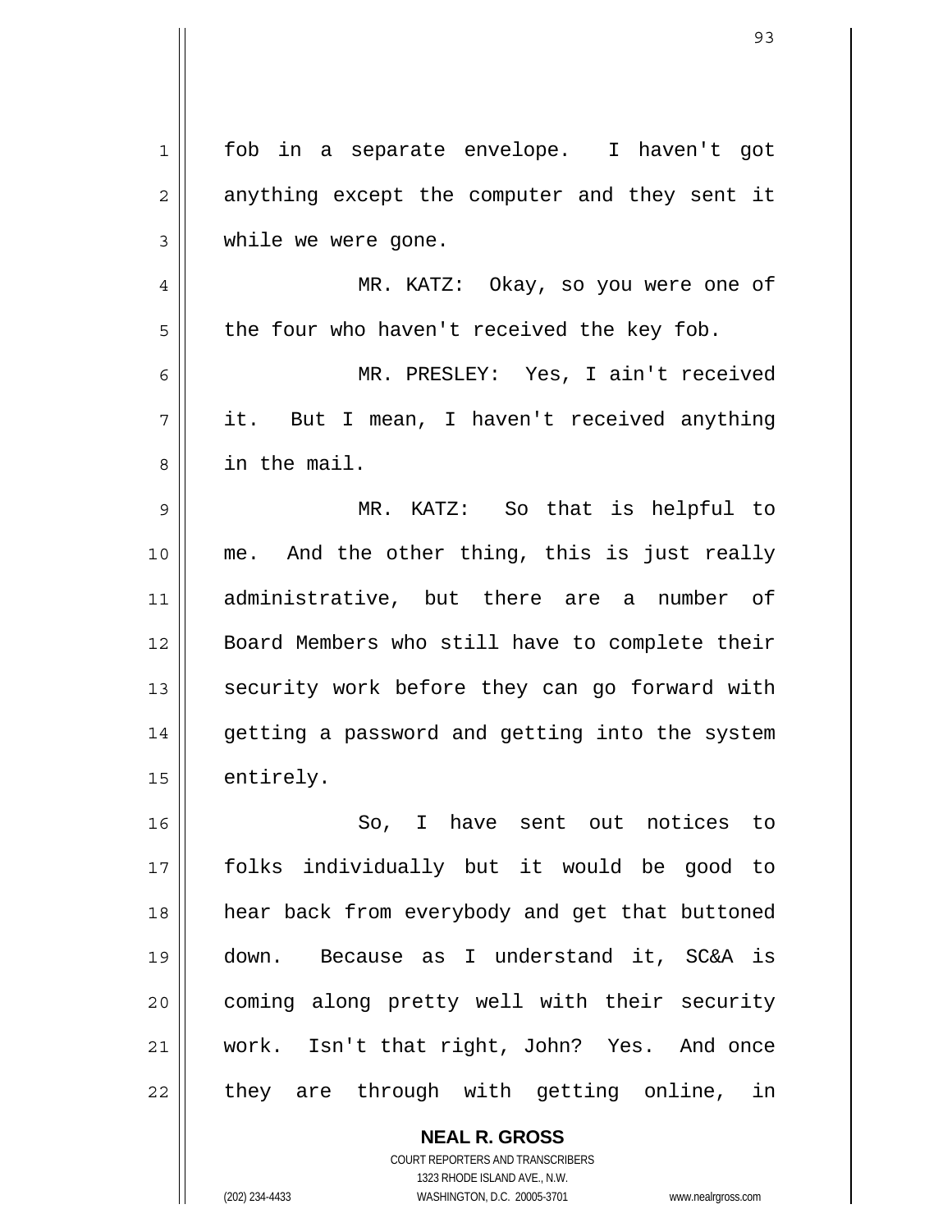fob in a separate envelope. I haven't got anything except the computer and they sent it while we were gone.

MR. KATZ: Okay, so you were one of the four who haven't received the key fob.

MR. PRESLEY: Yes, I ain't received it. But I mean, I haven't received anything in the mail.

MR. KATZ: So that is helpful to me. And the other thing, this is just really administrative, but there are a number of Board Members who still have to complete their security work before they can go forward with getting a password and getting into the system entirely.

So, I have sent out notices to folks individually but it would be good to hear back from everybody and get that buttoned down. Because as I understand it, SC&A is coming along pretty well with their security work. Isn't that right, John? Yes. And once they are through with getting online, in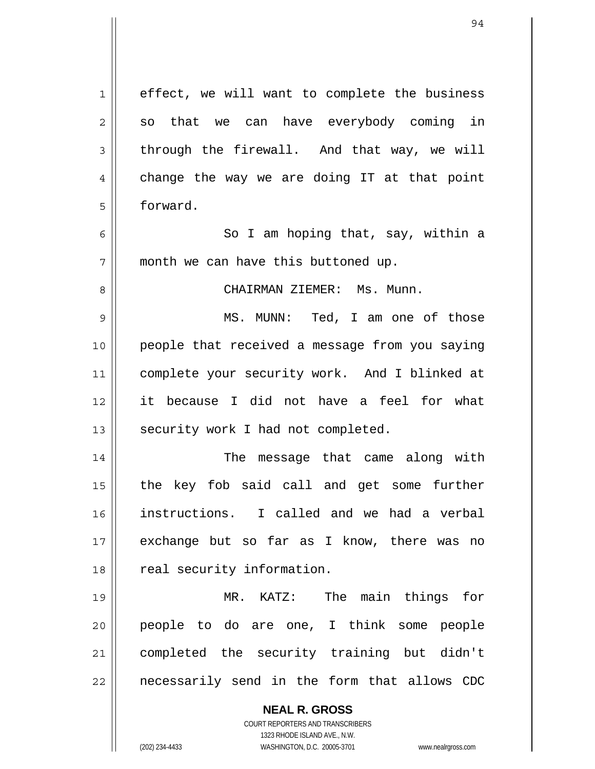effect, we will want to complete the business so that we can have everybody coming in through the firewall. And that way, we will change the way we are doing IT at that point forward.

So I am hoping that, say, within a month we can have this buttoned up.

CHAIRMAN ZIEMER: Ms. Munn.

MS. MUNN: Ted, I am one of those people that received a message from you saying complete your security work. And I blinked at it because I did not have a feel for what security work I had not completed.

The message that came along with the key fob said call and get some further instructions. I called and we had a verbal exchange but so far as I know, there was no real security information.

MR. KATZ: The main things for people to do are one, I think some people completed the security training but didn't necessarily send in the form that allows CDC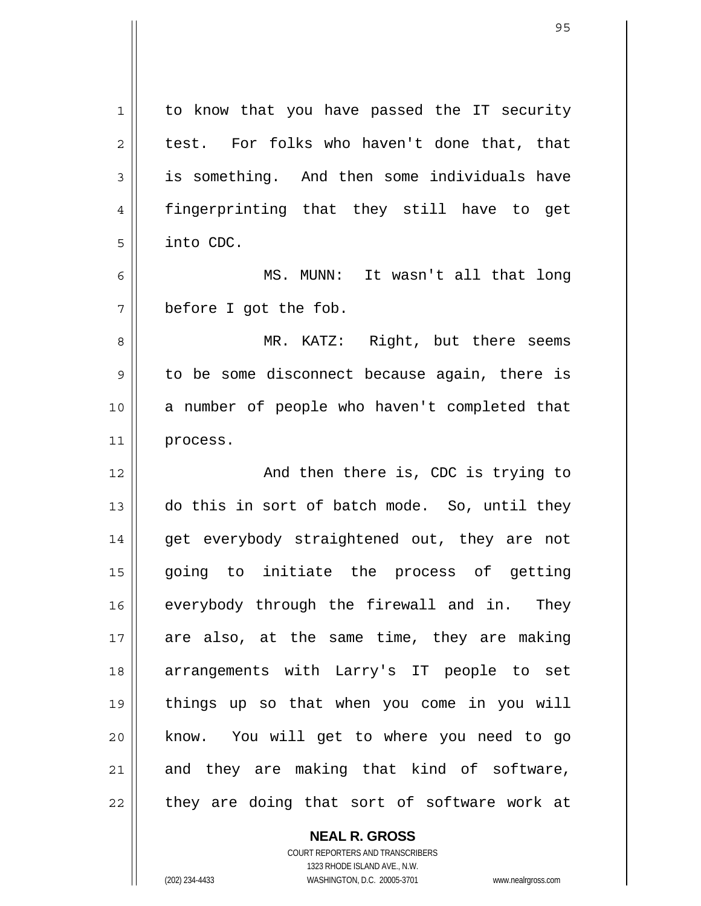to know that you have passed the IT security test. For folks who haven't done that, that is something. And then some individuals have fingerprinting that they still have to get into CDC.

MS. MUNN: It wasn't all that long before I got the fob.

MR. KATZ: Right, but there seems to be some disconnect because again, there is a number of people who haven't completed that process.

And then there is, CDC is trying to do this in sort of batch mode. So, until they get everybody straightened out, they are not going to initiate the process of getting everybody through the firewall and in. They are also, at the same time, they are making arrangements with Larry's IT people to set things up so that when you come in you will know. You will get to where you need to go and they are making that kind of software, they are doing that sort of software work at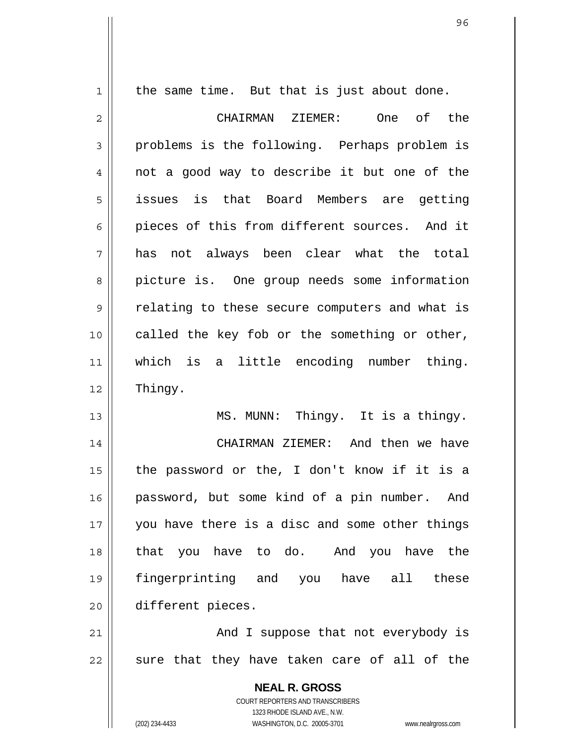the same time. But that is just about done.

CHAIRMAN ZIEMER: One of the problems is the following. Perhaps problem is not a good way to describe it but one of the issues is that Board Members are getting pieces of this from different sources. And it has not always been clear what the total picture is. One group needs some information relating to these secure computers and what is called the key fob or the something or other, which is a little encoding number thing. Thingy.

MS. MUNN: Thingy. It is a thingy.

CHAIRMAN ZIEMER: And then we have the password or the, I don't know if it is a password, but some kind of a pin number. And you have there is a disc and some other things that you have to do. And you have the fingerprinting and you have all these different pieces.

And I suppose that not everybody is sure that they have taken care of all of the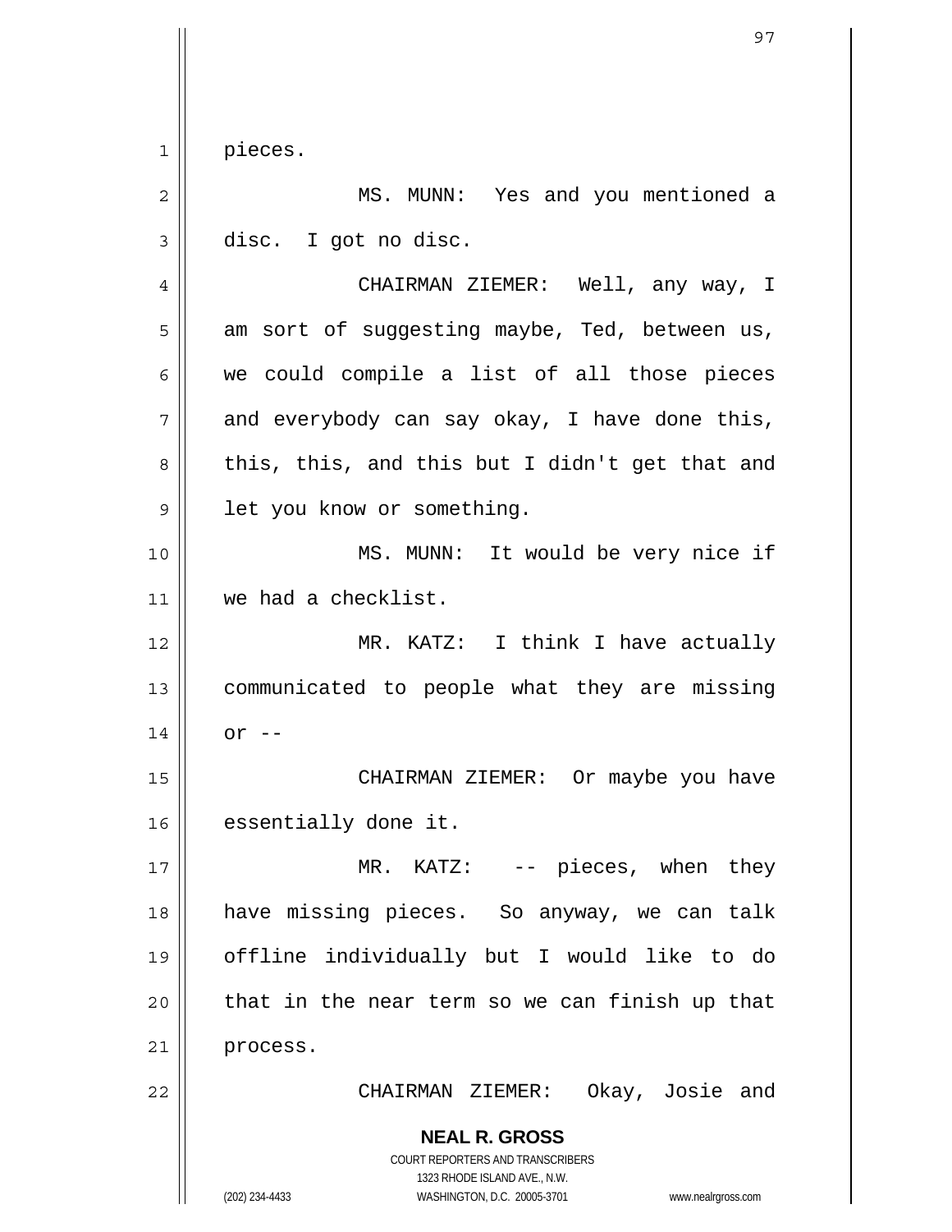pieces.

MS. MUNN: Yes and you mentioned a disc. I got no disc.

CHAIRMAN ZIEMER: Well, any way, I am sort of suggesting maybe, Ted, between us, we could compile a list of all those pieces and everybody can say okay, I have done this, this, this, and this but I didn't get that and let you know or something.

MS. MUNN: It would be very nice if we had a checklist.

MR. KATZ: I think I have actually communicated to people what they are missing or --

CHAIRMAN ZIEMER: Or maybe you have essentially done it.

MR. KATZ: -- pieces, when they have missing pieces. So anyway, we can talk offline individually but I would like to do that in the near term so we can finish up that process.

CHAIRMAN ZIEMER: Okay, Josie and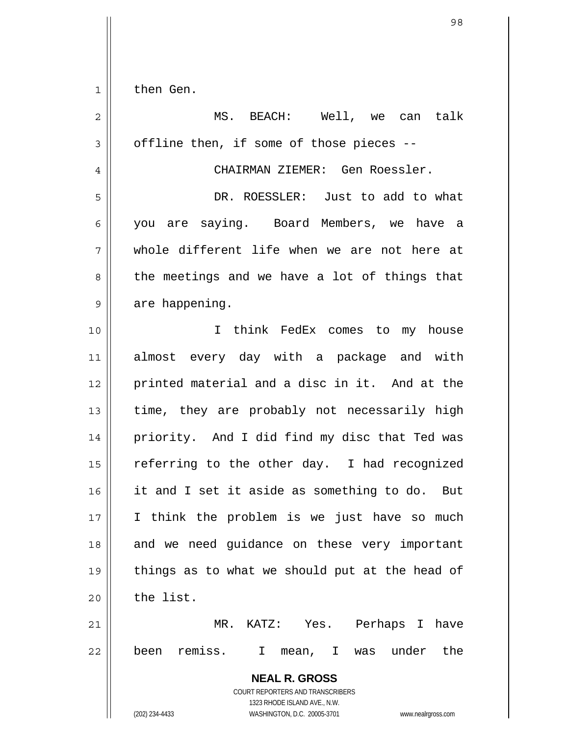then Gen.

MS. BEACH: Well, we can talk offline then, if some of those pieces --

CHAIRMAN ZIEMER: Gen Roessler.

DR. ROESSLER: Just to add to what you are saying. Board Members, we have a whole different life when we are not here at the meetings and we have a lot of things that are happening.

I think FedEx comes to my house almost every day with a package and with printed material and a disc in it. And at the time, they are probably not necessarily high priority. And I did find my disc that Ted was referring to the other day. I had recognized it and I set it aside as something to do. But I think the problem is we just have so much and we need guidance on these very important things as to what we should put at the head of the list.

MR. KATZ: Yes. Perhaps I have been remiss. I mean, I was under the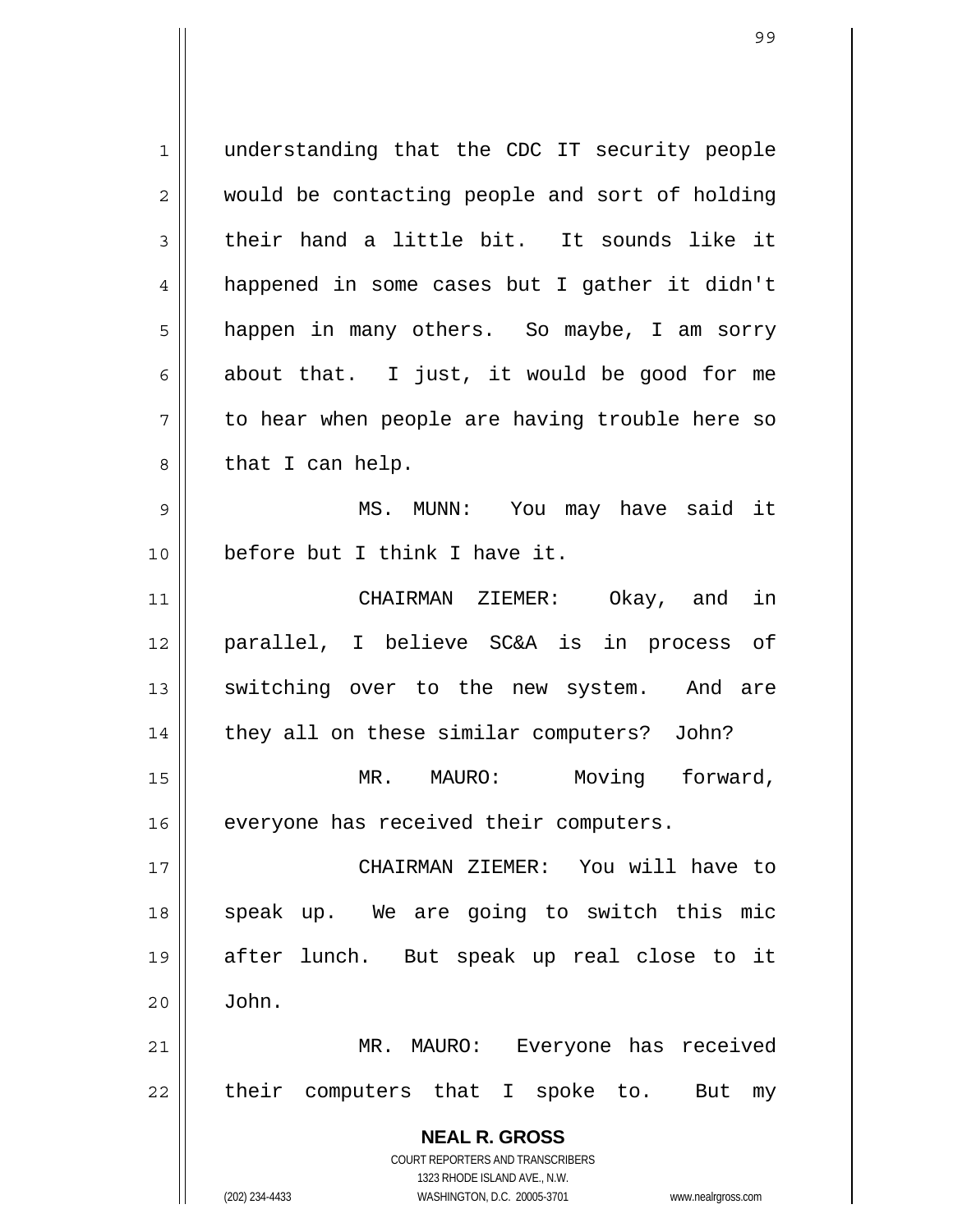understanding that the CDC IT security people would be contacting people and sort of holding their hand a little bit. It sounds like it happened in some cases but I gather it didn't happen in many others. So maybe, I am sorry about that. I just, it would be good for me to hear when people are having trouble here so that I can help.

MS. MUNN: You may have said it before but I think I have it.

CHAIRMAN ZIEMER: Okay, and in parallel, I believe SC&A is in process of switching over to the new system. And are they all on these similar computers? John?

MR. MAURO: Moving forward, everyone has received their computers.

CHAIRMAN ZIEMER: You will have to speak up. We are going to switch this mic after lunch. But speak up real close to it John.

MR. MAURO: Everyone has received their computers that I spoke to. But my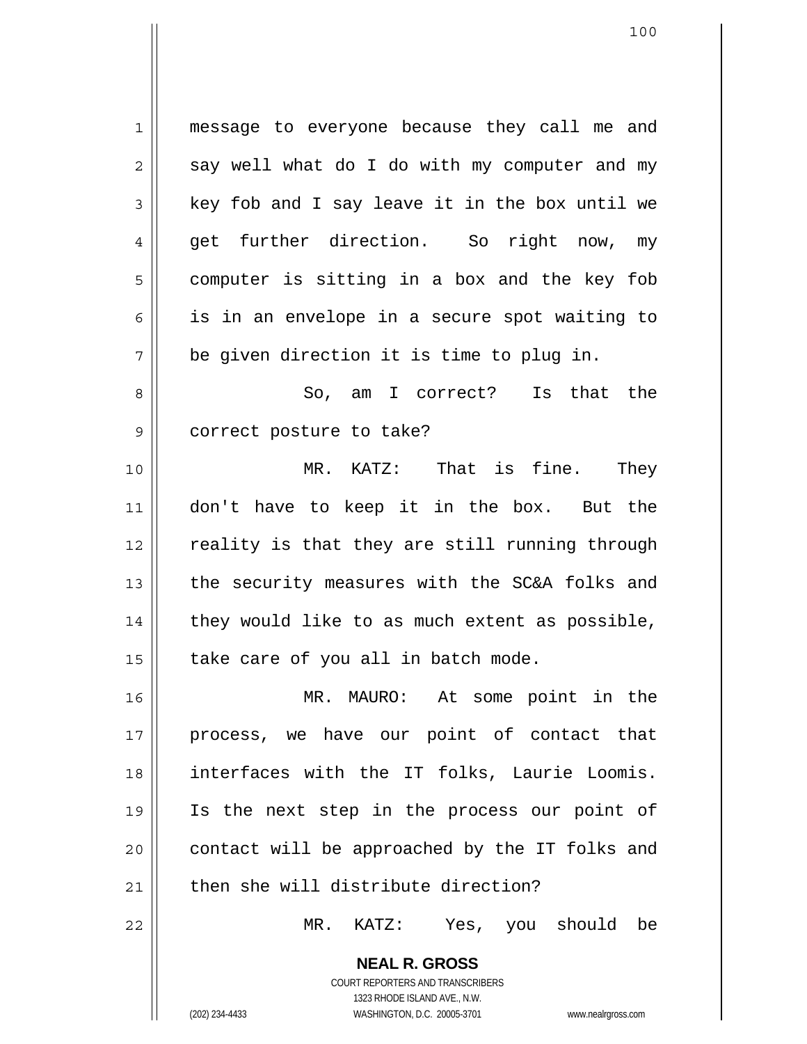message to everyone because they call me and say well what do I do with my computer and my key fob and I say leave it in the box until we get further direction. So right now, my computer is sitting in a box and the key fob is in an envelope in a secure spot waiting to be given direction it is time to plug in.

So, am I correct? Is that the correct posture to take?

MR. KATZ: That is fine. They don't have to keep it in the box. But the reality is that they are still running through the security measures with the SC&A folks and they would like to as much extent as possible, take care of you all in batch mode.

MR. MAURO: At some point in the process, we have our point of contact that interfaces with the IT folks, Laurie Loomis. Is the next step in the process our point of contact will be approached by the IT folks and then she will distribute direction?

MR. KATZ: Yes, you should be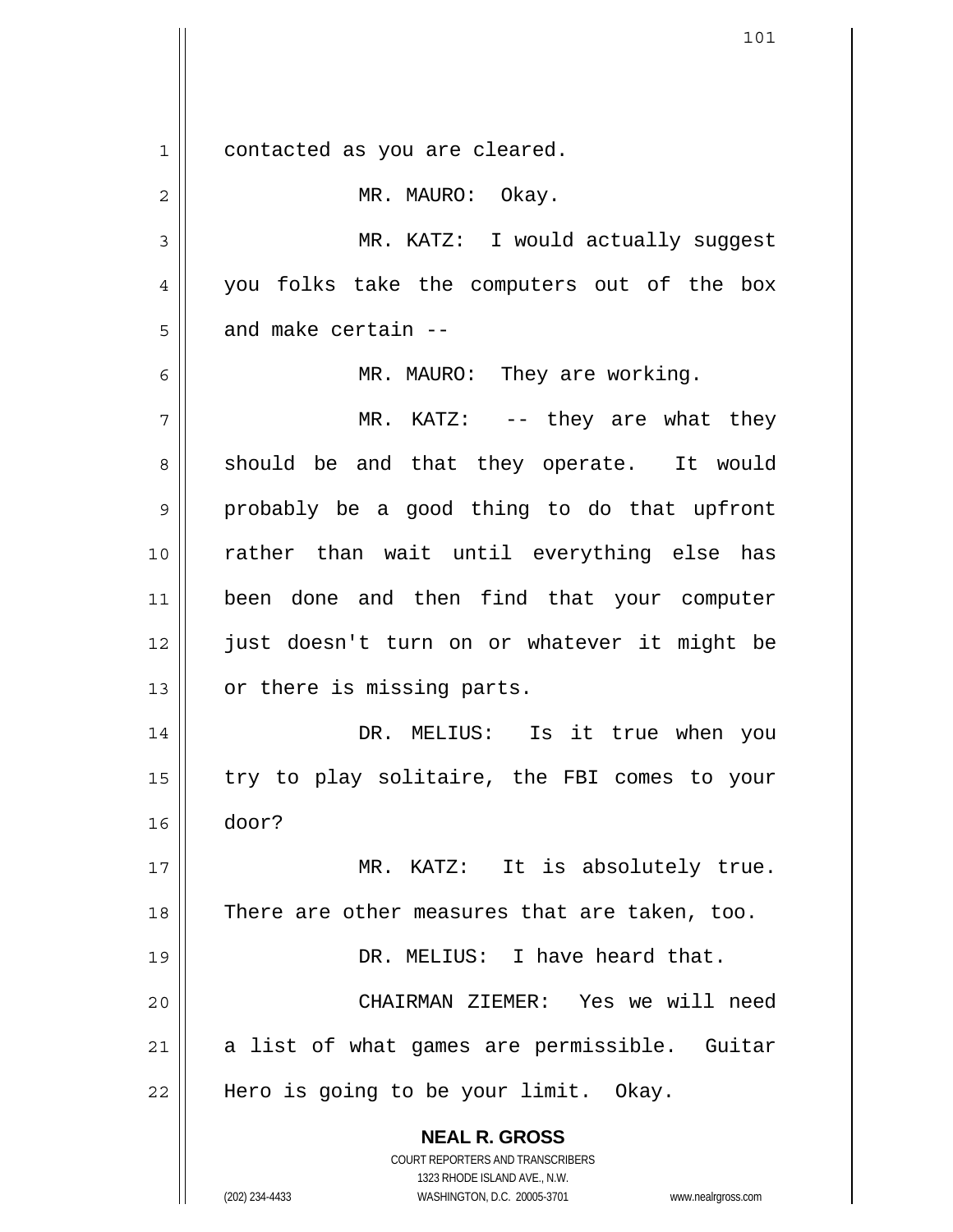contacted as you are cleared.

MR. MAURO: Okay.

MR. KATZ: I would actually suggest you folks take the computers out of the box and make certain --

MR. MAURO: They are working.

MR. KATZ: -- they are what they should be and that they operate. It would probably be a good thing to do that upfront rather than wait until everything else has been done and then find that your computer just doesn't turn on or whatever it might be or there is missing parts.

DR. MELIUS: Is it true when you try to play solitaire, the FBI comes to your door?

MR. KATZ: It is absolutely true. There are other measures that are taken, too.

DR. MELIUS: I have heard that.

CHAIRMAN ZIEMER: Yes we will need a list of what games are permissible. Guitar Hero is going to be your limit. Okay.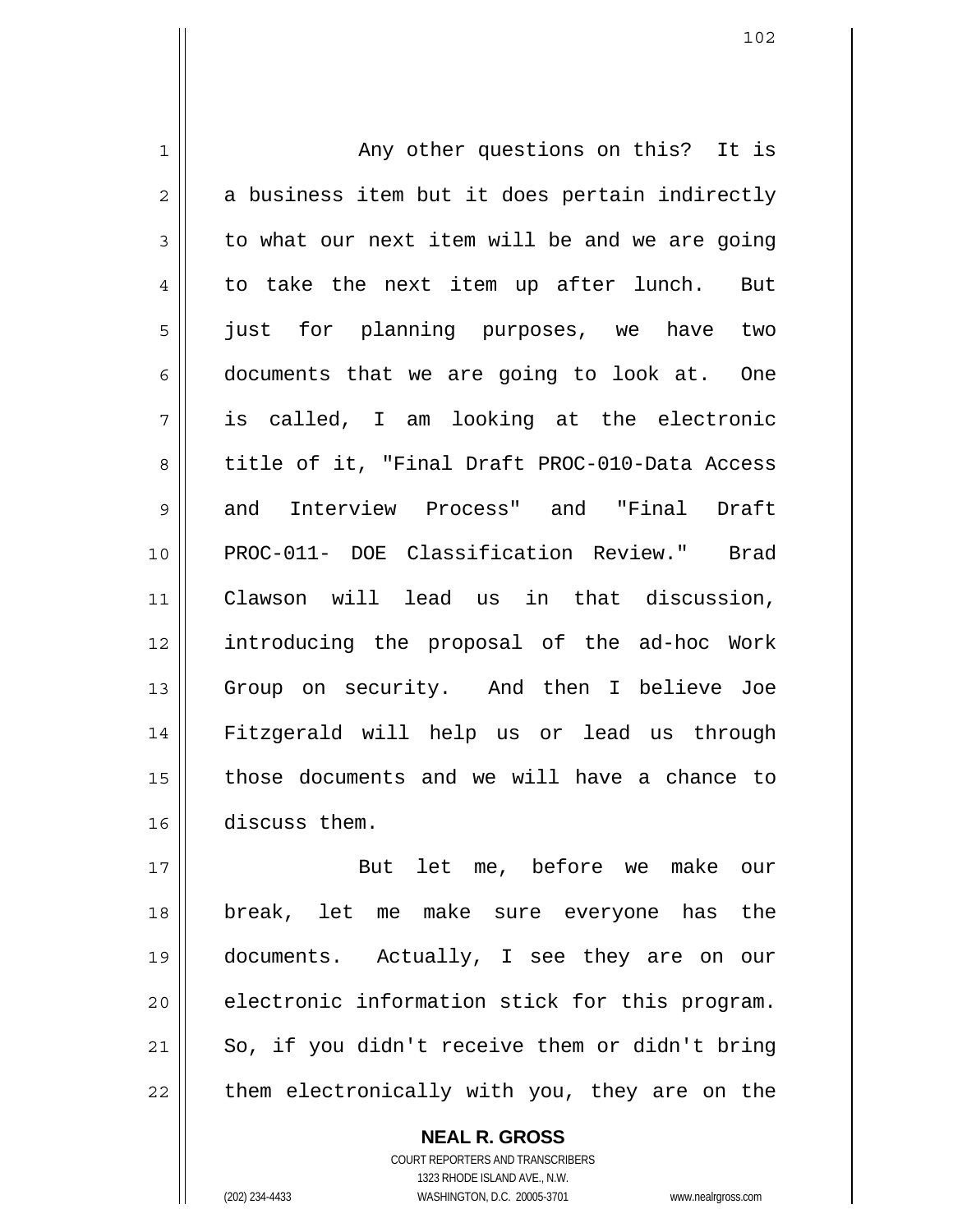Any other questions on this? It is a business item but it does pertain indirectly to what our next item will be and we are going to take the next item up after lunch. But just for planning purposes, we have two documents that we are going to look at. One is called, I am looking at the electronic title of it, "Final Draft PROC-010-Data Access and Interview Process" and "Final Draft PROC-011- DOE Classification Review." Brad Clawson will lead us in that discussion, introducing the proposal of the ad-hoc Work Group on security. And then I believe Joe Fitzgerald will help us or lead us through those documents and we will have a chance to discuss them.

But let me, before we make our break, let me make sure everyone has the documents. Actually, I see they are on our electronic information stick for this program. So, if you didn't receive them or didn't bring them electronically with you, they are on the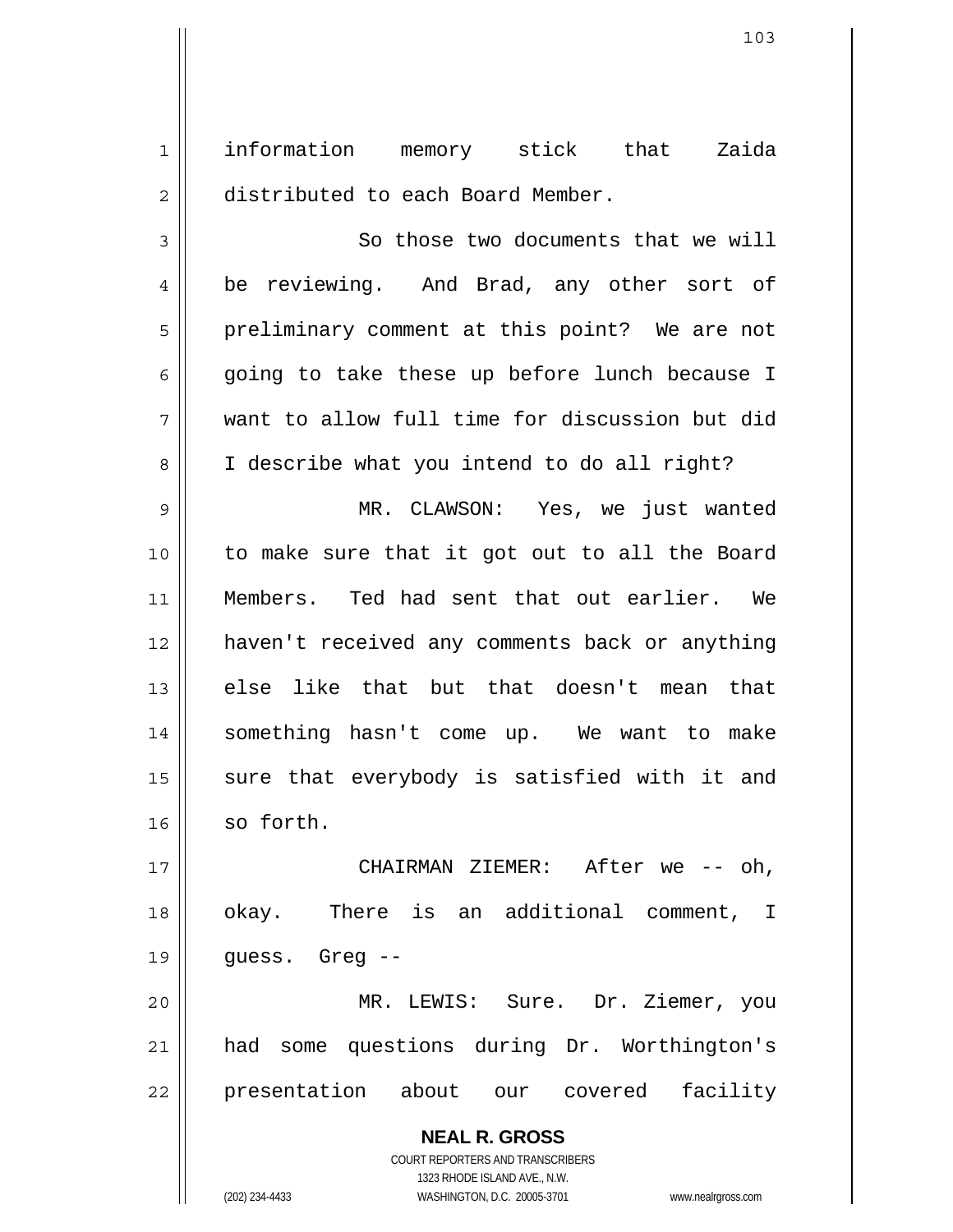information memory stick that Zaida distributed to each Board Member.

So those two documents that we will be reviewing. And Brad, any other sort of preliminary comment at this point? We are not going to take these up before lunch because I want to allow full time for discussion but did I describe what you intend to do all right?

MR. CLAWSON: Yes, we just wanted to make sure that it got out to all the Board Members. Ted had sent that out earlier. We haven't received any comments back or anything else like that but that doesn't mean that something hasn't come up. We want to make sure that everybody is satisfied with it and so forth.

CHAIRMAN ZIEMER: After we -- oh, okay. There is an additional comment, I guess. Greg --

MR. LEWIS: Sure. Dr. Ziemer, you had some questions during Dr. Worthington's presentation about our covered facility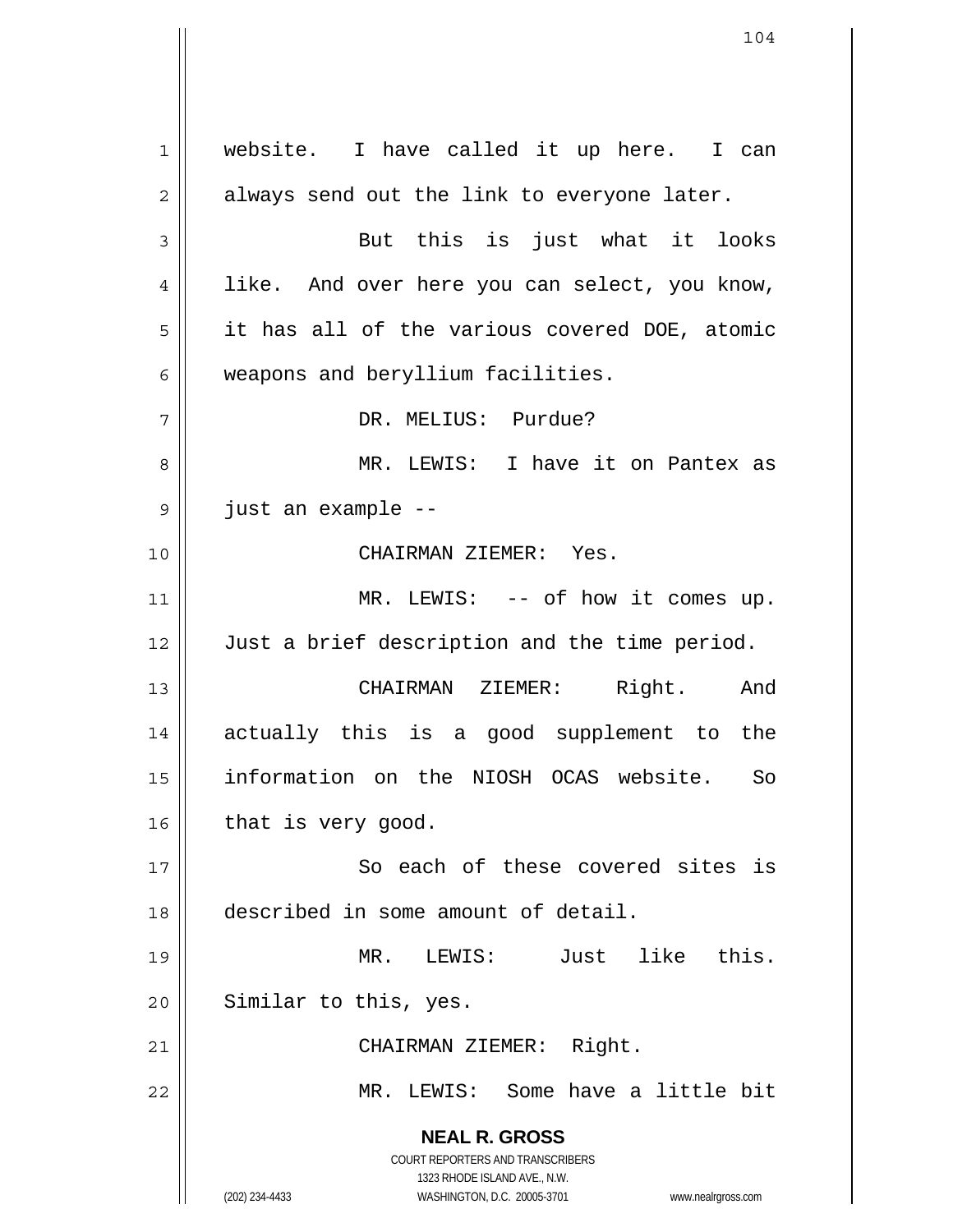website. I have called it up here. I can always send out the link to everyone later.

But this is just what it looks like. And over here you can select, you know, it has all of the various covered DOE, atomic weapons and beryllium facilities.

DR. MELIUS: Purdue?

MR. LEWIS: I have it on Pantex as just an example --

CHAIRMAN ZIEMER: Yes.

MR. LEWIS: -- of how it comes up. Just a brief description and the time period.

CHAIRMAN ZIEMER: Right. And actually this is a good supplement to the information on the NIOSH OCAS website. So that is very good.

So each of these covered sites is described in some amount of detail.

MR. LEWIS: Just like this. Similar to this, yes.

CHAIRMAN ZIEMER: Right.

MR. LEWIS: Some have a little bit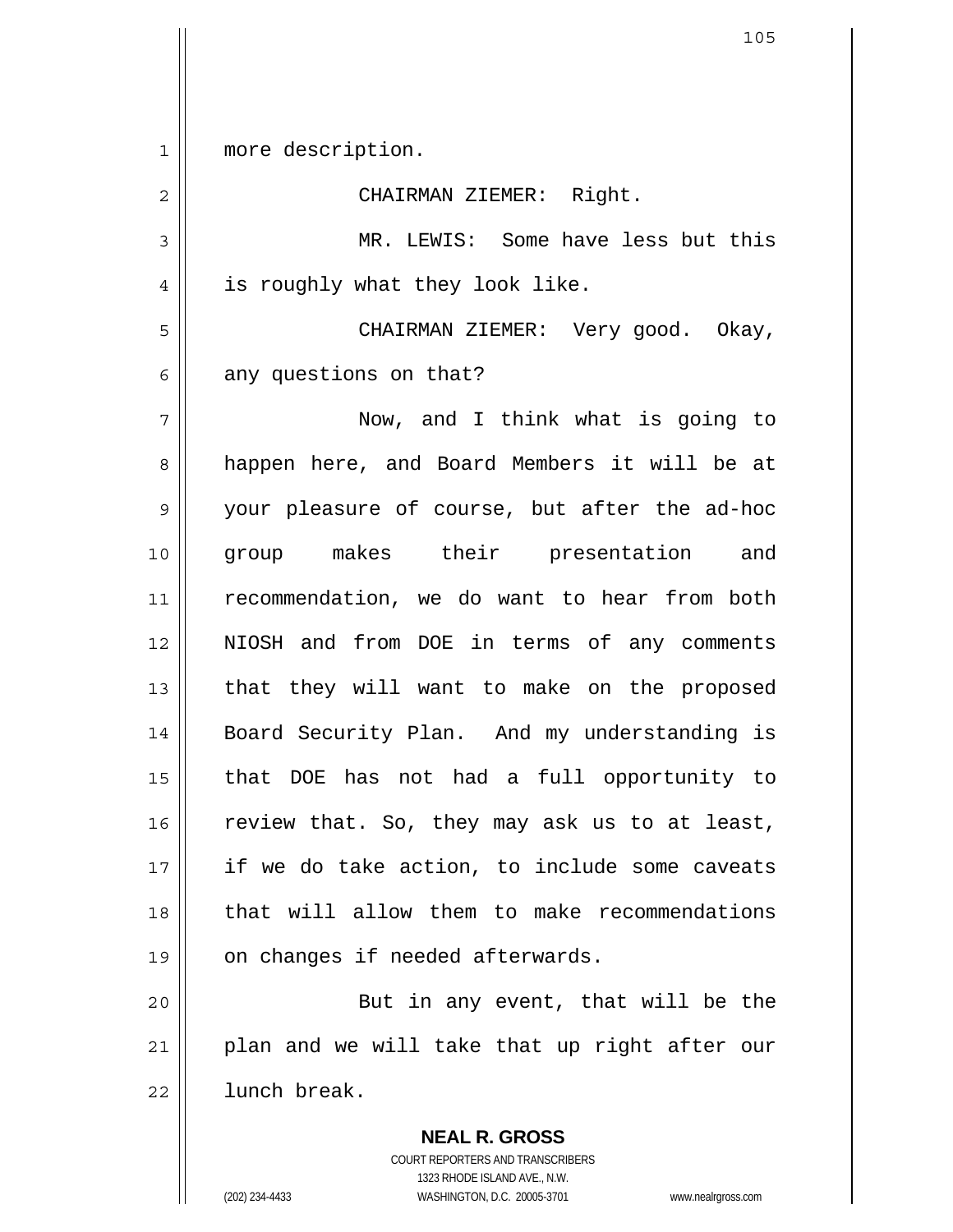more description.

CHAIRMAN ZIEMER: Right.

MR. LEWIS: Some have less but this is roughly what they look like.

CHAIRMAN ZIEMER: Very good. Okay, any questions on that?

Now, and I think what is going to happen here, and Board Members it will be at your pleasure of course, but after the ad-hoc group makes their presentation and recommendation, we do want to hear from both NIOSH and from DOE in terms of any comments that they will want to make on the proposed Board Security Plan. And my understanding is that DOE has not had a full opportunity to review that. So, they may ask us to at least, if we do take action, to include some caveats that will allow them to make recommendations on changes if needed afterwards.

But in any event, that will be the plan and we will take that up right after our lunch break.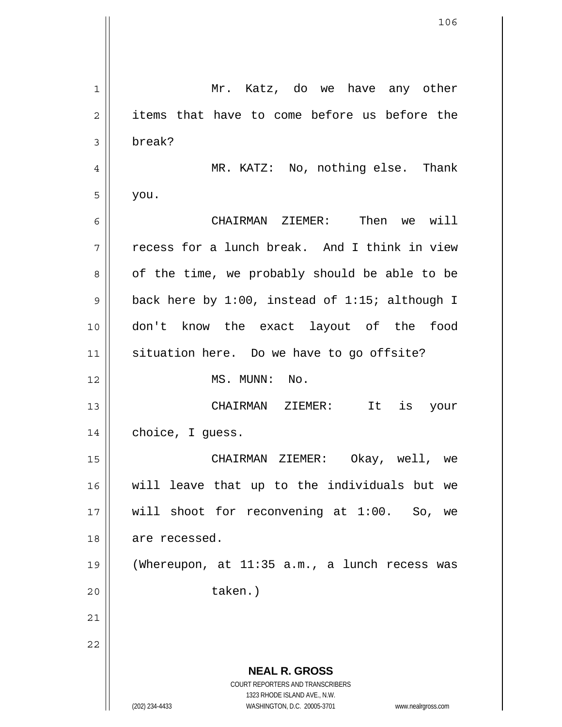Mr. Katz, do we have any other items that have to come before us before the break?

MR. KATZ: No, nothing else. Thank you.

CHAIRMAN ZIEMER: Then we will recess for a lunch break. And I think in view of the time, we probably should be able to be back here by 1:00, instead of 1:15; although I don't know the exact layout of the food situation here. Do we have to go offsite?

MS. MUNN: No.

CHAIRMAN ZIEMER: It is your choice, I guess.

CHAIRMAN ZIEMER: Okay, well, we will leave that up to the individuals but we will shoot for reconvening at 1:00. So, we are recessed.

(Whereupon, at 11:35 a.m., a lunch recess was taken.)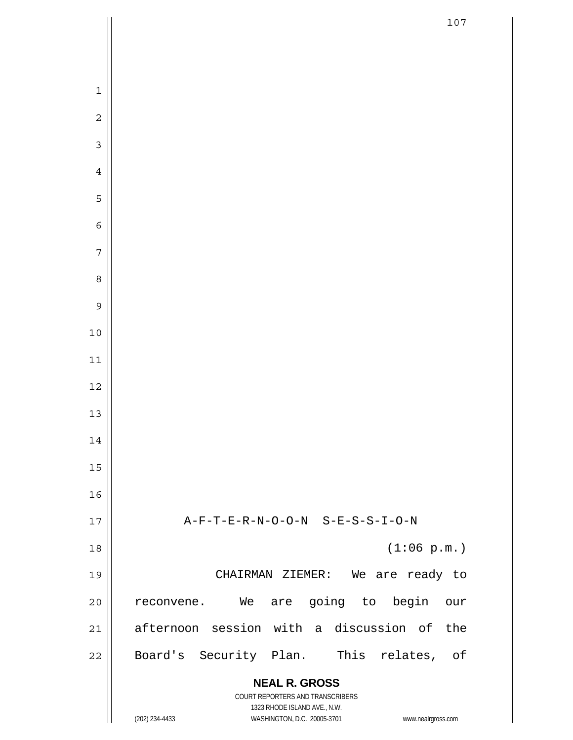A-F-T-E-R-N-O-O-N S-E-S-S-I-O-N

(1:06 p.m.)

CHAIRMAN ZIEMER: We are ready to reconvene. We are going to begin our afternoon session with a discussion of the Board's Security Plan. This relates, of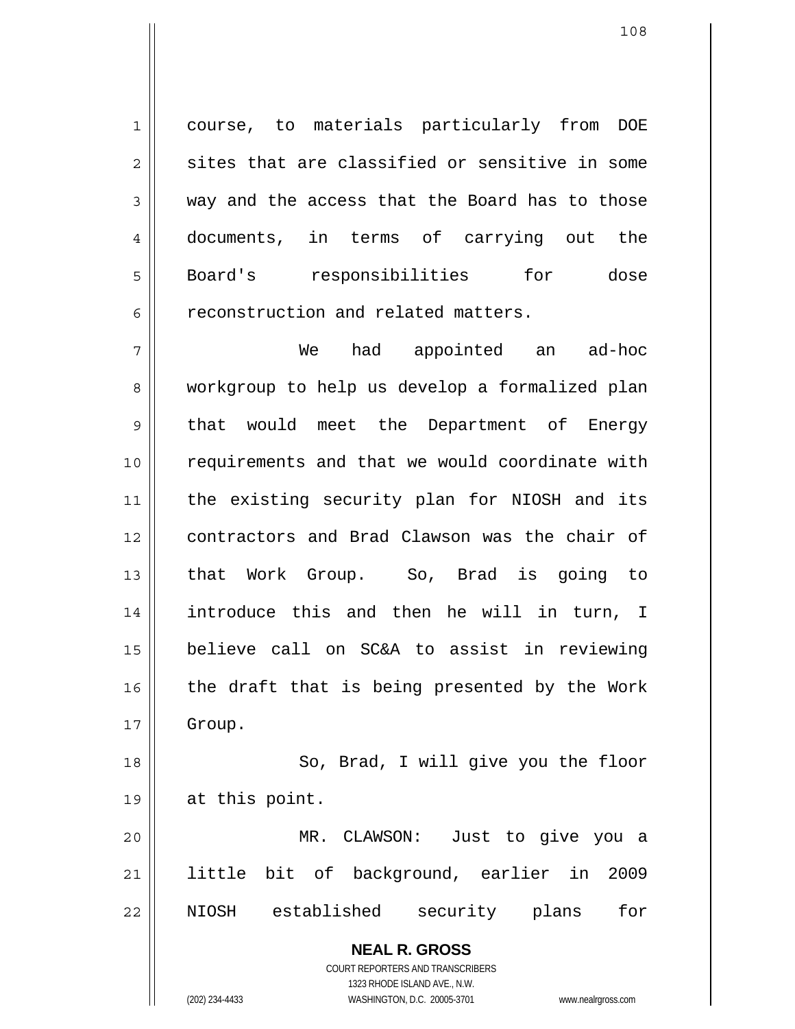course, to materials particularly from DOE sites that are classified or sensitive in some way and the access that the Board has to those documents, in terms of carrying out the Board's responsibilities for dose reconstruction and related matters.

We had appointed an ad-hoc workgroup to help us develop a formalized plan that would meet the Department of Energy requirements and that we would coordinate with the existing security plan for NIOSH and its contractors and Brad Clawson was the chair of that Work Group. So, Brad is going to introduce this and then he will in turn, I believe call on SC&A to assist in reviewing the draft that is being presented by the Work Group.

So, Brad, I will give you the floor at this point.

MR. CLAWSON: Just to give you a little bit of background, earlier in 2009 NIOSH established security plans for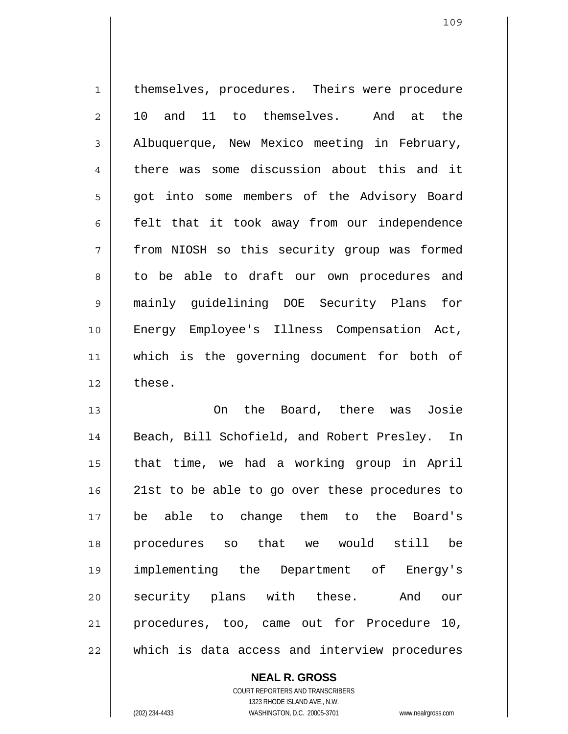themselves, procedures. Theirs were procedure 10 and 11 to themselves. And at the Albuquerque, New Mexico meeting in February, there was some discussion about this and it got into some members of the Advisory Board felt that it took away from our independence from NIOSH so this security group was formed to be able to draft our own procedures and mainly guidelining DOE Security Plans for Energy Employee's Illness Compensation Act, which is the governing document for both of these.

On the Board, there was Josie Beach, Bill Schofield, and Robert Presley. In that time, we had a working group in April 21st to be able to go over these procedures to be able to change them to the Board's procedures so that we would still be implementing the Department of Energy's security plans with these. And our procedures, too, came out for Procedure 10, which is data access and interview procedures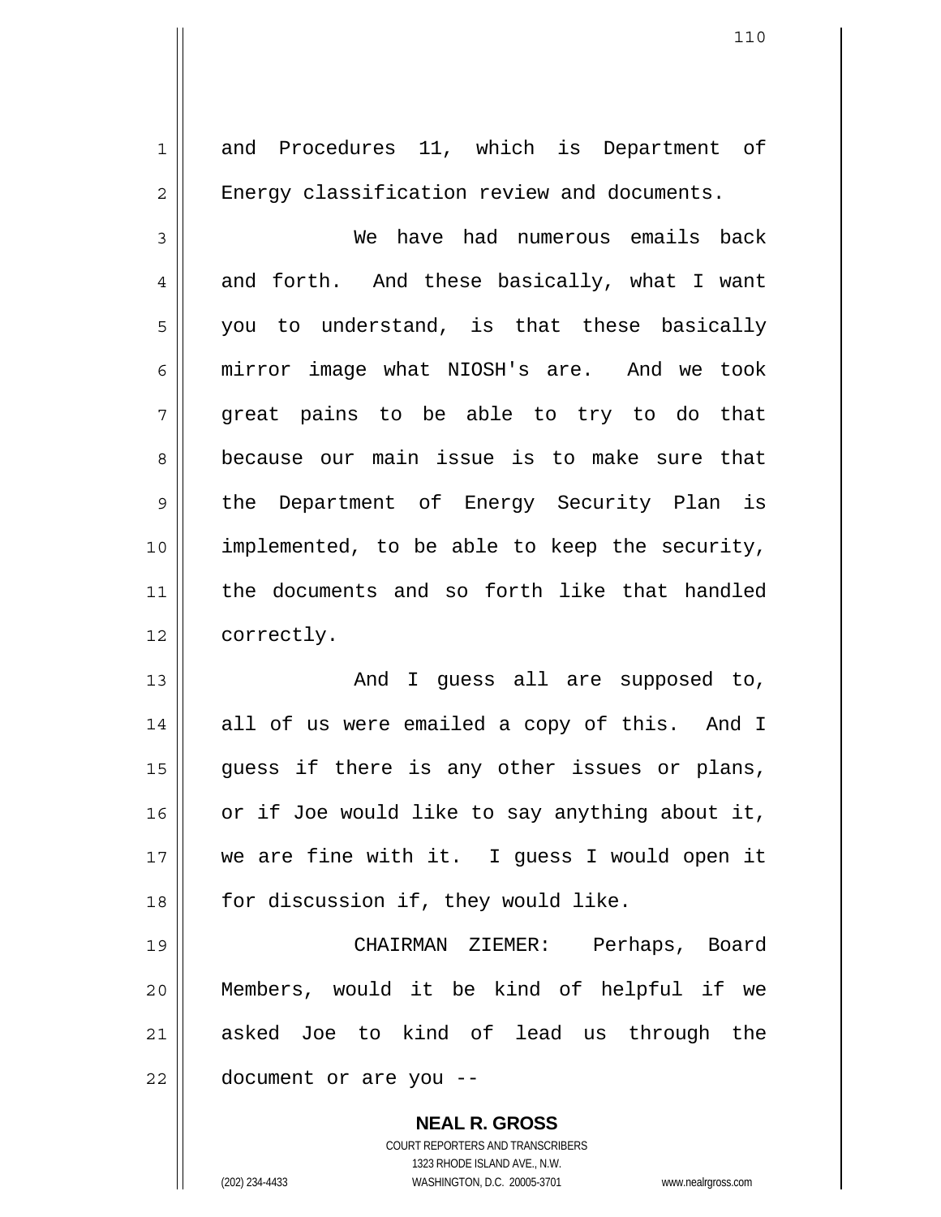and Procedures 11, which is Department of Energy classification review and documents.

We have had numerous emails back and forth. And these basically, what I want you to understand, is that these basically mirror image what NIOSH's are. And we took great pains to be able to try to do that because our main issue is to make sure that the Department of Energy Security Plan is implemented, to be able to keep the security, the documents and so forth like that handled correctly.

And I guess all are supposed to, all of us were emailed a copy of this. And I guess if there is any other issues or plans, or if Joe would like to say anything about it, we are fine with it. I guess I would open it for discussion if, they would like.

CHAIRMAN ZIEMER: Perhaps, Board Members, would it be kind of helpful if we asked Joe to kind of lead us through the document or are you --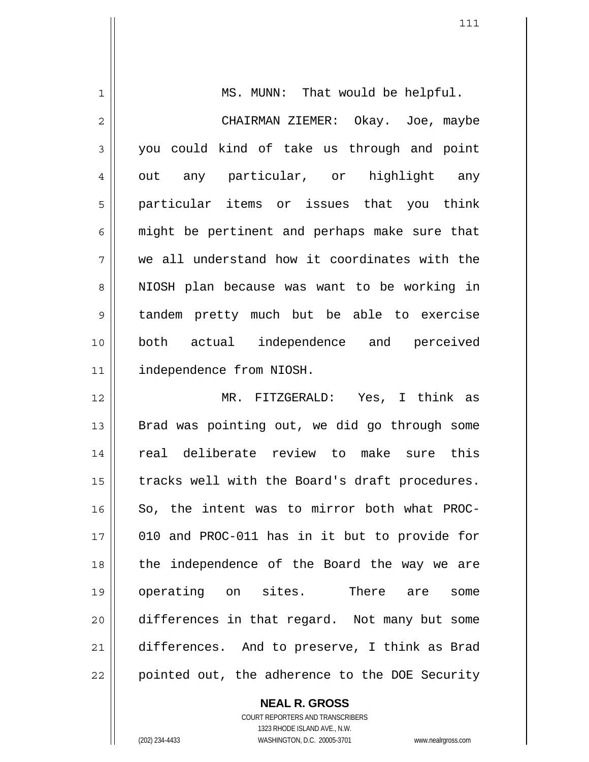MS. MUNN: That would be helpful.

CHAIRMAN ZIEMER: Okay. Joe, maybe you could kind of take us through and point out any particular, or highlight any particular items or issues that you think might be pertinent and perhaps make sure that we all understand how it coordinates with the NIOSH plan because was want to be working in tandem pretty much but be able to exercise both actual independence and perceived independence from NIOSH.

MR. FITZGERALD: Yes, I think as Brad was pointing out, we did go through some real deliberate review to make sure this tracks well with the Board's draft procedures. So, the intent was to mirror both what PROC-010 and PROC-011 has in it but to provide for the independence of the Board the way we are operating on sites. There are some differences in that regard. Not many but some differences. And to preserve, I think as Brad pointed out, the adherence to the DOE Security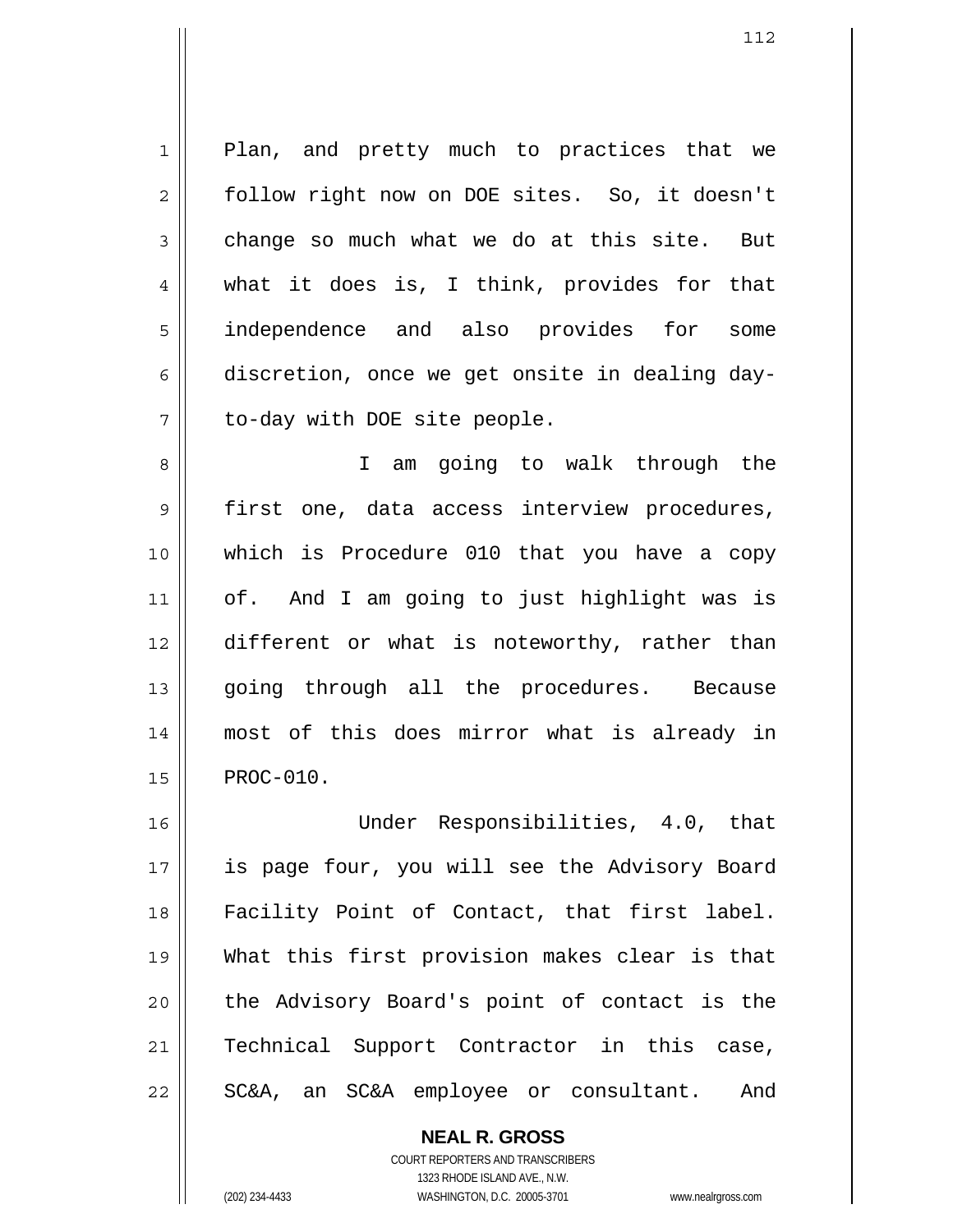Plan, and pretty much to practices that we follow right now on DOE sites. So, it doesn't change so much what we do at this site. But what it does is, I think, provides for that independence and also provides for some discretion, once we get onsite in dealing day-to-day with DOE site people.

I am going to walk through the first one, data access interview procedures, which is Procedure 010 that you have a copy of. And I am going to just highlight was is different or what is noteworthy, rather than going through all the procedures. Because most of this does mirror what is already in PROC-010.

Under Responsibilities, 4.0, that is page four, you will see the Advisory Board Facility Point of Contact, that first label. What this first provision makes clear is that the Advisory Board's point of contact is the Technical Support Contractor in this case, SC&A, an SC&A employee or consultant. And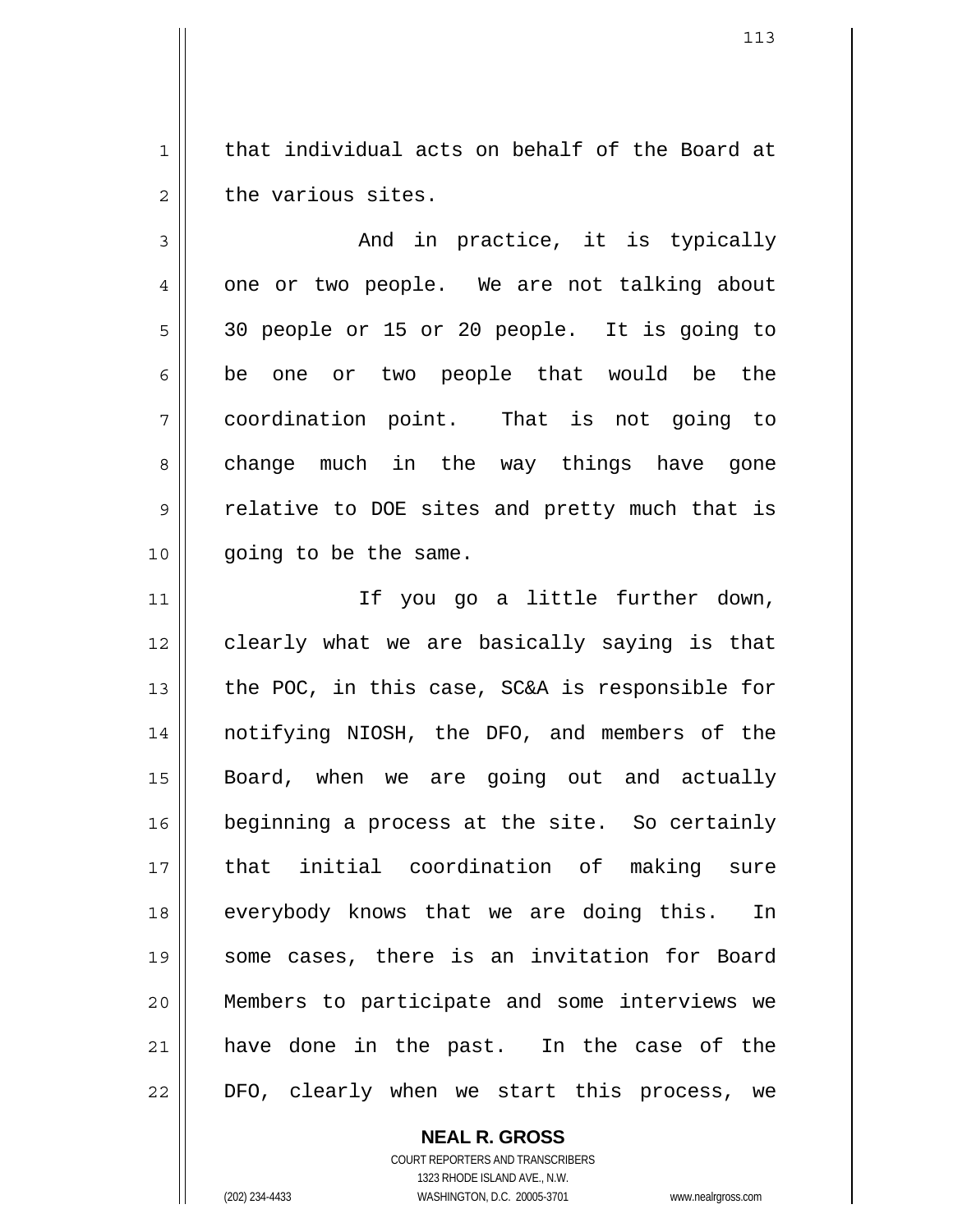that individual acts on behalf of the Board at the various sites.

And in practice, it is typically one or two people. We are not talking about 30 people or 15 or 20 people. It is going to be one or two people that would be the coordination point. That is not going to change much in the way things have gone relative to DOE sites and pretty much that is going to be the same.

If you go a little further down, clearly what we are basically saying is that the POC, in this case, SC&A is responsible for notifying NIOSH, the DFO, and members of the Board, when we are going out and actually beginning a process at the site. So certainly that initial coordination of making sure everybody knows that we are doing this. In some cases, there is an invitation for Board Members to participate and some interviews we have done in the past. In the case of the DFO, clearly when we start this process, we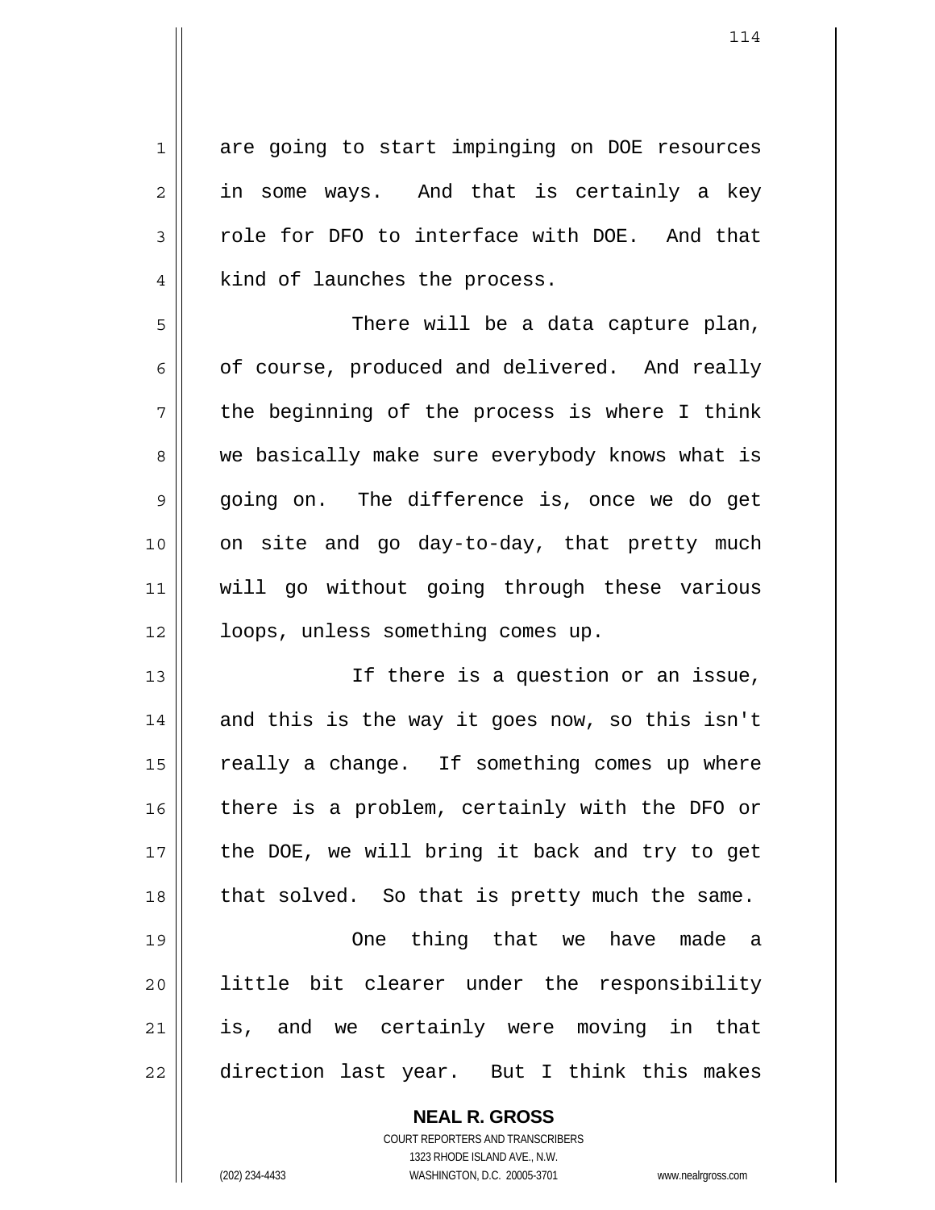are going to start impinging on DOE resources in some ways. And that is certainly a key role for DFO to interface with DOE. And that kind of launches the process.

There will be a data capture plan, of course, produced and delivered. And really the beginning of the process is where I think we basically make sure everybody knows what is going on. The difference is, once we do get on site and go day-to-day, that pretty much will go without going through these various loops, unless something comes up.

If there is a question or an issue, and this is the way it goes now, so this isn't really a change. If something comes up where there is a problem, certainly with the DFO or the DOE, we will bring it back and try to get that solved. So that is pretty much the same.

One thing that we have made a little bit clearer under the responsibility is, and we certainly were moving in that direction last year. But I think this makes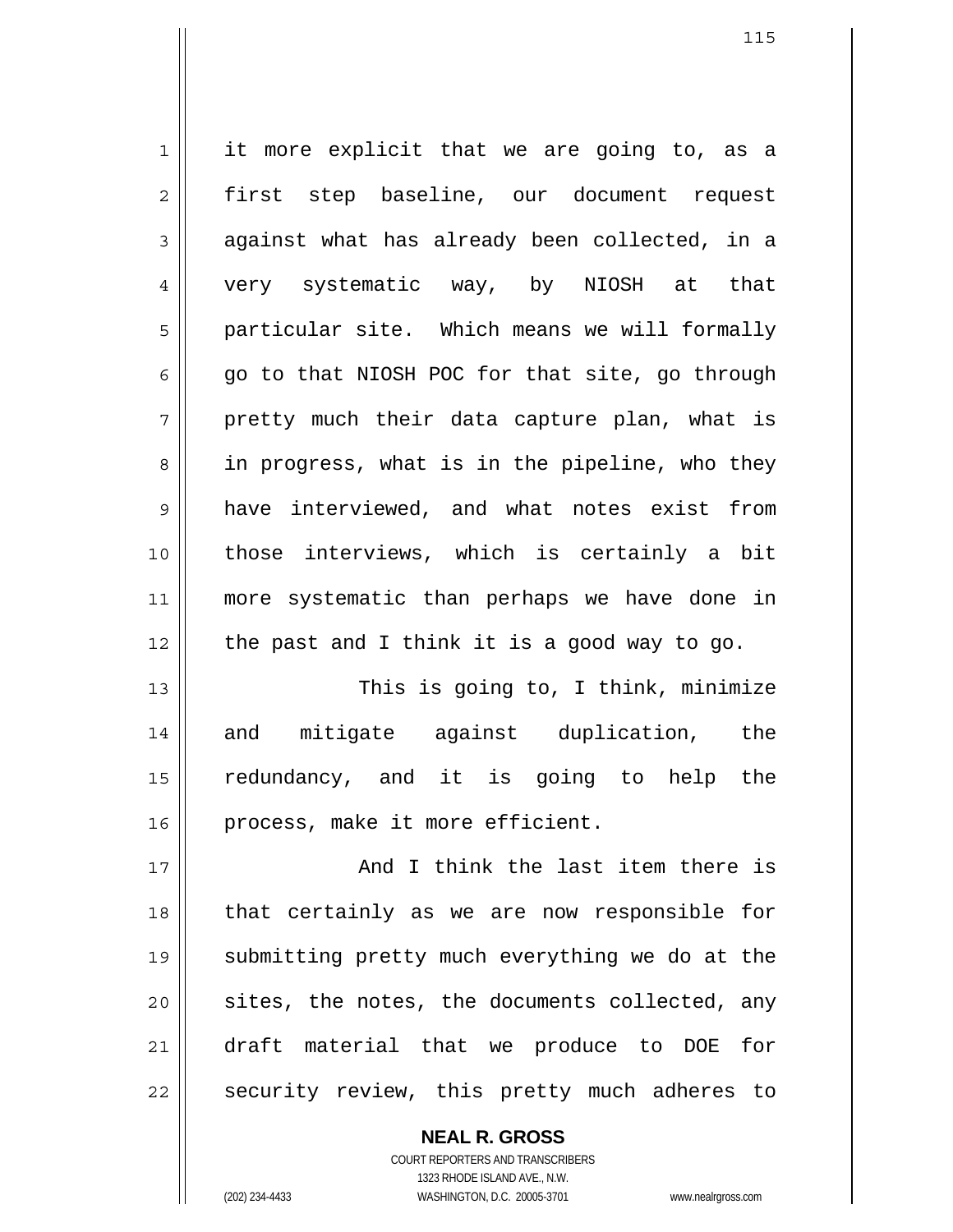it more explicit that we are going to, as a first step baseline, our document request against what has already been collected, in a very systematic way, by NIOSH at that particular site. Which means we will formally go to that NIOSH POC for that site, go through pretty much their data capture plan, what is in progress, what is in the pipeline, who they have interviewed, and what notes exist from those interviews, which is certainly a bit more systematic than perhaps we have done in the past and I think it is a good way to go.

This is going to, I think, minimize and mitigate against duplication, the redundancy, and it is going to help the process, make it more efficient.

And I think the last item there is that certainly as we are now responsible for submitting pretty much everything we do at the sites, the notes, the documents collected, any draft material that we produce to DOE for security review, this pretty much adheres to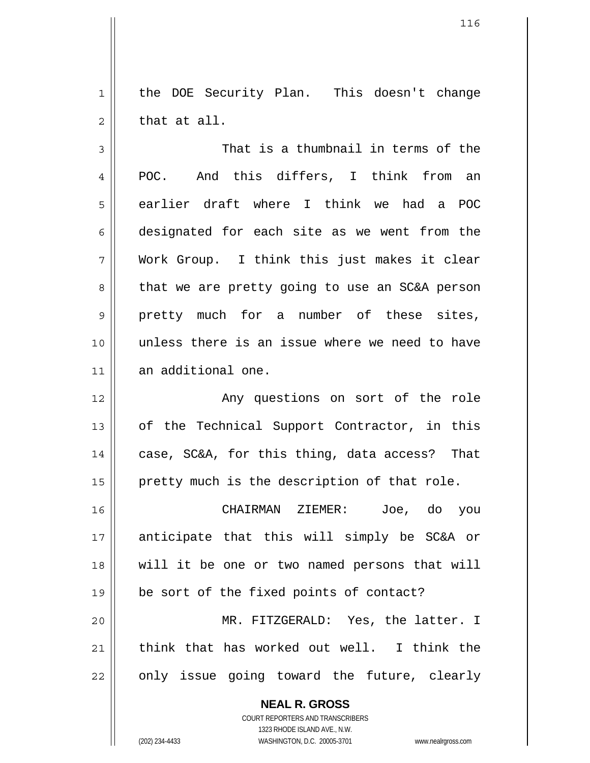the DOE Security Plan. This doesn't change that at all.

That is a thumbnail in terms of the POC. And this differs, I think from an earlier draft where I think we had a POC designated for each site as we went from the Work Group. I think this just makes it clear that we are pretty going to use an SC&A person pretty much for a number of these sites, unless there is an issue where we need to have an additional one.

Any questions on sort of the role of the Technical Support Contractor, in this case, SC&A, for this thing, data access? That pretty much is the description of that role.

CHAIRMAN ZIEMER: Joe, do you anticipate that this will simply be SC&A or will it be one or two named persons that will be sort of the fixed points of contact?

MR. FITZGERALD: Yes, the latter. I think that has worked out well. I think the only issue going toward the future, clearly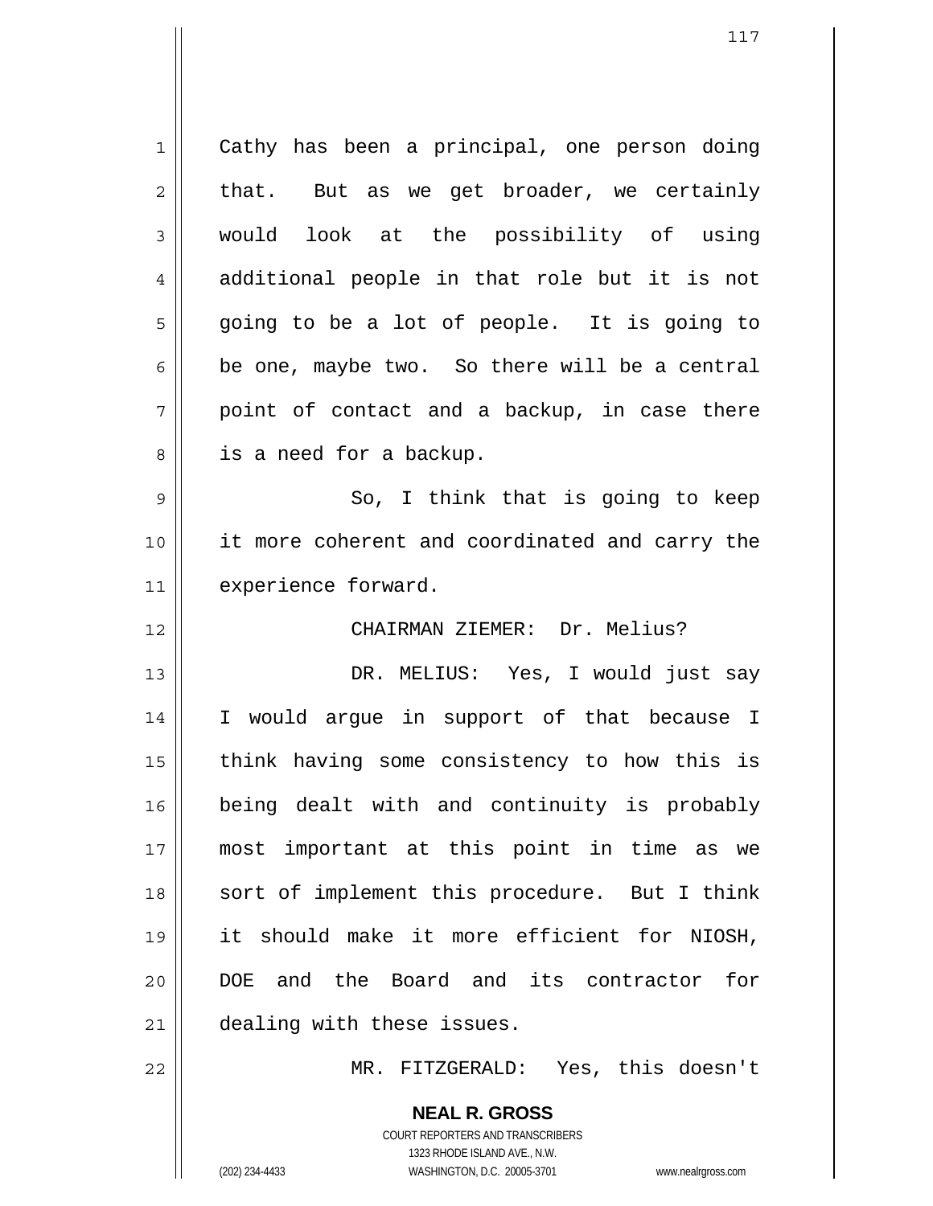Cathy has been a principal, one person doing that. But as we get broader, we certainly would look at the possibility of using additional people in that role but it is not going to be a lot of people. It is going to be one, maybe two. So there will be a central point of contact and a backup, in case there is a need for a backup.

So, I think that is going to keep it more coherent and coordinated and carry the experience forward.

CHAIRMAN ZIEMER: Dr. Melius?

DR. MELIUS: Yes, I would just say I would argue in support of that because I think having some consistency to how this is being dealt with and continuity is probably most important at this point in time as we sort of implement this procedure. But I think it should make it more efficient for NIOSH, DOE and the Board and its contractor for dealing with these issues.

MR. FITZGERALD: Yes, this doesn't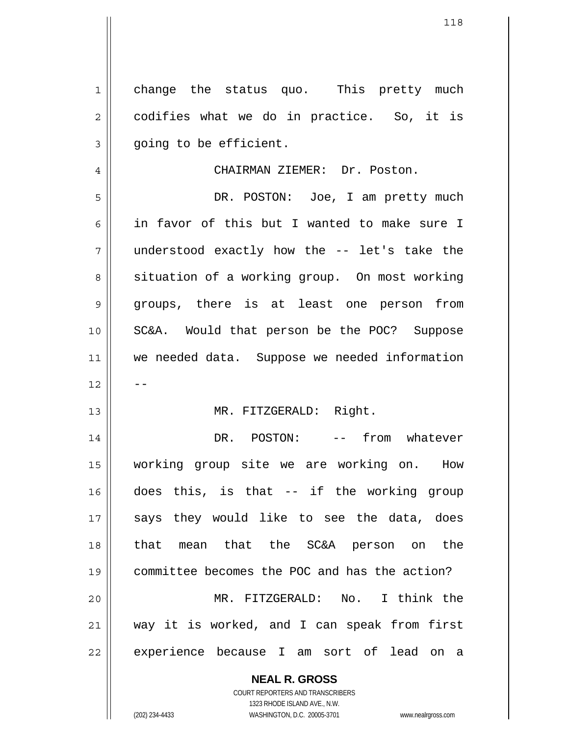change the status quo. This pretty much codifies what we do in practice. So, it is going to be efficient.

CHAIRMAN ZIEMER: Dr. Poston.

DR. POSTON: Joe, I am pretty much in favor of this but I wanted to make sure I understood exactly how the -- let's take the situation of a working group. On most working groups, there is at least one person from SC&A. Would that person be the POC? Suppose we needed data. Suppose we needed information --

MR. FITZGERALD: Right.

DR. POSTON: -- from whatever working group site we are working on. How does this, is that -- if the working group says they would like to see the data, does that mean that the SC&A person on the committee becomes the POC and has the action?

MR. FITZGERALD: No. I think the way it is worked, and I can speak from first experience because I am sort of lead on a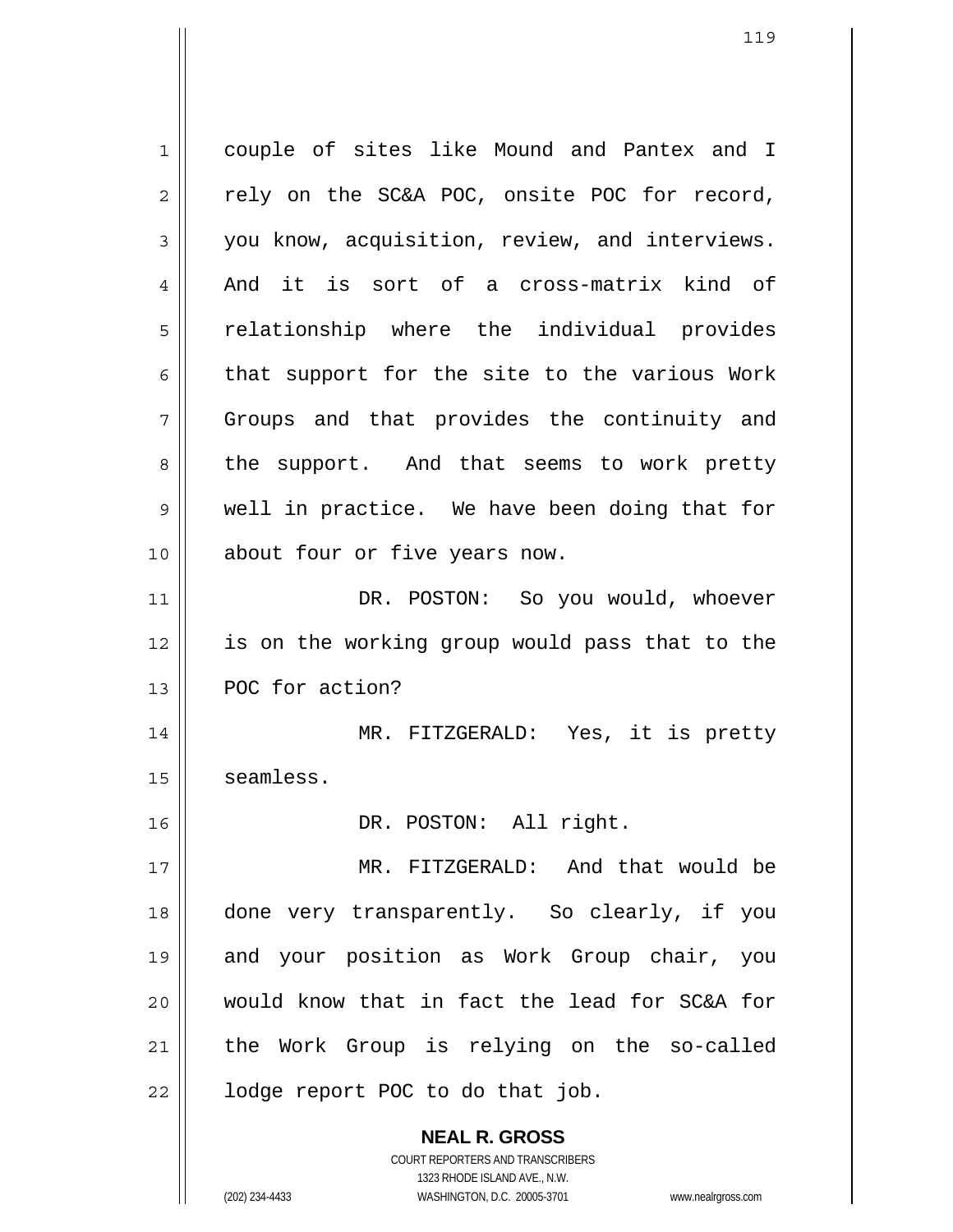couple of sites like Mound and Pantex and I rely on the SC&A POC, onsite POC for record, you know, acquisition, review, and interviews. And it is sort of a cross-matrix kind of relationship where the individual provides that support for the site to the various Work Groups and that provides the continuity and the support. And that seems to work pretty well in practice. We have been doing that for about four or five years now.

DR. POSTON: So you would, whoever is on the working group would pass that to the POC for action?

MR. FITZGERALD: Yes, it is pretty seamless.

DR. POSTON: All right.

MR. FITZGERALD: And that would be done very transparently. So clearly, if you and your position as Work Group chair, you would know that in fact the lead for SC&A for the Work Group is relying on the so-called lodge report POC to do that job.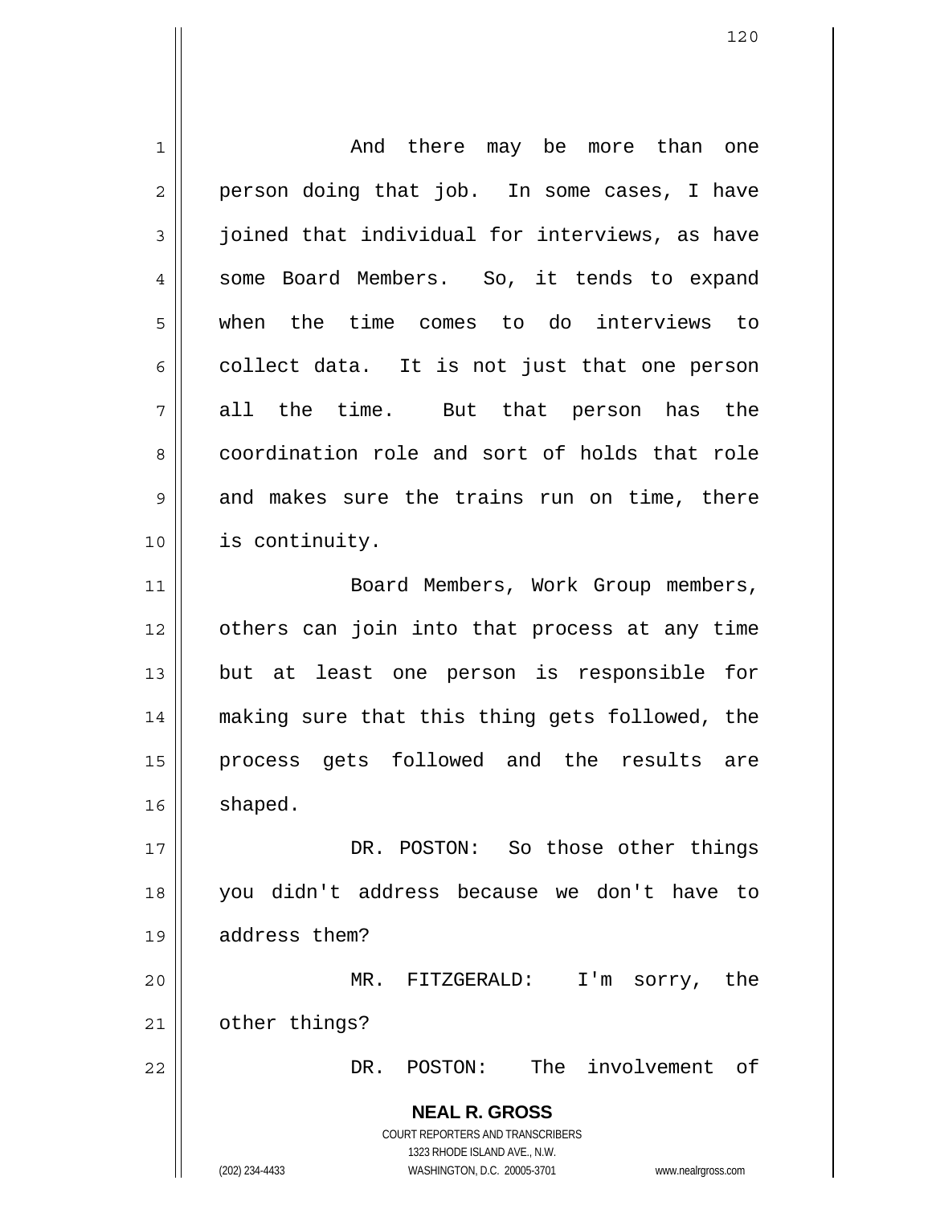And there may be more than one person doing that job. In some cases, I have joined that individual for interviews, as have some Board Members. So, it tends to expand when the time comes to do interviews to collect data. It is not just that one person all the time. But that person has the coordination role and sort of holds that role and makes sure the trains run on time, there is continuity.

Board Members, Work Group members, others can join into that process at any time but at least one person is responsible for making sure that this thing gets followed, the process gets followed and the results are shaped.

DR. POSTON: So those other things you didn't address because we don't have to address them?

MR. FITZGERALD: I'm sorry, the other things?

DR. POSTON: The involvement of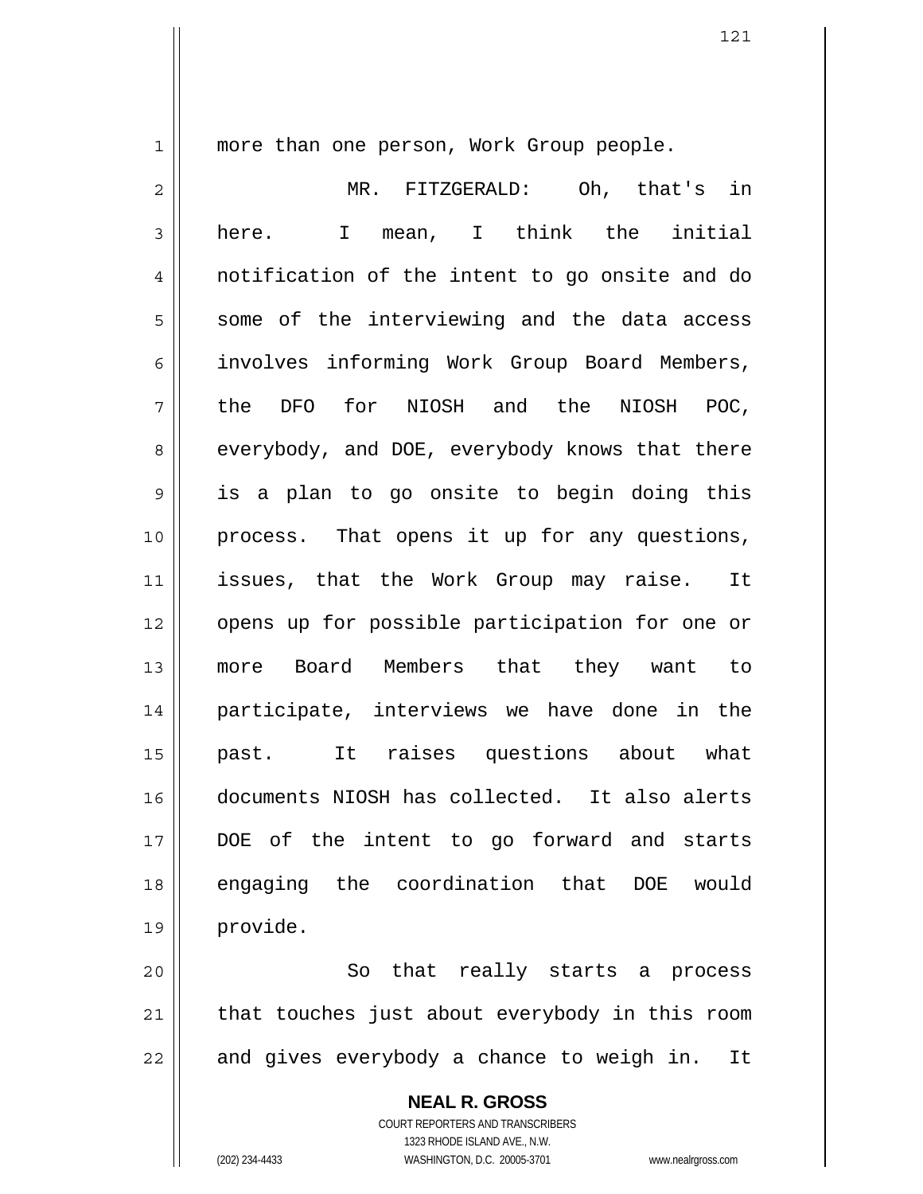more than one person, Work Group people.

MR. FITZGERALD: Oh, that's in here. I mean, I think the initial notification of the intent to go onsite and do some of the interviewing and the data access involves informing Work Group Board Members, the DFO for NIOSH and the NIOSH POC, everybody, and DOE, everybody knows that there is a plan to go onsite to begin doing this process. That opens it up for any questions, issues, that the Work Group may raise. It opens up for possible participation for one or more Board Members that they want to participate, interviews we have done in the past. It raises questions about what documents NIOSH has collected. It also alerts DOE of the intent to go forward and starts engaging the coordination that DOE would provide.

So that really starts a process that touches just about everybody in this room and gives everybody a chance to weigh in. It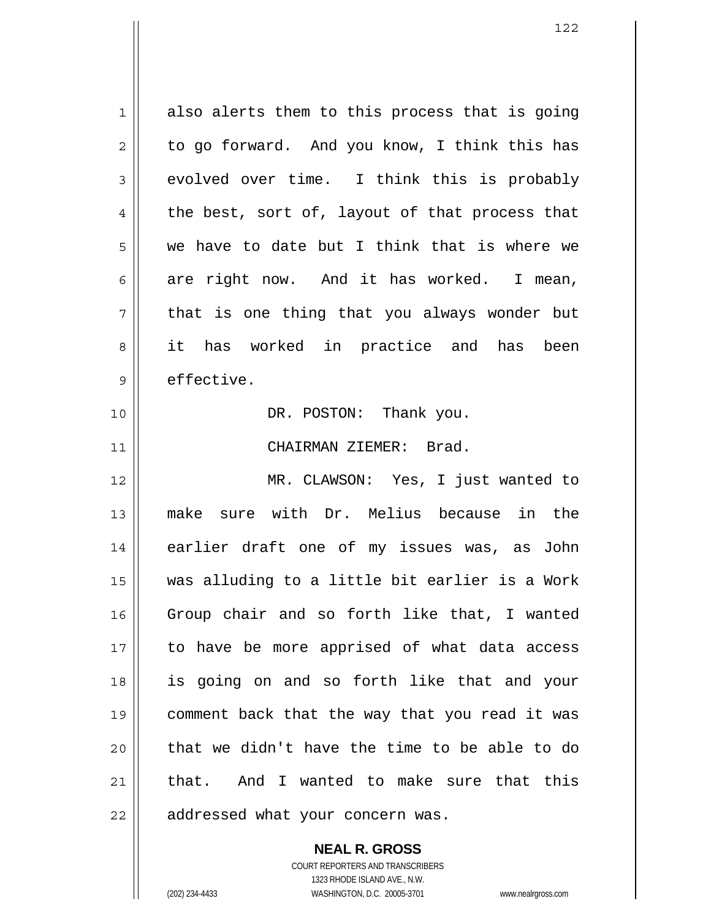also alerts them to this process that is going to go forward. And you know, I think this has evolved over time. I think this is probably the best, sort of, layout of that process that we have to date but I think that is where we are right now. And it has worked. I mean, that is one thing that you always wonder but it has worked in practice and has been effective.

DR. POSTON: Thank you.

CHAIRMAN ZIEMER: Brad.

MR. CLAWSON: Yes, I just wanted to make sure with Dr. Melius because in the earlier draft one of my issues was, as John was alluding to a little bit earlier is a Work Group chair and so forth like that, I wanted to have be more apprised of what data access is going on and so forth like that and your comment back that the way that you read it was that we didn't have the time to be able to do that. And I wanted to make sure that this addressed what your concern was.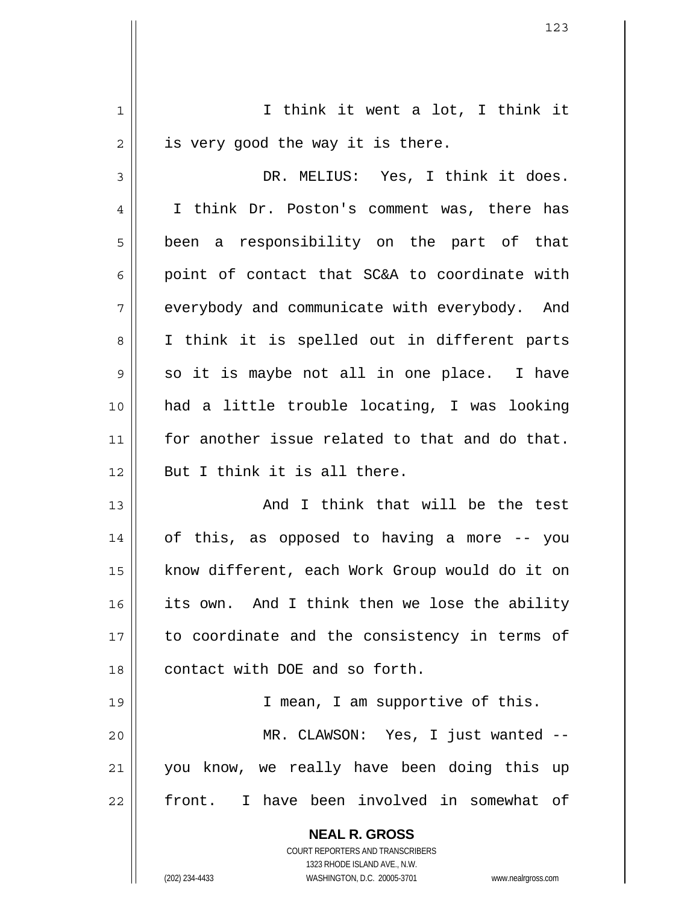I think it went a lot, I think it is very good the way it is there.

DR. MELIUS: Yes, I think it does. I think Dr. Poston's comment was, there has been a responsibility on the part of that point of contact that SC&A to coordinate with everybody and communicate with everybody. And I think it is spelled out in different parts so it is maybe not all in one place. I have had a little trouble locating, I was looking for another issue related to that and do that. But I think it is all there.

And I think that will be the test of this, as opposed to having a more -- you know different, each Work Group would do it on its own. And I think then we lose the ability to coordinate and the consistency in terms of contact with DOE and so forth.

I mean, I am supportive of this.

MR. CLAWSON: Yes, I just wanted -- you know, we really have been doing this up front. I have been involved in somewhat of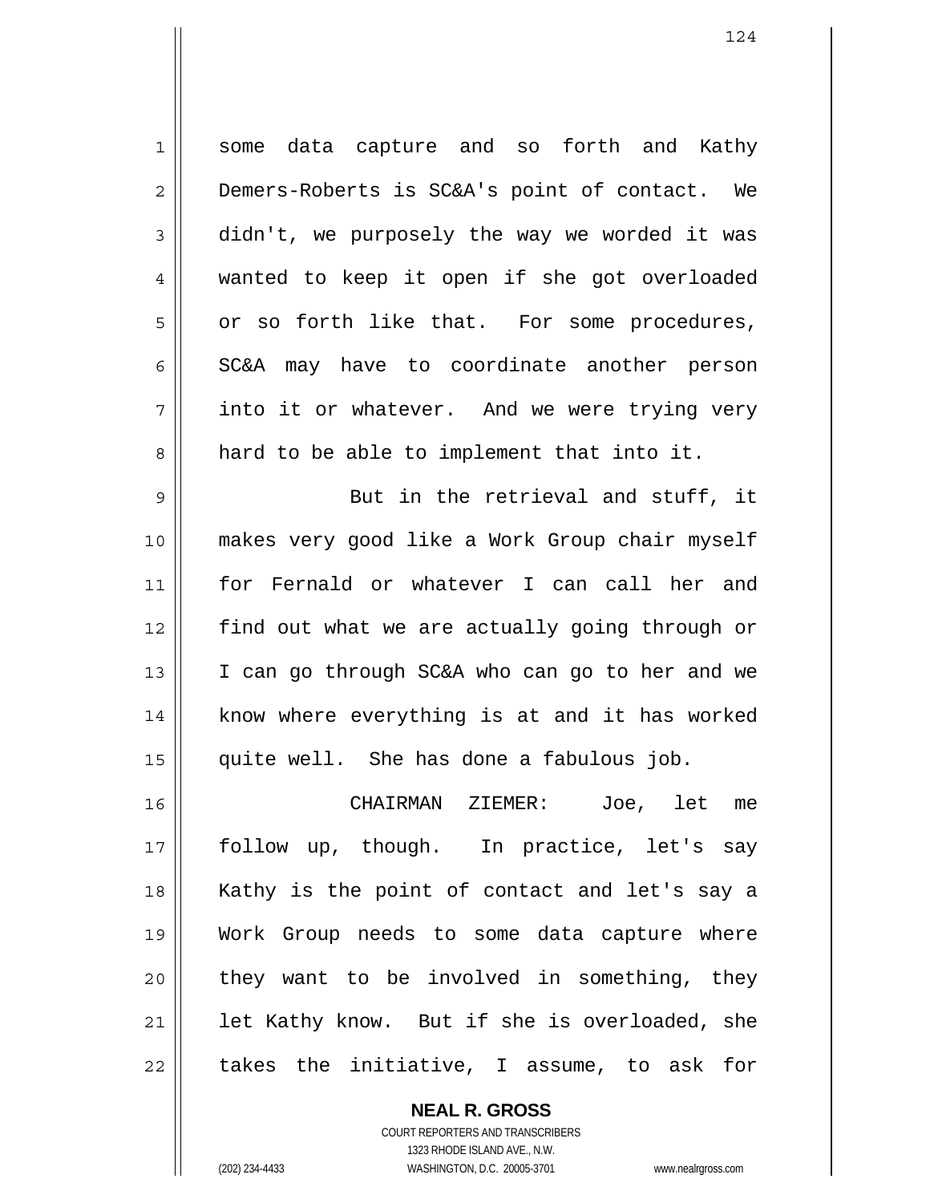some data capture and so forth and Kathy Demers-Roberts is SC&A's point of contact. We didn't, we purposely the way we worded it was wanted to keep it open if she got overloaded or so forth like that. For some procedures, SC&A may have to coordinate another person into it or whatever. And we were trying very hard to be able to implement that into it.

But in the retrieval and stuff, it makes very good like a Work Group chair myself for Fernald or whatever I can call her and find out what we are actually going through or I can go through SC&A who can go to her and we know where everything is at and it has worked quite well. She has done a fabulous job.

CHAIRMAN ZIEMER: Joe, let me follow up, though. In practice, let's say Kathy is the point of contact and let's say a Work Group needs to some data capture where they want to be involved in something, they let Kathy know. But if she is overloaded, she takes the initiative, I assume, to ask for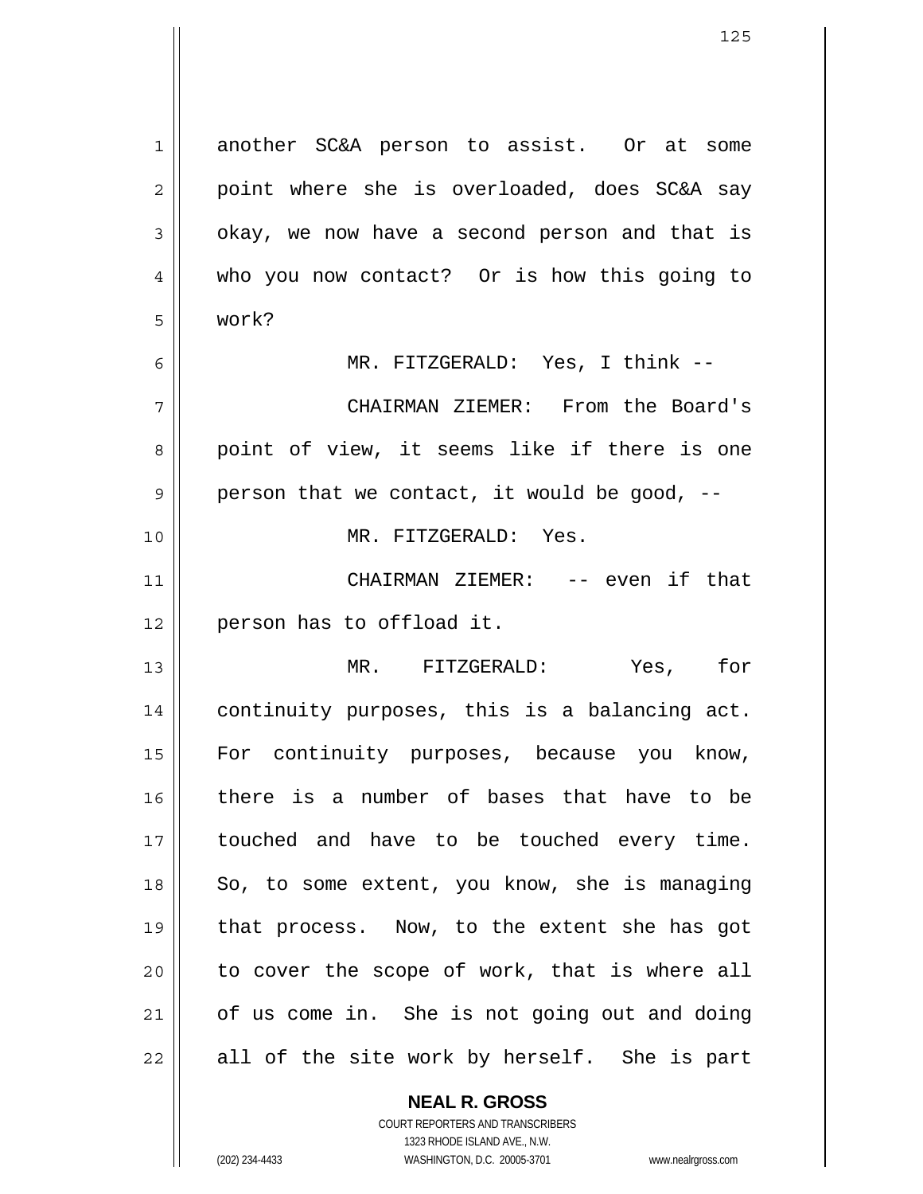another SC&A person to assist. Or at some point where she is overloaded, does SC&A say okay, we now have a second person and that is who you now contact? Or is how this going to work?

MR. FITZGERALD: Yes, I think --

CHAIRMAN ZIEMER: From the Board's point of view, it seems like if there is one person that we contact, it would be good, --

MR. FITZGERALD: Yes.

CHAIRMAN ZIEMER: -- even if that person has to offload it.

MR. FITZGERALD: Yes, for continuity purposes, this is a balancing act. For continuity purposes, because you know, there is a number of bases that have to be touched and have to be touched every time. So, to some extent, you know, she is managing that process. Now, to the extent she has got to cover the scope of work, that is where all of us come in. She is not going out and doing all of the site work by herself. She is part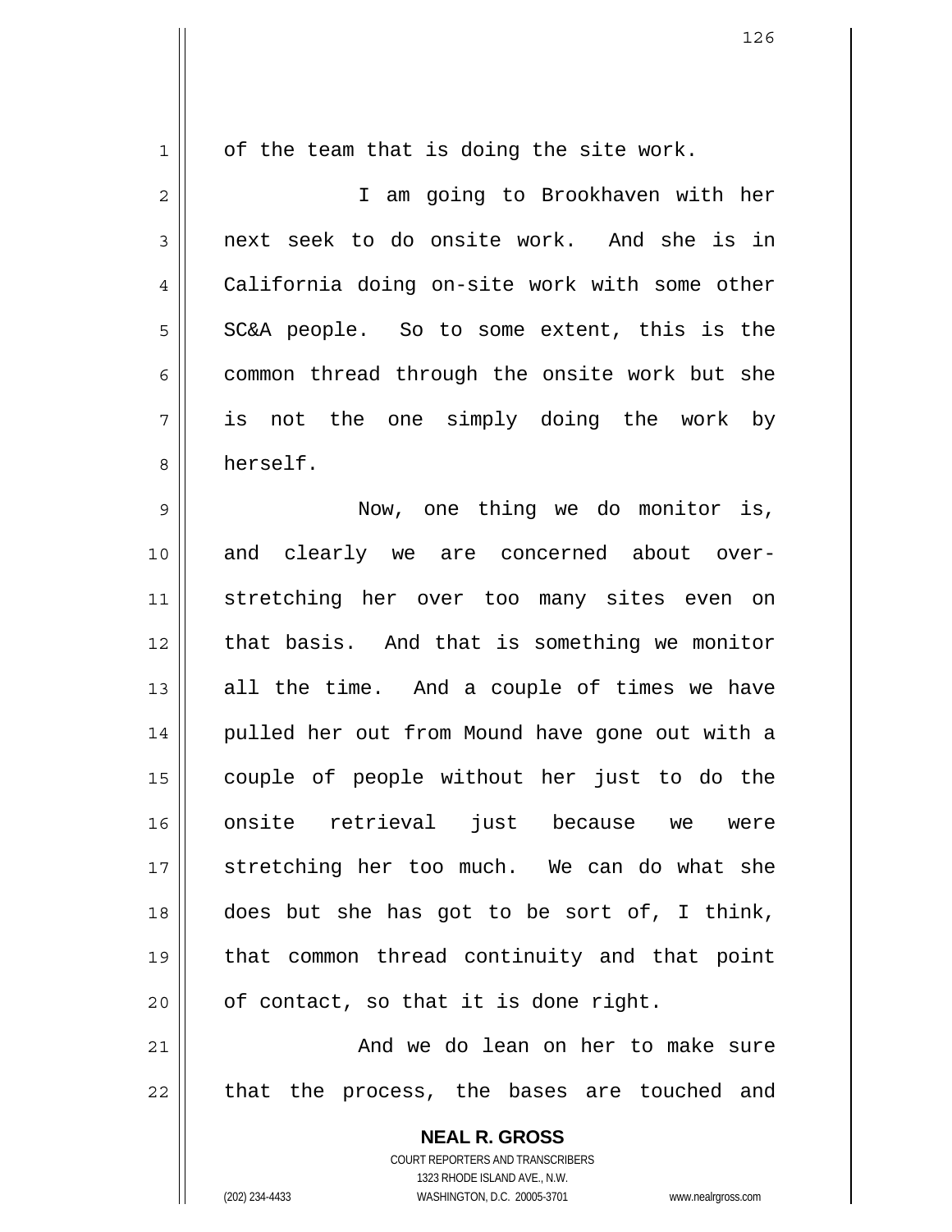of the team that is doing the site work.

I am going to Brookhaven with her next seek to do onsite work. And she is in California doing on-site work with some other SC&A people. So to some extent, this is the common thread through the onsite work but she is not the one simply doing the work by herself.

Now, one thing we do monitor is, and clearly we are concerned about over-stretching her over too many sites even on that basis. And that is something we monitor all the time. And a couple of times we have pulled her out from Mound have gone out with a couple of people without her just to do the onsite retrieval just because we were stretching her too much. We can do what she does but she has got to be sort of, I think, that common thread continuity and that point of contact, so that it is done right.

And we do lean on her to make sure that the process, the bases are touched and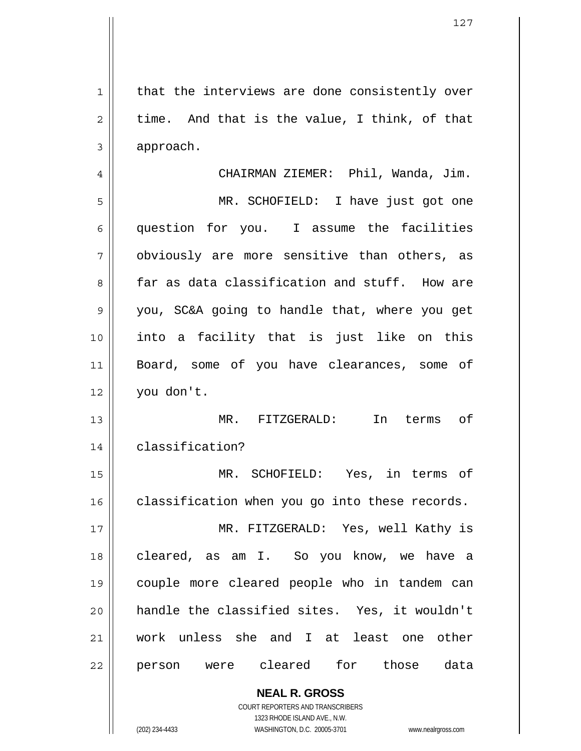that the interviews are done consistently over time. And that is the value, I think, of that approach.

CHAIRMAN ZIEMER: Phil, Wanda, Jim.

MR. SCHOFIELD: I have just got one question for you. I assume the facilities obviously are more sensitive than others, as far as data classification and stuff. How are you, SC&A going to handle that, where you get into a facility that is just like on this Board, some of you have clearances, some of you don't.

MR. FITZGERALD: In terms of classification?

MR. SCHOFIELD: Yes, in terms of classification when you go into these records.

MR. FITZGERALD: Yes, well Kathy is cleared, as am I. So you know, we have a couple more cleared people who in tandem can handle the classified sites. Yes, it wouldn't work unless she and I at least one other person were cleared for those data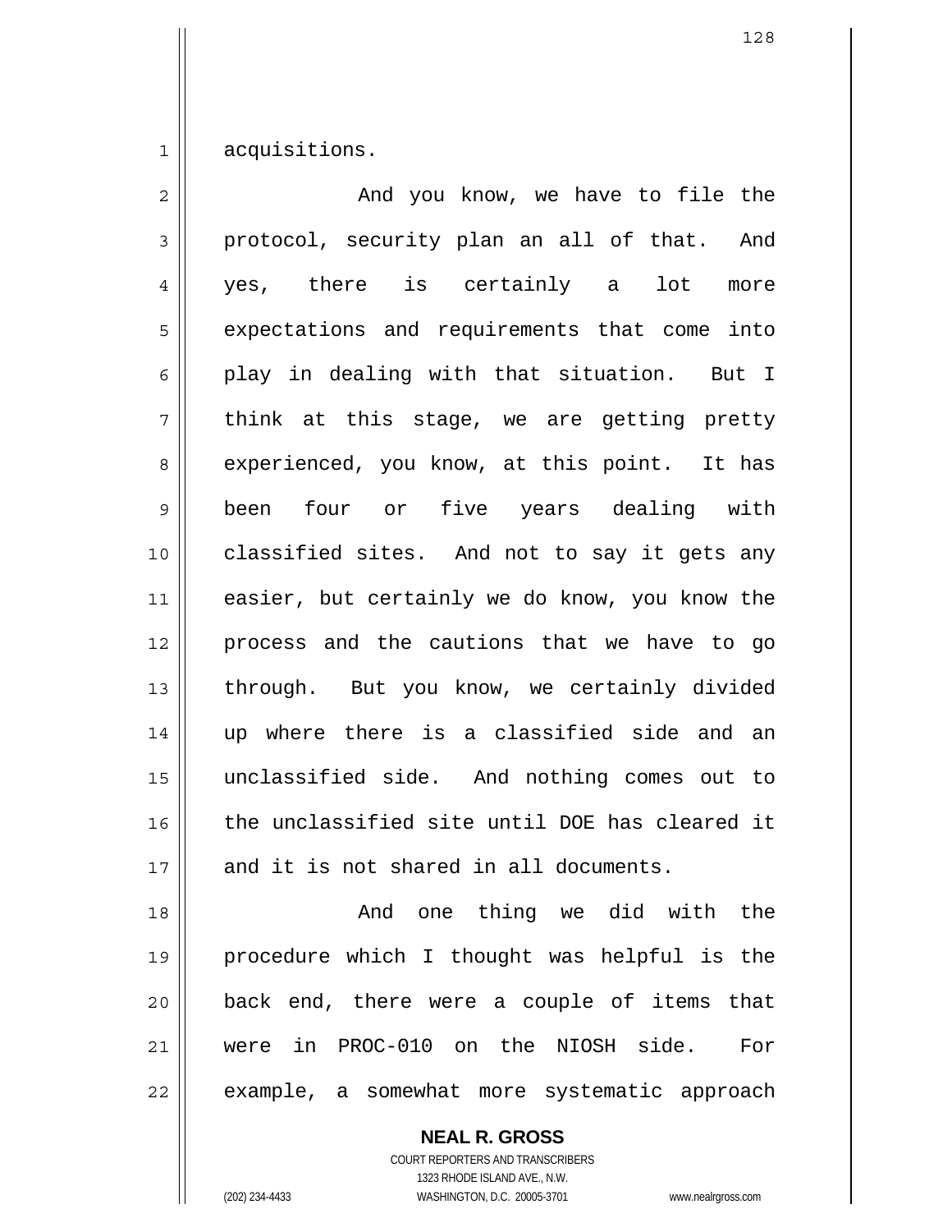acquisitions.

And you know, we have to file the protocol, security plan an all of that. And yes, there is certainly a lot more expectations and requirements that come into play in dealing with that situation. But I think at this stage, we are getting pretty experienced, you know, at this point. It has been four or five years dealing with classified sites. And not to say it gets any easier, but certainly we do know, you know the process and the cautions that we have to go through. But you know, we certainly divided up where there is a classified side and an unclassified side. And nothing comes out to the unclassified site until DOE has cleared it and it is not shared in all documents.

And one thing we did with the procedure which I thought was helpful is the back end, there were a couple of items that were in PROC-010 on the NIOSH side. For example, a somewhat more systematic approach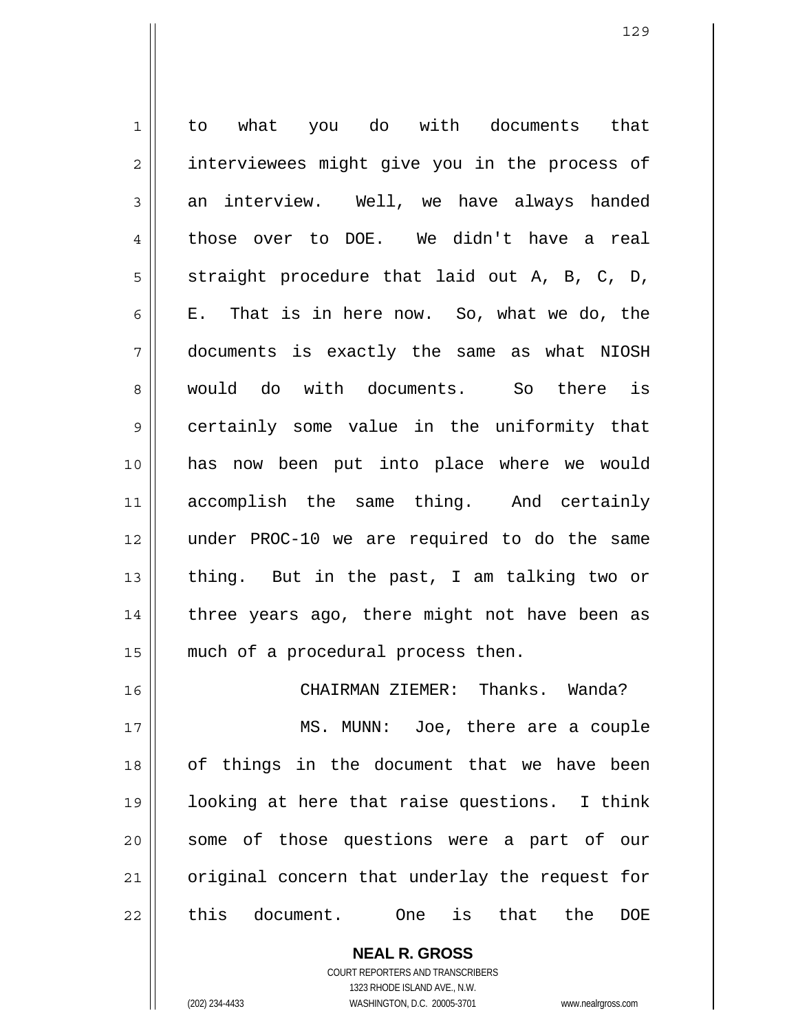to what you do with documents that interviewees might give you in the process of an interview. Well, we have always handed those over to DOE. We didn't have a real straight procedure that laid out A, B, C, D, E. That is in here now. So, what we do, the documents is exactly the same as what NIOSH would do with documents. So there is certainly some value in the uniformity that has now been put into place where we would accomplish the same thing. And certainly under PROC-10 we are required to do the same thing. But in the past, I am talking two or three years ago, there might not have been as much of a procedural process then.

CHAIRMAN ZIEMER: Thanks. Wanda?

MS. MUNN: Joe, there are a couple of things in the document that we have been looking at here that raise questions. I think some of those questions were a part of our original concern that underlay the request for this document. One is that the DOE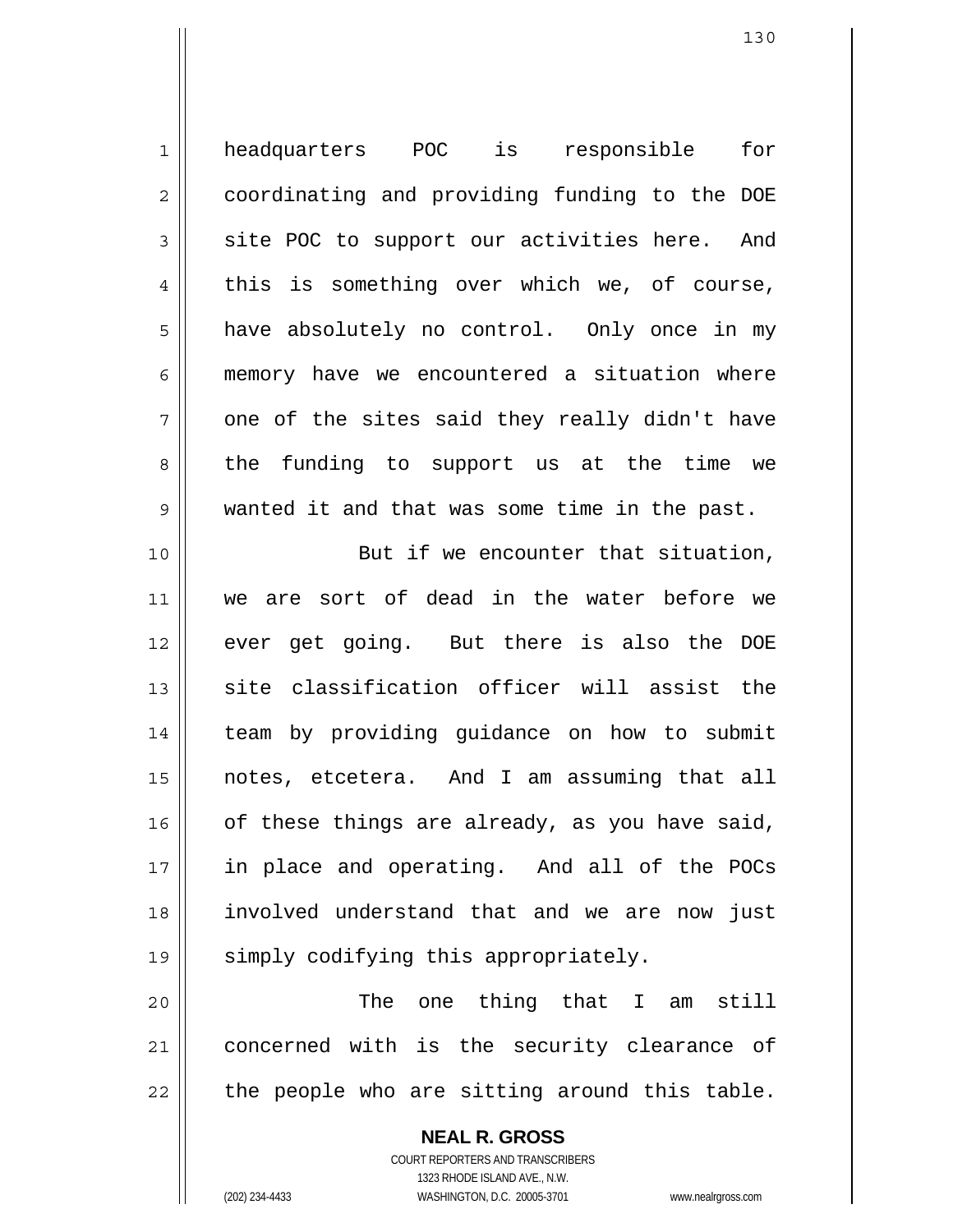headquarters POC is responsible for coordinating and providing funding to the DOE site POC to support our activities here. And this is something over which we, of course, have absolutely no control. Only once in my memory have we encountered a situation where one of the sites said they really didn't have the funding to support us at the time we wanted it and that was some time in the past.

But if we encounter that situation, we are sort of dead in the water before we ever get going. But there is also the DOE site classification officer will assist the team by providing guidance on how to submit notes, etcetera. And I am assuming that all of these things are already, as you have said, in place and operating. And all of the POCs involved understand that and we are now just simply codifying this appropriately.

The one thing that I am still concerned with is the security clearance of the people who are sitting around this table.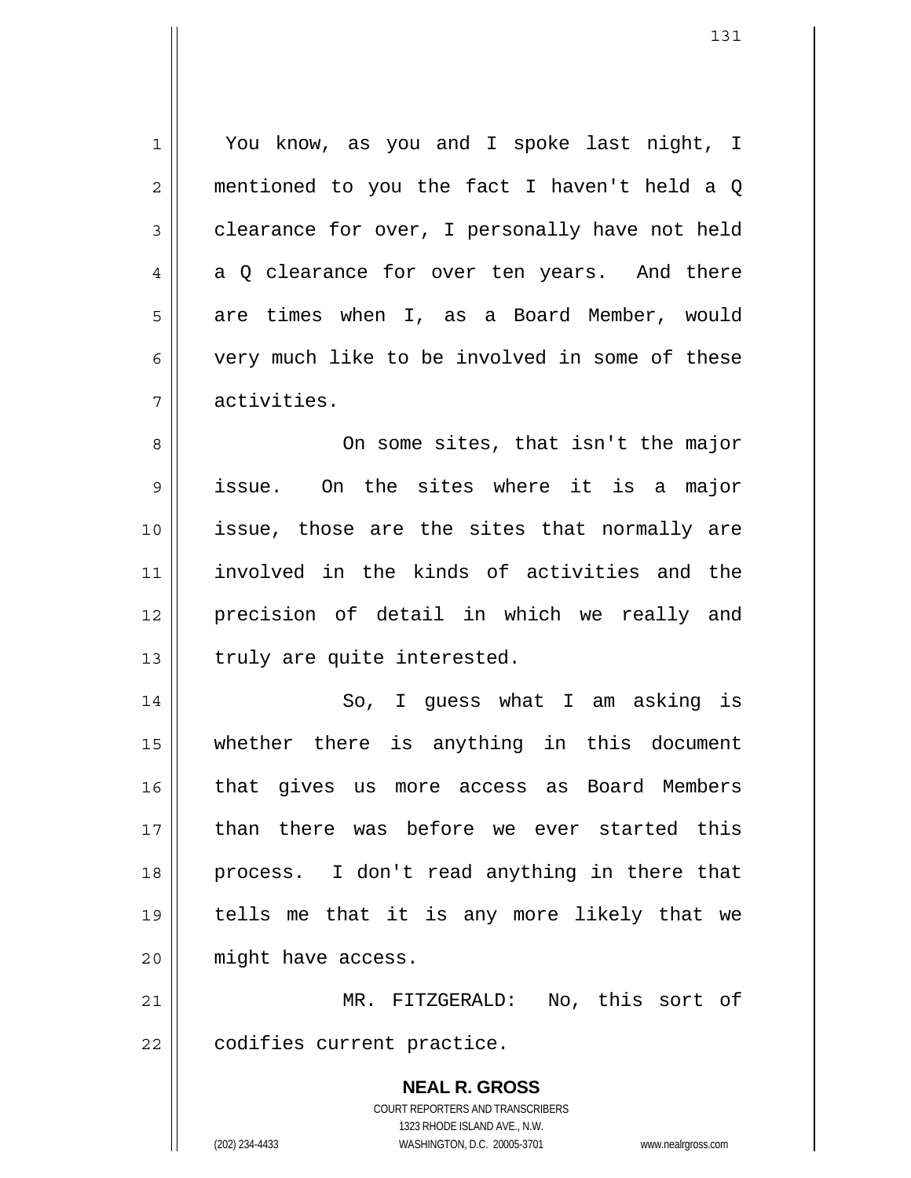You know, as you and I spoke last night, I mentioned to you the fact I haven't held a Q clearance for over, I personally have not held a Q clearance for over ten years. And there are times when I, as a Board Member, would very much like to be involved in some of these activities.

On some sites, that isn't the major issue. On the sites where it is a major issue, those are the sites that normally are involved in the kinds of activities and the precision of detail in which we really and truly are quite interested.

So, I guess what I am asking is whether there is anything in this document that gives us more access as Board Members than there was before we ever started this process. I don't read anything in there that tells me that it is any more likely that we might have access.

MR. FITZGERALD: No, this sort of codifies current practice.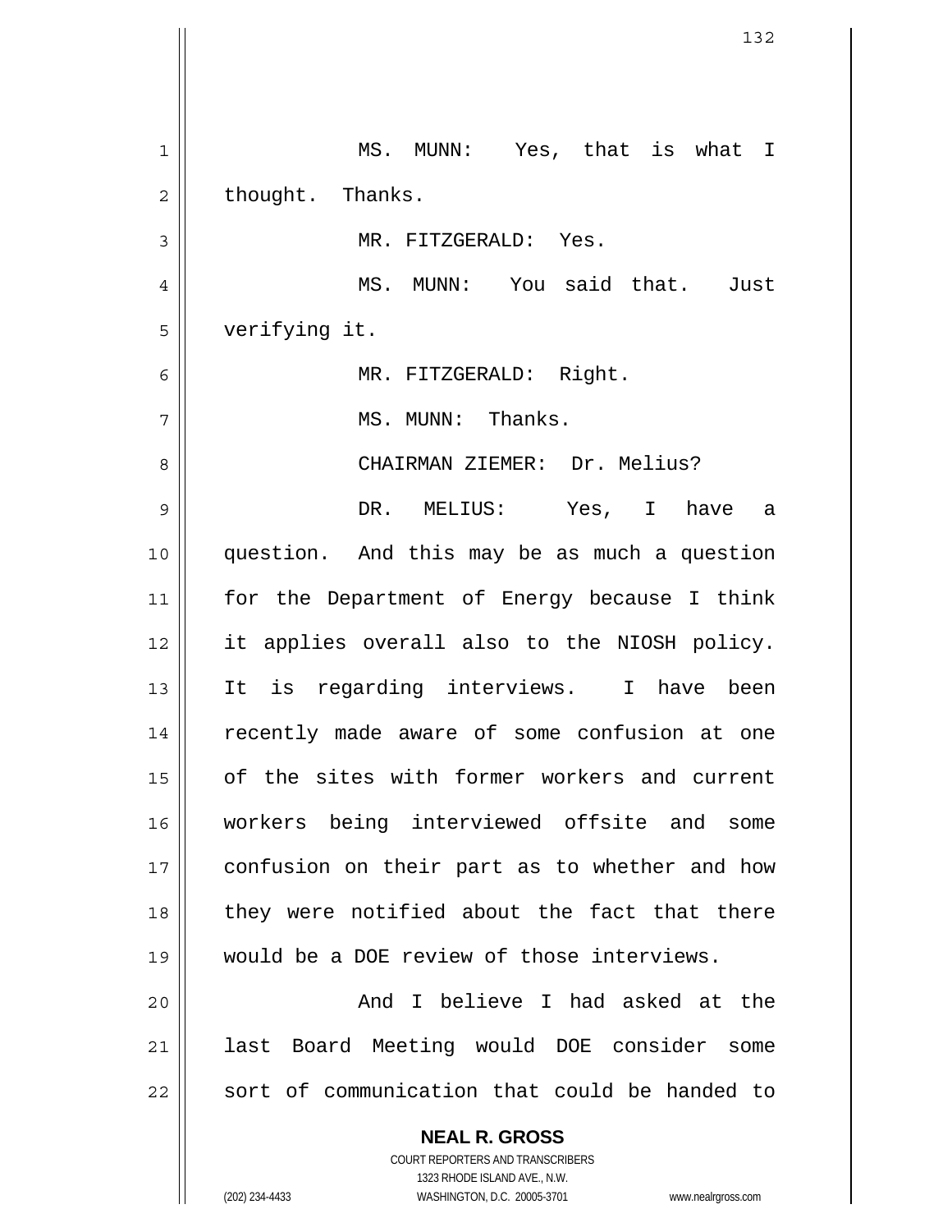MS. MUNN: Yes, that is what I thought. Thanks.

MR. FITZGERALD: Yes.

MS. MUNN: You said that. Just verifying it.

MR. FITZGERALD: Right.

MS. MUNN: Thanks.

CHAIRMAN ZIEMER: Dr. Melius?

DR. MELIUS: Yes, I have a question. And this may be as much a question for the Department of Energy because I think it applies overall also to the NIOSH policy. It is regarding interviews. I have been recently made aware of some confusion at one of the sites with former workers and current workers being interviewed offsite and some confusion on their part as to whether and how they were notified about the fact that there would be a DOE review of those interviews.

And I believe I had asked at the last Board Meeting would DOE consider some sort of communication that could be handed to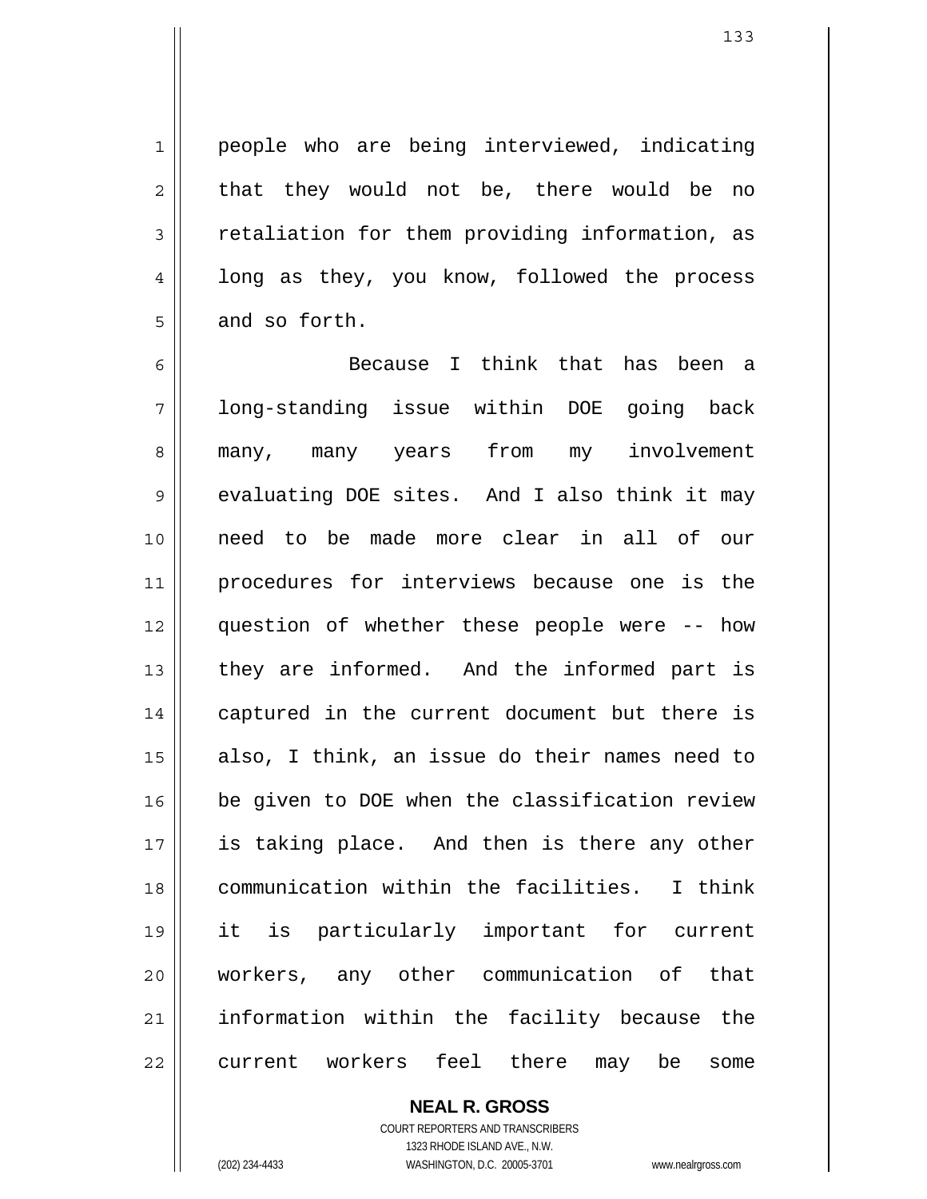people who are being interviewed, indicating that they would not be, there would be no retaliation for them providing information, as long as they, you know, followed the process and so forth.

Because I think that has been a long-standing issue within DOE going back many, many years from my involvement evaluating DOE sites. And I also think it may need to be made more clear in all of our procedures for interviews because one is the question of whether these people were -- how they are informed. And the informed part is captured in the current document but there is also, I think, an issue do their names need to be given to DOE when the classification review is taking place. And then is there any other communication within the facilities. I think it is particularly important for current workers, any other communication of that information within the facility because the current workers feel there may be some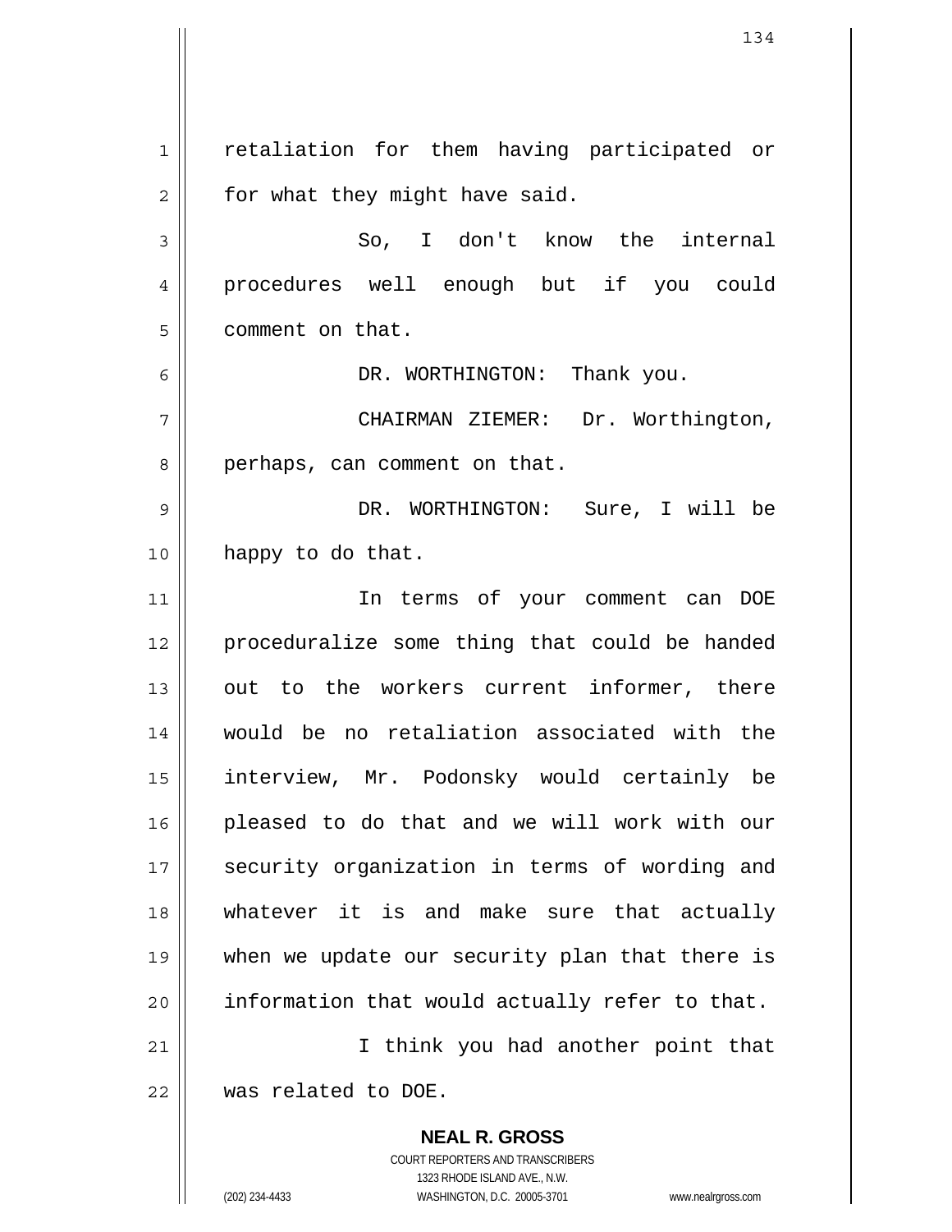retaliation for them having participated or for what they might have said.

So, I don't know the internal procedures well enough but if you could comment on that.

DR. WORTHINGTON: Thank you.

CHAIRMAN ZIEMER: Dr. Worthington, perhaps, can comment on that.

DR. WORTHINGTON: Sure, I will be happy to do that.

In terms of your comment can DOE proceduralize some thing that could be handed out to the workers current informer, there would be no retaliation associated with the interview, Mr. Podonsky would certainly be pleased to do that and we will work with our security organization in terms of wording and whatever it is and make sure that actually when we update our security plan that there is information that would actually refer to that.

I think you had another point that was related to DOE.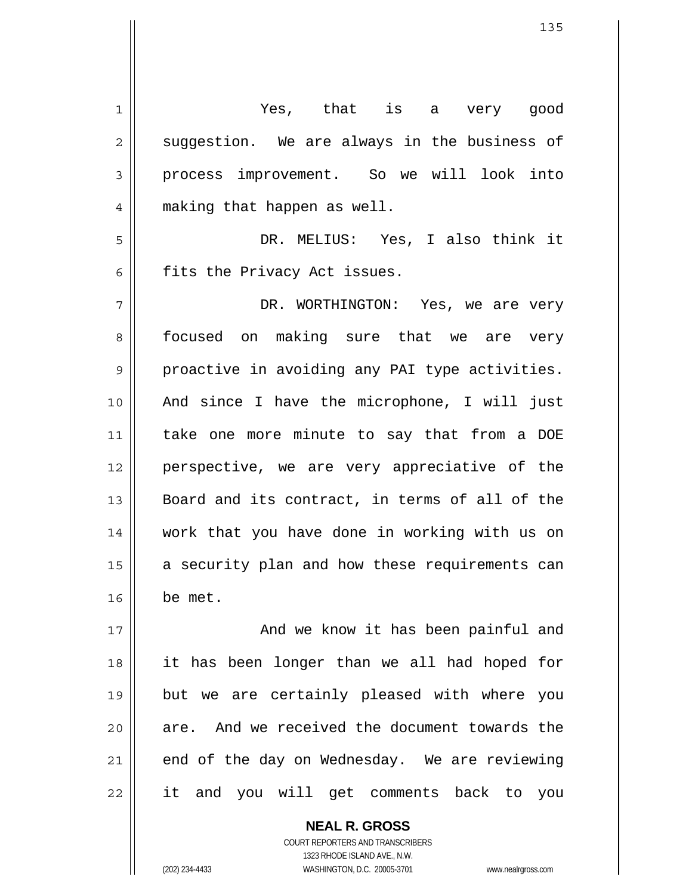Yes, that is a very good suggestion. We are always in the business of process improvement. So we will look into making that happen as well.

DR. MELIUS: Yes, I also think it fits the Privacy Act issues.

DR. WORTHINGTON: Yes, we are very focused on making sure that we are very proactive in avoiding any PAI type activities. And since I have the microphone, I will just take one more minute to say that from a DOE perspective, we are very appreciative of the Board and its contract, in terms of all of the work that you have done in working with us on a security plan and how these requirements can be met.

And we know it has been painful and it has been longer than we all had hoped for but we are certainly pleased with where you are. And we received the document towards the end of the day on Wednesday. We are reviewing it and you will get comments back to you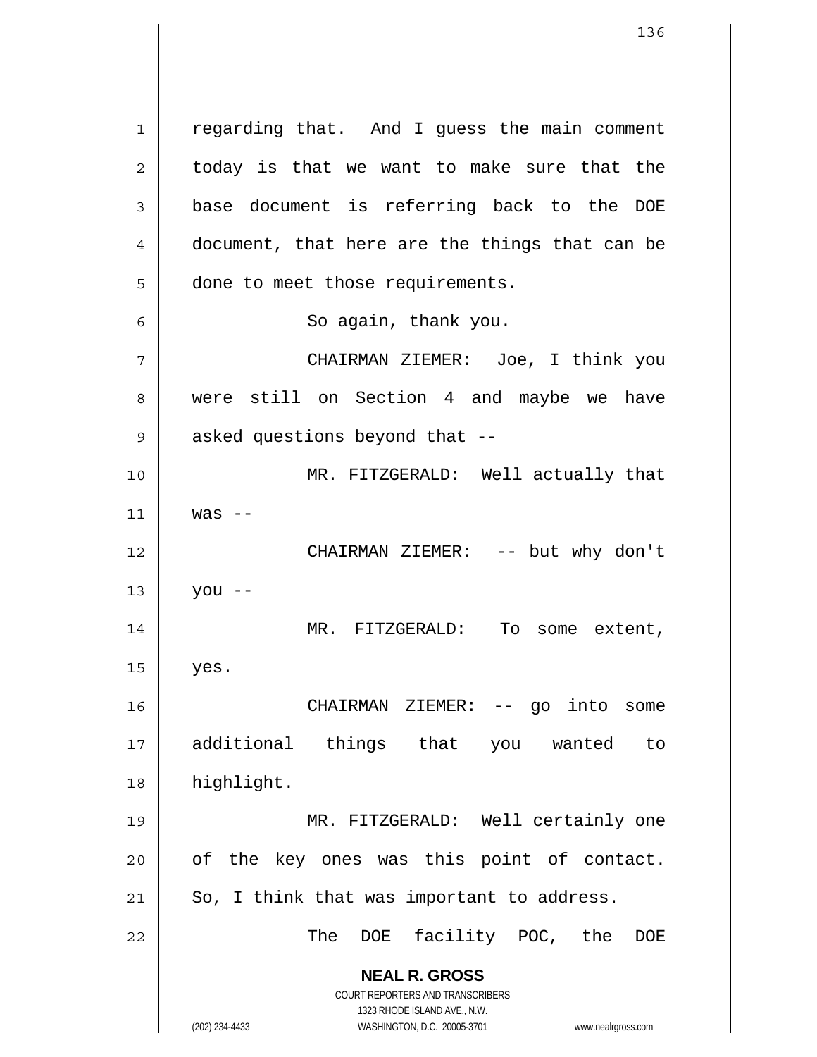regarding that. And I guess the main comment today is that we want to make sure that the base document is referring back to the DOE document, that here are the things that can be done to meet those requirements.

So again, thank you.

CHAIRMAN ZIEMER: Joe, I think you were still on Section 4 and maybe we have asked questions beyond that --

MR. FITZGERALD: Well actually that was --

CHAIRMAN ZIEMER: -- but why don't you --

MR. FITZGERALD: To some extent, yes.

CHAIRMAN ZIEMER: -- go into some additional things that you wanted to highlight.

MR. FITZGERALD: Well certainly one of the key ones was this point of contact. So, I think that was important to address.

The DOE facility POC, the DOE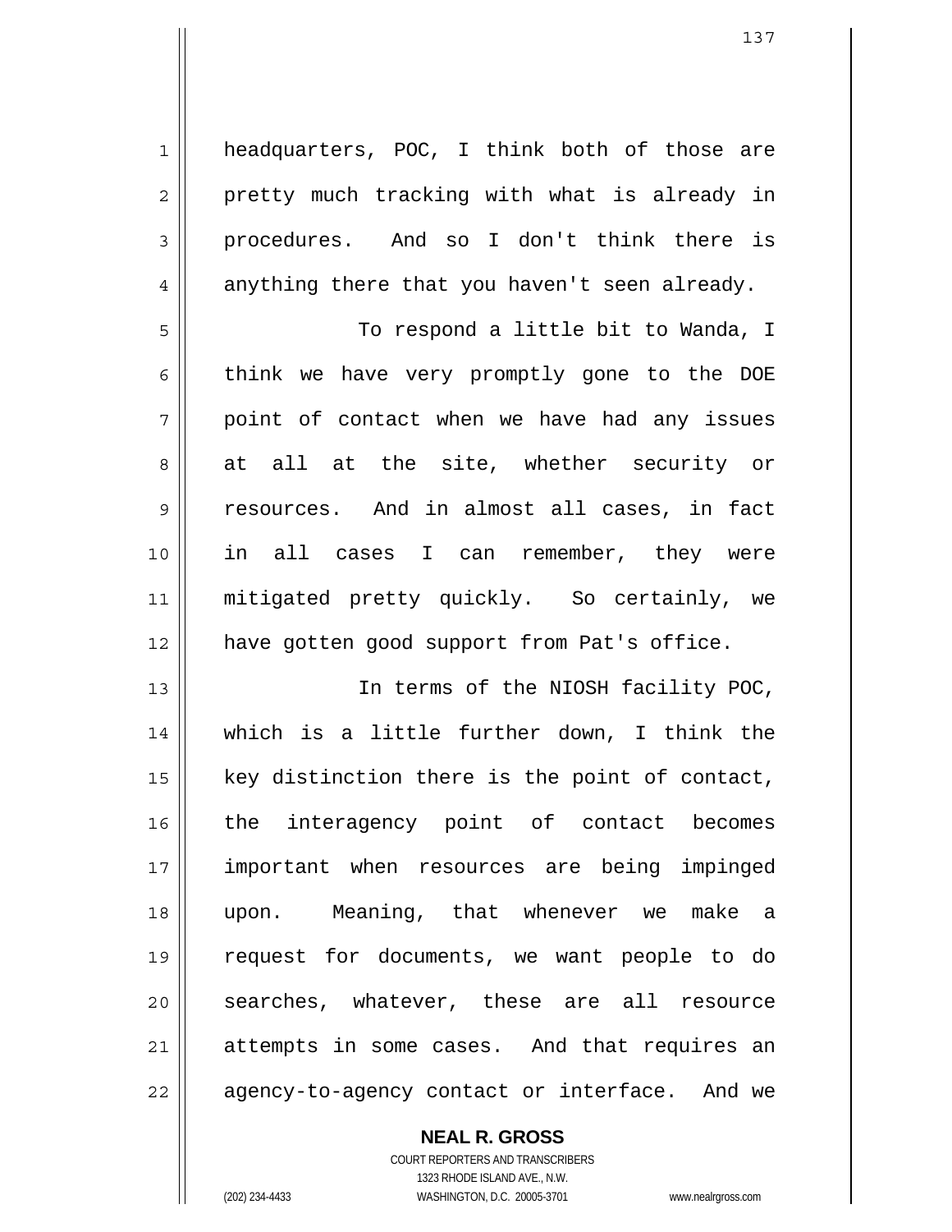headquarters, POC, I think both of those are pretty much tracking with what is already in procedures. And so I don't think there is anything there that you haven't seen already.

To respond a little bit to Wanda, I think we have very promptly gone to the DOE point of contact when we have had any issues at all at the site, whether security or resources. And in almost all cases, in fact in all cases I can remember, they were mitigated pretty quickly. So certainly, we have gotten good support from Pat's office.

In terms of the NIOSH facility POC, which is a little further down, I think the key distinction there is the point of contact, the interagency point of contact becomes important when resources are being impinged upon. Meaning, that whenever we make a request for documents, we want people to do searches, whatever, these are all resource attempts in some cases. And that requires an agency-to-agency contact or interface. And we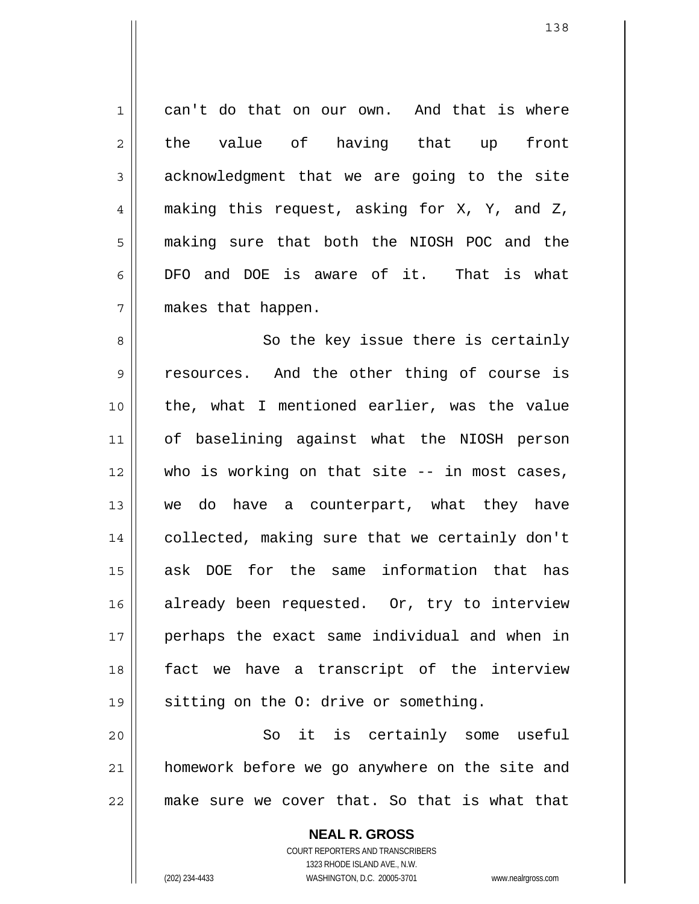can't do that on our own. And that is where the value of having that up front acknowledgment that we are going to the site making this request, asking for X, Y, and Z, making sure that both the NIOSH POC and the DFO and DOE is aware of it. That is what makes that happen.

So the key issue there is certainly resources. And the other thing of course is the, what I mentioned earlier, was the value of baselining against what the NIOSH person who is working on that site -- in most cases, we do have a counterpart, what they have collected, making sure that we certainly don't ask DOE for the same information that has already been requested. Or, try to interview perhaps the exact same individual and when in fact we have a transcript of the interview sitting on the O: drive or something.

So it is certainly some useful homework before we go anywhere on the site and make sure we cover that. So that is what that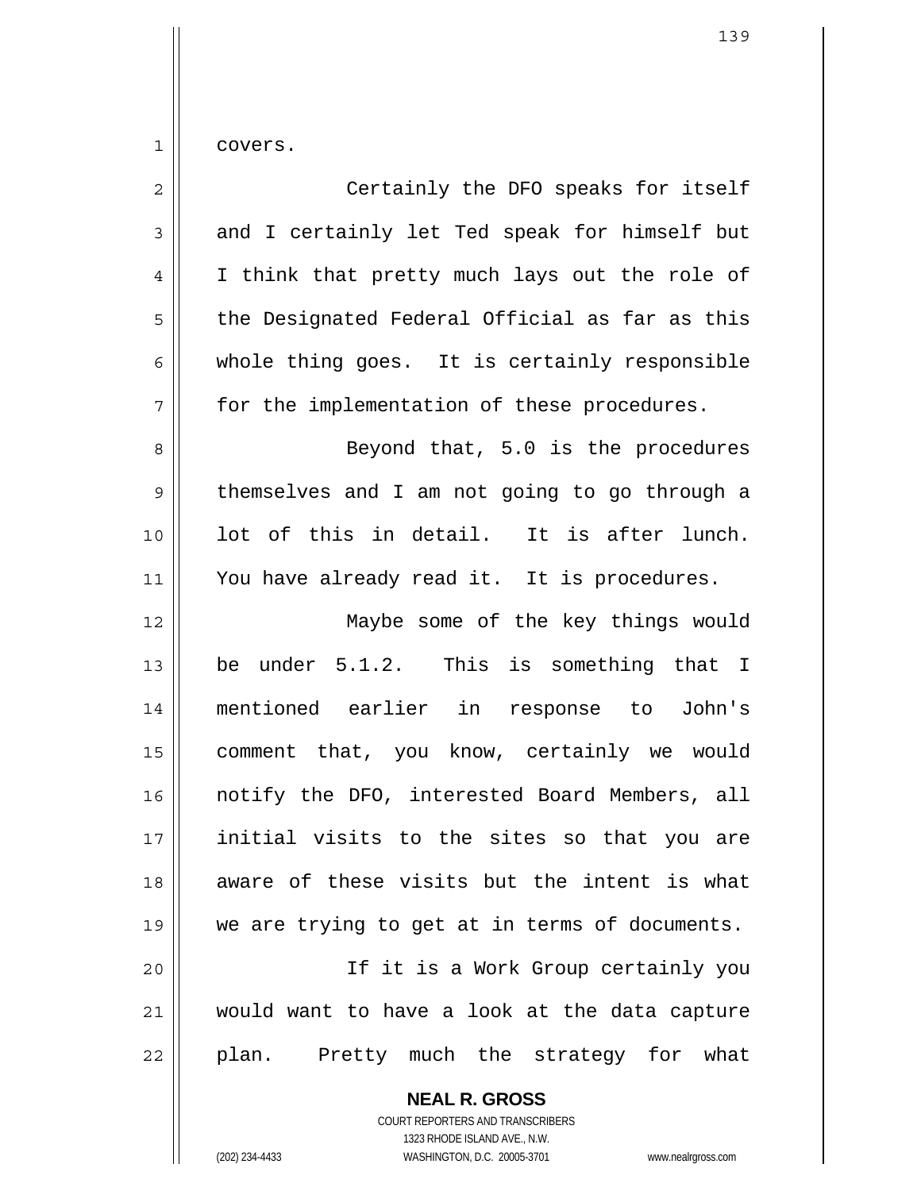covers.

Certainly the DFO speaks for itself and I certainly let Ted speak for himself but I think that pretty much lays out the role of the Designated Federal Official as far as this whole thing goes. It is certainly responsible for the implementation of these procedures.

Beyond that, 5.0 is the procedures themselves and I am not going to go through a lot of this in detail. It is after lunch. You have already read it. It is procedures.

Maybe some of the key things would be under 5.1.2. This is something that I mentioned earlier in response to John's comment that, you know, certainly we would notify the DFO, interested Board Members, all initial visits to the sites so that you are aware of these visits but the intent is what we are trying to get at in terms of documents.

If it is a Work Group certainly you would want to have a look at the data capture plan. Pretty much the strategy for what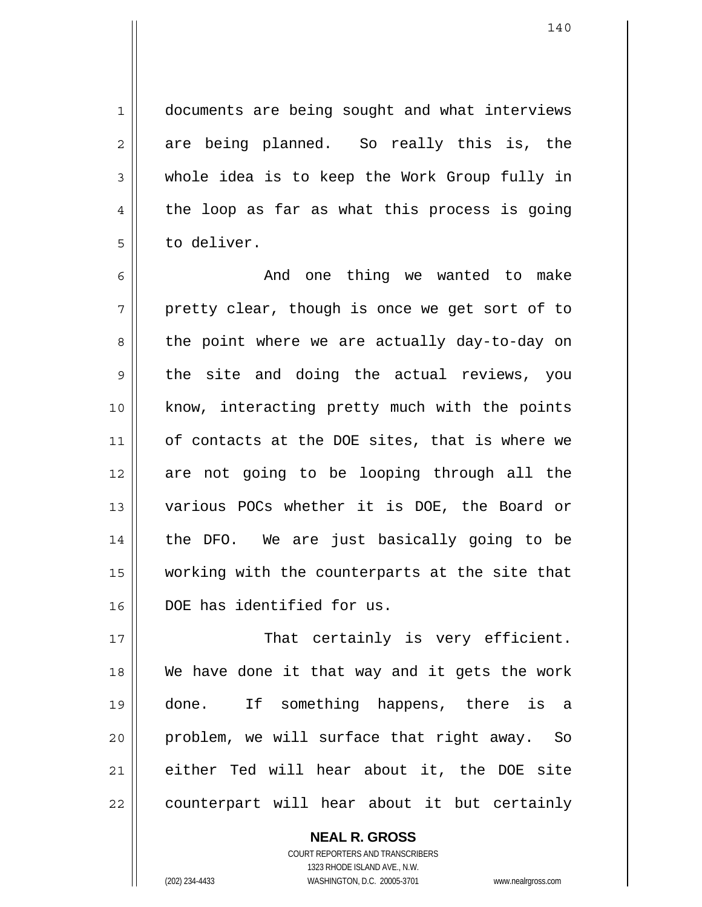documents are being sought and what interviews are being planned. So really this is, the whole idea is to keep the Work Group fully in the loop as far as what this process is going to deliver.

And one thing we wanted to make pretty clear, though is once we get sort of to the point where we are actually day-to-day on the site and doing the actual reviews, you know, interacting pretty much with the points of contacts at the DOE sites, that is where we are not going to be looping through all the various POCs whether it is DOE, the Board or the DFO. We are just basically going to be working with the counterparts at the site that DOE has identified for us.

That certainly is very efficient. We have done it that way and it gets the work done. If something happens, there is a problem, we will surface that right away. So either Ted will hear about it, the DOE site counterpart will hear about it but certainly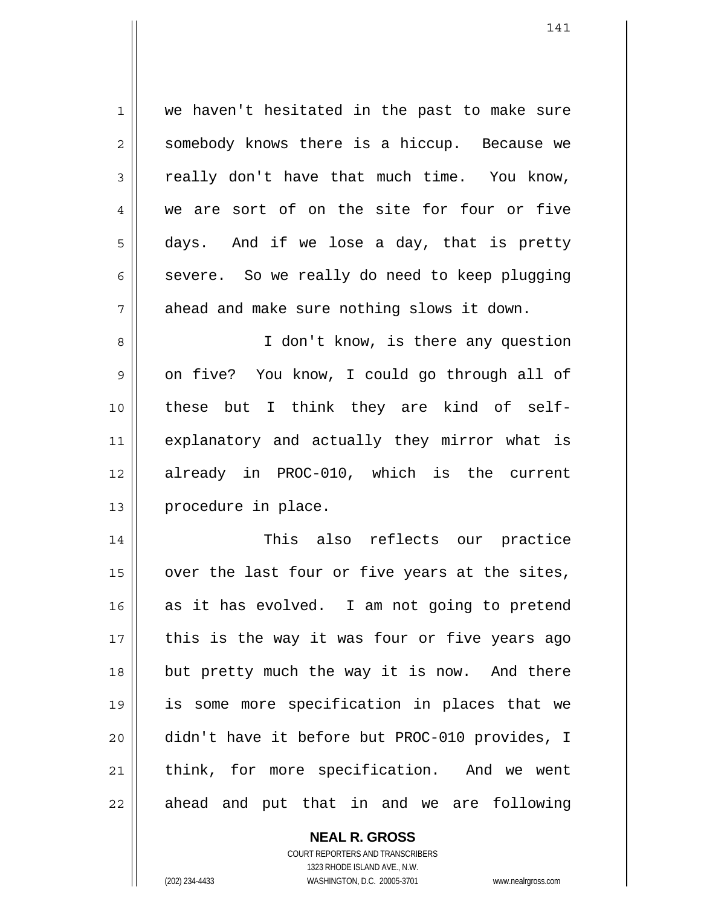we haven't hesitated in the past to make sure somebody knows there is a hiccup. Because we really don't have that much time. You know, we are sort of on the site for four or five days. And if we lose a day, that is pretty severe. So we really do need to keep plugging ahead and make sure nothing slows it down.

I don't know, is there any question on five? You know, I could go through all of these but I think they are kind of self-explanatory and actually they mirror what is already in PROC-010, which is the current procedure in place.

This also reflects our practice over the last four or five years at the sites, as it has evolved. I am not going to pretend this is the way it was four or five years ago but pretty much the way it is now. And there is some more specification in places that we didn't have it before but PROC-010 provides, I think, for more specification. And we went ahead and put that in and we are following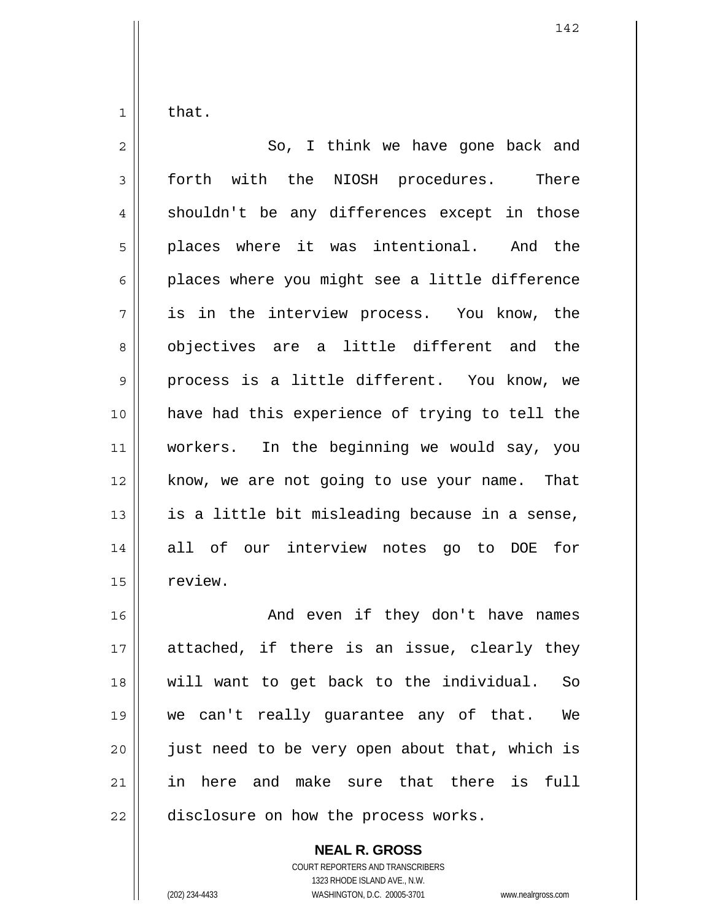that.

So, I think we have gone back and forth with the NIOSH procedures. There shouldn't be any differences except in those places where it was intentional. And the places where you might see a little difference is in the interview process. You know, the objectives are a little different and the process is a little different. You know, we have had this experience of trying to tell the workers. In the beginning we would say, you know, we are not going to use your name. That is a little bit misleading because in a sense, all of our interview notes go to DOE for review.

And even if they don't have names attached, if there is an issue, clearly they will want to get back to the individual. So we can't really guarantee any of that. We just need to be very open about that, which is in here and make sure that there is full disclosure on how the process works.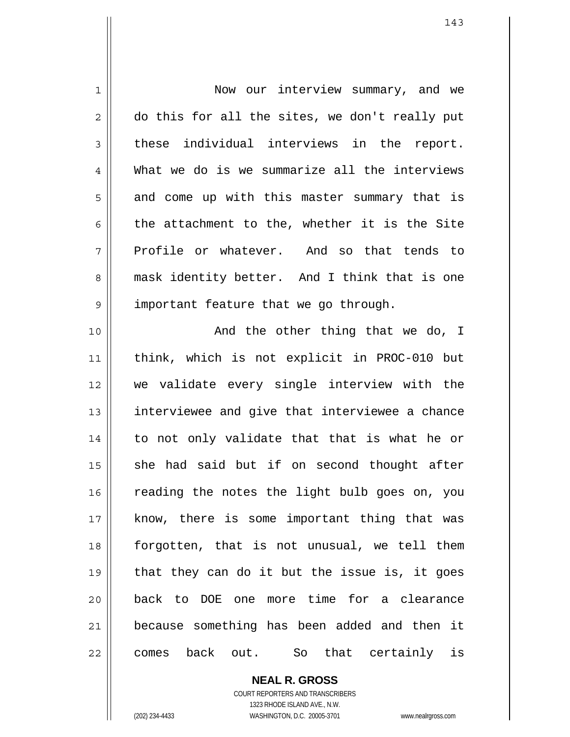Now our interview summary, and we do this for all the sites, we don't really put these individual interviews in the report. What we do is we summarize all the interviews and come up with this master summary that is the attachment to the, whether it is the Site Profile or whatever. And so that tends to mask identity better. And I think that is one important feature that we go through.

And the other thing that we do, I think, which is not explicit in PROC-010 but we validate every single interview with the interviewee and give that interviewee a chance to not only validate that that is what he or she had said but if on second thought after reading the notes the light bulb goes on, you know, there is some important thing that was forgotten, that is not unusual, we tell them that they can do it but the issue is, it goes back to DOE one more time for a clearance because something has been added and then it comes back out. So that certainly is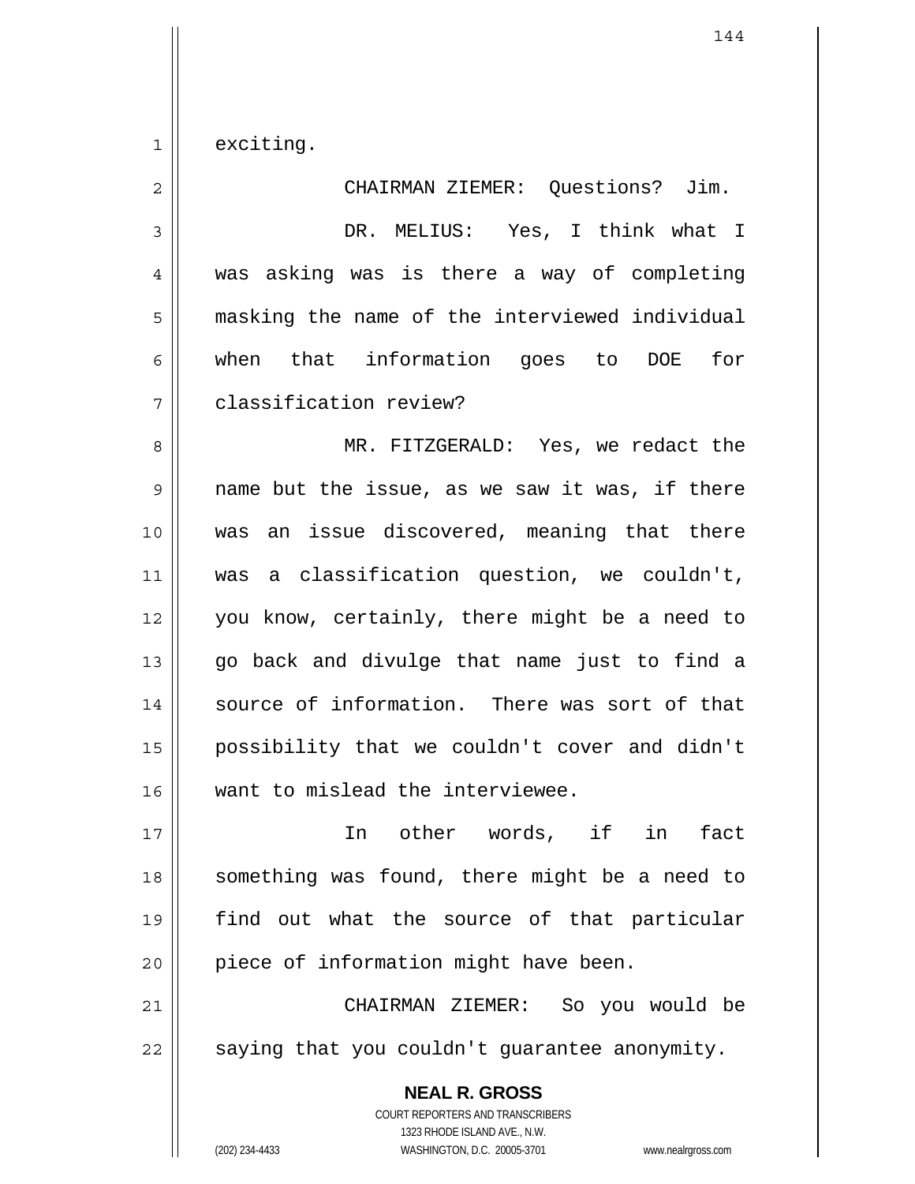exciting.

CHAIRMAN ZIEMER: Questions? Jim.

DR. MELIUS: Yes, I think what I was asking was is there a way of completing masking the name of the interviewed individual when that information goes to DOE for classification review?

MR. FITZGERALD: Yes, we redact the name but the issue, as we saw it was, if there was an issue discovered, meaning that there was a classification question, we couldn't, you know, certainly, there might be a need to go back and divulge that name just to find a source of information. There was sort of that possibility that we couldn't cover and didn't want to mislead the interviewee.

In other words, if in fact something was found, there might be a need to find out what the source of that particular piece of information might have been.

CHAIRMAN ZIEMER: So you would be saying that you couldn't guarantee anonymity.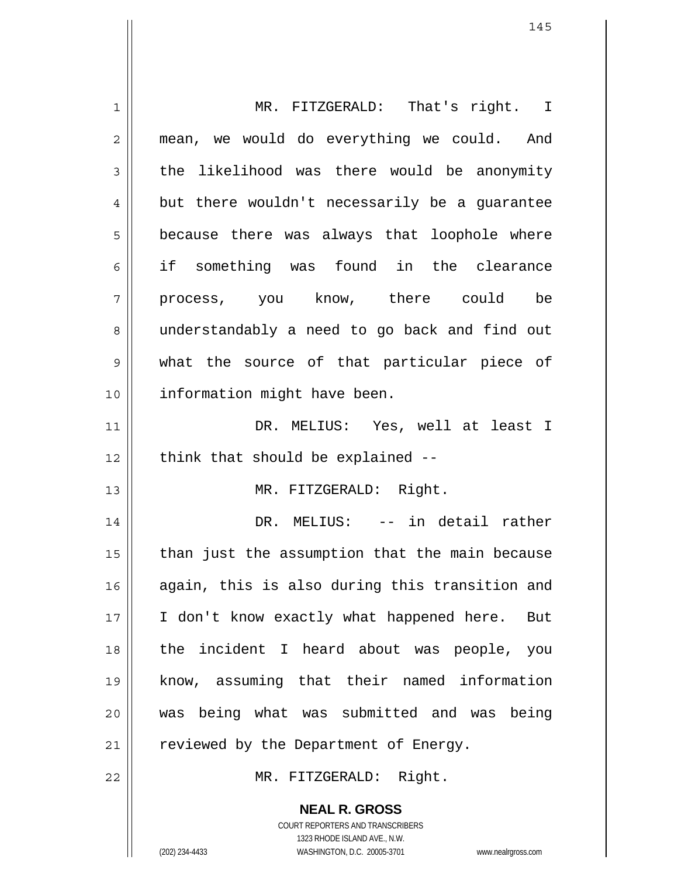MR. FITZGERALD: That's right. I mean, we would do everything we could. And the likelihood was there would be anonymity but there wouldn't necessarily be a guarantee because there was always that loophole where if something was found in the clearance process, you know, there could be understandably a need to go back and find out what the source of that particular piece of information might have been.

DR. MELIUS: Yes, well at least I think that should be explained --

MR. FITZGERALD: Right.

DR. MELIUS: -- in detail rather than just the assumption that the main because again, this is also during this transition and I don't know exactly what happened here. But the incident I heard about was people, you know, assuming that their named information was being what was submitted and was being reviewed by the Department of Energy.

MR. FITZGERALD: Right.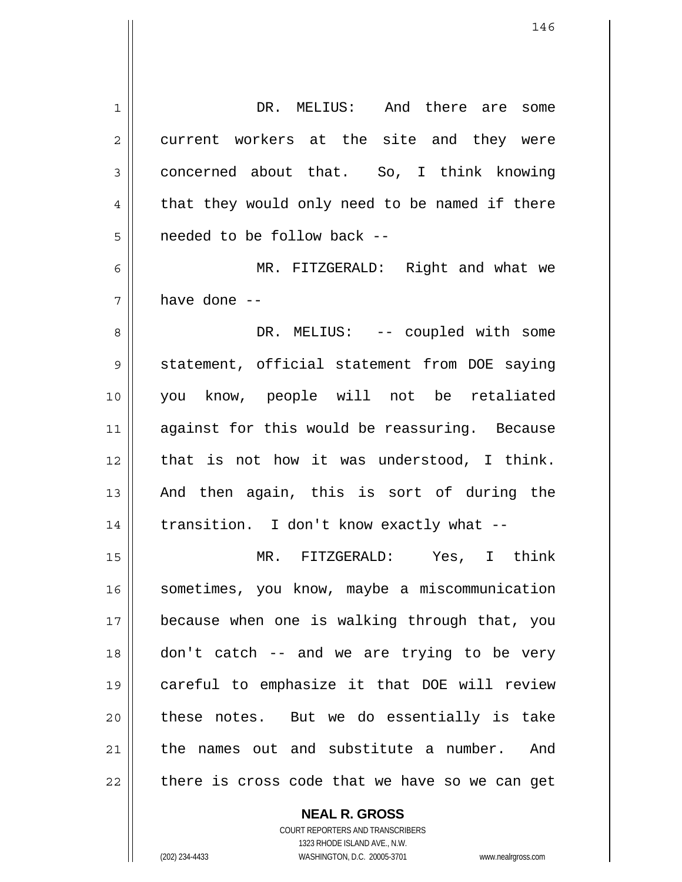DR. MELIUS: And there are some current workers at the site and they were concerned about that. So, I think knowing that they would only need to be named if there needed to be follow back --

MR. FITZGERALD: Right and what we have done --

DR. MELIUS: -- coupled with some statement, official statement from DOE saying you know, people will not be retaliated against for this would be reassuring. Because that is not how it was understood, I think. And then again, this is sort of during the transition. I don't know exactly what --

MR. FITZGERALD: Yes, I think sometimes, you know, maybe a miscommunication because when one is walking through that, you don't catch -- and we are trying to be very careful to emphasize it that DOE will review these notes. But we do essentially is take the names out and substitute a number. And there is cross code that we have so we can get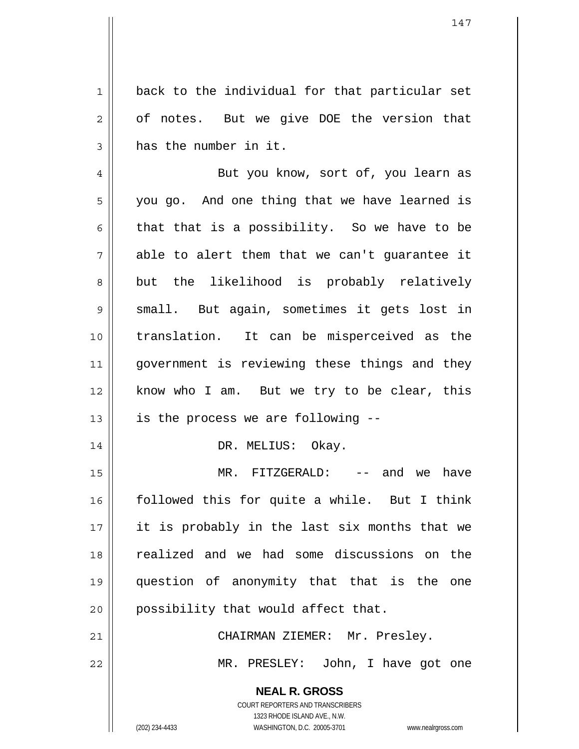back to the individual for that particular set of notes. But we give DOE the version that has the number in it.

But you know, sort of, you learn as you go. And one thing that we have learned is that that is a possibility. So we have to be able to alert them that we can't guarantee it but the likelihood is probably relatively small. But again, sometimes it gets lost in translation. It can be misperceived as the government is reviewing these things and they know who I am. But we try to be clear, this is the process we are following --

DR. MELIUS: Okay.

MR. FITZGERALD: -- and we have followed this for quite a while. But I think it is probably in the last six months that we realized and we had some discussions on the question of anonymity that that is the one possibility that would affect that.

CHAIRMAN ZIEMER: Mr. Presley.

MR. PRESLEY: John, I have got one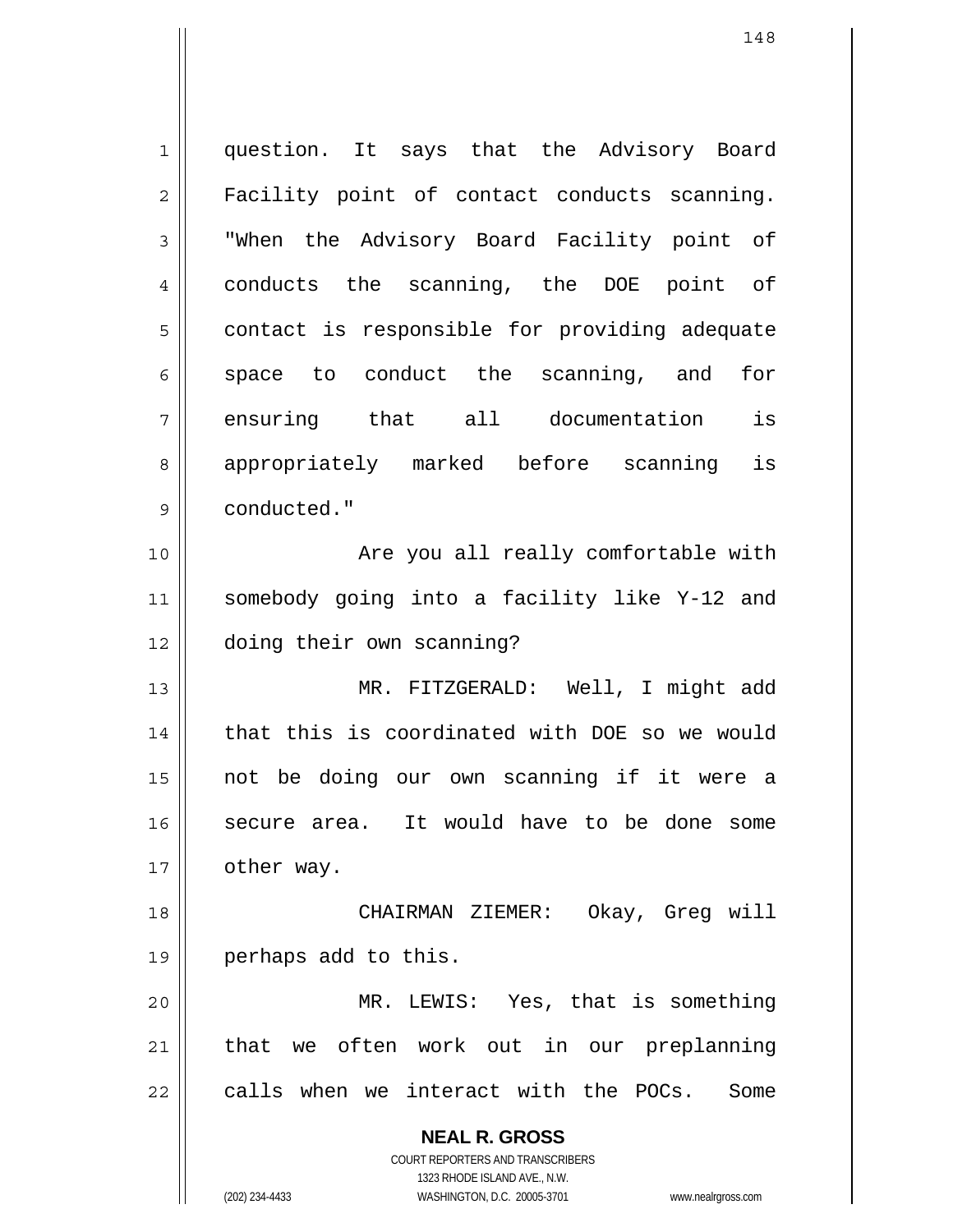question. It says that the Advisory Board Facility point of contact conducts scanning. "When the Advisory Board Facility point of conducts the scanning, the DOE point of contact is responsible for providing adequate space to conduct the scanning, and for ensuring that all documentation is appropriately marked before scanning is conducted."

Are you all really comfortable with somebody going into a facility like Y-12 and doing their own scanning?

MR. FITZGERALD: Well, I might add that this is coordinated with DOE so we would not be doing our own scanning if it were a secure area. It would have to be done some other way.

CHAIRMAN ZIEMER: Okay, Greg will perhaps add to this.

MR. LEWIS: Yes, that is something that we often work out in our preplanning calls when we interact with the POCs. Some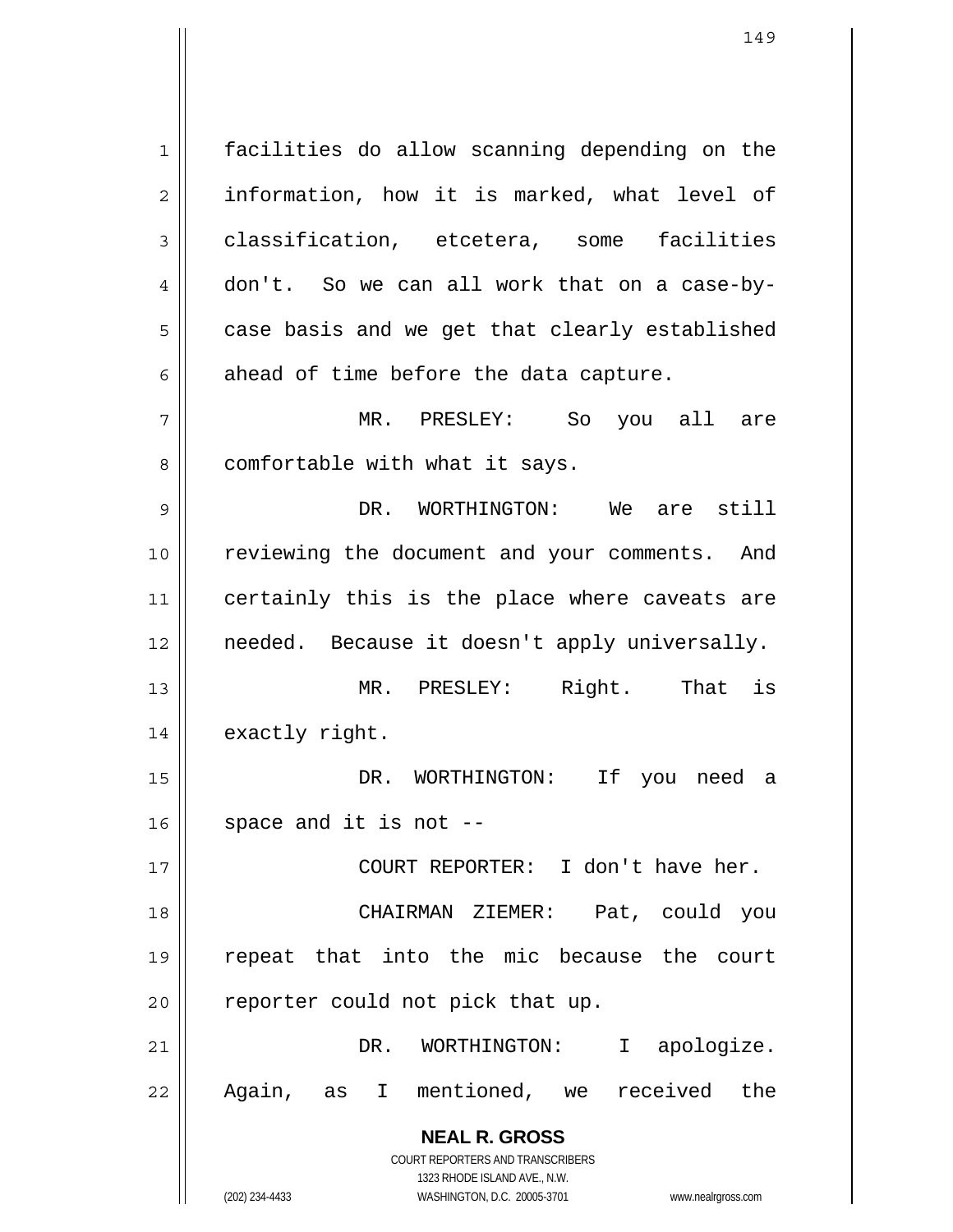facilities do allow scanning depending on the information, how it is marked, what level of classification, etcetera, some facilities don't. So we can all work that on a case-by-case basis and we get that clearly established ahead of time before the data capture.

MR. PRESLEY: So you all are comfortable with what it says.

DR. WORTHINGTON: We are still reviewing the document and your comments. And certainly this is the place where caveats are needed. Because it doesn't apply universally.

MR. PRESLEY: Right. That is exactly right.

DR. WORTHINGTON: If you need a space and it is not --

COURT REPORTER: I don't have her.

CHAIRMAN ZIEMER: Pat, could you repeat that into the mic because the court reporter could not pick that up.

DR. WORTHINGTON: I apologize. Again, as I mentioned, we received the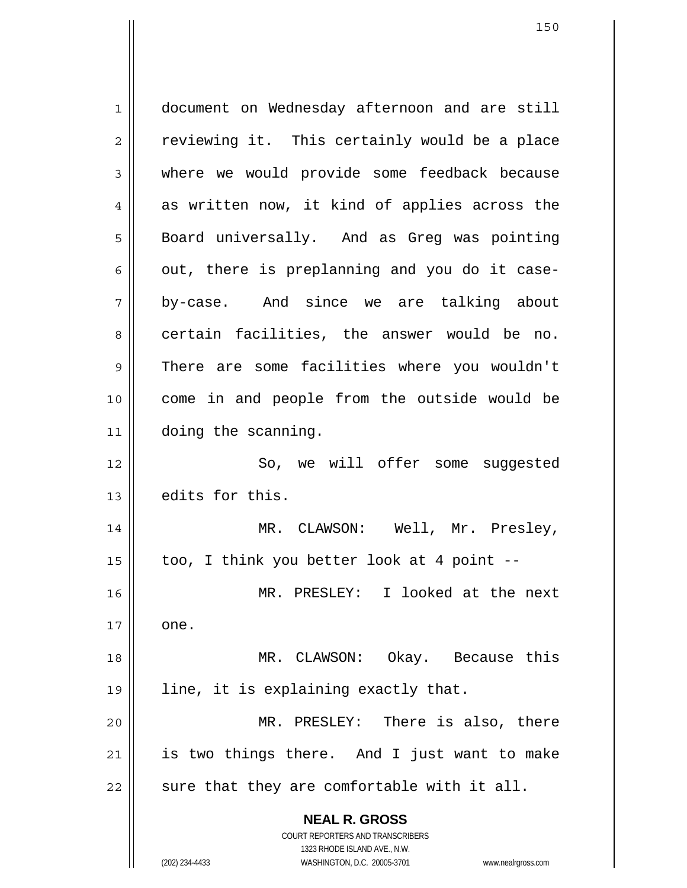document on Wednesday afternoon and are still reviewing it. This certainly would be a place where we would provide some feedback because as written now, it kind of applies across the Board universally. And as Greg was pointing out, there is preplanning and you do it case-by-case. And since we are talking about certain facilities, the answer would be no. There are some facilities where you wouldn't come in and people from the outside would be doing the scanning.

So, we will offer some suggested edits for this.

MR. CLAWSON: Well, Mr. Presley, too, I think you better look at 4 point --

MR. PRESLEY: I looked at the next one.

MR. CLAWSON: Okay. Because this line, it is explaining exactly that.

MR. PRESLEY: There is also, there is two things there. And I just want to make sure that they are comfortable with it all.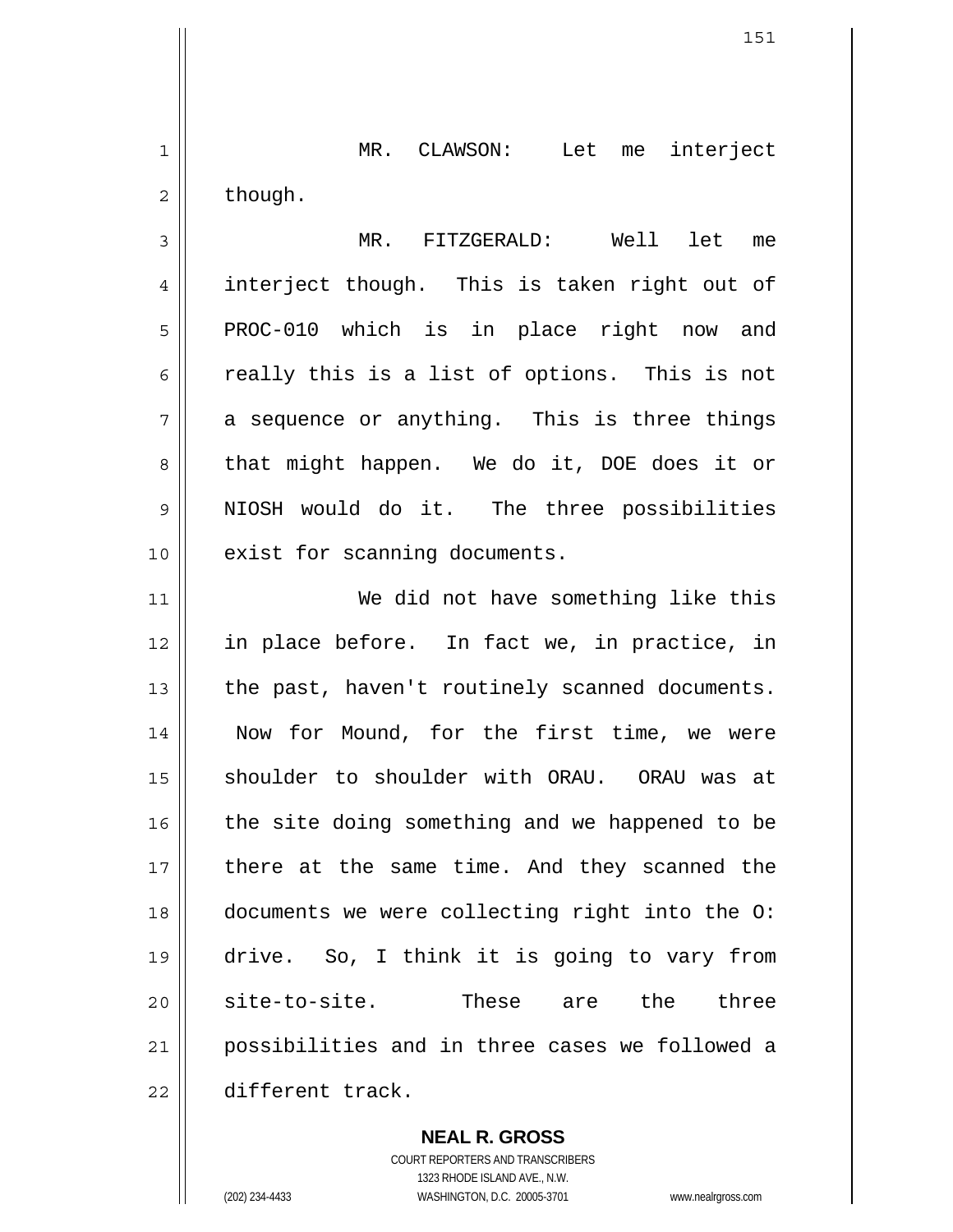MR. CLAWSON: Let me interject though.

MR. FITZGERALD: Well let me interject though. This is taken right out of PROC-010 which is in place right now and really this is a list of options. This is not a sequence or anything. This is three things that might happen. We do it, DOE does it or NIOSH would do it. The three possibilities exist for scanning documents.

We did not have something like this in place before. In fact we, in practice, in the past, haven't routinely scanned documents. Now for Mound, for the first time, we were shoulder to shoulder with ORAU. ORAU was at the site doing something and we happened to be there at the same time. And they scanned the documents we were collecting right into the O: drive. So, I think it is going to vary from site-to-site. These are the three possibilities and in three cases we followed a different track.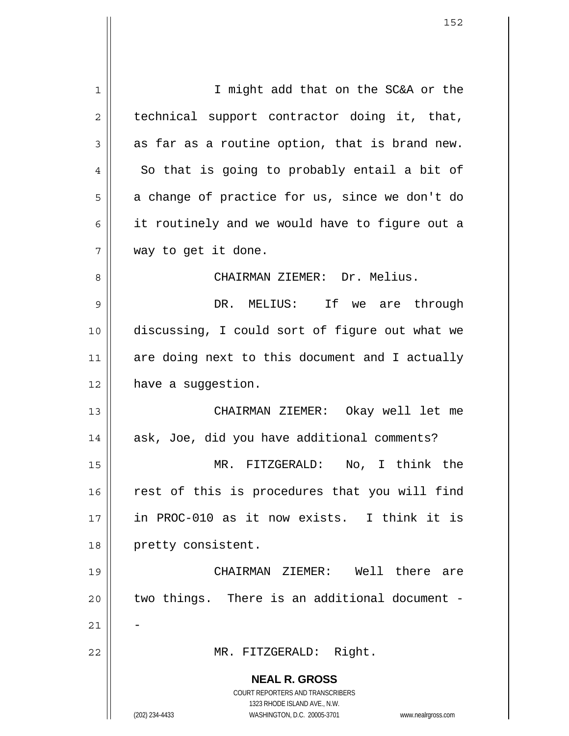I might add that on the SC&A or the technical support contractor doing it, that, as far as a routine option, that is brand new. So that is going to probably entail a bit of a change of practice for us, since we don't do it routinely and we would have to figure out a way to get it done.

CHAIRMAN ZIEMER: Dr. Melius.

DR. MELIUS: If we are through discussing, I could sort of figure out what we are doing next to this document and I actually have a suggestion.

CHAIRMAN ZIEMER: Okay well let me ask, Joe, did you have additional comments?

MR. FITZGERALD: No, I think the rest of this is procedures that you will find in PROC-010 as it now exists. I think it is pretty consistent.

CHAIRMAN ZIEMER: Well there are two things. There is an additional document --

MR. FITZGERALD: Right.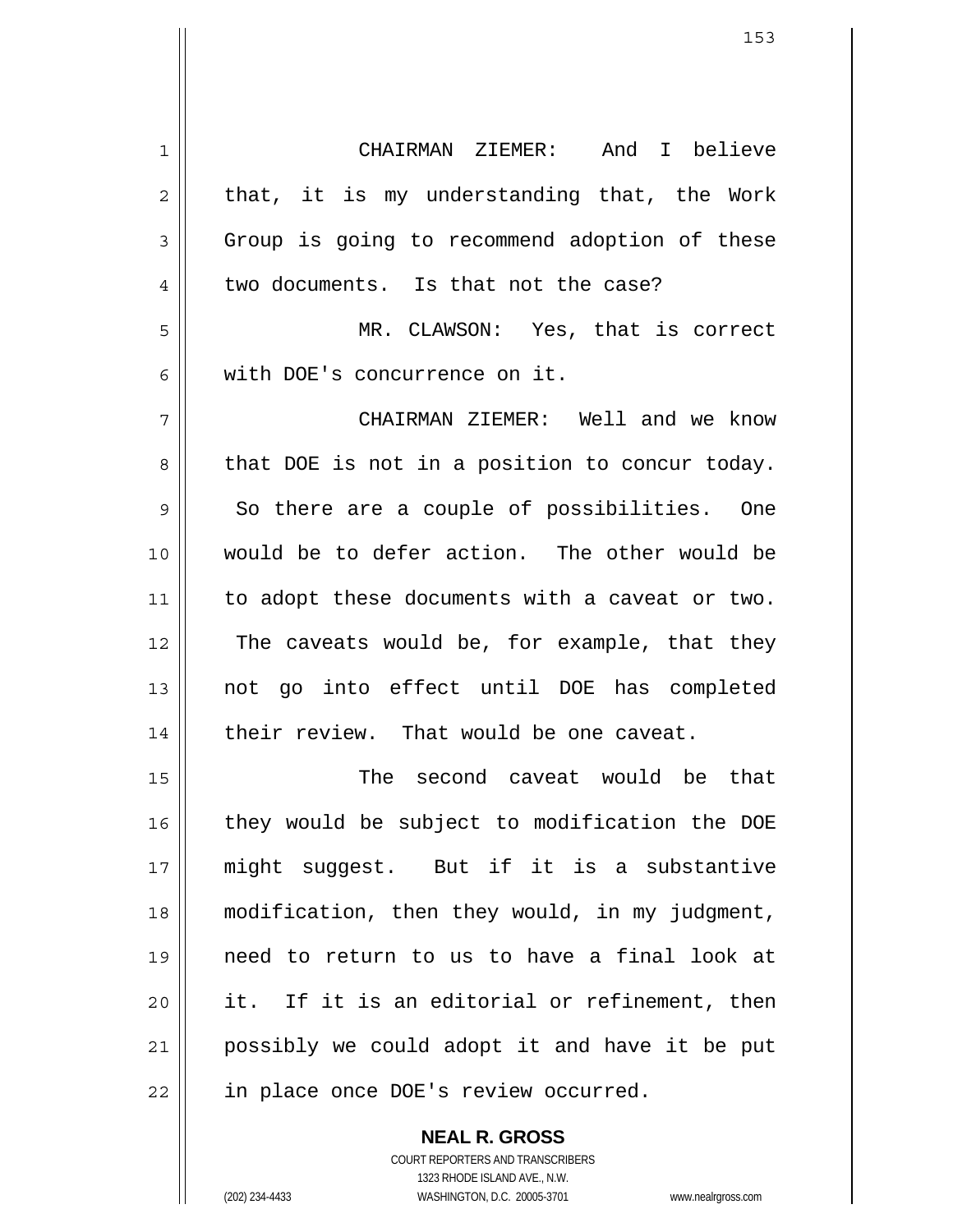CHAIRMAN ZIEMER: And I believe that, it is my understanding that, the Work Group is going to recommend adoption of these two documents. Is that not the case?

MR. CLAWSON: Yes, that is correct with DOE's concurrence on it.

CHAIRMAN ZIEMER: Well and we know that DOE is not in a position to concur today. So there are a couple of possibilities. One would be to defer action. The other would be to adopt these documents with a caveat or two. The caveats would be, for example, that they not go into effect until DOE has completed their review. That would be one caveat.

The second caveat would be that they would be subject to modification the DOE might suggest. But if it is a substantive modification, then they would, in my judgment, need to return to us to have a final look at it. If it is an editorial or refinement, then possibly we could adopt it and have it be put in place once DOE's review occurred.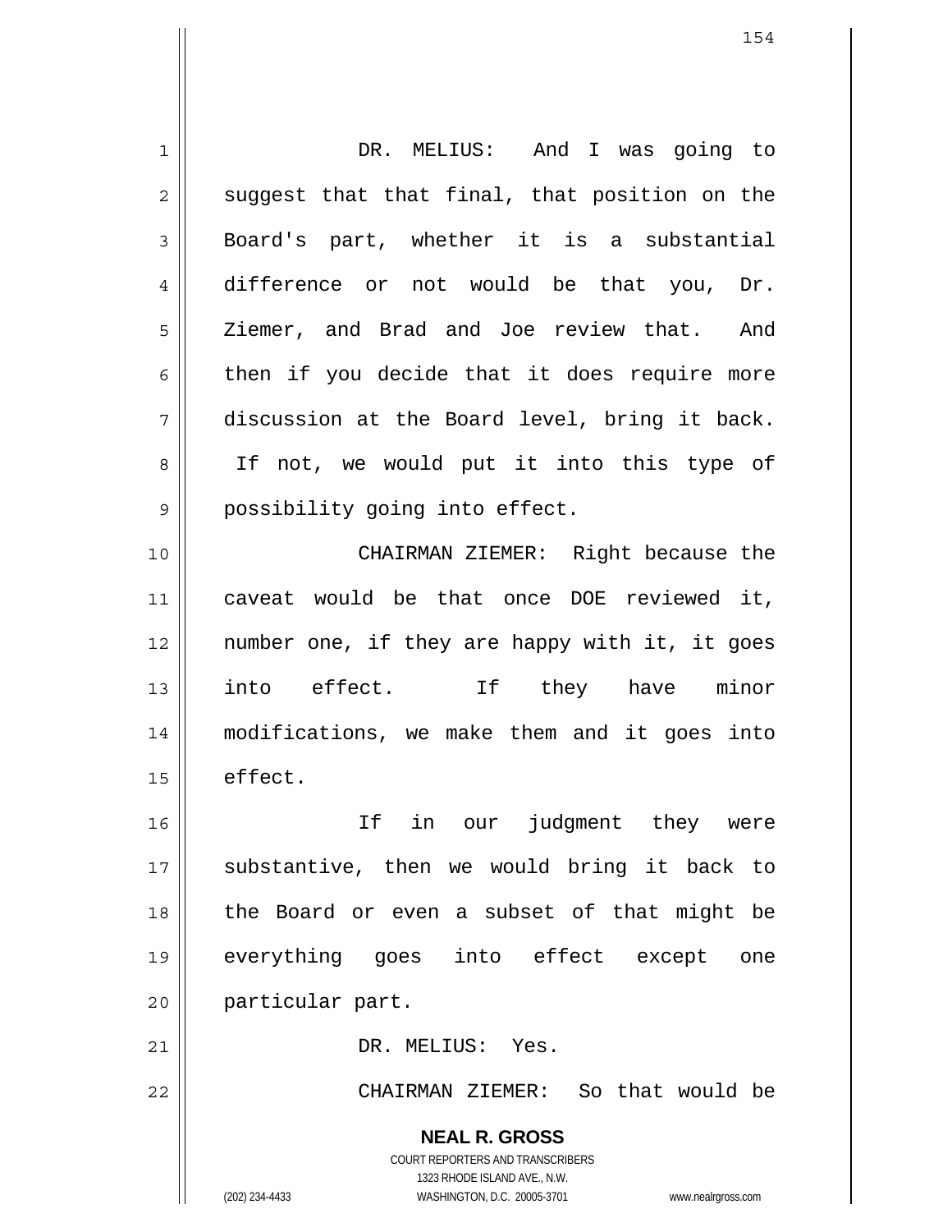DR. MELIUS: And I was going to suggest that that final, that position on the Board's part, whether it is a substantial difference or not would be that you, Dr. Ziemer, and Brad and Joe review that. And then if you decide that it does require more discussion at the Board level, bring it back. If not, we would put it into this type of possibility going into effect.

CHAIRMAN ZIEMER: Right because the caveat would be that once DOE reviewed it, number one, if they are happy with it, it goes into effect. If they have minor modifications, we make them and it goes into effect.

If in our judgment they were substantive, then we would bring it back to the Board or even a subset of that might be everything goes into effect except one particular part.

DR. MELIUS: Yes.

CHAIRMAN ZIEMER: So that would be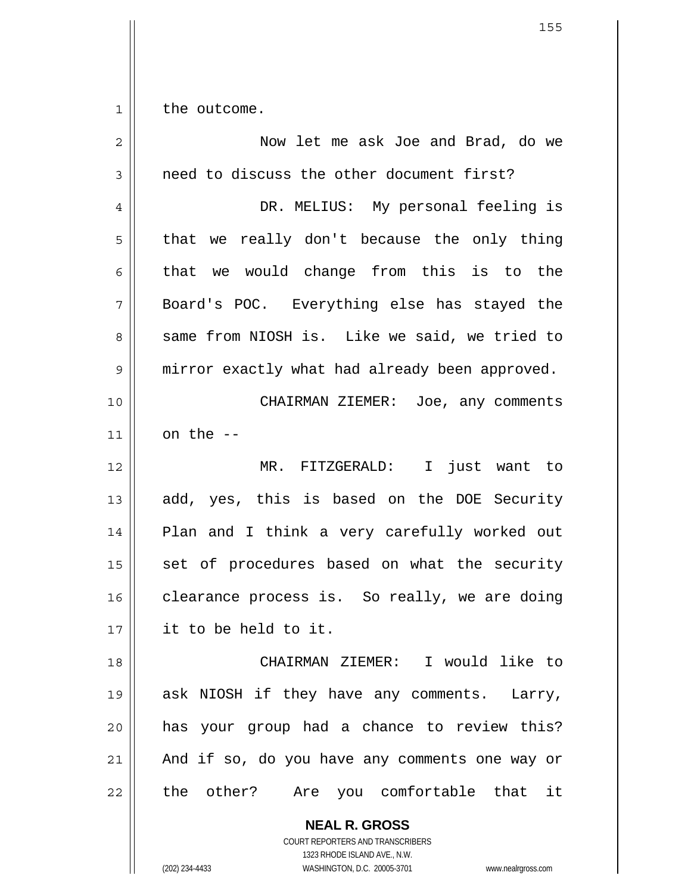the outcome.

Now let me ask Joe and Brad, do we need to discuss the other document first?

DR. MELIUS: My personal feeling is that we really don't because the only thing that we would change from this is to the Board's POC. Everything else has stayed the same from NIOSH is. Like we said, we tried to mirror exactly what had already been approved.

CHAIRMAN ZIEMER: Joe, any comments on the --

MR. FITZGERALD: I just want to add, yes, this is based on the DOE Security Plan and I think a very carefully worked out set of procedures based on what the security clearance process is. So really, we are doing it to be held to it.

CHAIRMAN ZIEMER: I would like to ask NIOSH if they have any comments. Larry, has your group had a chance to review this? And if so, do you have any comments one way or the other? Are you comfortable that it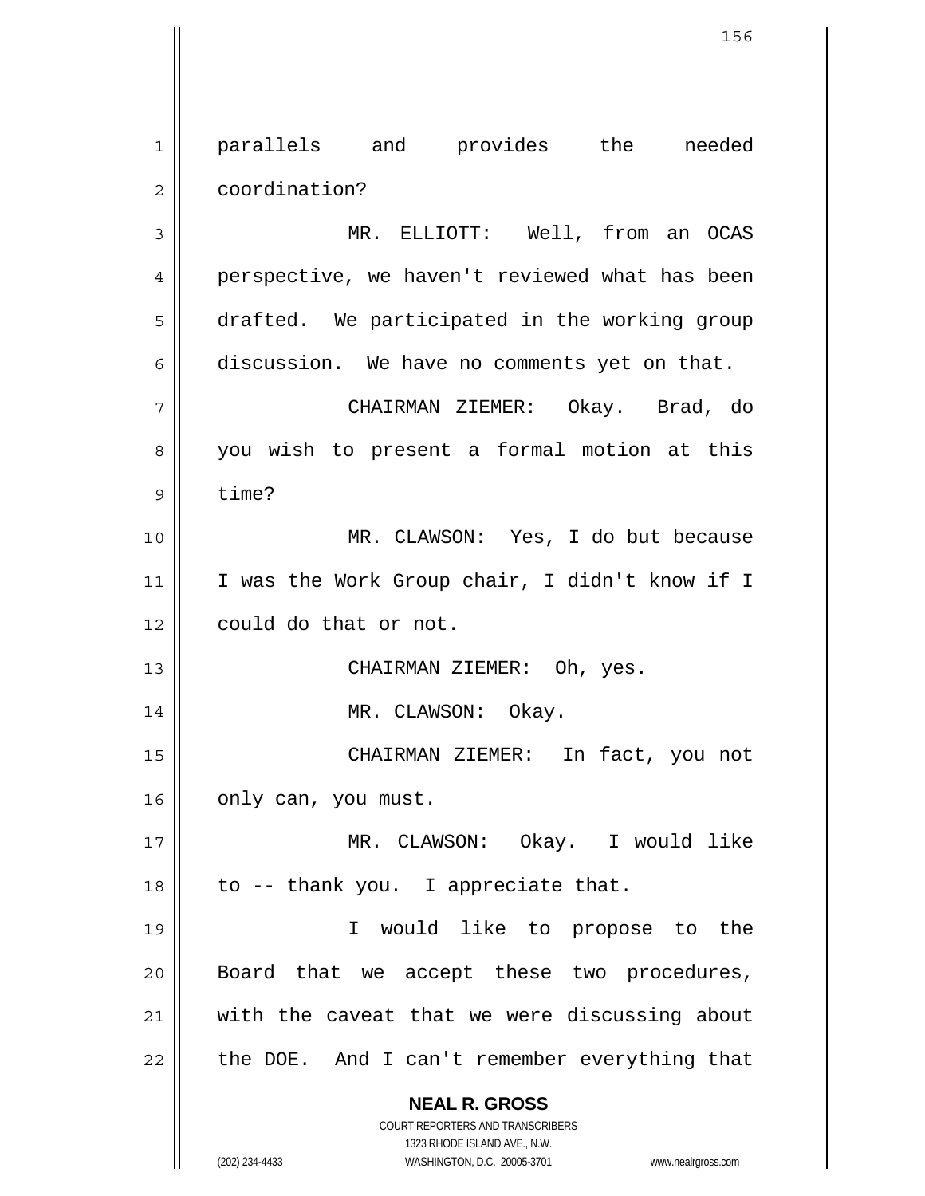parallels and provides the needed coordination?

MR. ELLIOTT: Well, from an OCAS perspective, we haven't reviewed what has been drafted. We participated in the working group discussion. We have no comments yet on that.

CHAIRMAN ZIEMER: Okay. Brad, do you wish to present a formal motion at this time?

MR. CLAWSON: Yes, I do but because I was the Work Group chair, I didn't know if I could do that or not.

CHAIRMAN ZIEMER: Oh, yes.

MR. CLAWSON: Okay.

CHAIRMAN ZIEMER: In fact, you not only can, you must.

MR. CLAWSON: Okay. I would like to -- thank you. I appreciate that.

I would like to propose to the Board that we accept these two procedures, with the caveat that we were discussing about the DOE. And I can't remember everything that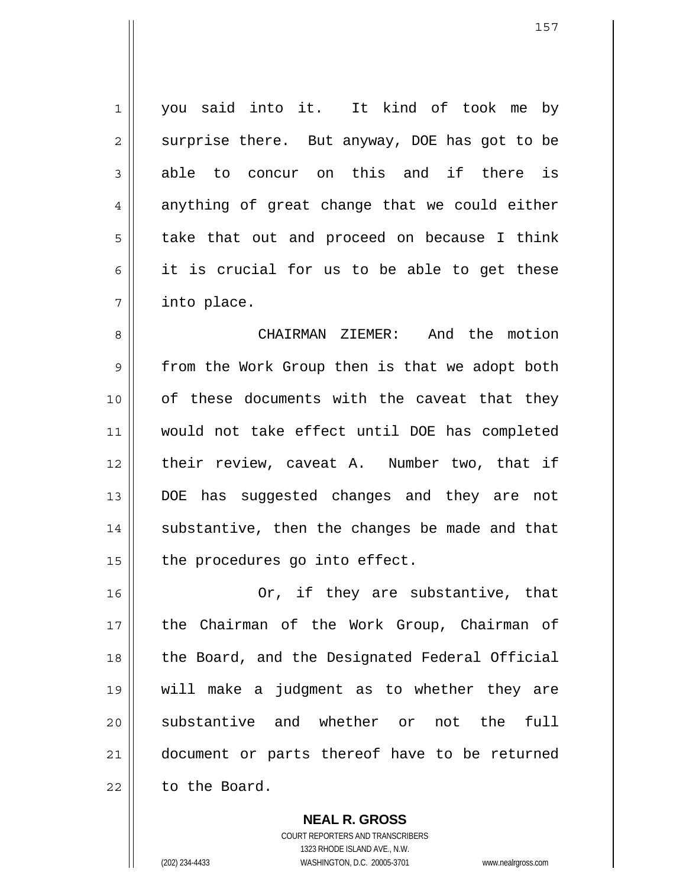you said into it. It kind of took me by surprise there. But anyway, DOE has got to be able to concur on this and if there is anything of great change that we could either take that out and proceed on because I think it is crucial for us to be able to get these into place.

CHAIRMAN ZIEMER: And the motion from the Work Group then is that we adopt both of these documents with the caveat that they would not take effect until DOE has completed their review, caveat A. Number two, that if DOE has suggested changes and they are not substantive, then the changes be made and that the procedures go into effect.

Or, if they are substantive, that the Chairman of the Work Group, Chairman of the Board, and the Designated Federal Official will make a judgment as to whether they are substantive and whether or not the full document or parts thereof have to be returned to the Board.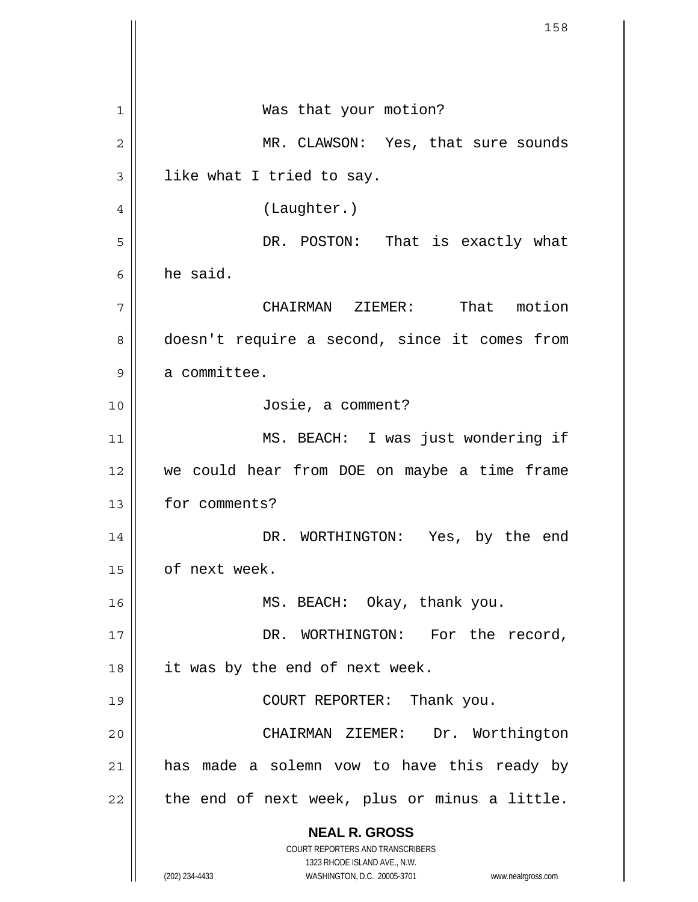Was that your motion?

MR. CLAWSON: Yes, that sure sounds like what I tried to say.

(Laughter.)

DR. POSTON: That is exactly what he said.

CHAIRMAN ZIEMER: That motion doesn't require a second, since it comes from a committee.

Josie, a comment?

MS. BEACH: I was just wondering if we could hear from DOE on maybe a time frame for comments?

DR. WORTHINGTON: Yes, by the end of next week.

MS. BEACH: Okay, thank you.

DR. WORTHINGTON: For the record, it was by the end of next week.

COURT REPORTER: Thank you.

CHAIRMAN ZIEMER: Dr. Worthington has made a solemn vow to have this ready by the end of next week, plus or minus a little.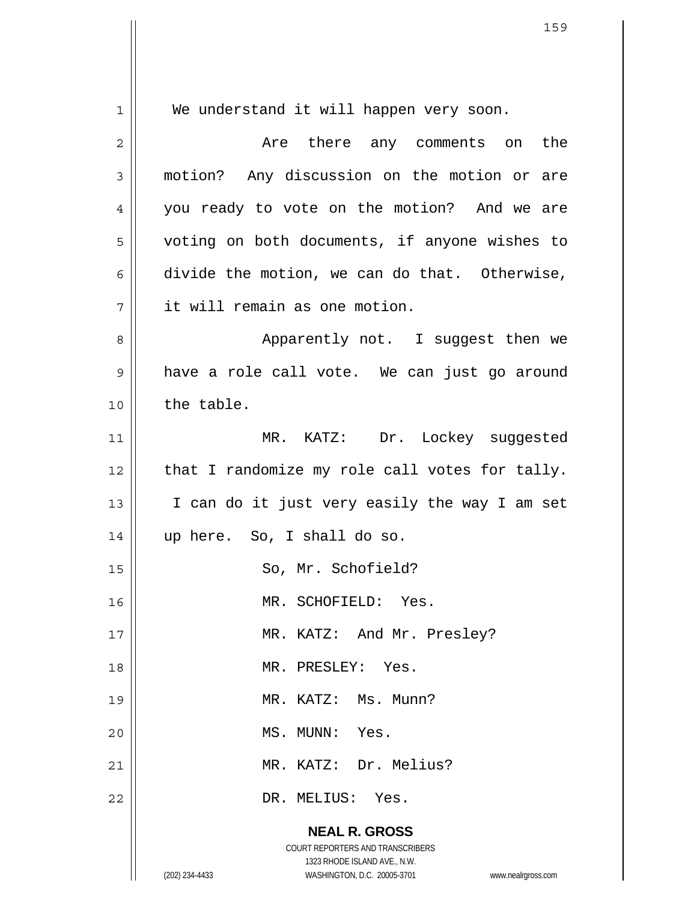We understand it will happen very soon.

Are there any comments on the motion? Any discussion on the motion or are you ready to vote on the motion? And we are voting on both documents, if anyone wishes to divide the motion, we can do that. Otherwise, it will remain as one motion.

Apparently not. I suggest then we have a role call vote. We can just go around the table.

MR. KATZ: Dr. Lockey suggested that I randomize my role call votes for tally. I can do it just very easily the way I am set up here. So, I shall do so.

So, Mr. Schofield?

MR. SCHOFIELD: Yes.

MR. KATZ: And Mr. Presley?

MR. PRESLEY: Yes.

MR. KATZ: Ms. Munn?

MS. MUNN: Yes.

MR. KATZ: Dr. Melius?

DR. MELIUS: Yes.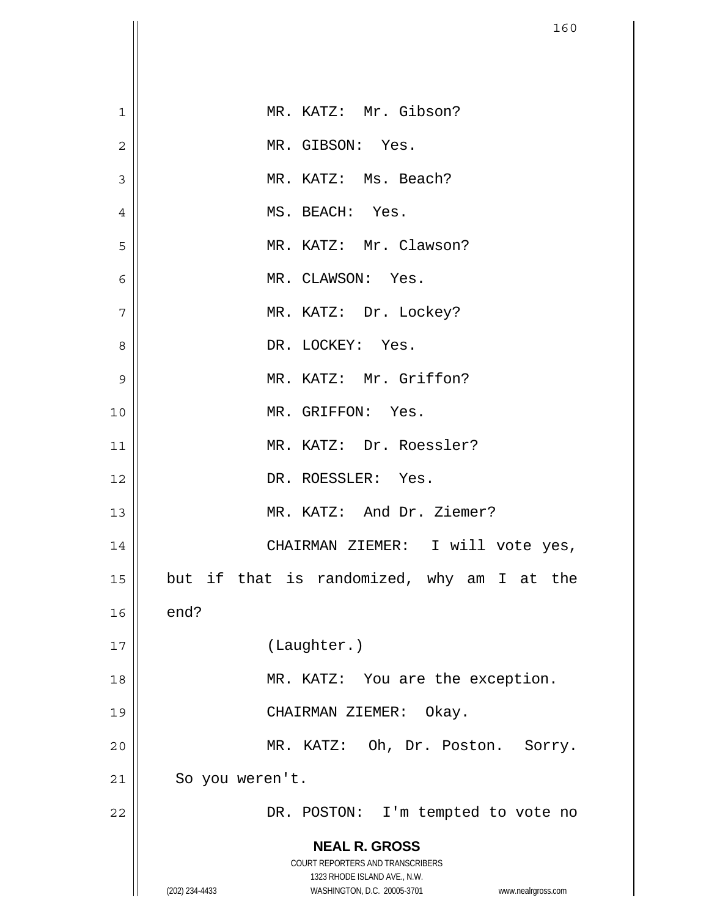MR. KATZ: Mr. Gibson?

MR. GIBSON: Yes.

MR. KATZ: Ms. Beach?

MS. BEACH: Yes.

MR. KATZ: Mr. Clawson?

MR. CLAWSON: Yes.

MR. KATZ: Dr. Lockey?

DR. LOCKEY: Yes.

MR. KATZ: Mr. Griffon?

MR. GRIFFON: Yes.

MR. KATZ: Dr. Roessler?

DR. ROESSLER: Yes.

MR. KATZ: And Dr. Ziemer?

CHAIRMAN ZIEMER: I will vote yes, but if that is randomized, why am I at the end?

(Laughter.)

MR. KATZ: You are the exception.

CHAIRMAN ZIEMER: Okay.

MR. KATZ: Oh, Dr. Poston. Sorry. So you weren't.

DR. POSTON: I'm tempted to vote no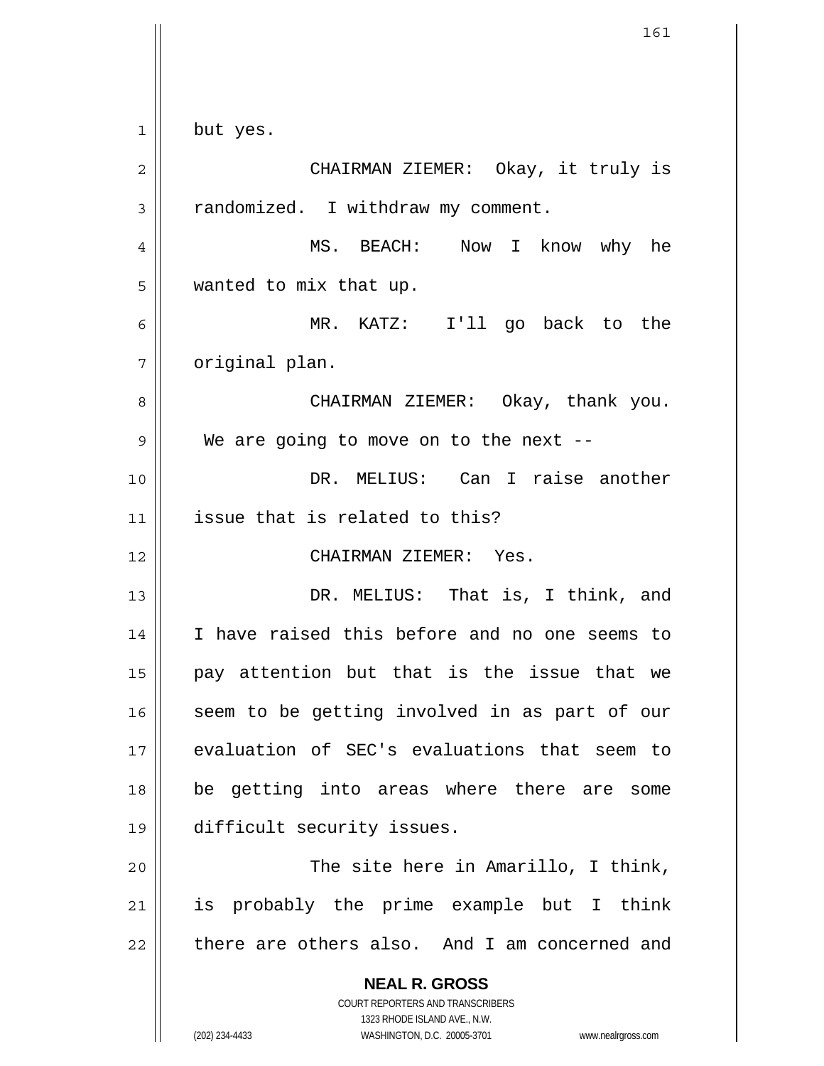but yes.

CHAIRMAN ZIEMER: Okay, it truly is randomized. I withdraw my comment.

MS. BEACH: Now I know why he wanted to mix that up.

MR. KATZ: I'll go back to the original plan.

CHAIRMAN ZIEMER: Okay, thank you. We are going to move on to the next --

DR. MELIUS: Can I raise another issue that is related to this?

CHAIRMAN ZIEMER: Yes.

DR. MELIUS: That is, I think, and I have raised this before and no one seems to pay attention but that is the issue that we seem to be getting involved in as part of our evaluation of SEC's evaluations that seem to be getting into areas where there are some difficult security issues.

The site here in Amarillo, I think, is probably the prime example but I think there are others also. And I am concerned and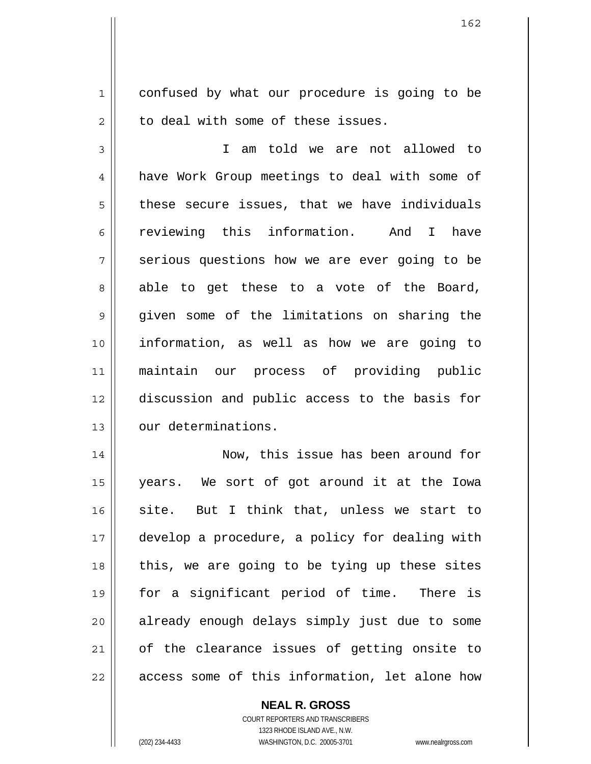confused by what our procedure is going to be to deal with some of these issues.

I am told we are not allowed to have Work Group meetings to deal with some of these secure issues, that we have individuals reviewing this information. And I have serious questions how we are ever going to be able to get these to a vote of the Board, given some of the limitations on sharing the information, as well as how we are going to maintain our process of providing public discussion and public access to the basis for our determinations.

Now, this issue has been around for years. We sort of got around it at the Iowa site. But I think that, unless we start to develop a procedure, a policy for dealing with this, we are going to be tying up these sites for a significant period of time. There is already enough delays simply just due to some of the clearance issues of getting onsite to access some of this information, let alone how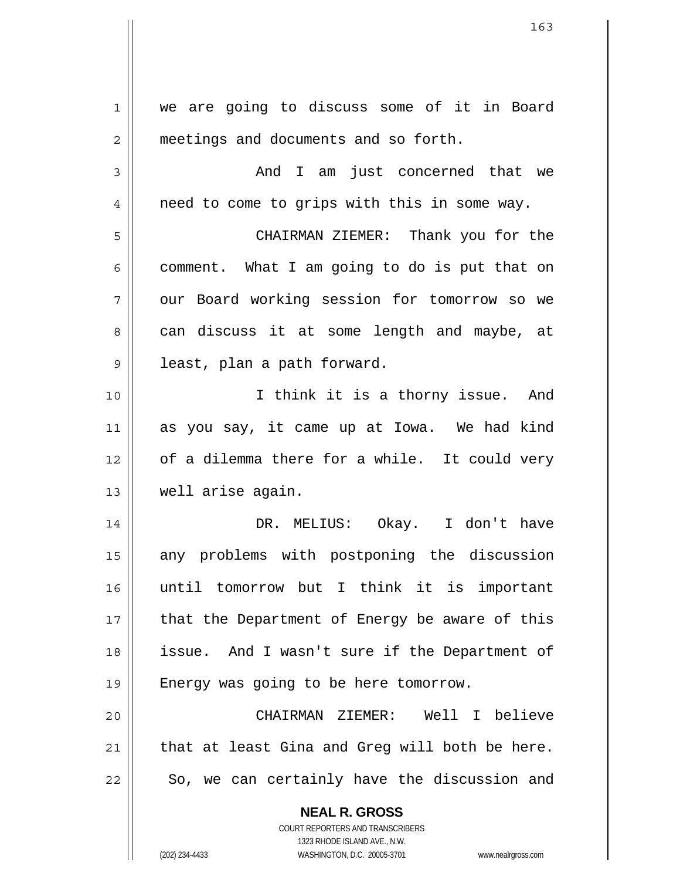we are going to discuss some of it in Board meetings and documents and so forth.

And I am just concerned that we need to come to grips with this in some way.

CHAIRMAN ZIEMER: Thank you for the comment. What I am going to do is put that on our Board working session for tomorrow so we can discuss it at some length and maybe, at least, plan a path forward.

I think it is a thorny issue. And as you say, it came up at Iowa. We had kind of a dilemma there for a while. It could very well arise again.

DR. MELIUS: Okay. I don't have any problems with postponing the discussion until tomorrow but I think it is important that the Department of Energy be aware of this issue. And I wasn't sure if the Department of Energy was going to be here tomorrow.

CHAIRMAN ZIEMER: Well I believe that at least Gina and Greg will both be here. So, we can certainly have the discussion and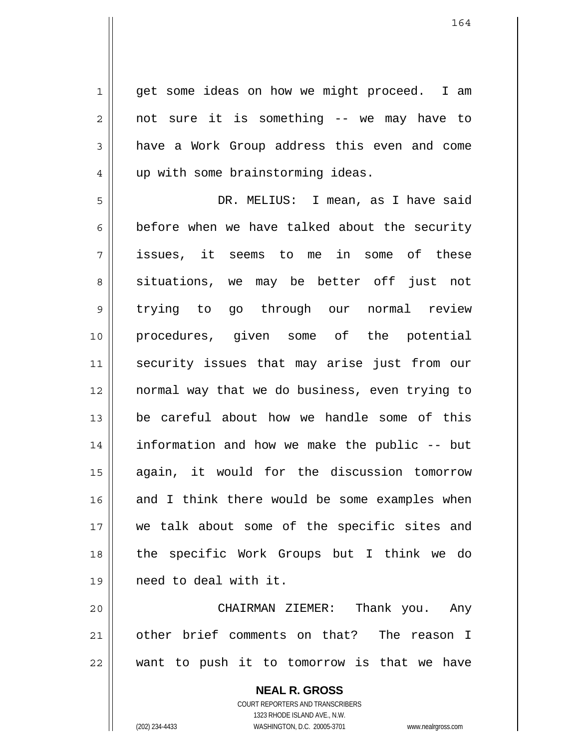get some ideas on how we might proceed. I am not sure it is something -- we may have to have a Work Group address this even and come up with some brainstorming ideas.

DR. MELIUS: I mean, as I have said before when we have talked about the security issues, it seems to me in some of these situations, we may be better off just not trying to go through our normal review procedures, given some of the potential security issues that may arise just from our normal way that we do business, even trying to be careful about how we handle some of this information and how we make the public -- but again, it would for the discussion tomorrow and I think there would be some examples when we talk about some of the specific sites and the specific Work Groups but I think we do need to deal with it.

CHAIRMAN ZIEMER: Thank you. Any other brief comments on that? The reason I want to push it to tomorrow is that we have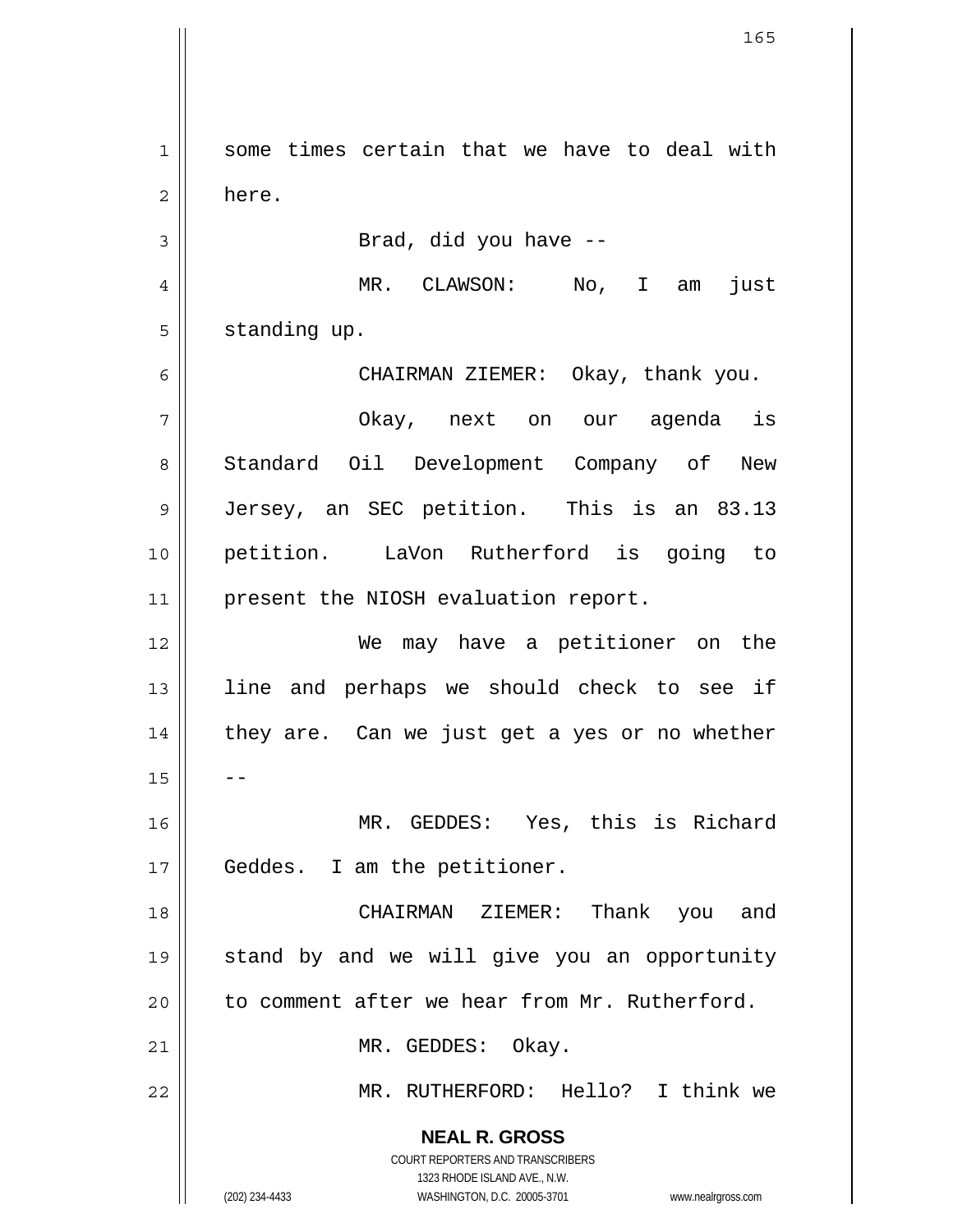some times certain that we have to deal with here.

Brad, did you have --

MR. CLAWSON: No, I am just standing up.

CHAIRMAN ZIEMER: Okay, thank you.

Okay, next on our agenda is Standard Oil Development Company of New Jersey, an SEC petition. This is an 83.13 petition. LaVon Rutherford is going to present the NIOSH evaluation report.

We may have a petitioner on the line and perhaps we should check to see if they are. Can we just get a yes or no whether --

MR. GEDDES: Yes, this is Richard Geddes. I am the petitioner.

CHAIRMAN ZIEMER: Thank you and stand by and we will give you an opportunity to comment after we hear from Mr. Rutherford.

MR. GEDDES: Okay.

MR. RUTHERFORD: Hello? I think we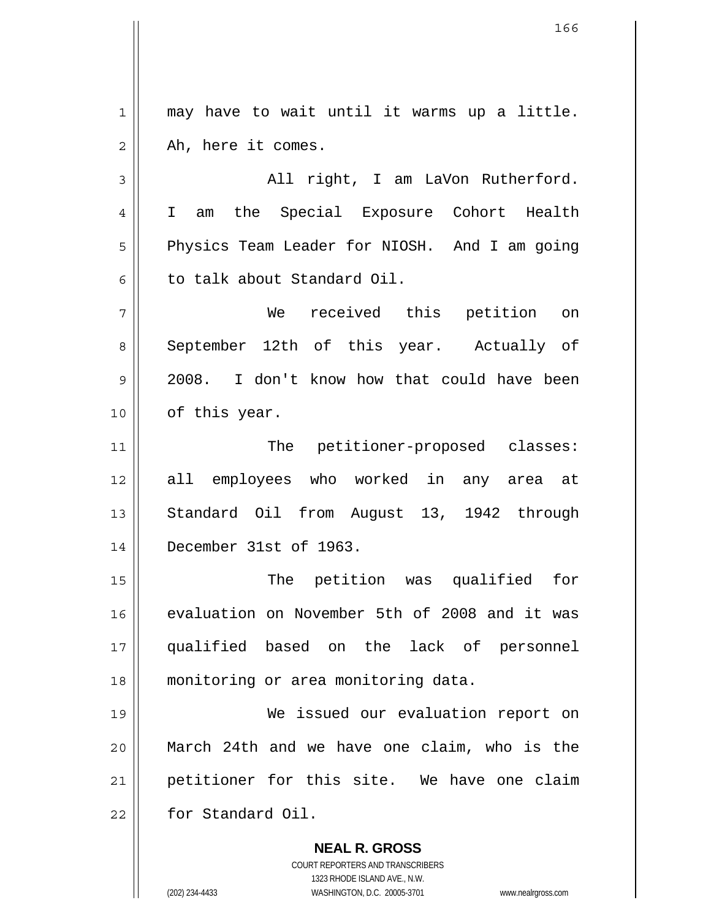may have to wait until it warms up a little. Ah, here it comes.

All right, I am LaVon Rutherford. I am the Special Exposure Cohort Health Physics Team Leader for NIOSH. And I am going to talk about Standard Oil.

We received this petition on September 12th of this year. Actually of 2008. I don't know how that could have been of this year.

The petitioner-proposed classes: all employees who worked in any area at Standard Oil from August 13, 1942 through December 31st of 1963.

The petition was qualified for evaluation on November 5th of 2008 and it was qualified based on the lack of personnel monitoring or area monitoring data.

We issued our evaluation report on March 24th and we have one claim, who is the petitioner for this site. We have one claim for Standard Oil.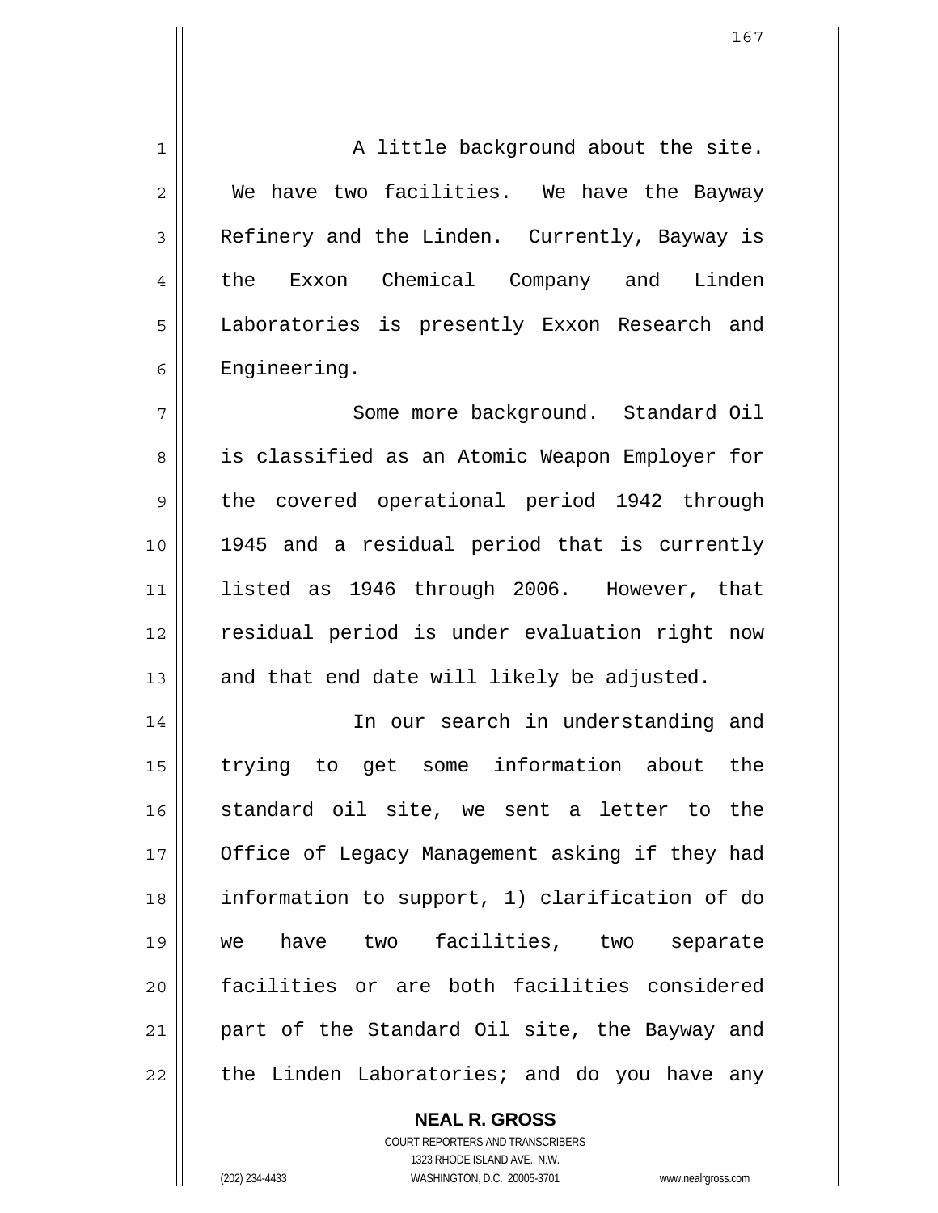A little background about the site. We have two facilities. We have the Bayway Refinery and the Linden. Currently, Bayway is the Exxon Chemical Company and Linden Laboratories is presently Exxon Research and Engineering.

Some more background. Standard Oil is classified as an Atomic Weapon Employer for the covered operational period 1942 through 1945 and a residual period that is currently listed as 1946 through 2006. However, that residual period is under evaluation right now and that end date will likely be adjusted.

In our search in understanding and trying to get some information about the standard oil site, we sent a letter to the Office of Legacy Management asking if they had information to support, 1) clarification of do we have two facilities, two separate facilities or are both facilities considered part of the Standard Oil site, the Bayway and the Linden Laboratories; and do you have any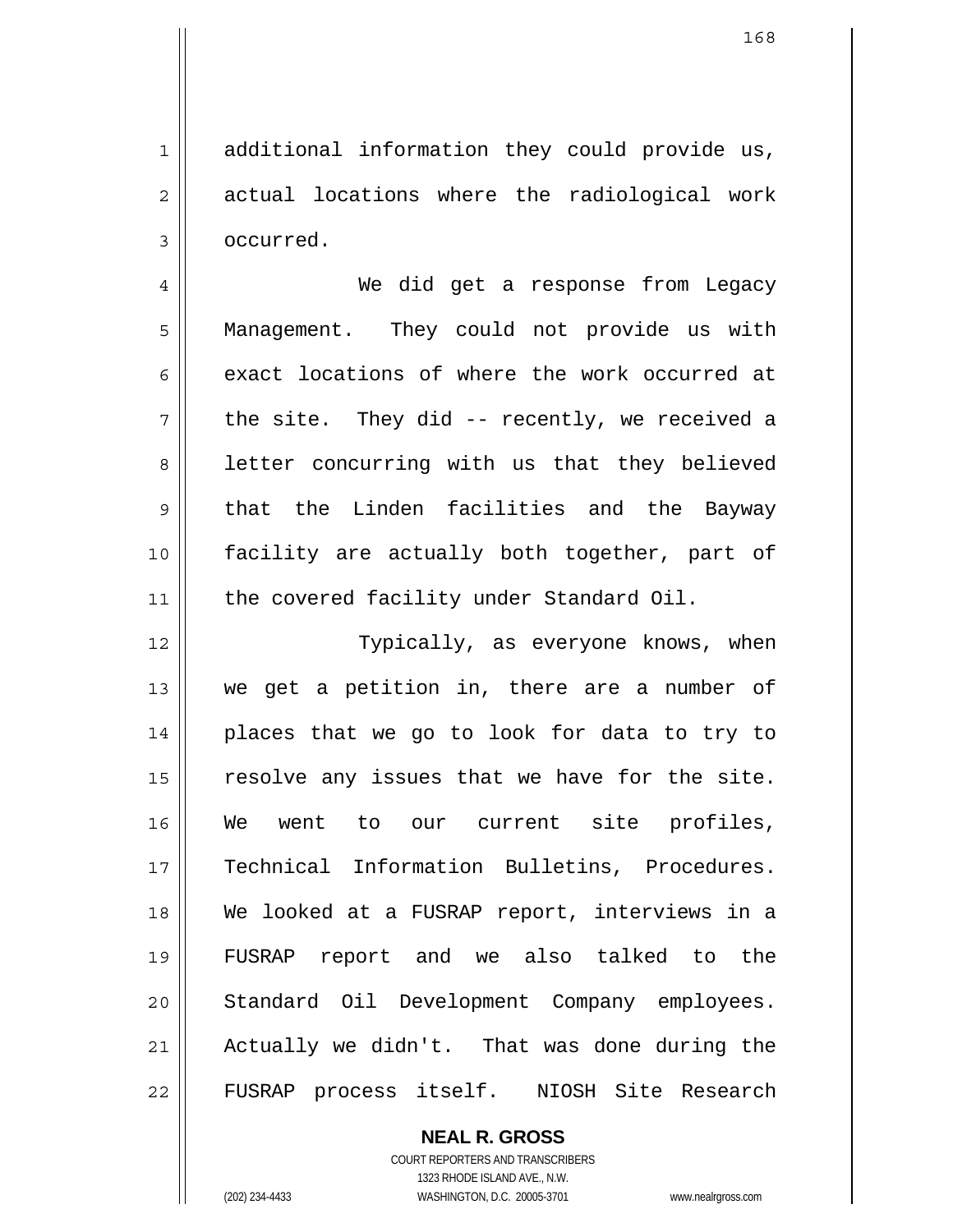additional information they could provide us, actual locations where the radiological work occurred.

We did get a response from Legacy Management. They could not provide us with exact locations of where the work occurred at the site. They did -- recently, we received a letter concurring with us that they believed that the Linden facilities and the Bayway facility are actually both together, part of the covered facility under Standard Oil.

Typically, as everyone knows, when we get a petition in, there are a number of places that we go to look for data to try to resolve any issues that we have for the site. We went to our current site profiles, Technical Information Bulletins, Procedures. We looked at a FUSRAP report, interviews in a FUSRAP report and we also talked to the Standard Oil Development Company employees. Actually we didn't. That was done during the FUSRAP process itself. NIOSH Site Research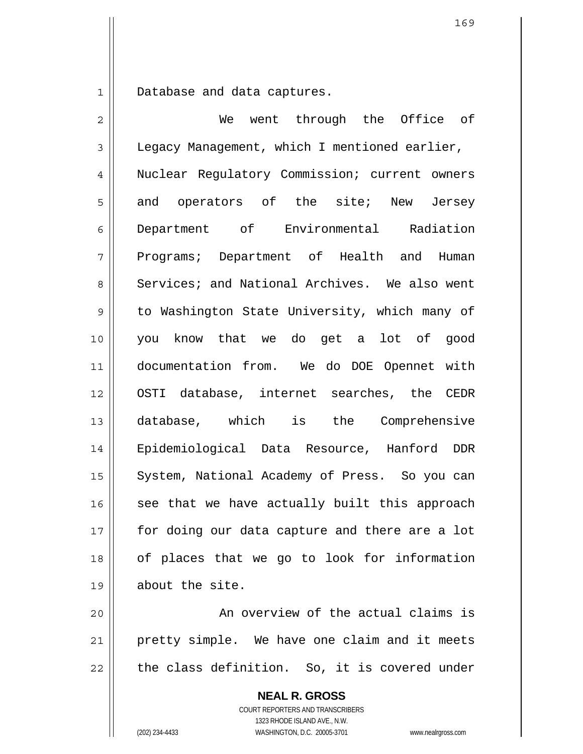Database and data captures.

We went through the Office of Legacy Management, which I mentioned earlier, Nuclear Regulatory Commission; current owners and operators of the site; New Jersey Department of Environmental Radiation Programs; Department of Health and Human Services; and National Archives. We also went to Washington State University, which many of you know that we do get a lot of good documentation from. We do DOE Opennet with OSTI database, internet searches, the CEDR database, which is the Comprehensive Epidemiological Data Resource, Hanford DDR System, National Academy of Press. So you can see that we have actually built this approach for doing our data capture and there are a lot of places that we go to look for information about the site.

An overview of the actual claims is pretty simple. We have one claim and it meets the class definition. So, it is covered under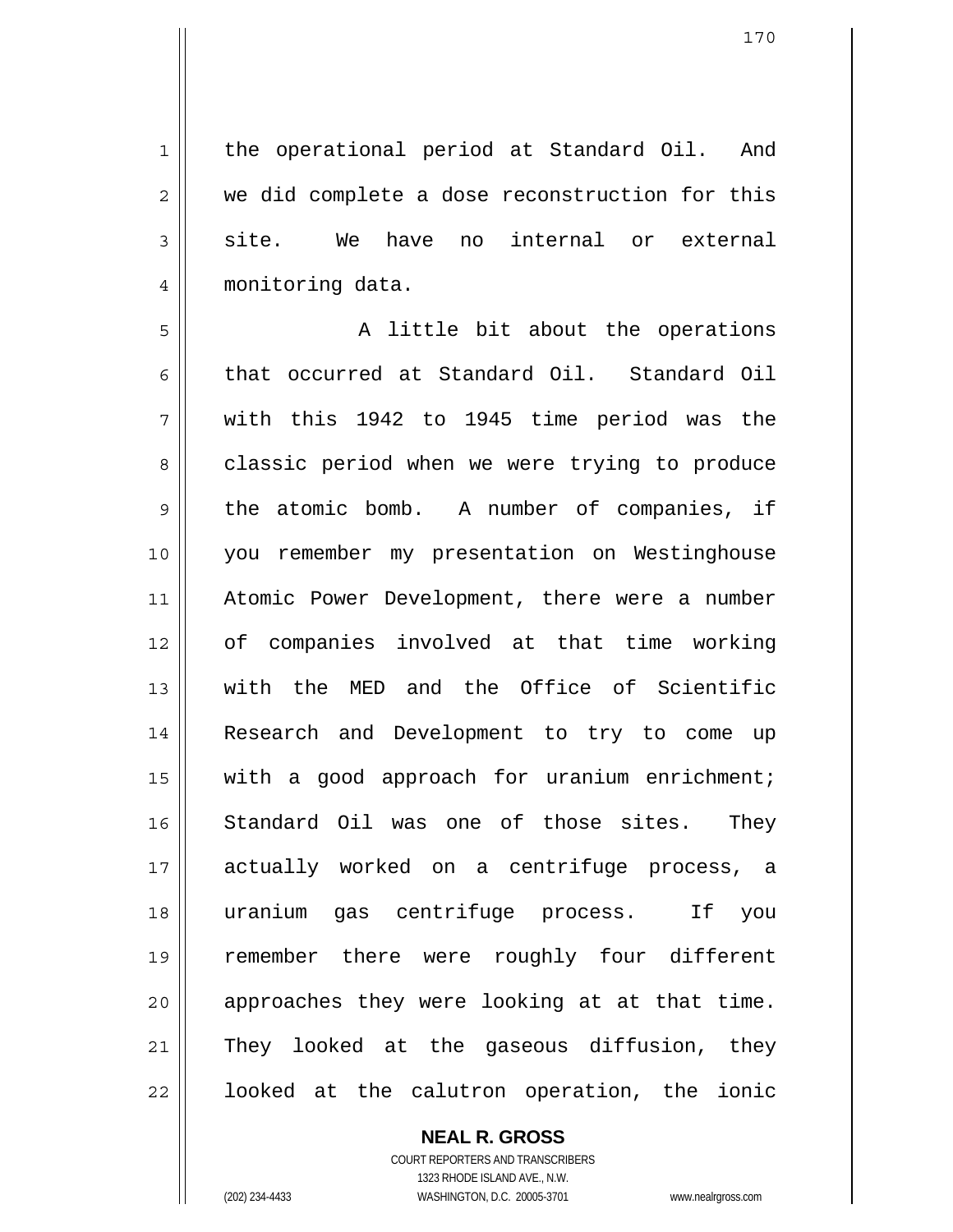the operational period at Standard Oil. And we did complete a dose reconstruction for this site. We have no internal or external monitoring data.

A little bit about the operations that occurred at Standard Oil. Standard Oil with this 1942 to 1945 time period was the classic period when we were trying to produce the atomic bomb. A number of companies, if you remember my presentation on Westinghouse Atomic Power Development, there were a number of companies involved at that time working with the MED and the Office of Scientific Research and Development to try to come up with a good approach for uranium enrichment; Standard Oil was one of those sites. They actually worked on a centrifuge process, a uranium gas centrifuge process. If you remember there were roughly four different approaches they were looking at at that time. They looked at the gaseous diffusion, they looked at the calutron operation, the ionic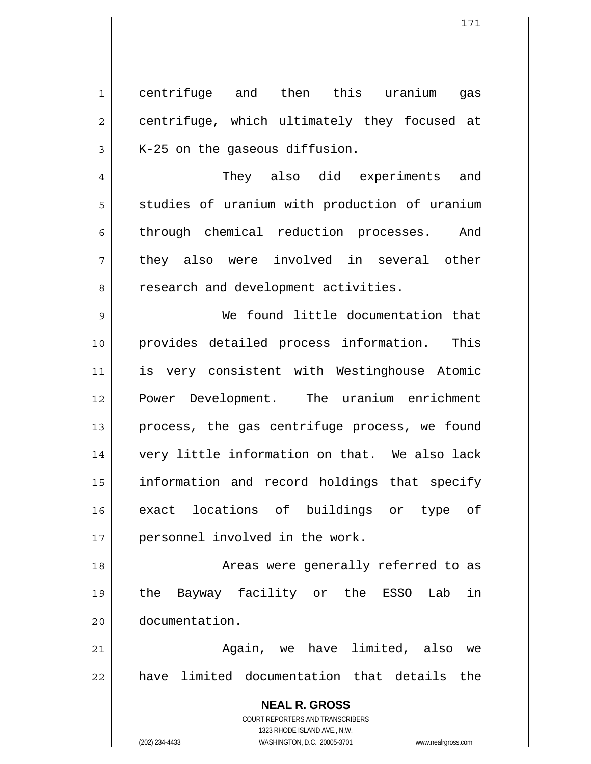centrifuge and then this uranium gas centrifuge, which ultimately they focused at K-25 on the gaseous diffusion.

They also did experiments and studies of uranium with production of uranium through chemical reduction processes. And they also were involved in several other research and development activities.

We found little documentation that provides detailed process information. This is very consistent with Westinghouse Atomic Power Development. The uranium enrichment process, the gas centrifuge process, we found very little information on that. We also lack information and record holdings that specify exact locations of buildings or type of personnel involved in the work.

Areas were generally referred to as the Bayway facility or the ESSO Lab in documentation.

Again, we have limited, also we have limited documentation that details the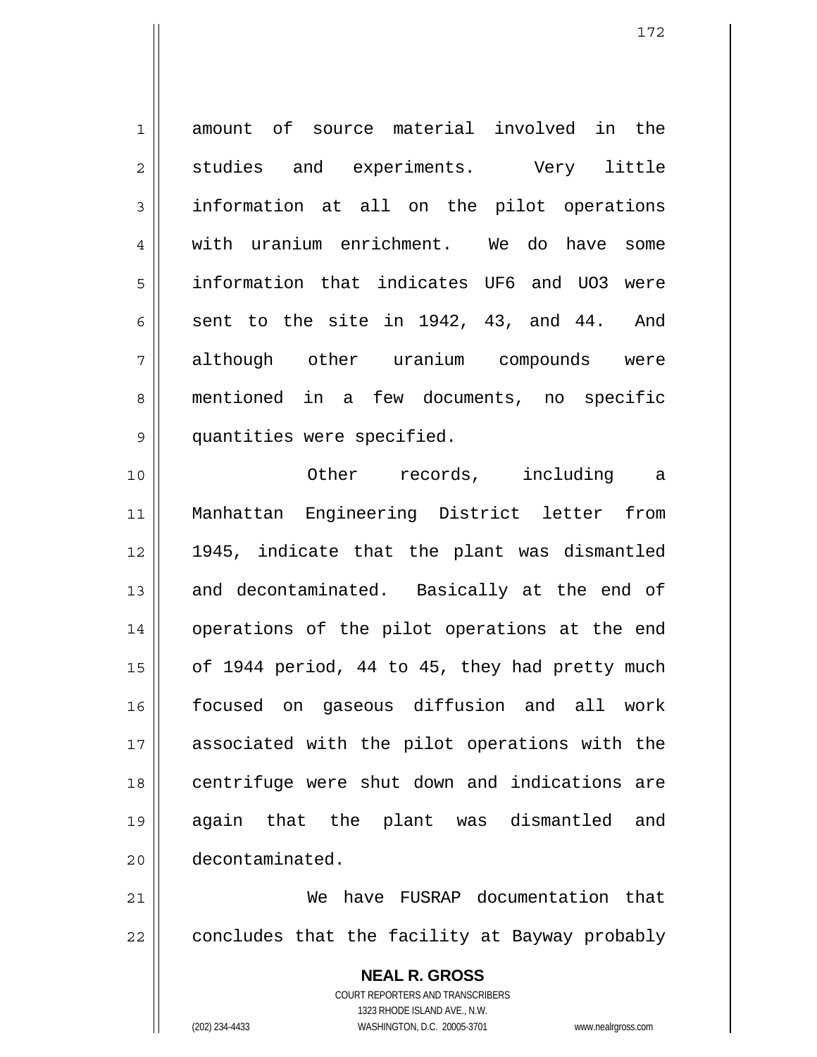amount of source material involved in the studies and experiments. Very little information at all on the pilot operations with uranium enrichment. We do have some information that indicates $UF_6$ and $UO_3$ were sent to the site in 1942, 43, and 44. And although other uranium compounds were mentioned in a few documents, no specific quantities were specified.

Other records, including a Manhattan Engineering District letter from 1945, indicate that the plant was dismantled and decontaminated. Basically at the end of operations of the pilot operations at the end of 1944 period, 44 to 45, they had pretty much focused on gaseous diffusion and all work associated with the pilot operations with the centrifuge were shut down and indications are again that the plant was dismantled and decontaminated.

We have FUSRAP documentation that concludes that the facility at Bayway probably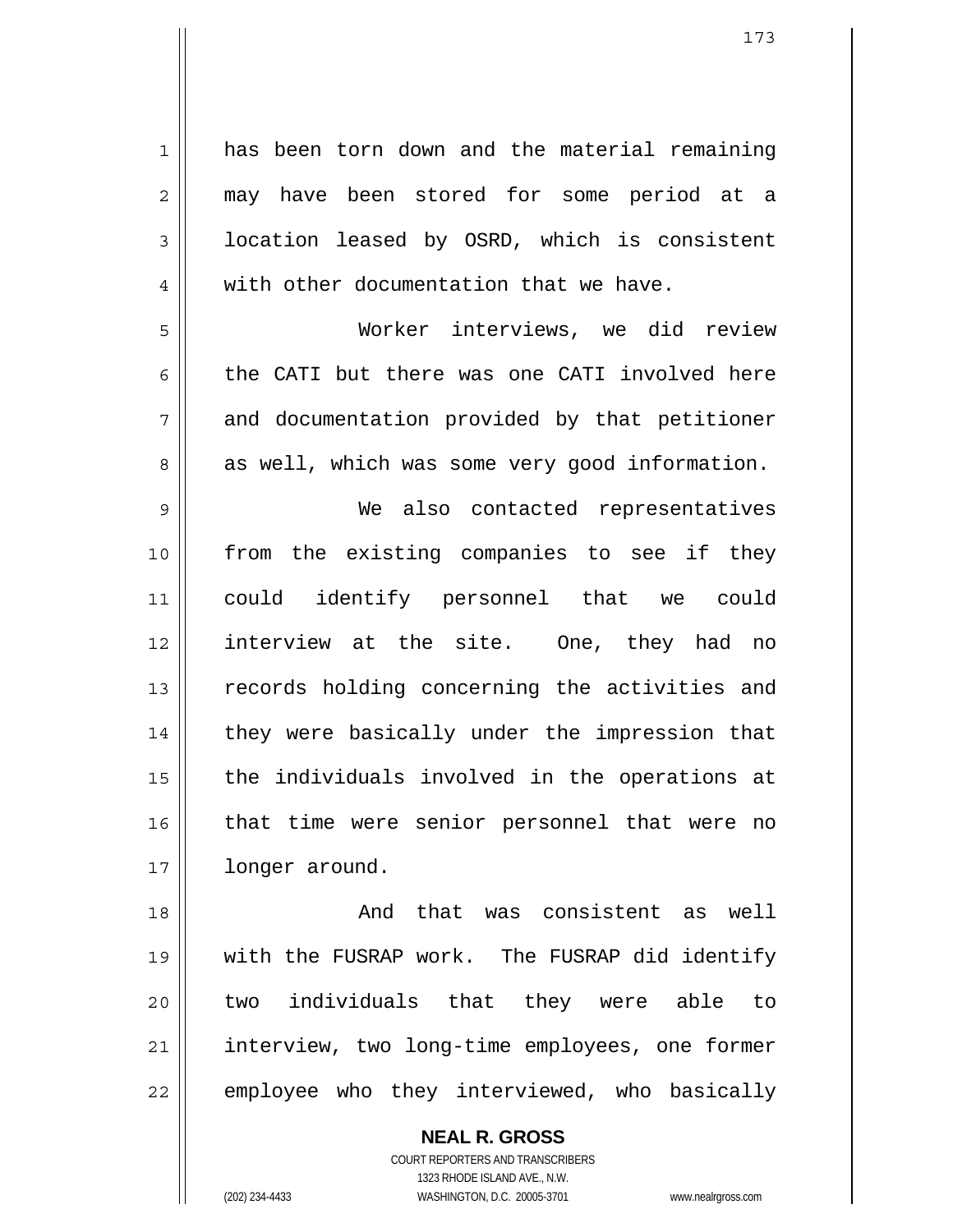has been torn down and the material remaining may have been stored for some period at a location leased by OSRD, which is consistent with other documentation that we have.

Worker interviews, we did review the CATI but there was one CATI involved here and documentation provided by that petitioner as well, which was some very good information.

We also contacted representatives from the existing companies to see if they could identify personnel that we could interview at the site. One, they had no records holding concerning the activities and they were basically under the impression that the individuals involved in the operations at that time were senior personnel that were no longer around.

And that was consistent as well with the FUSRAP work. The FUSRAP did identify two individuals that they were able to interview, two long-time employees, one former employee who they interviewed, who basically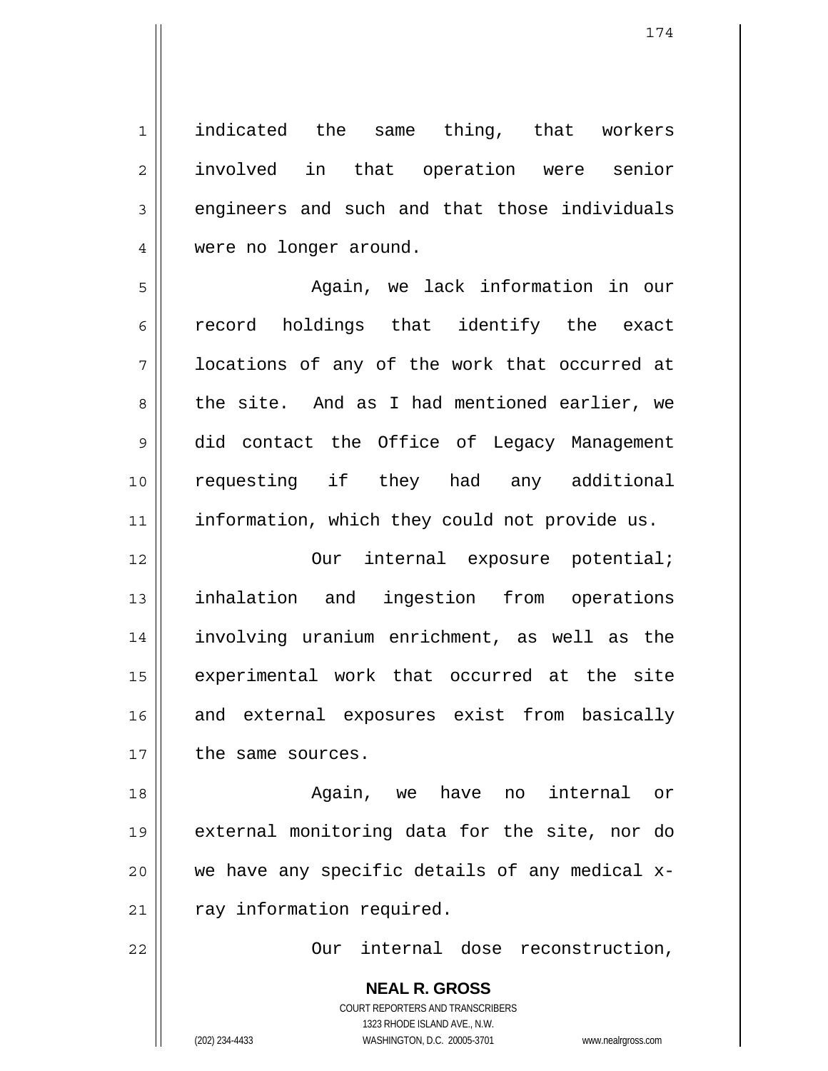indicated the same thing, that workers involved in that operation were senior engineers and such and that those individuals were no longer around.

Again, we lack information in our record holdings that identify the exact locations of any of the work that occurred at the site. And as I had mentioned earlier, we did contact the Office of Legacy Management requesting if they had any additional information, which they could not provide us.

Our internal exposure potential; inhalation and ingestion from operations involving uranium enrichment, as well as the experimental work that occurred at the site and external exposures exist from basically the same sources.

Again, we have no internal or external monitoring data for the site, nor do we have any specific details of any medical x-ray information required.

Our internal dose reconstruction,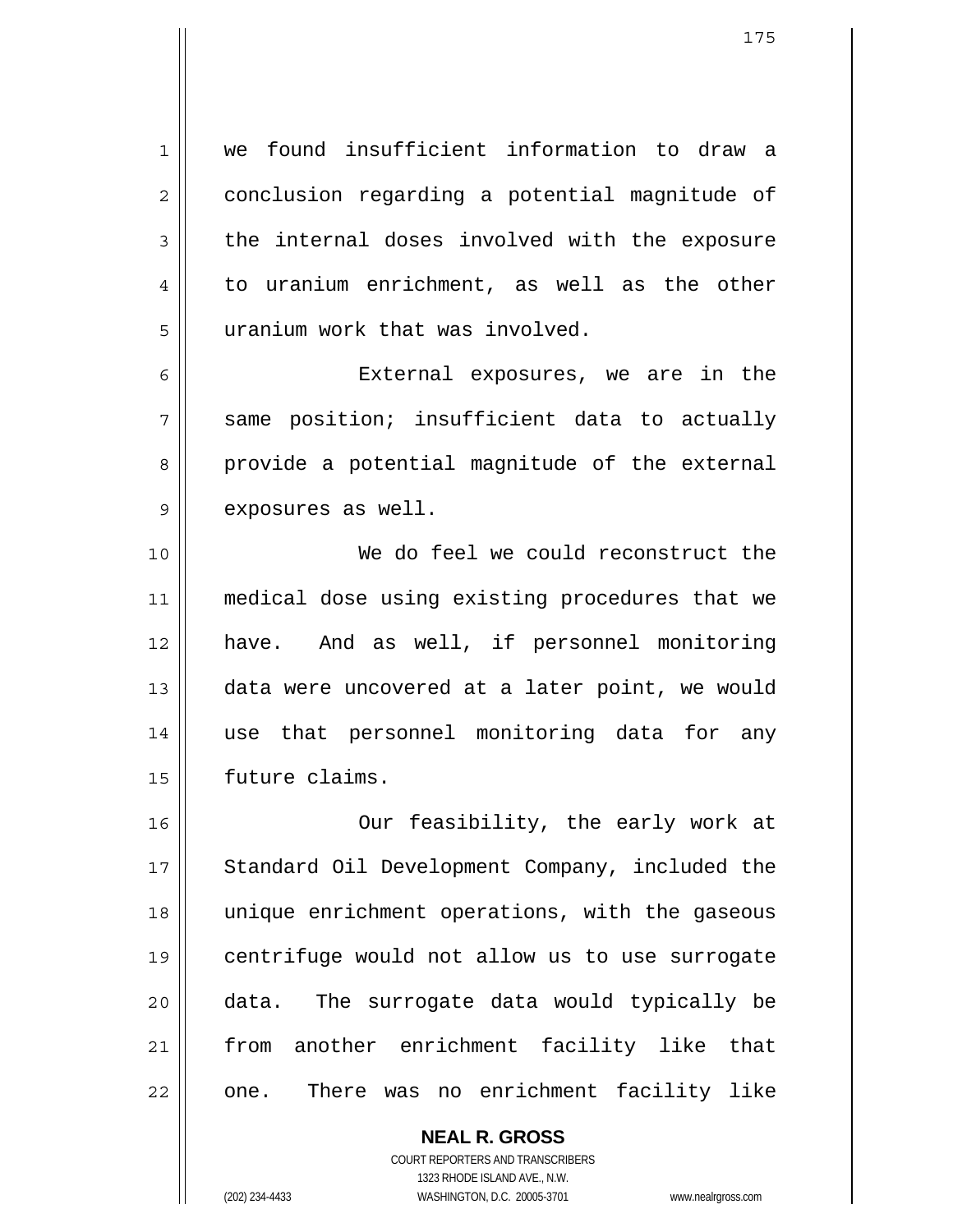we found insufficient information to draw a conclusion regarding a potential magnitude of the internal doses involved with the exposure to uranium enrichment, as well as the other uranium work that was involved.

External exposures, we are in the same position; insufficient data to actually provide a potential magnitude of the external exposures as well.

We do feel we could reconstruct the medical dose using existing procedures that we have. And as well, if personnel monitoring data were uncovered at a later point, we would use that personnel monitoring data for any future claims.

Our feasibility, the early work at Standard Oil Development Company, included the unique enrichment operations, with the gaseous centrifuge would not allow us to use surrogate data. The surrogate data would typically be from another enrichment facility like that one. There was no enrichment facility like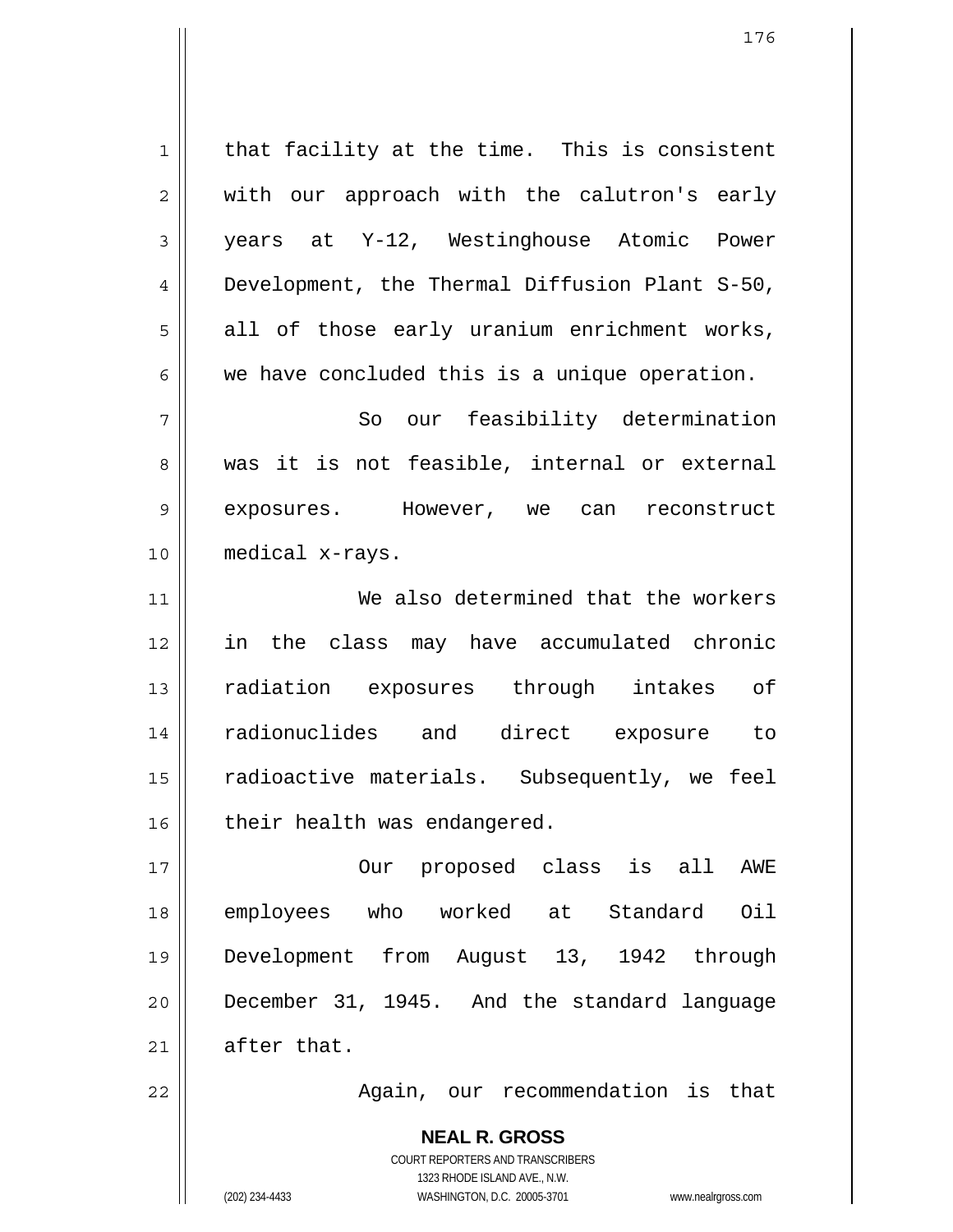that facility at the time. This is consistent with our approach with the calutron's early years at Y-12, Westinghouse Atomic Power Development, the Thermal Diffusion Plant S-50, all of those early uranium enrichment works, we have concluded this is a unique operation.

So our feasibility determination was it is not feasible, internal or external exposures. However, we can reconstruct medical x-rays.

We also determined that the workers in the class may have accumulated chronic radiation exposures through intakes of radionuclides and direct exposure to radioactive materials. Subsequently, we feel their health was endangered.

Our proposed class is all AWE employees who worked at Standard Oil Development from August 13, 1942 through December 31, 1945. And the standard language after that.

Again, our recommendation is that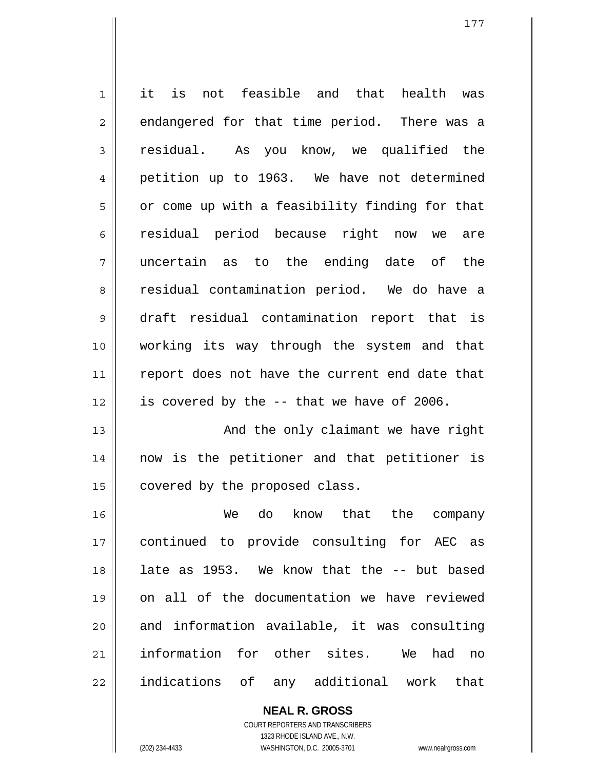it is not feasible and that health was endangered for that time period. There was a residual. As you know, we qualified the petition up to 1963. We have not determined or come up with a feasibility finding for that residual period because right now we are uncertain as to the ending date of the residual contamination period. We do have a draft residual contamination report that is working its way through the system and that report does not have the current end date that is covered by the -- that we have of 2006.

And the only claimant we have right now is the petitioner and that petitioner is covered by the proposed class.

We do know that the company continued to provide consulting for AEC as late as 1953. We know that the -- but based on all of the documentation we have reviewed and information available, it was consulting information for other sites. We had no indications of any additional work that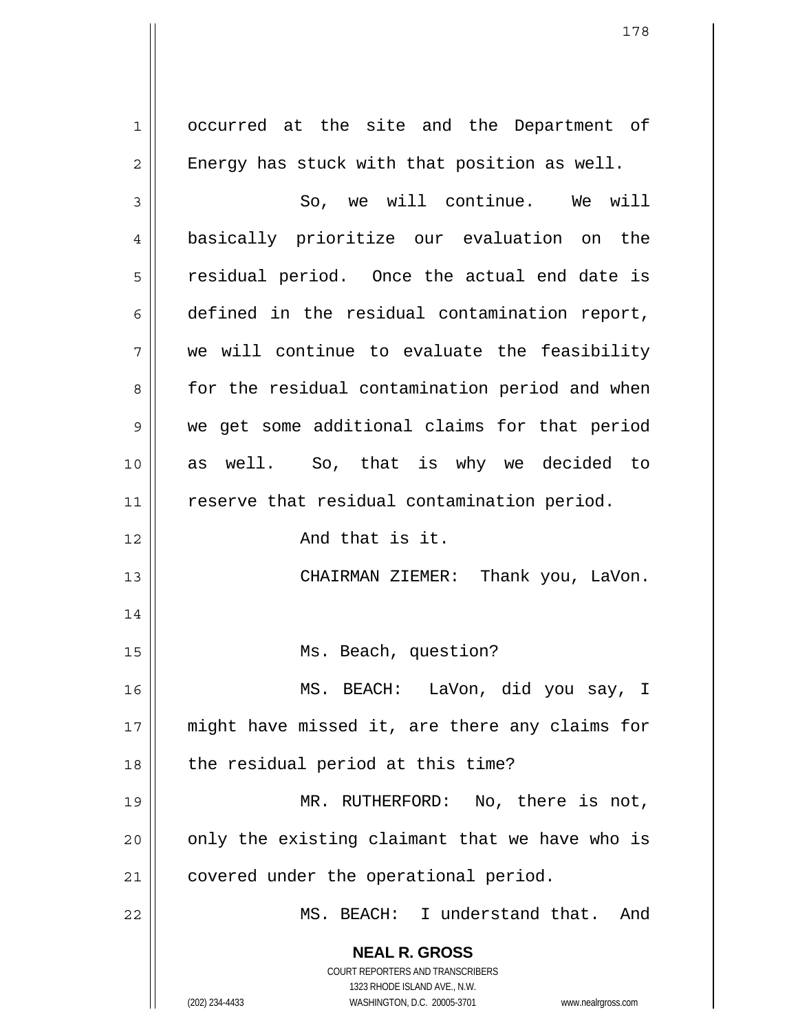occurred at the site and the Department of Energy has stuck with that position as well.

So, we will continue. We will basically prioritize our evaluation on the residual period. Once the actual end date is defined in the residual contamination report, we will continue to evaluate the feasibility for the residual contamination period and when we get some additional claims for that period as well. So, that is why we decided to reserve that residual contamination period.

And that is it.

CHAIRMAN ZIEMER: Thank you, LaVon.

Ms. Beach, question?

MS. BEACH: LaVon, did you say, I might have missed it, are there any claims for the residual period at this time?

MR. RUTHERFORD: No, there is not, only the existing claimant that we have who is covered under the operational period.

MS. BEACH: I understand that. And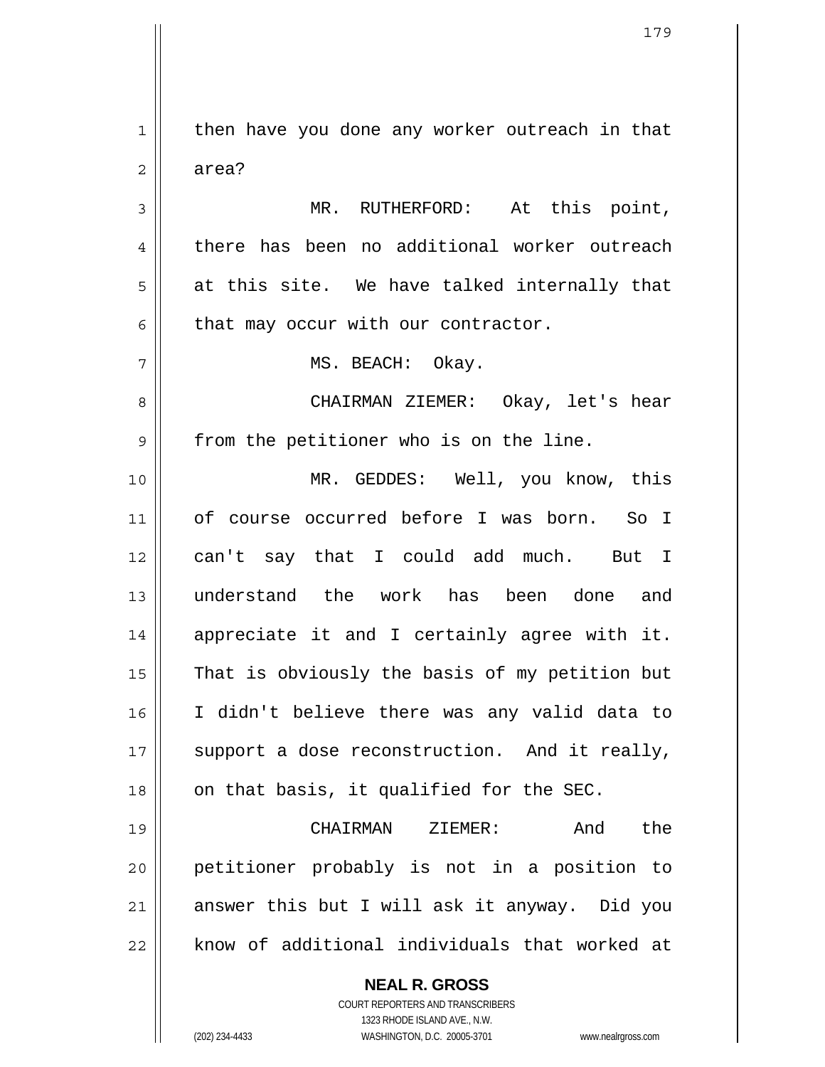then have you done any worker outreach in that area?

MR. RUTHERFORD: At this point, there has been no additional worker outreach at this site. We have talked internally that that may occur with our contractor.

MS. BEACH: Okay.

CHAIRMAN ZIEMER: Okay, let's hear from the petitioner who is on the line.

MR. GEDDES: Well, you know, this of course occurred before I was born. So I can't say that I could add much. But I understand the work has been done and appreciate it and I certainly agree with it. That is obviously the basis of my petition but I didn't believe there was any valid data to support a dose reconstruction. And it really, on that basis, it qualified for the SEC.

CHAIRMAN ZIEMER: And the petitioner probably is not in a position to answer this but I will ask it anyway. Did you know of additional individuals that worked at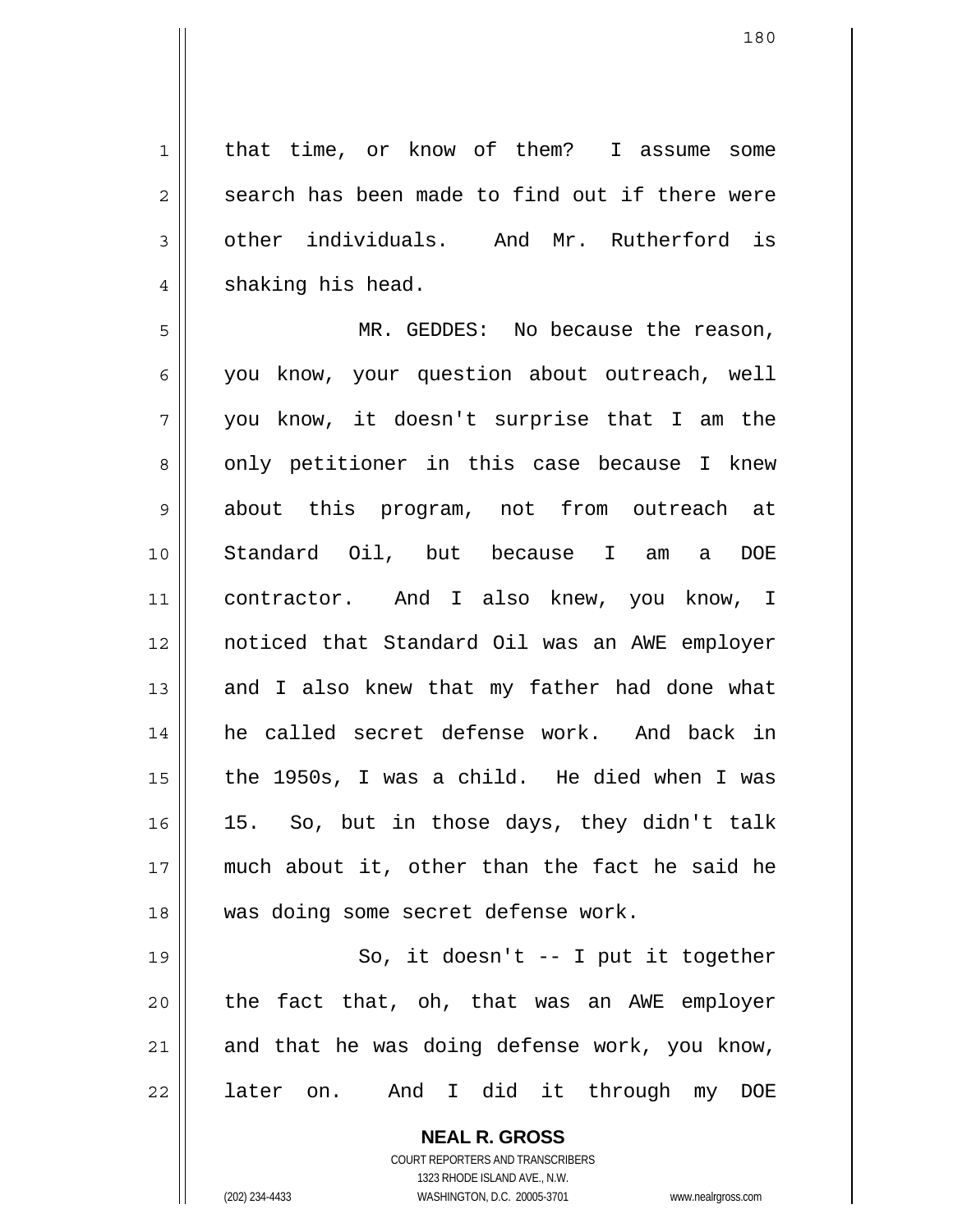that time, or know of them? I assume some search has been made to find out if there were other individuals. And Mr. Rutherford is shaking his head.

MR. GEDDES: No because the reason, you know, your question about outreach, well you know, it doesn't surprise that I am the only petitioner in this case because I knew about this program, not from outreach at Standard Oil, but because I am a DOE contractor. And I also knew, you know, I noticed that Standard Oil was an AWE employer and I also knew that my father had done what he called secret defense work. And back in the 1950s, I was a child. He died when I was 15. So, but in those days, they didn't talk much about it, other than the fact he said he was doing some secret defense work.

So, it doesn't -- I put it together the fact that, oh, that was an AWE employer and that he was doing defense work, you know, later on. And I did it through my DOE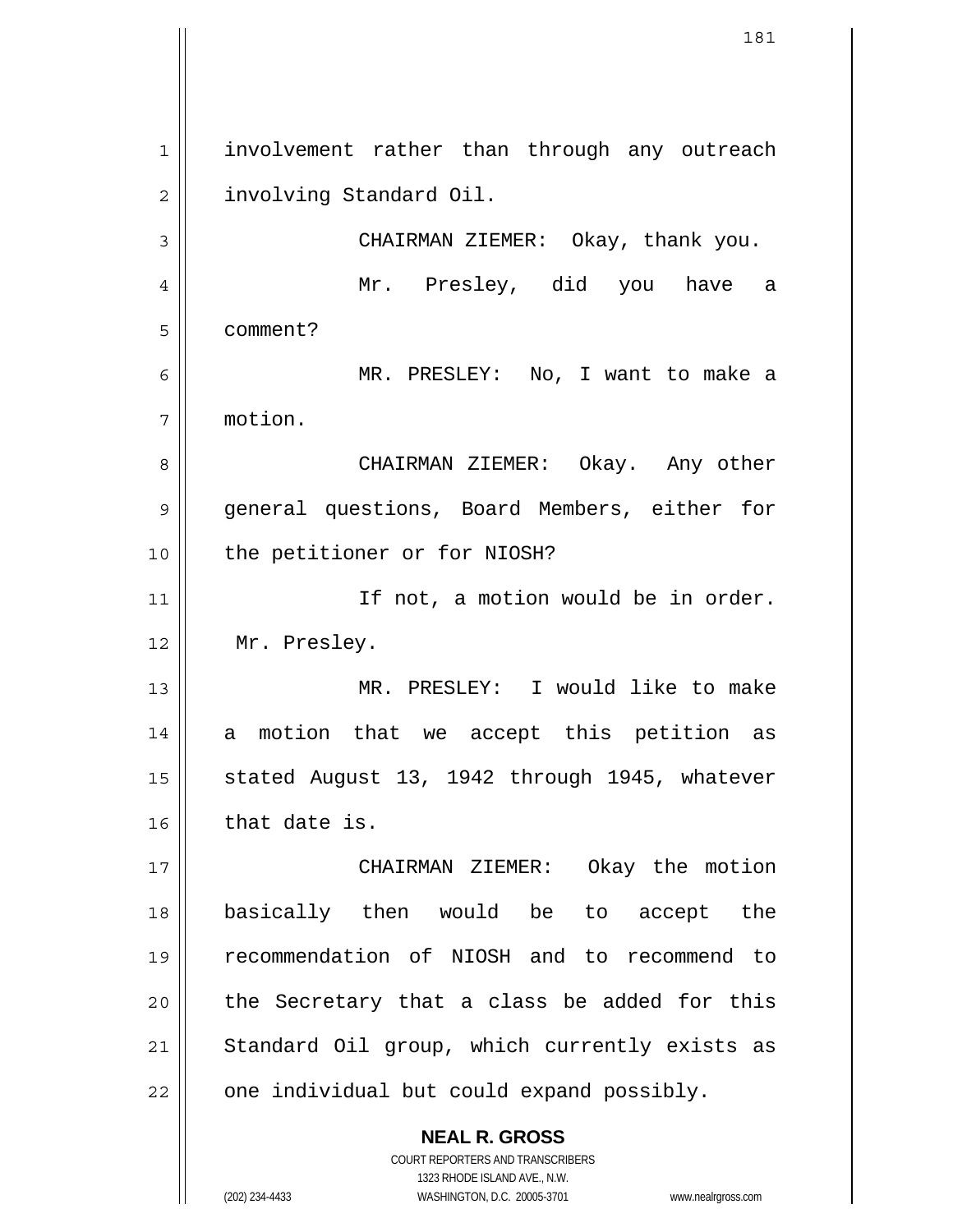involvement rather than through any outreach involving Standard Oil.

CHAIRMAN ZIEMER: Okay, thank you.

Mr. Presley, did you have a comment?

MR. PRESLEY: No, I want to make a motion.

CHAIRMAN ZIEMER: Okay. Any other general questions, Board Members, either for the petitioner or for NIOSH?

If not, a motion would be in order. Mr. Presley.

MR. PRESLEY: I would like to make a motion that we accept this petition as stated August 13, 1942 through 1945, whatever that date is.

CHAIRMAN ZIEMER: Okay the motion basically then would be to accept the recommendation of NIOSH and to recommend to the Secretary that a class be added for this Standard Oil group, which currently exists as one individual but could expand possibly.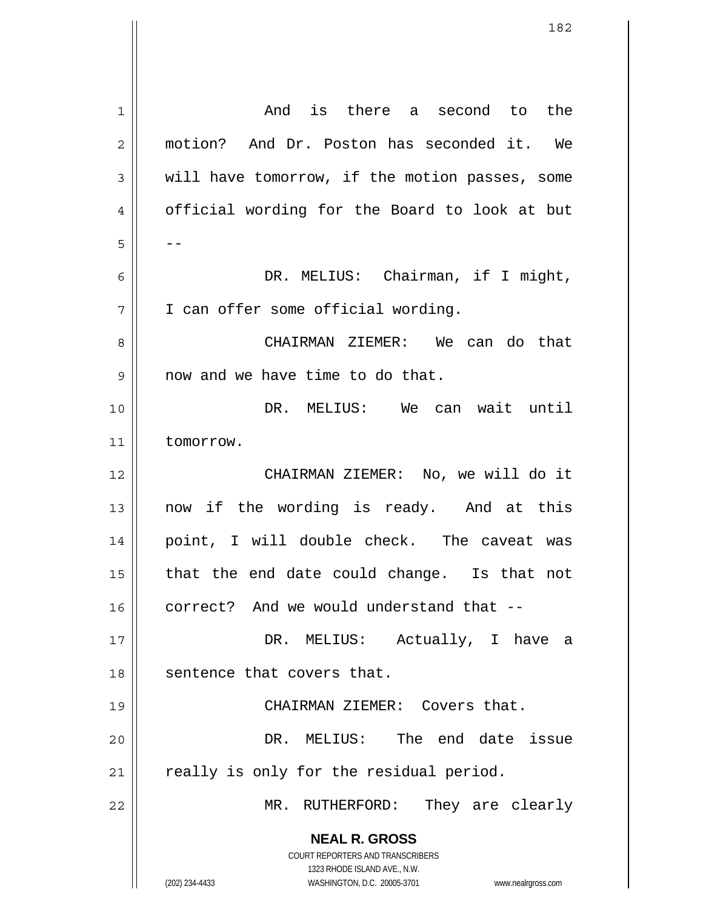And is there a second to the motion? And Dr. Poston has seconded it. We will have tomorrow, if the motion passes, some official wording for the Board to look at but --

DR. MELIUS: Chairman, if I might, I can offer some official wording.

CHAIRMAN ZIEMER: We can do that now and we have time to do that.

DR. MELIUS: We can wait until tomorrow.

CHAIRMAN ZIEMER: No, we will do it now if the wording is ready. And at this point, I will double check. The caveat was that the end date could change. Is that not correct? And we would understand that --

DR. MELIUS: Actually, I have a sentence that covers that.

CHAIRMAN ZIEMER: Covers that.

DR. MELIUS: The end date issue really is only for the residual period.

MR. RUTHERFORD: They are clearly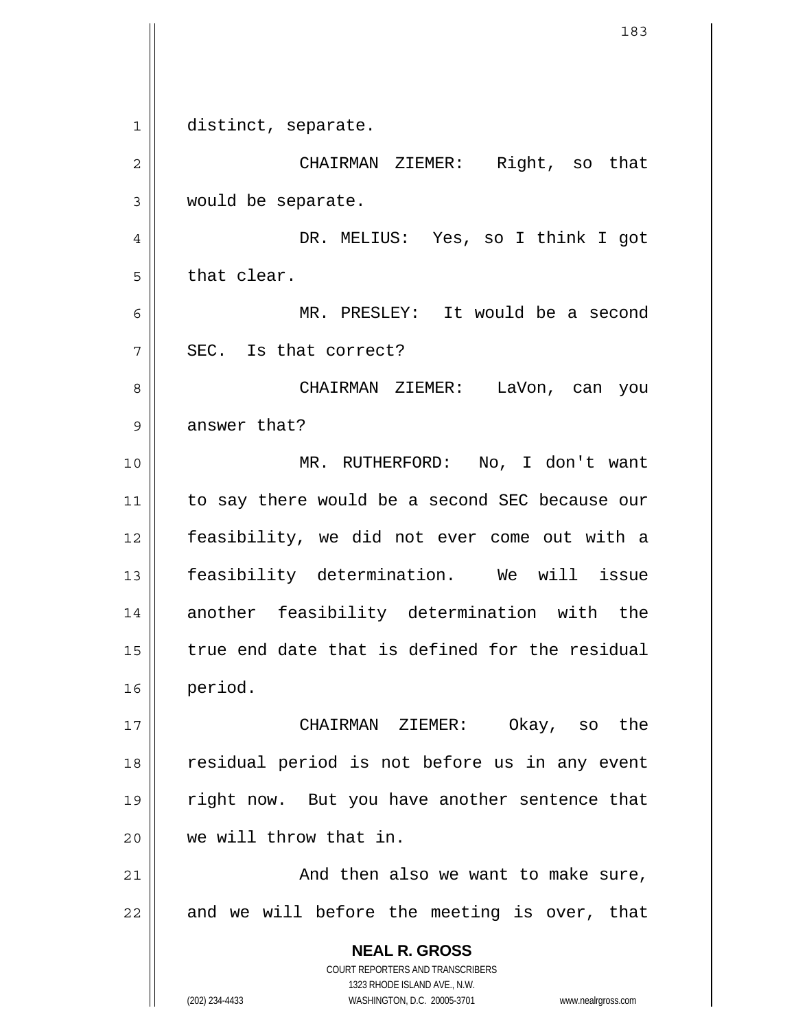distinct, separate.

CHAIRMAN ZIEMER: Right, so that would be separate.

DR. MELIUS: Yes, so I think I got that clear.

MR. PRESLEY: It would be a second SEC. Is that correct?

CHAIRMAN ZIEMER: LaVon, can you answer that?

MR. RUTHERFORD: No, I don't want to say there would be a second SEC because our feasibility, we did not ever come out with a feasibility determination. We will issue another feasibility determination with the true end date that is defined for the residual period.

CHAIRMAN ZIEMER: Okay, so the residual period is not before us in any event right now. But you have another sentence that we will throw that in.

And then also we want to make sure, and we will before the meeting is over, that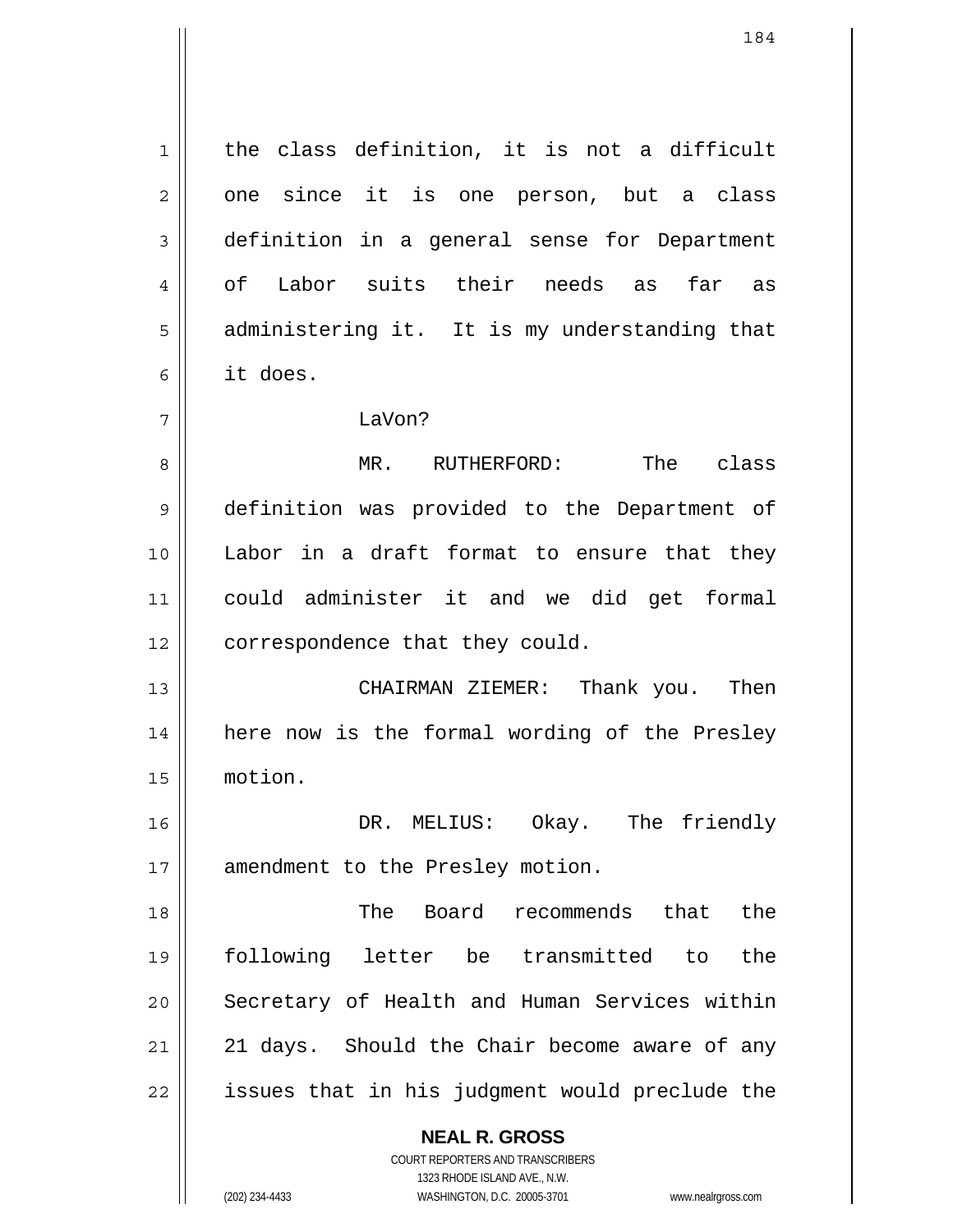the class definition, it is not a difficult one since it is one person, but a class definition in a general sense for Department of Labor suits their needs as far as administering it. It is my understanding that it does.

LaVon?

MR. RUTHERFORD: The class definition was provided to the Department of Labor in a draft format to ensure that they could administer it and we did get formal correspondence that they could.

CHAIRMAN ZIEMER: Thank you. Then here now is the formal wording of the Presley motion.

DR. MELIUS: Okay. The friendly amendment to the Presley motion.

The Board recommends that the following letter be transmitted to the Secretary of Health and Human Services within 21 days. Should the Chair become aware of any issues that in his judgment would preclude the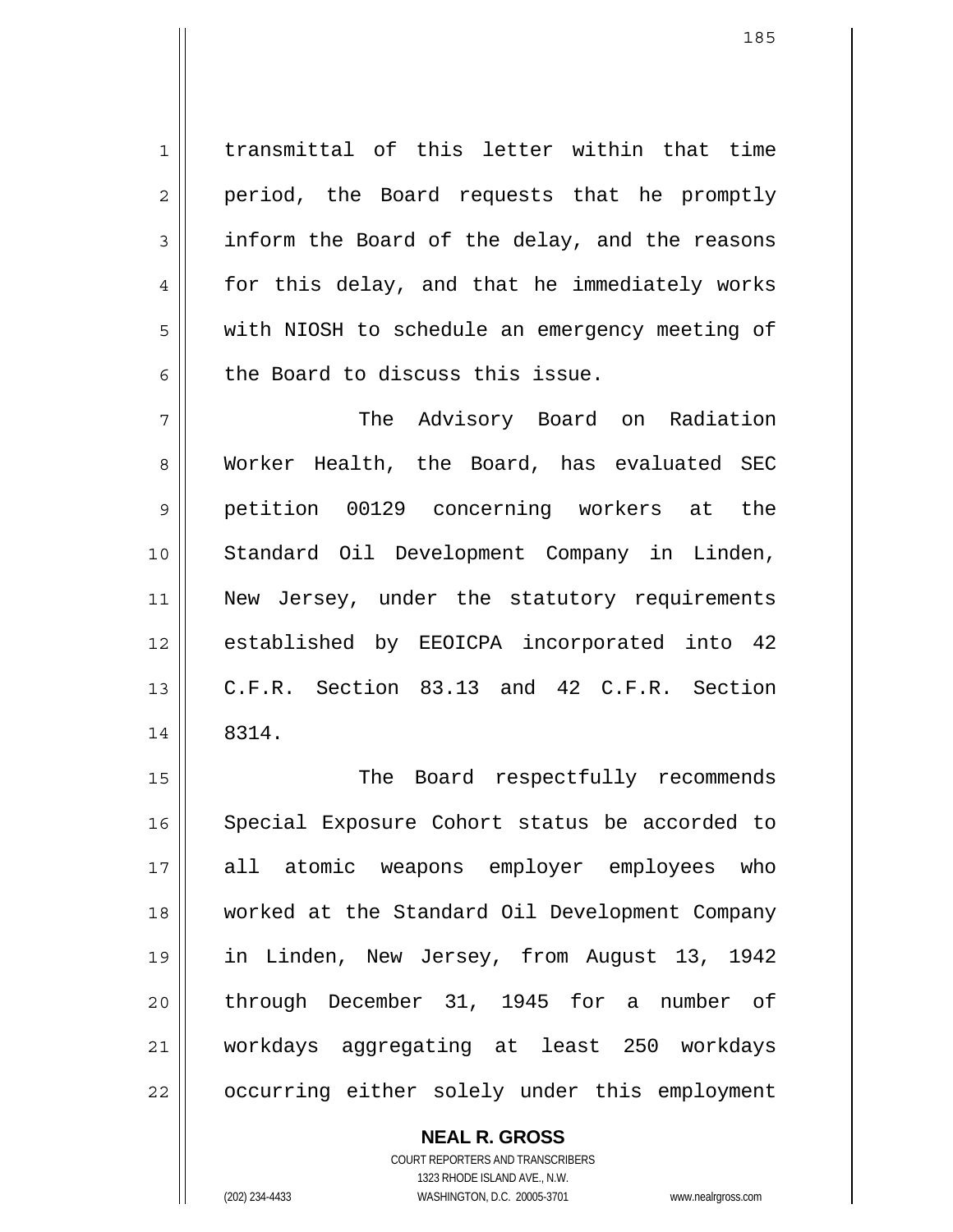transmittal of this letter within that time period, the Board requests that he promptly inform the Board of the delay, and the reasons for this delay, and that he immediately works with NIOSH to schedule an emergency meeting of the Board to discuss this issue.

The Advisory Board on Radiation Worker Health, the Board, has evaluated SEC petition 00129 concerning workers at the Standard Oil Development Company in Linden, New Jersey, under the statutory requirements established by EEOICPA incorporated into 42 C.F.R. Section 83.13 and 42 C.F.R. Section 8314.

The Board respectfully recommends Special Exposure Cohort status be accorded to all atomic weapons employer employees who worked at the Standard Oil Development Company in Linden, New Jersey, from August 13, 1942 through December 31, 1945 for a number of workdays aggregating at least 250 workdays occurring either solely under this employment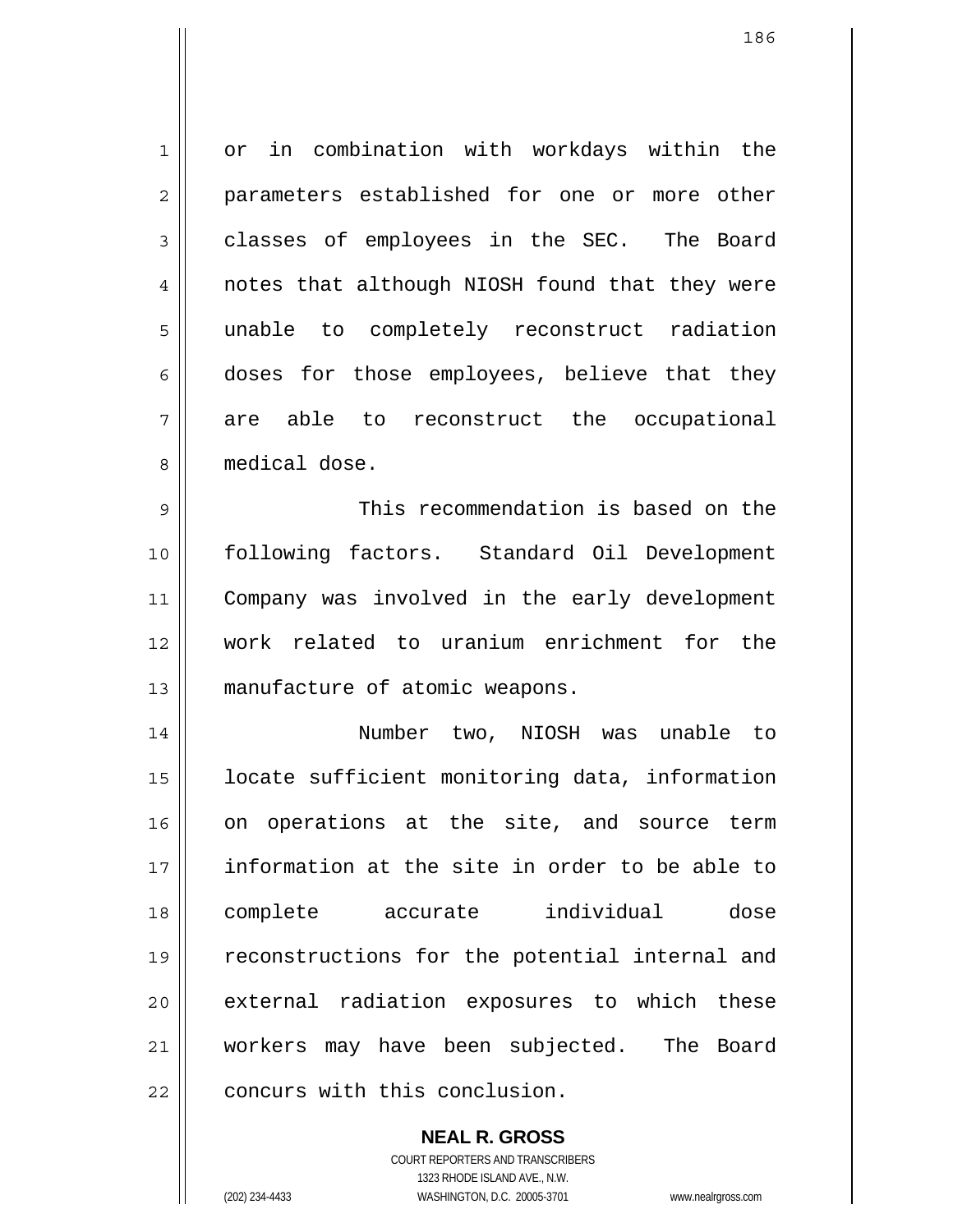or in combination with workdays within the parameters established for one or more other classes of employees in the SEC. The Board notes that although NIOSH found that they were unable to completely reconstruct radiation doses for those employees, believe that they are able to reconstruct the occupational medical dose.

This recommendation is based on the following factors. Standard Oil Development Company was involved in the early development work related to uranium enrichment for the manufacture of atomic weapons.

Number two, NIOSH was unable to locate sufficient monitoring data, information on operations at the site, and source term information at the site in order to be able to complete accurate individual dose reconstructions for the potential internal and external radiation exposures to which these workers may have been subjected. The Board concurs with this conclusion.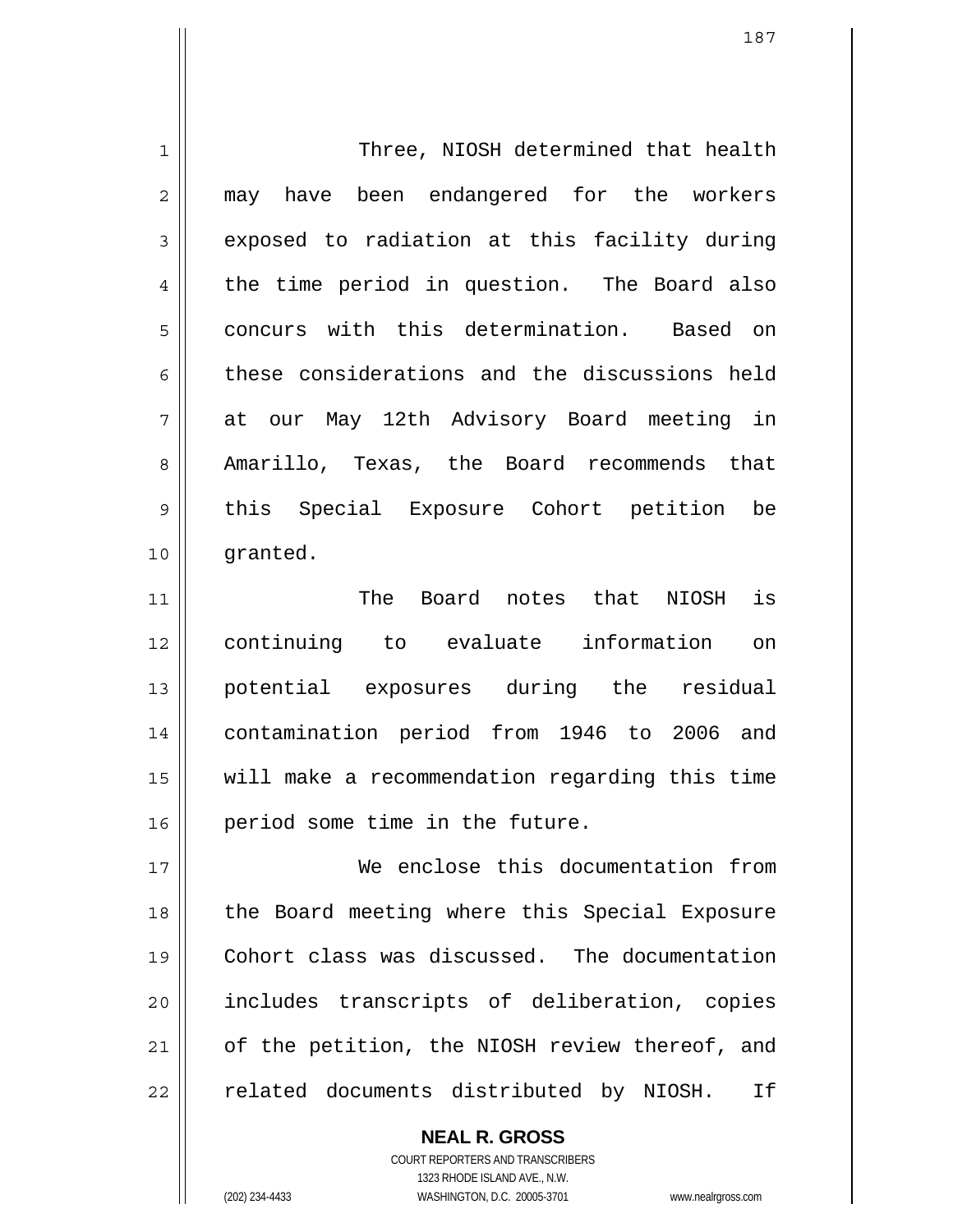Three, NIOSH determined that health may have been endangered for the workers exposed to radiation at this facility during the time period in question. The Board also concurs with this determination. Based on these considerations and the discussions held at our May 12th Advisory Board meeting in Amarillo, Texas, the Board recommends that this Special Exposure Cohort petition be granted.

The Board notes that NIOSH is continuing to evaluate information on potential exposures during the residual contamination period from 1946 to 2006 and will make a recommendation regarding this time period some time in the future.

We enclose this documentation from the Board meeting where this Special Exposure Cohort class was discussed. The documentation includes transcripts of deliberation, copies of the petition, the NIOSH review thereof, and related documents distributed by NIOSH. If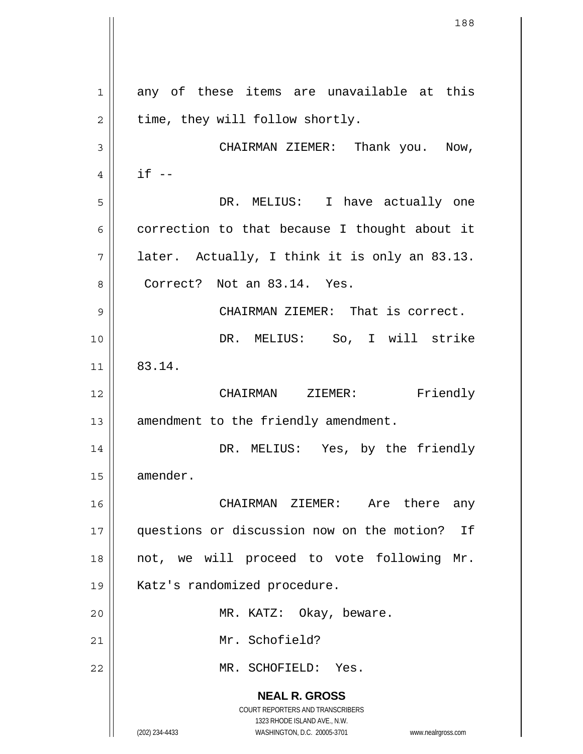any of these items are unavailable at this time, they will follow shortly.

CHAIRMAN ZIEMER: Thank you. Now, if --

DR. MELIUS: I have actually one correction to that because I thought about it later. Actually, I think it is only an 83.13. Correct? Not an 83.14. Yes.

CHAIRMAN ZIEMER: That is correct.

DR. MELIUS: So, I will strike 83.14.

CHAIRMAN ZIEMER: Friendly amendment to the friendly amendment.

DR. MELIUS: Yes, by the friendly amender.

CHAIRMAN ZIEMER: Are there any questions or discussion now on the motion? If not, we will proceed to vote following Mr. Katz's randomized procedure.

MR. KATZ: Okay, beware.

Mr. Schofield?

MR. SCHOFIELD: Yes.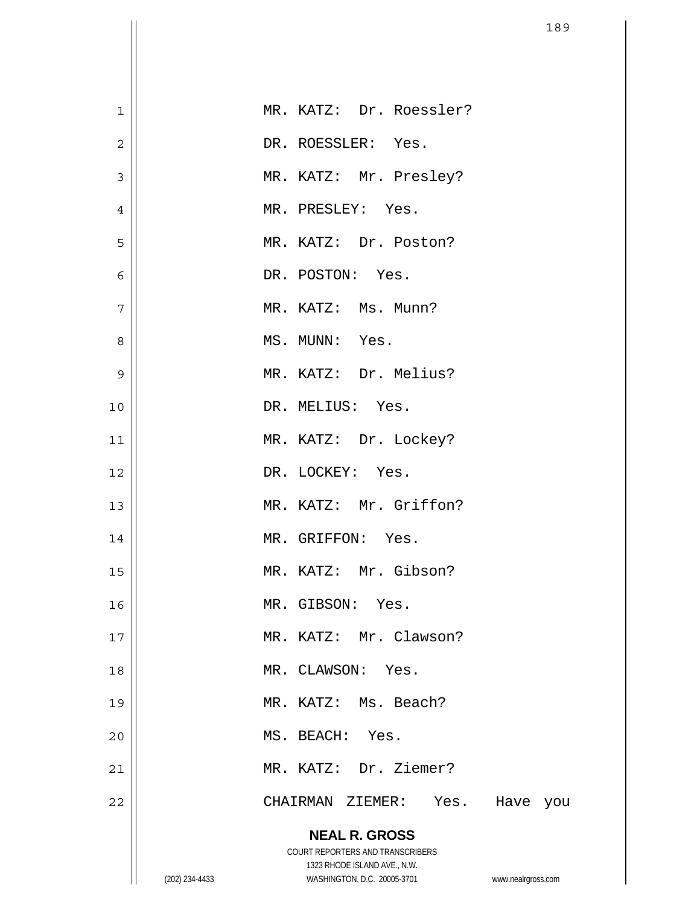MR. KATZ: Dr. Roessler?

DR. ROESSLER: Yes.

MR. KATZ: Mr. Presley?

MR. PRESLEY: Yes.

MR. KATZ: Dr. Poston?

DR. POSTON: Yes.

MR. KATZ: Ms. Munn?

MS. MUNN: Yes.

MR. KATZ: Dr. Melius?

DR. MELIUS: Yes.

MR. KATZ: Dr. Lockey?

DR. LOCKEY: Yes.

MR. KATZ: Mr. Griffon?

MR. GRIFFON: Yes.

MR. KATZ: Mr. Gibson?

MR. GIBSON: Yes.

MR. KATZ: Mr. Clawson?

MR. CLAWSON: Yes.

MR. KATZ: Ms. Beach?

MS. BEACH: Yes.

MR. KATZ: Dr. Ziemer?

CHAIRMAN ZIEMER: Yes. Have you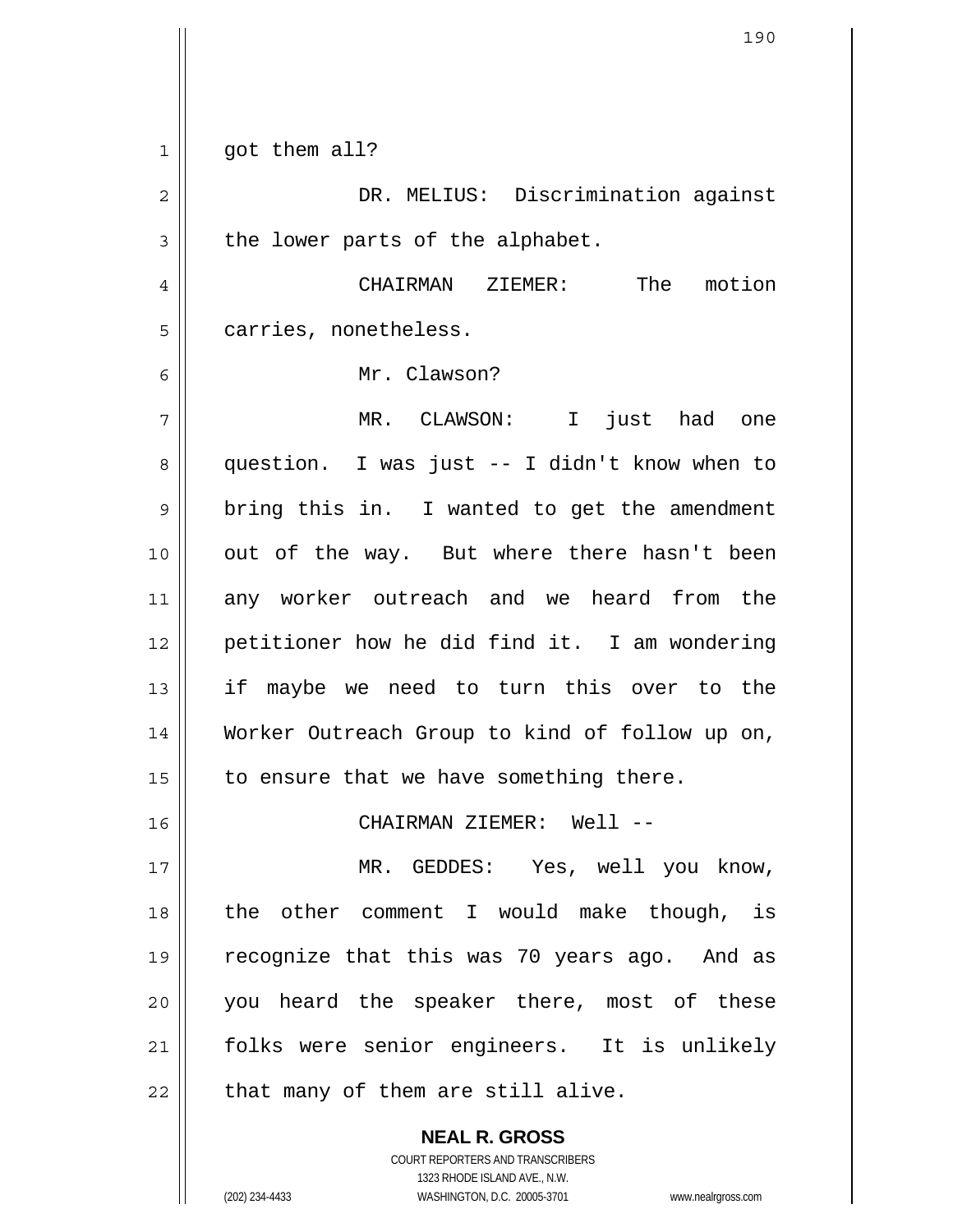got them all?

DR. MELIUS: Discrimination against the lower parts of the alphabet.

CHAIRMAN ZIEMER: The motion carries, nonetheless.

Mr. Clawson?

MR. CLAWSON: I just had one question. I was just -- I didn't know when to bring this in. I wanted to get the amendment out of the way. But where there hasn't been any worker outreach and we heard from the petitioner how he did find it. I am wondering if maybe we need to turn this over to the Worker Outreach Group to kind of follow up on, to ensure that we have something there.

CHAIRMAN ZIEMER: Well --

MR. GEDDES: Yes, well you know, the other comment I would make though, is recognize that this was 70 years ago. And as you heard the speaker there, most of these folks were senior engineers. It is unlikely that many of them are still alive.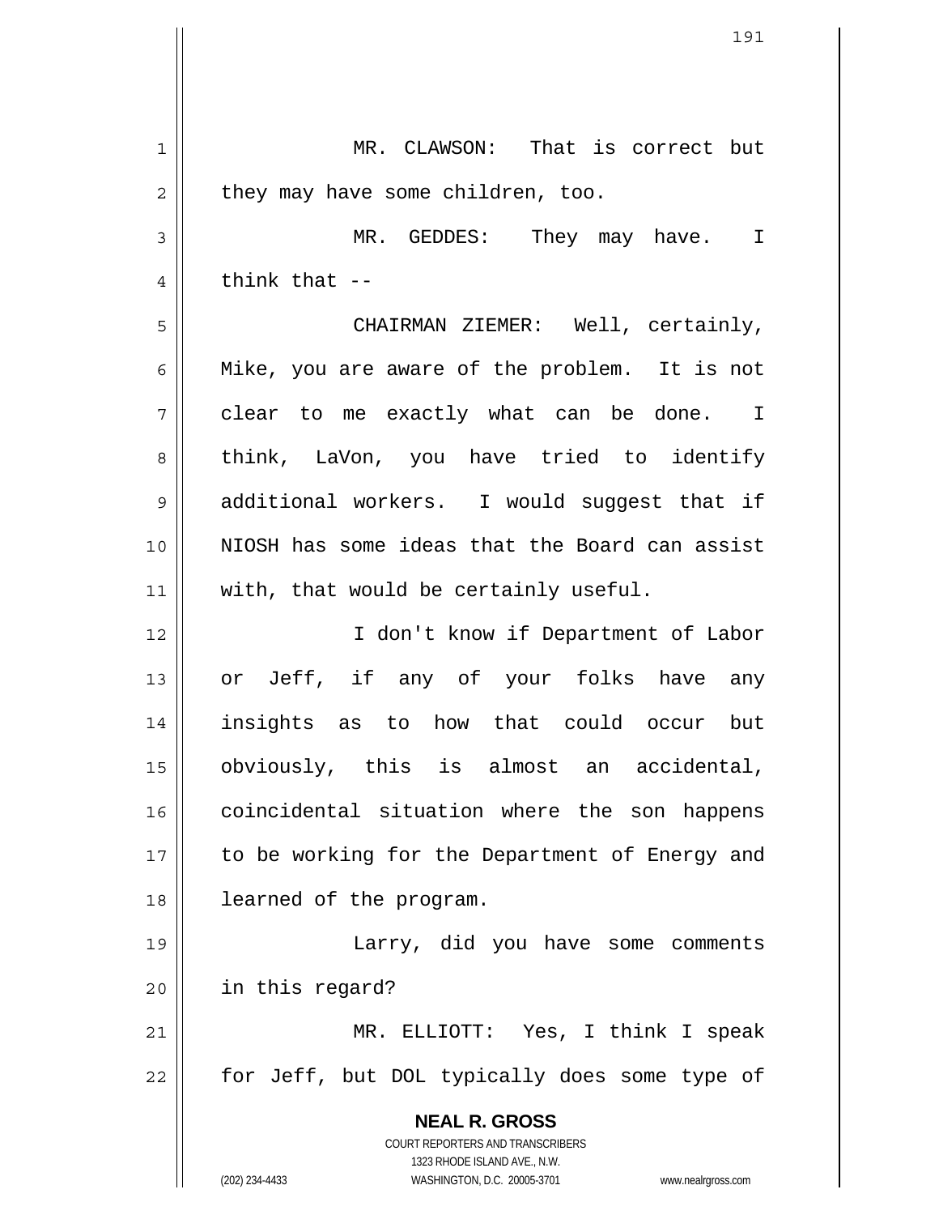MR. CLAWSON: That is correct but they may have some children, too.

MR. GEDDES: They may have. I think that --

CHAIRMAN ZIEMER: Well, certainly, Mike, you are aware of the problem. It is not clear to me exactly what can be done. I think, LaVon, you have tried to identify additional workers. I would suggest that if NIOSH has some ideas that the Board can assist with, that would be certainly useful.

I don't know if Department of Labor or Jeff, if any of your folks have any insights as to how that could occur but obviously, this is almost an accidental, coincidental situation where the son happens to be working for the Department of Energy and learned of the program.

Larry, did you have some comments in this regard?

MR. ELLIOTT: Yes, I think I speak for Jeff, but DOL typically does some type of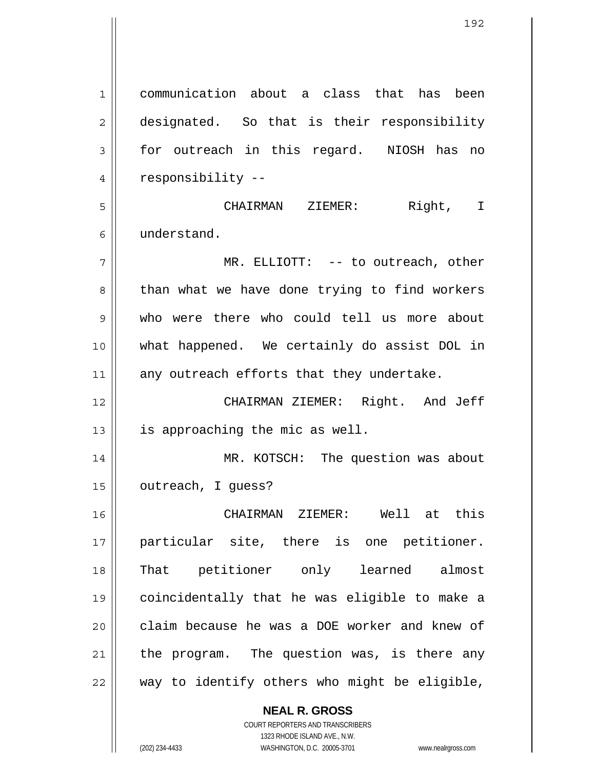communication about a class that has been designated. So that is their responsibility for outreach in this regard. NIOSH has no responsibility --

CHAIRMAN ZIEMER: Right, I understand.

MR. ELLIOTT: -- to outreach, other than what we have done trying to find workers who were there who could tell us more about what happened. We certainly do assist DOL in any outreach efforts that they undertake.

CHAIRMAN ZIEMER: Right. And Jeff is approaching the mic as well.

MR. KOTSCH: The question was about outreach, I guess?

CHAIRMAN ZIEMER: Well at this particular site, there is one petitioner. That petitioner only learned almost coincidentally that he was eligible to make a claim because he was a DOE worker and knew of the program. The question was, is there any way to identify others who might be eligible,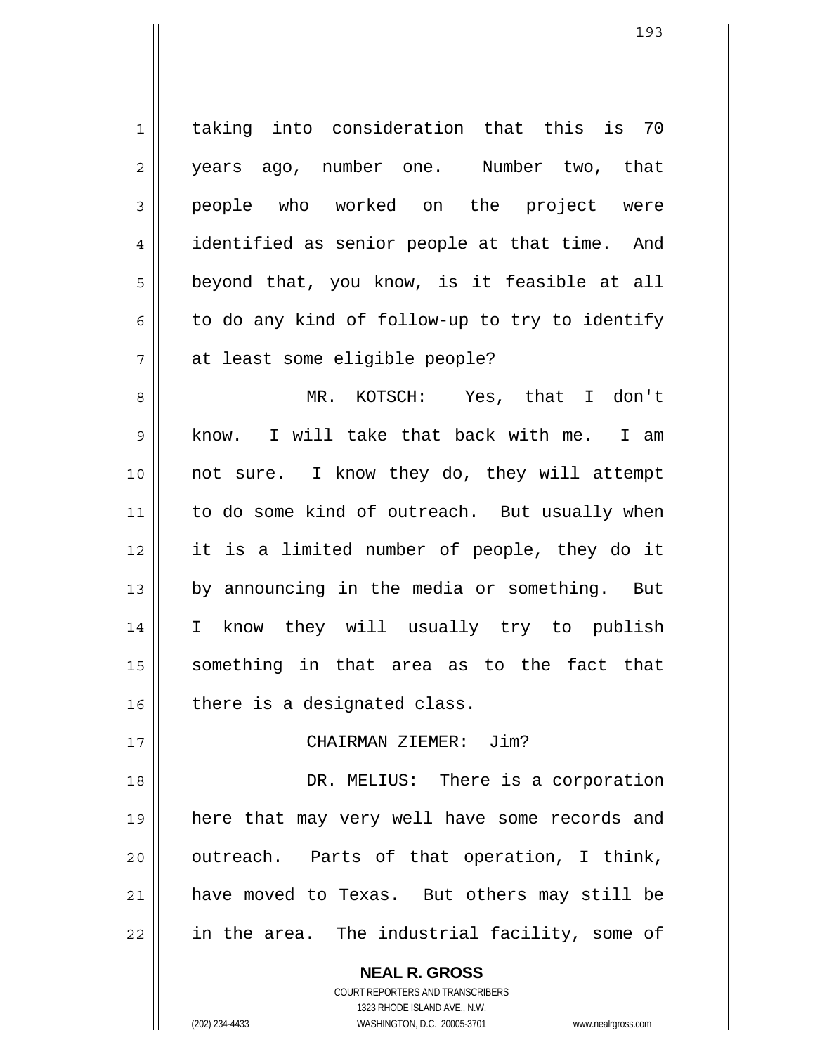taking into consideration that this is 70 years ago, number one. Number two, that people who worked on the project were identified as senior people at that time. And beyond that, you know, is it feasible at all to do any kind of follow-up to try to identify at least some eligible people?

MR. KOTSCH: Yes, that I don't know. I will take that back with me. I am not sure. I know they do, they will attempt to do some kind of outreach. But usually when it is a limited number of people, they do it by announcing in the media or something. But I know they will usually try to publish something in that area as to the fact that there is a designated class.

CHAIRMAN ZIEMER: Jim?

DR. MELIUS: There is a corporation here that may very well have some records and outreach. Parts of that operation, I think, have moved to Texas. But others may still be in the area. The industrial facility, some of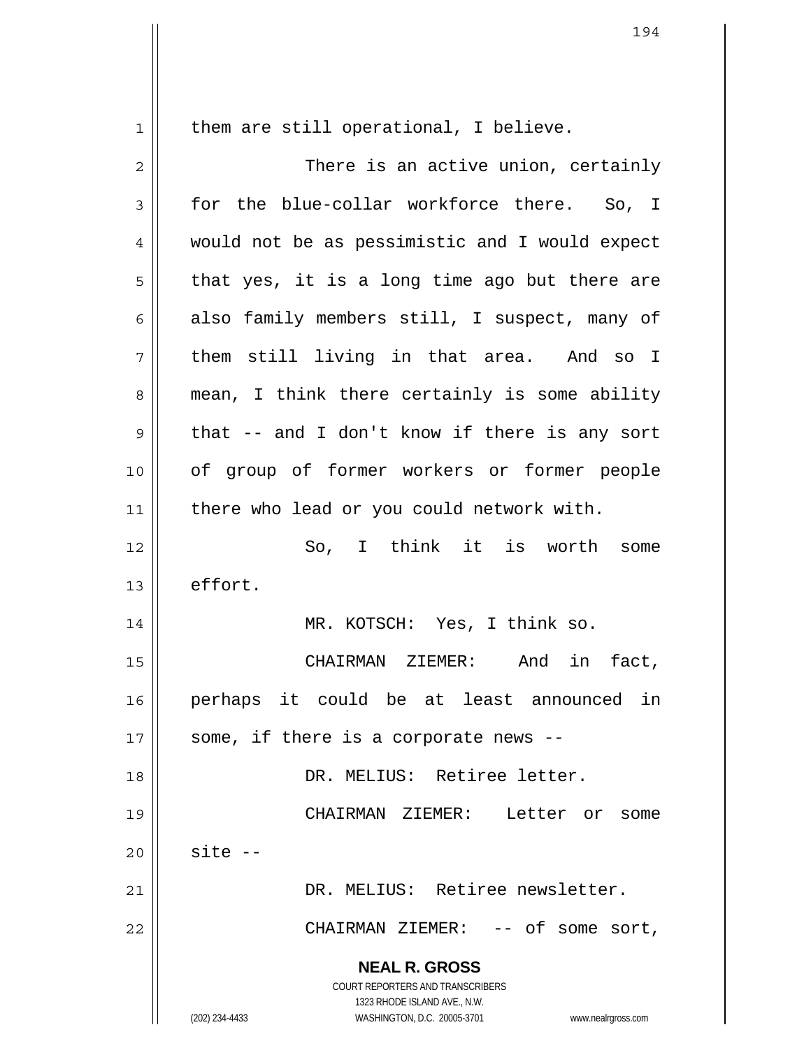them are still operational, I believe.

There is an active union, certainly for the blue-collar workforce there. So, I would not be as pessimistic and I would expect that yes, it is a long time ago but there are also family members still, I suspect, many of them still living in that area. And so I mean, I think there certainly is some ability that -- and I don't know if there is any sort of group of former workers or former people there who lead or you could network with.

So, I think it is worth some effort.

MR. KOTSCH: Yes, I think so.

CHAIRMAN ZIEMER: And in fact, perhaps it could be at least announced in some, if there is a corporate news --

DR. MELIUS: Retiree letter.

CHAIRMAN ZIEMER: Letter or some site --

DR. MELIUS: Retiree newsletter.

CHAIRMAN ZIEMER: -- of some sort,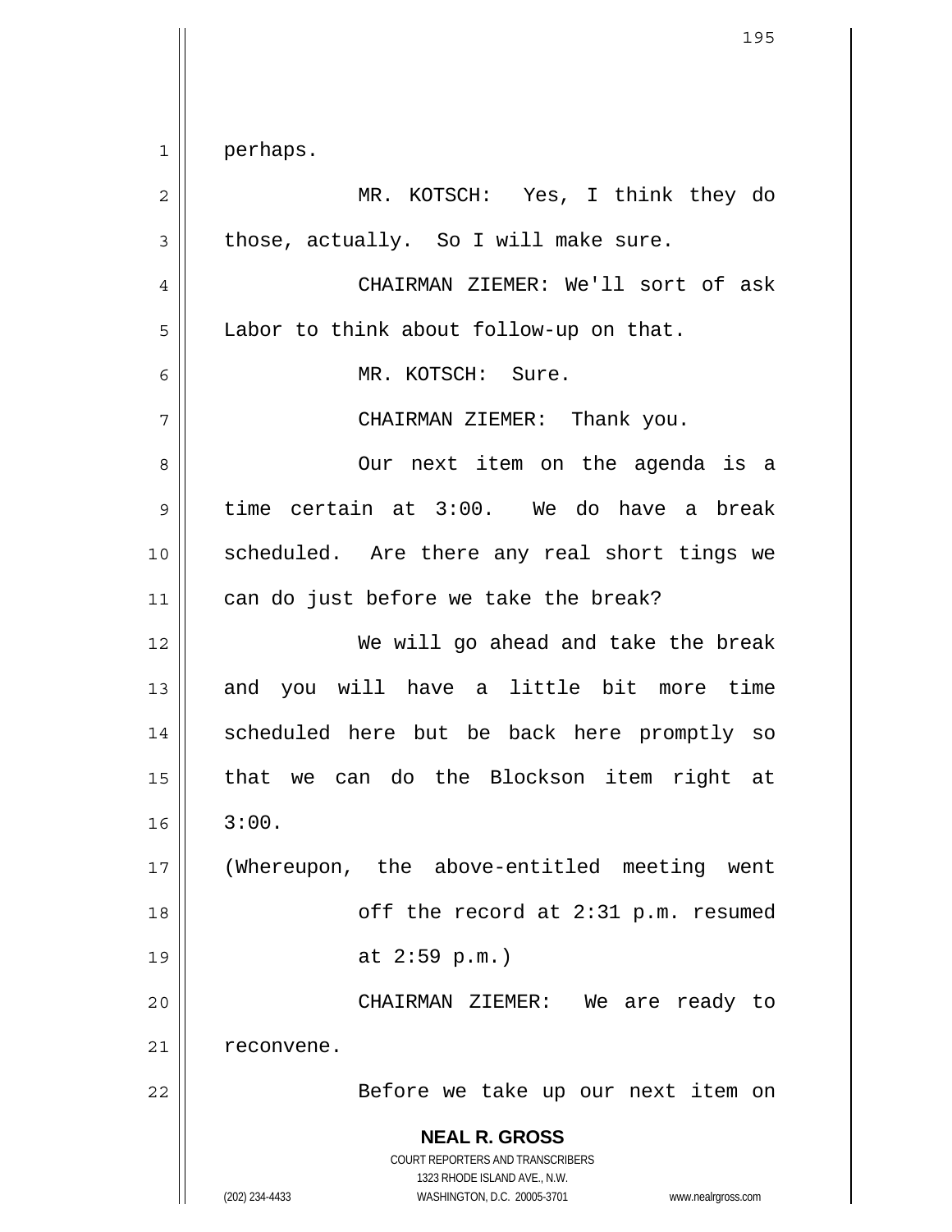perhaps.

MR. KOTSCH: Yes, I think they do those, actually. So I will make sure.

CHAIRMAN ZIEMER: We'll sort of ask Labor to think about follow-up on that.

MR. KOTSCH: Sure.

CHAIRMAN ZIEMER: Thank you.

Our next item on the agenda is a time certain at 3:00. We do have a break scheduled. Are there any real short tings we can do just before we take the break?

We will go ahead and take the break and you will have a little bit more time scheduled here but be back here promptly so that we can do the Blockson item right at 3:00.

(Whereupon, the above-entitled meeting went off the record at 2:31 p.m. resumed at 2:59 p.m.)

CHAIRMAN ZIEMER: We are ready to reconvene.

Before we take up our next item on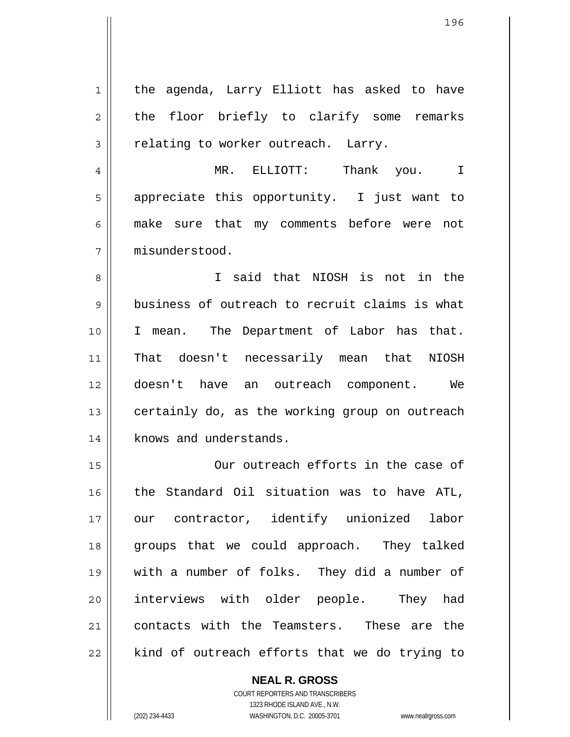the agenda, Larry Elliott has asked to have the floor briefly to clarify some remarks relating to worker outreach. Larry.

MR. ELLIOTT: Thank you. I appreciate this opportunity. I just want to make sure that my comments before were not misunderstood.

I said that NIOSH is not in the business of outreach to recruit claims is what I mean. The Department of Labor has that. That doesn't necessarily mean that NIOSH doesn't have an outreach component. We certainly do, as the working group on outreach knows and understands.

Our outreach efforts in the case of the Standard Oil situation was to have ATL, our contractor, identify unionized labor groups that we could approach. They talked with a number of folks. They did a number of interviews with older people. They had contacts with the Teamsters. These are the kind of outreach efforts that we do trying to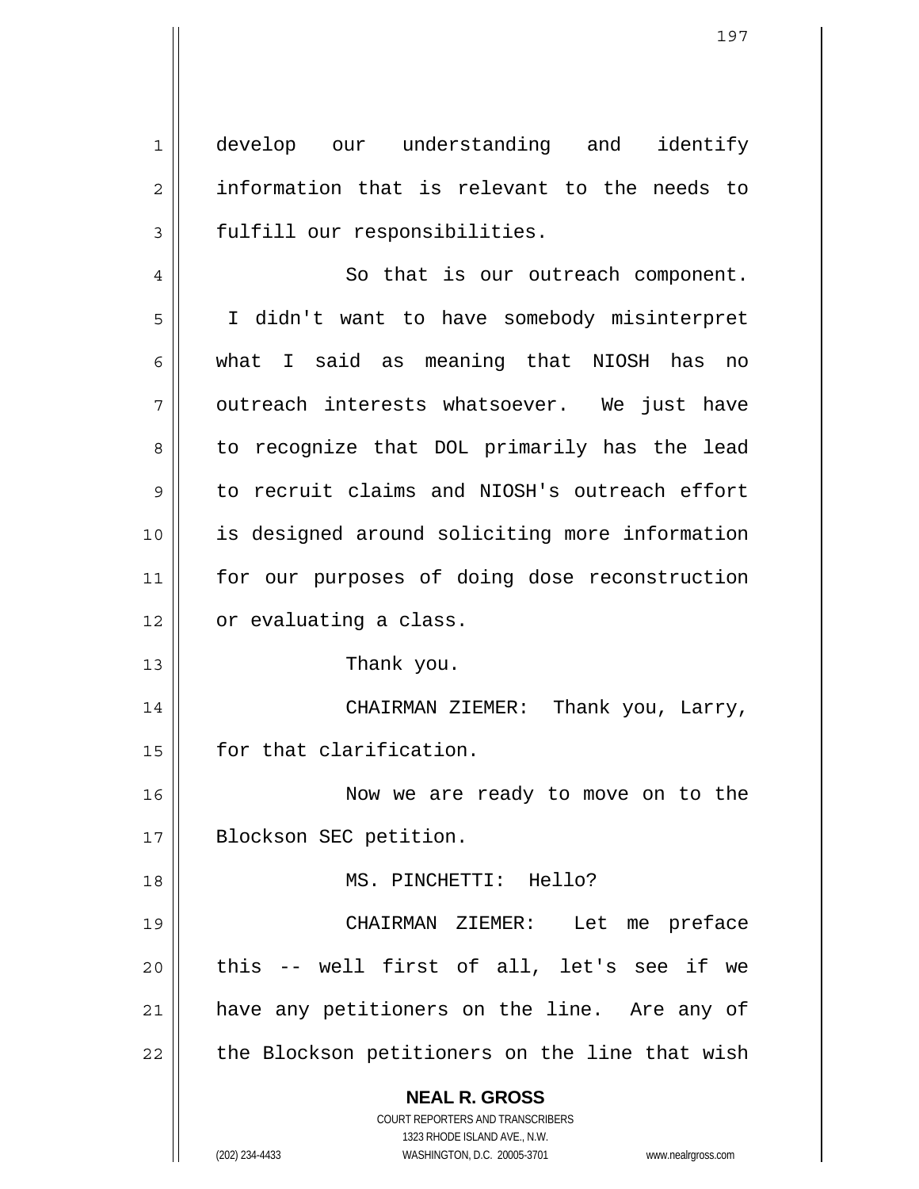develop our understanding and identify information that is relevant to the needs to fulfill our responsibilities.

So that is our outreach component. I didn't want to have somebody misinterpret what I said as meaning that NIOSH has no outreach interests whatsoever. We just have to recognize that DOL primarily has the lead to recruit claims and NIOSH's outreach effort is designed around soliciting more information for our purposes of doing dose reconstruction or evaluating a class.

Thank you.

CHAIRMAN ZIEMER: Thank you, Larry, for that clarification.

Now we are ready to move on to the Blockson SEC petition.

MS. PINCHETTI: Hello?

CHAIRMAN ZIEMER: Let me preface this -- well first of all, let's see if we have any petitioners on the line. Are any of the Blockson petitioners on the line that wish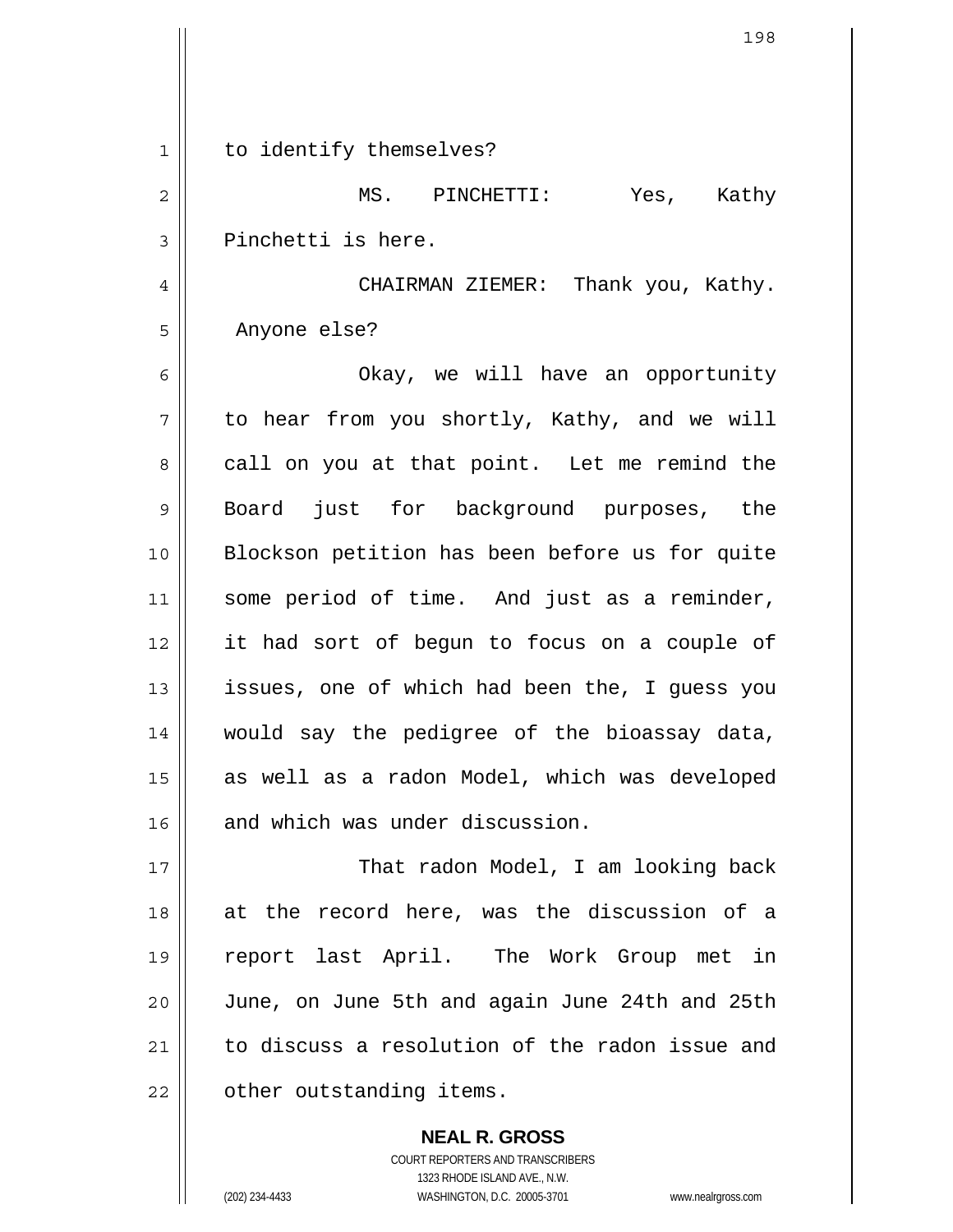to identify themselves?

MS. PINCHETTI: Yes, Kathy Pinchetti is here.

CHAIRMAN ZIEMER: Thank you, Kathy. Anyone else?

Okay, we will have an opportunity to hear from you shortly, Kathy, and we will call on you at that point. Let me remind the Board just for background purposes, the Blockson petition has been before us for quite some period of time. And just as a reminder, it had sort of begun to focus on a couple of issues, one of which had been the, I guess you would say the pedigree of the bioassay data, as well as a radon Model, which was developed and which was under discussion.

That radon Model, I am looking back at the record here, was the discussion of a report last April. The Work Group met in June, on June 5th and again June 24th and 25th to discuss a resolution of the radon issue and other outstanding items.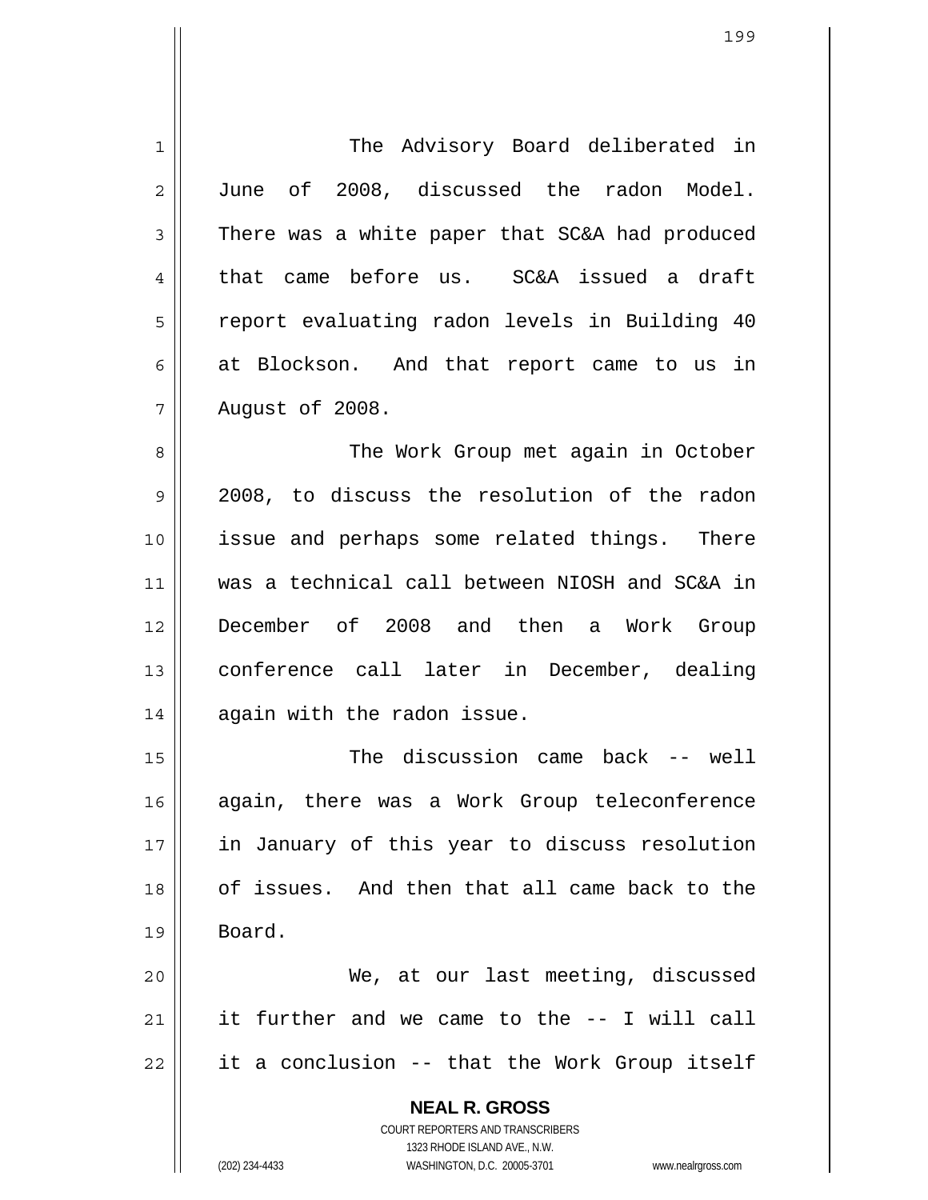The Advisory Board deliberated in June of 2008, discussed the radon Model. There was a white paper that SC&A had produced that came before us. SC&A issued a draft report evaluating radon levels in Building 40 at Blockson. And that report came to us in August of 2008.

The Work Group met again in October 2008, to discuss the resolution of the radon issue and perhaps some related things. There was a technical call between NIOSH and SC&A in December of 2008 and then a Work Group conference call later in December, dealing again with the radon issue.

The discussion came back -- well again, there was a Work Group teleconference in January of this year to discuss resolution of issues. And then that all came back to the Board.

We, at our last meeting, discussed it further and we came to the -- I will call it a conclusion -- that the Work Group itself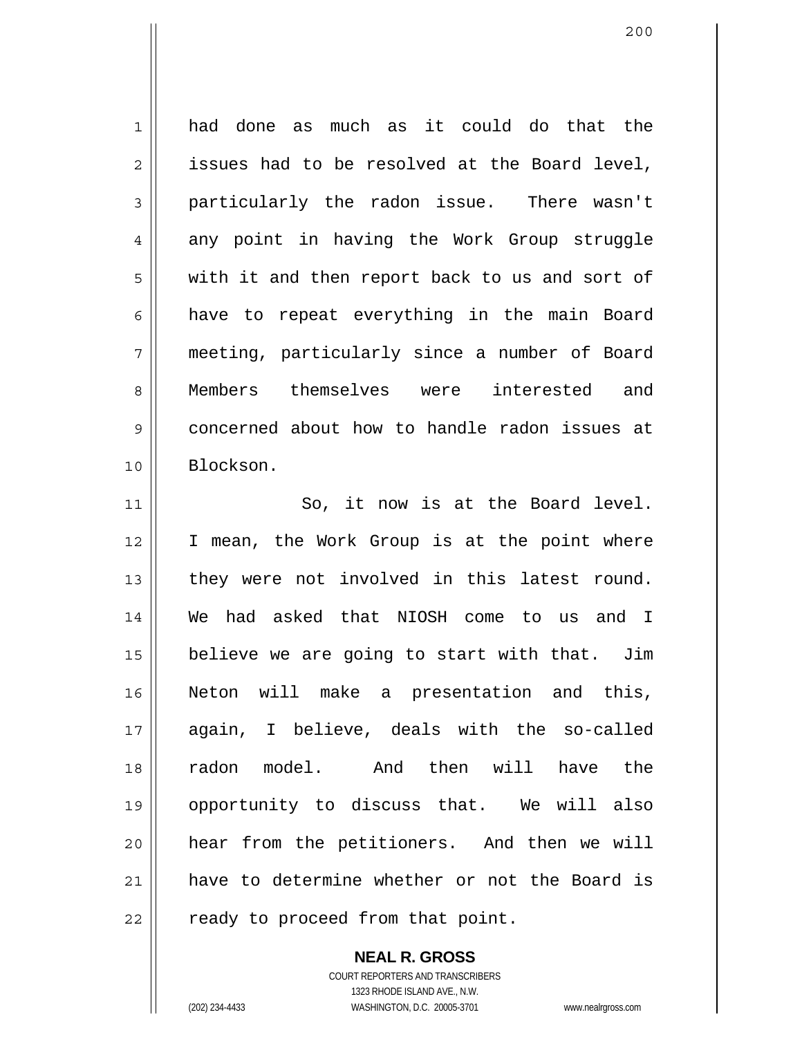had done as much as it could do that the issues had to be resolved at the Board level, particularly the radon issue. There wasn't any point in having the Work Group struggle with it and then report back to us and sort of have to repeat everything in the main Board meeting, particularly since a number of Board Members themselves were interested and concerned about how to handle radon issues at Blockson.

So, it now is at the Board level. I mean, the Work Group is at the point where they were not involved in this latest round. We had asked that NIOSH come to us and I believe we are going to start with that. Jim Neton will make a presentation and this, again, I believe, deals with the so-called radon model. And then will have the opportunity to discuss that. We will also hear from the petitioners. And then we will have to determine whether or not the Board is ready to proceed from that point.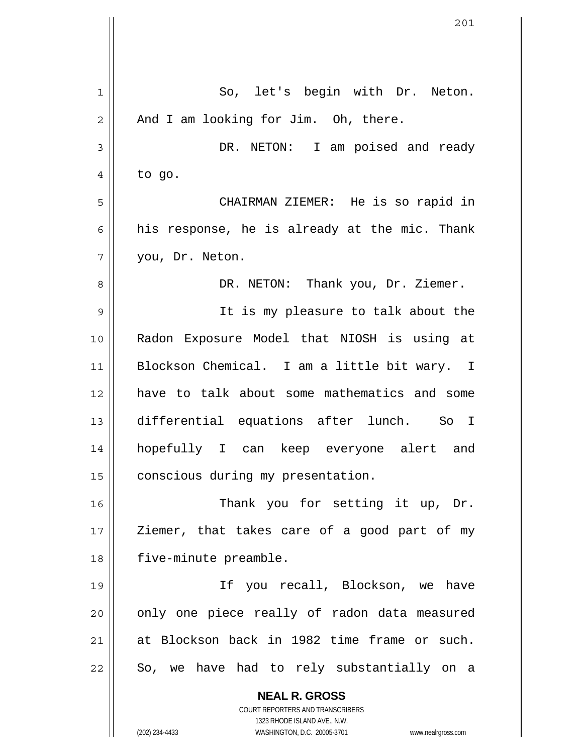So, let's begin with Dr. Neton. And I am looking for Jim. Oh, there.

DR. NETON: I am poised and ready to go.

CHAIRMAN ZIEMER: He is so rapid in his response, he is already at the mic. Thank you, Dr. Neton.

DR. NETON: Thank you, Dr. Ziemer.

It is my pleasure to talk about the Radon Exposure Model that NIOSH is using at Blockson Chemical. I am a little bit wary. I have to talk about some mathematics and some differential equations after lunch. So I hopefully I can keep everyone alert and conscious during my presentation.

Thank you for setting it up, Dr. Ziemer, that takes care of a good part of my five-minute preamble.

If you recall, Blockson, we have only one piece really of radon data measured at Blockson back in 1982 time frame or such. So, we have had to rely substantially on a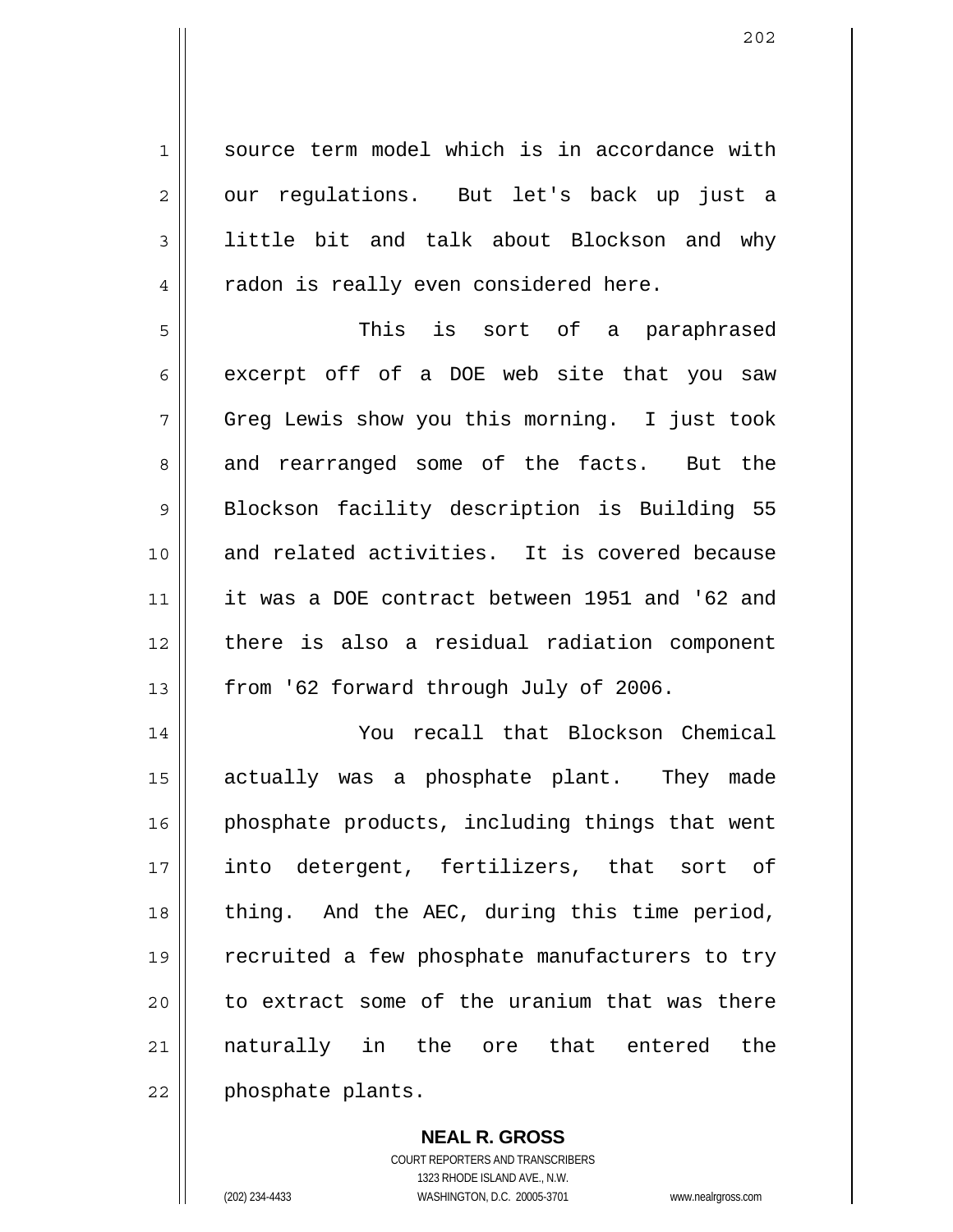source term model which is in accordance with our regulations. But let's back up just a little bit and talk about Blockson and why radon is really even considered here.

This is sort of a paraphrased excerpt off of a DOE web site that you saw Greg Lewis show you this morning. I just took and rearranged some of the facts. But the Blockson facility description is Building 55 and related activities. It is covered because it was a DOE contract between 1951 and '62 and there is also a residual radiation component from '62 forward through July of 2006.

You recall that Blockson Chemical actually was a phosphate plant. They made phosphate products, including things that went into detergent, fertilizers, that sort of thing. And the AEC, during this time period, recruited a few phosphate manufacturers to try to extract some of the uranium that was there naturally in the ore that entered the phosphate plants.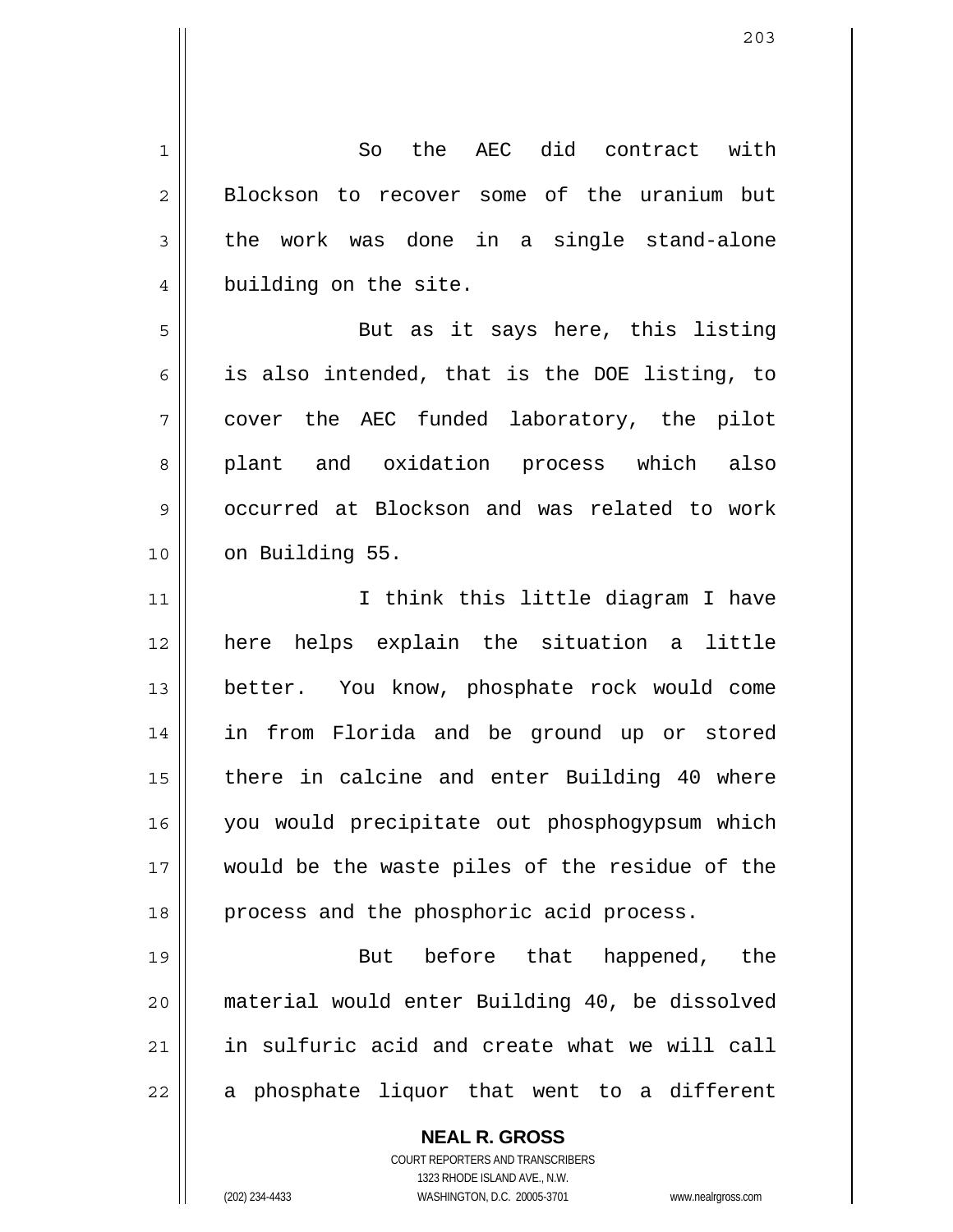So the AEC did contract with Blockson to recover some of the uranium but the work was done in a single stand-alone building on the site.

But as it says here, this listing is also intended, that is the DOE listing, to cover the AEC funded laboratory, the pilot plant and oxidation process which also occurred at Blockson and was related to work on Building 55.

I think this little diagram I have here helps explain the situation a little better. You know, phosphate rock would come in from Florida and be ground up or stored there in calcine and enter Building 40 where you would precipitate out phosphogypsum which would be the waste piles of the residue of the process and the phosphoric acid process.

But before that happened, the material would enter Building 40, be dissolved in sulfuric acid and create what we will call a phosphate liquor that went to a different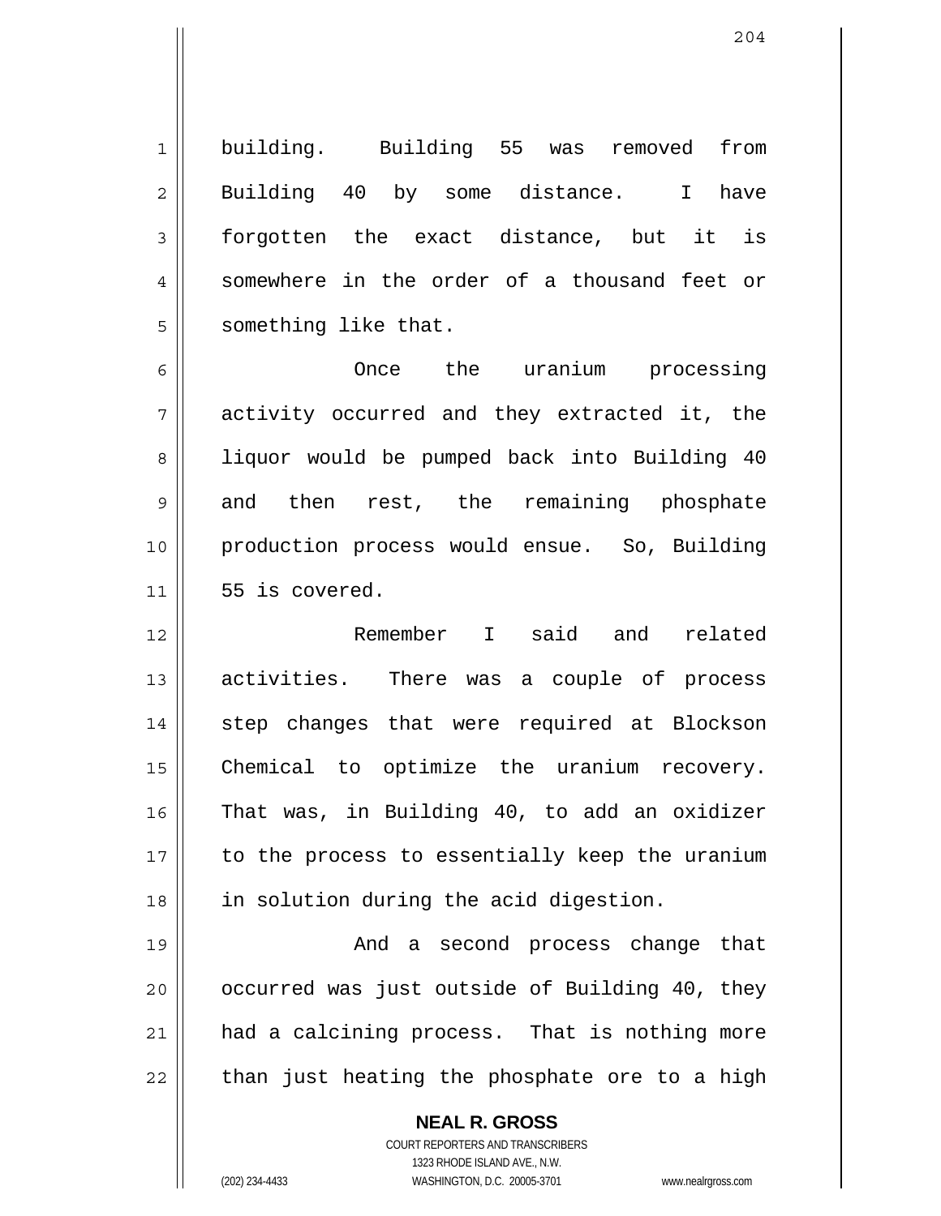building. Building 55 was removed from Building 40 by some distance. I have forgotten the exact distance, but it is somewhere in the order of a thousand feet or something like that.

Once the uranium processing activity occurred and they extracted it, the liquor would be pumped back into Building 40 and then rest, the remaining phosphate production process would ensue. So, Building 55 is covered.

Remember I said and related activities. There was a couple of process step changes that were required at Blockson Chemical to optimize the uranium recovery. That was, in Building 40, to add an oxidizer to the process to essentially keep the uranium in solution during the acid digestion.

And a second process change that occurred was just outside of Building 40, they had a calcining process. That is nothing more than just heating the phosphate ore to a high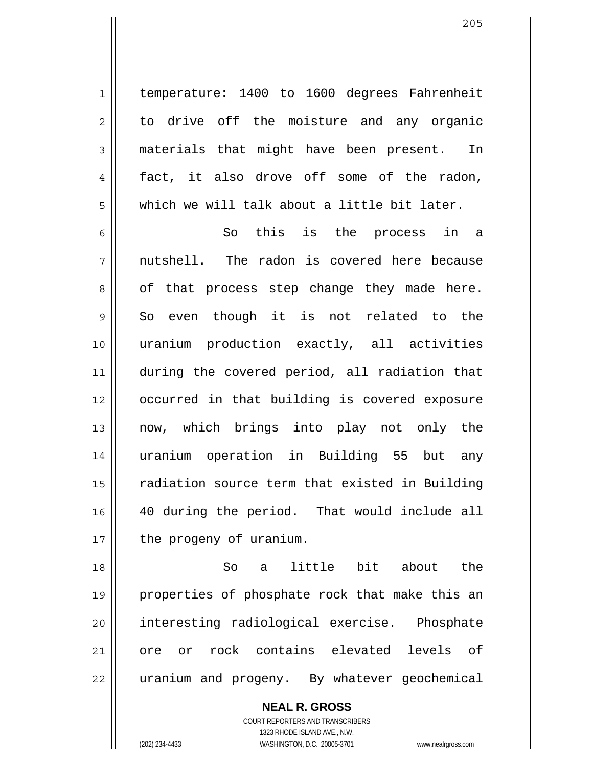temperature: 1400 to 1600 degrees Fahrenheit to drive off the moisture and any organic materials that might have been present. In fact, it also drove off some of the radon, which we will talk about a little bit later.

So this is the process in a nutshell. The radon is covered here because of that process step change they made here. So even though it is not related to the uranium production exactly, all activities during the covered period, all radiation that occurred in that building is covered exposure now, which brings into play not only the uranium operation in Building 55 but any radiation source term that existed in Building 40 during the period. That would include all the progeny of uranium.

So a little bit about the properties of phosphate rock that make this an interesting radiological exercise. Phosphate ore or rock contains elevated levels of uranium and progeny. By whatever geochemical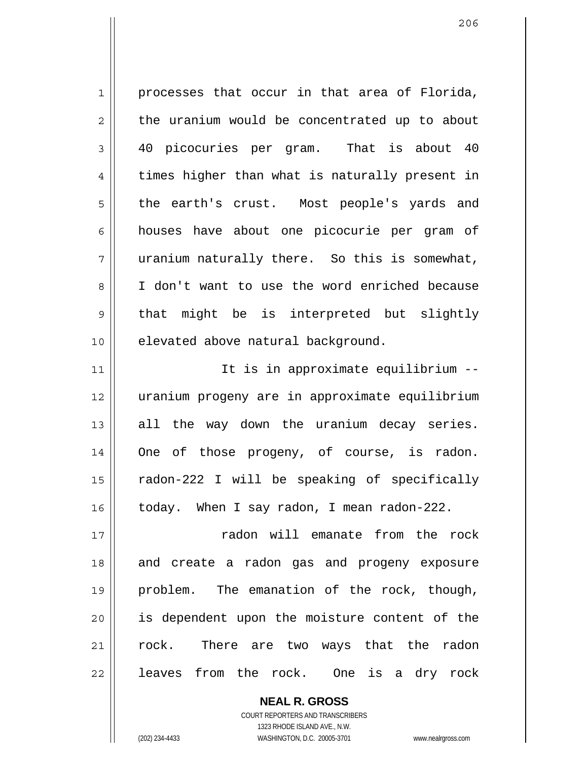processes that occur in that area of Florida, the uranium would be concentrated up to about 40 picocuries per gram. That is about 40 times higher than what is naturally present in the earth's crust. Most people's yards and houses have about one picocurie per gram of uranium naturally there. So this is somewhat, I don't want to use the word enriched because that might be is interpreted but slightly elevated above natural background.

It is in approximate equilibrium -- uranium progeny are in approximate equilibrium all the way down the uranium decay series. One of those progeny, of course, is radon. radon-222 I will be speaking of specifically today. When I say radon, I mean radon-222.

radon will emanate from the rock and create a radon gas and progeny exposure problem. The emanation of the rock, though, is dependent upon the moisture content of the rock. There are two ways that the radon leaves from the rock. One is a dry rock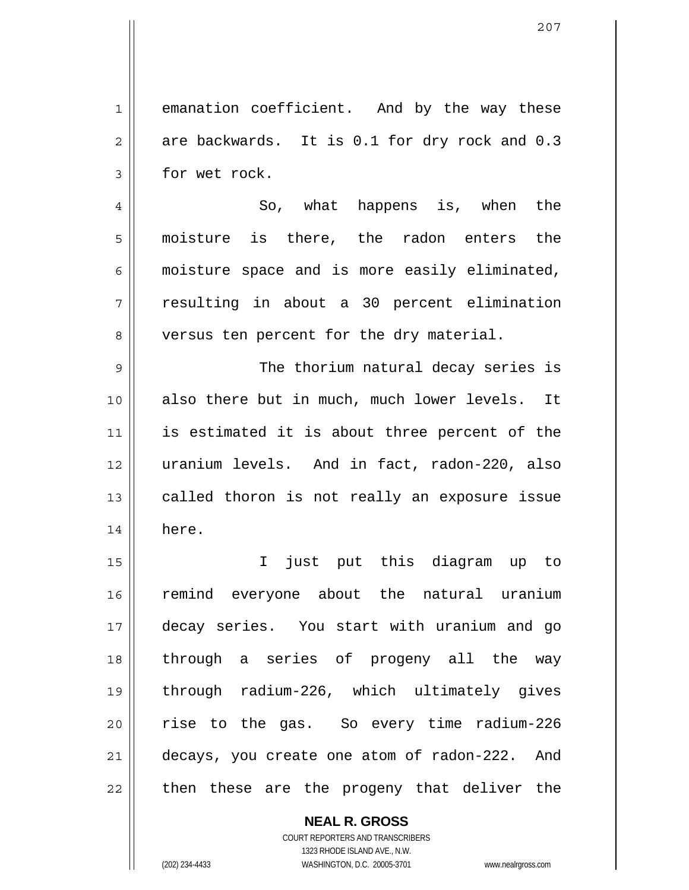emanation coefficient. And by the way these are backwards. It is 0.1 for dry rock and 0.3 for wet rock.

So, what happens is, when the moisture is there, the radon enters the moisture space and is more easily eliminated, resulting in about a 30 percent elimination versus ten percent for the dry material.

The thorium natural decay series is also there but in much, much lower levels. It is estimated it is about three percent of the uranium levels. And in fact, radon-220, also called thoron is not really an exposure issue here.

I just put this diagram up to remind everyone about the natural uranium decay series. You start with uranium and go through a series of progeny all the way through radium-226, which ultimately gives rise to the gas. So every time radium-226 decays, you create one atom of radon-222. And then these are the progeny that deliver the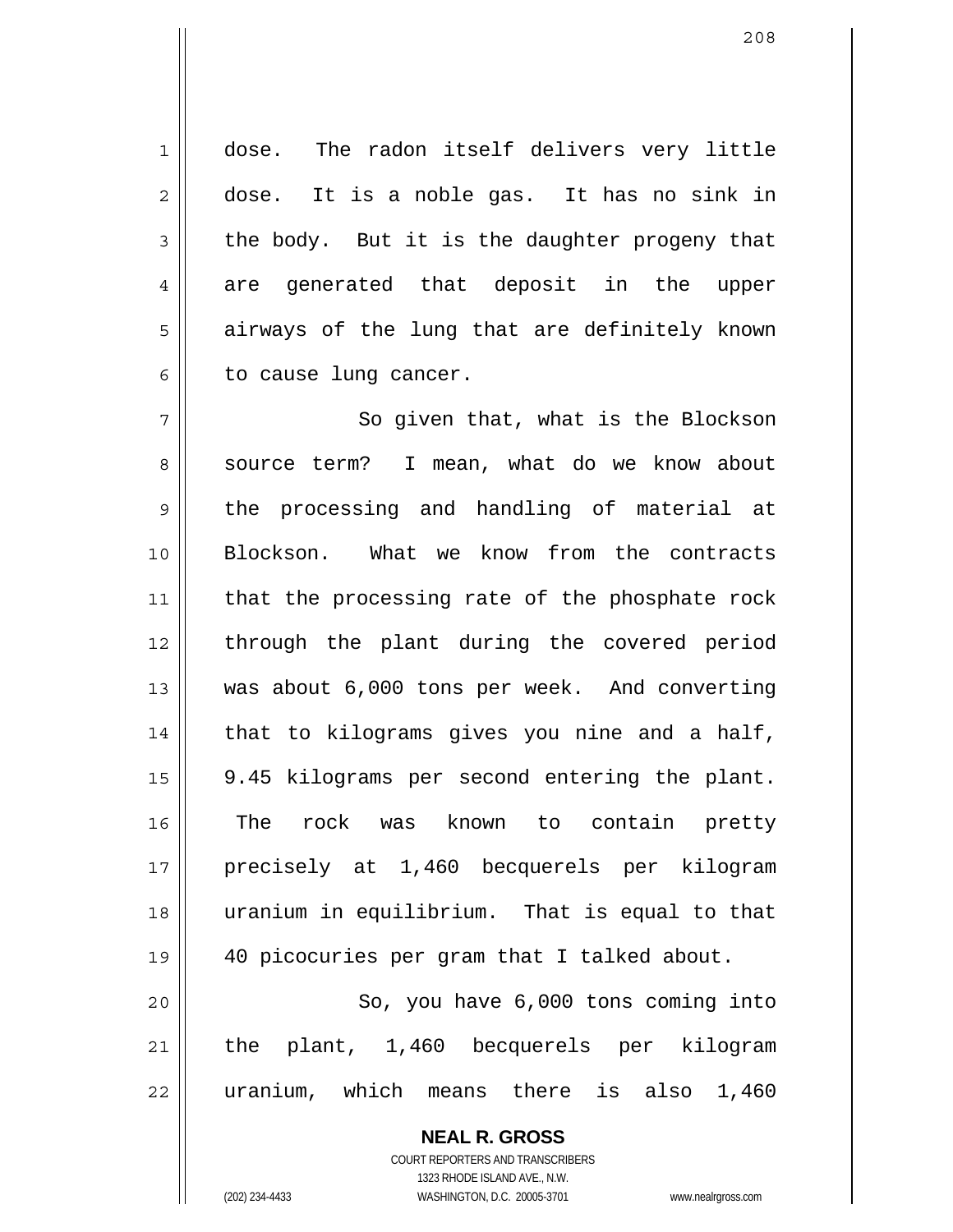dose. The radon itself delivers very little dose. It is a noble gas. It has no sink in the body. But it is the daughter progeny that are generated that deposit in the upper airways of the lung that are definitely known to cause lung cancer.

So given that, what is the Blockson source term? I mean, what do we know about the processing and handling of material at Blockson. What we know from the contracts that the processing rate of the phosphate rock through the plant during the covered period was about 6,000 tons per week. And converting that to kilograms gives you nine and a half, 9.45 kilograms per second entering the plant. The rock was known to contain pretty precisely at 1,460 becquerels per kilogram uranium in equilibrium. That is equal to that 40 picocuries per gram that I talked about.

So, you have 6,000 tons coming into the plant, 1,460 becquerels per kilogram uranium, which means there is also 1,460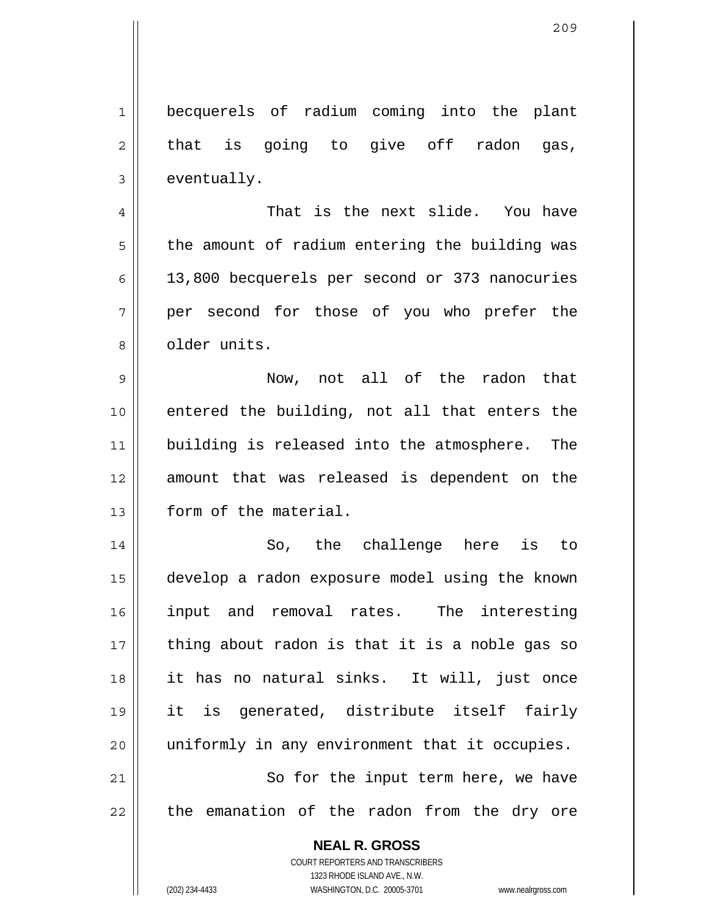becquerels of radium coming into the plant that is going to give off radon gas, eventually.

That is the next slide. You have the amount of radium entering the building was 13,800 becquerels per second or 373 nanocuries per second for those of you who prefer the older units.

Now, not all of the radon that entered the building, not all that enters the building is released into the atmosphere. The amount that was released is dependent on the form of the material.

So, the challenge here is to develop a radon exposure model using the known input and removal rates. The interesting thing about radon is that it is a noble gas so it has no natural sinks. It will, just once it is generated, distribute itself fairly uniformly in any environment that it occupies.

So for the input term here, we have the emanation of the radon from the dry ore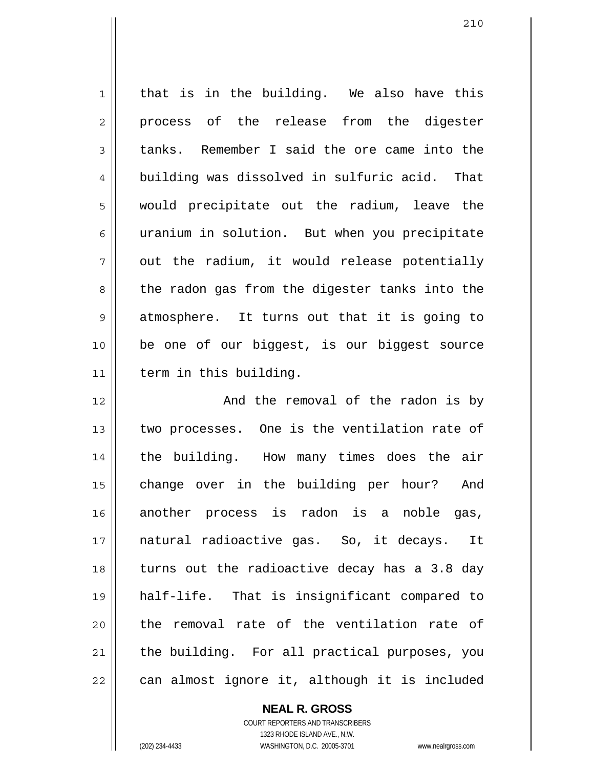that is in the building. We also have this process of the release from the digester tanks. Remember I said the ore came into the building was dissolved in sulfuric acid. That would precipitate out the radium, leave the uranium in solution. But when you precipitate out the radium, it would release potentially the radon gas from the digester tanks into the atmosphere. It turns out that it is going to be one of our biggest, is our biggest source term in this building.

And the removal of the radon is by two processes. One is the ventilation rate of the building. How many times does the air change over in the building per hour? And another process is radon is a noble gas, natural radioactive gas. So, it decays. It turns out the radioactive decay has a 3.8 day half-life. That is insignificant compared to the removal rate of the ventilation rate of the building. For all practical purposes, you can almost ignore it, although it is included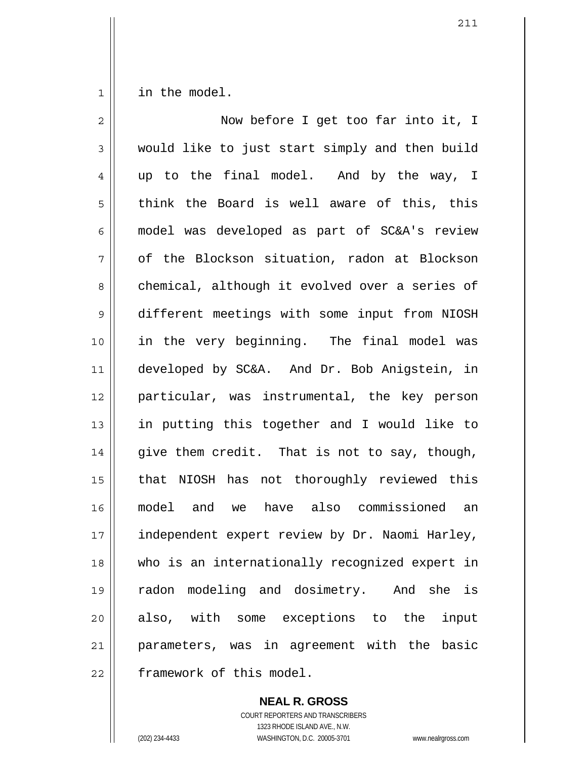in the model.

Now before I get too far into it, I would like to just start simply and then build up to the final model. And by the way, I think the Board is well aware of this, this model was developed as part of SC&A's review of the Blockson situation, radon at Blockson chemical, although it evolved over a series of different meetings with some input from NIOSH in the very beginning. The final model was developed by SC&A. And Dr. Bob Anigstein, in particular, was instrumental, the key person in putting this together and I would like to give them credit. That is not to say, though, that NIOSH has not thoroughly reviewed this model and we have also commissioned an independent expert review by Dr. Naomi Harley, who is an internationally recognized expert in radon modeling and dosimetry. And she is also, with some exceptions to the input parameters, was in agreement with the basic framework of this model.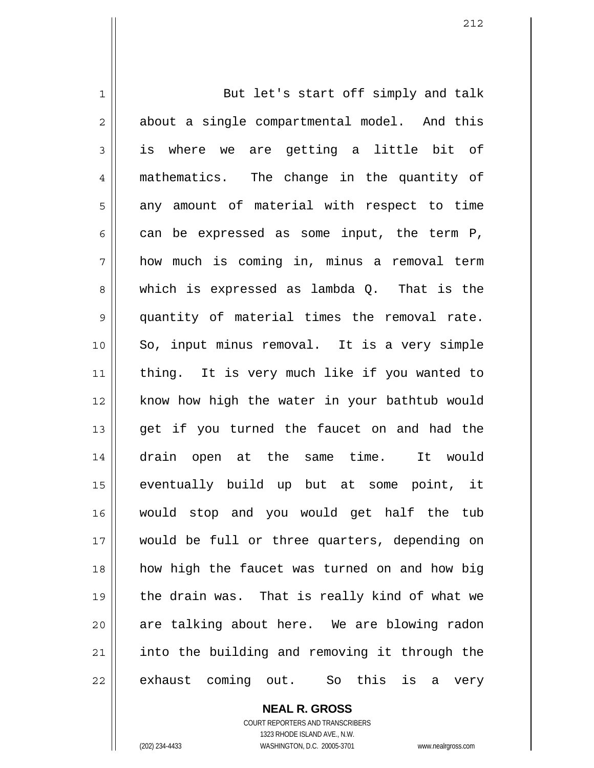But let's start off simply and talk about a single compartmental model. And this is where we are getting a little bit of mathematics. The change in the quantity of any amount of material with respect to time can be expressed as some input, the term P, how much is coming in, minus a removal term which is expressed as lambda Q. That is the quantity of material times the removal rate. So, input minus removal. It is a very simple thing. It is very much like if you wanted to know how high the water in your bathtub would get if you turned the faucet on and had the drain open at the same time. It would eventually build up but at some point, it would stop and you would get half the tub would be full or three quarters, depending on how high the faucet was turned on and how big the drain was. That is really kind of what we are talking about here. We are blowing radon into the building and removing it through the exhaust coming out. So this is a very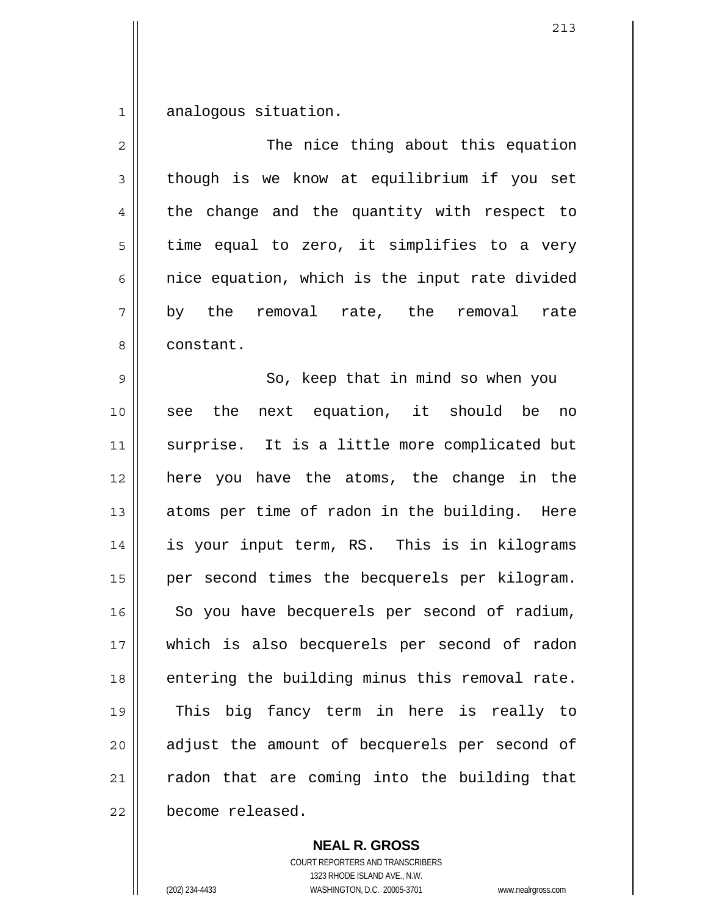analogous situation.

The nice thing about this equation though is we know at equilibrium if you set the change and the quantity with respect to time equal to zero, it simplifies to a very nice equation, which is the input rate divided by the removal rate, the removal rate constant.

So, keep that in mind so when you see the next equation, it should be no surprise. It is a little more complicated but here you have the atoms, the change in the atoms per time of radon in the building. Here is your input term, RS. This is in kilograms per second times the becquerels per kilogram. So you have becquerels per second of radium, which is also becquerels per second of radon entering the building minus this removal rate. This big fancy term in here is really to adjust the amount of becquerels per second of radon that are coming into the building that become released.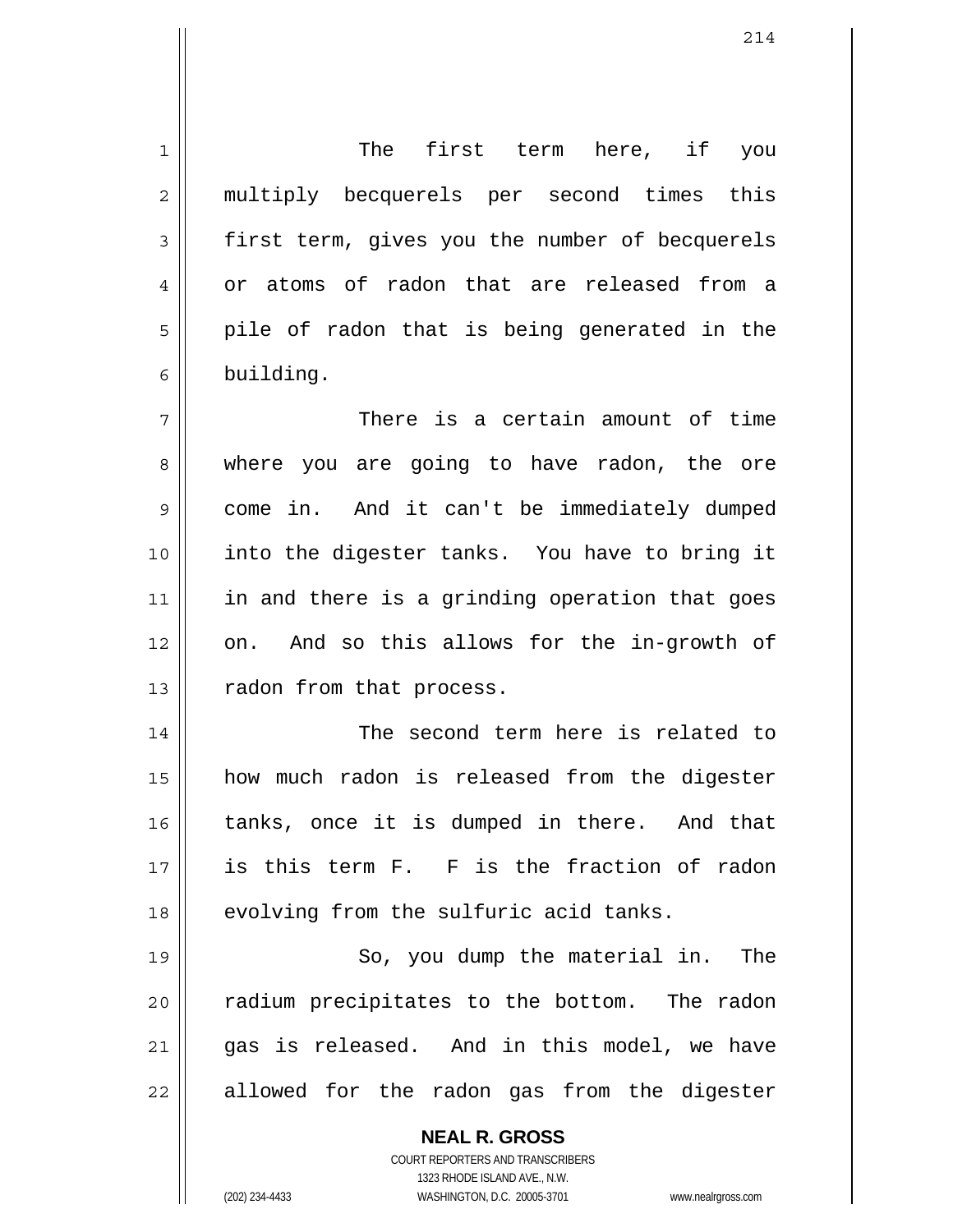The first term here, if you multiply becquerels per second times this first term, gives you the number of becquerels or atoms of radon that are released from a pile of radon that is being generated in the building.

There is a certain amount of time where you are going to have radon, the ore come in. And it can't be immediately dumped into the digester tanks. You have to bring it in and there is a grinding operation that goes on. And so this allows for the in-growth of radon from that process.

The second term here is related to how much radon is released from the digester tanks, once it is dumped in there. And that is this term F. F is the fraction of radon evolving from the sulfuric acid tanks.

So, you dump the material in. The radium precipitates to the bottom. The radon gas is released. And in this model, we have allowed for the radon gas from the digester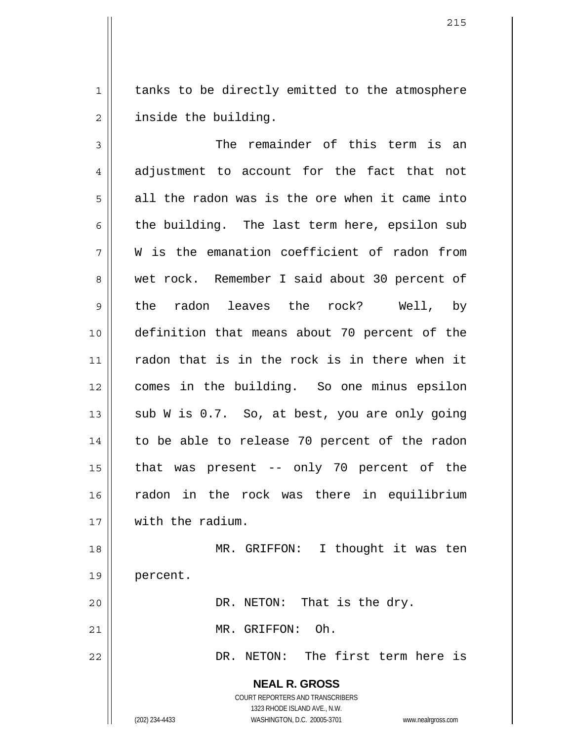tanks to be directly emitted to the atmosphere inside the building.

The remainder of this term is an adjustment to account for the fact that not all the radon was is the ore when it came into the building. The last term here, epsilon sub W is the emanation coefficient of radon from wet rock. Remember I said about 30 percent of the radon leaves the rock? Well, by definition that means about 70 percent of the radon that is in the rock is in there when it comes in the building. So one minus epsilon sub W is 0.7. So, at best, you are only going to be able to release 70 percent of the radon that was present -- only 70 percent of the radon in the rock was there in equilibrium with the radium.

MR. GRIFFON: I thought it was ten percent.

DR. NETON: That is the dry.

MR. GRIFFON: Oh.

DR. NETON: The first term here is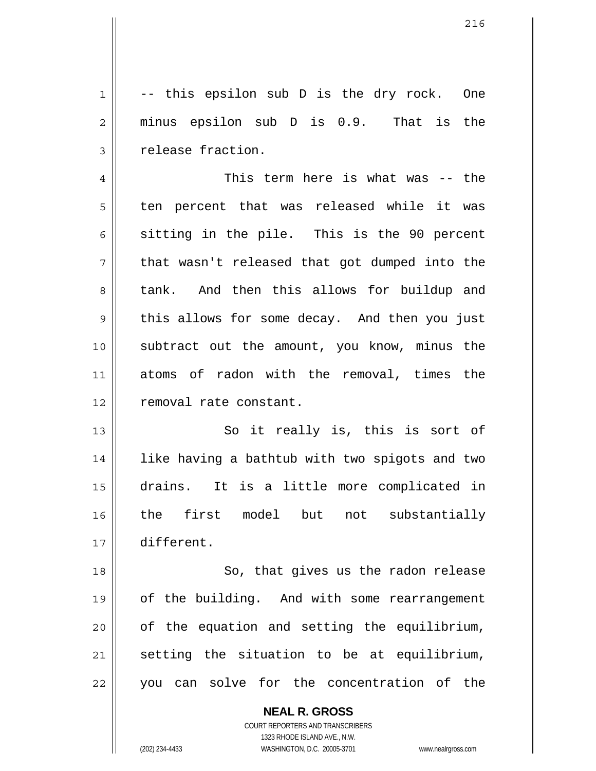-- this epsilon sub D is the dry rock. One minus epsilon sub D is 0.9. That is the release fraction.

This term here is what was -- the ten percent that was released while it was sitting in the pile. This is the 90 percent that wasn't released that got dumped into the tank. And then this allows for buildup and this allows for some decay. And then you just subtract out the amount, you know, minus the atoms of radon with the removal, times the removal rate constant.

So it really is, this is sort of like having a bathtub with two spigots and two drains. It is a little more complicated in the first model but not substantially different.

So, that gives us the radon release of the building. And with some rearrangement of the equation and setting the equilibrium, setting the situation to be at equilibrium, you can solve for the concentration of the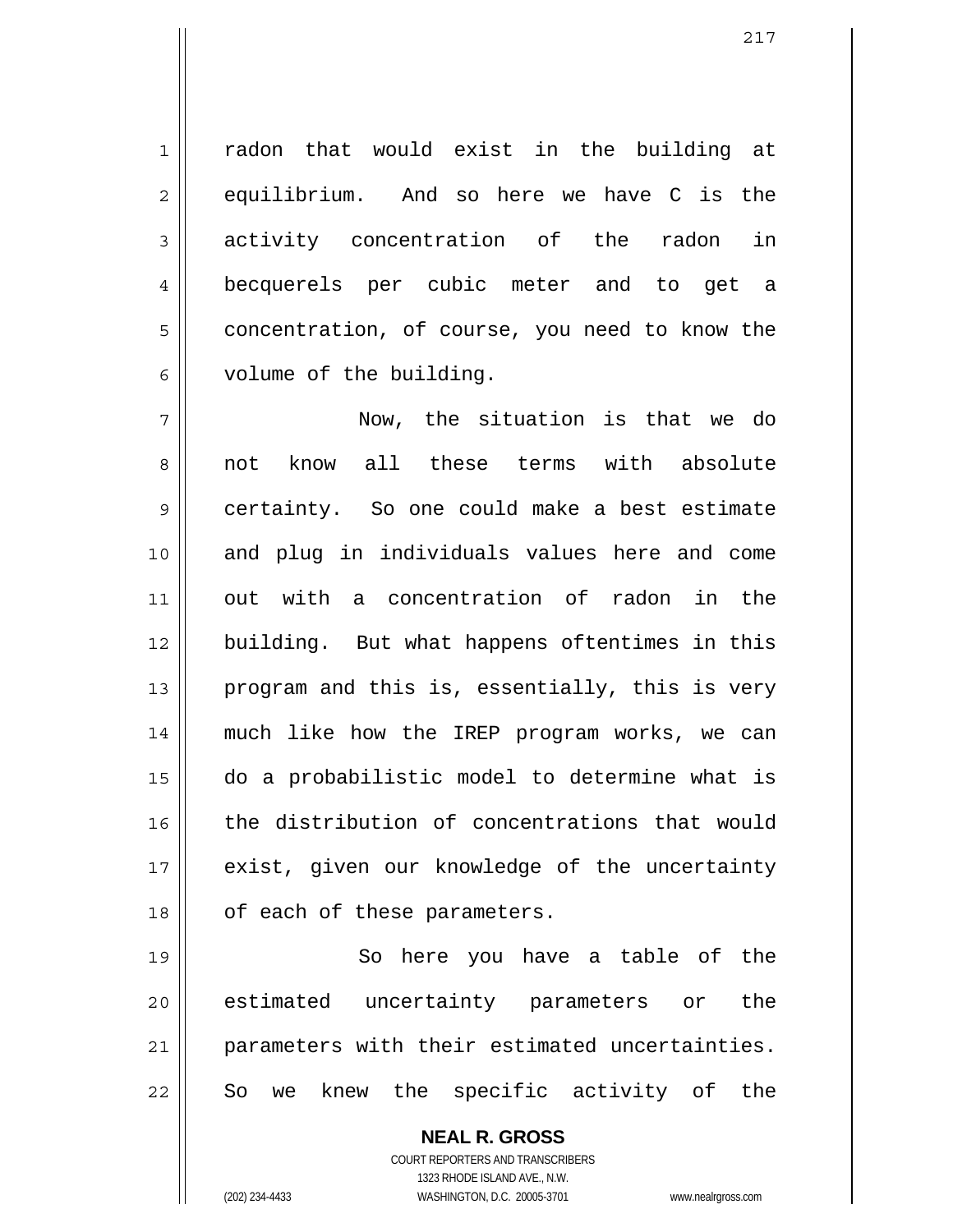radon that would exist in the building at equilibrium. And so here we have C is the activity concentration of the radon in becquerels per cubic meter and to get a concentration, of course, you need to know the volume of the building.

Now, the situation is that we do not know all these terms with absolute certainty. So one could make a best estimate and plug in individuals values here and come out with a concentration of radon in the building. But what happens oftentimes in this program and this is, essentially, this is very much like how the IREP program works, we can do a probabilistic model to determine what is the distribution of concentrations that would exist, given our knowledge of the uncertainty of each of these parameters.

So here you have a table of the estimated uncertainty parameters or the parameters with their estimated uncertainties. So we knew the specific activity of the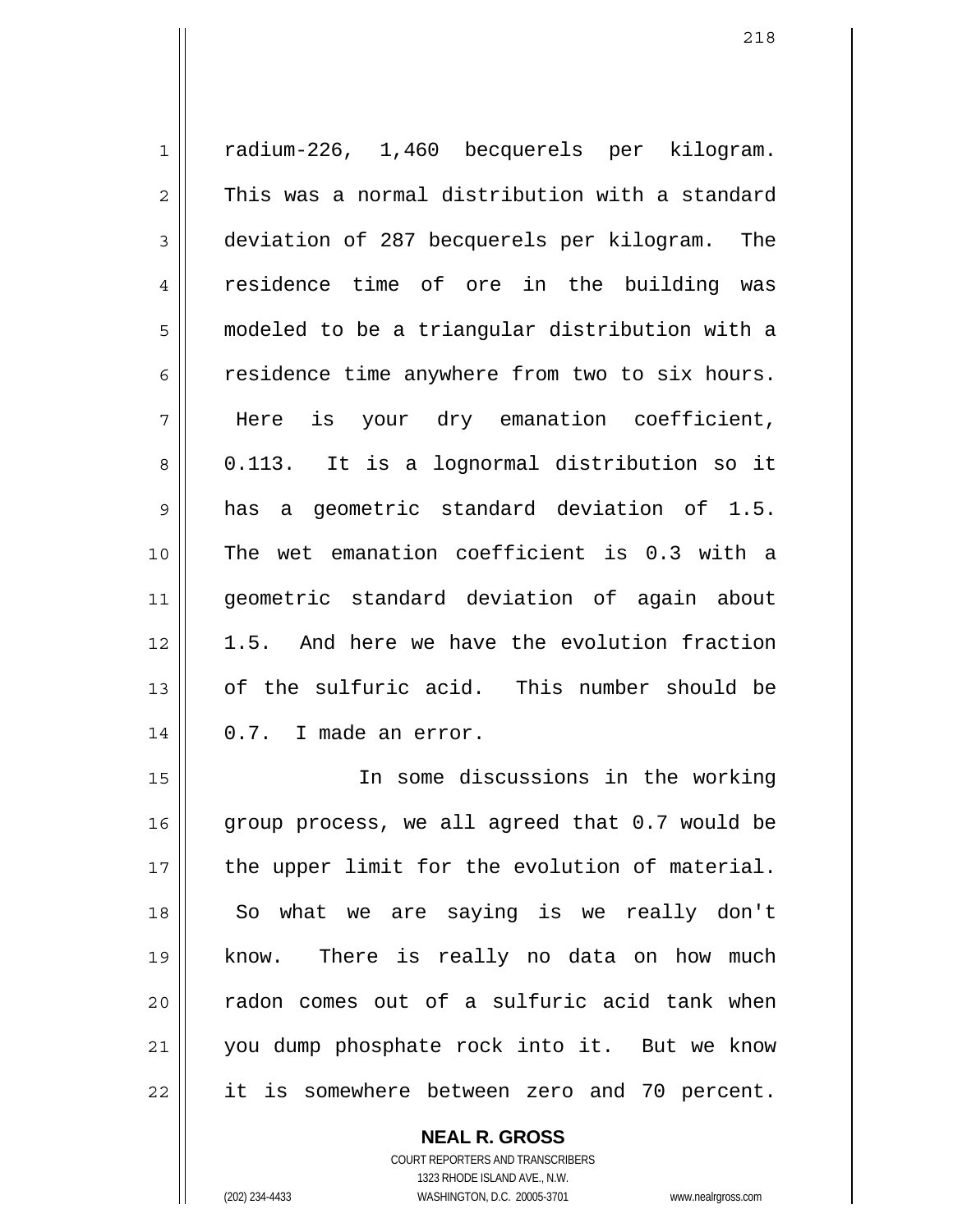radium-226, 1,460 becquerels per kilogram. This was a normal distribution with a standard deviation of 287 becquerels per kilogram. The residence time of ore in the building was modeled to be a triangular distribution with a residence time anywhere from two to six hours. Here is your dry emanation coefficient, 0.113. It is a lognormal distribution so it has a geometric standard deviation of 1.5. The wet emanation coefficient is 0.3 with a geometric standard deviation of again about 1.5. And here we have the evolution fraction of the sulfuric acid. This number should be 0.7. I made an error.

In some discussions in the working group process, we all agreed that 0.7 would be the upper limit for the evolution of material. So what we are saying is we really don't know. There is really no data on how much radon comes out of a sulfuric acid tank when you dump phosphate rock into it. But we know it is somewhere between zero and 70 percent.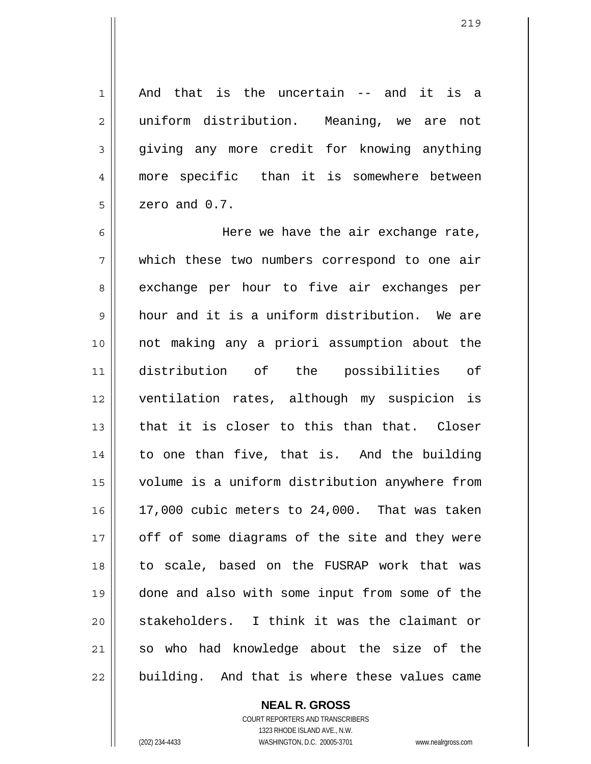And that is the uncertain -- and it is a uniform distribution. Meaning, we are not giving any more credit for knowing anything more specific than it is somewhere between zero and 0.7.

Here we have the air exchange rate, which these two numbers correspond to one air exchange per hour to five air exchanges per hour and it is a uniform distribution. We are not making any a priori assumption about the distribution of the possibilities of ventilation rates, although my suspicion is that it is closer to this than that. Closer to one than five, that is. And the building volume is a uniform distribution anywhere from 17,000 cubic meters to 24,000. That was taken off of some diagrams of the site and they were to scale, based on the FUSRAP work that was done and also with some input from some of the stakeholders. I think it was the claimant or so who had knowledge about the size of the building. And that is where these values came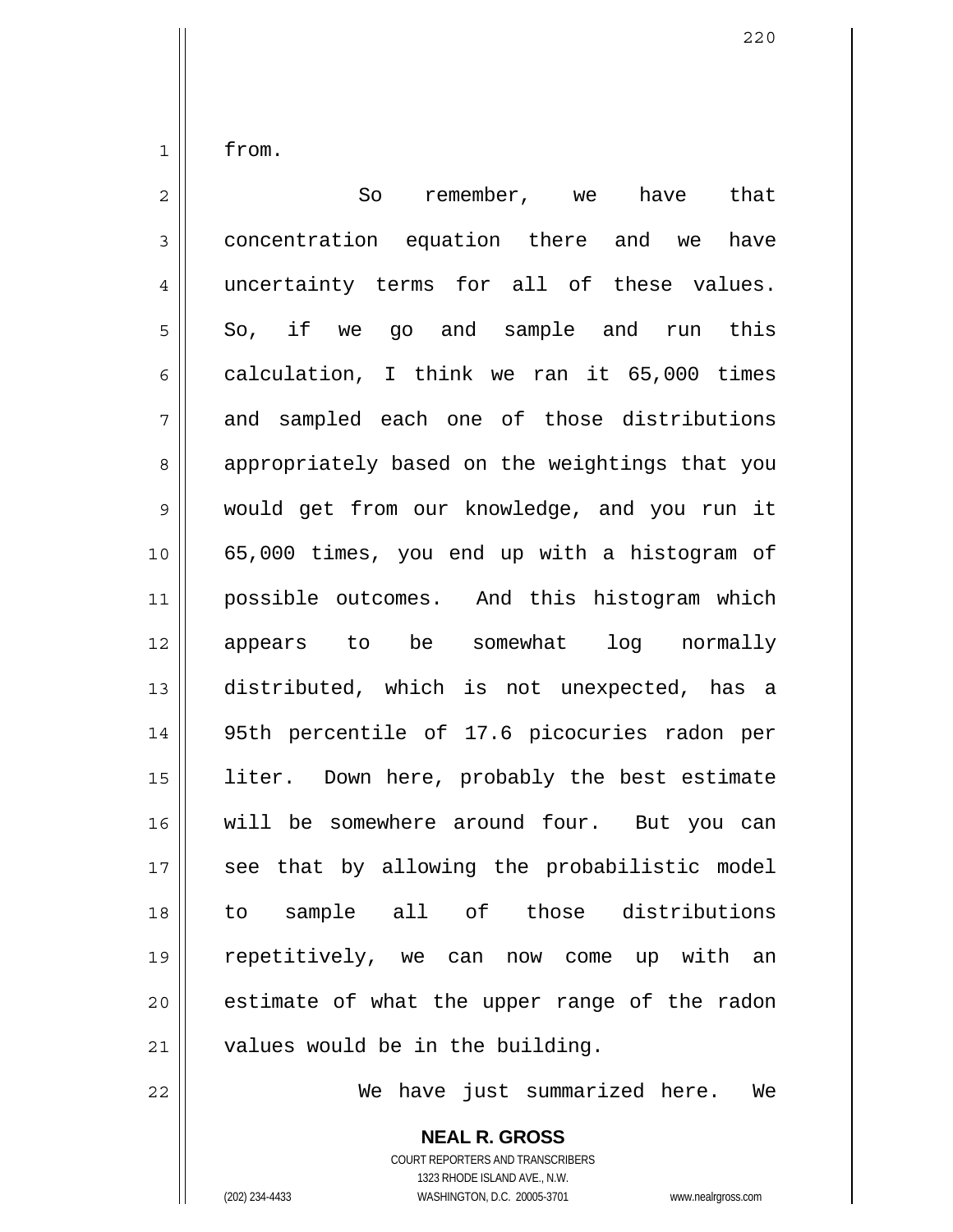from.

So remember, we have that concentration equation there and we have uncertainty terms for all of these values. So, if we go and sample and run this calculation, I think we ran it 65,000 times and sampled each one of those distributions appropriately based on the weightings that you would get from our knowledge, and you run it 65,000 times, you end up with a histogram of possible outcomes. And this histogram which appears to be somewhat log normally distributed, which is not unexpected, has a 95th percentile of 17.6 picocuries radon per liter. Down here, probably the best estimate will be somewhere around four. But you can see that by allowing the probabilistic model to sample all of those distributions repetitively, we can now come up with an estimate of what the upper range of the radon values would be in the building.

We have just summarized here. We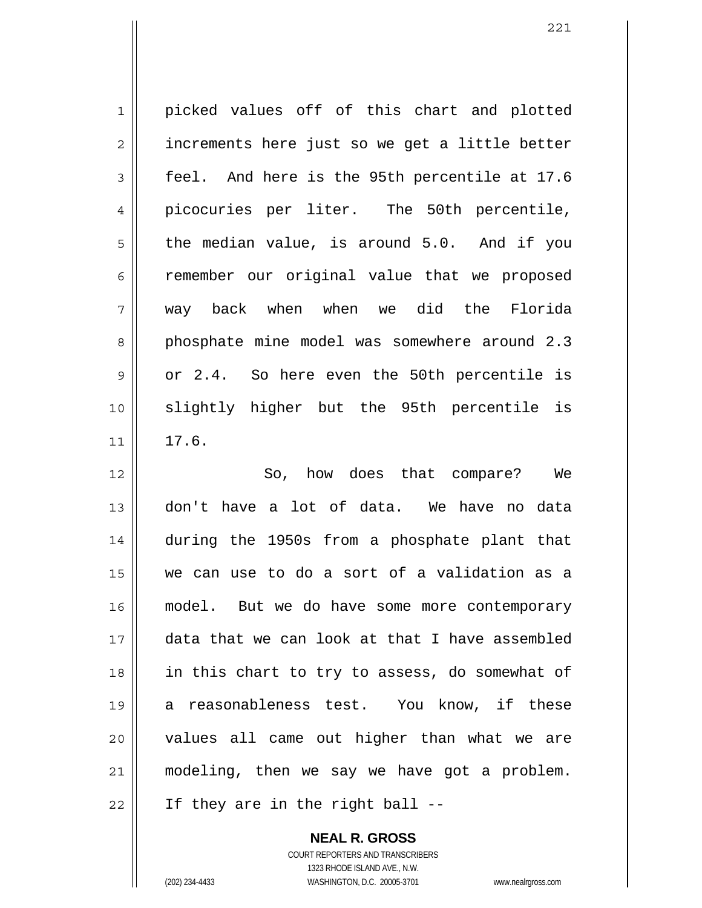picked values off of this chart and plotted increments here just so we get a little better feel. And here is the 95th percentile at 17.6 picocuries per liter. The 50th percentile, the median value, is around 5.0. And if you remember our original value that we proposed way back when when we did the Florida phosphate mine model was somewhere around 2.3 or 2.4. So here even the 50th percentile is slightly higher but the 95th percentile is 17.6.

So, how does that compare? We don't have a lot of data. We have no data during the 1950s from a phosphate plant that we can use to do a sort of a validation as a model. But we do have some more contemporary data that we can look at that I have assembled in this chart to try to assess, do somewhat of a reasonableness test. You know, if these values all came out higher than what we are modeling, then we say we have got a problem. If they are in the right ball --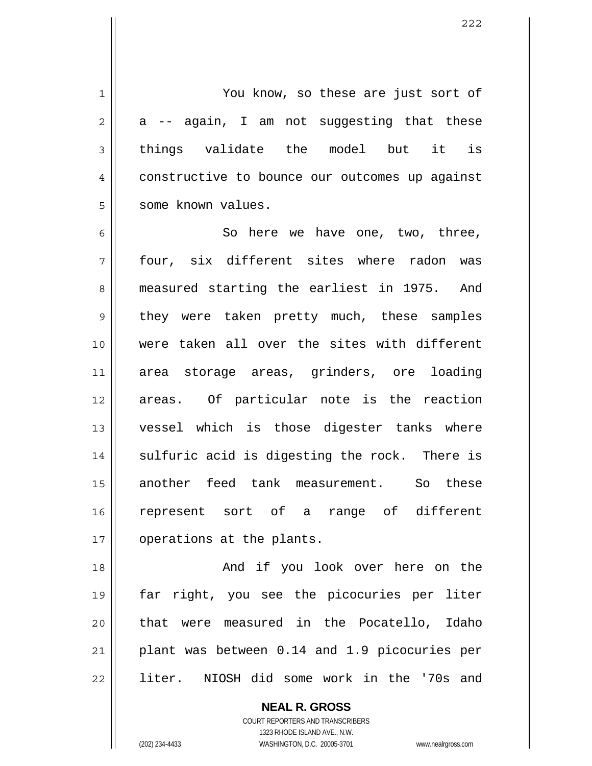You know, so these are just sort of a -- again, I am not suggesting that these things validate the model but it is constructive to bounce our outcomes up against some known values.

So here we have one, two, three, four, six different sites where radon was measured starting the earliest in 1975. And they were taken pretty much, these samples were taken all over the sites with different area storage areas, grinders, ore loading areas. Of particular note is the reaction vessel which is those digester tanks where sulfuric acid is digesting the rock. There is another feed tank measurement. So these represent sort of a range of different operations at the plants.

And if you look over here on the far right, you see the picocuries per liter that were measured in the Pocatello, Idaho plant was between 0.14 and 1.9 picocuries per liter. NIOSH did some work in the '70s and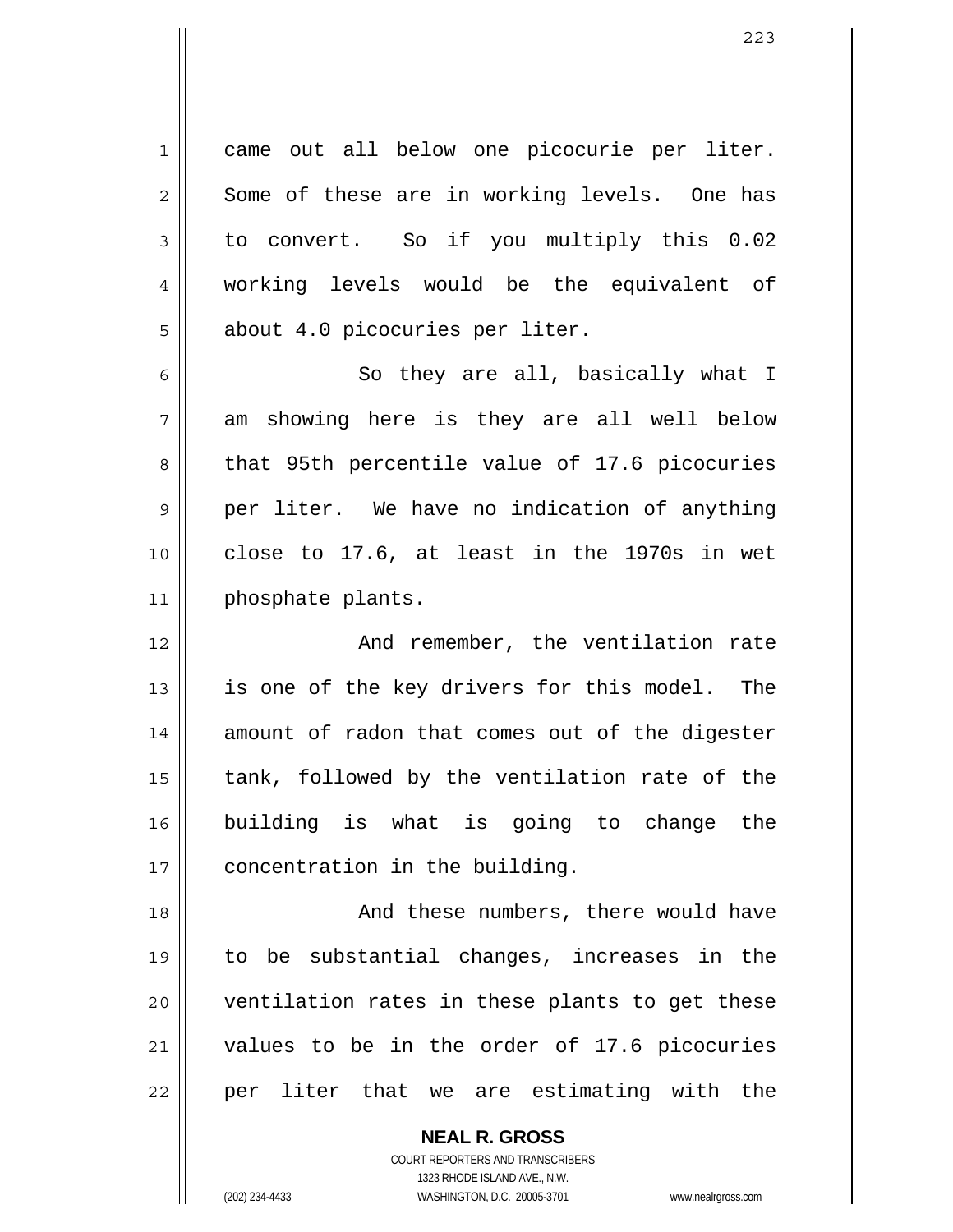came out all below one picocurie per liter. Some of these are in working levels. One has to convert. So if you multiply this 0.02 working levels would be the equivalent of about 4.0 picocuries per liter.

So they are all, basically what I am showing here is they are all well below that 95th percentile value of 17.6 picocuries per liter. We have no indication of anything close to 17.6, at least in the 1970s in wet phosphate plants.

And remember, the ventilation rate is one of the key drivers for this model. The amount of radon that comes out of the digester tank, followed by the ventilation rate of the building is what is going to change the concentration in the building.

And these numbers, there would have to be substantial changes, increases in the ventilation rates in these plants to get these values to be in the order of 17.6 picocuries per liter that we are estimating with the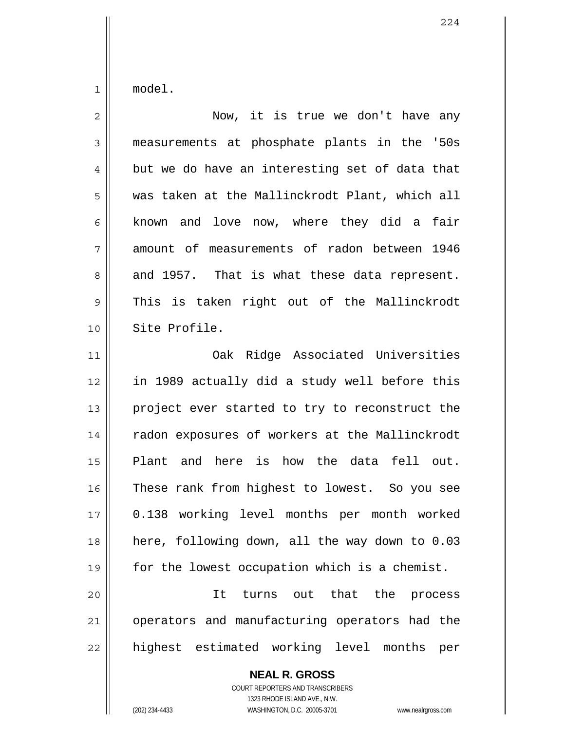model.

Now, it is true we don't have any measurements at phosphate plants in the '50s but we do have an interesting set of data that was taken at the Mallinckrodt Plant, which all known and love now, where they did a fair amount of measurements of radon between 1946 and 1957. That is what these data represent. This is taken right out of the Mallinckrodt Site Profile.

Oak Ridge Associated Universities in 1989 actually did a study well before this project ever started to try to reconstruct the radon exposures of workers at the Mallinckrodt Plant and here is how the data fell out. These rank from highest to lowest. So you see 0.138 working level months per month worked here, following down, all the way down to 0.03 for the lowest occupation which is a chemist.

It turns out that the process operators and manufacturing operators had the highest estimated working level months per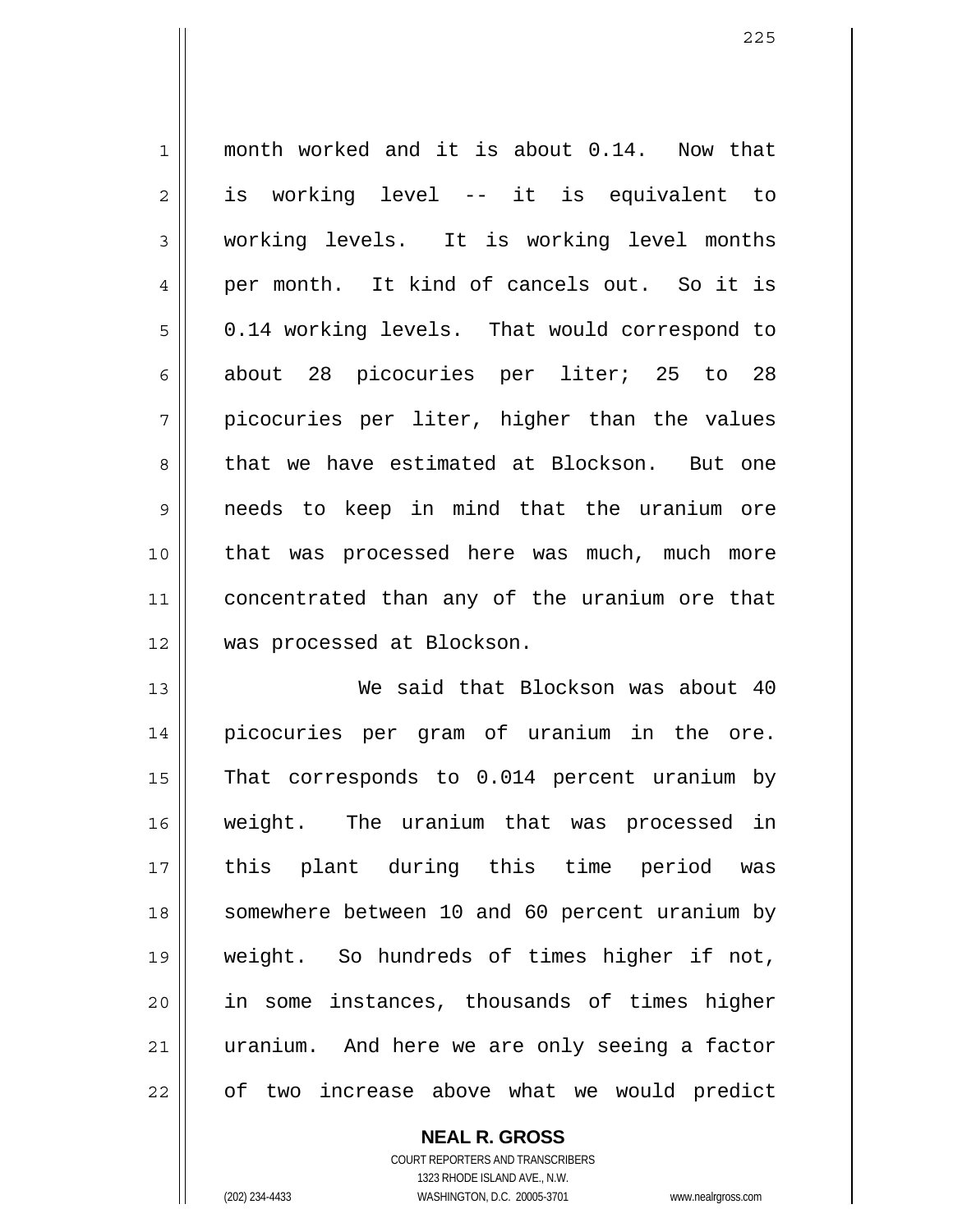month worked and it is about 0.14. Now that is working level -- it is equivalent to working levels. It is working level months per month. It kind of cancels out. So it is 0.14 working levels. That would correspond to about 28 picocuries per liter; 25 to 28 picocuries per liter, higher than the values that we have estimated at Blockson. But one needs to keep in mind that the uranium ore that was processed here was much, much more concentrated than any of the uranium ore that was processed at Blockson.

We said that Blockson was about 40 picocuries per gram of uranium in the ore. That corresponds to 0.014 percent uranium by weight. The uranium that was processed in this plant during this time period was somewhere between 10 and 60 percent uranium by weight. So hundreds of times higher if not, in some instances, thousands of times higher uranium. And here we are only seeing a factor of two increase above what we would predict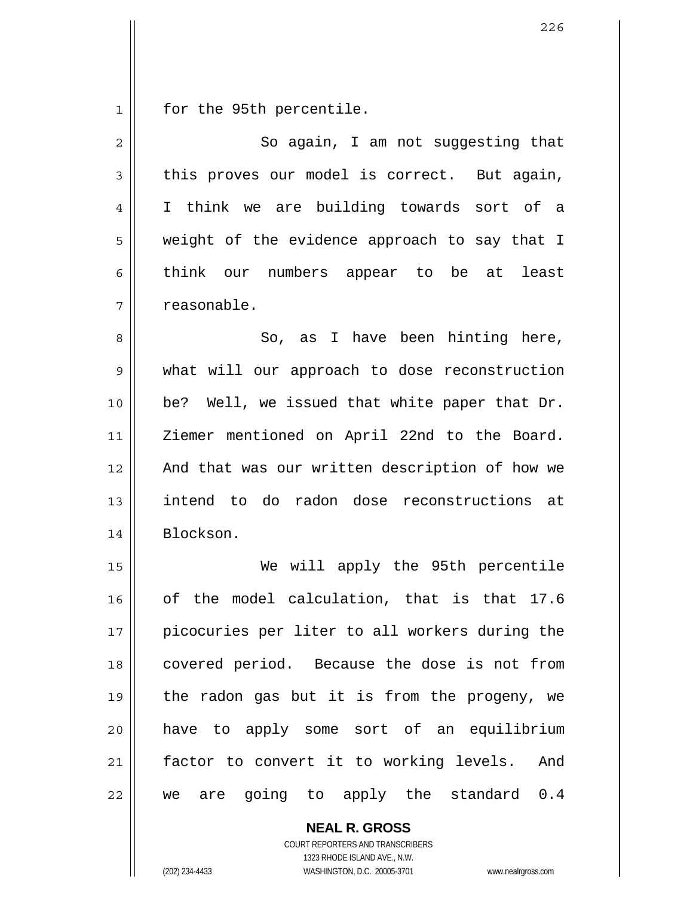for the 95th percentile.

So again, I am not suggesting that this proves our model is correct. But again, I think we are building towards sort of a weight of the evidence approach to say that I think our numbers appear to be at least reasonable.

So, as I have been hinting here, what will our approach to dose reconstruction be? Well, we issued that white paper that Dr. Ziemer mentioned on April 22nd to the Board. And that was our written description of how we intend to do radon dose reconstructions at Blockson.

We will apply the 95th percentile of the model calculation, that is that 17.6 picocuries per liter to all workers during the covered period. Because the dose is not from the radon gas but it is from the progeny, we have to apply some sort of an equilibrium factor to convert it to working levels. And we are going to apply the standard 0.4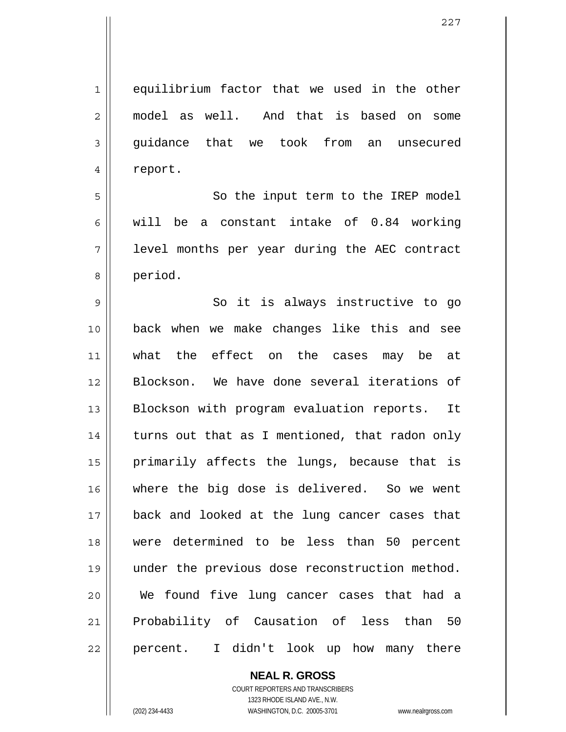equilibrium factor that we used in the other model as well. And that is based on some guidance that we took from an unsecured report.

So the input term to the IREP model will be a constant intake of 0.84 working level months per year during the AEC contract period.

So it is always instructive to go back when we make changes like this and see what the effect on the cases may be at Blockson. We have done several iterations of Blockson with program evaluation reports. It turns out that as I mentioned, that radon only primarily affects the lungs, because that is where the big dose is delivered. So we went back and looked at the lung cancer cases that were determined to be less than 50 percent under the previous dose reconstruction method. We found five lung cancer cases that had a Probability of Causation of less than 50 percent. I didn't look up how many there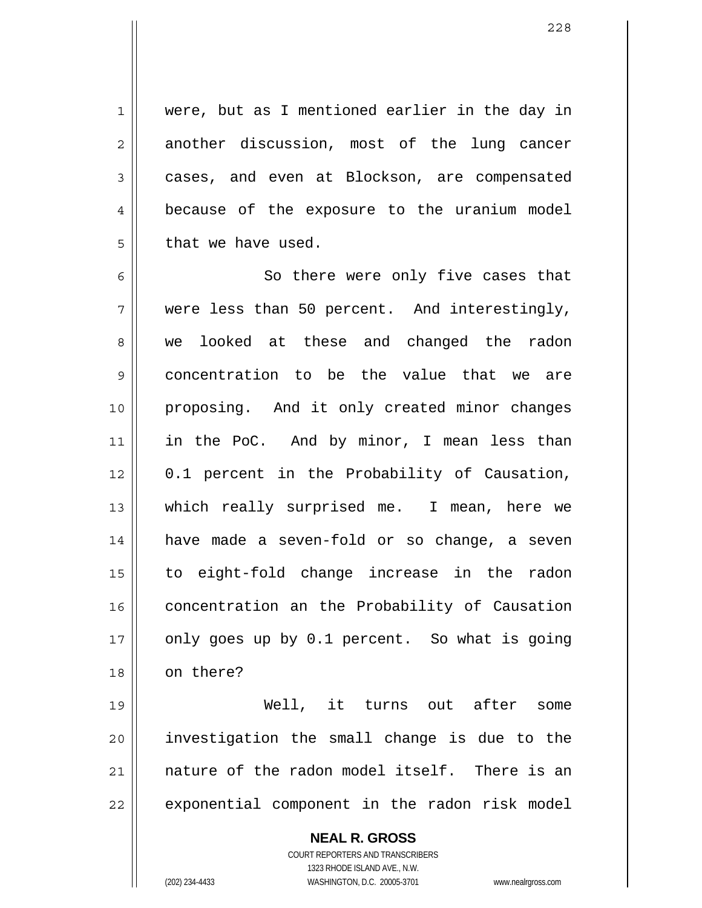were, but as I mentioned earlier in the day in another discussion, most of the lung cancer cases, and even at Blockson, are compensated because of the exposure to the uranium model that we have used.

So there were only five cases that were less than 50 percent. And interestingly, we looked at these and changed the radon concentration to be the value that we are proposing. And it only created minor changes in the PoC. And by minor, I mean less than 0.1 percent in the Probability of Causation, which really surprised me. I mean, here we have made a seven-fold or so change, a seven to eight-fold change increase in the radon concentration an the Probability of Causation only goes up by 0.1 percent. So what is going on there?

Well, it turns out after some investigation the small change is due to the nature of the radon model itself. There is an exponential component in the radon risk model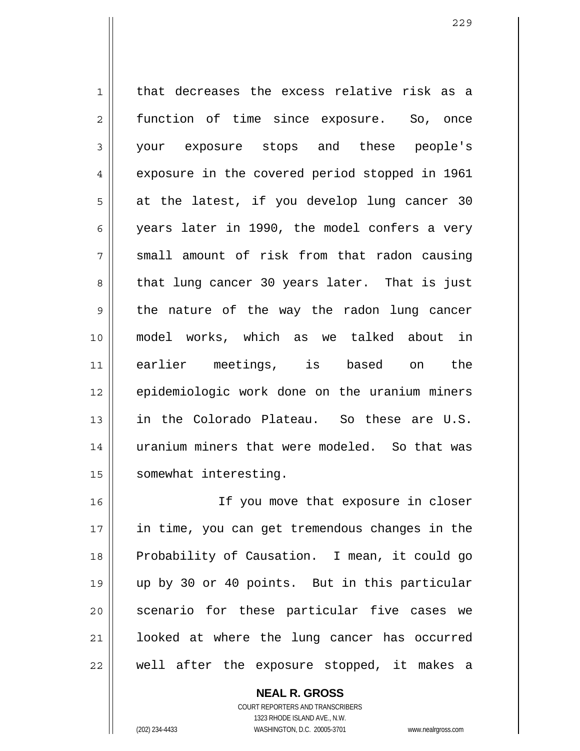that decreases the excess relative risk as a function of time since exposure. So, once your exposure stops and these people's exposure in the covered period stopped in 1961 at the latest, if you develop lung cancer 30 years later in 1990, the model confers a very small amount of risk from that radon causing that lung cancer 30 years later. That is just the nature of the way the radon lung cancer model works, which as we talked about in earlier meetings, is based on the epidemiologic work done on the uranium miners in the Colorado Plateau. So these are U.S. uranium miners that were modeled. So that was somewhat interesting.

If you move that exposure in closer in time, you can get tremendous changes in the Probability of Causation. I mean, it could go up by 30 or 40 points. But in this particular scenario for these particular five cases we looked at where the lung cancer has occurred well after the exposure stopped, it makes a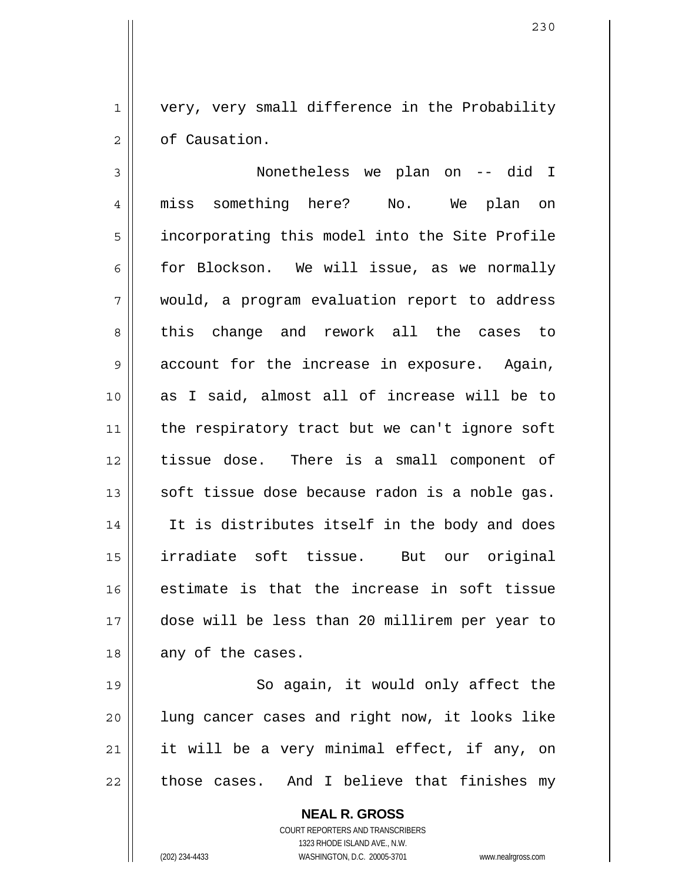very, very small difference in the Probability of Causation.

Nonetheless we plan on -- did I miss something here? No. We plan on incorporating this model into the Site Profile for Blockson. We will issue, as we normally would, a program evaluation report to address this change and rework all the cases to account for the increase in exposure. Again, as I said, almost all of increase will be to the respiratory tract but we can't ignore soft tissue dose. There is a small component of soft tissue dose because radon is a noble gas. It is distributes itself in the body and does irradiate soft tissue. But our original estimate is that the increase in soft tissue dose will be less than 20 millirem per year to any of the cases.

So again, it would only affect the lung cancer cases and right now, it looks like it will be a very minimal effect, if any, on those cases. And I believe that finishes my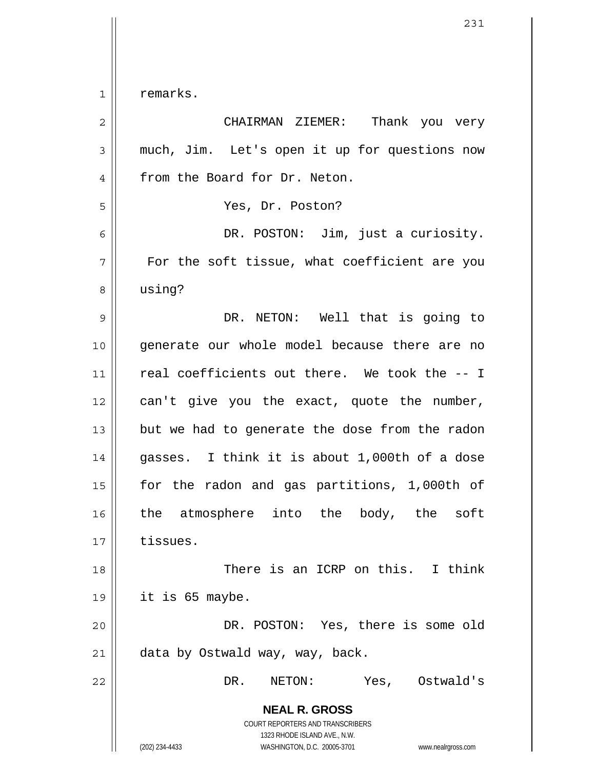remarks.

CHAIRMAN ZIEMER: Thank you very much, Jim. Let's open it up for questions now from the Board for Dr. Neton.

Yes, Dr. Poston?

DR. POSTON: Jim, just a curiosity. For the soft tissue, what coefficient are you using?

DR. NETON: Well that is going to generate our whole model because there are no real coefficients out there. We took the -- I can't give you the exact, quote the number, but we had to generate the dose from the radon gasses. I think it is about 1,000th of a dose for the radon and gas partitions, 1,000th of the atmosphere into the body, the soft tissues.

There is an ICRP on this. I think it is 65 maybe.

DR. POSTON: Yes, there is some old data by Ostwald way, way, back.

DR. NETON: Yes, Ostwald's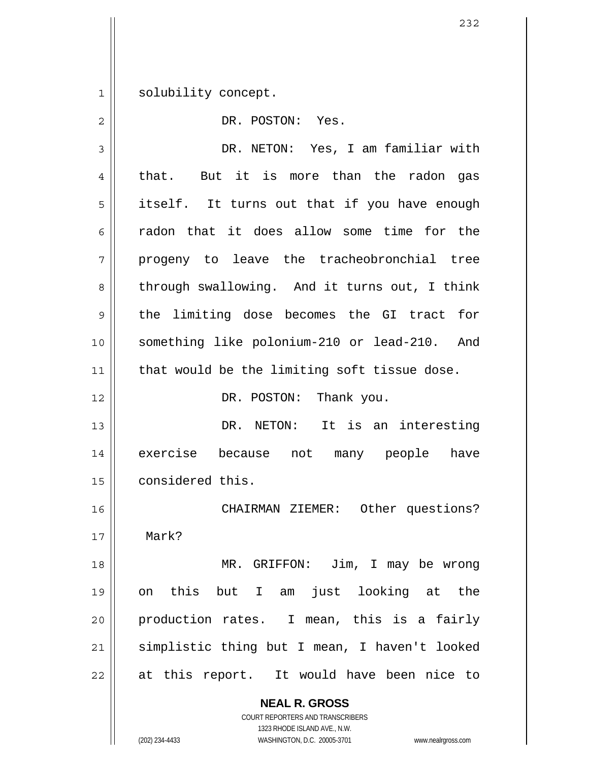solubility concept.

DR. POSTON: Yes.

DR. NETON: Yes, I am familiar with that. But it is more than the radon gas itself. It turns out that if you have enough radon that it does allow some time for the progeny to leave the tracheobronchial tree through swallowing. And it turns out, I think the limiting dose becomes the GI tract for something like polonium-210 or lead-210. And that would be the limiting soft tissue dose.

DR. POSTON: Thank you.

DR. NETON: It is an interesting exercise because not many people have considered this.

CHAIRMAN ZIEMER: Other questions? Mark?

MR. GRIFFON: Jim, I may be wrong on this but I am just looking at the production rates. I mean, this is a fairly simplistic thing but I mean, I haven't looked at this report. It would have been nice to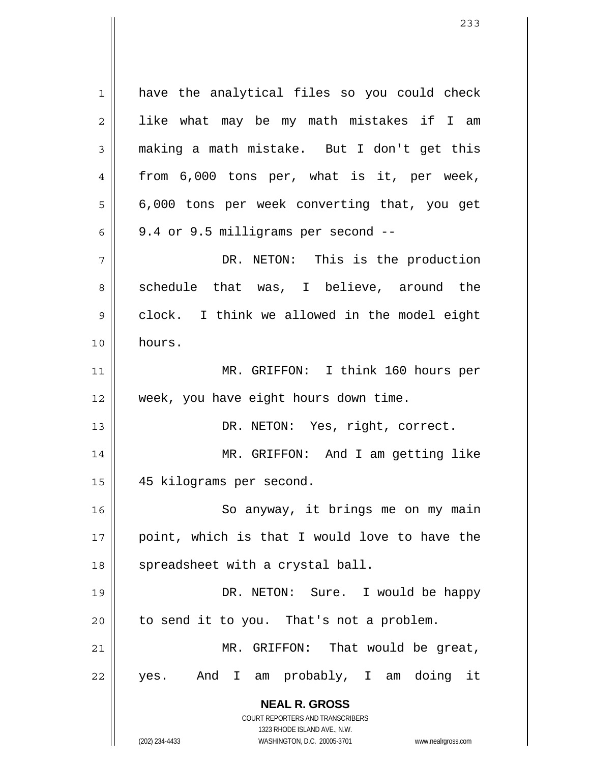have the analytical files so you could check like what may be my math mistakes if I am making a math mistake. But I don't get this from 6,000 tons per, what is it, per week, 6,000 tons per week converting that, you get 9.4 or 9.5 milligrams per second --

DR. NETON: This is the production schedule that was, I believe, around the clock. I think we allowed in the model eight hours.

MR. GRIFFON: I think 160 hours per week, you have eight hours down time.

DR. NETON: Yes, right, correct.

MR. GRIFFON: And I am getting like 45 kilograms per second.

So anyway, it brings me on my main point, which is that I would love to have the spreadsheet with a crystal ball.

DR. NETON: Sure. I would be happy to send it to you. That's not a problem.

MR. GRIFFON: That would be great, yes. And I am probably, I am doing it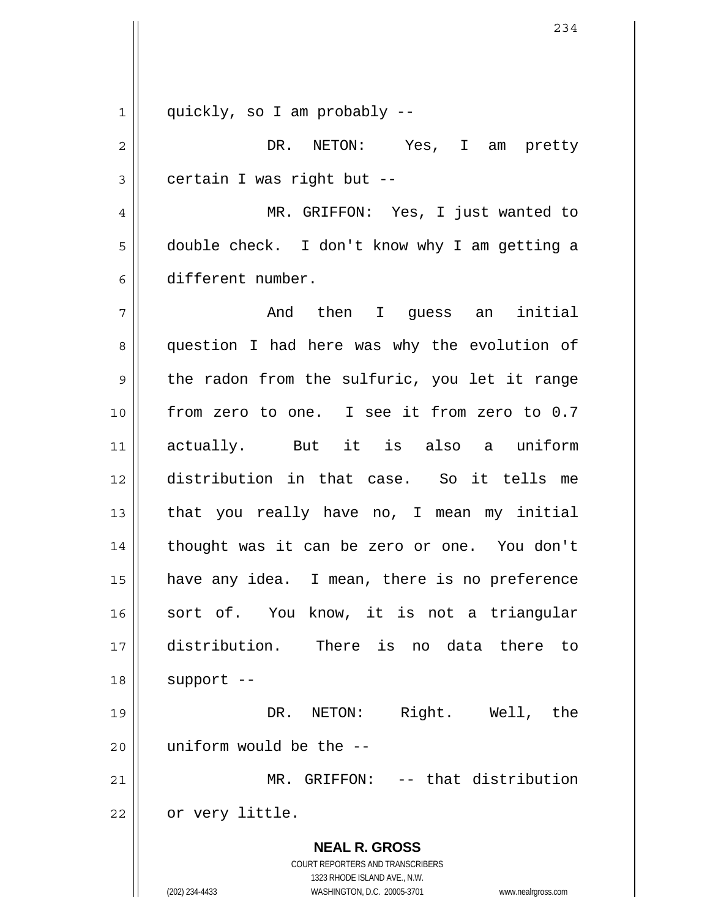quickly, so I am probably --

DR. NETON: Yes, I am pretty certain I was right but --

MR. GRIFFON: Yes, I just wanted to double check. I don't know why I am getting a different number.

And then I guess an initial question I had here was why the evolution of the radon from the sulfuric, you let it range from zero to one. I see it from zero to 0.7 actually. But it is also a uniform distribution in that case. So it tells me that you really have no, I mean my initial thought was it can be zero or one. You don't have any idea. I mean, there is no preference sort of. You know, it is not a triangular distribution. There is no data there to support --

DR. NETON: Right. Well, the uniform would be the --

MR. GRIFFON: -- that distribution or very little.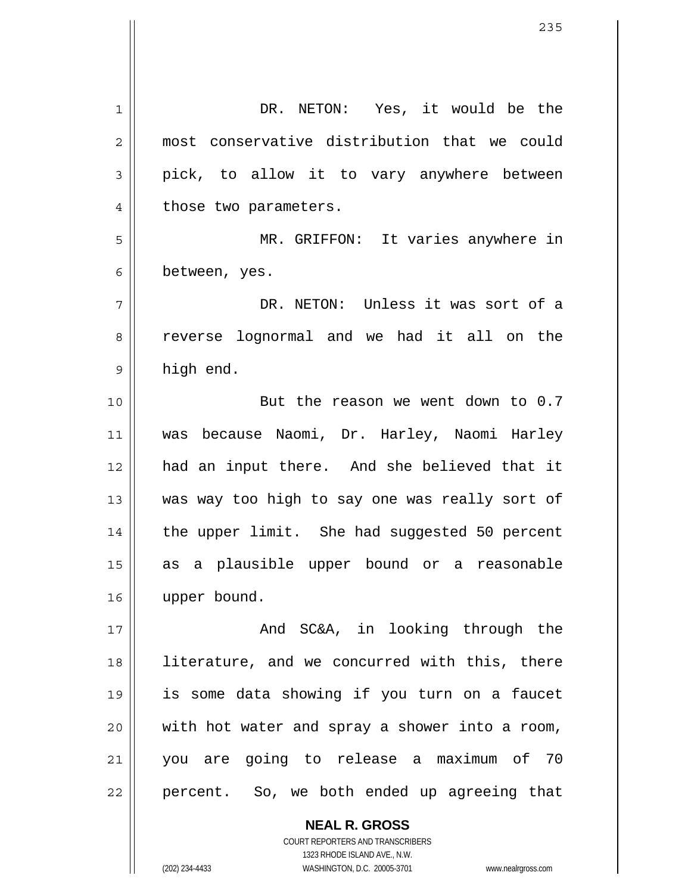DR. NETON: Yes, it would be the most conservative distribution that we could pick, to allow it to vary anywhere between those two parameters.

MR. GRIFFON: It varies anywhere in between, yes.

DR. NETON: Unless it was sort of a reverse lognormal and we had it all on the high end.

But the reason we went down to 0.7 was because Naomi, Dr. Harley, Naomi Harley had an input there. And she believed that it was way too high to say one was really sort of the upper limit. She had suggested 50 percent as a plausible upper bound or a reasonable upper bound.

And SC&A, in looking through the literature, and we concurred with this, there is some data showing if you turn on a faucet with hot water and spray a shower into a room, you are going to release a maximum of 70 percent. So, we both ended up agreeing that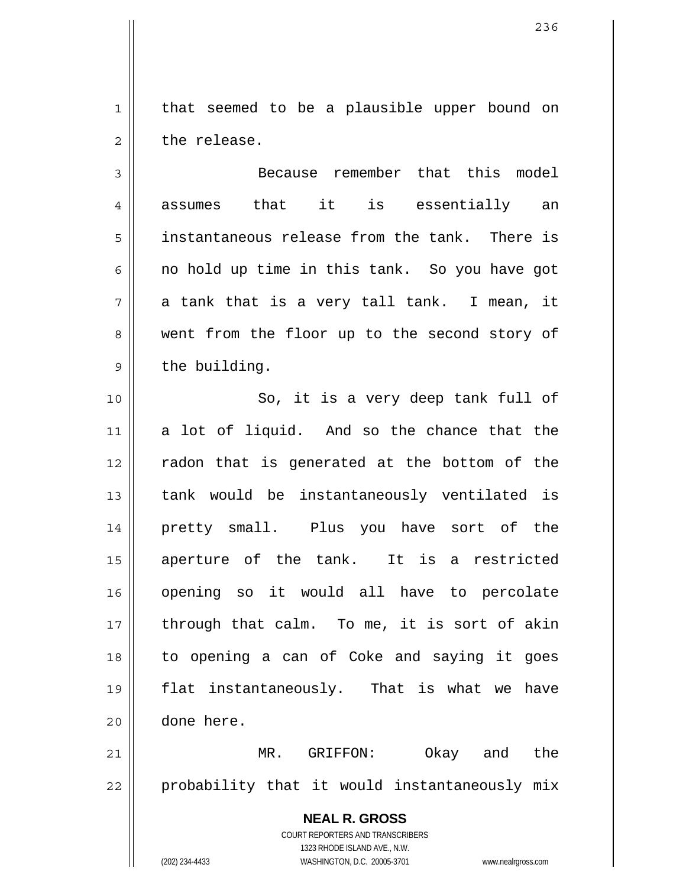that seemed to be a plausible upper bound on the release.

Because remember that this model assumes that it is essentially an instantaneous release from the tank. There is no hold up time in this tank. So you have got a tank that is a very tall tank. I mean, it went from the floor up to the second story of the building.

So, it is a very deep tank full of a lot of liquid. And so the chance that the radon that is generated at the bottom of the tank would be instantaneously ventilated is pretty small. Plus you have sort of the aperture of the tank. It is a restricted opening so it would all have to percolate through that calm. To me, it is sort of akin to opening a can of Coke and saying it goes flat instantaneously. That is what we have done here.

MR. GRIFFON: Okay and the probability that it would instantaneously mix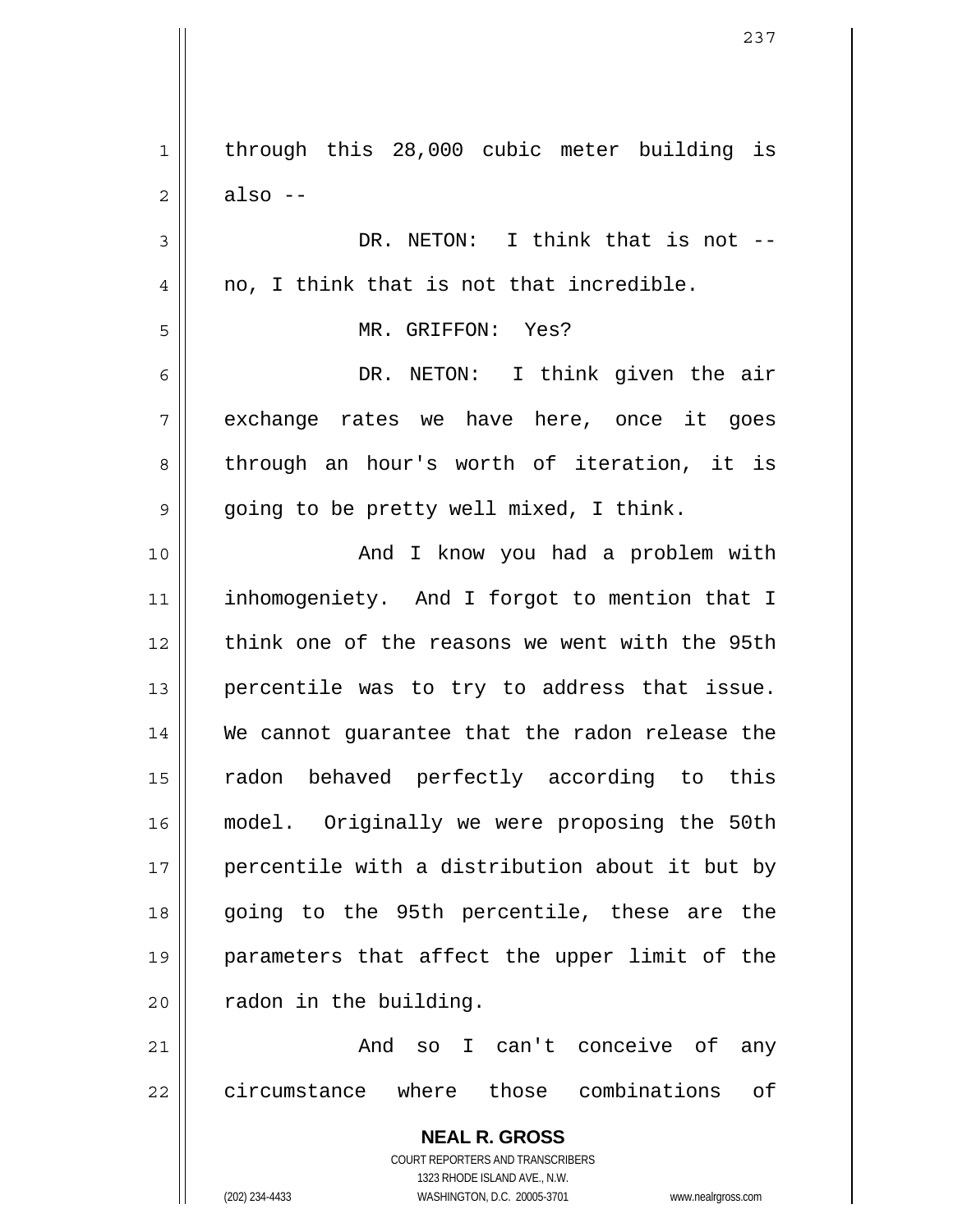through this 28,000 cubic meter building is also --

DR. NETON: I think that is not -- no, I think that is not that incredible.

MR. GRIFFON: Yes?

DR. NETON: I think given the air exchange rates we have here, once it goes through an hour's worth of iteration, it is going to be pretty well mixed, I think.

And I know you had a problem with inhomogeniety. And I forgot to mention that I think one of the reasons we went with the 95th percentile was to try to address that issue. We cannot guarantee that the radon release the radon behaved perfectly according to this model. Originally we were proposing the 50th percentile with a distribution about it but by going to the 95th percentile, these are the parameters that affect the upper limit of the radon in the building.

And so I can't conceive of any circumstance where those combinations of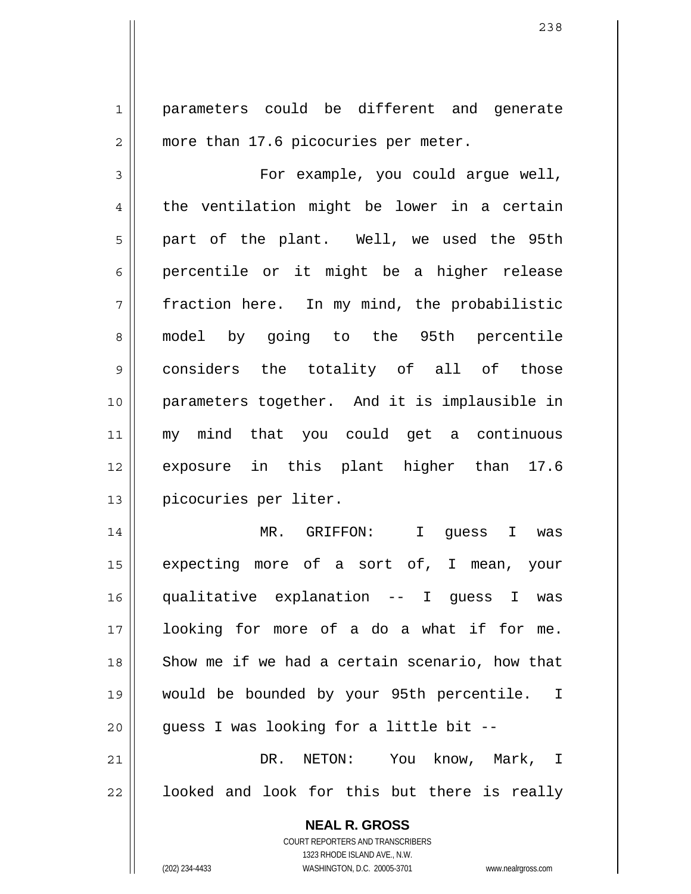parameters could be different and generate more than 17.6 picocuries per meter.

For example, you could argue well, the ventilation might be lower in a certain part of the plant. Well, we used the 95th percentile or it might be a higher release fraction here. In my mind, the probabilistic model by going to the 95th percentile considers the totality of all of those parameters together. And it is implausible in my mind that you could get a continuous exposure in this plant higher than 17.6 picocuries per liter.

MR. GRIFFON: I guess I was expecting more of a sort of, I mean, your qualitative explanation -- I guess I was looking for more of a do a what if for me. Show me if we had a certain scenario, how that would be bounded by your 95th percentile. I guess I was looking for a little bit --

DR. NETON: You know, Mark, I looked and look for this but there is really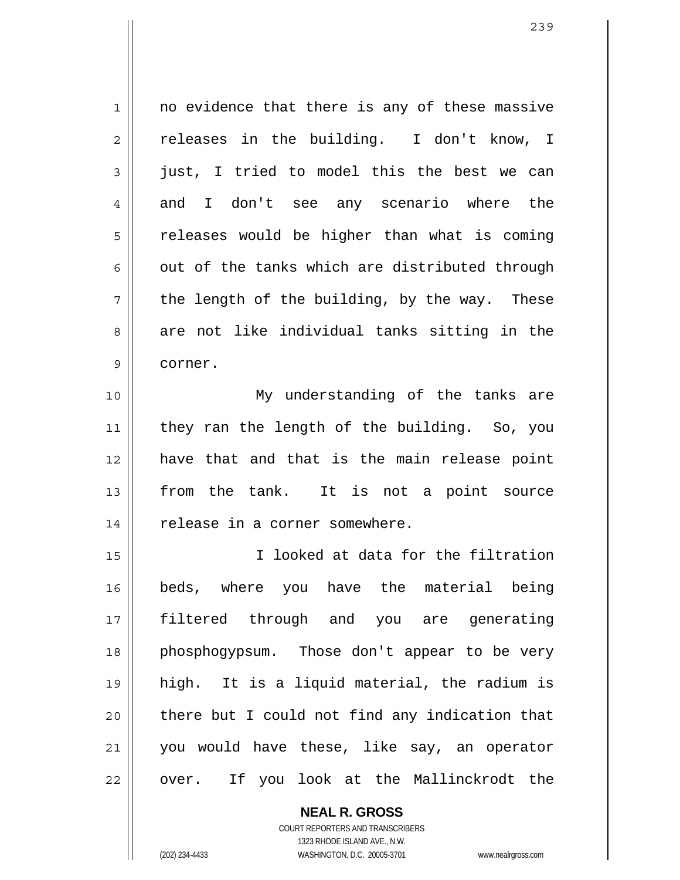no evidence that there is any of these massive releases in the building. I don't know, I just, I tried to model this the best we can and I don't see any scenario where the releases would be higher than what is coming out of the tanks which are distributed through the length of the building, by the way. These are not like individual tanks sitting in the corner.

My understanding of the tanks are they ran the length of the building. So, you have that and that is the main release point from the tank. It is not a point source release in a corner somewhere.

I looked at data for the filtration beds, where you have the material being filtered through and you are generating phosphogypsum. Those don't appear to be very high. It is a liquid material, the radium is there but I could not find any indication that you would have these, like say, an operator over. If you look at the Mallinckrodt the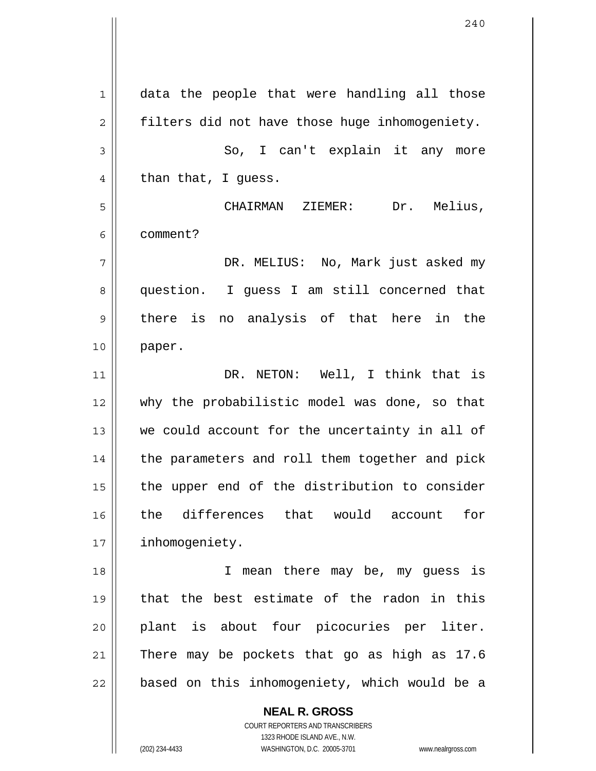data the people that were handling all those filters did not have those huge inhomogeniety.

So, I can't explain it any more than that, I guess.

CHAIRMAN ZIEMER: Dr. Melius, comment?

DR. MELIUS: No, Mark just asked my question. I guess I am still concerned that there is no analysis of that here in the paper.

DR. NETON: Well, I think that is why the probabilistic model was done, so that we could account for the uncertainty in all of the parameters and roll them together and pick the upper end of the distribution to consider the differences that would account for inhomogeniety.

I mean there may be, my guess is that the best estimate of the radon in this plant is about four picocuries per liter. There may be pockets that go as high as 17.6 based on this inhomogeniety, which would be a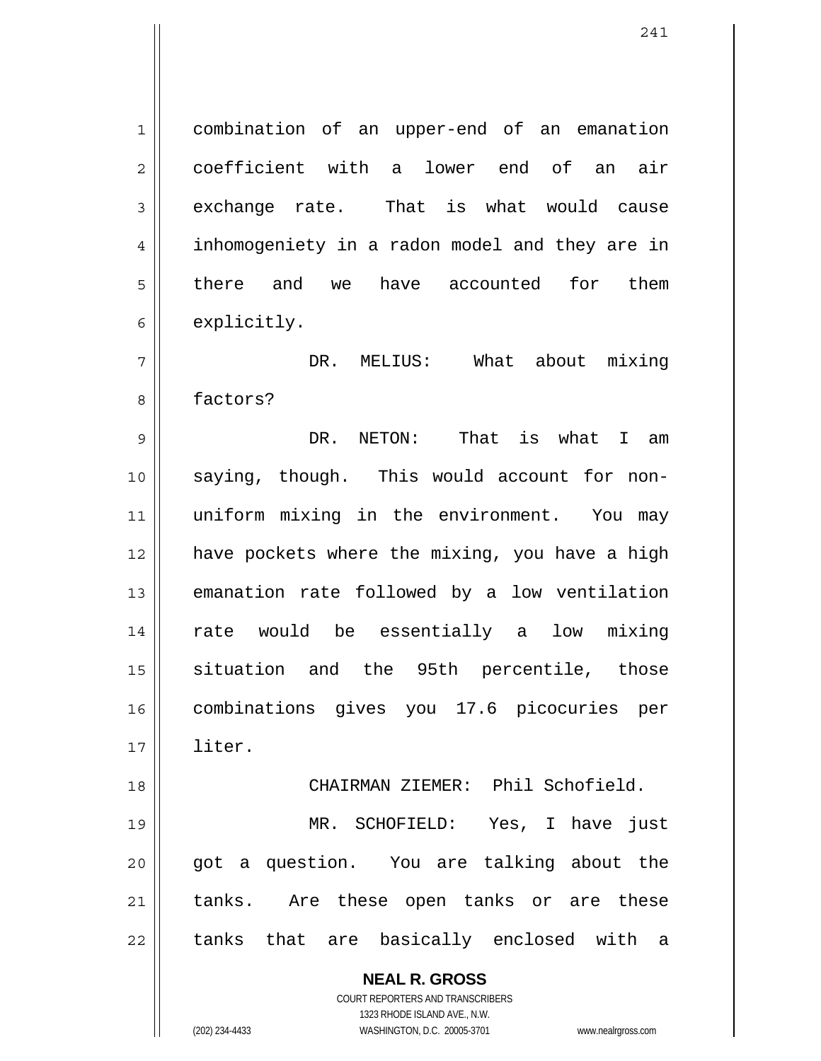combination of an upper-end of an emanation coefficient with a lower end of an air exchange rate. That is what would cause inhomogeniety in a radon model and they are in there and we have accounted for them explicitly.

DR. MELIUS: What about mixing factors?

DR. NETON: That is what I am saying, though. This would account for non-uniform mixing in the environment. You may have pockets where the mixing, you have a high emanation rate followed by a low ventilation rate would be essentially a low mixing situation and the 95th percentile, those combinations gives you 17.6 picocuries per liter.

CHAIRMAN ZIEMER: Phil Schofield.

MR. SCHOFIELD: Yes, I have just got a question. You are talking about the tanks. Are these open tanks or are these tanks that are basically enclosed with a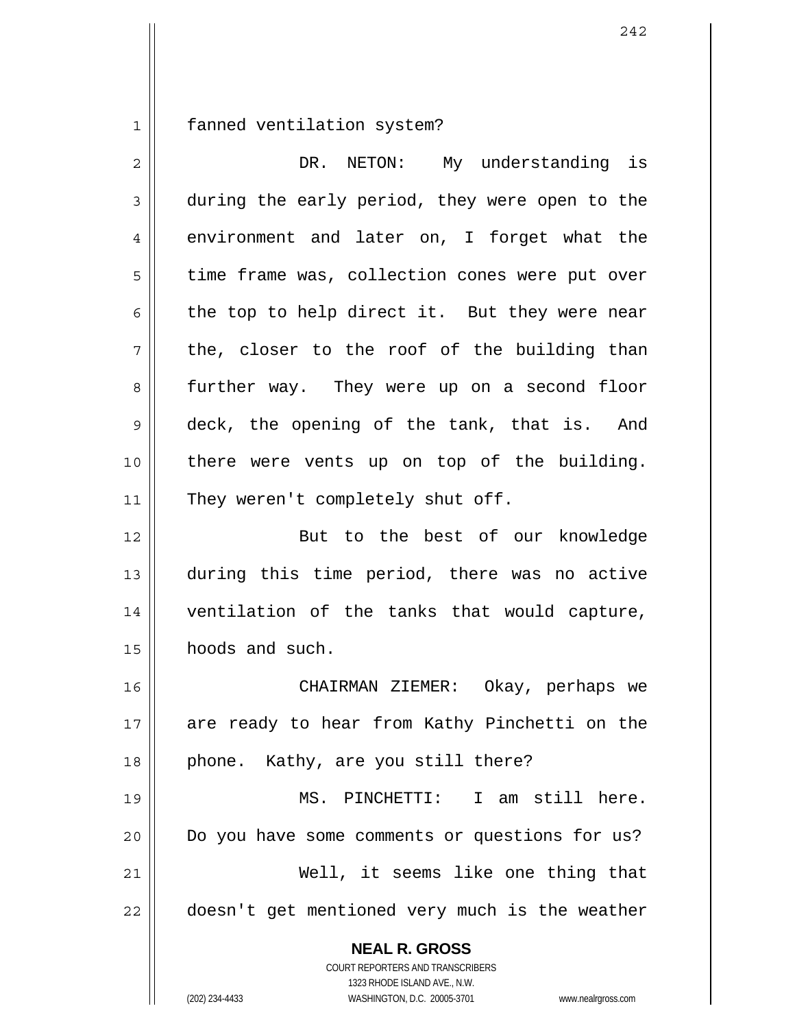fanned ventilation system?

DR. NETON: My understanding is during the early period, they were open to the environment and later on, I forget what the time frame was, collection cones were put over the top to help direct it. But they were near the, closer to the roof of the building than further way. They were up on a second floor deck, the opening of the tank, that is. And there were vents up on top of the building. They weren't completely shut off.

But to the best of our knowledge during this time period, there was no active ventilation of the tanks that would capture, hoods and such.

CHAIRMAN ZIEMER: Okay, perhaps we are ready to hear from Kathy Pinchetti on the phone. Kathy, are you still there?

MS. PINCHETTI: I am still here. Do you have some comments or questions for us?

Well, it seems like one thing that doesn't get mentioned very much is the weather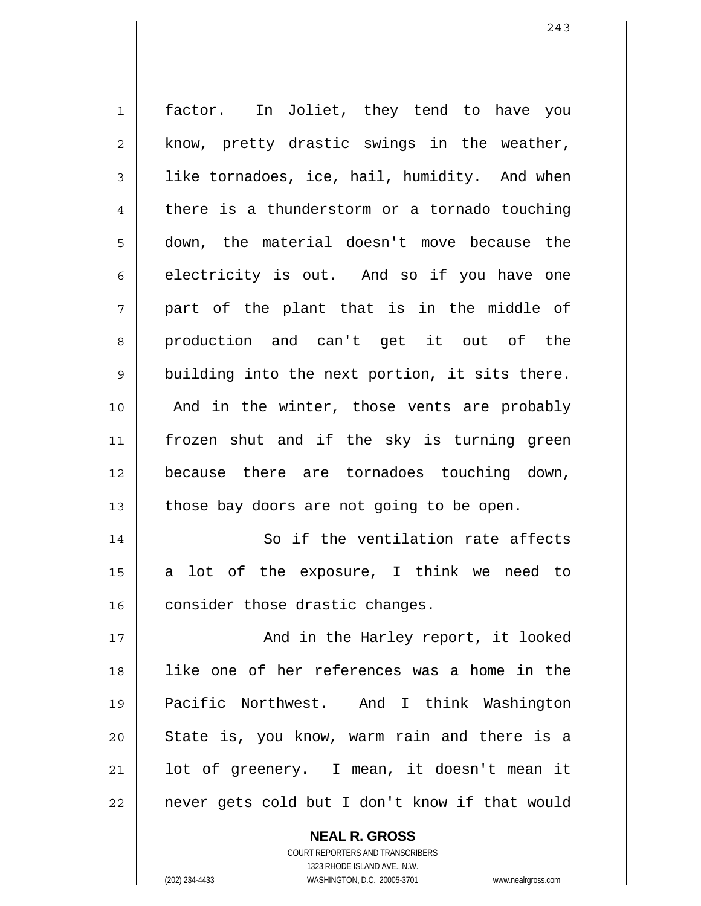factor. In Joliet, they tend to have you know, pretty drastic swings in the weather, like tornadoes, ice, hail, humidity. And when there is a thunderstorm or a tornado touching down, the material doesn't move because the electricity is out. And so if you have one part of the plant that is in the middle of production and can't get it out of the building into the next portion, it sits there. And in the winter, those vents are probably frozen shut and if the sky is turning green because there are tornadoes touching down, those bay doors are not going to be open.

So if the ventilation rate affects a lot of the exposure, I think we need to consider those drastic changes.

And in the Harley report, it looked like one of her references was a home in the Pacific Northwest. And I think Washington State is, you know, warm rain and there is a lot of greenery. I mean, it doesn't mean it never gets cold but I don't know if that would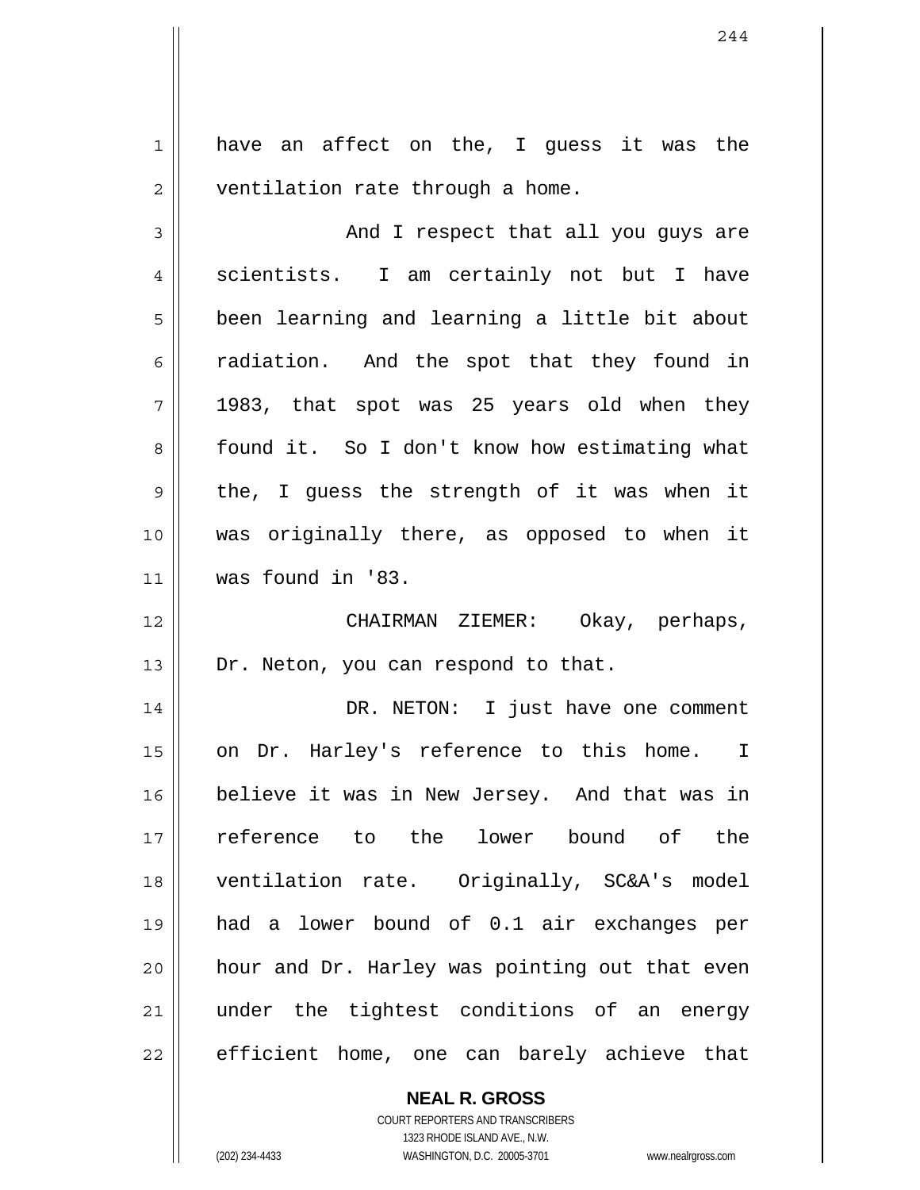have an affect on the, I guess it was the ventilation rate through a home.

And I respect that all you guys are scientists. I am certainly not but I have been learning and learning a little bit about radiation. And the spot that they found in 1983, that spot was 25 years old when they found it. So I don't know how estimating what the, I guess the strength of it was when it was originally there, as opposed to when it was found in '83.

CHAIRMAN ZIEMER: Okay, perhaps, Dr. Neton, you can respond to that.

DR. NETON: I just have one comment on Dr. Harley's reference to this home. I believe it was in New Jersey. And that was in reference to the lower bound of the ventilation rate. Originally, SC&A's model had a lower bound of 0.1 air exchanges per hour and Dr. Harley was pointing out that even under the tightest conditions of an energy efficient home, one can barely achieve that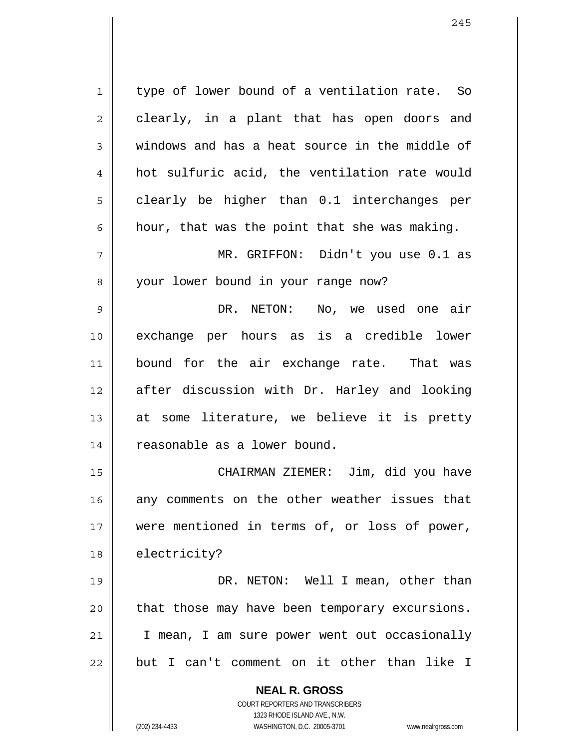type of lower bound of a ventilation rate. So clearly, in a plant that has open doors and windows and has a heat source in the middle of hot sulfuric acid, the ventilation rate would clearly be higher than 0.1 interchanges per hour, that was the point that she was making.

MR. GRIFFON: Didn't you use 0.1 as your lower bound in your range now?

DR. NETON: No, we used one air exchange per hours as is a credible lower bound for the air exchange rate. That was after discussion with Dr. Harley and looking at some literature, we believe it is pretty reasonable as a lower bound.

CHAIRMAN ZIEMER: Jim, did you have any comments on the other weather issues that were mentioned in terms of, or loss of power, electricity?

DR. NETON: Well I mean, other than that those may have been temporary excursions. I mean, I am sure power went out occasionally but I can't comment on it other than like I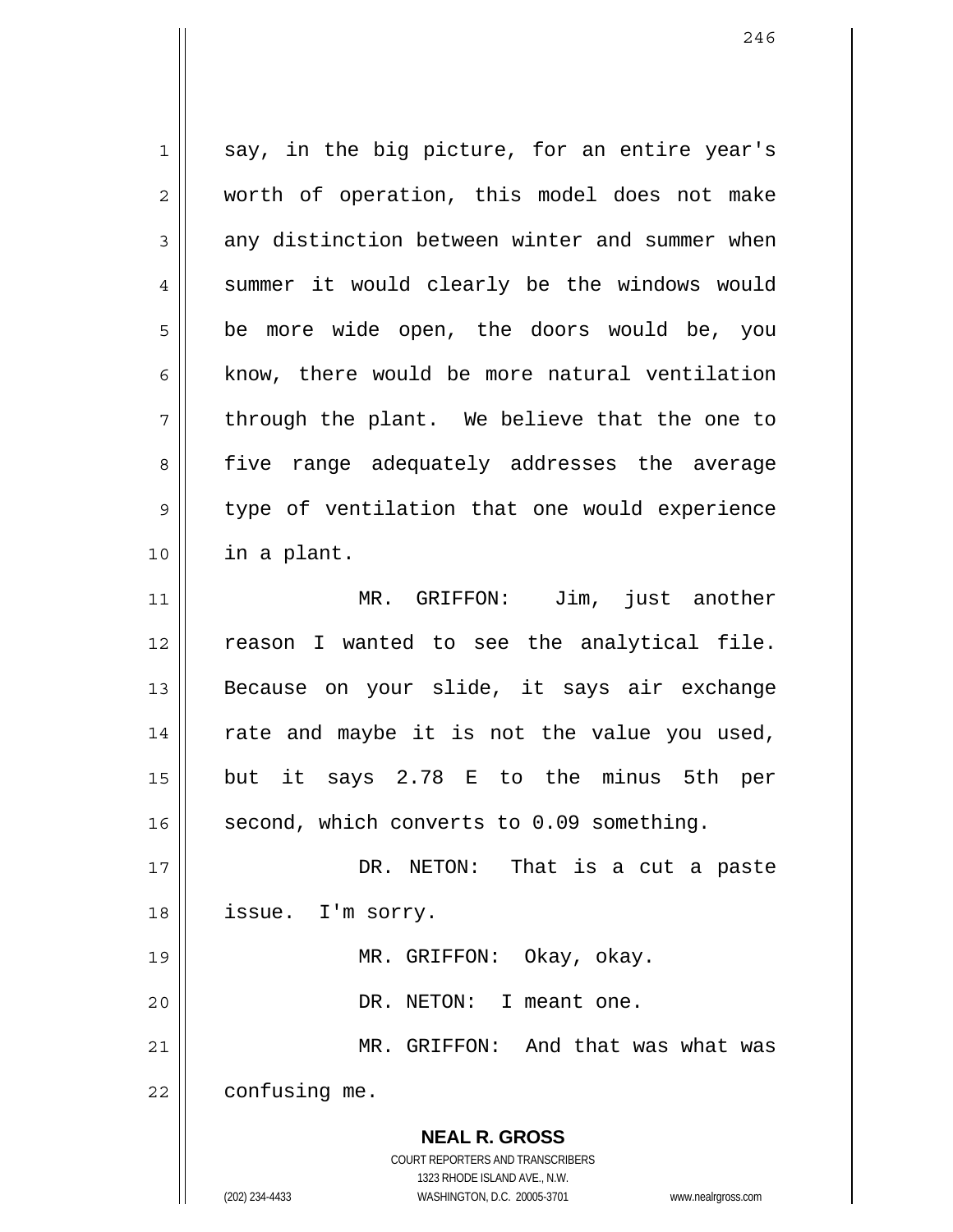say, in the big picture, for an entire year's worth of operation, this model does not make any distinction between winter and summer when summer it would clearly be the windows would be more wide open, the doors would be, you know, there would be more natural ventilation through the plant. We believe that the one to five range adequately addresses the average type of ventilation that one would experience in a plant.

MR. GRIFFON: Jim, just another reason I wanted to see the analytical file. Because on your slide, it says air exchange rate and maybe it is not the value you used, but it says 2.78 E to the minus 5th per second, which converts to 0.09 something.

DR. NETON: That is a cut a paste issue. I'm sorry.

MR. GRIFFON: Okay, okay.

DR. NETON: I meant one.

MR. GRIFFON: And that was what was confusing me.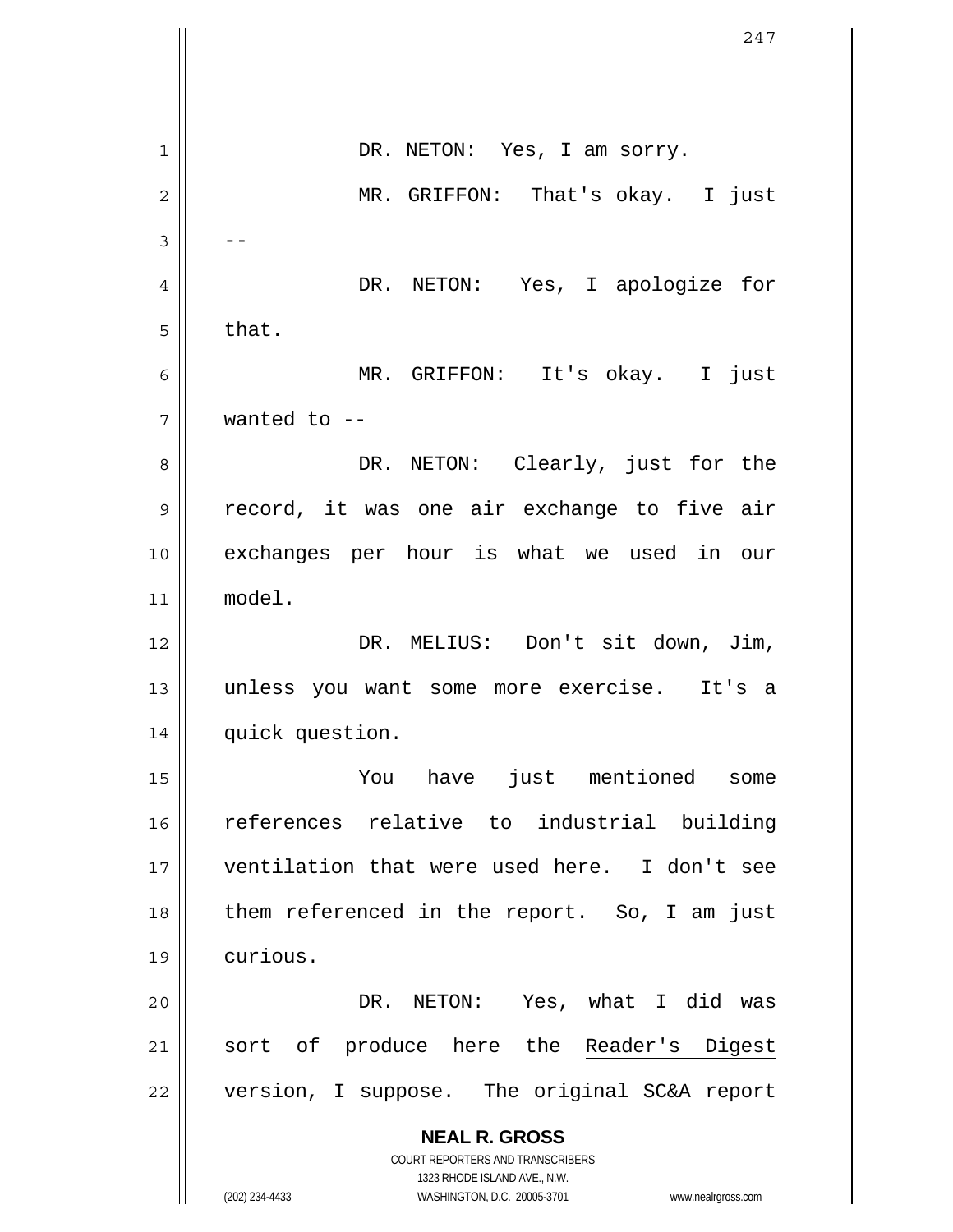DR. NETON: Yes, I am sorry.

MR. GRIFFON: That's okay. I just --

DR. NETON: Yes, I apologize for that.

MR. GRIFFON: It's okay. I just wanted to --

DR. NETON: Clearly, just for the record, it was one air exchange to five air exchanges per hour is what we used in our model.

DR. MELIUS: Don't sit down, Jim, unless you want some more exercise. It's a quick question.

You have just mentioned some references relative to industrial building ventilation that were used here. I don't see them referenced in the report. So, I am just curious.

DR. NETON: Yes, what I did was sort of produce here the Reader's Digest version, I suppose. The original SC&A report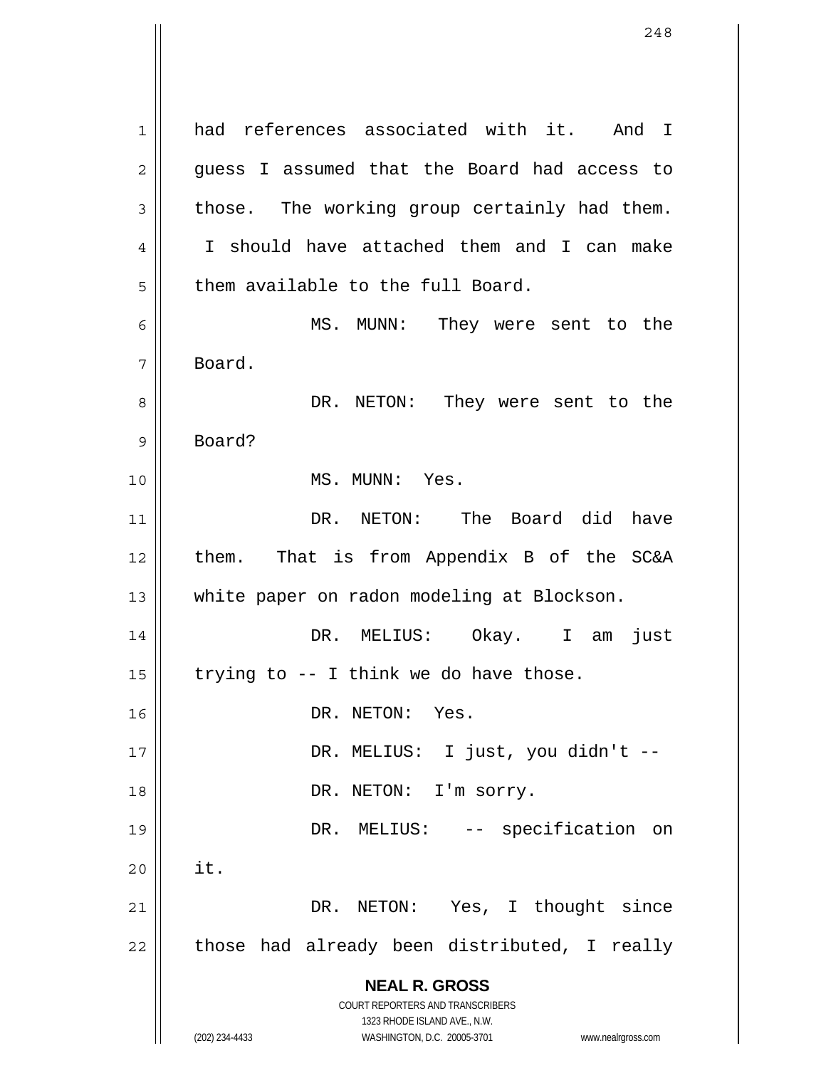had references associated with it. And I guess I assumed that the Board had access to those. The working group certainly had them. I should have attached them and I can make them available to the full Board.

MS. MUNN: They were sent to the Board.

DR. NETON: They were sent to the Board?

MS. MUNN: Yes.

DR. NETON: The Board did have them. That is from Appendix B of the SC&A white paper on radon modeling at Blockson.

DR. MELIUS: Okay. I am just trying to -- I think we do have those.

DR. NETON: Yes.

DR. MELIUS: I just, you didn't --

DR. NETON: I'm sorry.

DR. MELIUS: -- specification on it.

DR. NETON: Yes, I thought since those had already been distributed, I really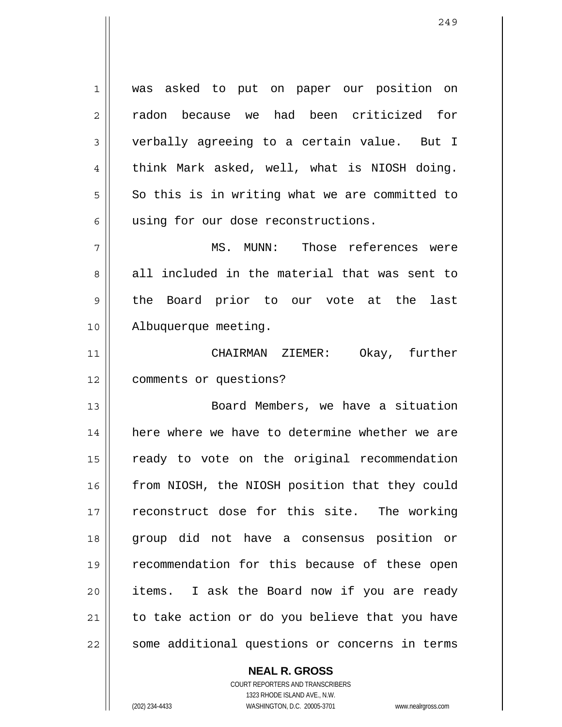was asked to put on paper our position on radon because we had been criticized for verbally agreeing to a certain value. But I think Mark asked, well, what is NIOSH doing. So this is in writing what we are committed to using for our dose reconstructions.

MS. MUNN: Those references were all included in the material that was sent to the Board prior to our vote at the last Albuquerque meeting.

CHAIRMAN ZIEMER: Okay, further comments or questions?

Board Members, we have a situation here where we have to determine whether we are ready to vote on the original recommendation from NIOSH, the NIOSH position that they could reconstruct dose for this site. The working group did not have a consensus position or recommendation for this because of these open items. I ask the Board now if you are ready to take action or do you believe that you have some additional questions or concerns in terms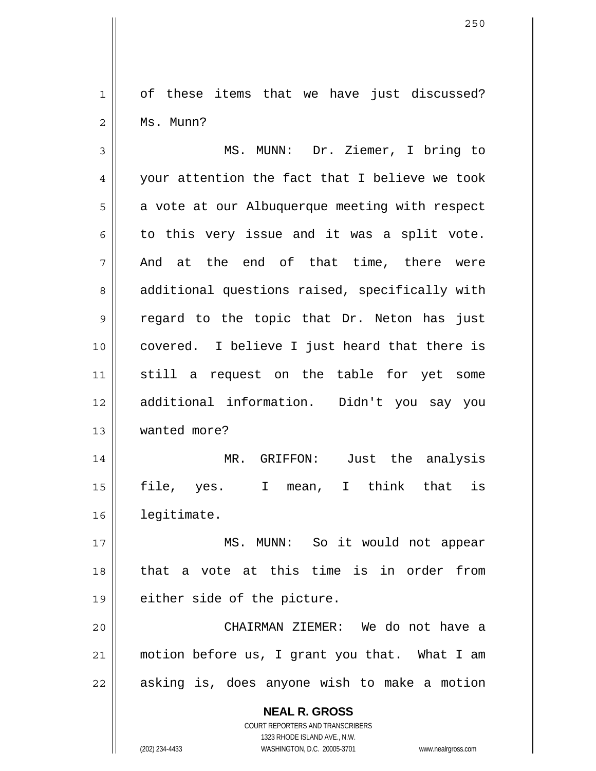of these items that we have just discussed? Ms. Munn?

MS. MUNN: Dr. Ziemer, I bring to your attention the fact that I believe we took a vote at our Albuquerque meeting with respect to this very issue and it was a split vote. And at the end of that time, there were additional questions raised, specifically with regard to the topic that Dr. Neton has just covered. I believe I just heard that there is still a request on the table for yet some additional information. Didn't you say you wanted more?

MR. GRIFFON: Just the analysis file, yes. I mean, I think that is legitimate.

MS. MUNN: So it would not appear that a vote at this time is in order from either side of the picture.

CHAIRMAN ZIEMER: We do not have a motion before us, I grant you that. What I am asking is, does anyone wish to make a motion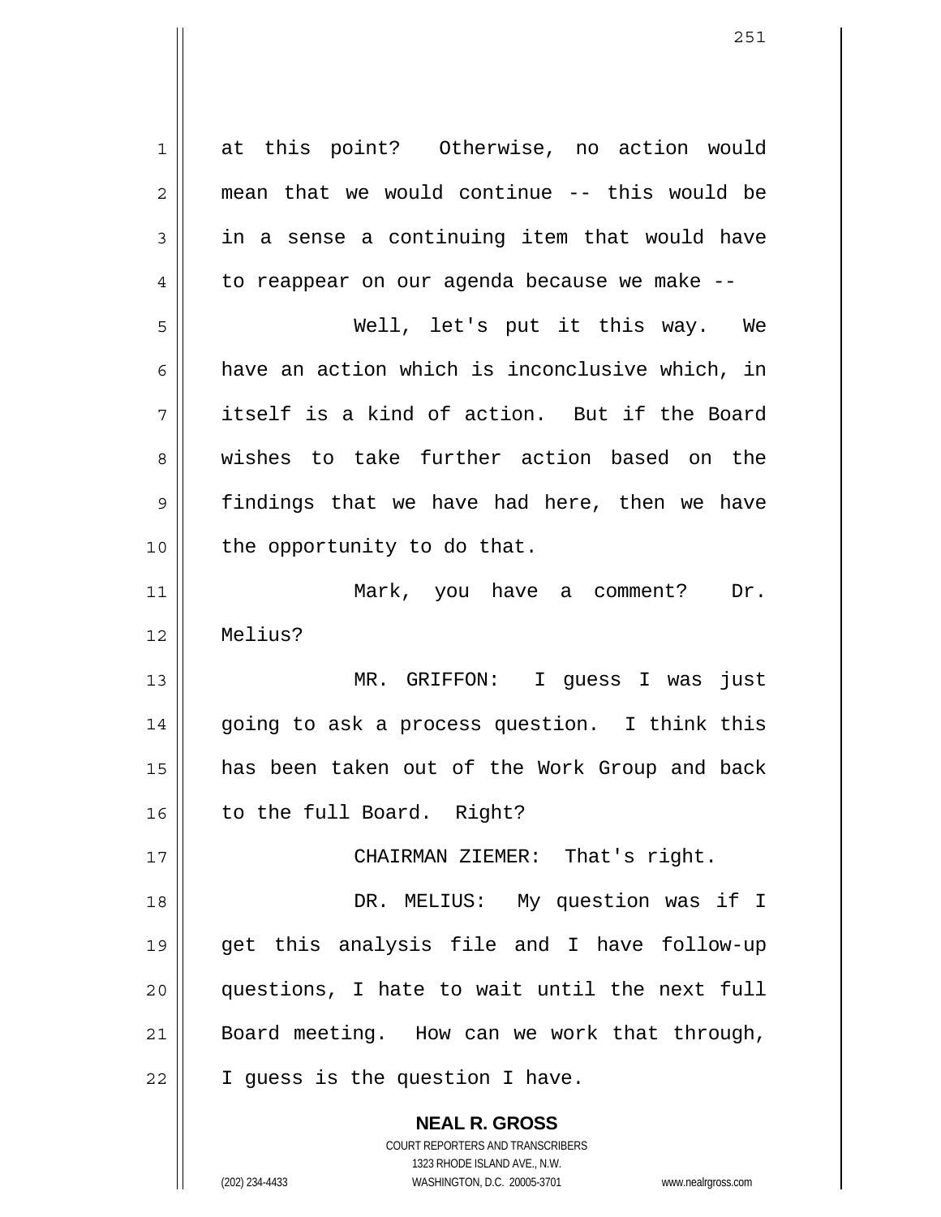at this point? Otherwise, no action would mean that we would continue -- this would be in a sense a continuing item that would have to reappear on our agenda because we make --

Well, let's put it this way. We have an action which is inconclusive which, in itself is a kind of action. But if the Board wishes to take further action based on the findings that we have had here, then we have the opportunity to do that.

Mark, you have a comment? Dr. Melius?

MR. GRIFFON: I guess I was just going to ask a process question. I think this has been taken out of the Work Group and back to the full Board. Right?

CHAIRMAN ZIEMER: That's right.

DR. MELIUS: My question was if I get this analysis file and I have follow-up questions, I hate to wait until the next full Board meeting. How can we work that through, I guess is the question I have.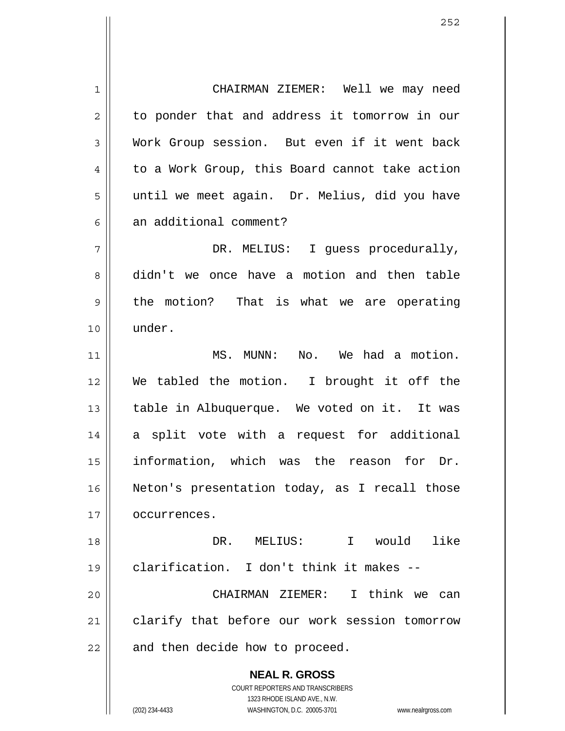CHAIRMAN ZIEMER: Well we may need to ponder that and address it tomorrow in our Work Group session. But even if it went back to a Work Group, this Board cannot take action until we meet again. Dr. Melius, did you have an additional comment?

DR. MELIUS: I guess procedurally, didn't we once have a motion and then table the motion? That is what we are operating under.

MS. MUNN: No. We had a motion. We tabled the motion. I brought it off the table in Albuquerque. We voted on it. It was a split vote with a request for additional information, which was the reason for Dr. Neton's presentation today, as I recall those occurrences.

DR. MELIUS: I would like clarification. I don't think it makes --

CHAIRMAN ZIEMER: I think we can clarify that before our work session tomorrow and then decide how to proceed.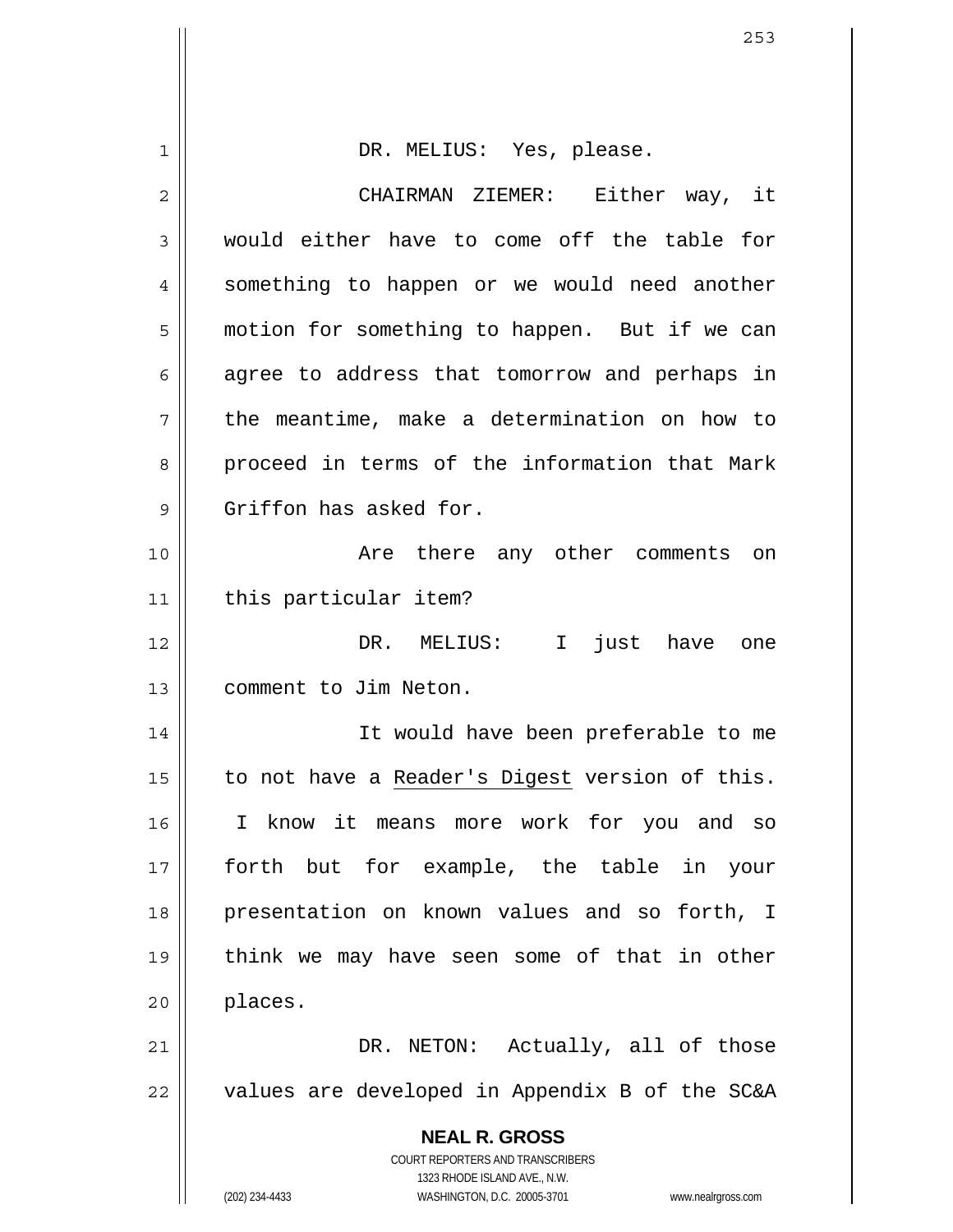DR. MELIUS: Yes, please.

CHAIRMAN ZIEMER: Either way, it would either have to come off the table for something to happen or we would need another motion for something to happen. But if we can agree to address that tomorrow and perhaps in the meantime, make a determination on how to proceed in terms of the information that Mark Griffon has asked for.

Are there any other comments on this particular item?

DR. MELIUS: I just have one comment to Jim Neton.

It would have been preferable to me to not have a Reader's Digest version of this. I know it means more work for you and so forth but for example, the table in your presentation on known values and so forth, I think we may have seen some of that in other places.

DR. NETON: Actually, all of those values are developed in Appendix B of the SC&A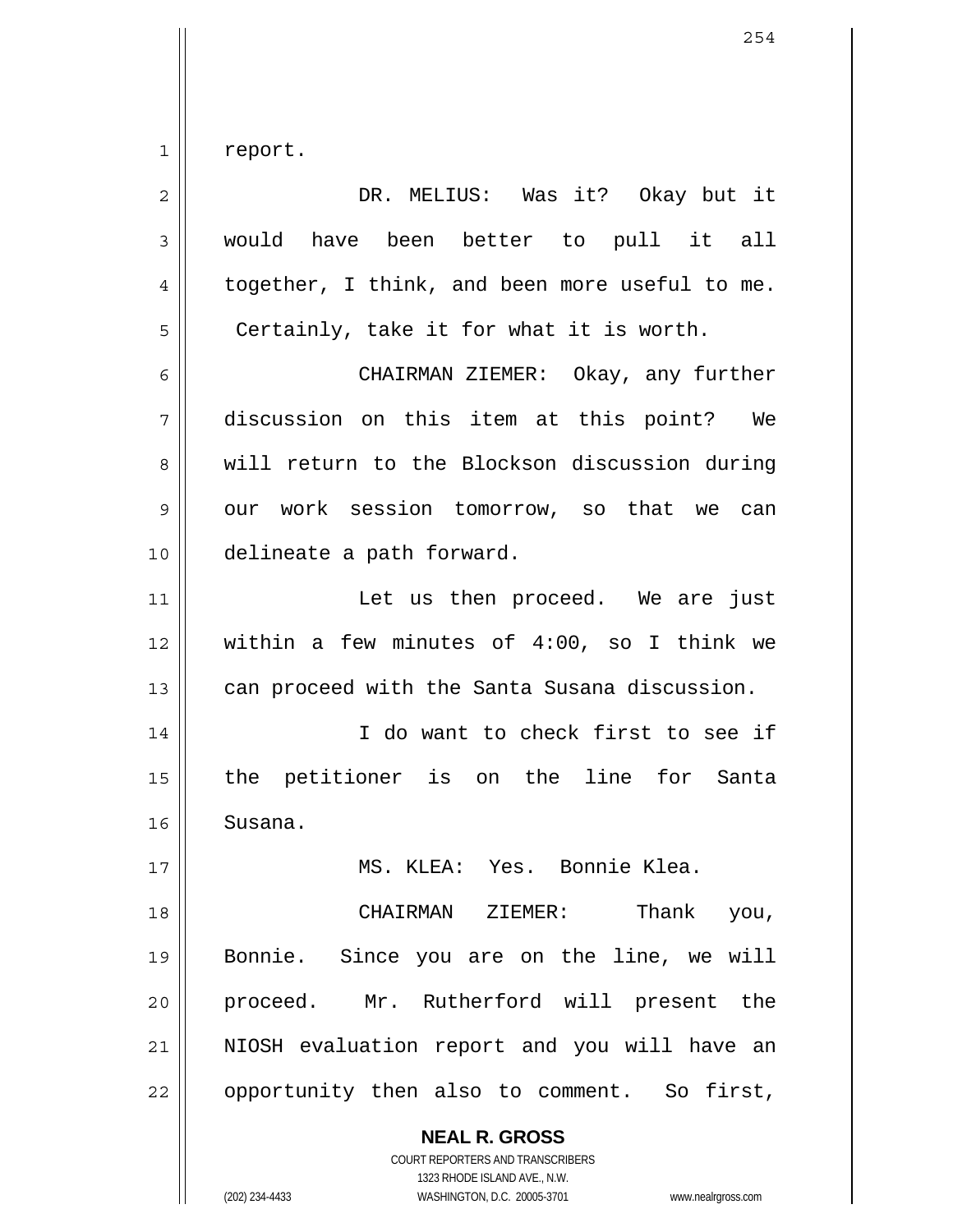report.

DR. MELIUS: Was it? Okay but it would have been better to pull it all together, I think, and been more useful to me. Certainly, take it for what it is worth.

CHAIRMAN ZIEMER: Okay, any further discussion on this item at this point? We will return to the Blockson discussion during our work session tomorrow, so that we can delineate a path forward.

Let us then proceed. We are just within a few minutes of 4:00, so I think we can proceed with the Santa Susana discussion.

I do want to check first to see if the petitioner is on the line for Santa Susana.

MS. KLEA: Yes. Bonnie Klea.

CHAIRMAN ZIEMER: Thank you, Bonnie. Since you are on the line, we will proceed. Mr. Rutherford will present the NIOSH evaluation report and you will have an opportunity then also to comment. So first,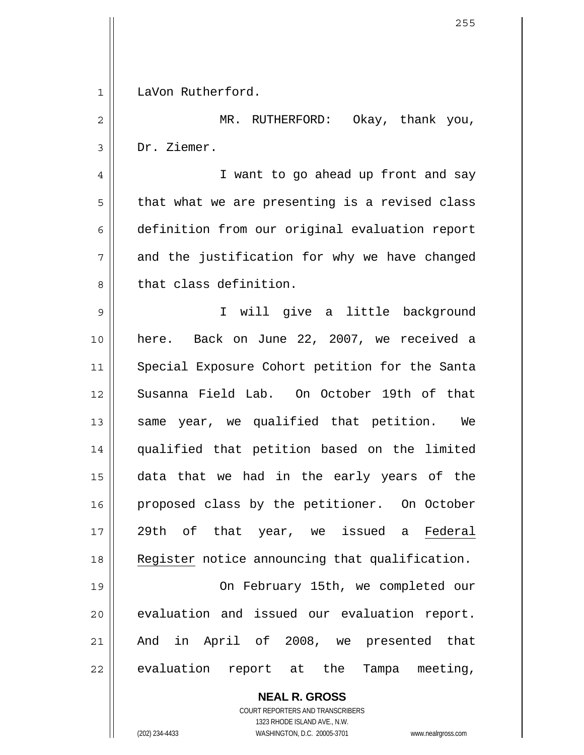LaVon Rutherford.

MR. RUTHERFORD: Okay, thank you, Dr. Ziemer.

I want to go ahead up front and say that what we are presenting is a revised class definition from our original evaluation report and the justification for why we have changed that class definition.

I will give a little background here. Back on June 22, 2007, we received a Special Exposure Cohort petition for the Santa Susanna Field Lab. On October 19th of that same year, we qualified that petition. We qualified that petition based on the limited data that we had in the early years of the proposed class by the petitioner. On October 29th of that year, we issued a Federal Register notice announcing that qualification.

On February 15th, we completed our evaluation and issued our evaluation report. And in April of 2008, we presented that evaluation report at the Tampa meeting,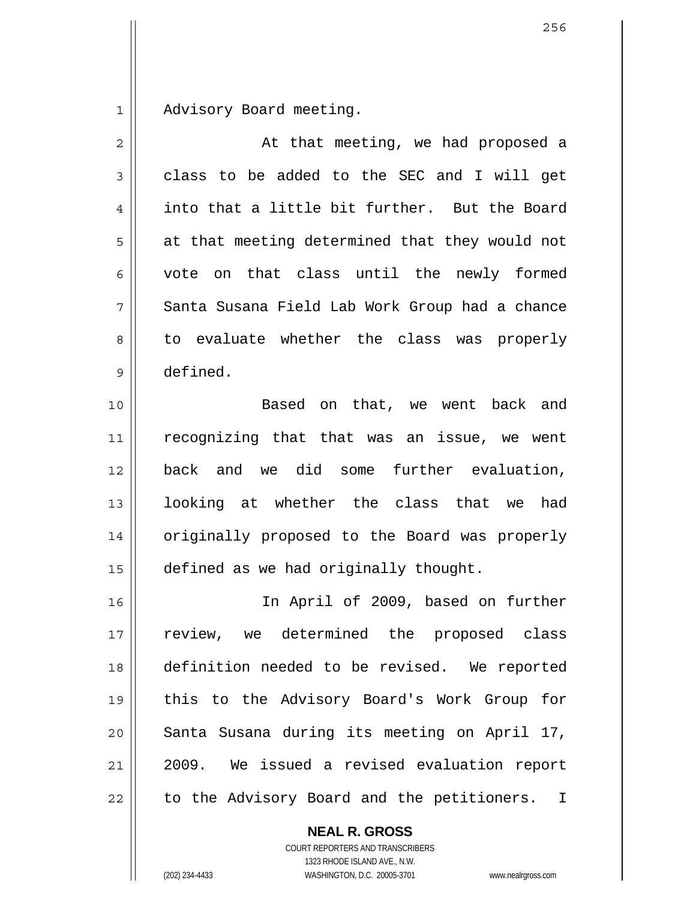Advisory Board meeting.

At that meeting, we had proposed a class to be added to the SEC and I will get into that a little bit further. But the Board at that meeting determined that they would not vote on that class until the newly formed Santa Susana Field Lab Work Group had a chance to evaluate whether the class was properly defined.

Based on that, we went back and recognizing that that was an issue, we went back and we did some further evaluation, looking at whether the class that we had originally proposed to the Board was properly defined as we had originally thought.

In April of 2009, based on further review, we determined the proposed class definition needed to be revised. We reported this to the Advisory Board's Work Group for Santa Susana during its meeting on April 17, 2009. We issued a revised evaluation report to the Advisory Board and the petitioners. I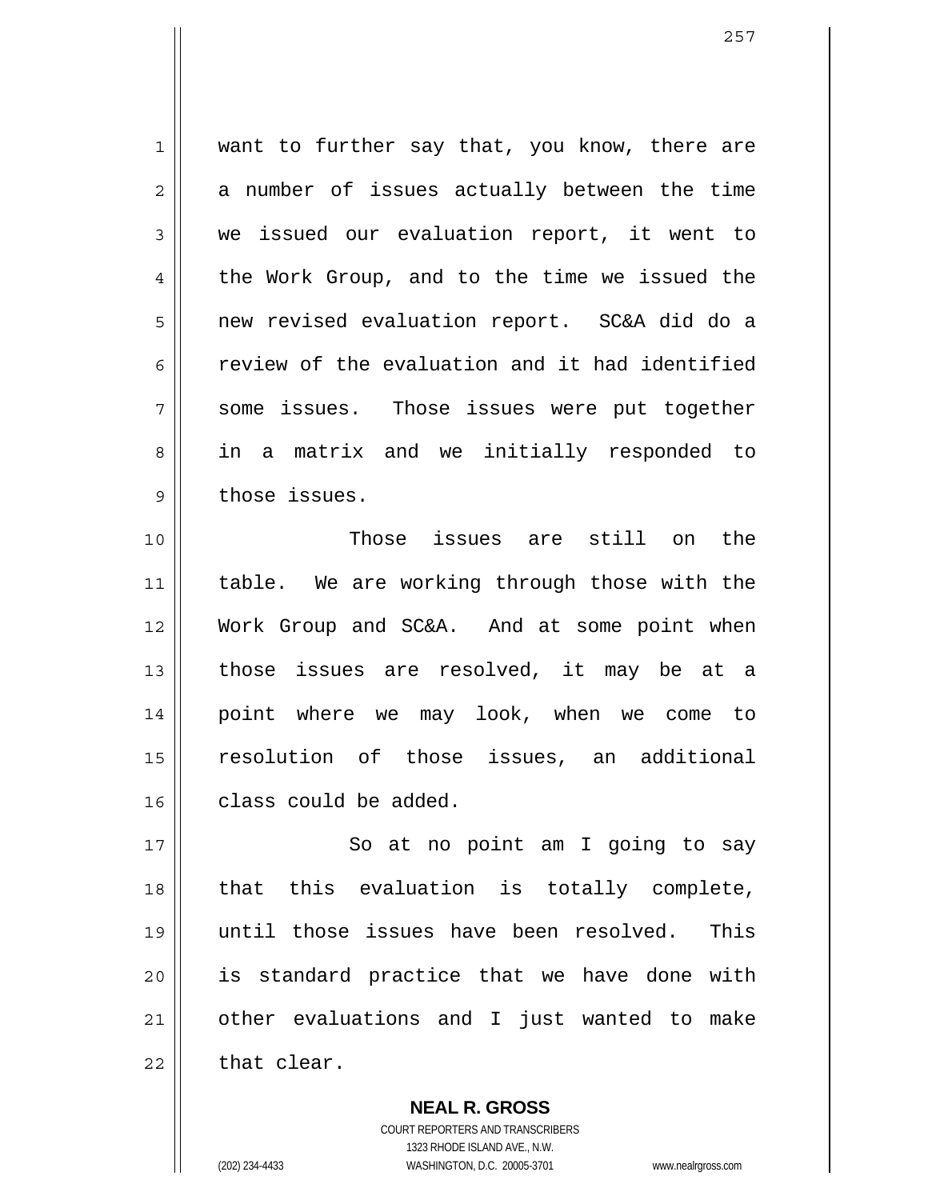want to further say that, you know, there are a number of issues actually between the time we issued our evaluation report, it went to the Work Group, and to the time we issued the new revised evaluation report. SC&A did do a review of the evaluation and it had identified some issues. Those issues were put together in a matrix and we initially responded to those issues.

Those issues are still on the table. We are working through those with the Work Group and SC&A. And at some point when those issues are resolved, it may be at a point where we may look, when we come to resolution of those issues, an additional class could be added.

So at no point am I going to say that this evaluation is totally complete, until those issues have been resolved. This is standard practice that we have done with other evaluations and I just wanted to make that clear.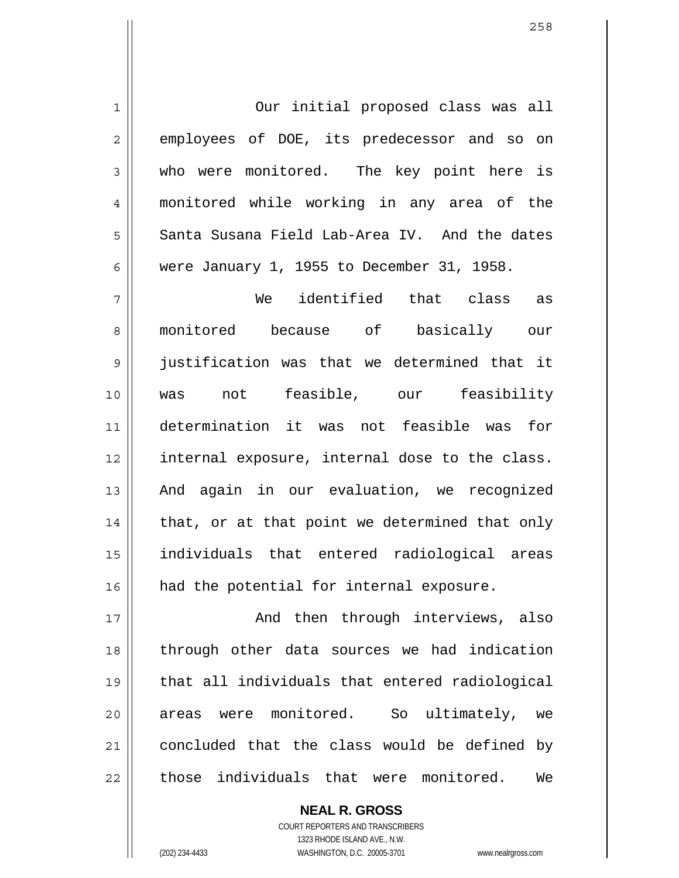Our initial proposed class was all employees of DOE, its predecessor and so on who were monitored. The key point here is monitored while working in any area of the Santa Susana Field Lab-Area IV. And the dates were January 1, 1955 to December 31, 1958.

We identified that class as monitored because of basically our justification was that we determined that it was not feasible, our feasibility determination it was not feasible was for internal exposure, internal dose to the class. And again in our evaluation, we recognized that, or at that point we determined that only individuals that entered radiological areas had the potential for internal exposure.

And then through interviews, also through other data sources we had indication that all individuals that entered radiological areas were monitored. So ultimately, we concluded that the class would be defined by those individuals that were monitored. We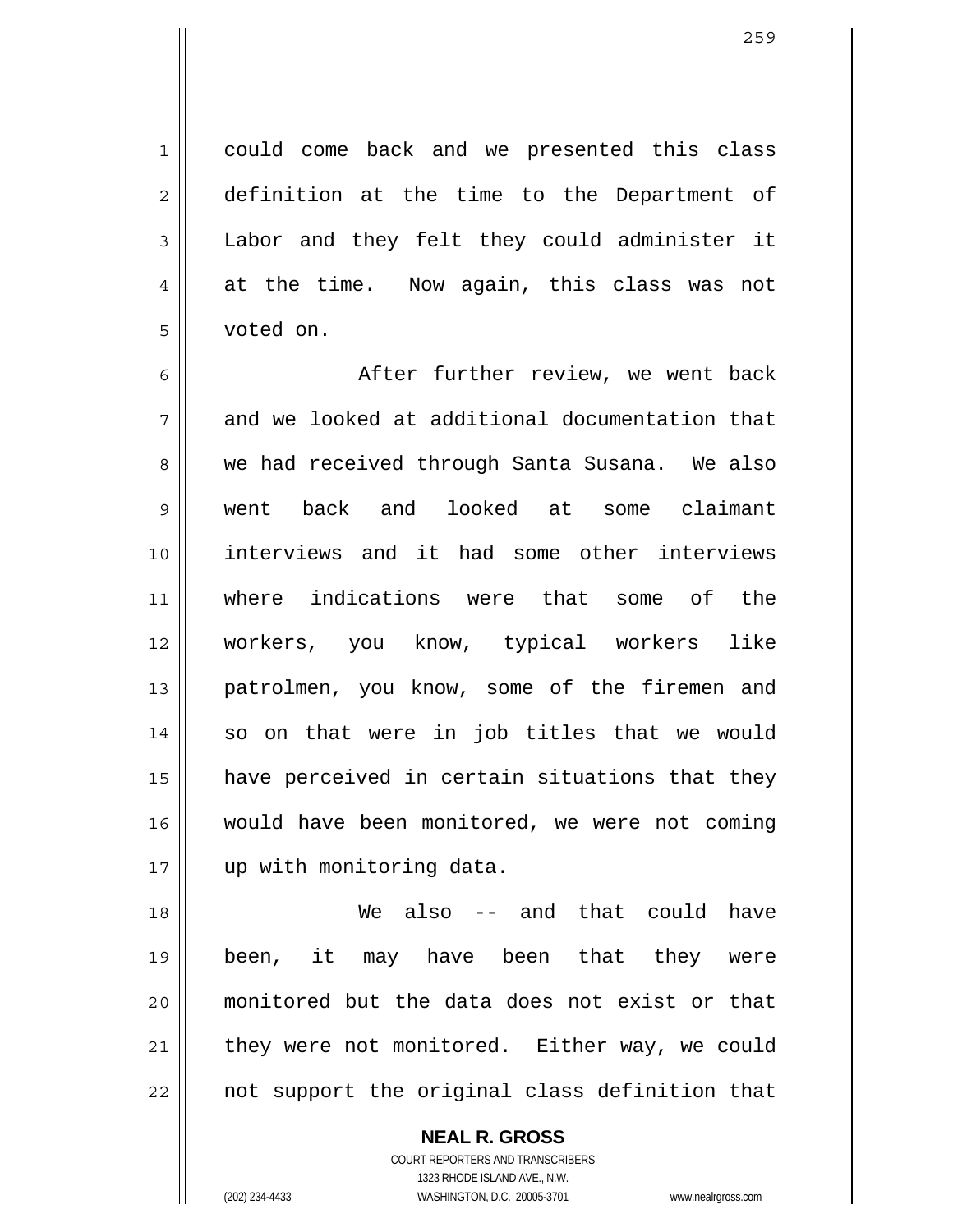could come back and we presented this class definition at the time to the Department of Labor and they felt they could administer it at the time. Now again, this class was not voted on.

After further review, we went back and we looked at additional documentation that we had received through Santa Susana. We also went back and looked at some claimant interviews and it had some other interviews where indications were that some of the workers, you know, typical workers like patrolmen, you know, some of the firemen and so on that were in job titles that we would have perceived in certain situations that they would have been monitored, we were not coming up with monitoring data.

We also -- and that could have been, it may have been that they were monitored but the data does not exist or that they were not monitored. Either way, we could not support the original class definition that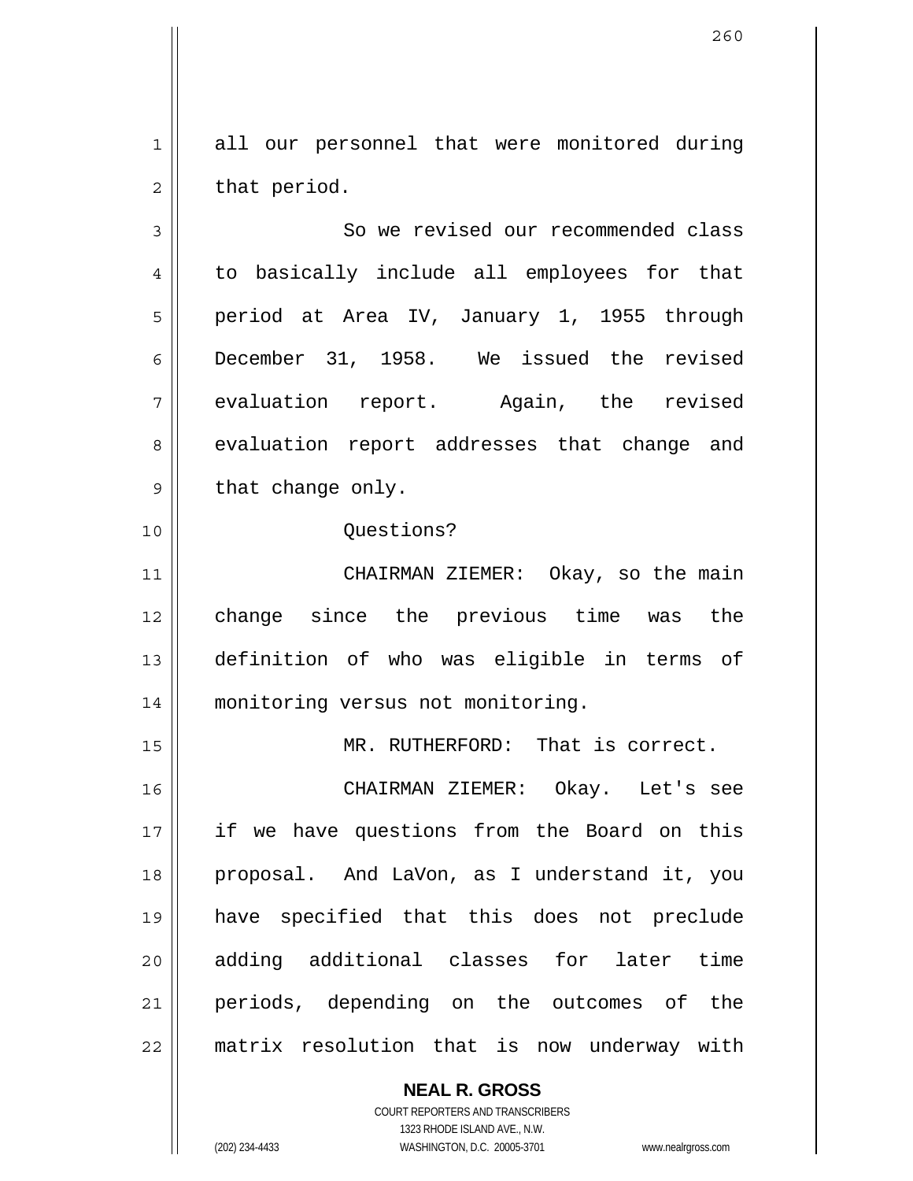all our personnel that were monitored during that period.

So we revised our recommended class to basically include all employees for that period at Area IV, January 1, 1955 through December 31, 1958. We issued the revised evaluation report. Again, the revised evaluation report addresses that change and that change only.

Questions?

CHAIRMAN ZIEMER: Okay, so the main change since the previous time was the definition of who was eligible in terms of monitoring versus not monitoring.

MR. RUTHERFORD: That is correct.

CHAIRMAN ZIEMER: Okay. Let's see if we have questions from the Board on this proposal. And LaVon, as I understand it, you have specified that this does not preclude adding additional classes for later time periods, depending on the outcomes of the matrix resolution that is now underway with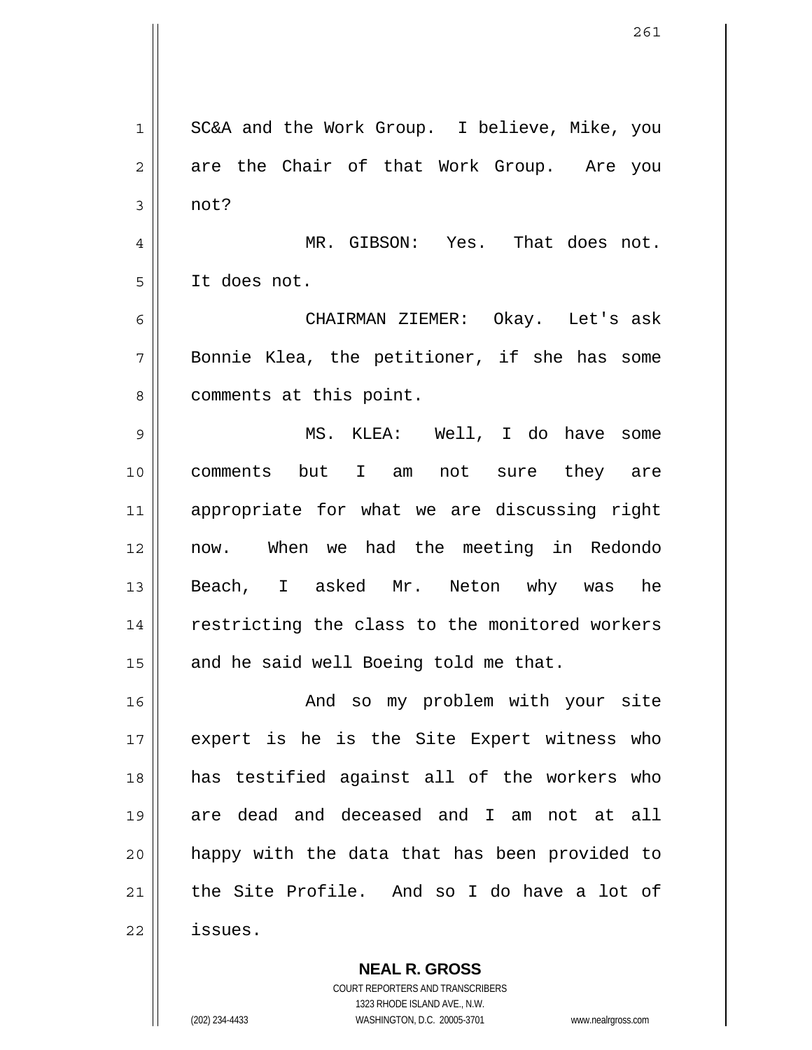SC&A and the Work Group. I believe, Mike, you are the Chair of that Work Group. Are you not?

MR. GIBSON: Yes. That does not. It does not.

CHAIRMAN ZIEMER: Okay. Let's ask Bonnie Klea, the petitioner, if she has some comments at this point.

MS. KLEA: Well, I do have some comments but I am not sure they are appropriate for what we are discussing right now. When we had the meeting in Redondo Beach, I asked Mr. Neton why was he restricting the class to the monitored workers and he said well Boeing told me that.

And so my problem with your site expert is he is the Site Expert witness who has testified against all of the workers who are dead and deceased and I am not at all happy with the data that has been provided to the Site Profile. And so I do have a lot of issues.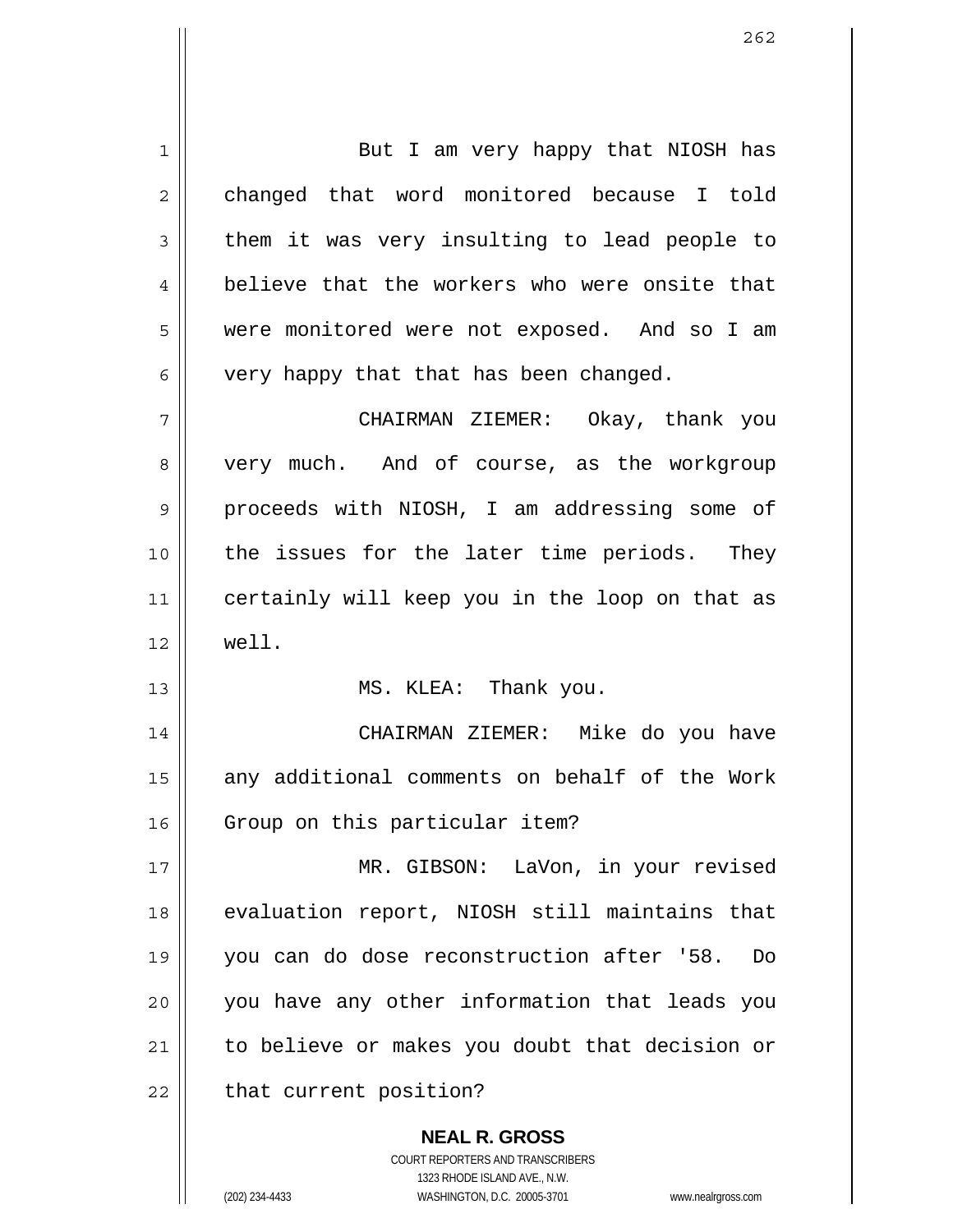But I am very happy that NIOSH has changed that word monitored because I told them it was very insulting to lead people to believe that the workers who were onsite that were monitored were not exposed. And so I am very happy that that has been changed.

CHAIRMAN ZIEMER: Okay, thank you very much. And of course, as the workgroup proceeds with NIOSH, I am addressing some of the issues for the later time periods. They certainly will keep you in the loop on that as well.

MS. KLEA: Thank you.

CHAIRMAN ZIEMER: Mike do you have any additional comments on behalf of the Work Group on this particular item?

MR. GIBSON: LaVon, in your revised evaluation report, NIOSH still maintains that you can do dose reconstruction after '58. Do you have any other information that leads you to believe or makes you doubt that decision or that current position?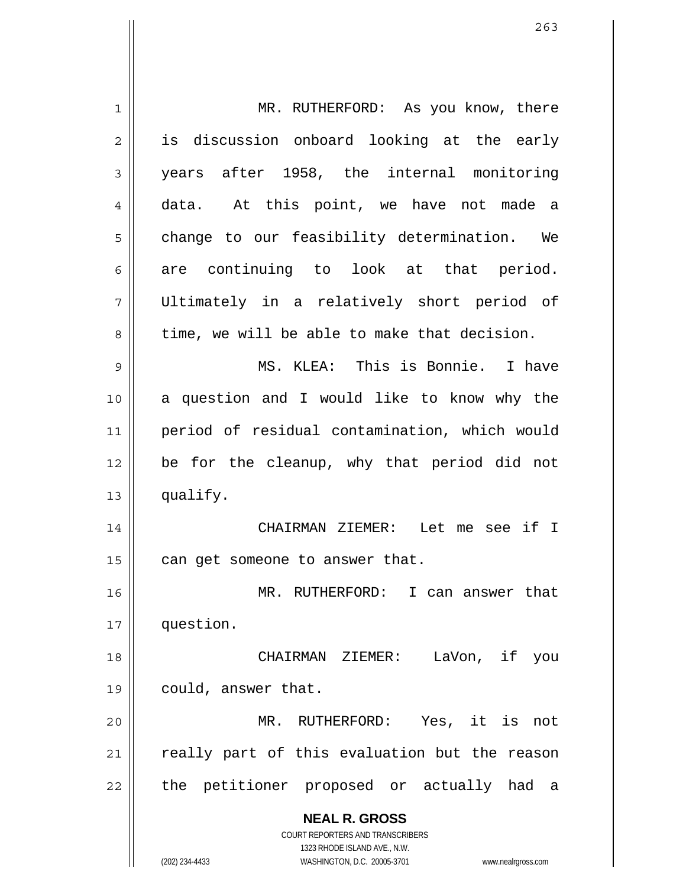MR. RUTHERFORD: As you know, there is discussion onboard looking at the early years after 1958, the internal monitoring data. At this point, we have not made a change to our feasibility determination. We are continuing to look at that period. Ultimately in a relatively short period of time, we will be able to make that decision.

MS. KLEA: This is Bonnie. I have a question and I would like to know why the period of residual contamination, which would be for the cleanup, why that period did not qualify.

CHAIRMAN ZIEMER: Let me see if I can get someone to answer that.

MR. RUTHERFORD: I can answer that question.

CHAIRMAN ZIEMER: LaVon, if you could, answer that.

MR. RUTHERFORD: Yes, it is not really part of this evaluation but the reason the petitioner proposed or actually had a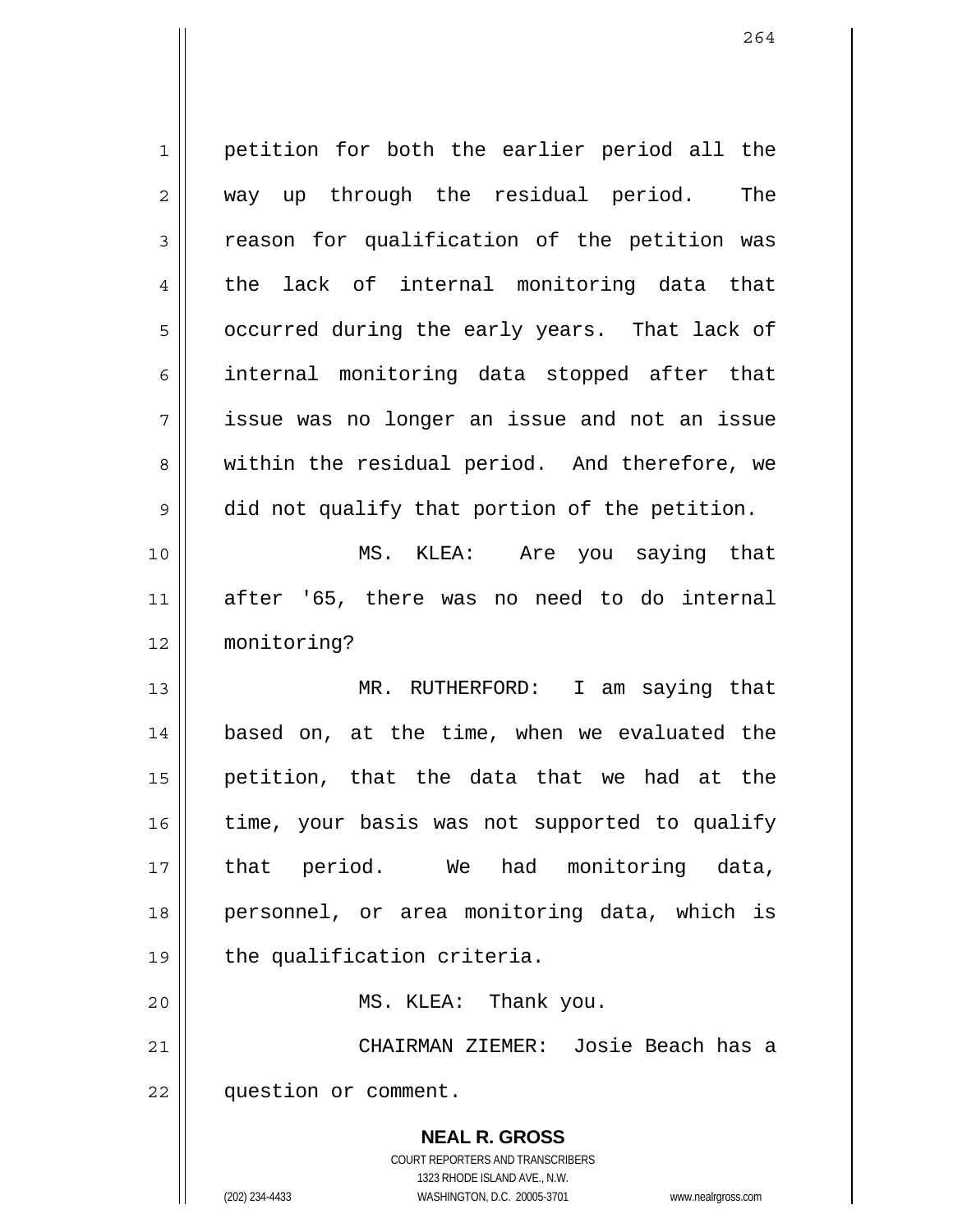petition for both the earlier period all the way up through the residual period. The reason for qualification of the petition was the lack of internal monitoring data that occurred during the early years. That lack of internal monitoring data stopped after that issue was no longer an issue and not an issue within the residual period. And therefore, we did not qualify that portion of the petition.

MS. KLEA: Are you saying that after '65, there was no need to do internal monitoring?

MR. RUTHERFORD: I am saying that based on, at the time, when we evaluated the petition, that the data that we had at the time, your basis was not supported to qualify that period. We had monitoring data, personnel, or area monitoring data, which is the qualification criteria.

MS. KLEA: Thank you.

CHAIRMAN ZIEMER: Josie Beach has a question or comment.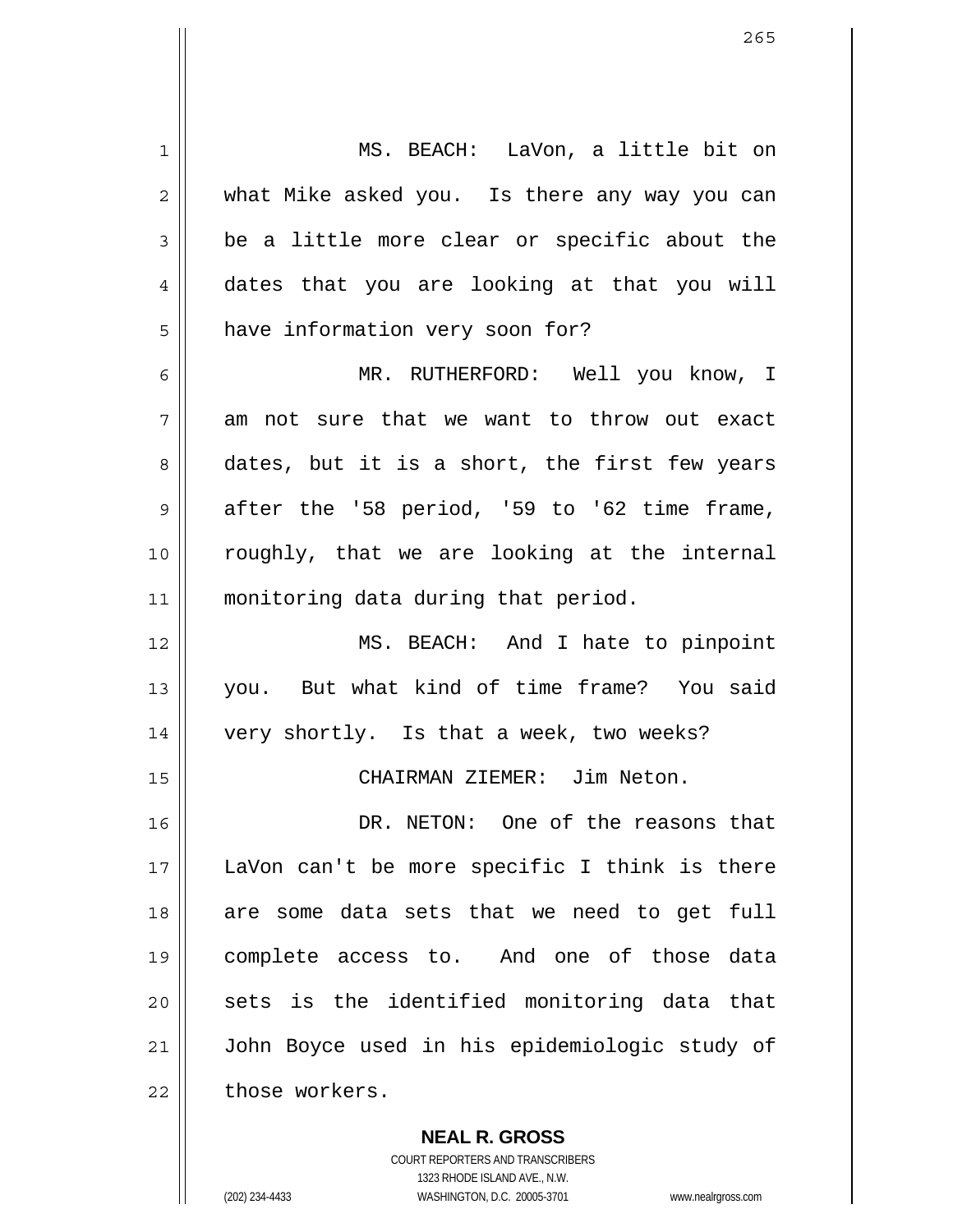MS. BEACH: LaVon, a little bit on what Mike asked you. Is there any way you can be a little more clear or specific about the dates that you are looking at that you will have information very soon for?

MR. RUTHERFORD: Well you know, I am not sure that we want to throw out exact dates, but it is a short, the first few years after the '58 period, '59 to '62 time frame, roughly, that we are looking at the internal monitoring data during that period.

MS. BEACH: And I hate to pinpoint you. But what kind of time frame? You said very shortly. Is that a week, two weeks?

CHAIRMAN ZIEMER: Jim Neton.

DR. NETON: One of the reasons that LaVon can't be more specific I think is there are some data sets that we need to get full complete access to. And one of those data sets is the identified monitoring data that John Boyce used in his epidemiologic study of those workers.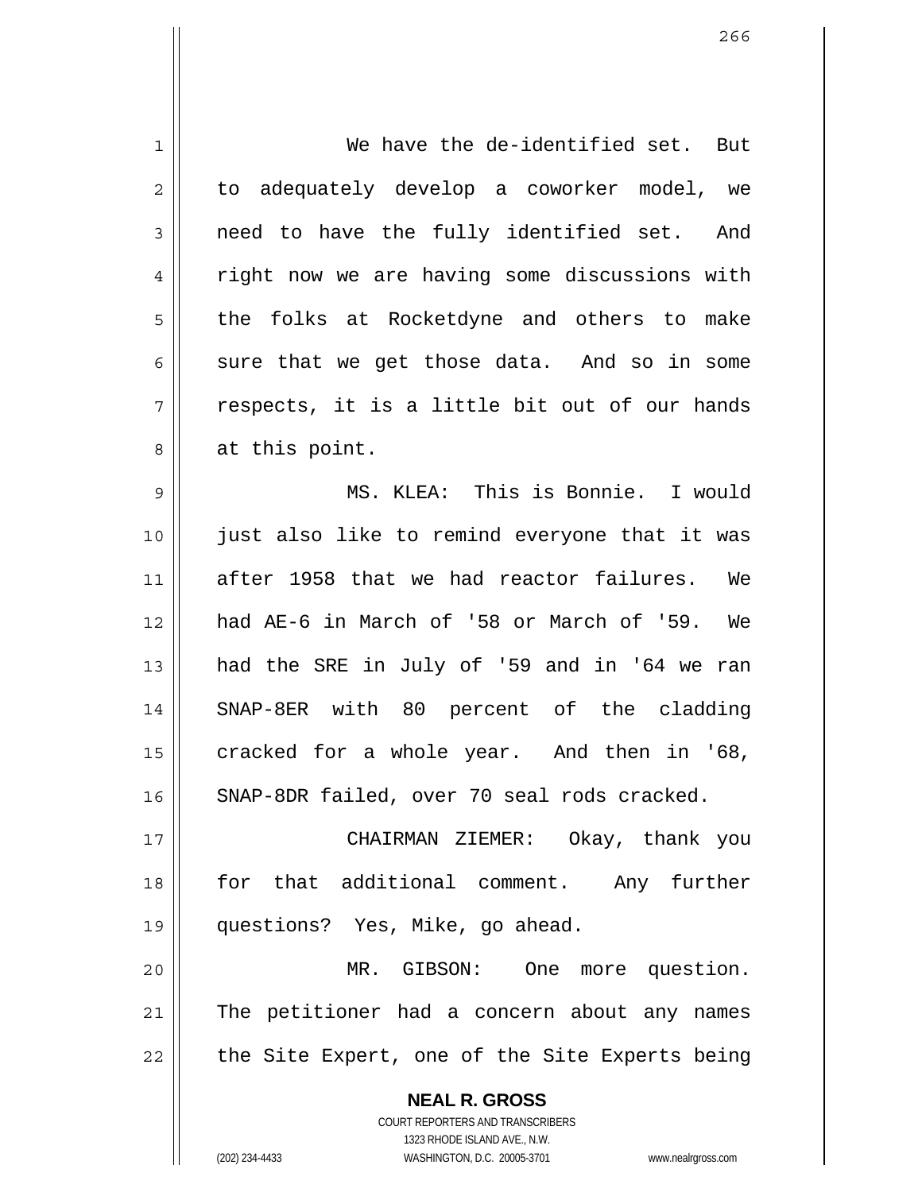We have the de-identified set. But to adequately develop a coworker model, we need to have the fully identified set. And right now we are having some discussions with the folks at Rocketdyne and others to make sure that we get those data. And so in some respects, it is a little bit out of our hands at this point.

MS. KLEA: This is Bonnie. I would just also like to remind everyone that it was after 1958 that we had reactor failures. We had AE-6 in March of '58 or March of '59. We had the SRE in July of '59 and in '64 we ran SNAP-8ER with 80 percent of the cladding cracked for a whole year. And then in '68, SNAP-8DR failed, over 70 seal rods cracked.

CHAIRMAN ZIEMER: Okay, thank you for that additional comment. Any further questions? Yes, Mike, go ahead.

MR. GIBSON: One more question. The petitioner had a concern about any names the Site Expert, one of the Site Experts being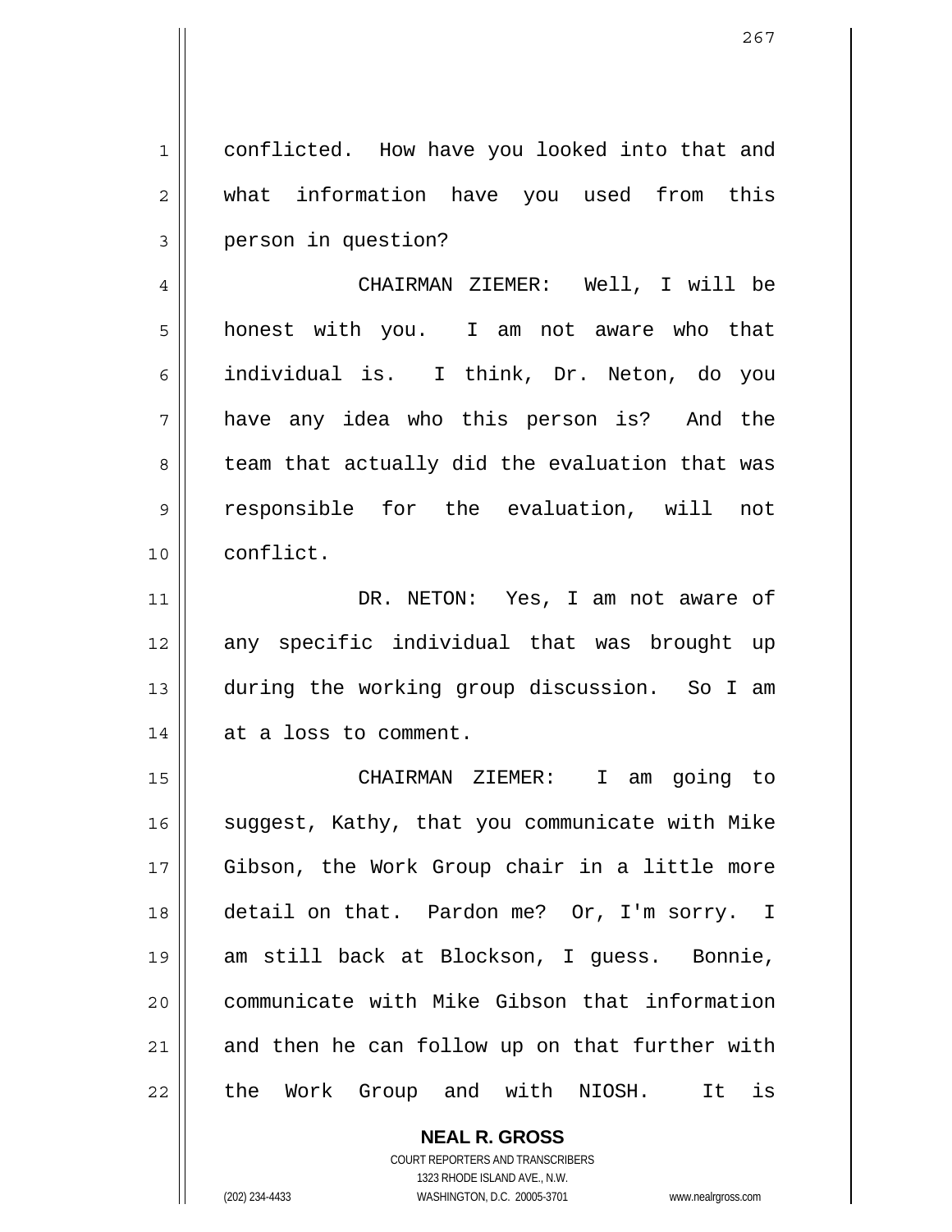conflicted. How have you looked into that and what information have you used from this person in question?

CHAIRMAN ZIEMER: Well, I will be honest with you. I am not aware who that individual is. I think, Dr. Neton, do you have any idea who this person is? And the team that actually did the evaluation that was responsible for the evaluation, will not conflict.

DR. NETON: Yes, I am not aware of any specific individual that was brought up during the working group discussion. So I am at a loss to comment.

CHAIRMAN ZIEMER: I am going to suggest, Kathy, that you communicate with Mike Gibson, the Work Group chair in a little more detail on that. Pardon me? Or, I'm sorry. I am still back at Blockson, I guess. Bonnie, communicate with Mike Gibson that information and then he can follow up on that further with the Work Group and with NIOSH. It is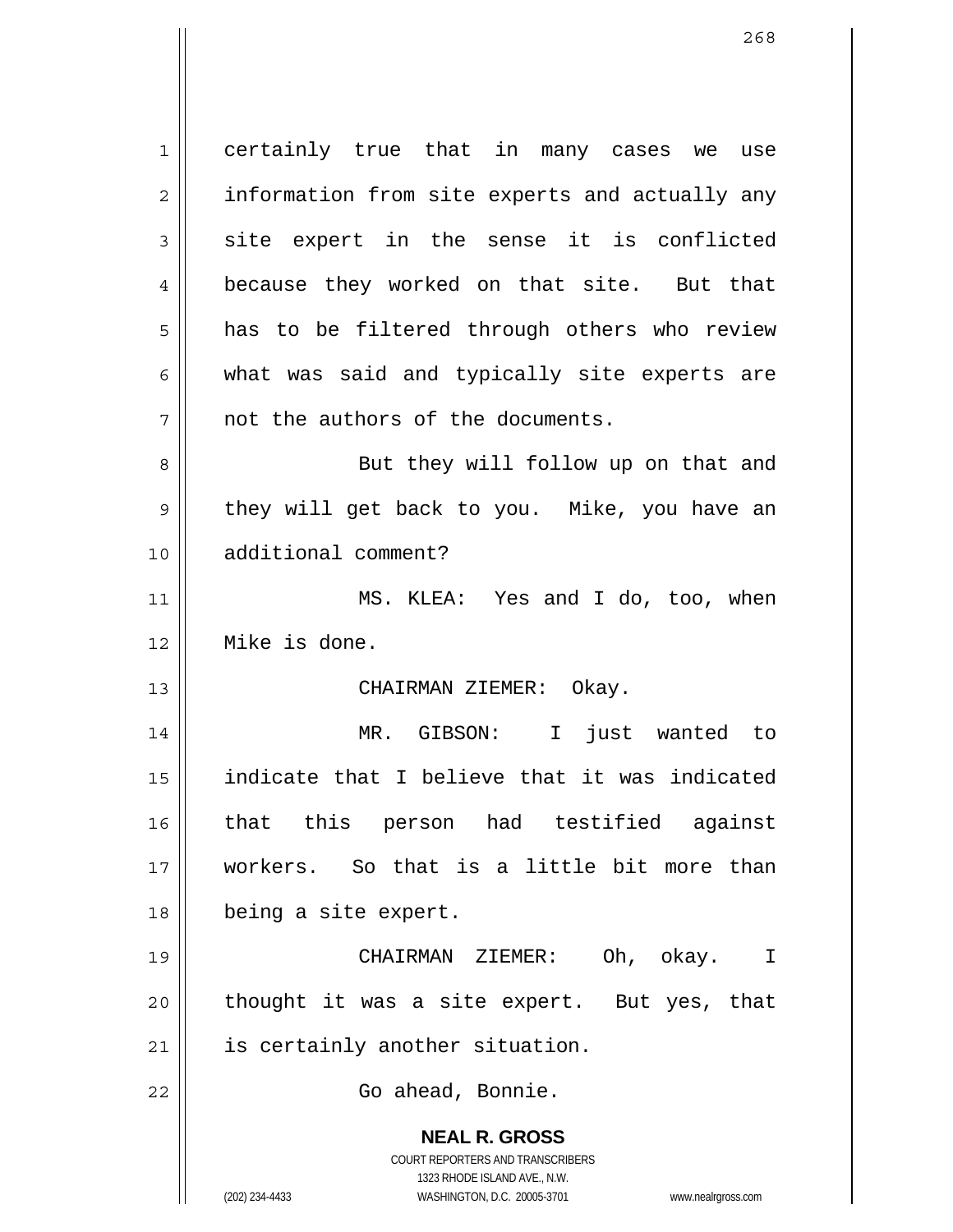certainly true that in many cases we use information from site experts and actually any site expert in the sense it is conflicted because they worked on that site. But that has to be filtered through others who review what was said and typically site experts are not the authors of the documents.

But they will follow up on that and they will get back to you. Mike, you have an additional comment?

MS. KLEA: Yes and I do, too, when Mike is done.

CHAIRMAN ZIEMER: Okay.

MR. GIBSON: I just wanted to indicate that I believe that it was indicated that this person had testified against workers. So that is a little bit more than being a site expert.

CHAIRMAN ZIEMER: Oh, okay. I thought it was a site expert. But yes, that is certainly another situation.

Go ahead, Bonnie.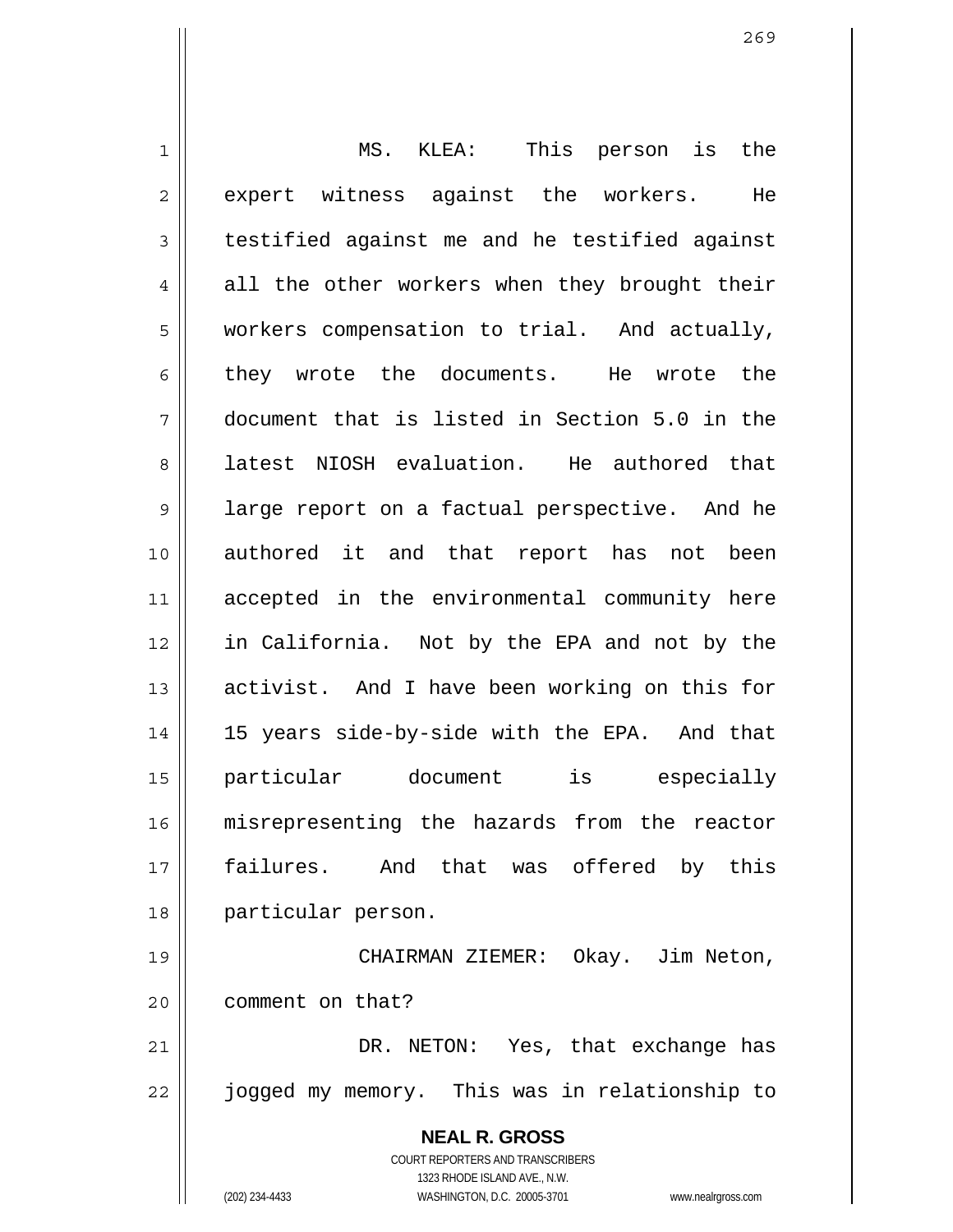MS. KLEA: This person is the expert witness against the workers. He testified against me and he testified against all the other workers when they brought their workers compensation to trial. And actually, they wrote the documents. He wrote the document that is listed in Section 5.0 in the latest NIOSH evaluation. He authored that large report on a factual perspective. And he authored it and that report has not been accepted in the environmental community here in California. Not by the EPA and not by the activist. And I have been working on this for 15 years side-by-side with the EPA. And that particular document is especially misrepresenting the hazards from the reactor failures. And that was offered by this particular person.

CHAIRMAN ZIEMER: Okay. Jim Neton, comment on that?

DR. NETON: Yes, that exchange has jogged my memory. This was in relationship to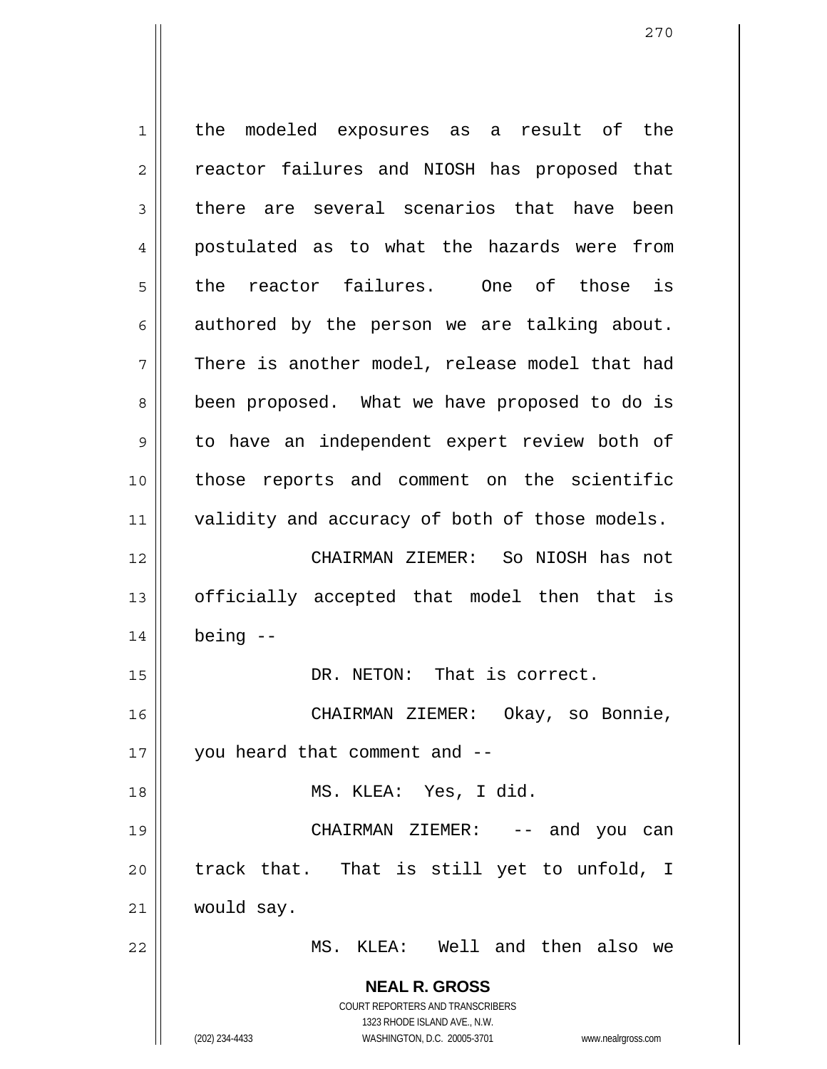the modeled exposures as a result of the reactor failures and NIOSH has proposed that there are several scenarios that have been postulated as to what the hazards were from the reactor failures. One of those is authored by the person we are talking about. There is another model, release model that had been proposed. What we have proposed to do is to have an independent expert review both of those reports and comment on the scientific validity and accuracy of both of those models.

CHAIRMAN ZIEMER: So NIOSH has not officially accepted that model then that is being --

DR. NETON: That is correct.

CHAIRMAN ZIEMER: Okay, so Bonnie, you heard that comment and --

MS. KLEA: Yes, I did.

CHAIRMAN ZIEMER: -- and you can track that. That is still yet to unfold, I would say.

MS. KLEA: Well and then also we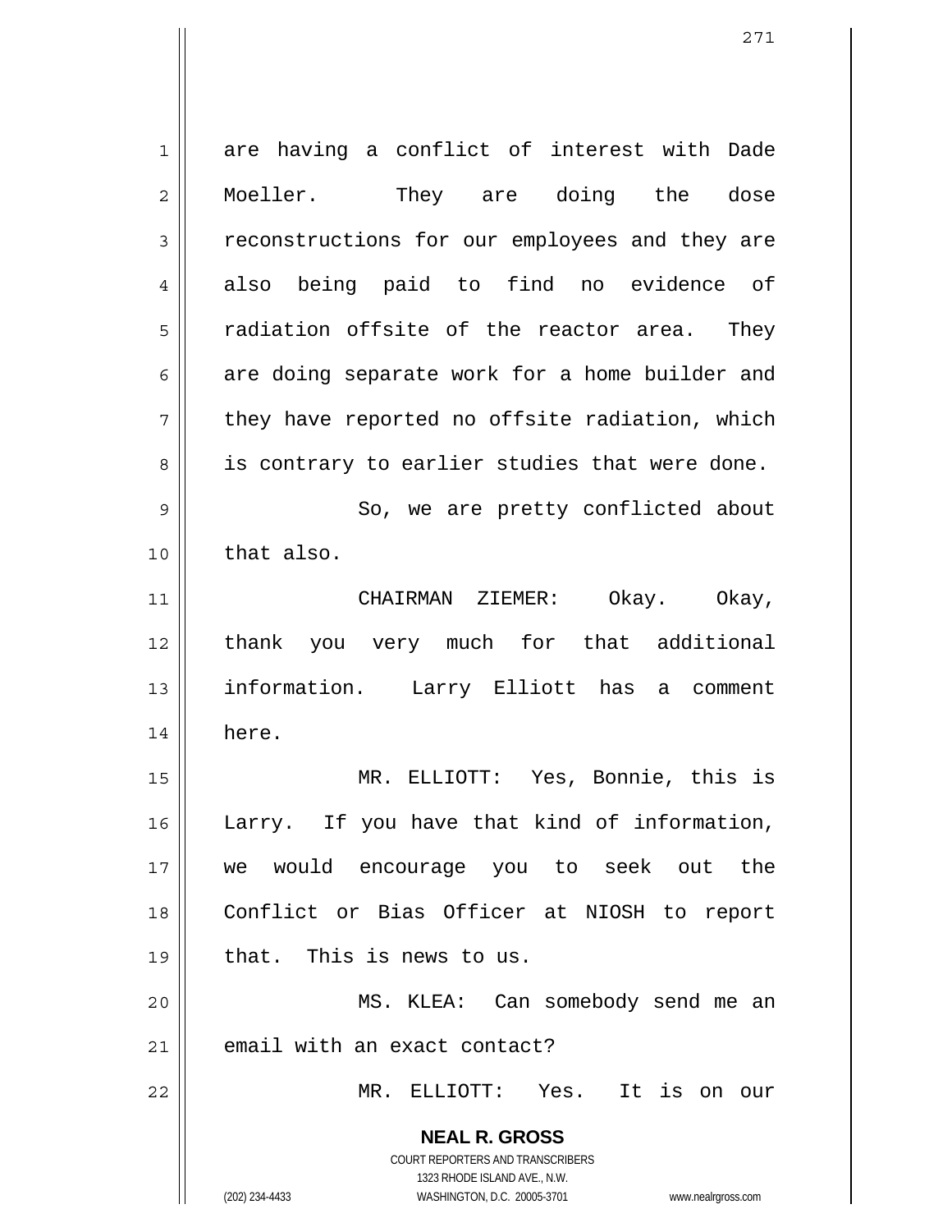are having a conflict of interest with Dade Moeller. They are doing the dose reconstructions for our employees and they are also being paid to find no evidence of radiation offsite of the reactor area. They are doing separate work for a home builder and they have reported no offsite radiation, which is contrary to earlier studies that were done.

So, we are pretty conflicted about that also.

CHAIRMAN ZIEMER: Okay. Okay, thank you very much for that additional information. Larry Elliott has a comment here.

MR. ELLIOTT: Yes, Bonnie, this is Larry. If you have that kind of information, we would encourage you to seek out the Conflict or Bias Officer at NIOSH to report that. This is news to us.

MS. KLEA: Can somebody send me an email with an exact contact?

MR. ELLIOTT: Yes. It is on our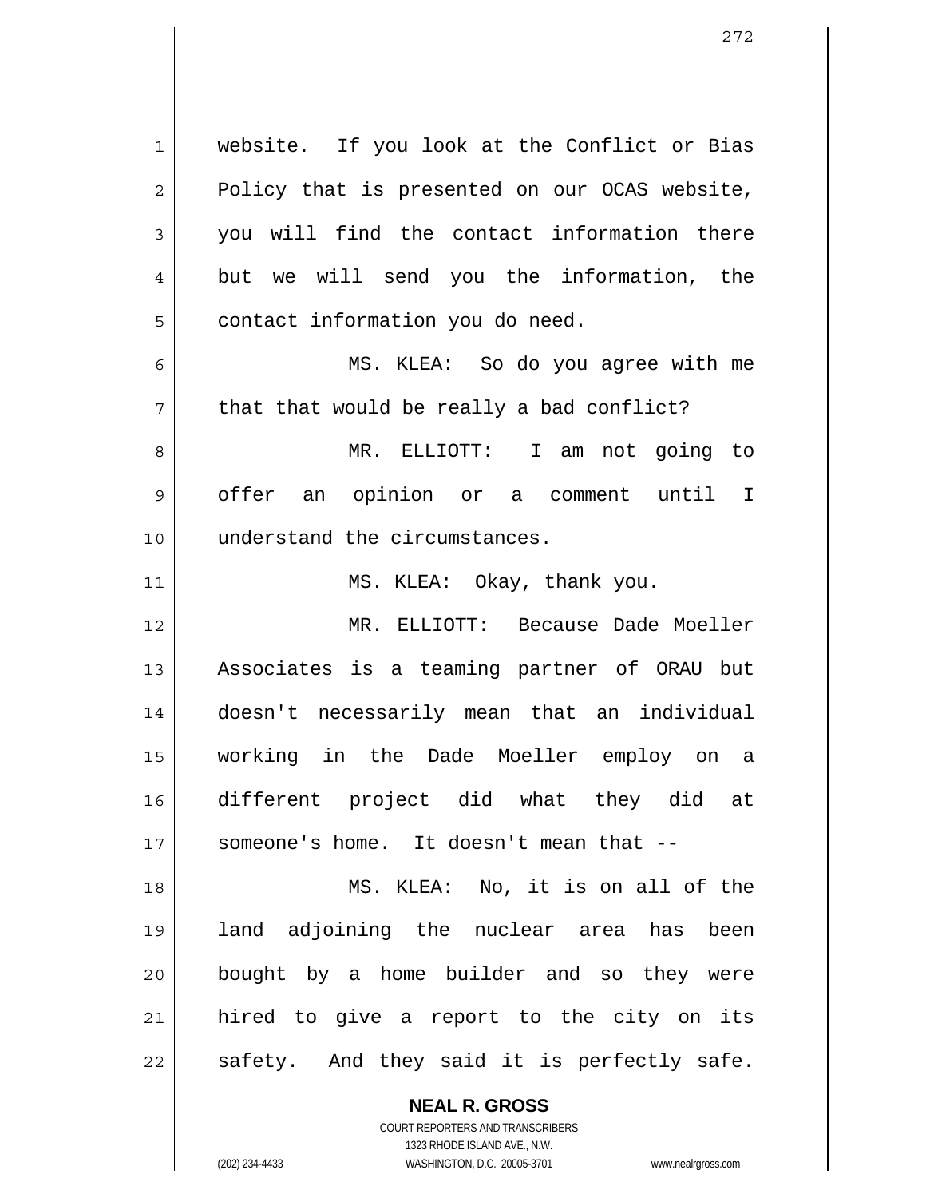website. If you look at the Conflict or Bias Policy that is presented on our OCAS website, you will find the contact information there but we will send you the information, the contact information you do need.

MS. KLEA: So do you agree with me that that would be really a bad conflict?

MR. ELLIOTT: I am not going to offer an opinion or a comment until I understand the circumstances.

MS. KLEA: Okay, thank you.

MR. ELLIOTT: Because Dade Moeller Associates is a teaming partner of ORAU but doesn't necessarily mean that an individual working in the Dade Moeller employ on a different project did what they did at someone's home. It doesn't mean that --

MS. KLEA: No, it is on all of the land adjoining the nuclear area has been bought by a home builder and so they were hired to give a report to the city on its safety. And they said it is perfectly safe.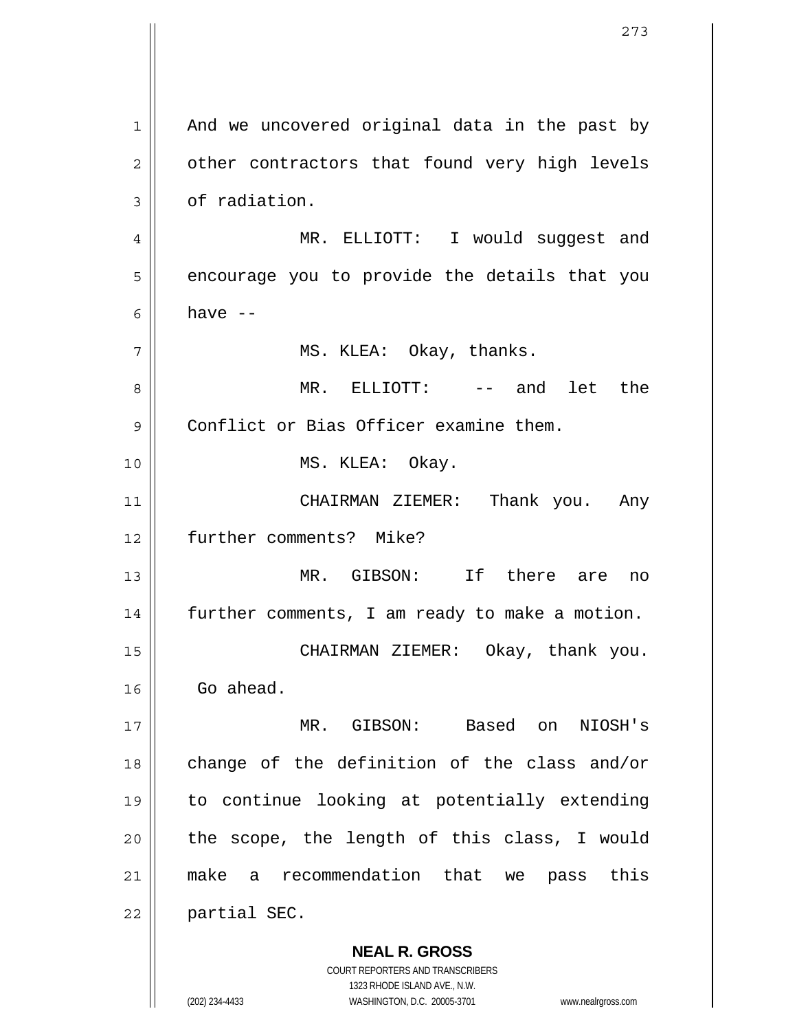And we uncovered original data in the past by other contractors that found very high levels of radiation.

MR. ELLIOTT: I would suggest and encourage you to provide the details that you have --

MS. KLEA: Okay, thanks.

MR. ELLIOTT: -- and let the Conflict or Bias Officer examine them.

MS. KLEA: Okay.

CHAIRMAN ZIEMER: Thank you. Any further comments? Mike?

MR. GIBSON: If there are no further comments, I am ready to make a motion.

CHAIRMAN ZIEMER: Okay, thank you. Go ahead.

MR. GIBSON: Based on NIOSH's change of the definition of the class and/or to continue looking at potentially extending the scope, the length of this class, I would make a recommendation that we pass this partial SEC.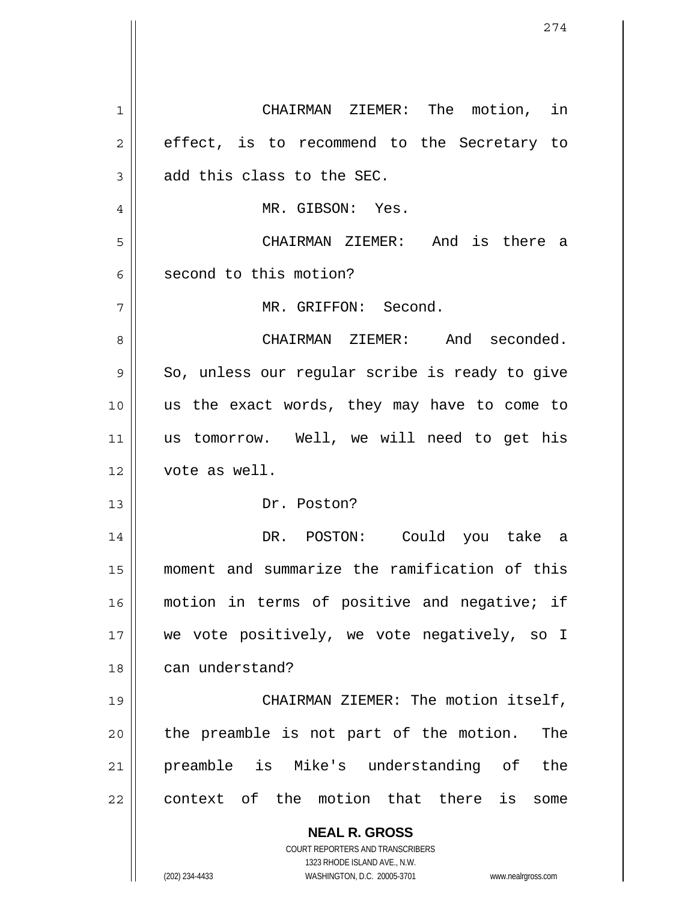CHAIRMAN ZIEMER: The motion, in effect, is to recommend to the Secretary to add this class to the SEC.

MR. GIBSON: Yes.

CHAIRMAN ZIEMER: And is there a second to this motion?

MR. GRIFFON: Second.

CHAIRMAN ZIEMER: And seconded. So, unless our regular scribe is ready to give us the exact words, they may have to come to us tomorrow. Well, we will need to get his vote as well.

Dr. Poston?

DR. POSTON: Could you take a moment and summarize the ramification of this motion in terms of positive and negative; if we vote positively, we vote negatively, so I can understand?

CHAIRMAN ZIEMER: The motion itself, the preamble is not part of the motion. The preamble is Mike's understanding of the context of the motion that there is some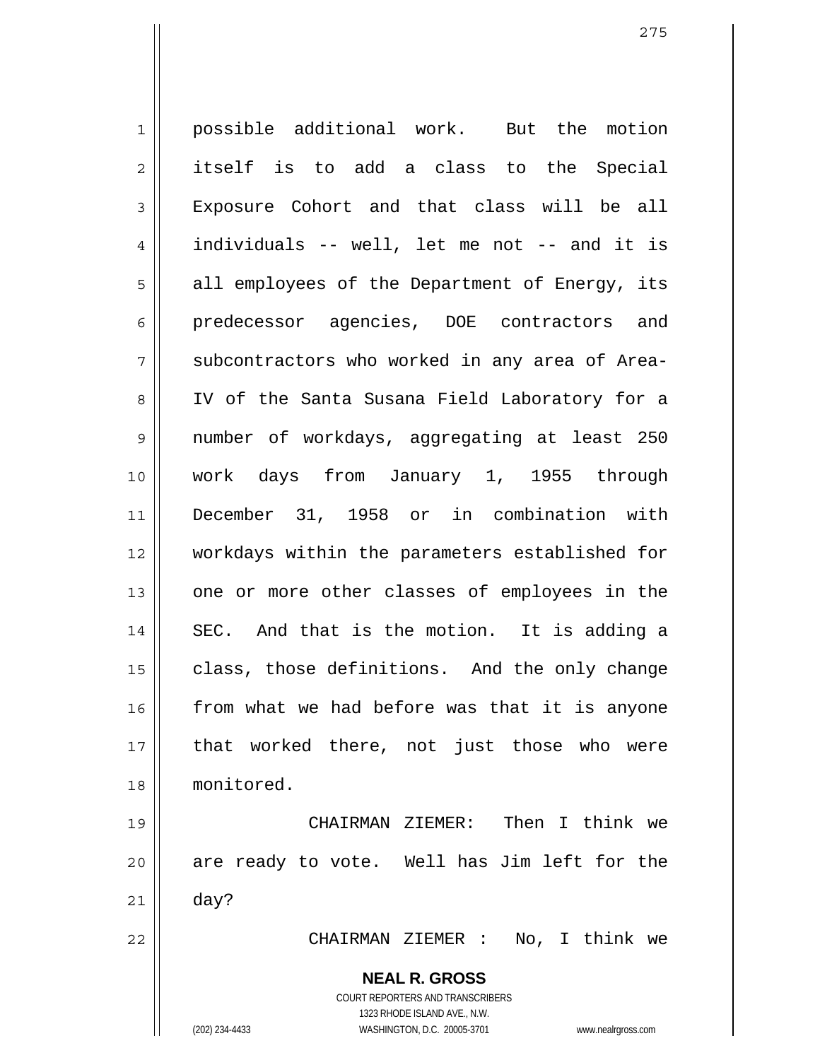possible additional work. But the motion itself is to add a class to the Special Exposure Cohort and that class will be all individuals -- well, let me not -- and it is all employees of the Department of Energy, its predecessor agencies, DOE contractors and subcontractors who worked in any area of Area-IV of the Santa Susana Field Laboratory for a number of workdays, aggregating at least 250 work days from January 1, 1955 through December 31, 1958 or in combination with workdays within the parameters established for one or more other classes of employees in the SEC. And that is the motion. It is adding a class, those definitions. And the only change from what we had before was that it is anyone that worked there, not just those who were monitored.

CHAIRMAN ZIEMER: Then I think we are ready to vote. Well has Jim left for the day?

CHAIRMAN ZIEMER : No, I think we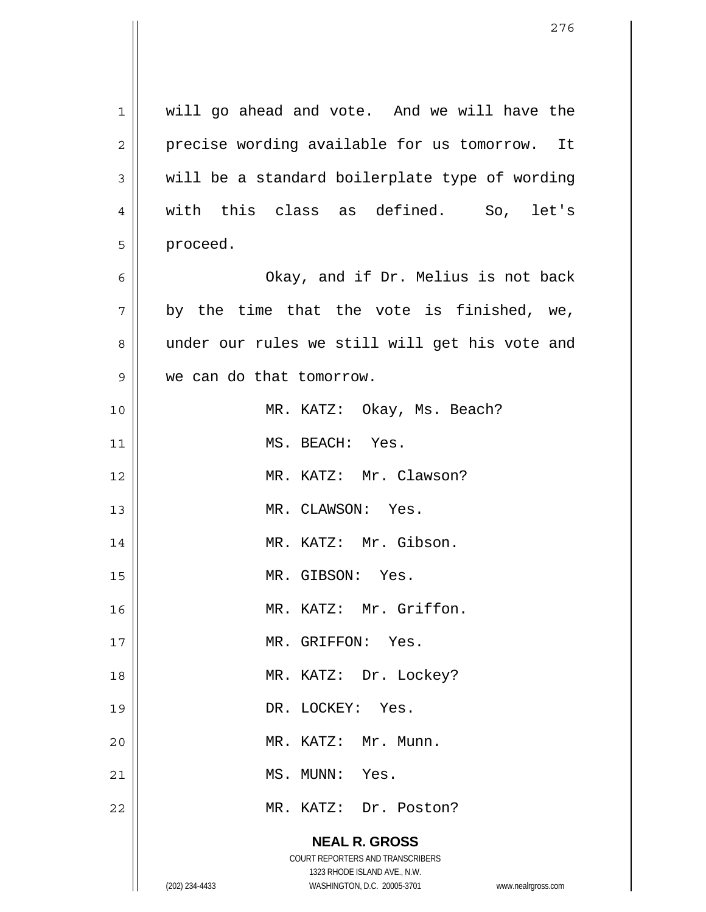will go ahead and vote. And we will have the precise wording available for us tomorrow. It will be a standard boilerplate type of wording with this class as defined. So, let's proceed.

Okay, and if Dr. Melius is not back by the time that the vote is finished, we, under our rules we still will get his vote and we can do that tomorrow.

MR. KATZ: Okay, Ms. Beach?

MS. BEACH: Yes.

MR. KATZ: Mr. Clawson?

MR. CLAWSON: Yes.

MR. KATZ: Mr. Gibson.

MR. GIBSON: Yes.

MR. KATZ: Mr. Griffon.

MR. GRIFFON: Yes.

MR. KATZ: Dr. Lockey?

DR. LOCKEY: Yes.

MR. KATZ: Mr. Munn.

MS. MUNN: Yes.

MR. KATZ: Dr. Poston?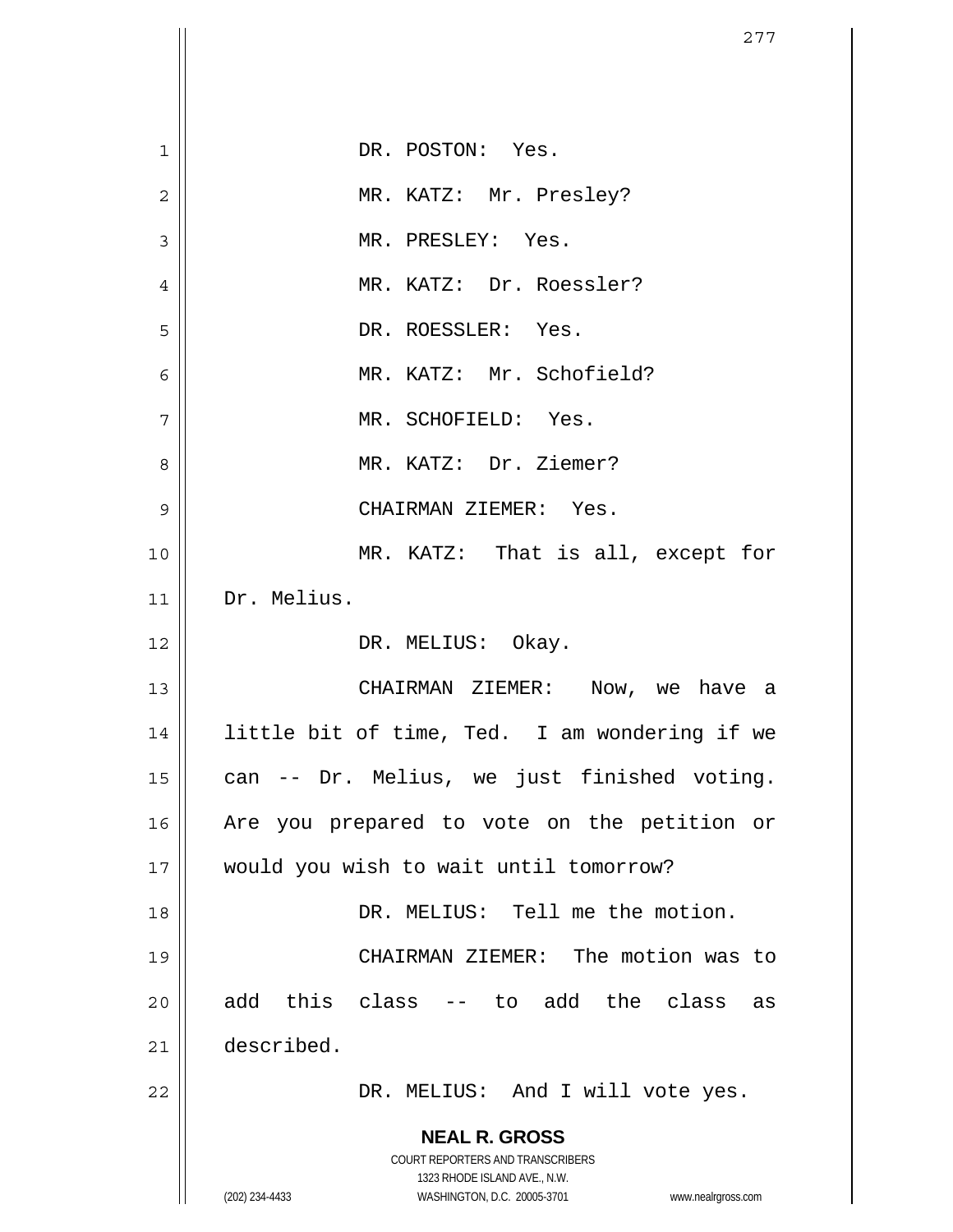DR. POSTON: Yes.

MR. KATZ: Mr. Presley?

MR. PRESLEY: Yes.

MR. KATZ: Dr. Roessler?

DR. ROESSLER: Yes.

MR. KATZ: Mr. Schofield?

MR. SCHOFIELD: Yes.

MR. KATZ: Dr. Ziemer?

CHAIRMAN ZIEMER: Yes.

MR. KATZ: That is all, except for Dr. Melius.

DR. MELIUS: Okay.

CHAIRMAN ZIEMER: Now, we have a little bit of time, Ted. I am wondering if we can -- Dr. Melius, we just finished voting. Are you prepared to vote on the petition or would you wish to wait until tomorrow?

DR. MELIUS: Tell me the motion.

CHAIRMAN ZIEMER: The motion was to add this class -- to add the class as described.

DR. MELIUS: And I will vote yes.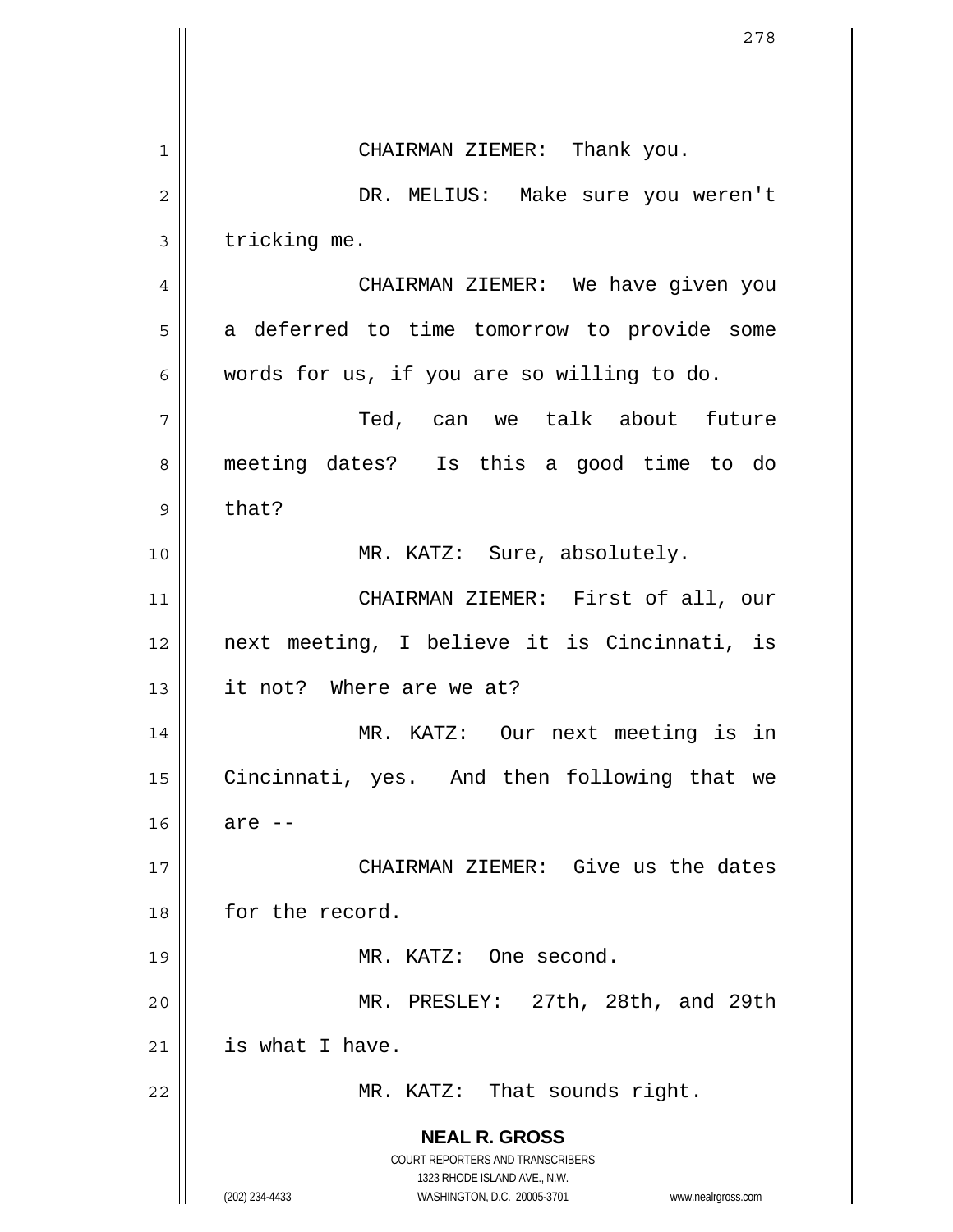CHAIRMAN ZIEMER: Thank you.

DR. MELIUS: Make sure you weren't tricking me.

CHAIRMAN ZIEMER: We have given you a deferred to time tomorrow to provide some words for us, if you are so willing to do.

Ted, can we talk about future meeting dates? Is this a good time to do that?

MR. KATZ: Sure, absolutely.

CHAIRMAN ZIEMER: First of all, our next meeting, I believe it is Cincinnati, is it not? Where are we at?

MR. KATZ: Our next meeting is in Cincinnati, yes. And then following that we are --

CHAIRMAN ZIEMER: Give us the dates for the record.

MR. KATZ: One second.

MR. PRESLEY: 27th, 28th, and 29th is what I have.

MR. KATZ: That sounds right.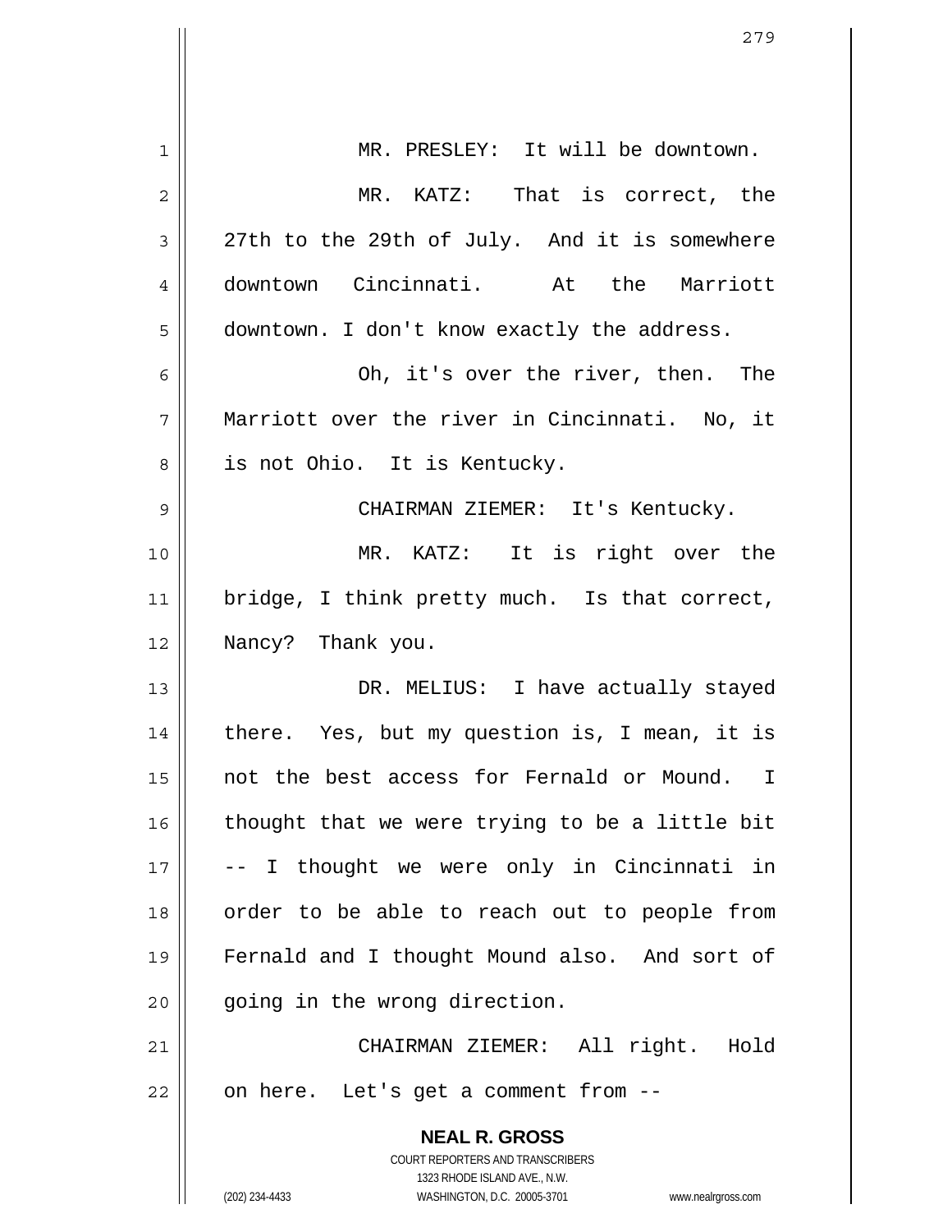MR. PRESLEY: It will be downtown.

MR. KATZ: That is correct, the 27th to the 29th of July. And it is somewhere downtown Cincinnati. At the Marriott downtown. I don't know exactly the address.

Oh, it's over the river, then. The Marriott over the river in Cincinnati. No, it is not Ohio. It is Kentucky.

CHAIRMAN ZIEMER: It's Kentucky.

MR. KATZ: It is right over the bridge, I think pretty much. Is that correct, Nancy? Thank you.

DR. MELIUS: I have actually stayed there. Yes, but my question is, I mean, it is not the best access for Fernald or Mound. I thought that we were trying to be a little bit -- I thought we were only in Cincinnati in order to be able to reach out to people from Fernald and I thought Mound also. And sort of going in the wrong direction.

CHAIRMAN ZIEMER: All right. Hold on here. Let's get a comment from --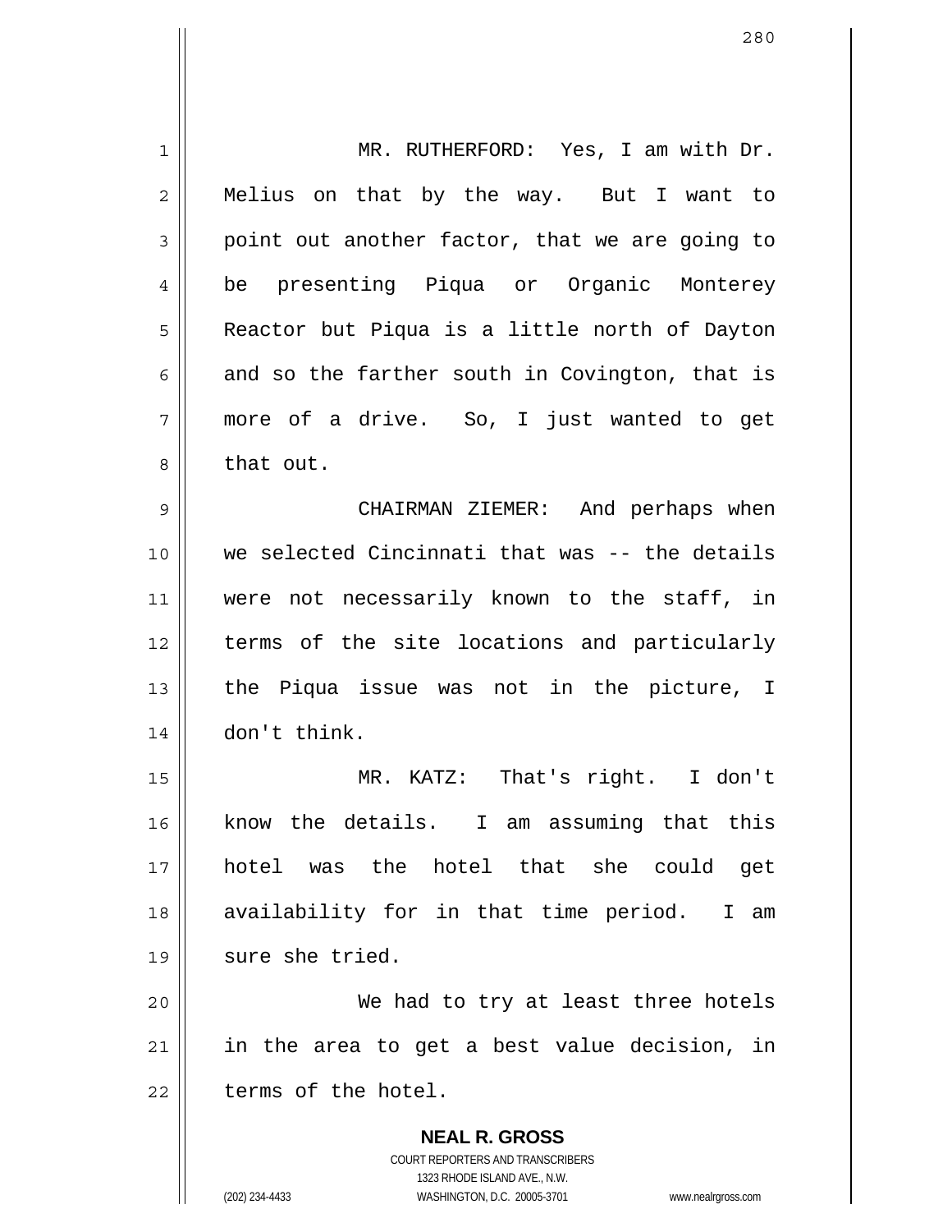MR. RUTHERFORD: Yes, I am with Dr. Melius on that by the way. But I want to point out another factor, that we are going to be presenting Piqua or Organic Monterey Reactor but Piqua is a little north of Dayton and so the farther south in Covington, that is more of a drive. So, I just wanted to get that out.

CHAIRMAN ZIEMER: And perhaps when we selected Cincinnati that was -- the details were not necessarily known to the staff, in terms of the site locations and particularly the Piqua issue was not in the picture, I don't think.

MR. KATZ: That's right. I don't know the details. I am assuming that this hotel was the hotel that she could get availability for in that time period. I am sure she tried.

We had to try at least three hotels in the area to get a best value decision, in terms of the hotel.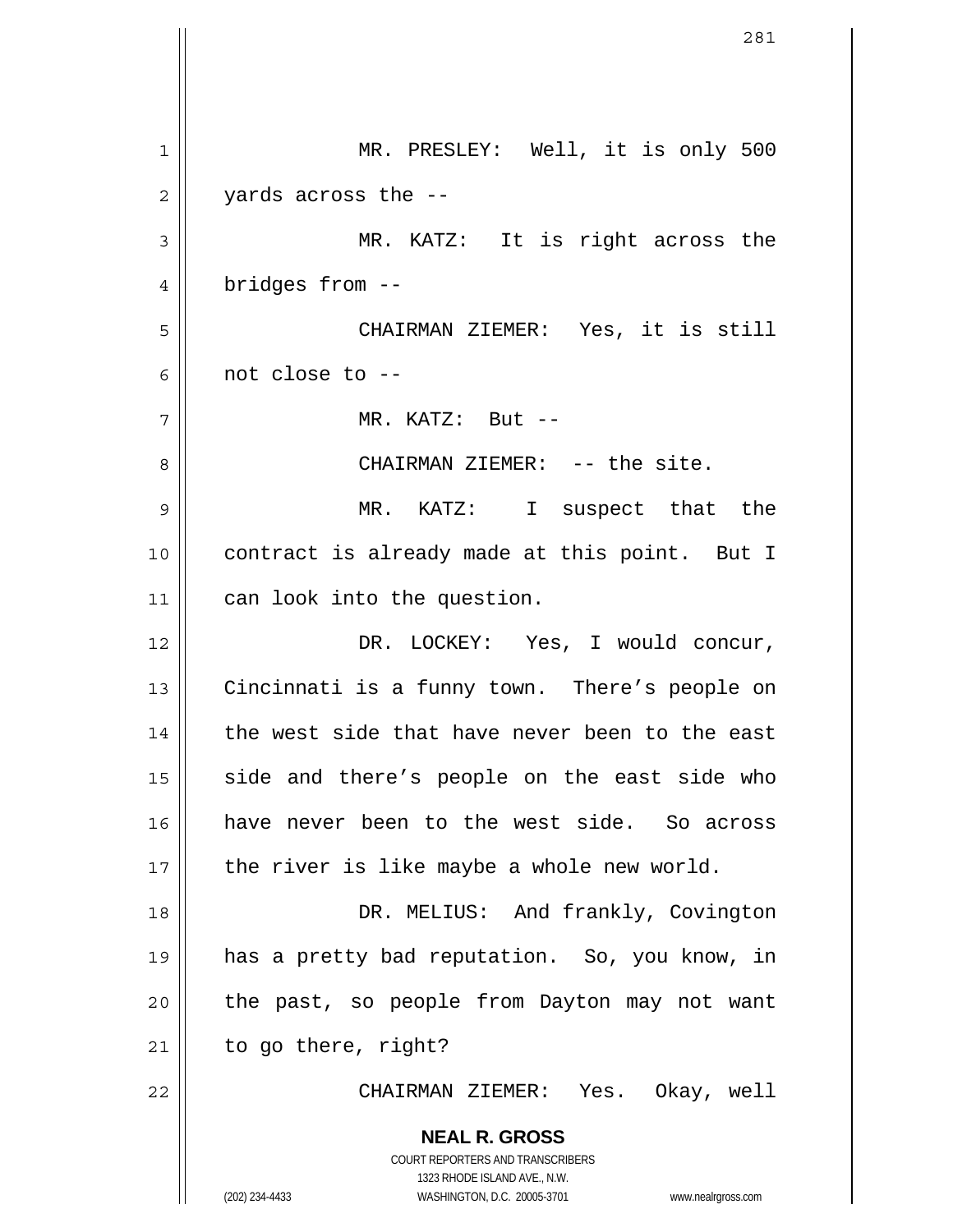MR. PRESLEY: Well, it is only 500 yards across the --

MR. KATZ: It is right across the bridges from --

CHAIRMAN ZIEMER: Yes, it is still not close to --

MR. KATZ: But --

CHAIRMAN ZIEMER: -- the site.

MR. KATZ: I suspect that the contract is already made at this point. But I can look into the question.

DR. LOCKEY: Yes, I would concur, Cincinnati is a funny town. There's people on the west side that have never been to the east side and there's people on the east side who have never been to the west side. So across the river is like maybe a whole new world.

DR. MELIUS: And frankly, Covington has a pretty bad reputation. So, you know, in the past, so people from Dayton may not want to go there, right?

CHAIRMAN ZIEMER: Yes. Okay, well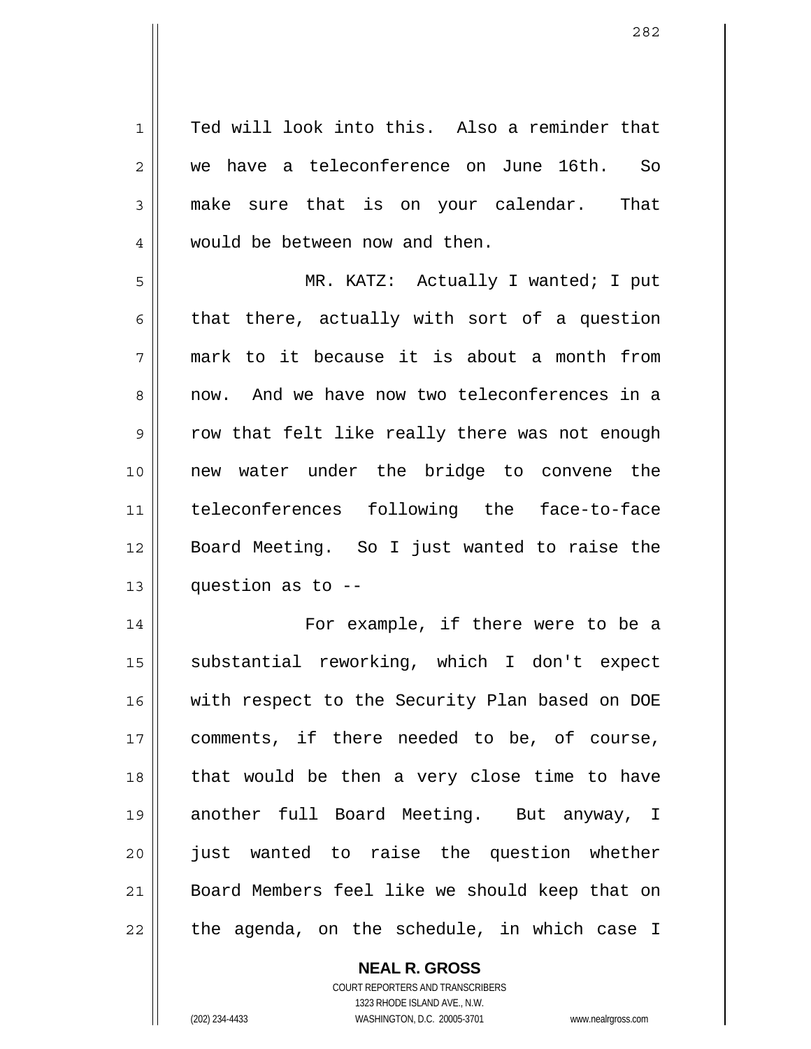Ted will look into this. Also a reminder that we have a teleconference on June 16th. So make sure that is on your calendar. That would be between now and then.

MR. KATZ: Actually I wanted; I put that there, actually with sort of a question mark to it because it is about a month from now. And we have now two teleconferences in a row that felt like really there was not enough new water under the bridge to convene the teleconferences following the face-to-face Board Meeting. So I just wanted to raise the question as to --

For example, if there were to be a substantial reworking, which I don't expect with respect to the Security Plan based on DOE comments, if there needed to be, of course, that would be then a very close time to have another full Board Meeting. But anyway, I just wanted to raise the question whether Board Members feel like we should keep that on the agenda, on the schedule, in which case I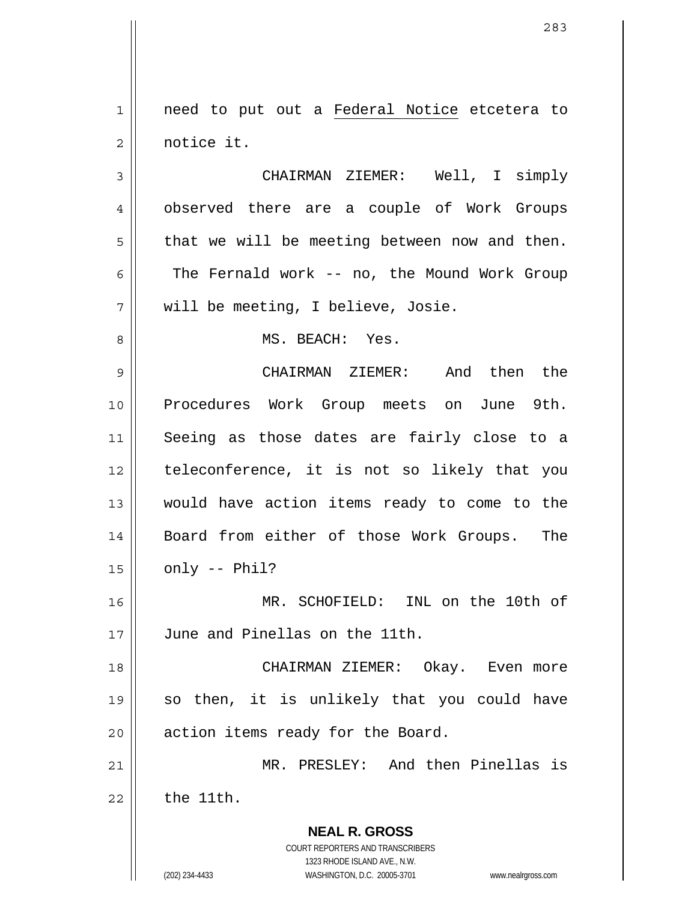need to put out a Federal Notice etcetera to notice it.

CHAIRMAN ZIEMER: Well, I simply observed there are a couple of Work Groups that we will be meeting between now and then. The Fernald work -- no, the Mound Work Group will be meeting, I believe, Josie.

MS. BEACH: Yes.

CHAIRMAN ZIEMER: And then the Procedures Work Group meets on June 9th. Seeing as those dates are fairly close to a teleconference, it is not so likely that you would have action items ready to come to the Board from either of those Work Groups. The only -- Phil?

MR. SCHOFIELD: INL on the 10th of June and Pinellas on the 11th.

CHAIRMAN ZIEMER: Okay. Even more so then, it is unlikely that you could have action items ready for the Board.

MR. PRESLEY: And then Pinellas is the 11th.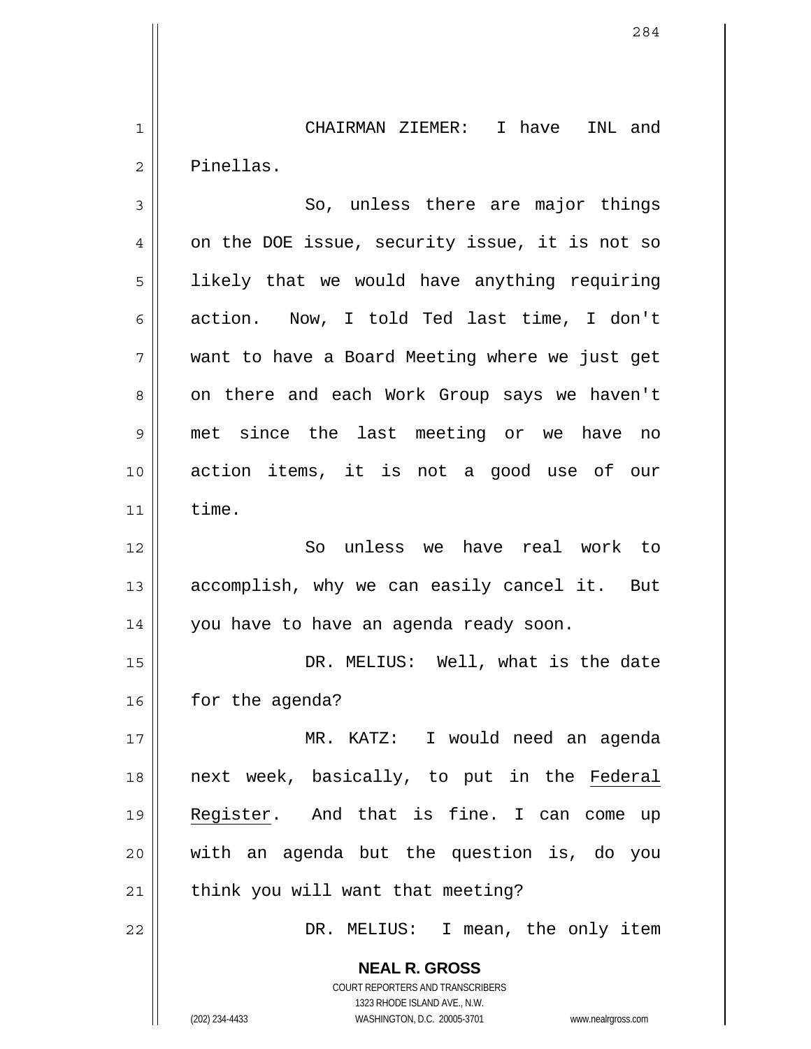CHAIRMAN ZIEMER: I have INL and Pinellas.

So, unless there are major things on the DOE issue, security issue, it is not so likely that we would have anything requiring action. Now, I told Ted last time, I don't want to have a Board Meeting where we just get on there and each Work Group says we haven't met since the last meeting or we have no action items, it is not a good use of our time.

So unless we have real work to accomplish, why we can easily cancel it. But you have to have an agenda ready soon.

DR. MELIUS: Well, what is the date for the agenda?

MR. KATZ: I would need an agenda next week, basically, to put in the Federal Register. And that is fine. I can come up with an agenda but the question is, do you think you will want that meeting?

DR. MELIUS: I mean, the only item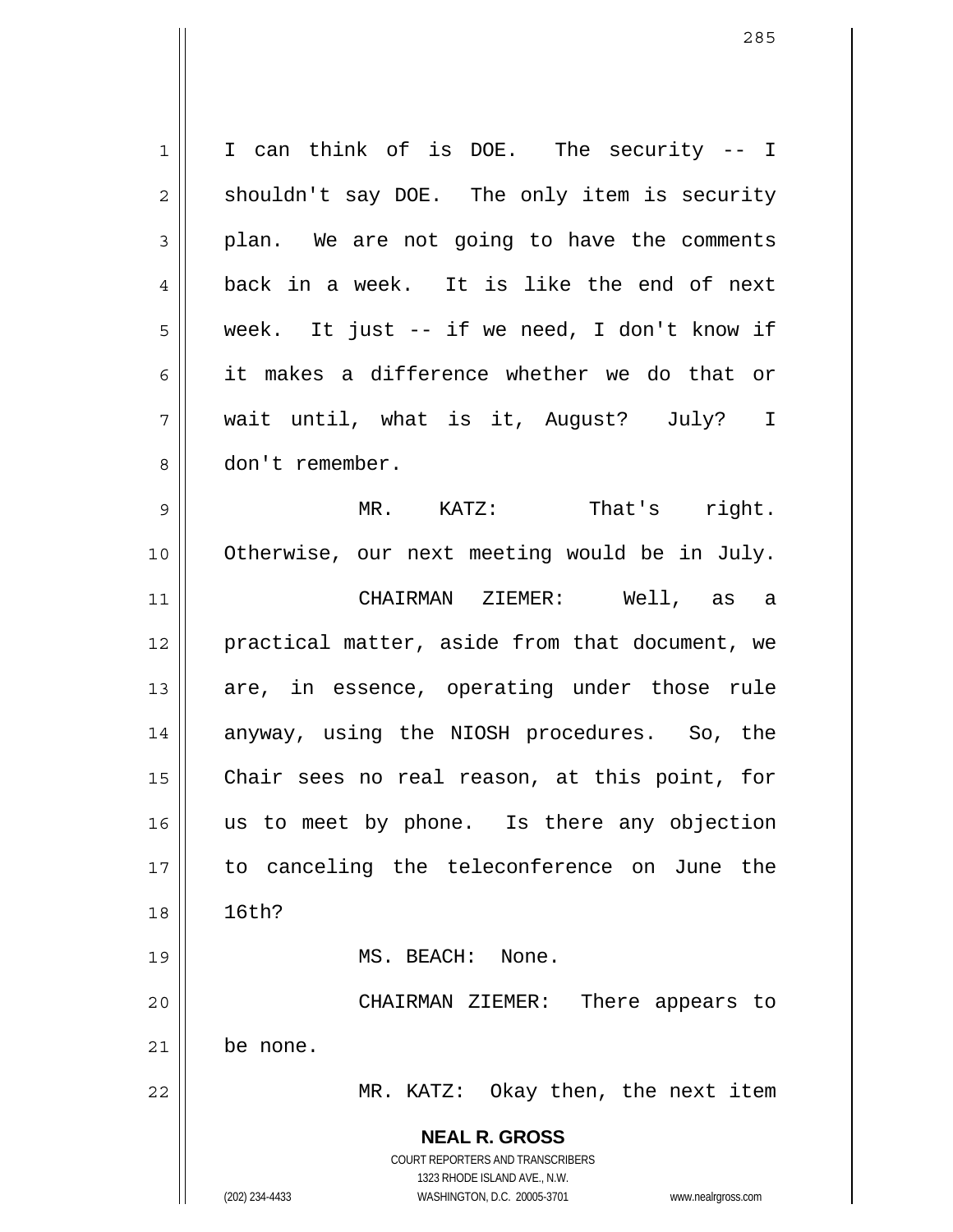I can think of is DOE. The security -- I shouldn't say DOE. The only item is security plan. We are not going to have the comments back in a week. It is like the end of next week. It just -- if we need, I don't know if it makes a difference whether we do that or wait until, what is it, August? July? I don't remember.

MR. KATZ: That's right. Otherwise, our next meeting would be in July.

CHAIRMAN ZIEMER: Well, as a practical matter, aside from that document, we are, in essence, operating under those rule anyway, using the NIOSH procedures. So, the Chair sees no real reason, at this point, for us to meet by phone. Is there any objection to canceling the teleconference on June the 16th?

MS. BEACH: None.

CHAIRMAN ZIEMER: There appears to be none.

MR. KATZ: Okay then, the next item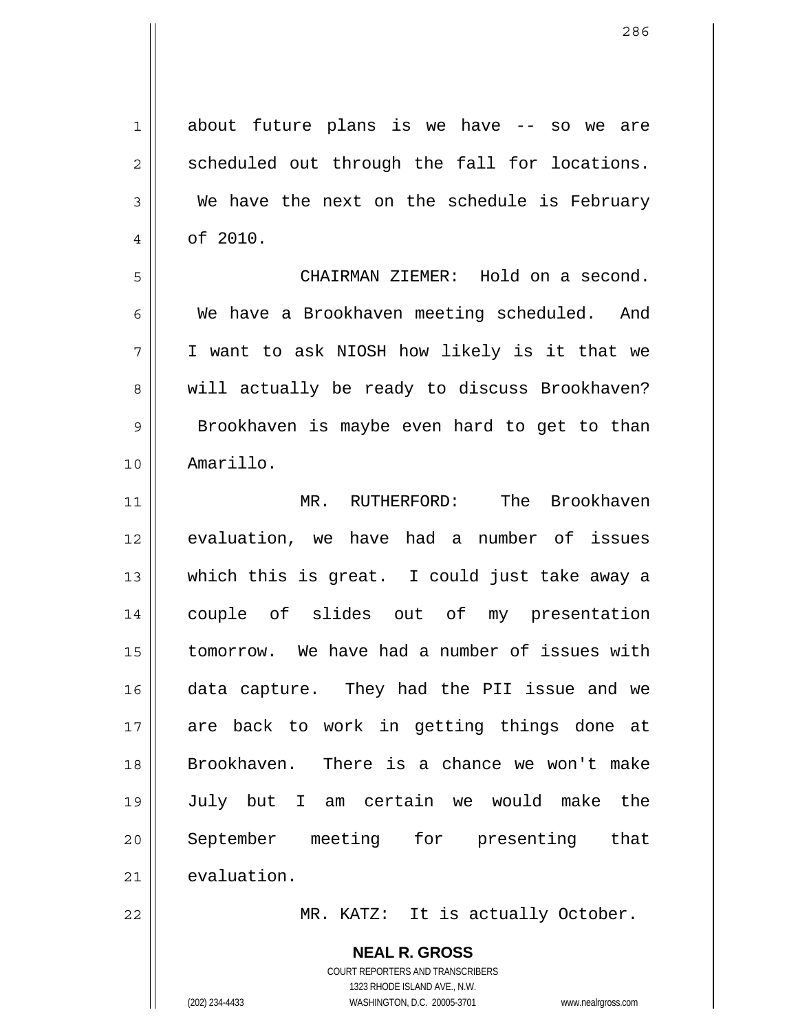about future plans is we have -- so we are scheduled out through the fall for locations. We have the next on the schedule is February of 2010.

CHAIRMAN ZIEMER: Hold on a second. We have a Brookhaven meeting scheduled. And I want to ask NIOSH how likely is it that we will actually be ready to discuss Brookhaven? Brookhaven is maybe even hard to get to than Amarillo.

MR. RUTHERFORD: The Brookhaven evaluation, we have had a number of issues which this is great. I could just take away a couple of slides out of my presentation tomorrow. We have had a number of issues with data capture. They had the PII issue and we are back to work in getting things done at Brookhaven. There is a chance we won't make July but I am certain we would make the September meeting for presenting that evaluation.

MR. KATZ: It is actually October.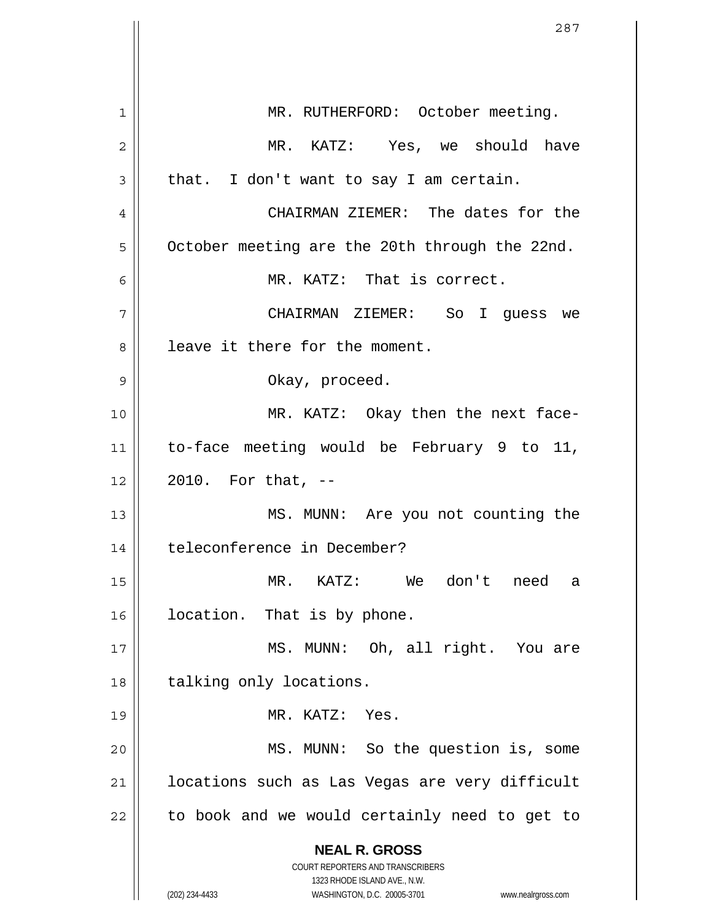MR. RUTHERFORD: October meeting.

MR. KATZ: Yes, we should have that. I don't want to say I am certain.

CHAIRMAN ZIEMER: The dates for the October meeting are the 20th through the 22nd.

MR. KATZ: That is correct.

CHAIRMAN ZIEMER: So I guess we leave it there for the moment.

Okay, proceed.

MR. KATZ: Okay then the next face-to-face meeting would be February 9 to 11, 2010. For that, --

MS. MUNN: Are you not counting the teleconference in December?

MR. KATZ: We don't need a location. That is by phone.

MS. MUNN: Oh, all right. You are talking only locations.

MR. KATZ: Yes.

MS. MUNN: So the question is, some locations such as Las Vegas are very difficult to book and we would certainly need to get to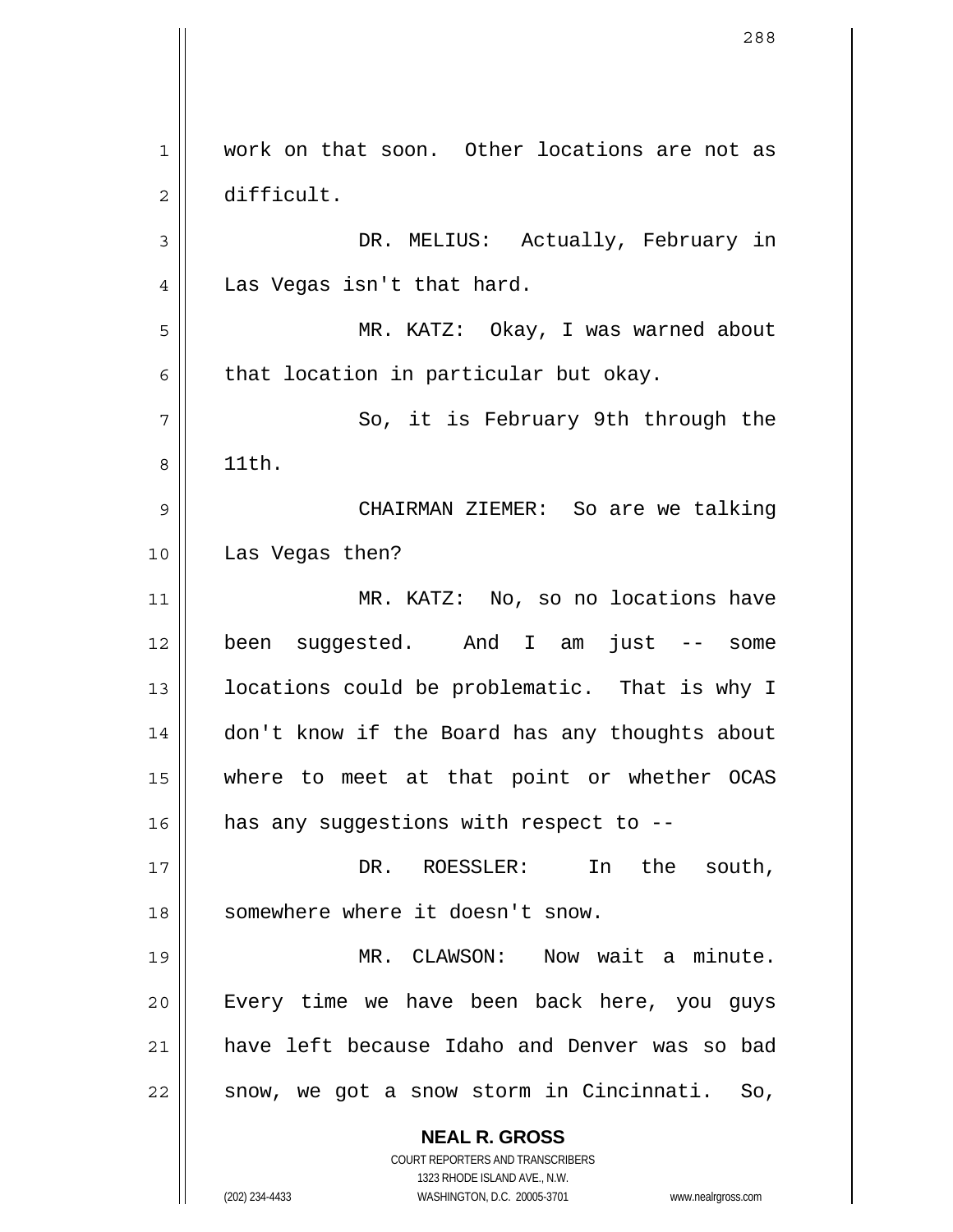work on that soon. Other locations are not as difficult.

DR. MELIUS: Actually, February in Las Vegas isn't that hard.

MR. KATZ: Okay, I was warned about that location in particular but okay.

So, it is February 9th through the 11th.

CHAIRMAN ZIEMER: So are we talking Las Vegas then?

MR. KATZ: No, so no locations have been suggested. And I am just -- some locations could be problematic. That is why I don't know if the Board has any thoughts about where to meet at that point or whether OCAS has any suggestions with respect to --

DR. ROESSLER: In the south, somewhere where it doesn't snow.

MR. CLAWSON: Now wait a minute. Every time we have been back here, you guys have left because Idaho and Denver was so bad snow, we got a snow storm in Cincinnati. So,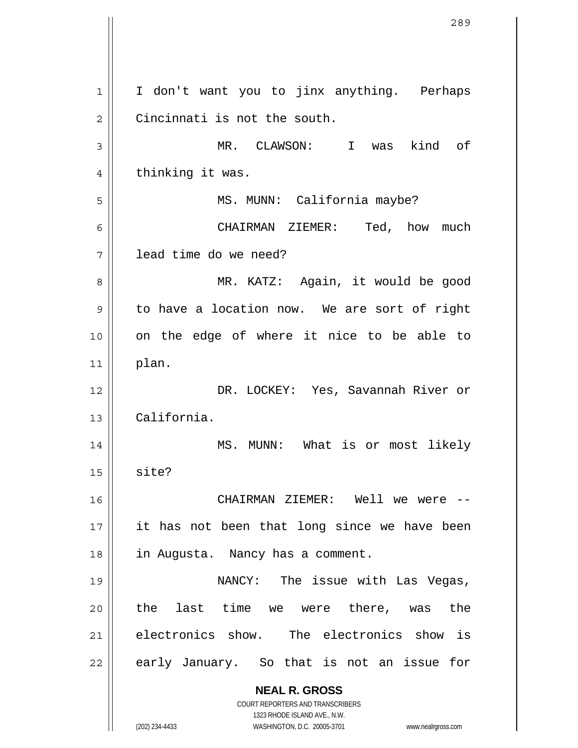I don't want you to jinx anything. Perhaps Cincinnati is not the south.

MR. CLAWSON: I was kind of thinking it was.

MS. MUNN: California maybe?

CHAIRMAN ZIEMER: Ted, how much lead time do we need?

MR. KATZ: Again, it would be good to have a location now. We are sort of right on the edge of where it nice to be able to plan.

DR. LOCKEY: Yes, Savannah River or California.

MS. MUNN: What is or most likely site?

CHAIRMAN ZIEMER: Well we were -- it has not been that long since we have been in Augusta. Nancy has a comment.

NANCY: The issue with Las Vegas, the last time we were there, was the electronics show. The electronics show is early January. So that is not an issue for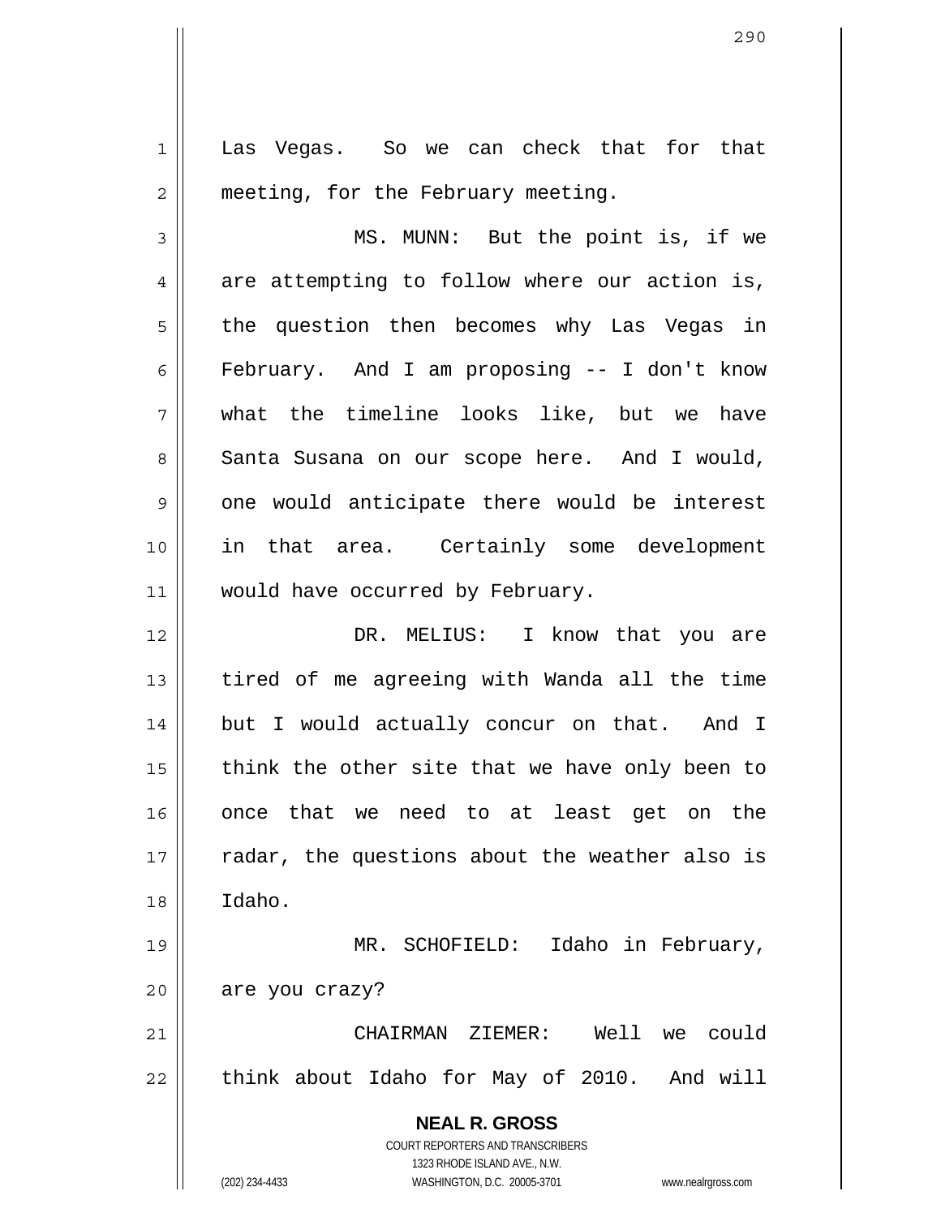Las Vegas. So we can check that for that meeting, for the February meeting.

MS. MUNN: But the point is, if we are attempting to follow where our action is, the question then becomes why Las Vegas in February. And I am proposing -- I don't know what the timeline looks like, but we have Santa Susana on our scope here. And I would, one would anticipate there would be interest in that area. Certainly some development would have occurred by February.

DR. MELIUS: I know that you are tired of me agreeing with Wanda all the time but I would actually concur on that. And I think the other site that we have only been to once that we need to at least get on the radar, the questions about the weather also is Idaho.

MR. SCHOFIELD: Idaho in February, are you crazy?

CHAIRMAN ZIEMER: Well we could think about Idaho for May of 2010. And will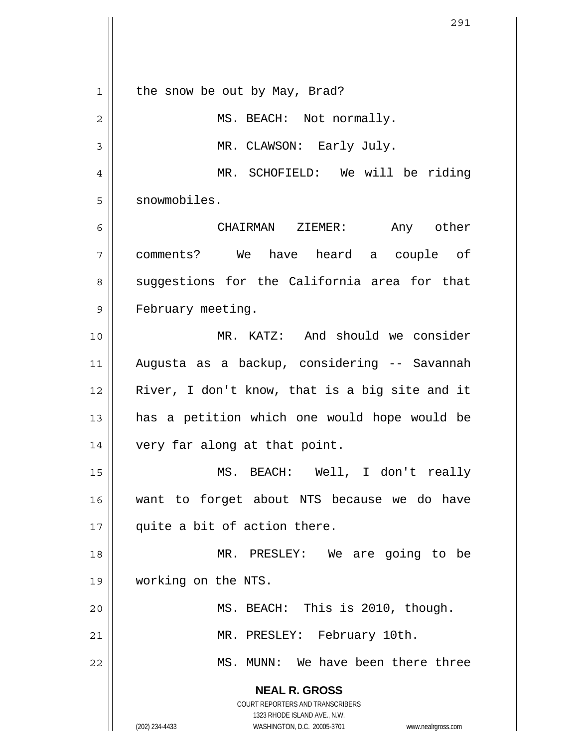the snow be out by May, Brad?

MS. BEACH: Not normally.

MR. CLAWSON: Early July.

MR. SCHOFIELD: We will be riding snowmobiles.

CHAIRMAN ZIEMER: Any other comments? We have heard a couple of suggestions for the California area for that February meeting.

MR. KATZ: And should we consider Augusta as a backup, considering -- Savannah River, I don't know, that is a big site and it has a petition which one would hope would be very far along at that point.

MS. BEACH: Well, I don't really want to forget about NTS because we do have quite a bit of action there.

MR. PRESLEY: We are going to be working on the NTS.

MS. BEACH: This is 2010, though.

MR. PRESLEY: February 10th.

MS. MUNN: We have been there three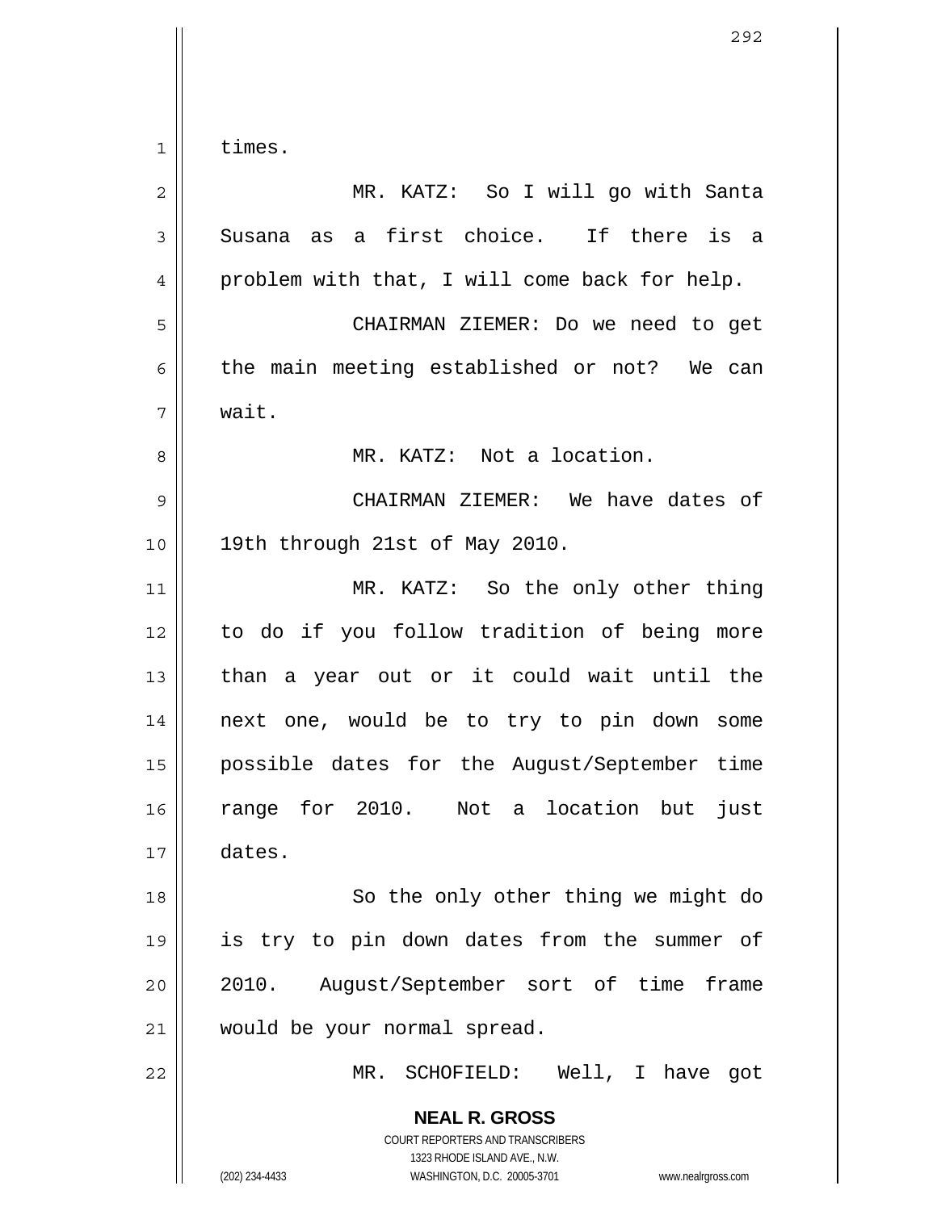times.

MR. KATZ: So I will go with Santa Susana as a first choice. If there is a problem with that, I will come back for help.

CHAIRMAN ZIEMER: Do we need to get the main meeting established or not? We can wait.

MR. KATZ: Not a location.

CHAIRMAN ZIEMER: We have dates of 19th through 21st of May 2010.

MR. KATZ: So the only other thing to do if you follow tradition of being more than a year out or it could wait until the next one, would be to try to pin down some possible dates for the August/September time range for 2010. Not a location but just dates.

So the only other thing we might do is try to pin down dates from the summer of 2010. August/September sort of time frame would be your normal spread.

MR. SCHOFIELD: Well, I have got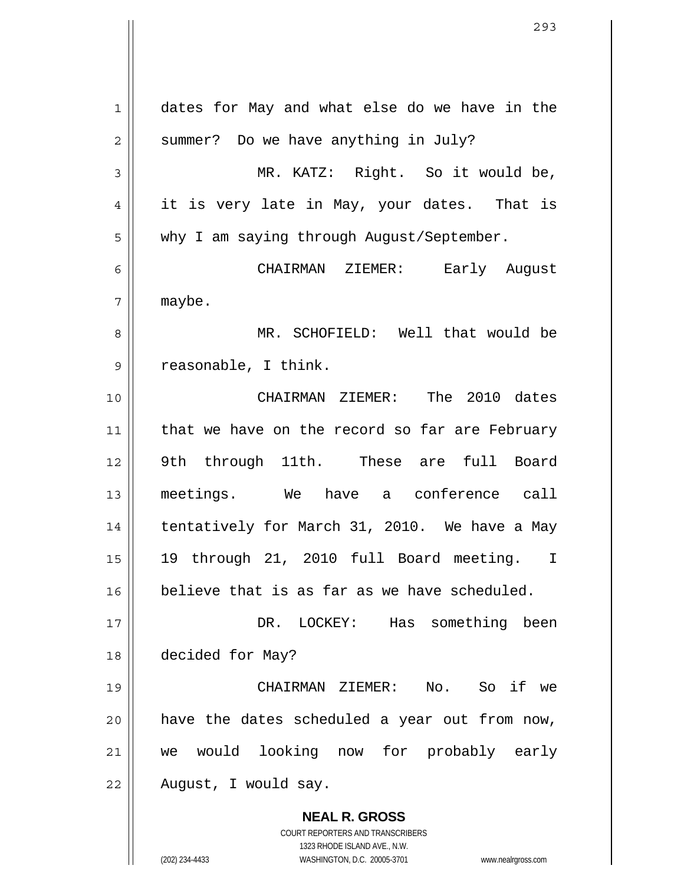dates for May and what else do we have in the summer? Do we have anything in July?

MR. KATZ: Right. So it would be, it is very late in May, your dates. That is why I am saying through August/September.

CHAIRMAN ZIEMER: Early August maybe.

MR. SCHOFIELD: Well that would be reasonable, I think.

CHAIRMAN ZIEMER: The 2010 dates that we have on the record so far are February 9th through 11th. These are full Board meetings. We have a conference call tentatively for March 31, 2010. We have a May 19 through 21, 2010 full Board meeting. I believe that is as far as we have scheduled.

DR. LOCKEY: Has something been decided for May?

CHAIRMAN ZIEMER: No. So if we have the dates scheduled a year out from now, we would looking now for probably early August, I would say.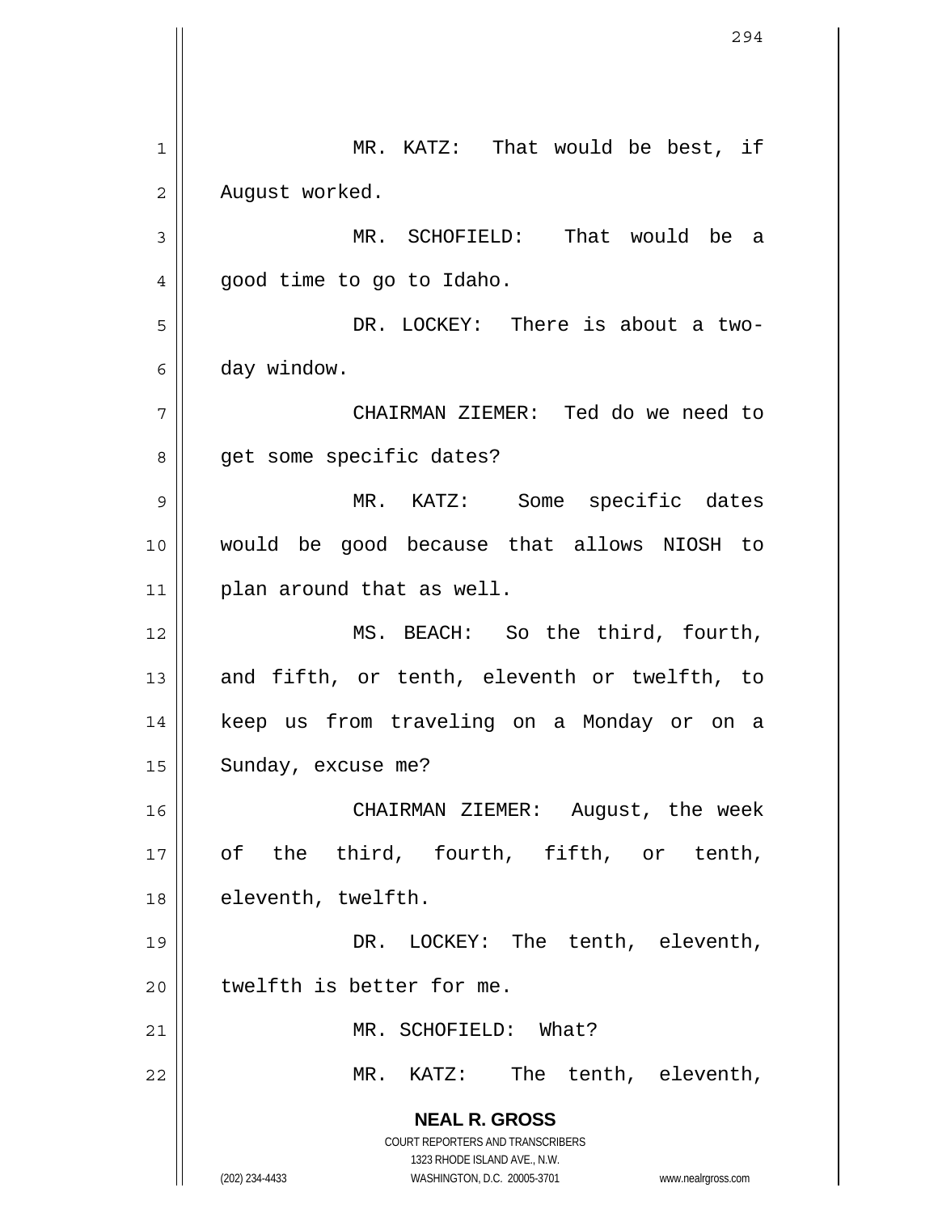MR. KATZ: That would be best, if August worked.

MR. SCHOFIELD: That would be a good time to go to Idaho.

DR. LOCKEY: There is about a two-day window.

CHAIRMAN ZIEMER: Ted do we need to get some specific dates?

MR. KATZ: Some specific dates would be good because that allows NIOSH to plan around that as well.

MS. BEACH: So the third, fourth, and fifth, or tenth, eleventh or twelfth, to keep us from traveling on a Monday or on a Sunday, excuse me?

CHAIRMAN ZIEMER: August, the week of the third, fourth, fifth, or tenth, eleventh, twelfth.

DR. LOCKEY: The tenth, eleventh, twelfth is better for me.

MR. SCHOFIELD: What?

MR. KATZ: The tenth, eleventh,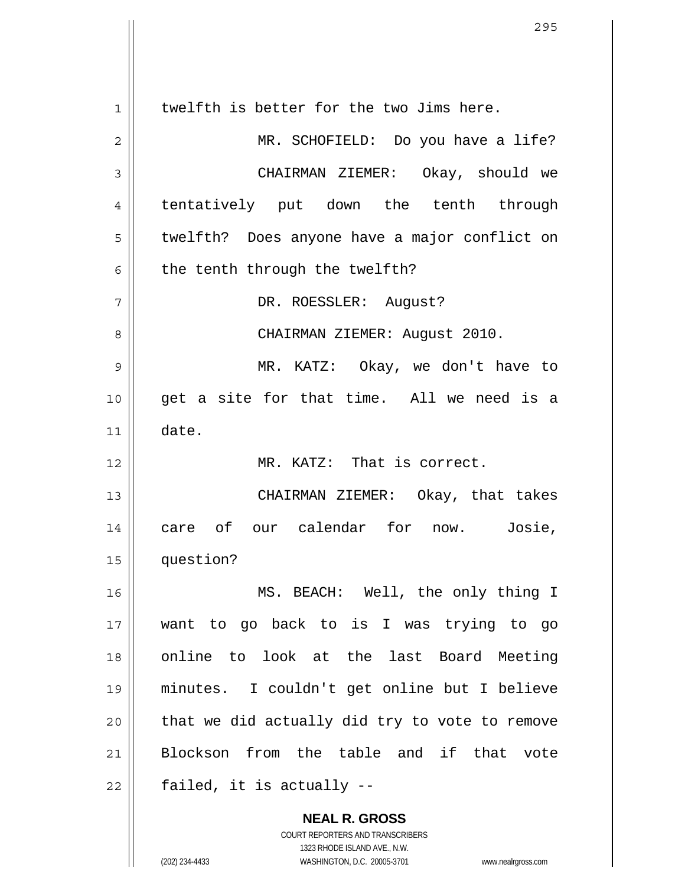twelfth is better for the two Jims here.

MR. SCHOFIELD: Do you have a life?

CHAIRMAN ZIEMER: Okay, should we tentatively put down the tenth through twelfth? Does anyone have a major conflict on the tenth through the twelfth?

DR. ROESSLER: August?

CHAIRMAN ZIEMER: August 2010.

MR. KATZ: Okay, we don't have to get a site for that time. All we need is a date.

MR. KATZ: That is correct.

CHAIRMAN ZIEMER: Okay, that takes care of our calendar for now. Josie, question?

MS. BEACH: Well, the only thing I want to go back to is I was trying to go online to look at the last Board Meeting minutes. I couldn't get online but I believe that we did actually did try to vote to remove Blockson from the table and if that vote failed, it is actually --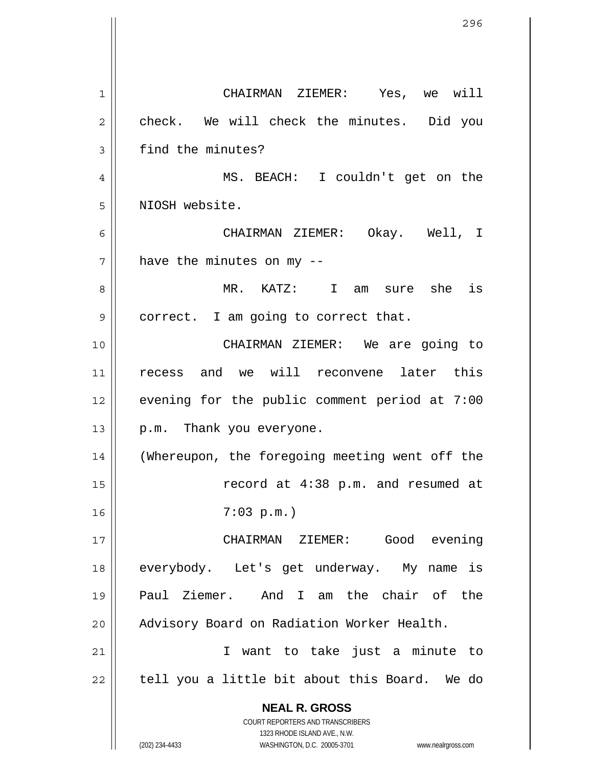CHAIRMAN ZIEMER: Yes, we will check. We will check the minutes. Did you find the minutes?

MS. BEACH: I couldn't get on the NIOSH website.

CHAIRMAN ZIEMER: Okay. Well, I have the minutes on my --

MR. KATZ: I am sure she is correct. I am going to correct that.

CHAIRMAN ZIEMER: We are going to recess and we will reconvene later this evening for the public comment period at 7:00 p.m. Thank you everyone.

(Whereupon, the foregoing meeting went off the record at 4:38 p.m. and resumed at 7:03 p.m.)

CHAIRMAN ZIEMER: Good evening everybody. Let's get underway. My name is Paul Ziemer. And I am the chair of the Advisory Board on Radiation Worker Health.

I want to take just a minute to tell you a little bit about this Board. We do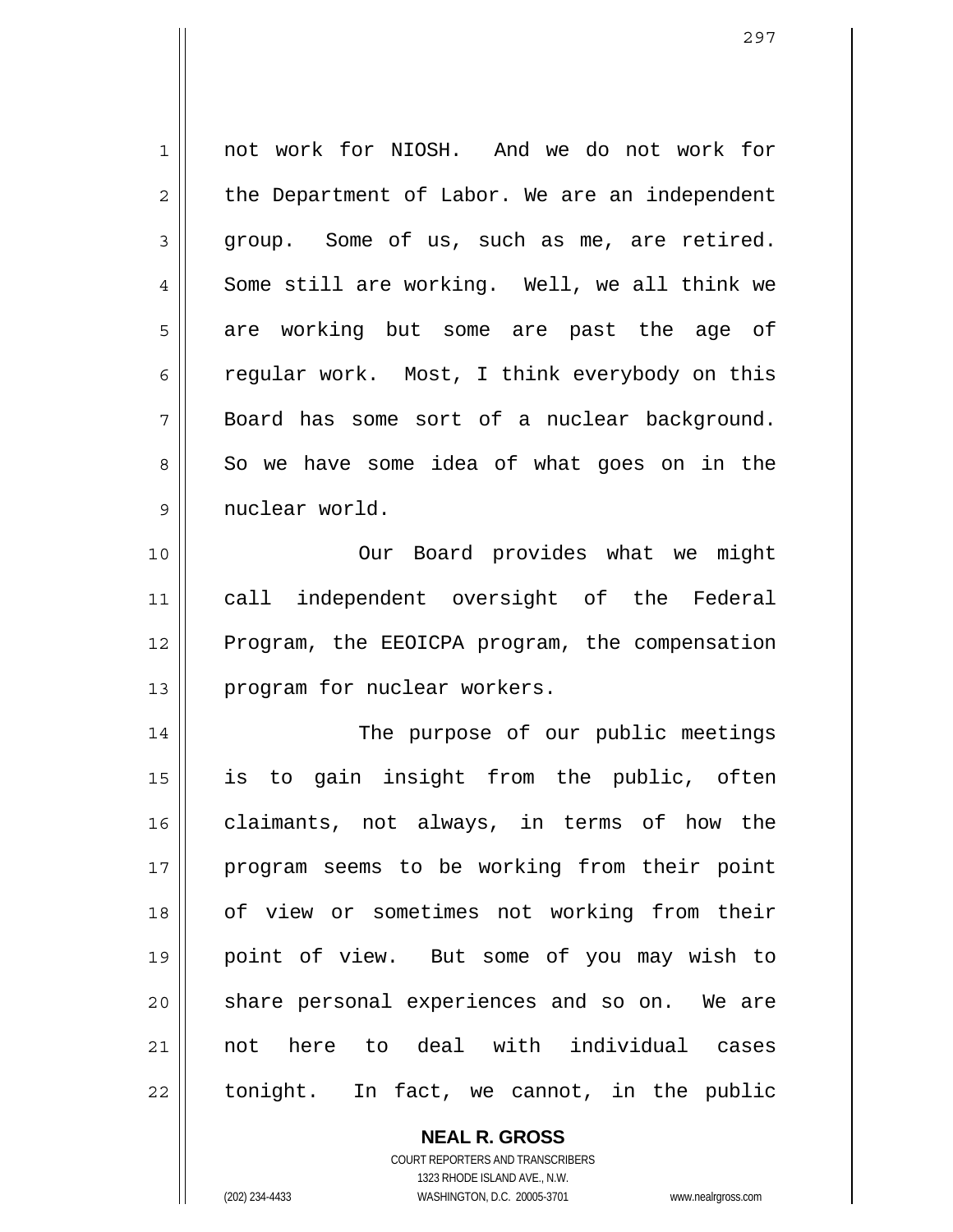not work for NIOSH. And we do not work for the Department of Labor. We are an independent group. Some of us, such as me, are retired. Some still are working. Well, we all think we are working but some are past the age of regular work. Most, I think everybody on this Board has some sort of a nuclear background. So we have some idea of what goes on in the nuclear world.

Our Board provides what we might call independent oversight of the Federal Program, the EEOICPA program, the compensation program for nuclear workers.

The purpose of our public meetings is to gain insight from the public, often claimants, not always, in terms of how the program seems to be working from their point of view or sometimes not working from their point of view. But some of you may wish to share personal experiences and so on. We are not here to deal with individual cases tonight. In fact, we cannot, in the public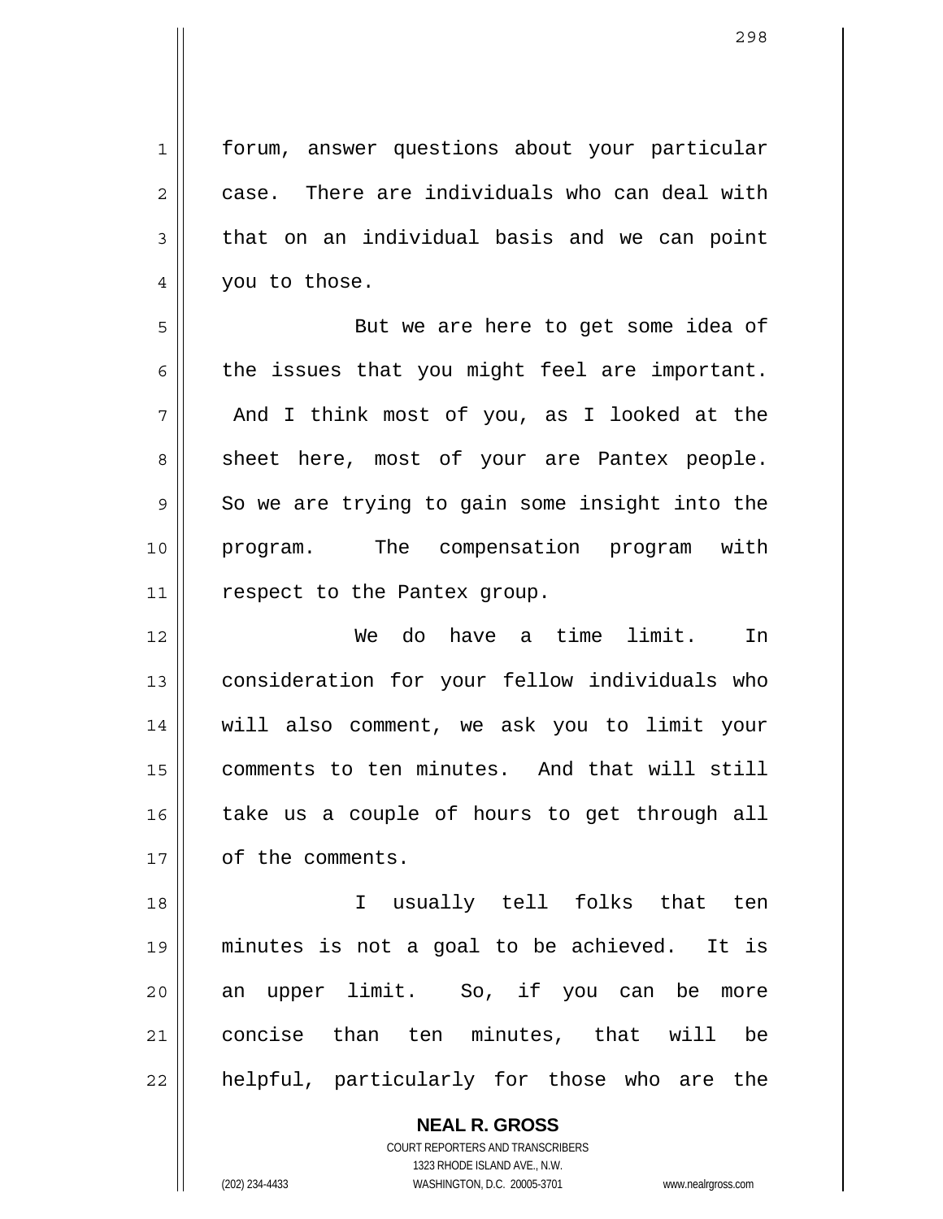forum, answer questions about your particular case. There are individuals who can deal with that on an individual basis and we can point you to those.

But we are here to get some idea of the issues that you might feel are important. And I think most of you, as I looked at the sheet here, most of your are Pantex people. So we are trying to gain some insight into the program. The compensation program with respect to the Pantex group.

We do have a time limit. In consideration for your fellow individuals who will also comment, we ask you to limit your comments to ten minutes. And that will still take us a couple of hours to get through all of the comments.

I usually tell folks that ten minutes is not a goal to be achieved. It is an upper limit. So, if you can be more concise than ten minutes, that will be helpful, particularly for those who are the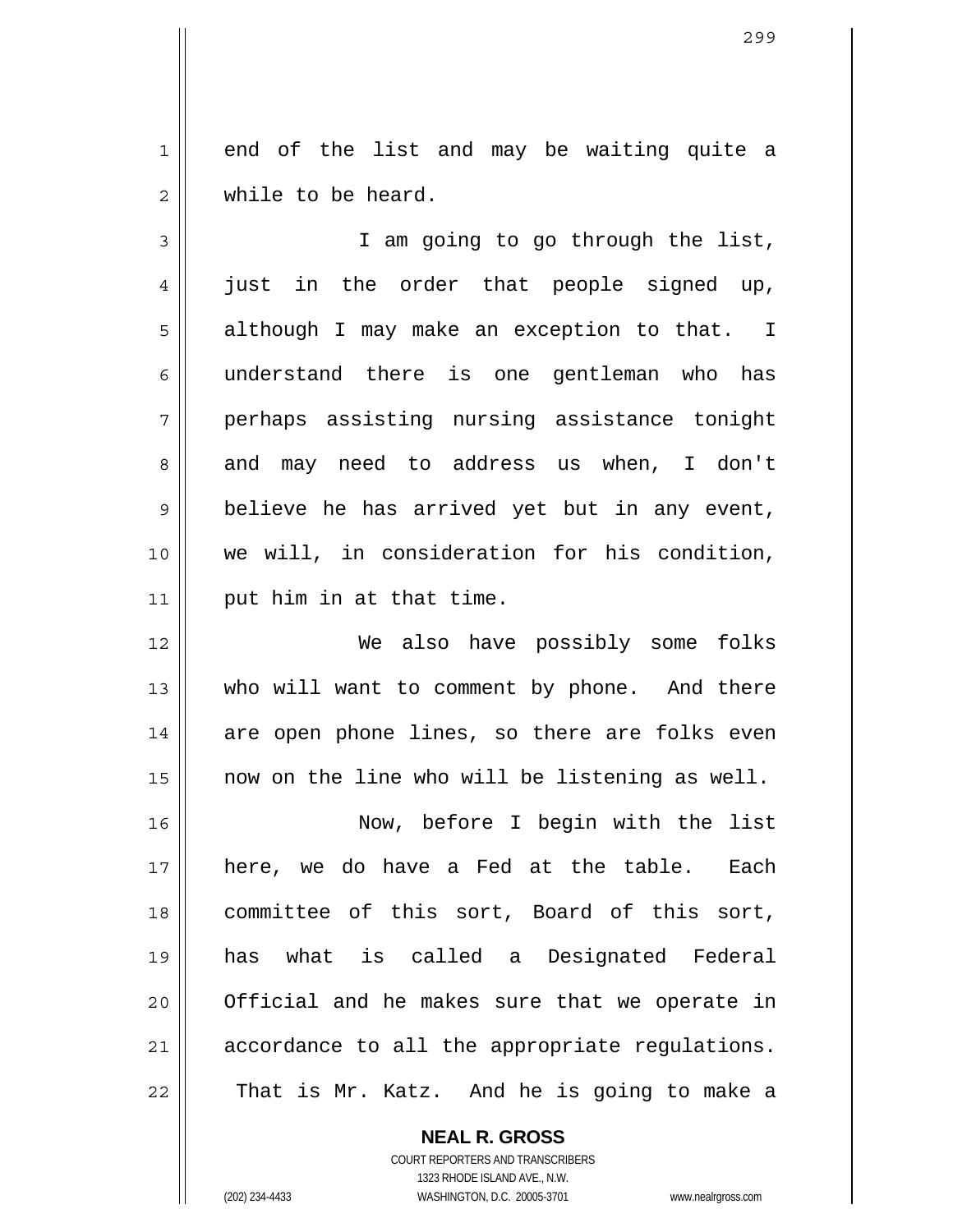end of the list and may be waiting quite a while to be heard.

I am going to go through the list, just in the order that people signed up, although I may make an exception to that. I understand there is one gentleman who has perhaps assisting nursing assistance tonight and may need to address us when, I don't believe he has arrived yet but in any event, we will, in consideration for his condition, put him in at that time.

We also have possibly some folks who will want to comment by phone. And there are open phone lines, so there are folks even now on the line who will be listening as well.

Now, before I begin with the list here, we do have a Fed at the table. Each committee of this sort, Board of this sort, has what is called a Designated Federal Official and he makes sure that we operate in accordance to all the appropriate regulations. That is Mr. Katz. And he is going to make a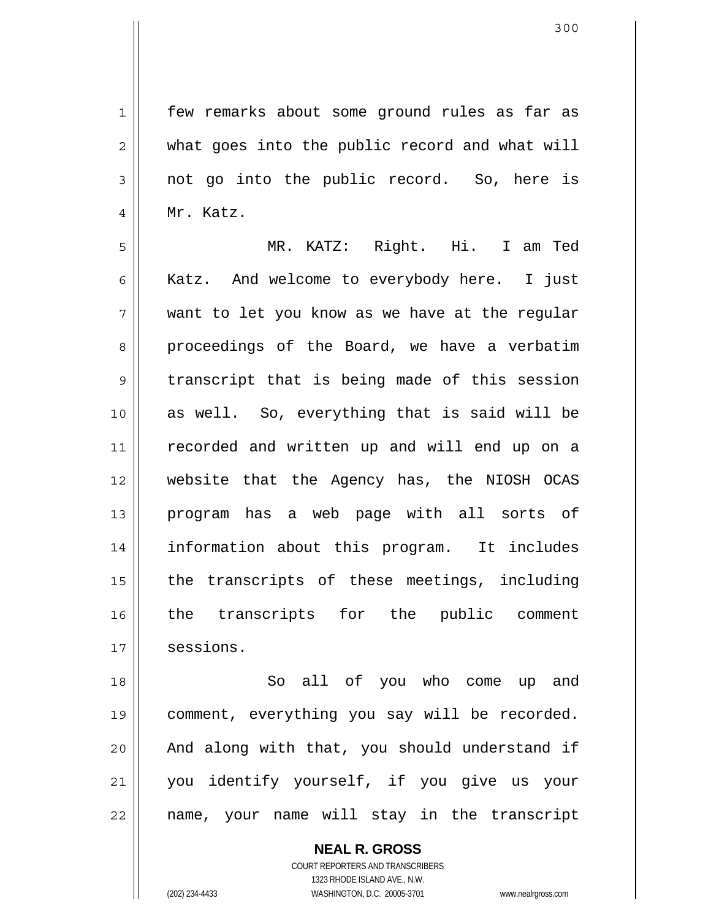few remarks about some ground rules as far as what goes into the public record and what will not go into the public record. So, here is Mr. Katz.

MR. KATZ: Right. Hi. I am Ted Katz. And welcome to everybody here. I just want to let you know as we have at the regular proceedings of the Board, we have a verbatim transcript that is being made of this session as well. So, everything that is said will be recorded and written up and will end up on a website that the Agency has, the NIOSH OCAS program has a web page with all sorts of information about this program. It includes the transcripts of these meetings, including the transcripts for the public comment sessions.

So all of you who come up and comment, everything you say will be recorded. And along with that, you should understand if you identify yourself, if you give us your name, your name will stay in the transcript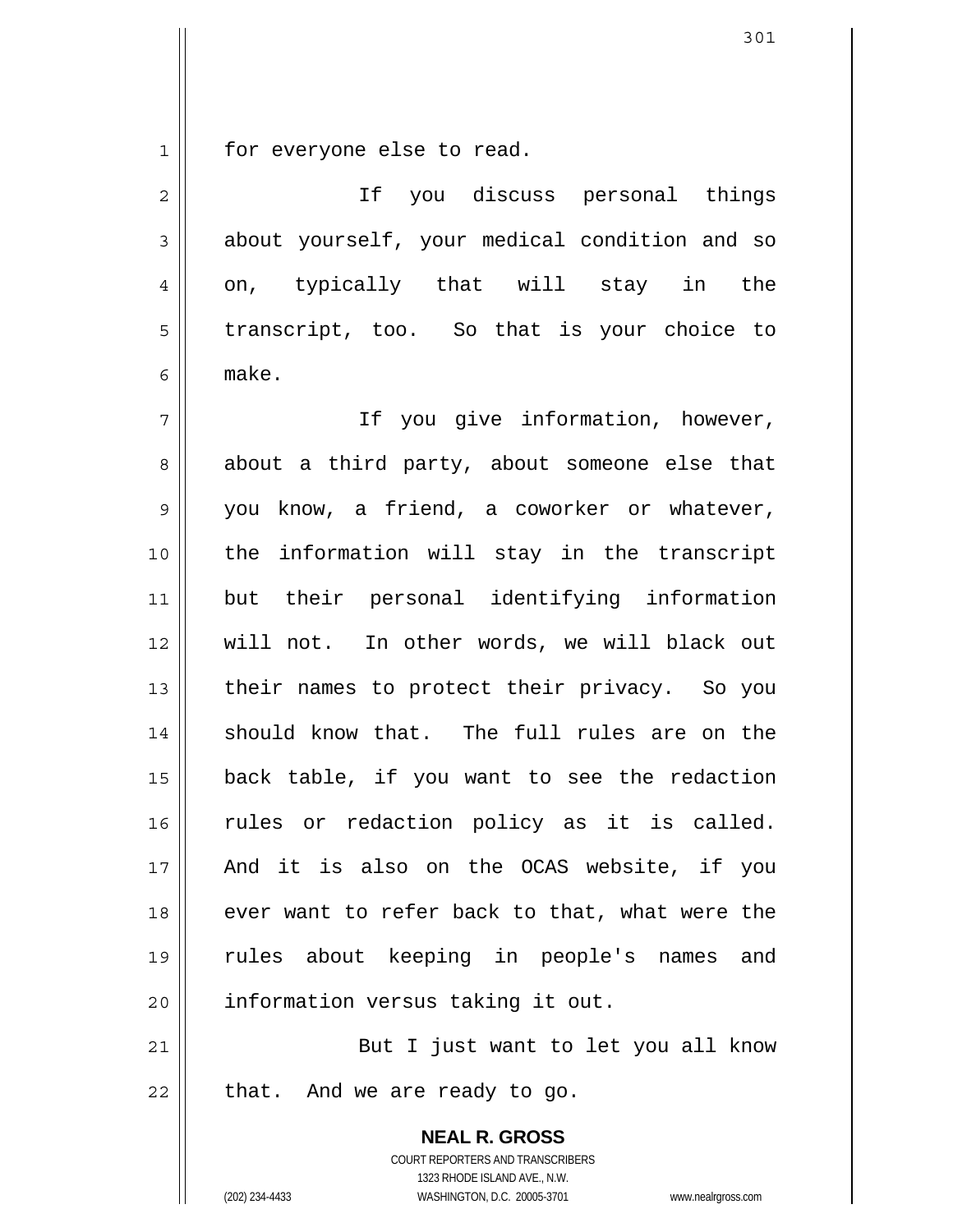for everyone else to read.

If you discuss personal things about yourself, your medical condition and so on, typically that will stay in the transcript, too. So that is your choice to make.

If you give information, however, about a third party, about someone else that you know, a friend, a coworker or whatever, the information will stay in the transcript but their personal identifying information will not. In other words, we will black out their names to protect their privacy. So you should know that. The full rules are on the back table, if you want to see the redaction rules or redaction policy as it is called. And it is also on the OCAS website, if you ever want to refer back to that, what were the rules about keeping in people's names and information versus taking it out.

But I just want to let you all know that. And we are ready to go.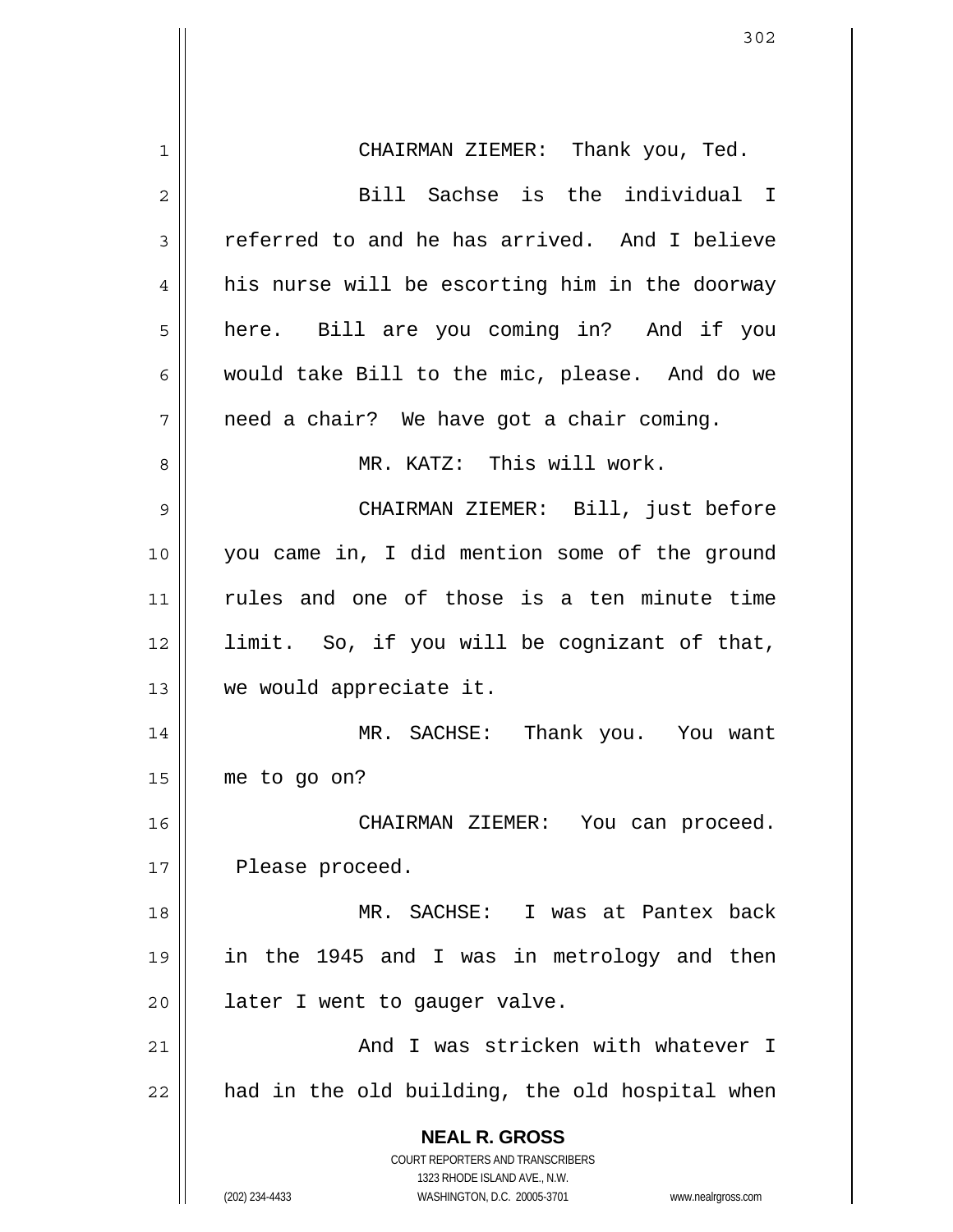CHAIRMAN ZIEMER: Thank you, Ted.

Bill Sachse is the individual I referred to and he has arrived. And I believe his nurse will be escorting him in the doorway here. Bill are you coming in? And if you would take Bill to the mic, please. And do we need a chair? We have got a chair coming.

MR. KATZ: This will work.

CHAIRMAN ZIEMER: Bill, just before you came in, I did mention some of the ground rules and one of those is a ten minute time limit. So, if you will be cognizant of that, we would appreciate it.

MR. SACHSE: Thank you. You want me to go on?

CHAIRMAN ZIEMER: You can proceed. Please proceed.

MR. SACHSE: I was at Pantex back in the 1945 and I was in metrology and then later I went to gauger valve.

And I was stricken with whatever I had in the old building, the old hospital when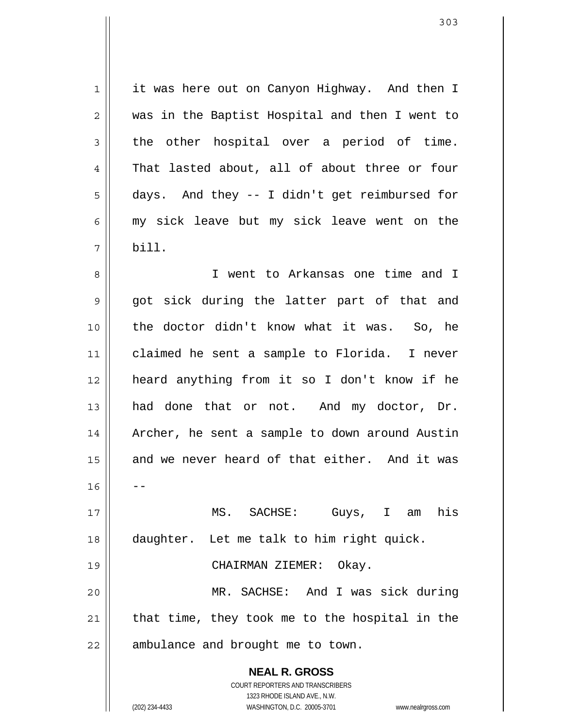it was here out on Canyon Highway. And then I was in the Baptist Hospital and then I went to the other hospital over a period of time. That lasted about, all of about three or four days. And they -- I didn't get reimbursed for my sick leave but my sick leave went on the bill.

I went to Arkansas one time and I got sick during the latter part of that and the doctor didn't know what it was. So, he claimed he sent a sample to Florida. I never heard anything from it so I don't know if he had done that or not. And my doctor, Dr. Archer, he sent a sample to down around Austin and we never heard of that either. And it was --

MS. SACHSE: Guys, I am his daughter. Let me talk to him right quick.

CHAIRMAN ZIEMER: Okay.

MR. SACHSE: And I was sick during that time, they took me to the hospital in the ambulance and brought me to town.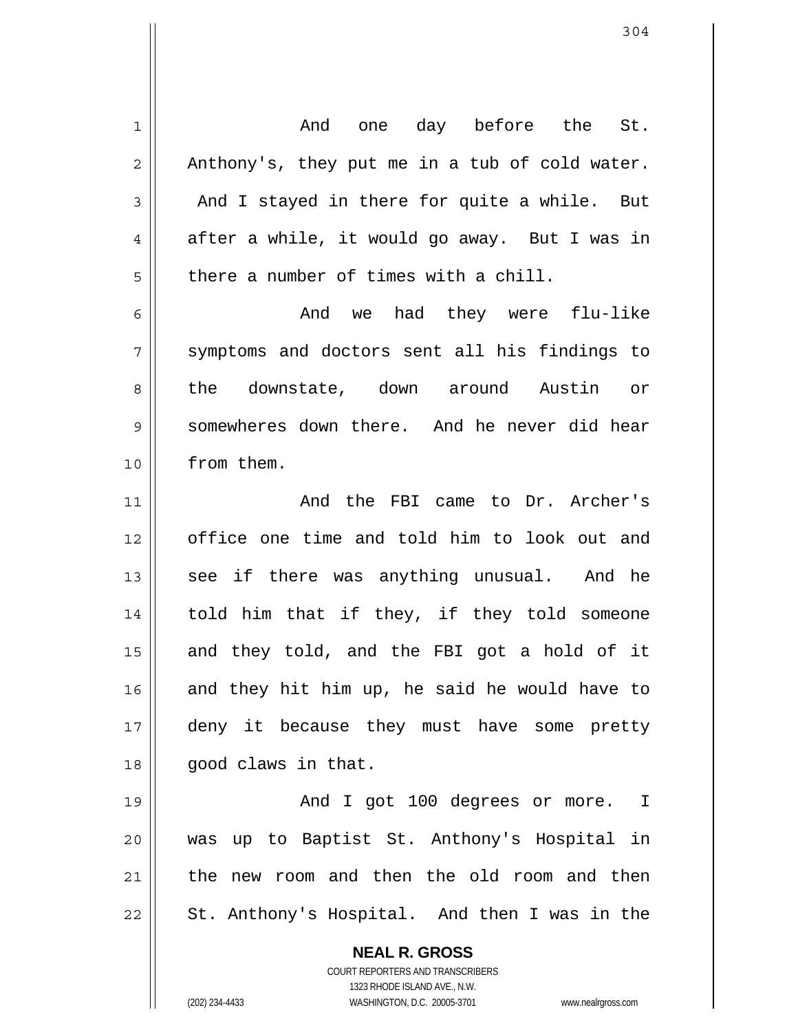And one day before the St. Anthony's, they put me in a tub of cold water. And I stayed in there for quite a while. But after a while, it would go away. But I was in there a number of times with a chill.

And we had they were flu-like symptoms and doctors sent all his findings to the downstate, down around Austin or somewheres down there. And he never did hear from them.

And the FBI came to Dr. Archer's office one time and told him to look out and see if there was anything unusual. And he told him that if they, if they told someone and they told, and the FBI got a hold of it and they hit him up, he said he would have to deny it because they must have some pretty good claws in that.

And I got 100 degrees or more. I was up to Baptist St. Anthony's Hospital in the new room and then the old room and then St. Anthony's Hospital. And then I was in the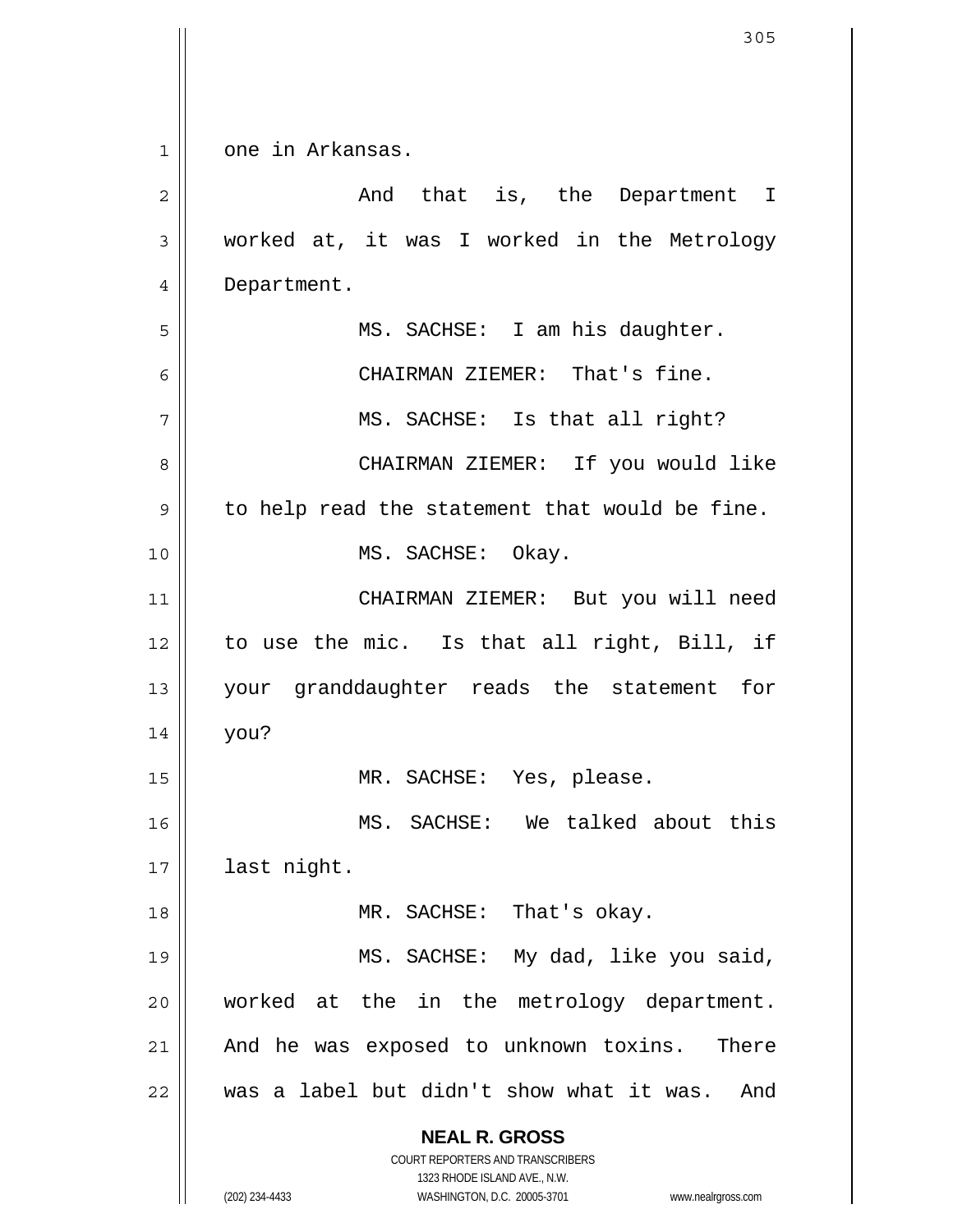one in Arkansas.

And that is, the Department I worked at, it was I worked in the Metrology Department.

MS. SACHSE: I am his daughter.

CHAIRMAN ZIEMER: That's fine.

MS. SACHSE: Is that all right?

CHAIRMAN ZIEMER: If you would like to help read the statement that would be fine.

MS. SACHSE: Okay.

CHAIRMAN ZIEMER: But you will need to use the mic. Is that all right, Bill, if your granddaughter reads the statement for you?

MR. SACHSE: Yes, please.

MS. SACHSE: We talked about this last night.

MR. SACHSE: That's okay.

MS. SACHSE: My dad, like you said, worked at the in the metrology department. And he was exposed to unknown toxins. There was a label but didn't show what it was. And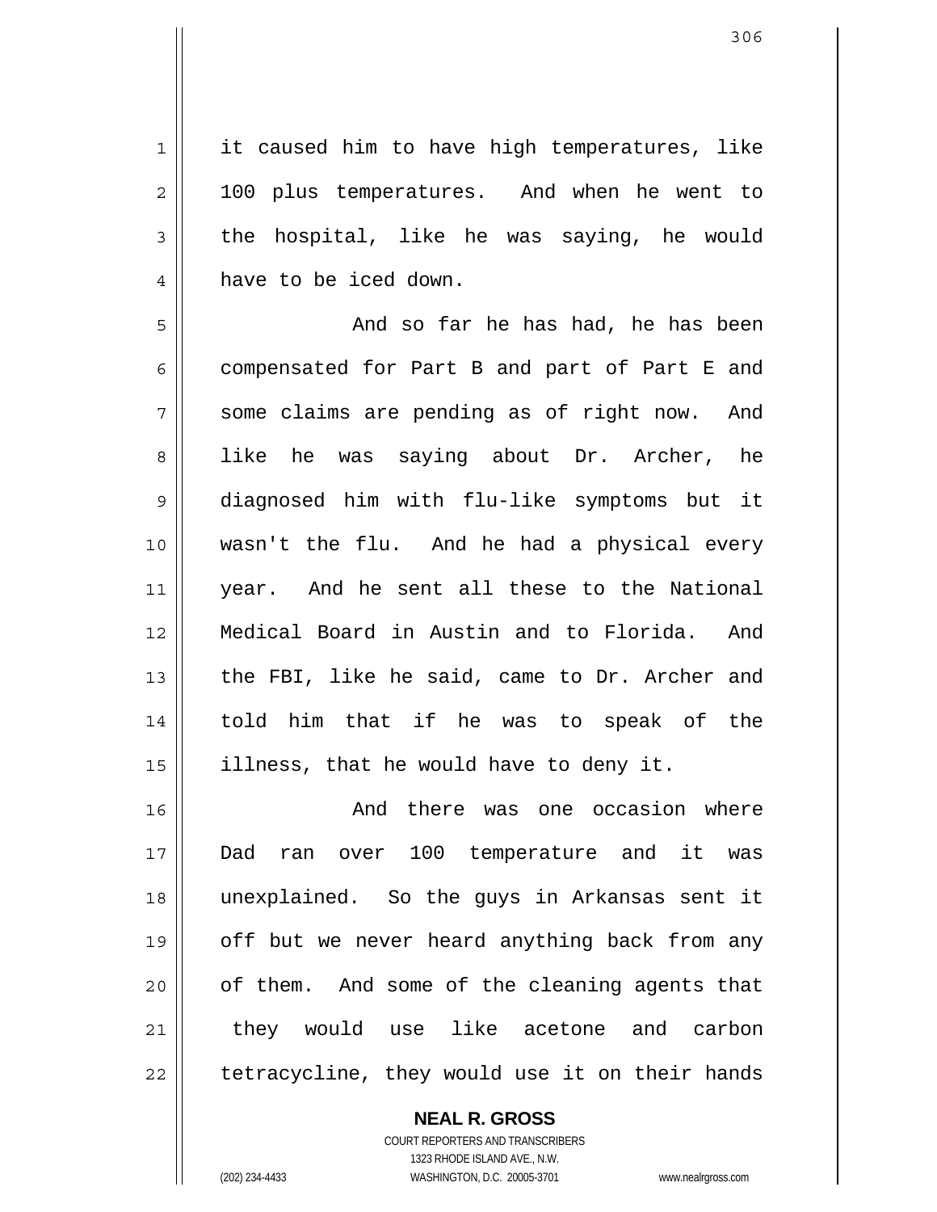it caused him to have high temperatures, like 100 plus temperatures. And when he went to the hospital, like he was saying, he would have to be iced down.

And so far he has had, he has been compensated for Part B and part of Part E and some claims are pending as of right now. And like he was saying about Dr. Archer, he diagnosed him with flu-like symptoms but it wasn't the flu. And he had a physical every year. And he sent all these to the National Medical Board in Austin and to Florida. And the FBI, like he said, came to Dr. Archer and told him that if he was to speak of the illness, that he would have to deny it.

And there was one occasion where Dad ran over 100 temperature and it was unexplained. So the guys in Arkansas sent it off but we never heard anything back from any of them. And some of the cleaning agents that they would use like acetone and carbon tetracycline, they would use it on their hands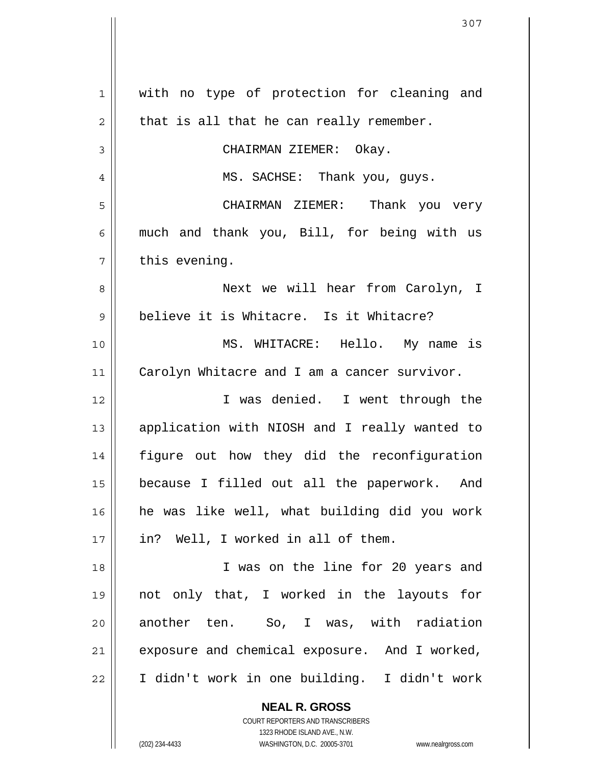with no type of protection for cleaning and that is all that he can really remember.

CHAIRMAN ZIEMER: Okay.

MS. SACHSE: Thank you, guys.

CHAIRMAN ZIEMER: Thank you very much and thank you, Bill, for being with us this evening.

Next we will hear from Carolyn, I believe it is Whitacre. Is it Whitacre?

MS. WHITACRE: Hello. My name is Carolyn Whitacre and I am a cancer survivor.

I was denied. I went through the application with NIOSH and I really wanted to figure out how they did the reconfiguration because I filled out all the paperwork. And he was like well, what building did you work in? Well, I worked in all of them.

I was on the line for 20 years and not only that, I worked in the layouts for another ten. So, I was, with radiation exposure and chemical exposure. And I worked, I didn't work in one building. I didn't work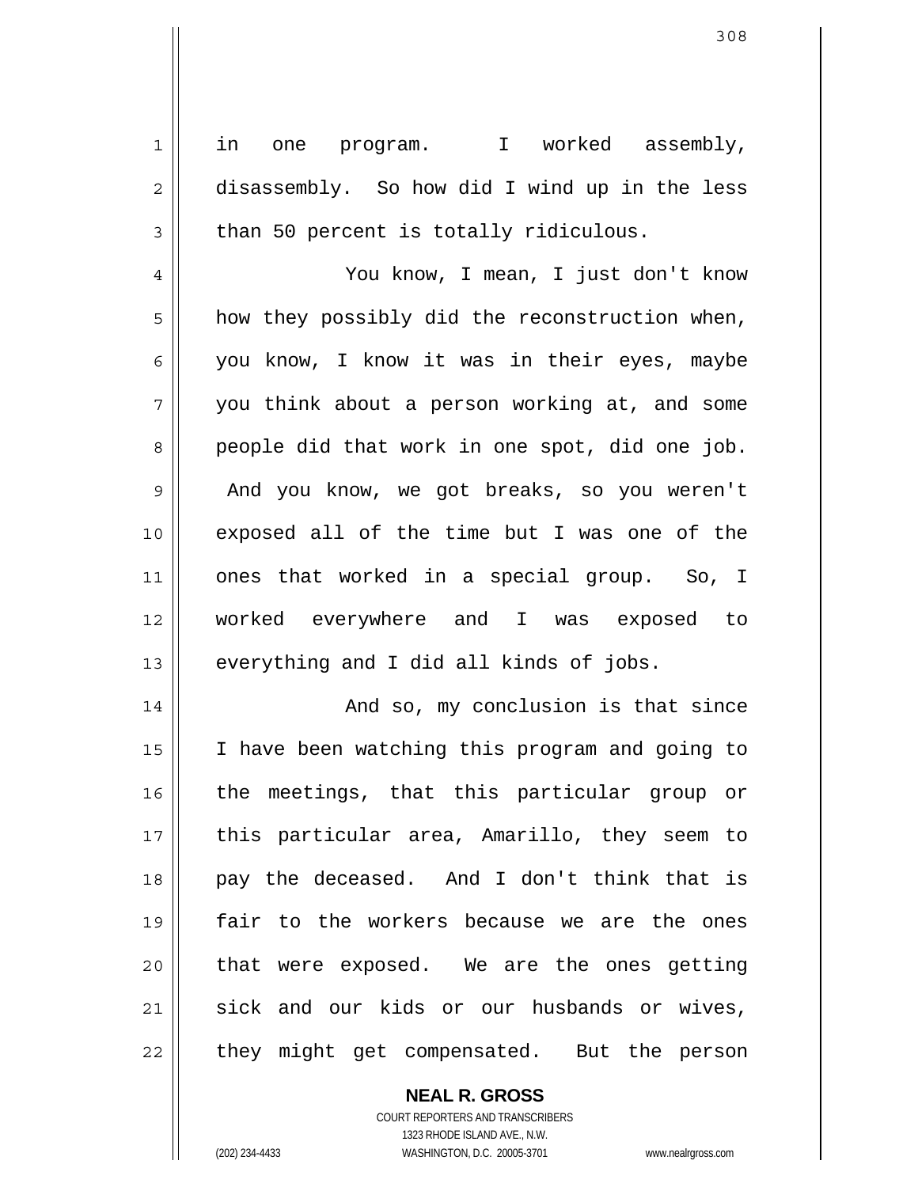in one program. I worked assembly, disassembly. So how did I wind up in the less than 50 percent is totally ridiculous.

You know, I mean, I just don't know how they possibly did the reconstruction when, you know, I know it was in their eyes, maybe you think about a person working at, and some people did that work in one spot, did one job. And you know, we got breaks, so you weren't exposed all of the time but I was one of the ones that worked in a special group. So, I worked everywhere and I was exposed to everything and I did all kinds of jobs.

And so, my conclusion is that since I have been watching this program and going to the meetings, that this particular group or this particular area, Amarillo, they seem to pay the deceased. And I don't think that is fair to the workers because we are the ones that were exposed. We are the ones getting sick and our kids or our husbands or wives, they might get compensated. But the person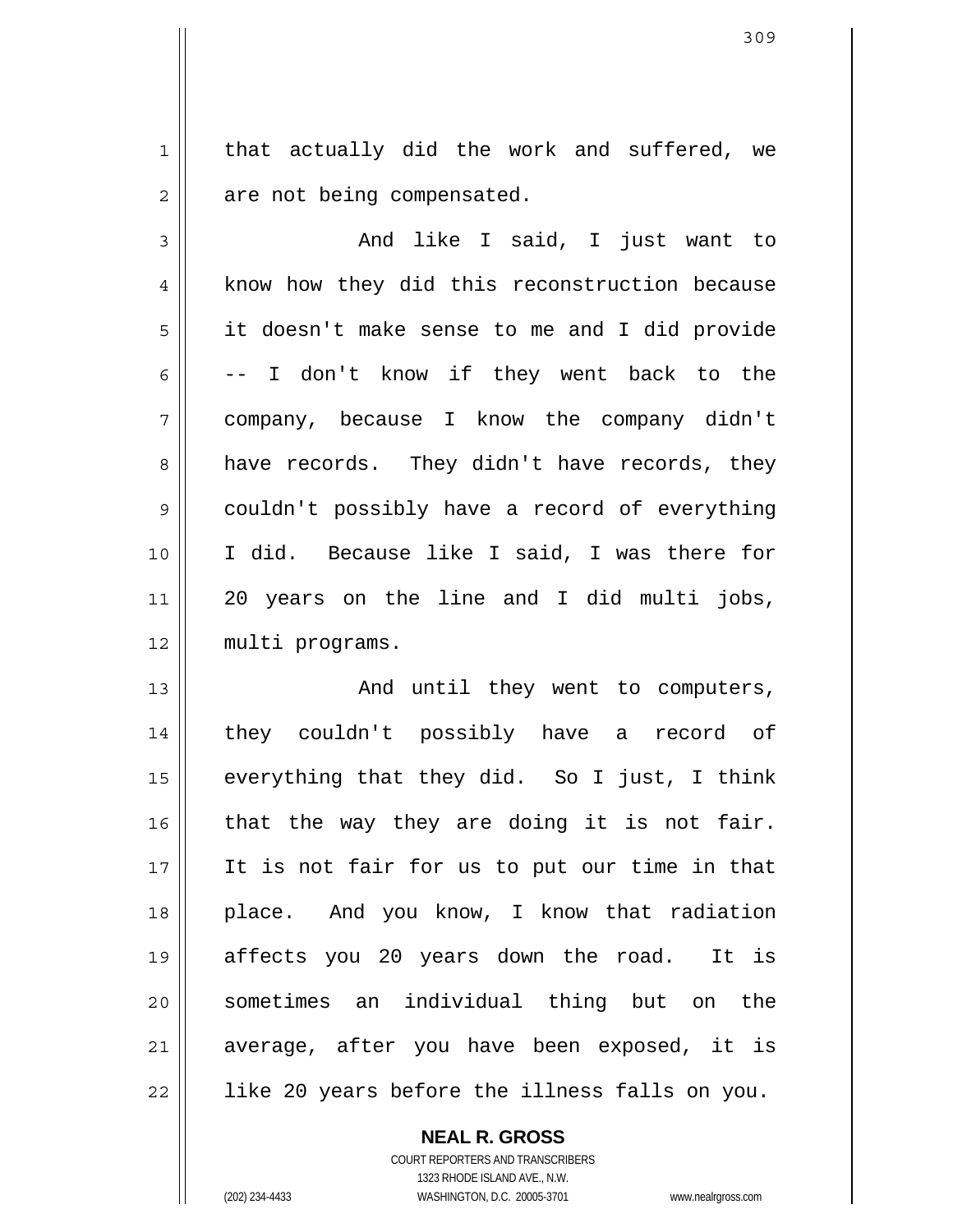that actually did the work and suffered, we are not being compensated.

And like I said, I just want to know how they did this reconstruction because it doesn't make sense to me and I did provide -- I don't know if they went back to the company, because I know the company didn't have records. They didn't have records, they couldn't possibly have a record of everything I did. Because like I said, I was there for 20 years on the line and I did multi jobs, multi programs.

And until they went to computers, they couldn't possibly have a record of everything that they did. So I just, I think that the way they are doing it is not fair. It is not fair for us to put our time in that place. And you know, I know that radiation affects you 20 years down the road. It is sometimes an individual thing but on the average, after you have been exposed, it is like 20 years before the illness falls on you.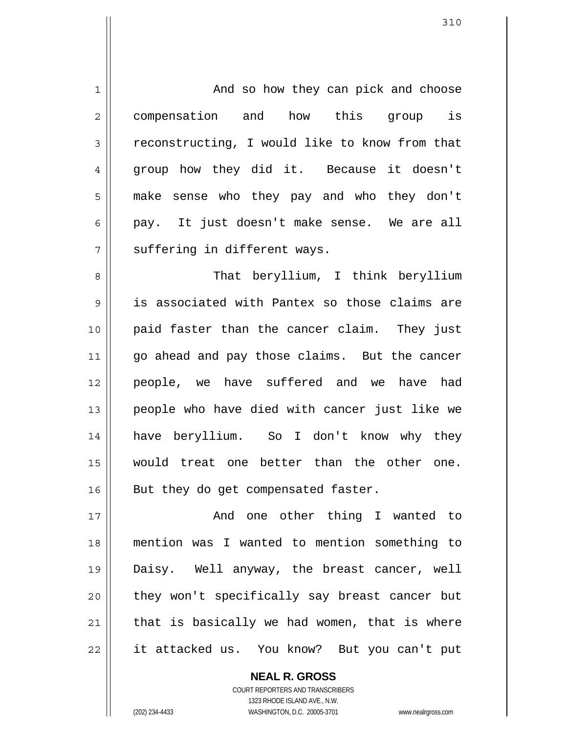And so how they can pick and choose compensation and how this group is reconstructing, I would like to know from that group how they did it. Because it doesn't make sense who they pay and who they don't pay. It just doesn't make sense. We are all suffering in different ways.

That beryllium, I think beryllium is associated with Pantex so those claims are paid faster than the cancer claim. They just go ahead and pay those claims. But the cancer people, we have suffered and we have had people who have died with cancer just like we have beryllium. So I don't know why they would treat one better than the other one. But they do get compensated faster.

And one other thing I wanted to mention was I wanted to mention something to Daisy. Well anyway, the breast cancer, well they won't specifically say breast cancer but that is basically we had women, that is where it attacked us. You know? But you can't put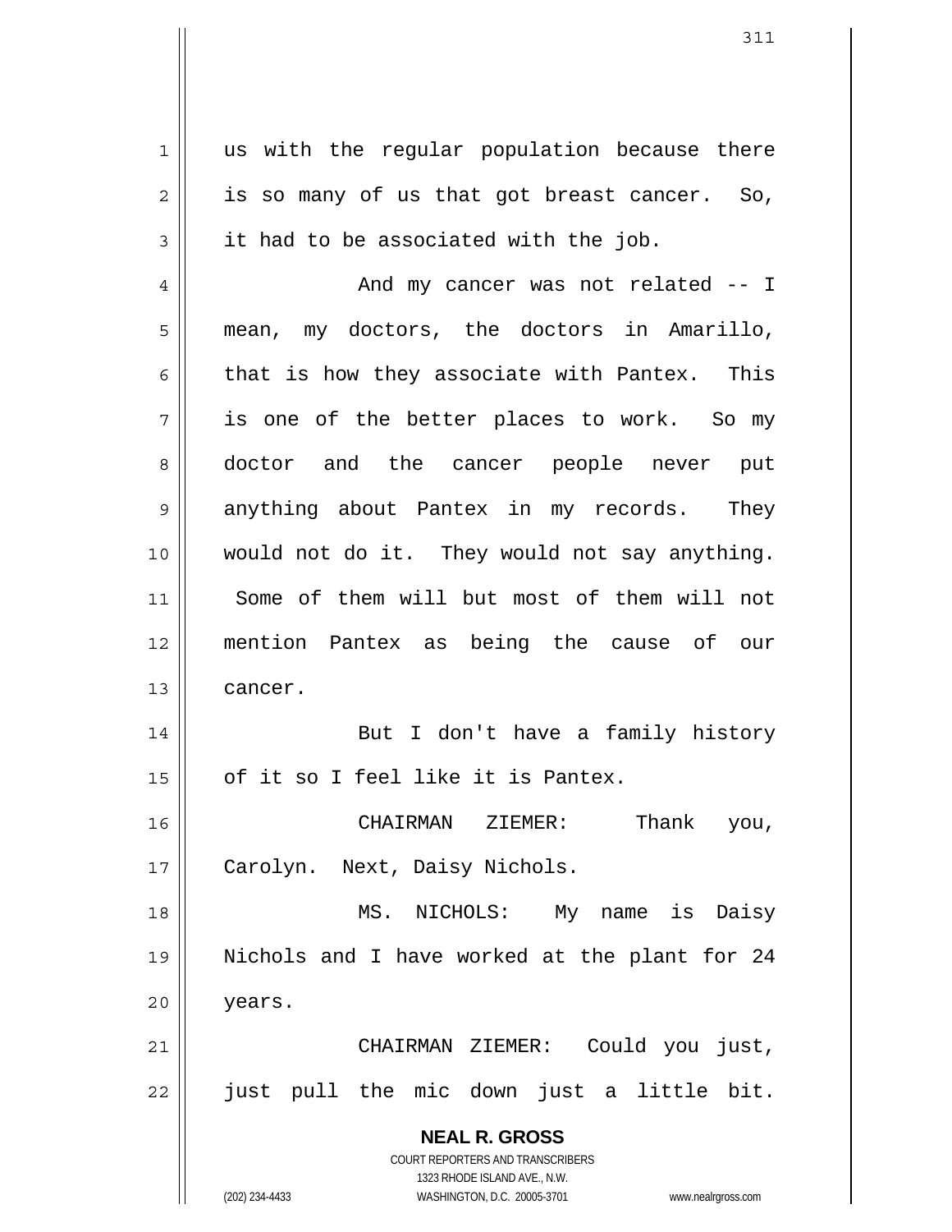us with the regular population because there is so many of us that got breast cancer. So, it had to be associated with the job.

And my cancer was not related -- I mean, my doctors, the doctors in Amarillo, that is how they associate with Pantex. This is one of the better places to work. So my doctor and the cancer people never put anything about Pantex in my records. They would not do it. They would not say anything. Some of them will but most of them will not mention Pantex as being the cause of our cancer.

But I don't have a family history of it so I feel like it is Pantex.

CHAIRMAN ZIEMER: Thank you, Carolyn. Next, Daisy Nichols.

MS. NICHOLS: My name is Daisy Nichols and I have worked at the plant for 24 years.

CHAIRMAN ZIEMER: Could you just, just pull the mic down just a little bit.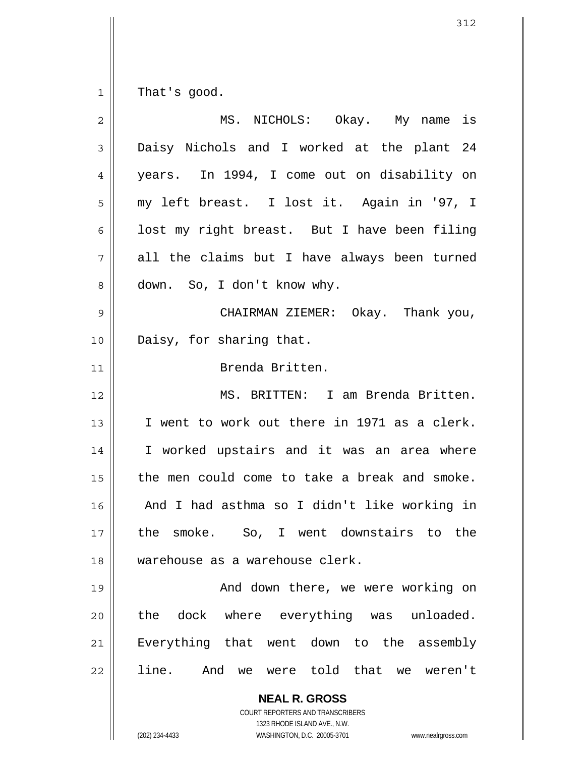That's good.

MS. NICHOLS: Okay. My name is Daisy Nichols and I worked at the plant 24 years. In 1994, I come out on disability on my left breast. I lost it. Again in '97, I lost my right breast. But I have been filing all the claims but I have always been turned down. So, I don't know why.

CHAIRMAN ZIEMER: Okay. Thank you, Daisy, for sharing that.

Brenda Britten.

MS. BRITTEN: I am Brenda Britten. I went to work out there in 1971 as a clerk. I worked upstairs and it was an area where the men could come to take a break and smoke. And I had asthma so I didn't like working in the smoke. So, I went downstairs to the warehouse as a warehouse clerk.

And down there, we were working on the dock where everything was unloaded. Everything that went down to the assembly line. And we were told that we weren't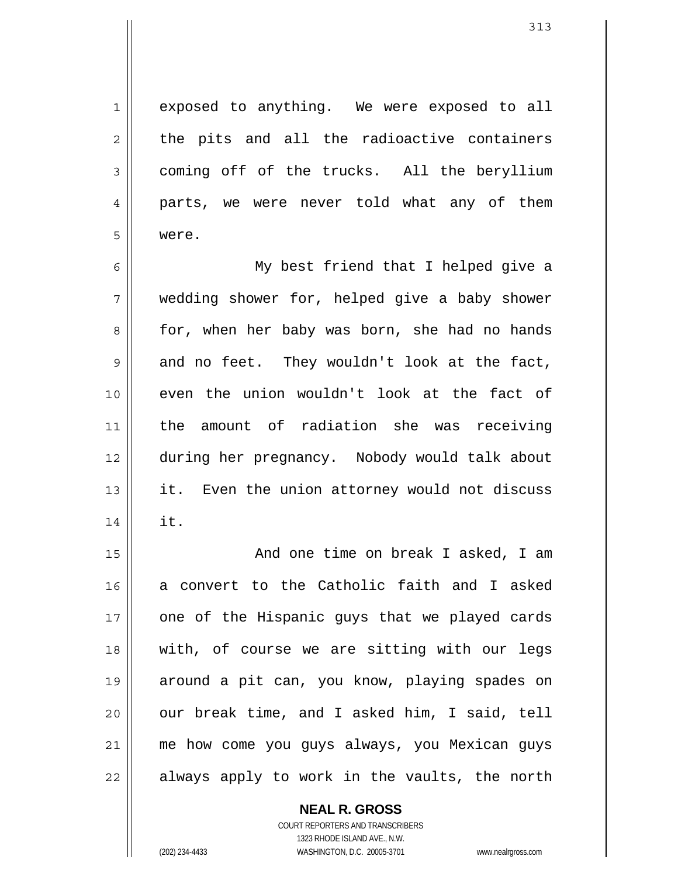exposed to anything. We were exposed to all the pits and all the radioactive containers coming off of the trucks. All the beryllium parts, we were never told what any of them were.

My best friend that I helped give a wedding shower for, helped give a baby shower for, when her baby was born, she had no hands and no feet. They wouldn't look at the fact, even the union wouldn't look at the fact of the amount of radiation she was receiving during her pregnancy. Nobody would talk about it. Even the union attorney would not discuss it.

And one time on break I asked, I am a convert to the Catholic faith and I asked one of the Hispanic guys that we played cards with, of course we are sitting with our legs around a pit can, you know, playing spades on our break time, and I asked him, I said, tell me how come you guys always, you Mexican guys always apply to work in the vaults, the north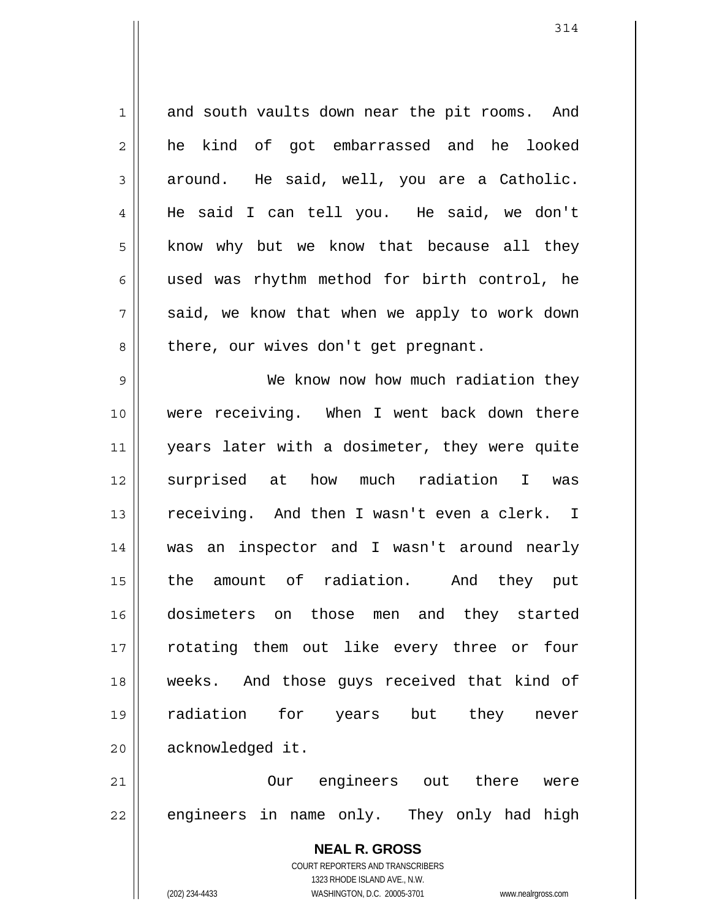and south vaults down near the pit rooms. And he kind of got embarrassed and he looked around. He said, well, you are a Catholic. He said I can tell you. He said, we don't know why but we know that because all they used was rhythm method for birth control, he said, we know that when we apply to work down there, our wives don't get pregnant.

We know now how much radiation they were receiving. When I went back down there years later with a dosimeter, they were quite surprised at how much radiation I was receiving. And then I wasn't even a clerk. I was an inspector and I wasn't around nearly the amount of radiation. And they put dosimeters on those men and they started rotating them out like every three or four weeks. And those guys received that kind of radiation for years but they never acknowledged it.

Our engineers out there were engineers in name only. They only had high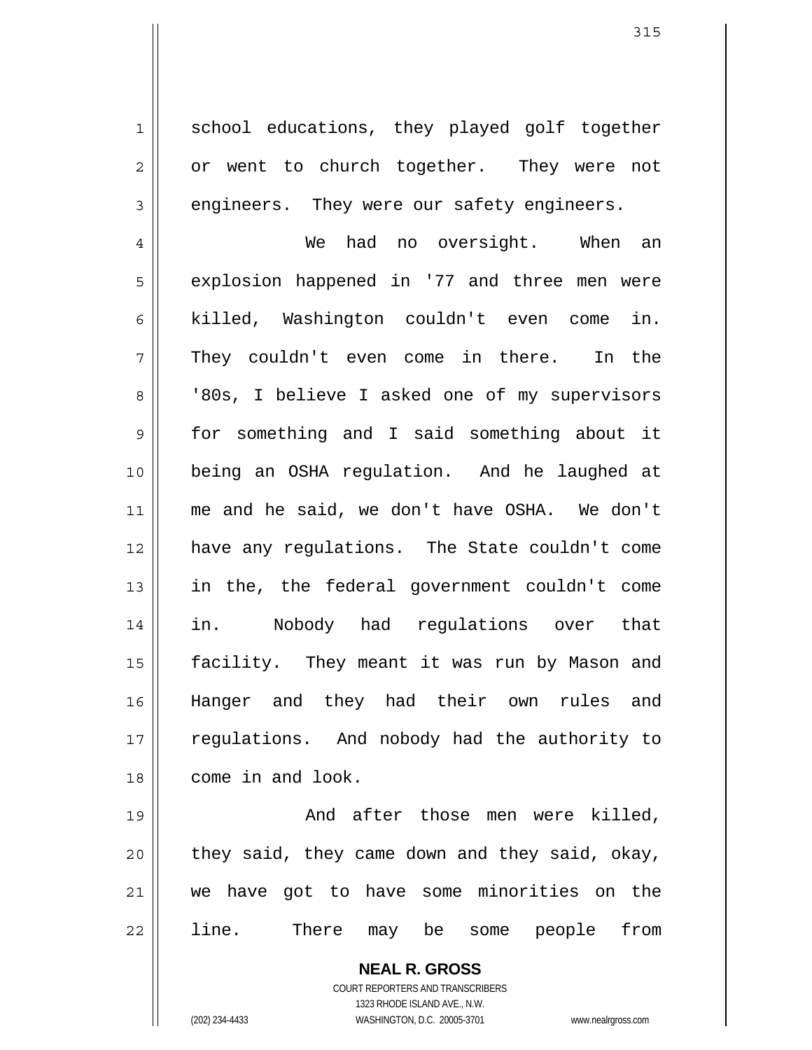school educations, they played golf together or went to church together. They were not engineers. They were our safety engineers.

We had no oversight. When an explosion happened in '77 and three men were killed, Washington couldn't even come in. They couldn't even come in there. In the '80s, I believe I asked one of my supervisors for something and I said something about it being an OSHA regulation. And he laughed at me and he said, we don't have OSHA. We don't have any regulations. The State couldn't come in the, the federal government couldn't come in. Nobody had regulations over that facility. They meant it was run by Mason and Hanger and they had their own rules and regulations. And nobody had the authority to come in and look.

And after those men were killed, they said, they came down and they said, okay, we have got to have some minorities on the line. There may be some people from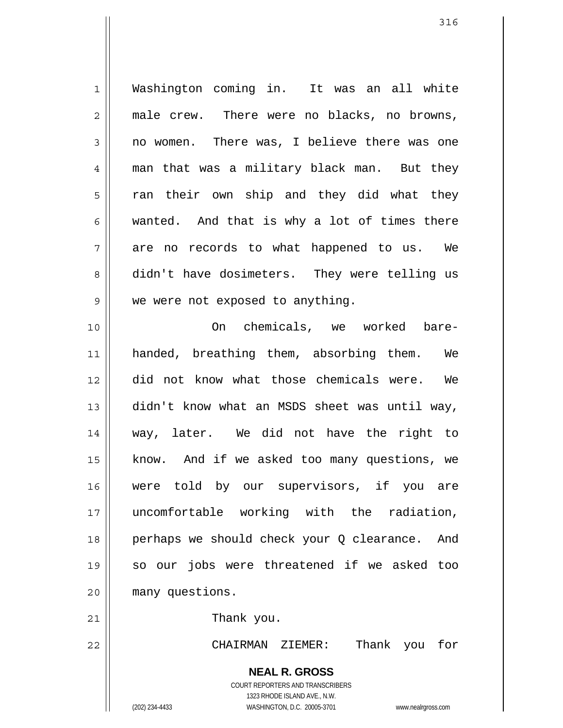Washington coming in. It was an all white male crew. There were no blacks, no browns, no women. There was, I believe there was one man that was a military black man. But they ran their own ship and they did what they wanted. And that is why a lot of times there are no records to what happened to us. We didn't have dosimeters. They were telling us we were not exposed to anything.

On chemicals, we worked bare-handed, breathing them, absorbing them. We did not know what those chemicals were. We didn't know what an MSDS sheet was until way, way, later. We did not have the right to know. And if we asked too many questions, we were told by our supervisors, if you are uncomfortable working with the radiation, perhaps we should check your Q clearance. And so our jobs were threatened if we asked too many questions.

Thank you.

CHAIRMAN ZIEMER: Thank you for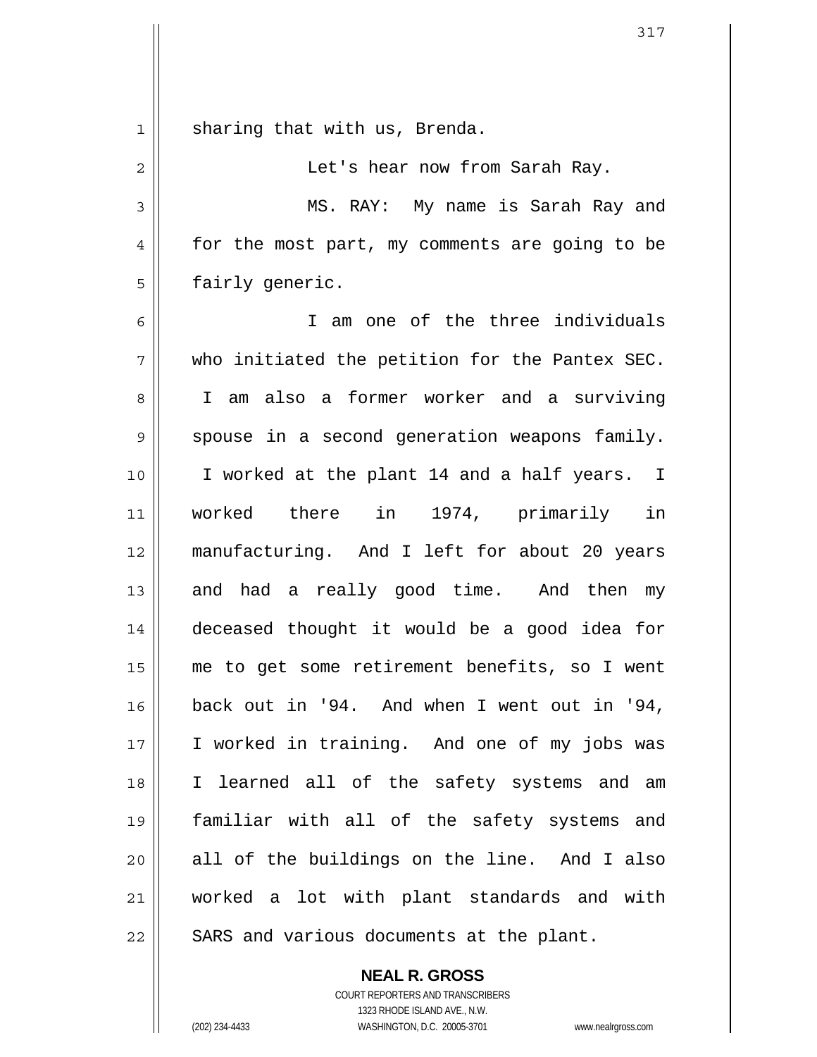sharing that with us, Brenda.

Let's hear now from Sarah Ray.

MS. RAY: My name is Sarah Ray and for the most part, my comments are going to be fairly generic.

I am one of the three individuals who initiated the petition for the Pantex SEC. I am also a former worker and a surviving spouse in a second generation weapons family. I worked at the plant 14 and a half years. I worked there in 1974, primarily in manufacturing. And I left for about 20 years and had a really good time. And then my deceased thought it would be a good idea for me to get some retirement benefits, so I went back out in '94. And when I went out in '94, I worked in training. And one of my jobs was I learned all of the safety systems and am familiar with all of the safety systems and all of the buildings on the line. And I also worked a lot with plant standards and with SARS and various documents at the plant.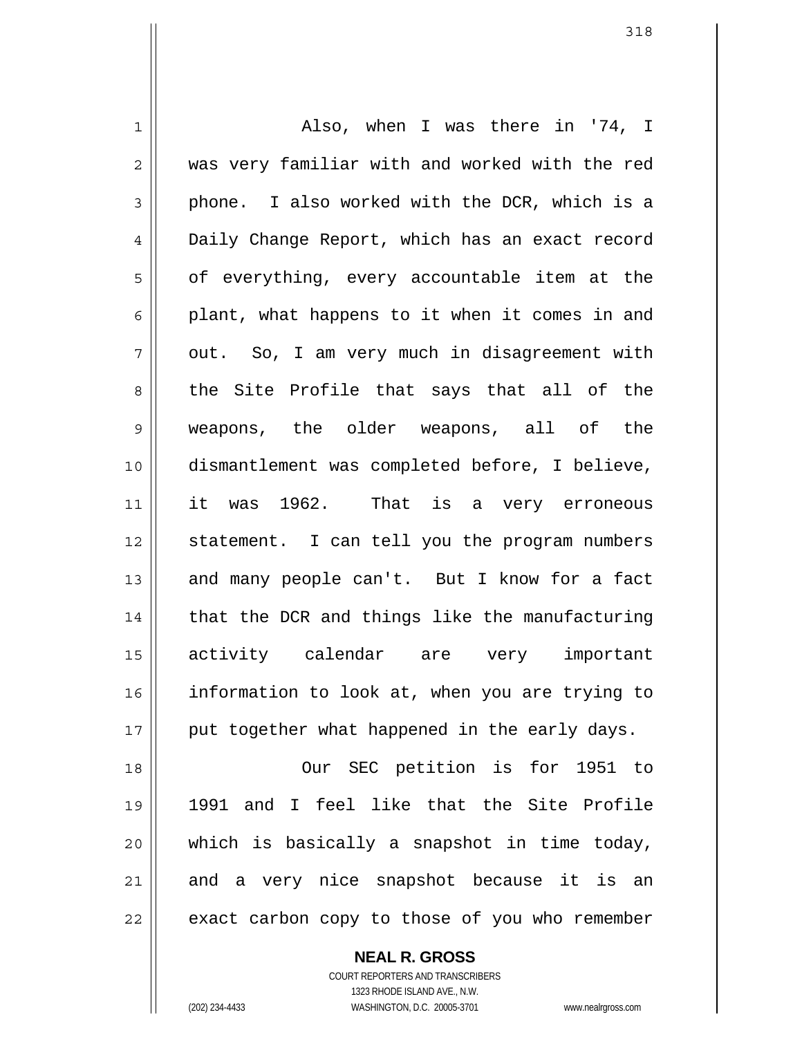Also, when I was there in '74, I was very familiar with and worked with the red phone. I also worked with the DCR, which is a Daily Change Report, which has an exact record of everything, every accountable item at the plant, what happens to it when it comes in and out. So, I am very much in disagreement with the Site Profile that says that all of the weapons, the older weapons, all of the dismantlement was completed before, I believe, it was 1962. That is a very erroneous statement. I can tell you the program numbers and many people can't. But I know for a fact that the DCR and things like the manufacturing activity calendar are very important information to look at, when you are trying to put together what happened in the early days.

Our SEC petition is for 1951 to 1991 and I feel like that the Site Profile which is basically a snapshot in time today, and a very nice snapshot because it is an exact carbon copy to those of you who remember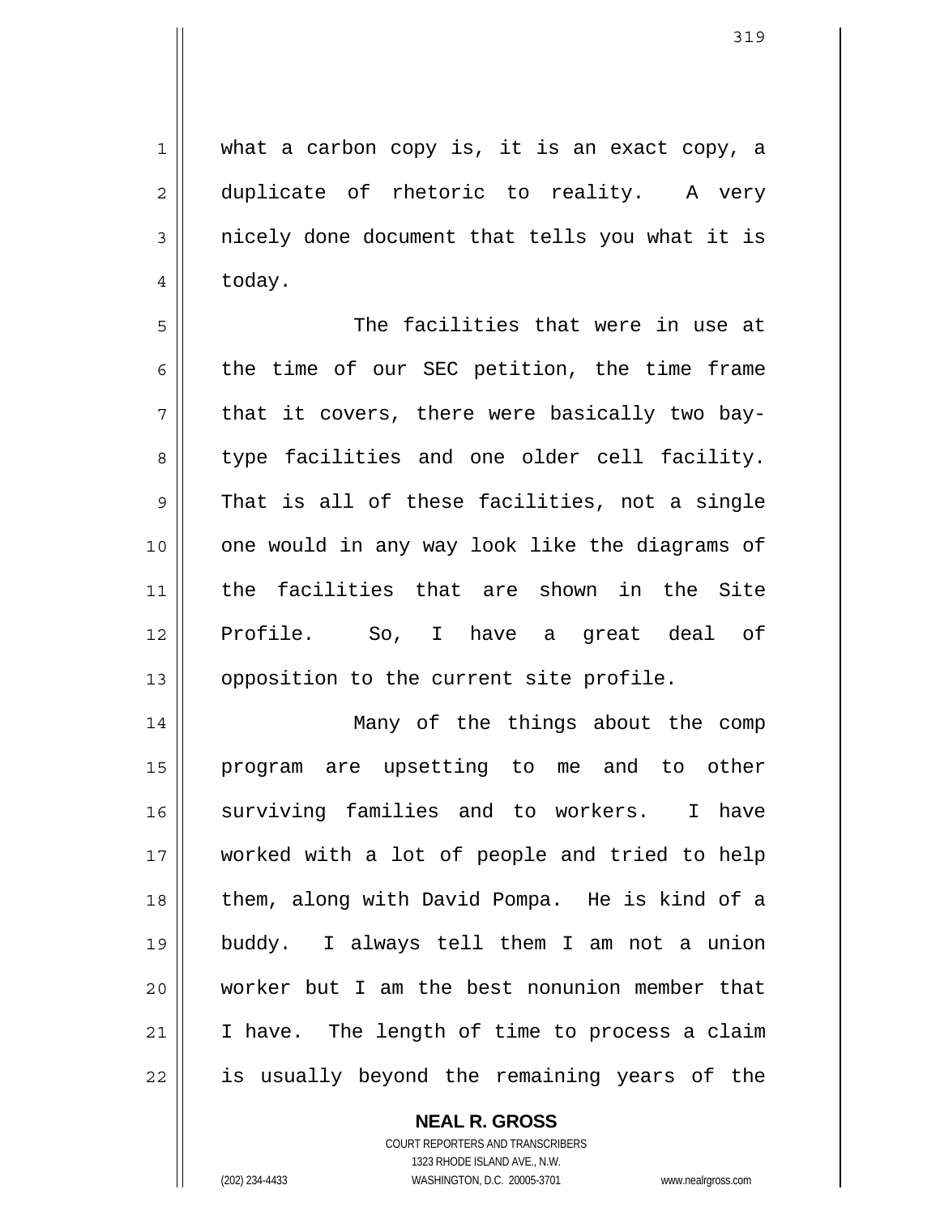what a carbon copy is, it is an exact copy, a duplicate of rhetoric to reality. A very nicely done document that tells you what it is today.

The facilities that were in use at the time of our SEC petition, the time frame that it covers, there were basically two bay-type facilities and one older cell facility. That is all of these facilities, not a single one would in any way look like the diagrams of the facilities that are shown in the Site Profile. So, I have a great deal of opposition to the current site profile.

Many of the things about the comp program are upsetting to me and to other surviving families and to workers. I have worked with a lot of people and tried to help them, along with David Pompa. He is kind of a buddy. I always tell them I am not a union worker but I am the best nonunion member that I have. The length of time to process a claim is usually beyond the remaining years of the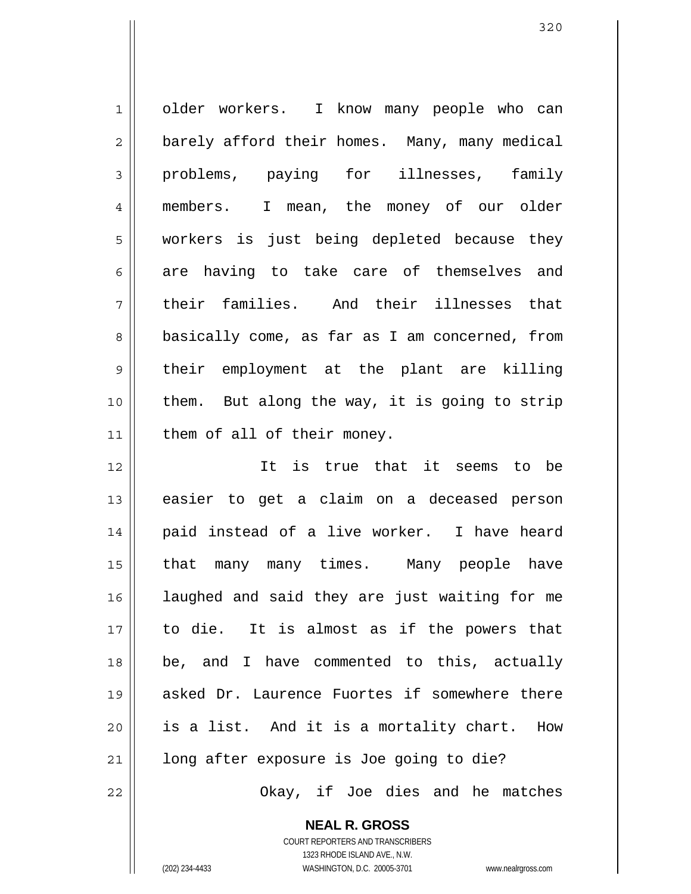older workers. I know many people who can barely afford their homes. Many, many medical problems, paying for illnesses, family members. I mean, the money of our older workers is just being depleted because they are having to take care of themselves and their families. And their illnesses that basically come, as far as I am concerned, from their employment at the plant are killing them. But along the way, it is going to strip them of all of their money.

It is true that it seems to be easier to get a claim on a deceased person paid instead of a live worker. I have heard that many many times. Many people have laughed and said they are just waiting for me to die. It is almost as if the powers that be, and I have commented to this, actually asked Dr. Laurence Fuortes if somewhere there is a list. And it is a mortality chart. How long after exposure is Joe going to die?

Okay, if Joe dies and he matches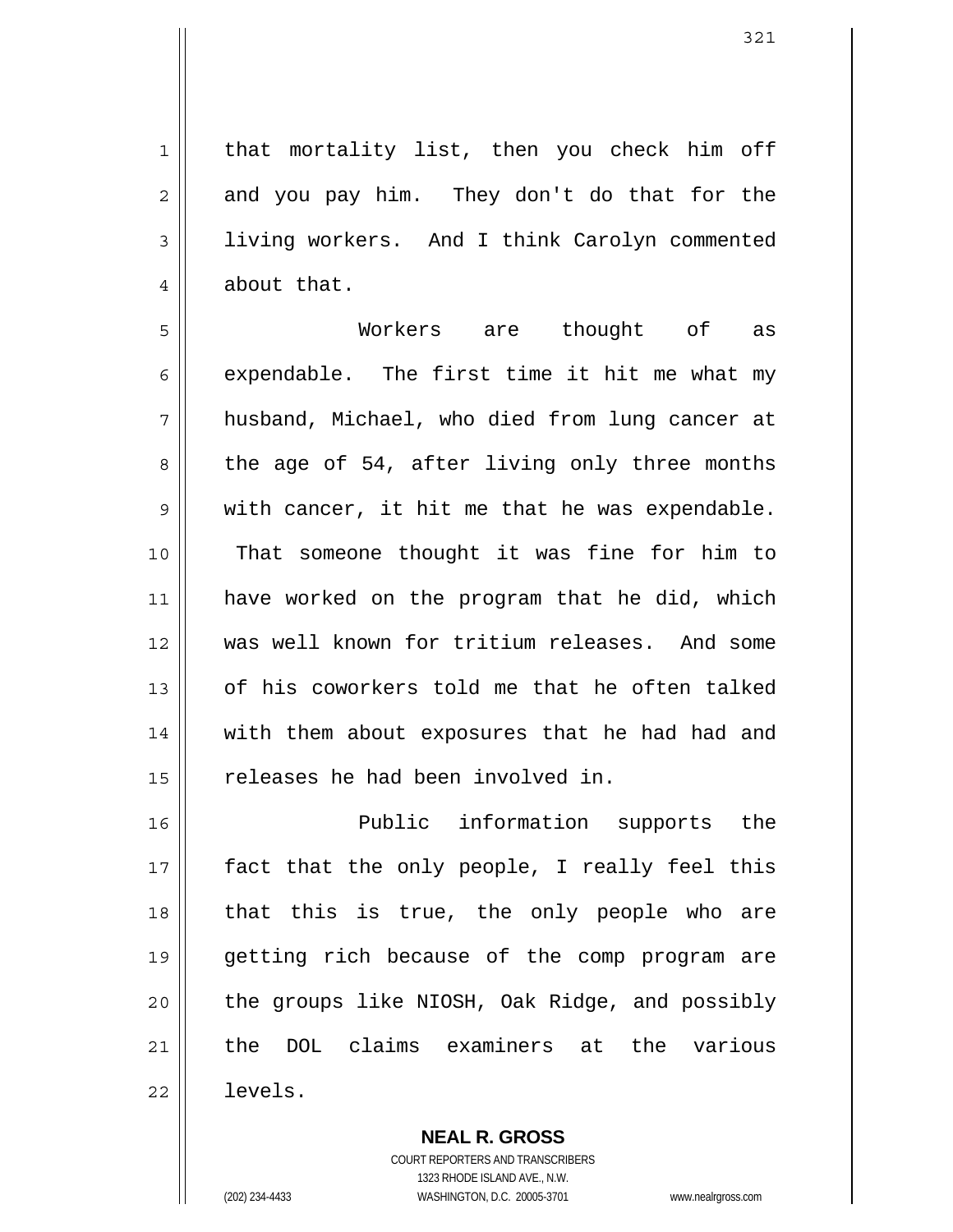that mortality list, then you check him off and you pay him. They don't do that for the living workers. And I think Carolyn commented about that.

Workers are thought of as expendable. The first time it hit me what my husband, Michael, who died from lung cancer at the age of 54, after living only three months with cancer, it hit me that he was expendable. That someone thought it was fine for him to have worked on the program that he did, which was well known for tritium releases. And some of his coworkers told me that he often talked with them about exposures that he had had and releases he had been involved in.

Public information supports the fact that the only people, I really feel this that this is true, the only people who are getting rich because of the comp program are the groups like NIOSH, Oak Ridge, and possibly the DOL claims examiners at the various levels.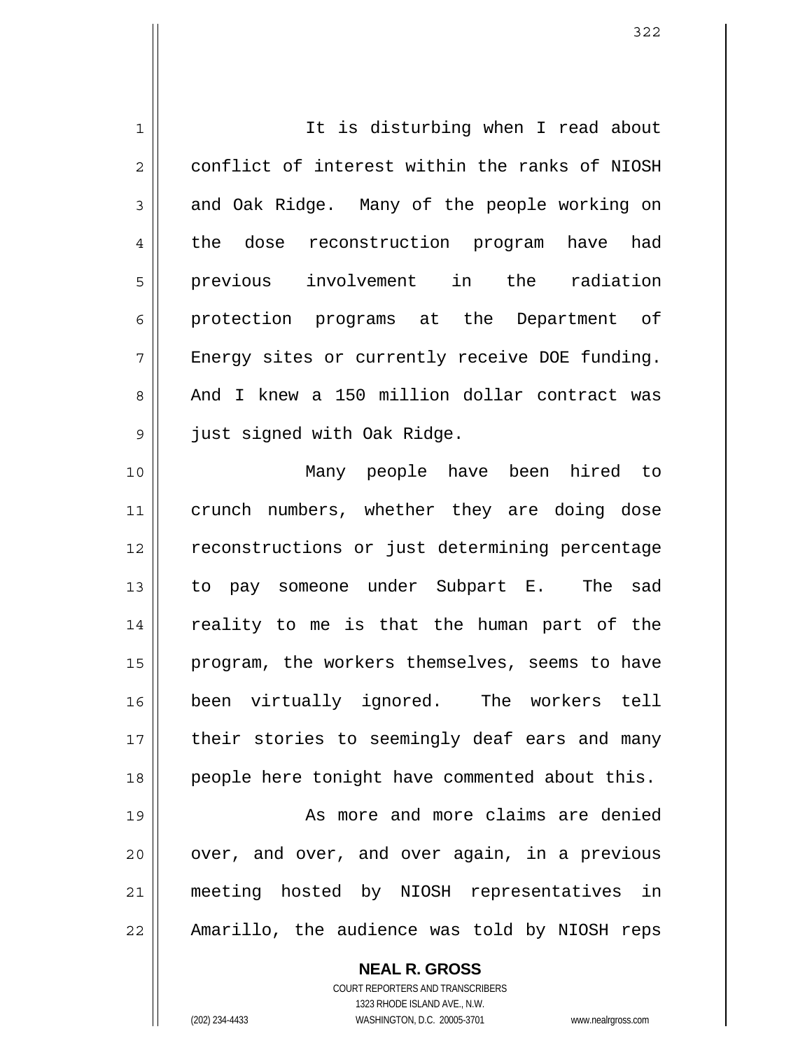It is disturbing when I read about conflict of interest within the ranks of NIOSH and Oak Ridge. Many of the people working on the dose reconstruction program have had previous involvement in the radiation protection programs at the Department of Energy sites or currently receive DOE funding. And I knew a 150 million dollar contract was just signed with Oak Ridge.

Many people have been hired to crunch numbers, whether they are doing dose reconstructions or just determining percentage to pay someone under Subpart E. The sad reality to me is that the human part of the program, the workers themselves, seems to have been virtually ignored. The workers tell their stories to seemingly deaf ears and many people here tonight have commented about this.

As more and more claims are denied over, and over, and over again, in a previous meeting hosted by NIOSH representatives in Amarillo, the audience was told by NIOSH reps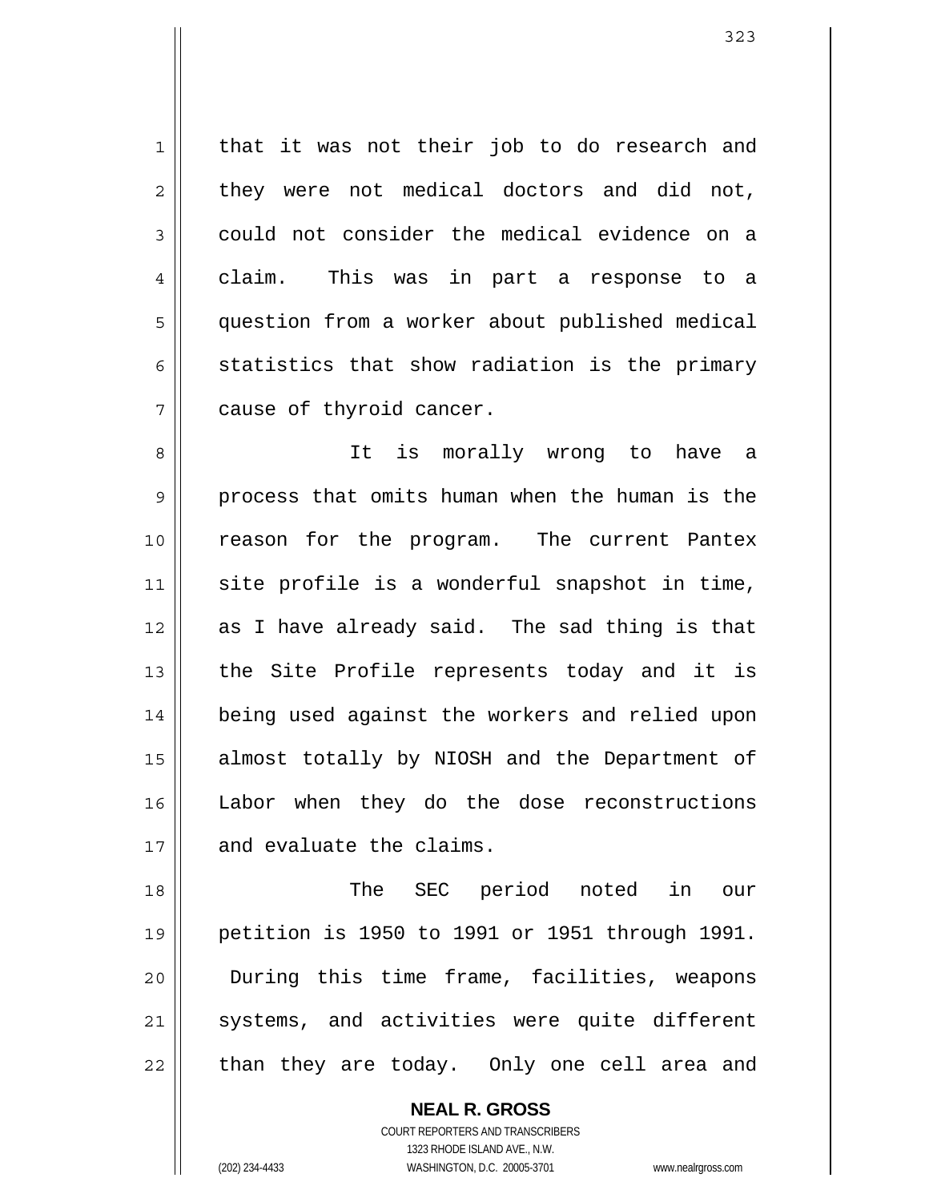that it was not their job to do research and they were not medical doctors and did not, could not consider the medical evidence on a claim. This was in part a response to a question from a worker about published medical statistics that show radiation is the primary cause of thyroid cancer.

It is morally wrong to have a process that omits human when the human is the reason for the program. The current Pantex site profile is a wonderful snapshot in time, as I have already said. The sad thing is that the Site Profile represents today and it is being used against the workers and relied upon almost totally by NIOSH and the Department of Labor when they do the dose reconstructions and evaluate the claims.

The SEC period noted in our petition is 1950 to 1991 or 1951 through 1991. During this time frame, facilities, weapons systems, and activities were quite different than they are today. Only one cell area and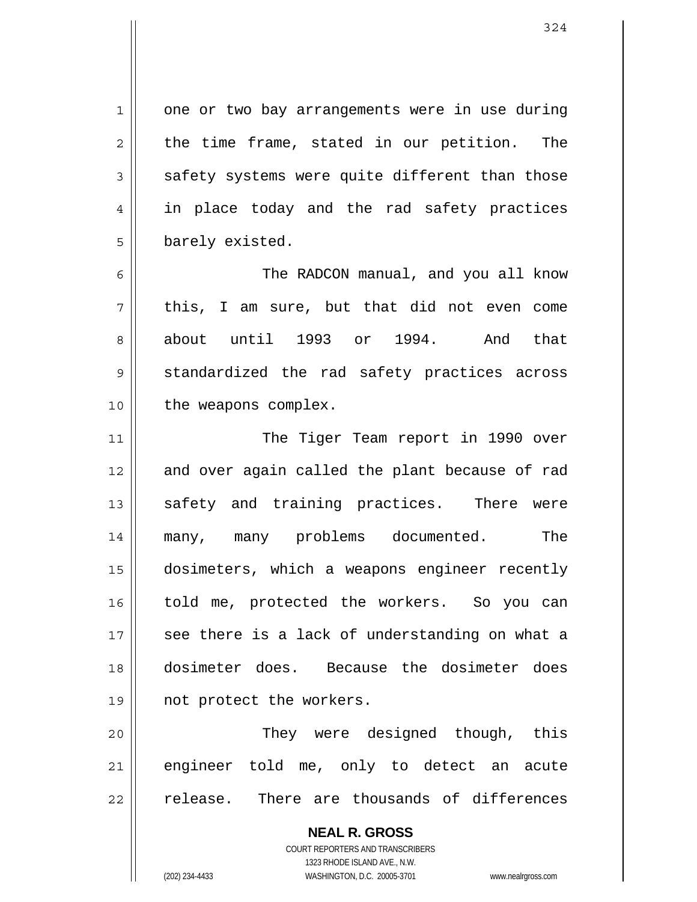one or two bay arrangements were in use during the time frame, stated in our petition. The safety systems were quite different than those in place today and the rad safety practices barely existed.

The RADCON manual, and you all know this, I am sure, but that did not even come about until 1993 or 1994. And that standardized the rad safety practices across the weapons complex.

The Tiger Team report in 1990 over and over again called the plant because of rad safety and training practices. There were many, many problems documented. The dosimeters, which a weapons engineer recently told me, protected the workers. So you can see there is a lack of understanding on what a dosimeter does. Because the dosimeter does not protect the workers.

They were designed though, this engineer told me, only to detect an acute release. There are thousands of differences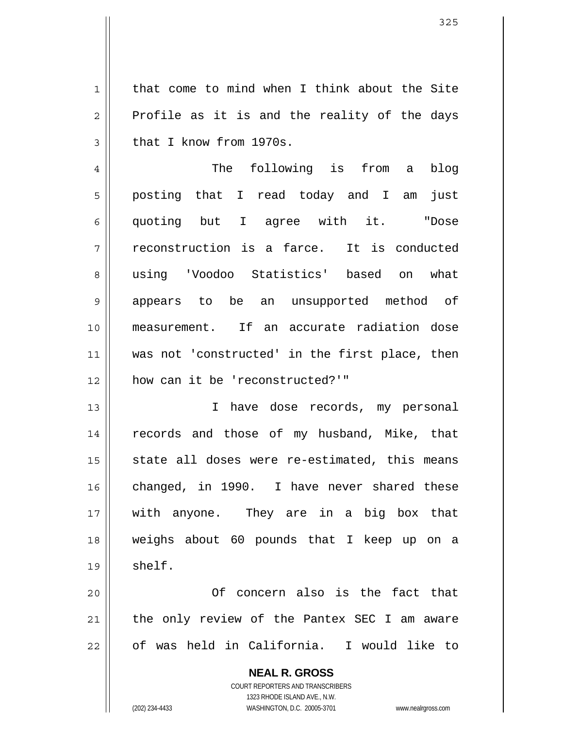that come to mind when I think about the Site Profile as it is and the reality of the days that I know from 1970s.

The following is from a blog posting that I read today and I am just quoting but I agree with it. "Dose reconstruction is a farce. It is conducted using 'Voodoo Statistics' based on what appears to be an unsupported method of measurement. If an accurate radiation dose was not 'constructed' in the first place, then how can it be 'reconstructed?'"

I have dose records, my personal records and those of my husband, Mike, that state all doses were re-estimated, this means changed, in 1990. I have never shared these with anyone. They are in a big box that weighs about 60 pounds that I keep up on a shelf.

Of concern also is the fact that the only review of the Pantex SEC I am aware of was held in California. I would like to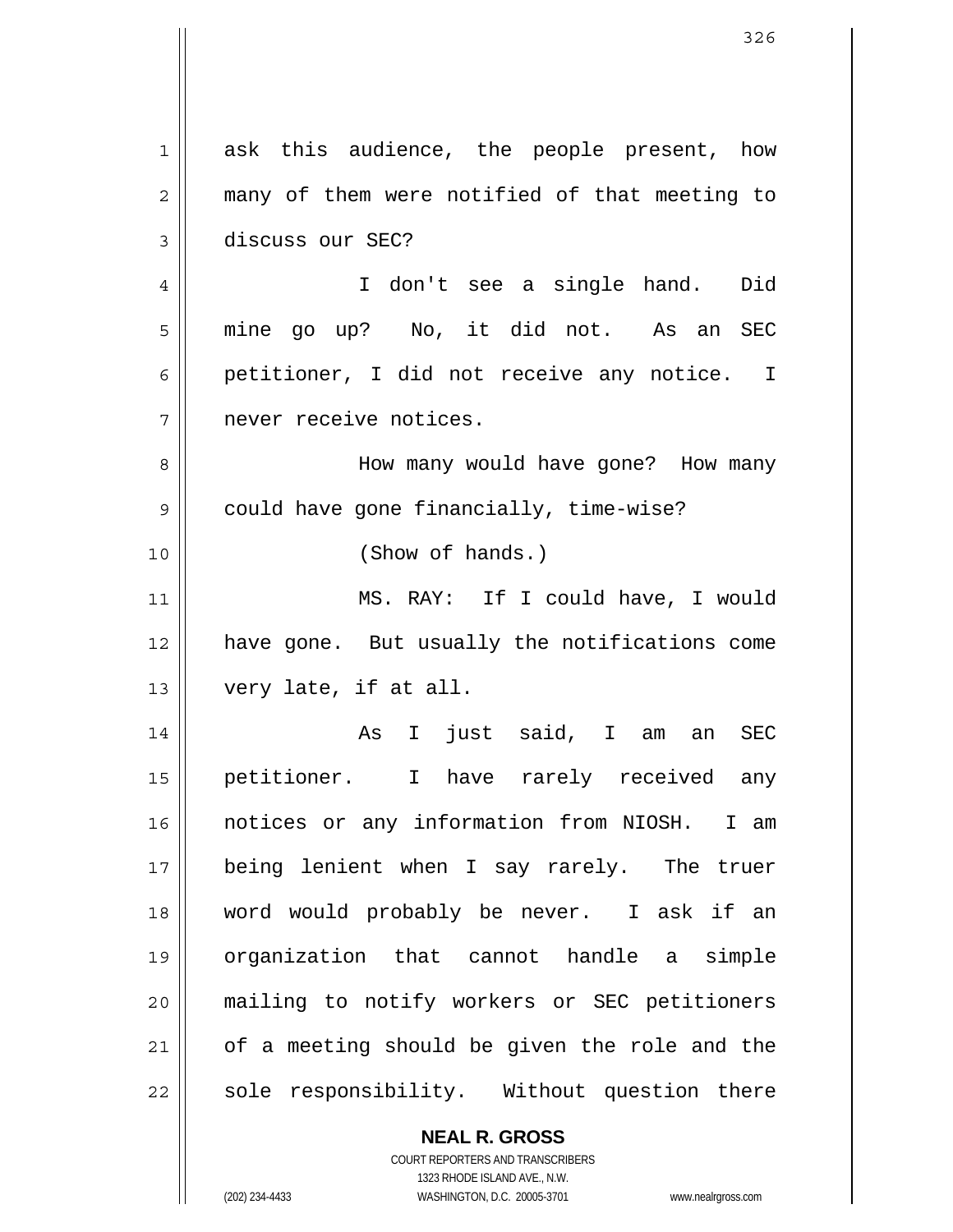ask this audience, the people present, how many of them were notified of that meeting to discuss our SEC?

I don't see a single hand. Did mine go up? No, it did not. As an SEC petitioner, I did not receive any notice. I never receive notices.

How many would have gone? How many could have gone financially, time-wise?

(Show of hands.)

MS. RAY: If I could have, I would have gone. But usually the notifications come very late, if at all.

As I just said, I am an SEC petitioner. I have rarely received any notices or any information from NIOSH. I am being lenient when I say rarely. The truer word would probably be never. I ask if an organization that cannot handle a simple mailing to notify workers or SEC petitioners of a meeting should be given the role and the sole responsibility. Without question there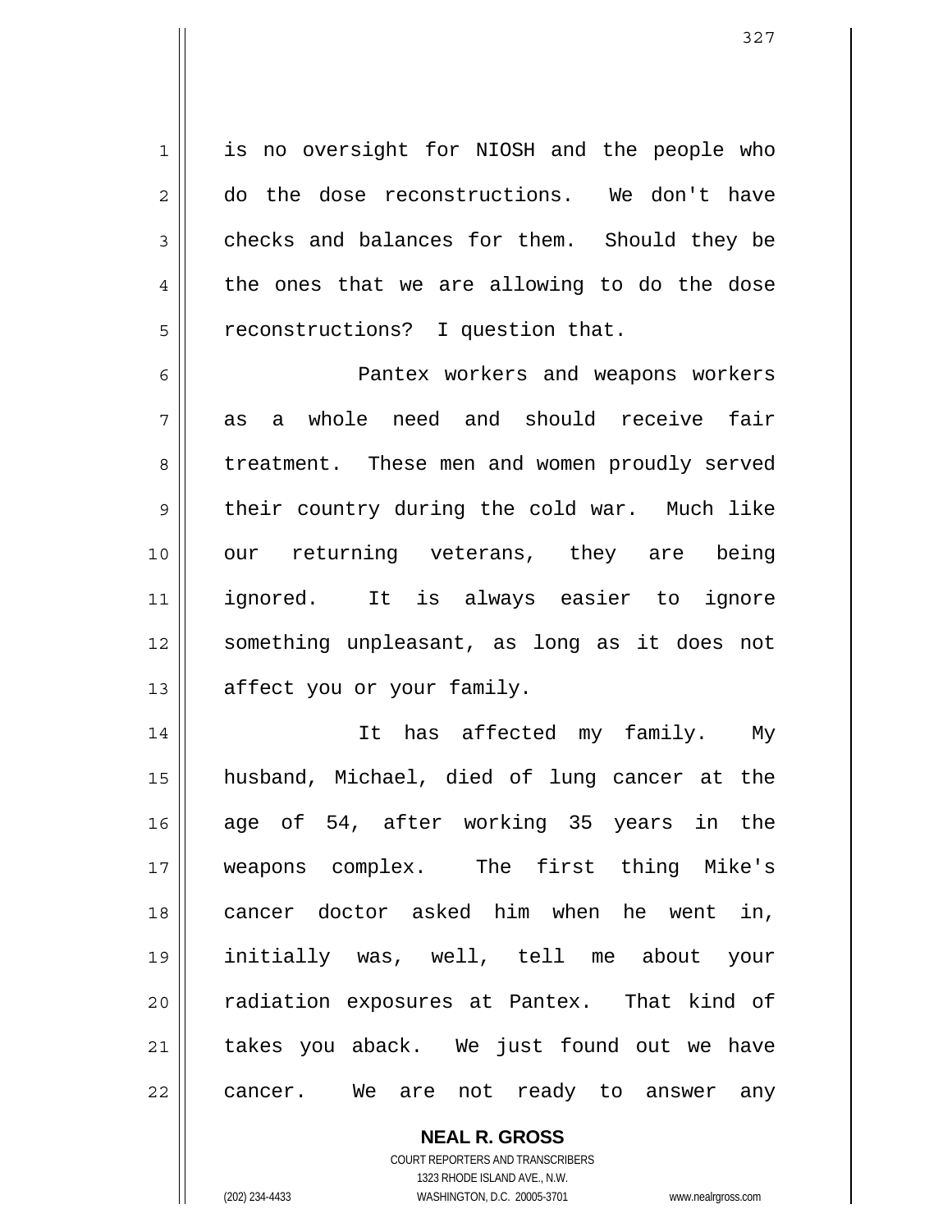is no oversight for NIOSH and the people who do the dose reconstructions. We don't have checks and balances for them. Should they be the ones that we are allowing to do the dose reconstructions? I question that.

Pantex workers and weapons workers as a whole need and should receive fair treatment. These men and women proudly served their country during the cold war. Much like our returning veterans, they are being ignored. It is always easier to ignore something unpleasant, as long as it does not affect you or your family.

It has affected my family. My husband, Michael, died of lung cancer at the age of 54, after working 35 years in the weapons complex. The first thing Mike's cancer doctor asked him when he went in, initially was, well, tell me about your radiation exposures at Pantex. That kind of takes you aback. We just found out we have cancer. We are not ready to answer any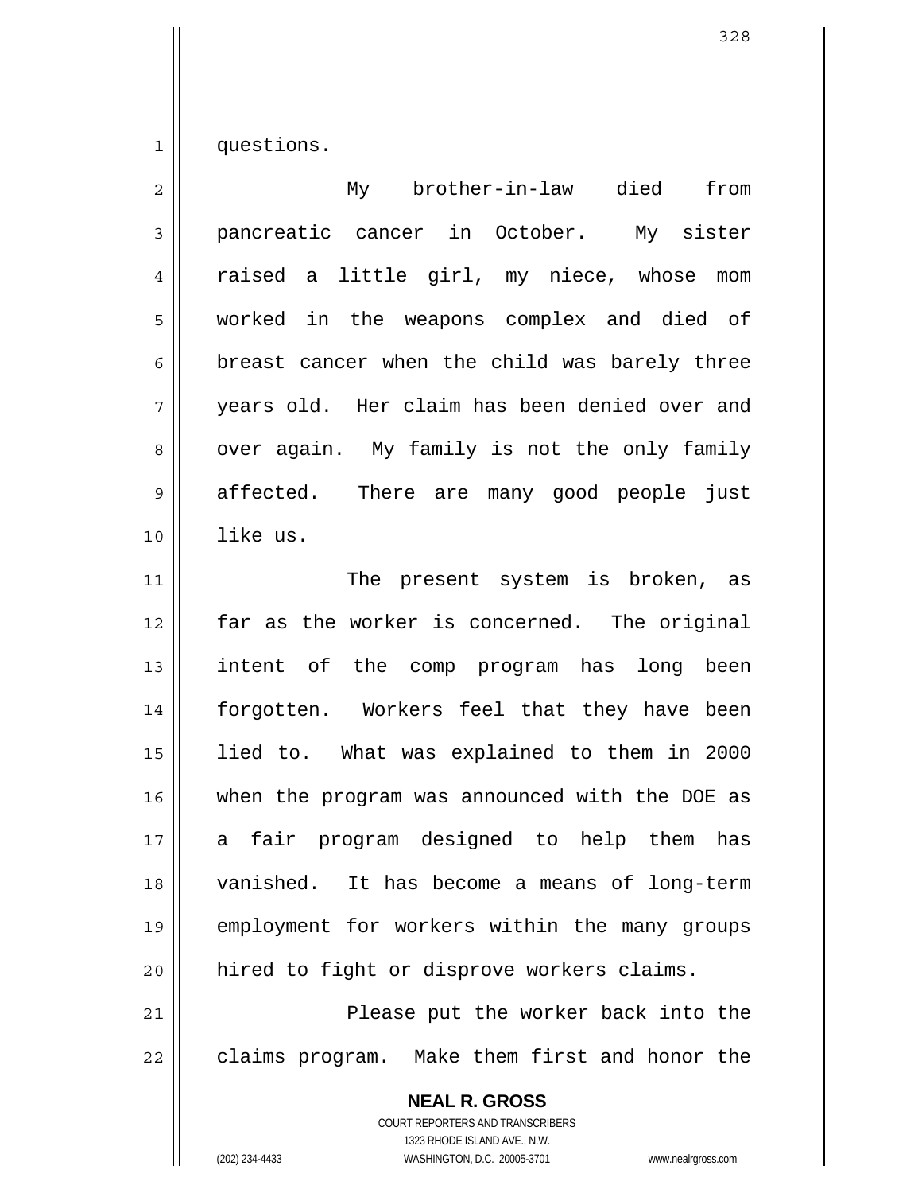questions.

My brother-in-law died from pancreatic cancer in October. My sister raised a little girl, my niece, whose mom worked in the weapons complex and died of breast cancer when the child was barely three years old. Her claim has been denied over and over again. My family is not the only family affected. There are many good people just like us.

The present system is broken, as far as the worker is concerned. The original intent of the comp program has long been forgotten. Workers feel that they have been lied to. What was explained to them in 2000 when the program was announced with the DOE as a fair program designed to help them has vanished. It has become a means of long-term employment for workers within the many groups hired to fight or disprove workers claims.

Please put the worker back into the claims program. Make them first and honor the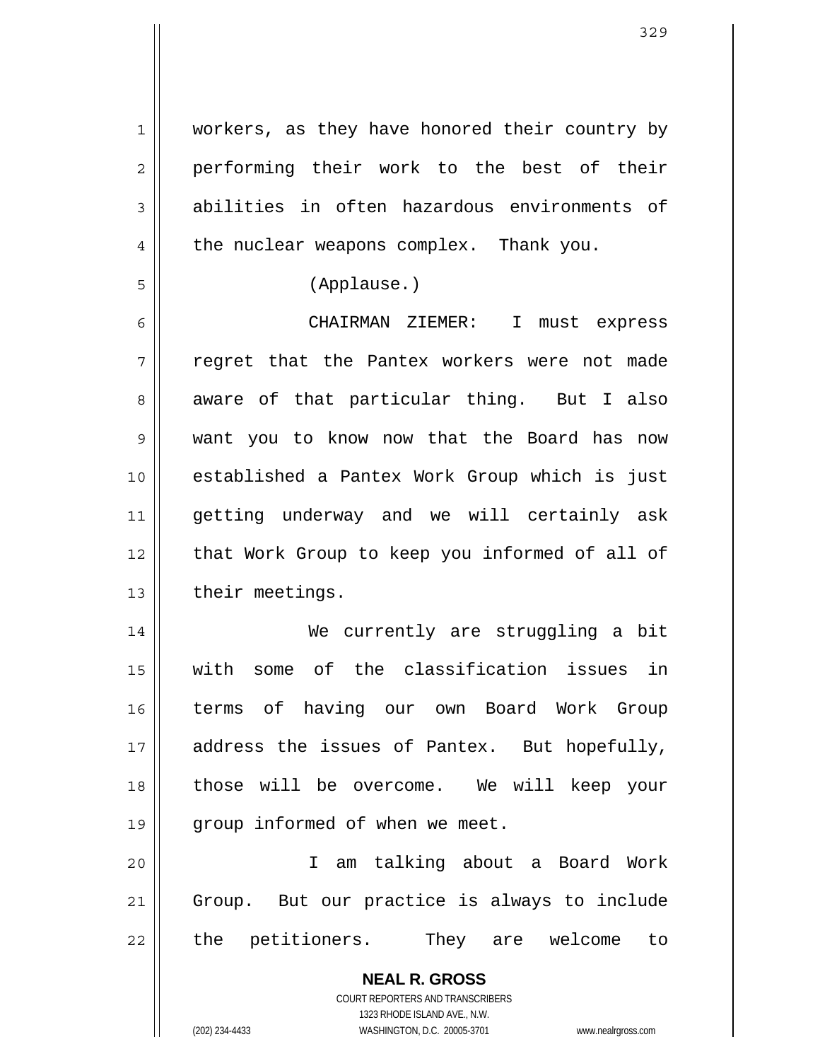workers, as they have honored their country by performing their work to the best of their abilities in often hazardous environments of the nuclear weapons complex. Thank you.

(Applause.)

CHAIRMAN ZIEMER: I must express regret that the Pantex workers were not made aware of that particular thing. But I also want you to know now that the Board has now established a Pantex Work Group which is just getting underway and we will certainly ask that Work Group to keep you informed of all of their meetings.

We currently are struggling a bit with some of the classification issues in terms of having our own Board Work Group address the issues of Pantex. But hopefully, those will be overcome. We will keep your group informed of when we meet.

I am talking about a Board Work Group. But our practice is always to include the petitioners. They are welcome to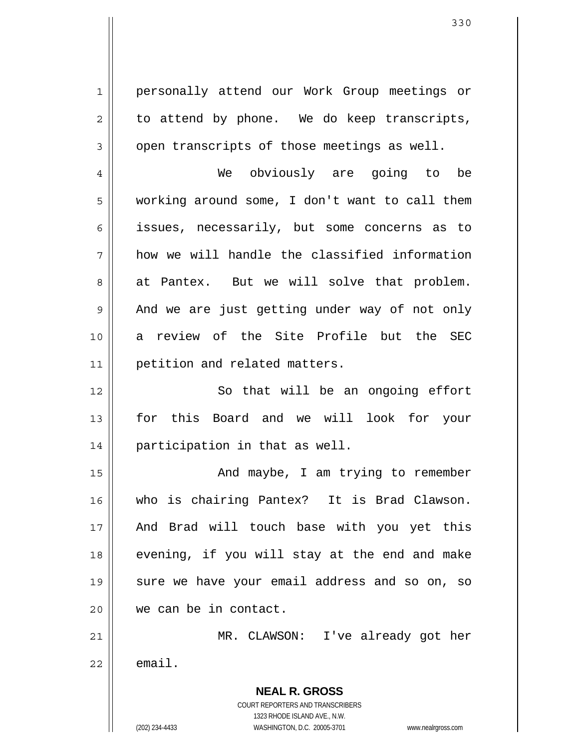personally attend our Work Group meetings or to attend by phone. We do keep transcripts, open transcripts of those meetings as well.

We obviously are going to be working around some, I don't want to call them issues, necessarily, but some concerns as to how we will handle the classified information at Pantex. But we will solve that problem. And we are just getting under way of not only a review of the Site Profile but the SEC petition and related matters.

So that will be an ongoing effort for this Board and we will look for your participation in that as well.

And maybe, I am trying to remember who is chairing Pantex? It is Brad Clawson. And Brad will touch base with you yet this evening, if you will stay at the end and make sure we have your email address and so on, so we can be in contact.

MR. CLAWSON: I've already got her email.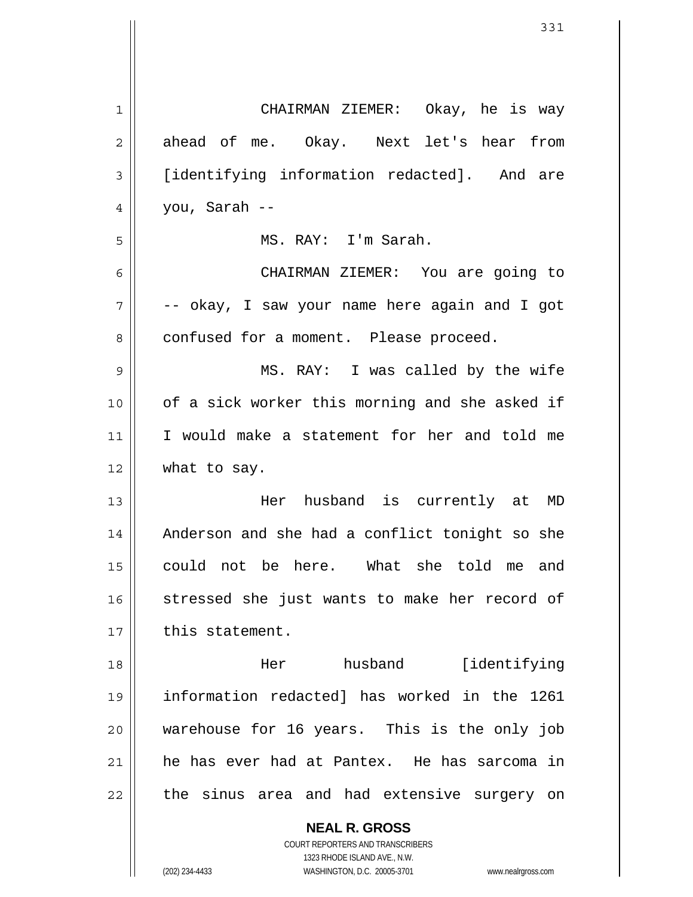CHAIRMAN ZIEMER: Okay, he is way ahead of me. Okay. Next let's hear from [identifying information redacted]. And are you, Sarah --

MS. RAY: I'm Sarah.

CHAIRMAN ZIEMER: You are going to -- okay, I saw your name here again and I got confused for a moment. Please proceed.

MS. RAY: I was called by the wife of a sick worker this morning and she asked if I would make a statement for her and told me what to say.

Her husband is currently at MD Anderson and she had a conflict tonight so she could not be here. What she told me and stressed she just wants to make her record of this statement.

Her husband [identifying information redacted] has worked in the 1261 warehouse for 16 years. This is the only job he has ever had at Pantex. He has sarcoma in the sinus area and had extensive surgery on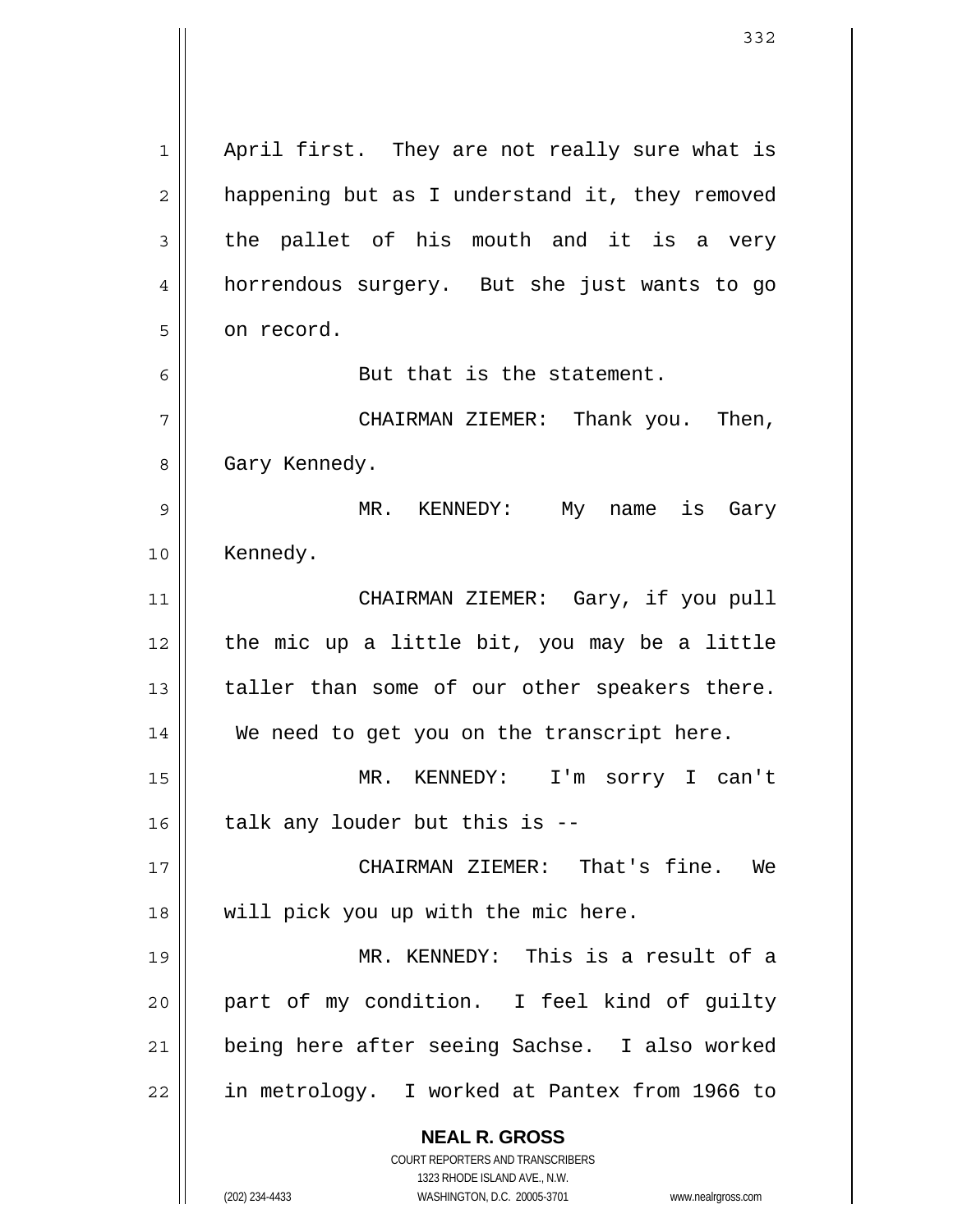April first. They are not really sure what is happening but as I understand it, they removed the pallet of his mouth and it is a very horrendous surgery. But she just wants to go on record.

But that is the statement.

CHAIRMAN ZIEMER: Thank you. Then, Gary Kennedy.

MR. KENNEDY: My name is Gary Kennedy.

CHAIRMAN ZIEMER: Gary, if you pull the mic up a little bit, you may be a little taller than some of our other speakers there. We need to get you on the transcript here.

MR. KENNEDY: I'm sorry I can't talk any louder but this is --

CHAIRMAN ZIEMER: That's fine. We will pick you up with the mic here.

MR. KENNEDY: This is a result of a part of my condition. I feel kind of guilty being here after seeing Sachse. I also worked in metrology. I worked at Pantex from 1966 to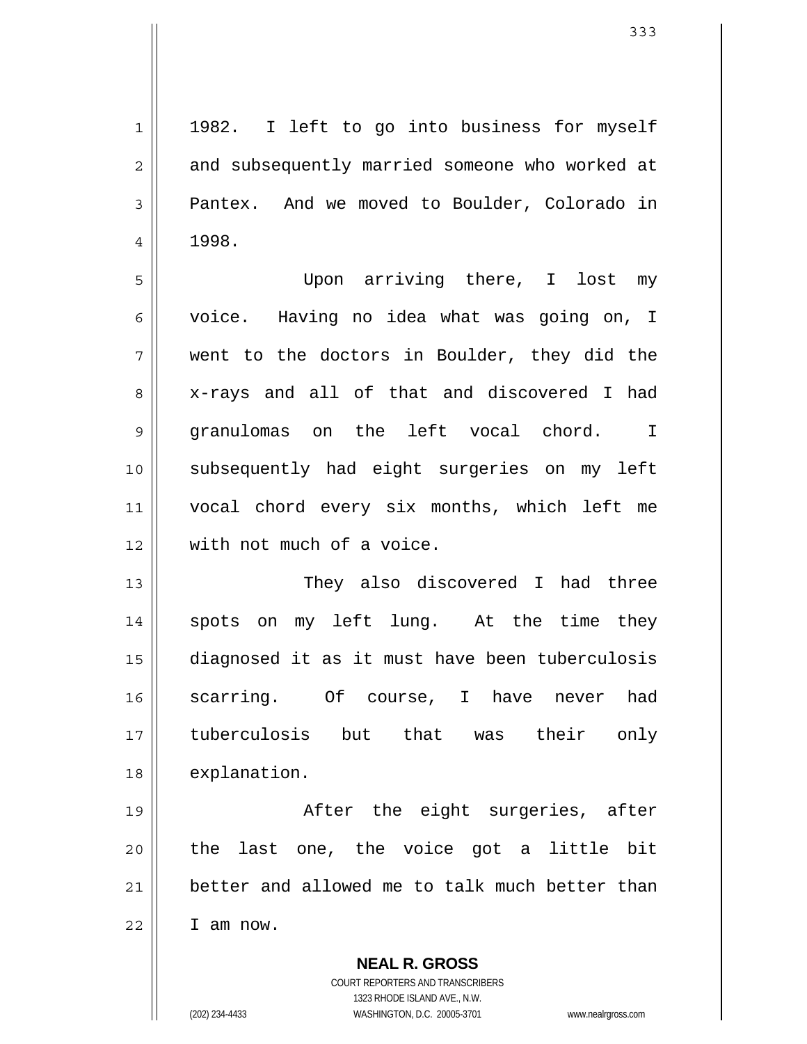1982. I left to go into business for myself and subsequently married someone who worked at Pantex. And we moved to Boulder, Colorado in 1998.

Upon arriving there, I lost my voice. Having no idea what was going on, I went to the doctors in Boulder, they did the x-rays and all of that and discovered I had granulomas on the left vocal chord. I subsequently had eight surgeries on my left vocal chord every six months, which left me with not much of a voice.

They also discovered I had three spots on my left lung. At the time they diagnosed it as it must have been tuberculosis scarring. Of course, I have never had tuberculosis but that was their only explanation.

After the eight surgeries, after the last one, the voice got a little bit better and allowed me to talk much better than I am now.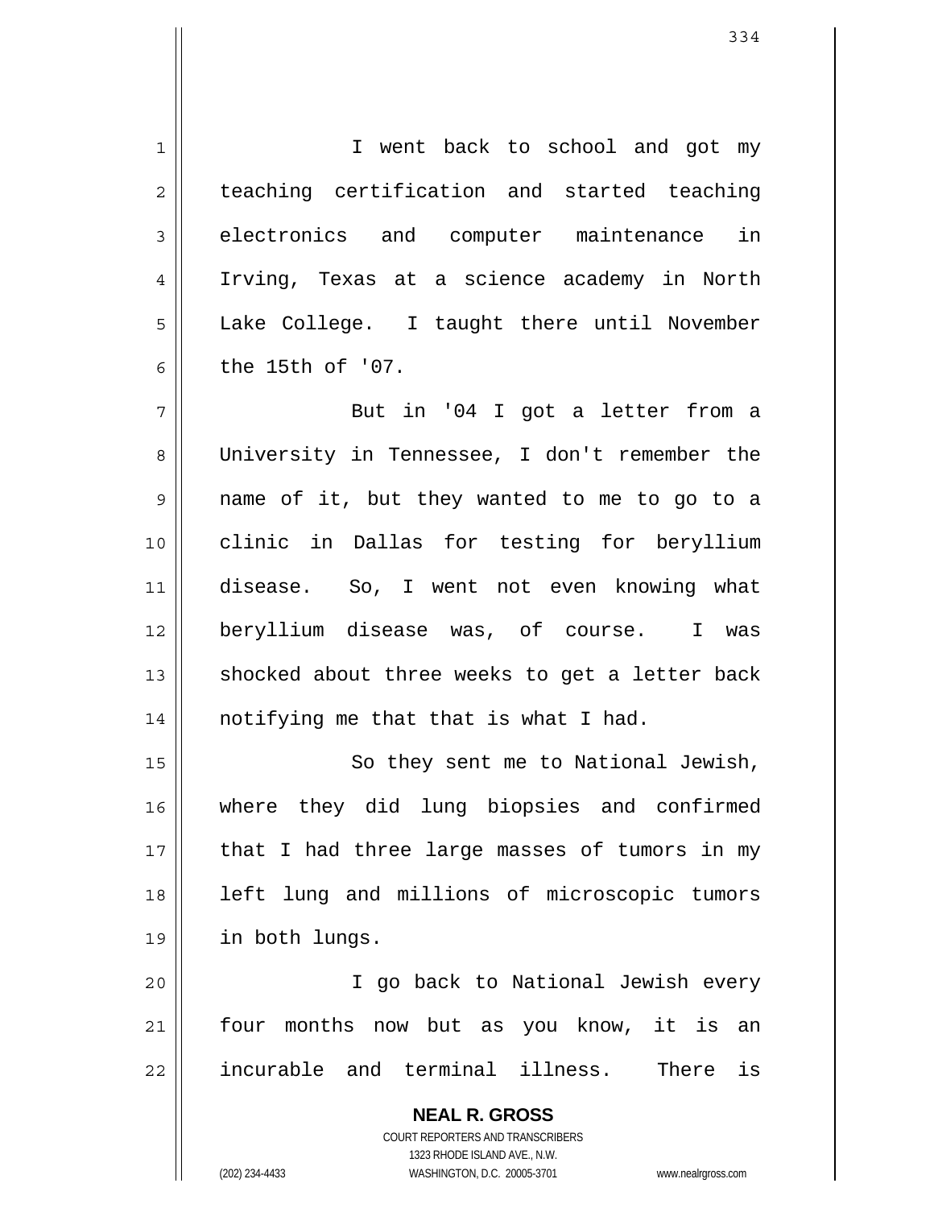I went back to school and got my teaching certification and started teaching electronics and computer maintenance in Irving, Texas at a science academy in North Lake College. I taught there until November the 15th of '07.

But in '04 I got a letter from a University in Tennessee, I don't remember the name of it, but they wanted to me to go to a clinic in Dallas for testing for beryllium disease. So, I went not even knowing what beryllium disease was, of course. I was shocked about three weeks to get a letter back notifying me that that is what I had.

So they sent me to National Jewish, where they did lung biopsies and confirmed that I had three large masses of tumors in my left lung and millions of microscopic tumors in both lungs.

I go back to National Jewish every four months now but as you know, it is an incurable and terminal illness. There is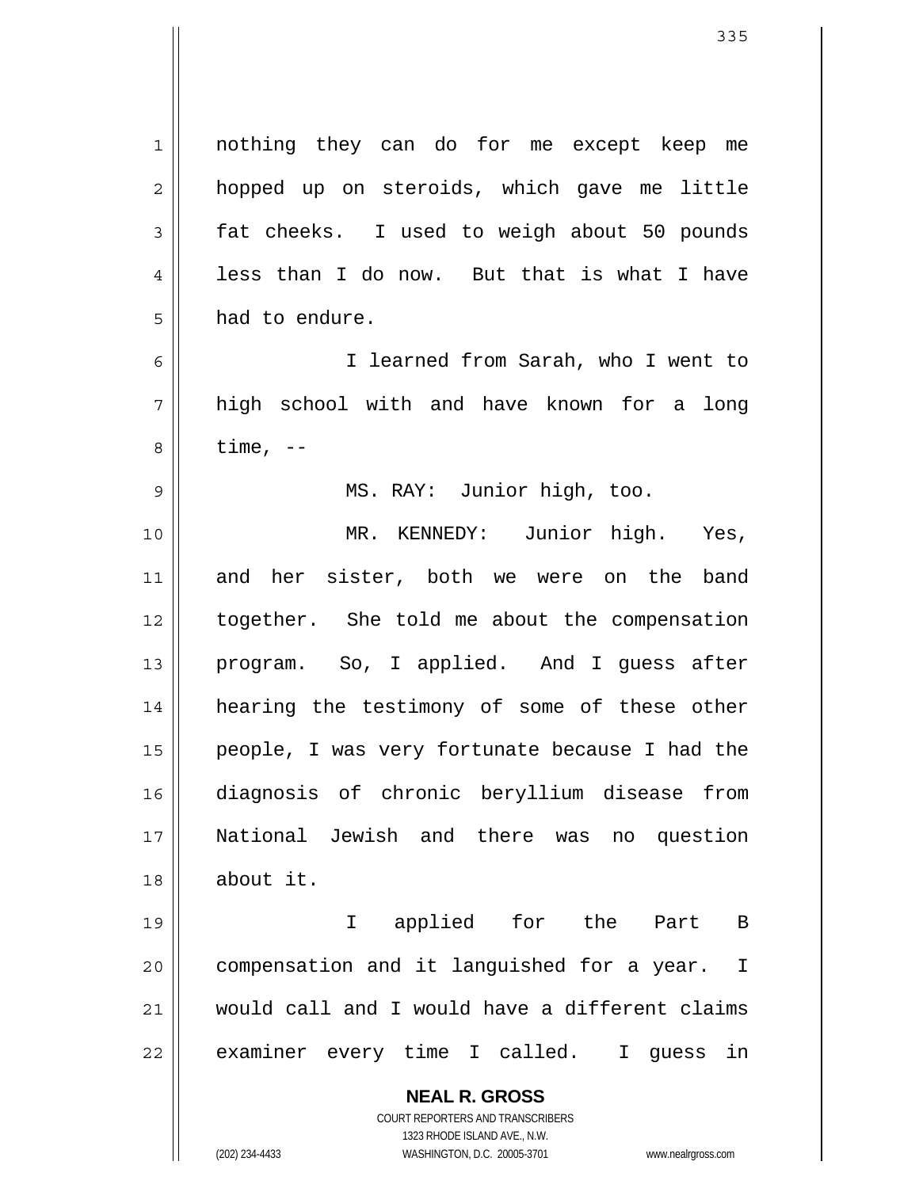nothing they can do for me except keep me hopped up on steroids, which gave me little fat cheeks. I used to weigh about 50 pounds less than I do now. But that is what I have had to endure.

I learned from Sarah, who I went to high school with and have known for a long time, --

MS. RAY: Junior high, too.

MR. KENNEDY: Junior high. Yes, and her sister, both we were on the band together. She told me about the compensation program. So, I applied. And I guess after hearing the testimony of some of these other people, I was very fortunate because I had the diagnosis of chronic beryllium disease from National Jewish and there was no question about it.

I applied for the Part B compensation and it languished for a year. I would call and I would have a different claims examiner every time I called. I guess in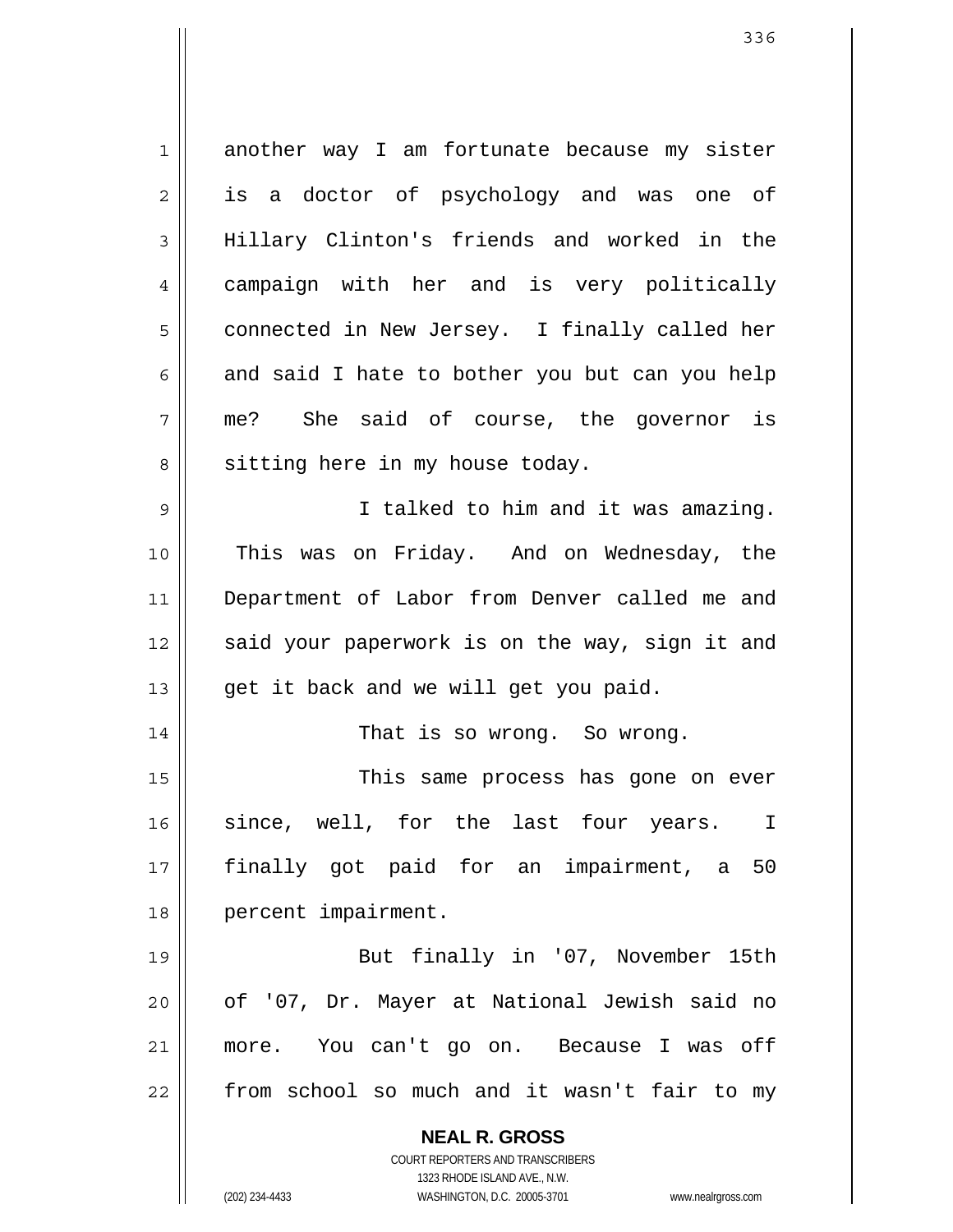another way I am fortunate because my sister is a doctor of psychology and was one of Hillary Clinton's friends and worked in the campaign with her and is very politically connected in New Jersey. I finally called her and said I hate to bother you but can you help me? She said of course, the governor is sitting here in my house today.

I talked to him and it was amazing. This was on Friday. And on Wednesday, the Department of Labor from Denver called me and said your paperwork is on the way, sign it and get it back and we will get you paid.

That is so wrong. So wrong.

This same process has gone on ever since, well, for the last four years. I finally got paid for an impairment, a 50 percent impairment.

But finally in '07, November 15th of '07, Dr. Mayer at National Jewish said no more. You can't go on. Because I was off from school so much and it wasn't fair to my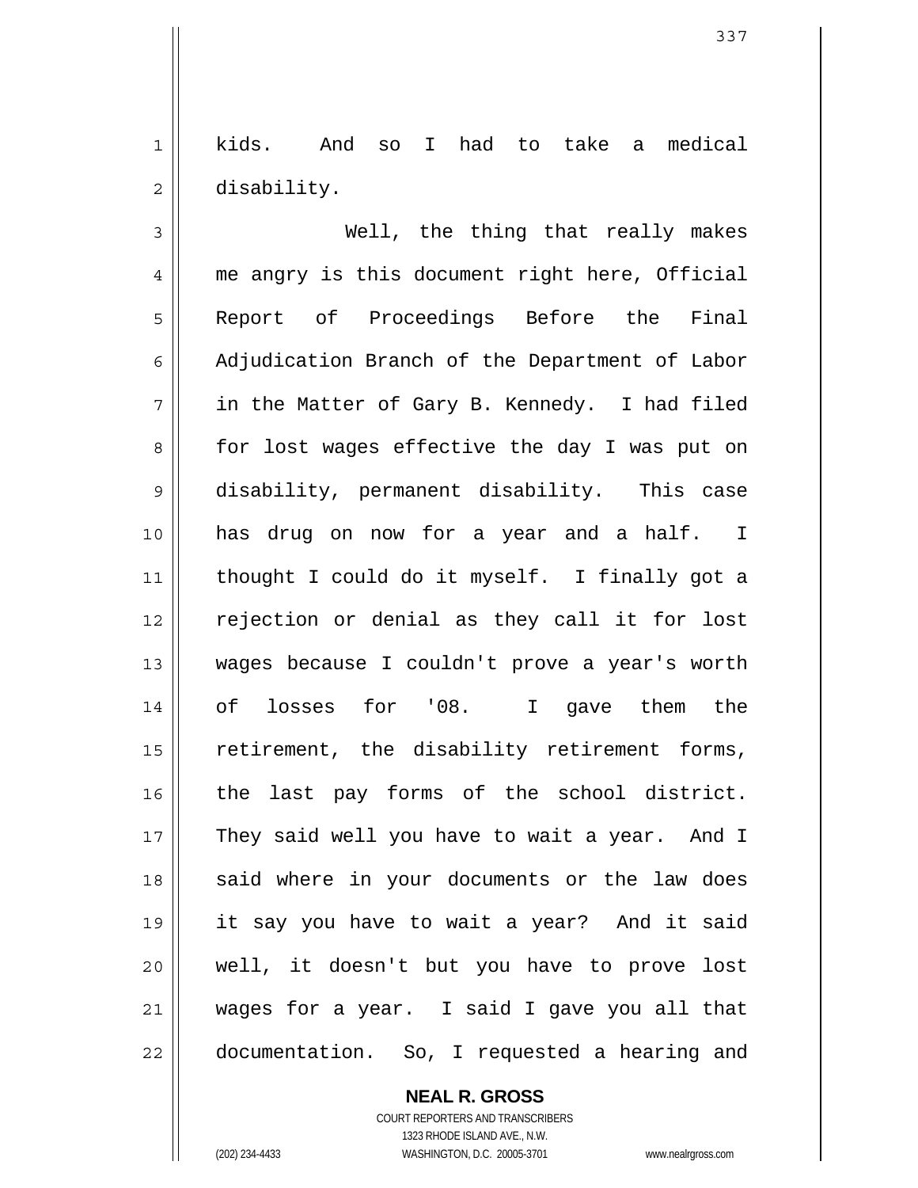kids. And so I had to take a medical disability.

Well, the thing that really makes me angry is this document right here, Official Report of Proceedings Before the Final Adjudication Branch of the Department of Labor in the Matter of Gary B. Kennedy. I had filed for lost wages effective the day I was put on disability, permanent disability. This case has drug on now for a year and a half. I thought I could do it myself. I finally got a rejection or denial as they call it for lost wages because I couldn't prove a year's worth of losses for '08. I gave them the retirement, the disability retirement forms, the last pay forms of the school district. They said well you have to wait a year. And I said where in your documents or the law does it say you have to wait a year? And it said well, it doesn't but you have to prove lost wages for a year. I said I gave you all that documentation. So, I requested a hearing and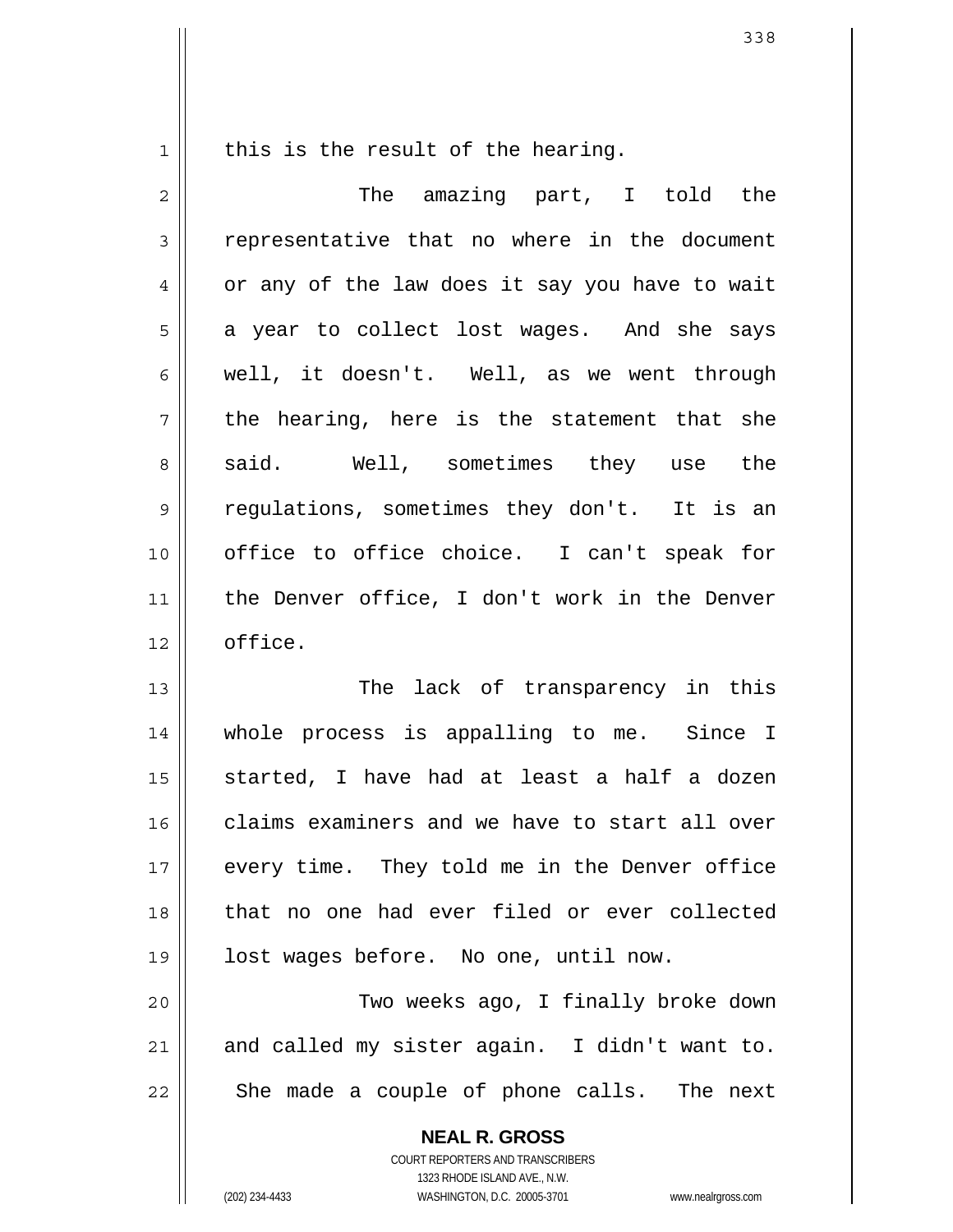this is the result of the hearing.

The amazing part, I told the representative that no where in the document or any of the law does it say you have to wait a year to collect lost wages. And she says well, it doesn't. Well, as we went through the hearing, here is the statement that she said. Well, sometimes they use the regulations, sometimes they don't. It is an office to office choice. I can't speak for the Denver office, I don't work in the Denver office.

The lack of transparency in this whole process is appalling to me. Since I started, I have had at least a half a dozen claims examiners and we have to start all over every time. They told me in the Denver office that no one had ever filed or ever collected lost wages before. No one, until now.

Two weeks ago, I finally broke down and called my sister again. I didn't want to. She made a couple of phone calls. The next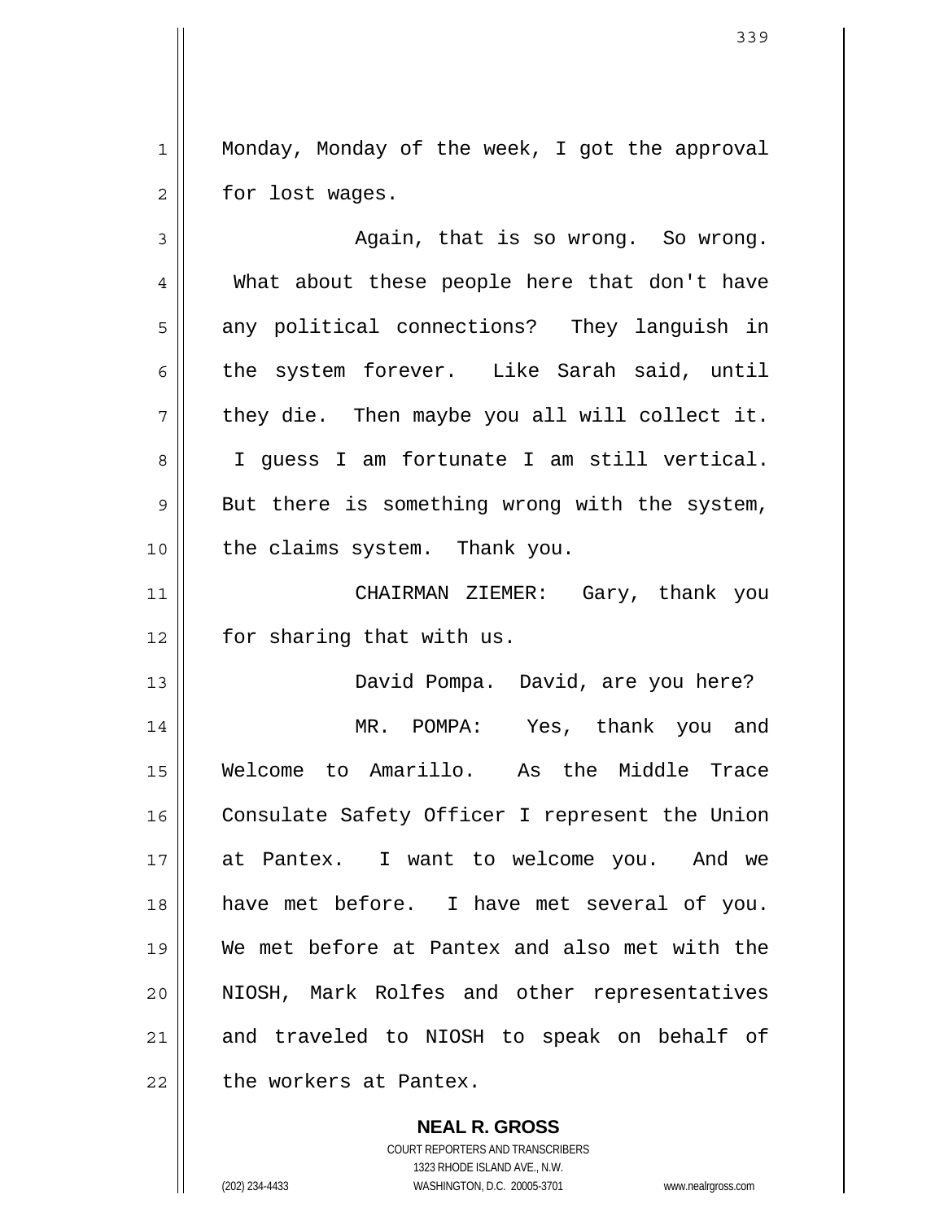Monday, Monday of the week, I got the approval for lost wages.

Again, that is so wrong. So wrong. What about these people here that don't have any political connections? They languish in the system forever. Like Sarah said, until they die. Then maybe you all will collect it. I guess I am fortunate I am still vertical. But there is something wrong with the system, the claims system. Thank you.

CHAIRMAN ZIEMER: Gary, thank you for sharing that with us.

David Pompa. David, are you here?

MR. POMPA: Yes, thank you and Welcome to Amarillo. As the Middle Trace Consulate Safety Officer I represent the Union at Pantex. I want to welcome you. And we have met before. I have met several of you. We met before at Pantex and also met with the NIOSH, Mark Rolfes and other representatives and traveled to NIOSH to speak on behalf of the workers at Pantex.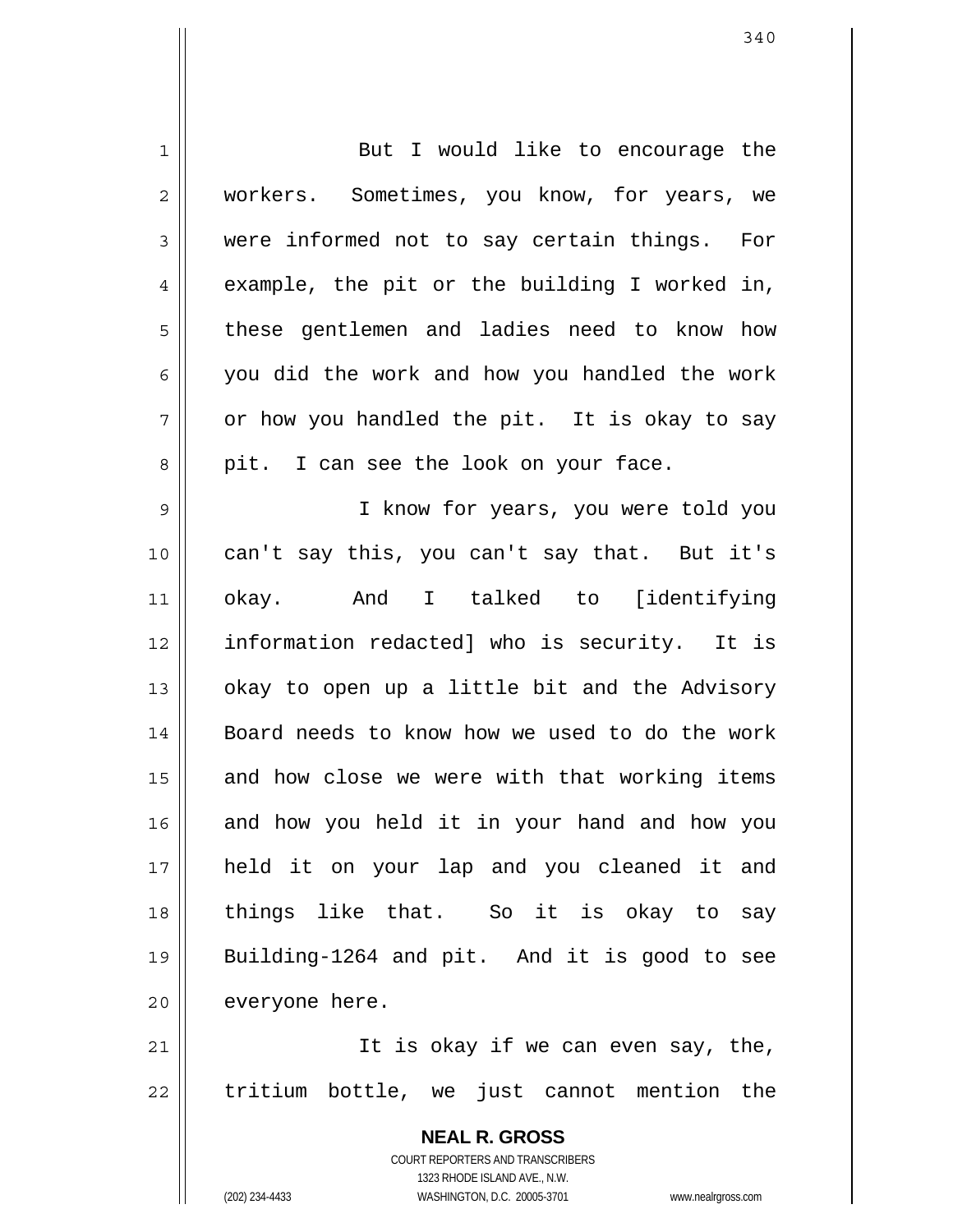But I would like to encourage the workers. Sometimes, you know, for years, we were informed not to say certain things. For example, the pit or the building I worked in, these gentlemen and ladies need to know how you did the work and how you handled the work or how you handled the pit. It is okay to say pit. I can see the look on your face.

I know for years, you were told you can't say this, you can't say that. But it's okay. And I talked to [identifying information redacted] who is security. It is okay to open up a little bit and the Advisory Board needs to know how we used to do the work and how close we were with that working items and how you held it in your hand and how you held it on your lap and you cleaned it and things like that. So it is okay to say Building-1264 and pit. And it is good to see everyone here.

It is okay if we can even say, the, tritium bottle, we just cannot mention the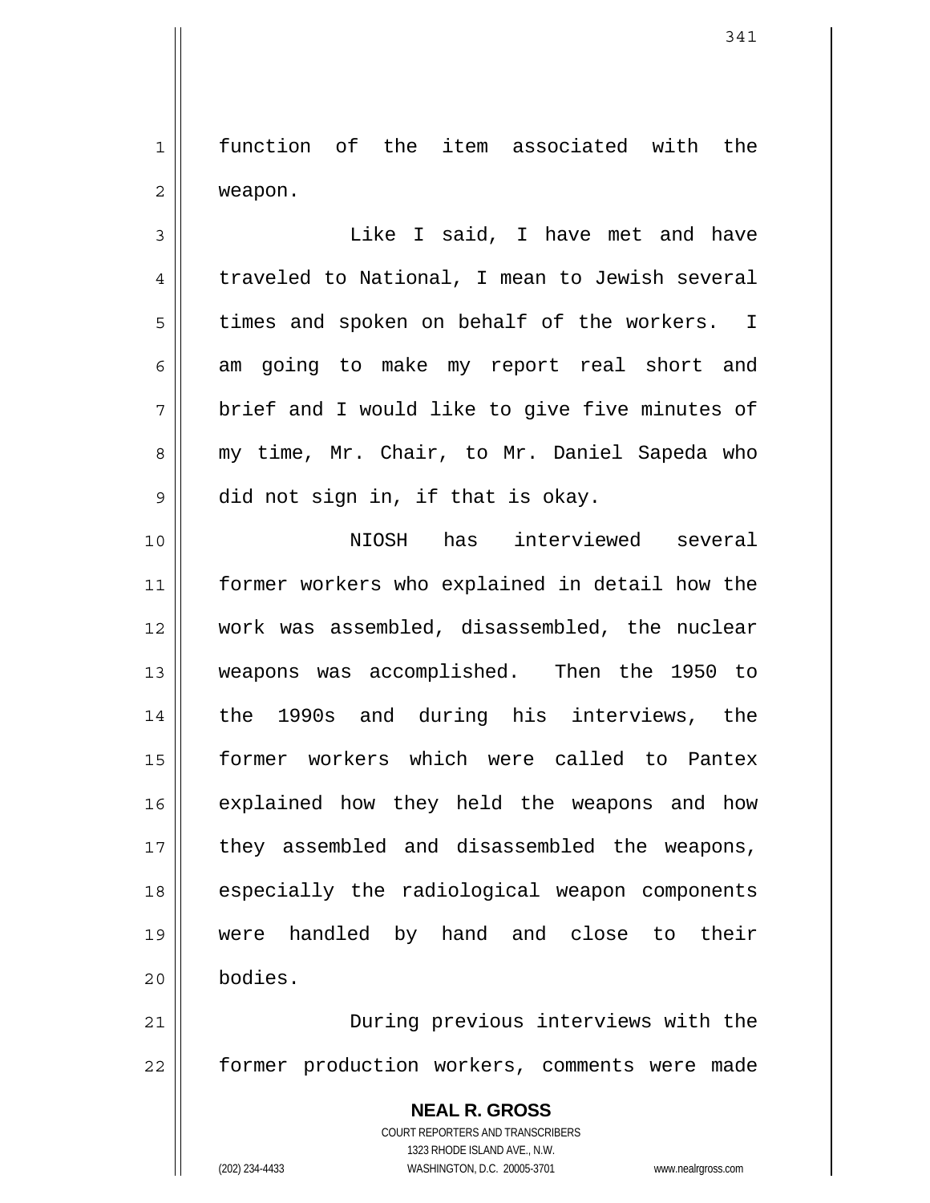function of the item associated with the weapon.

Like I said, I have met and have traveled to National, I mean to Jewish several times and spoken on behalf of the workers. I am going to make my report real short and brief and I would like to give five minutes of my time, Mr. Chair, to Mr. Daniel Sapeda who did not sign in, if that is okay.

NIOSH has interviewed several former workers who explained in detail how the work was assembled, disassembled, the nuclear weapons was accomplished. Then the 1950 to the 1990s and during his interviews, the former workers which were called to Pantex explained how they held the weapons and how they assembled and disassembled the weapons, especially the radiological weapon components were handled by hand and close to their bodies.

During previous interviews with the former production workers, comments were made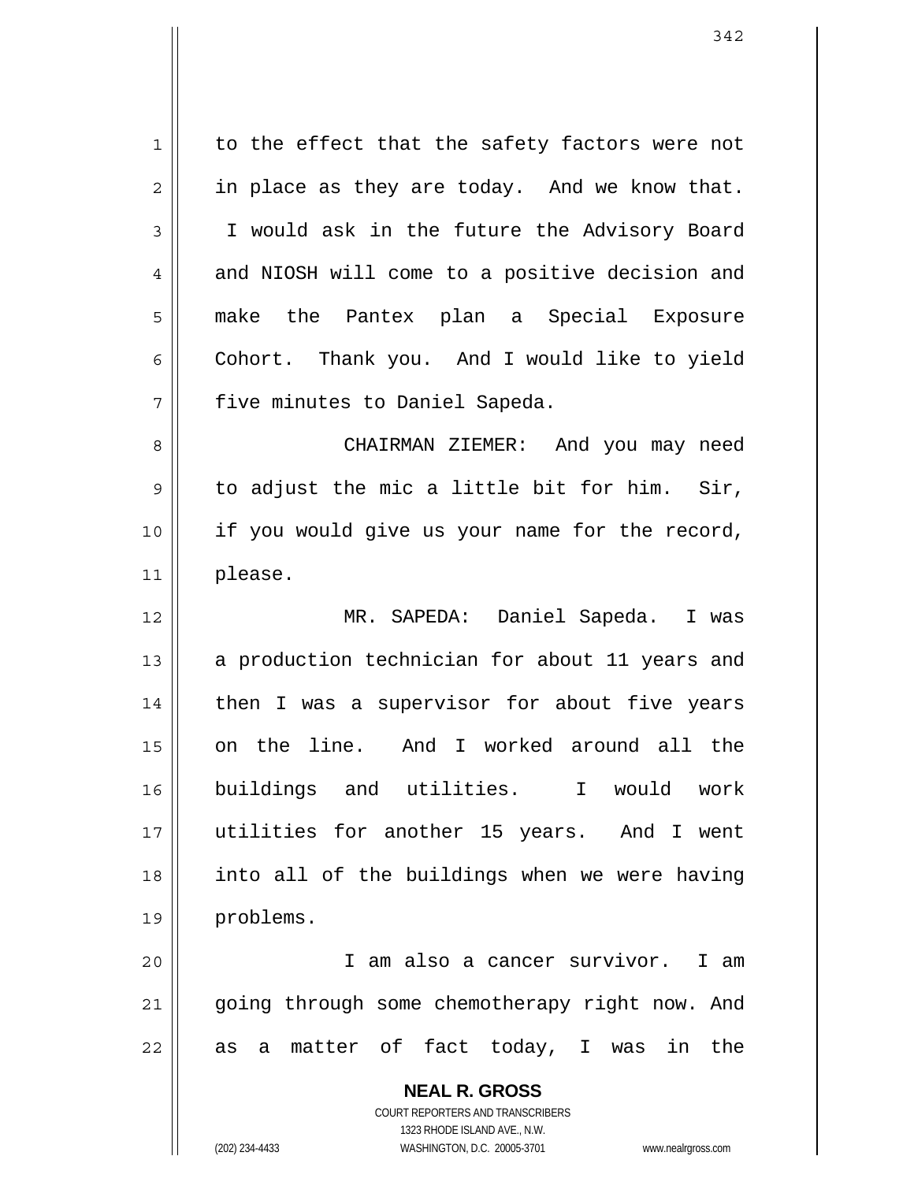to the effect that the safety factors were not in place as they are today. And we know that. I would ask in the future the Advisory Board and NIOSH will come to a positive decision and make the Pantex plan a Special Exposure Cohort. Thank you. And I would like to yield five minutes to Daniel Sapeda.

CHAIRMAN ZIEMER: And you may need to adjust the mic a little bit for him. Sir, if you would give us your name for the record, please.

MR. SAPEDA: Daniel Sapeda. I was a production technician for about 11 years and then I was a supervisor for about five years on the line. And I worked around all the buildings and utilities. I would work utilities for another 15 years. And I went into all of the buildings when we were having problems.

I am also a cancer survivor. I am going through some chemotherapy right now. And as a matter of fact today, I was in the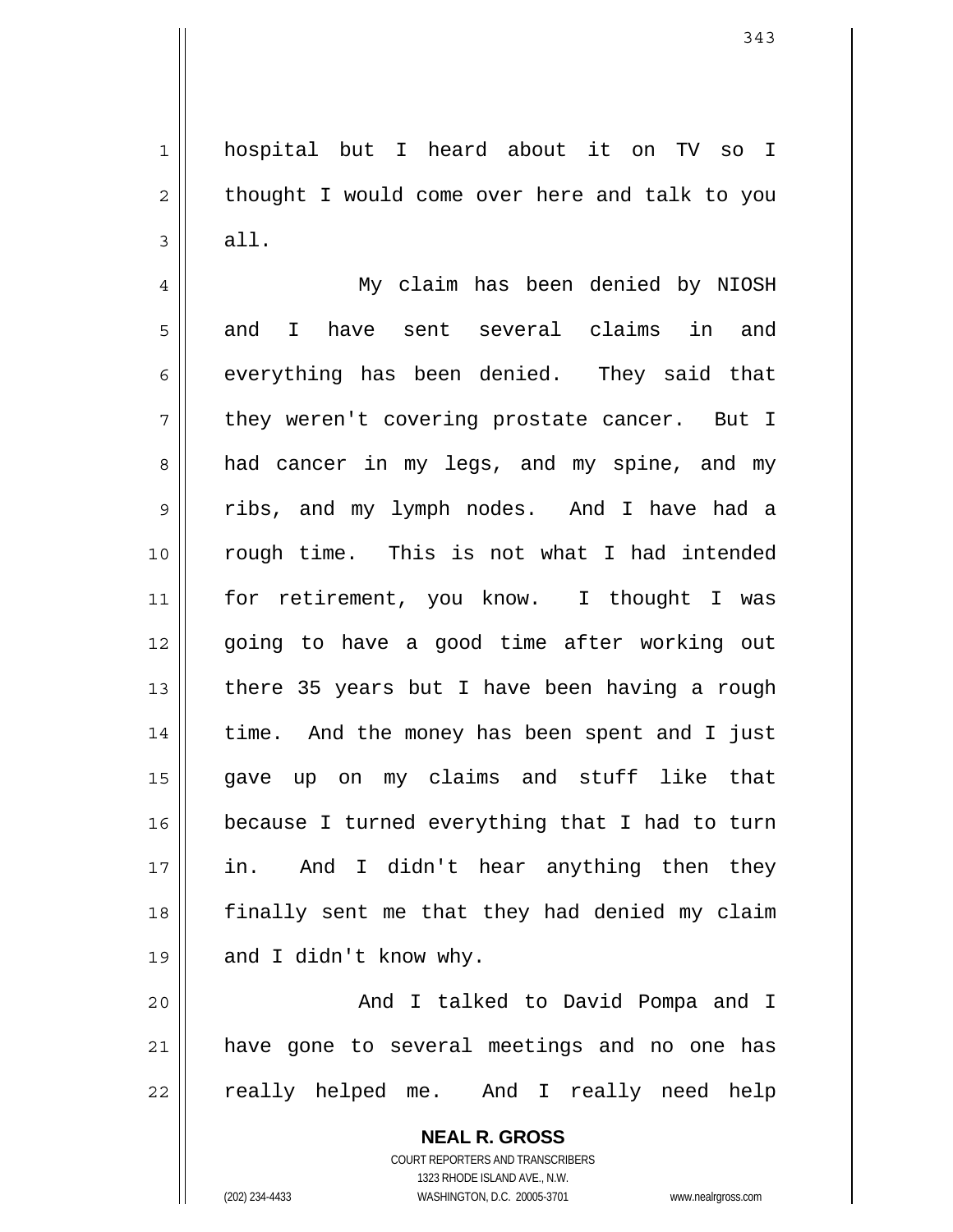hospital but I heard about it on TV so I thought I would come over here and talk to you all.

My claim has been denied by NIOSH and I have sent several claims in and everything has been denied. They said that they weren't covering prostate cancer. But I had cancer in my legs, and my spine, and my ribs, and my lymph nodes. And I have had a rough time. This is not what I had intended for retirement, you know. I thought I was going to have a good time after working out there 35 years but I have been having a rough time. And the money has been spent and I just gave up on my claims and stuff like that because I turned everything that I had to turn in. And I didn't hear anything then they finally sent me that they had denied my claim and I didn't know why.

And I talked to David Pompa and I have gone to several meetings and no one has really helped me. And I really need help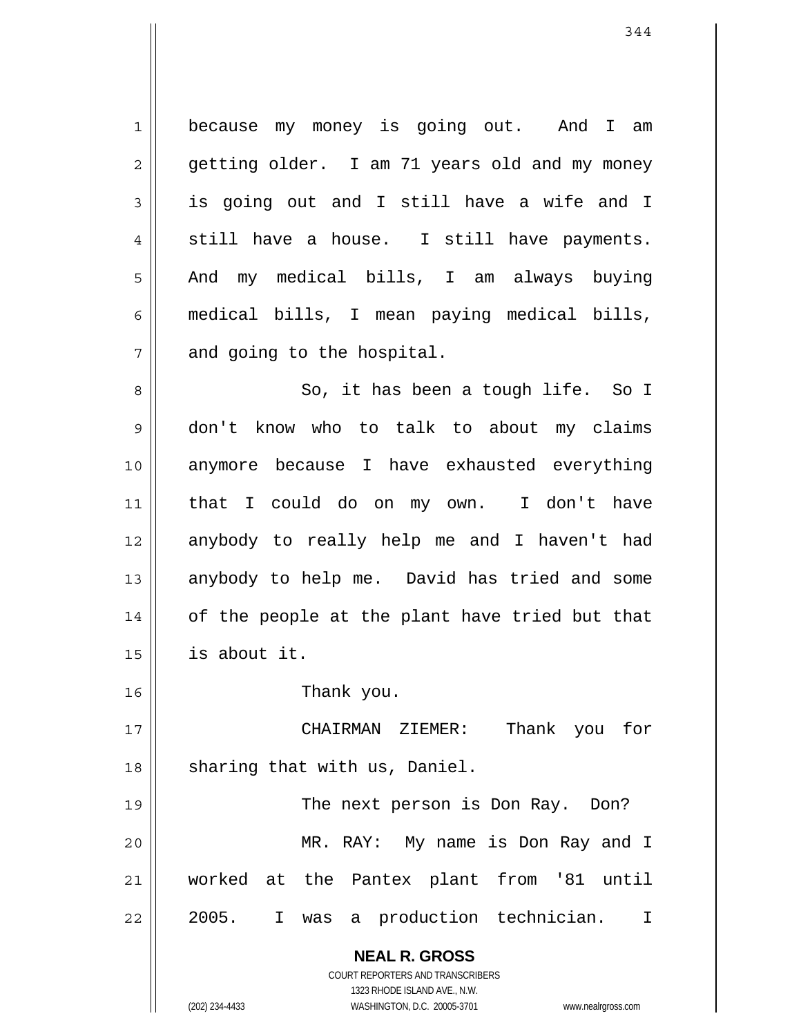because my money is going out. And I am getting older. I am 71 years old and my money is going out and I still have a wife and I still have a house. I still have payments. And my medical bills, I am always buying medical bills, I mean paying medical bills, and going to the hospital.

So, it has been a tough life. So I don't know who to talk to about my claims anymore because I have exhausted everything that I could do on my own. I don't have anybody to really help me and I haven't had anybody to help me. David has tried and some of the people at the plant have tried but that is about it.

Thank you.

CHAIRMAN ZIEMER: Thank you for sharing that with us, Daniel.

The next person is Don Ray. Don?

MR. RAY: My name is Don Ray and I worked at the Pantex plant from '81 until 2005. I was a production technician. I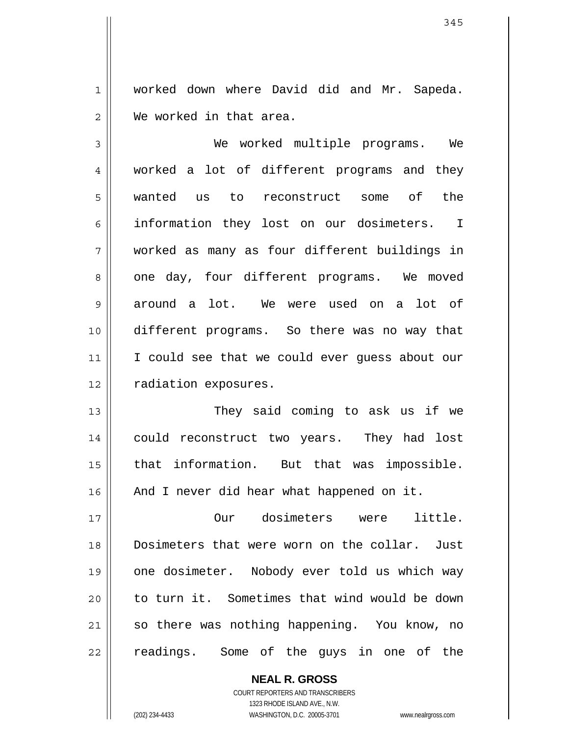worked down where David did and Mr. Sapeda. We worked in that area.

We worked multiple programs. We worked a lot of different programs and they wanted us to reconstruct some of the information they lost on our dosimeters. I worked as many as four different buildings in one day, four different programs. We moved around a lot. We were used on a lot of different programs. So there was no way that I could see that we could ever guess about our radiation exposures.

They said coming to ask us if we could reconstruct two years. They had lost that information. But that was impossible. And I never did hear what happened on it.

Our dosimeters were little. Dosimeters that were worn on the collar. Just one dosimeter. Nobody ever told us which way to turn it. Sometimes that wind would be down so there was nothing happening. You know, no readings. Some of the guys in one of the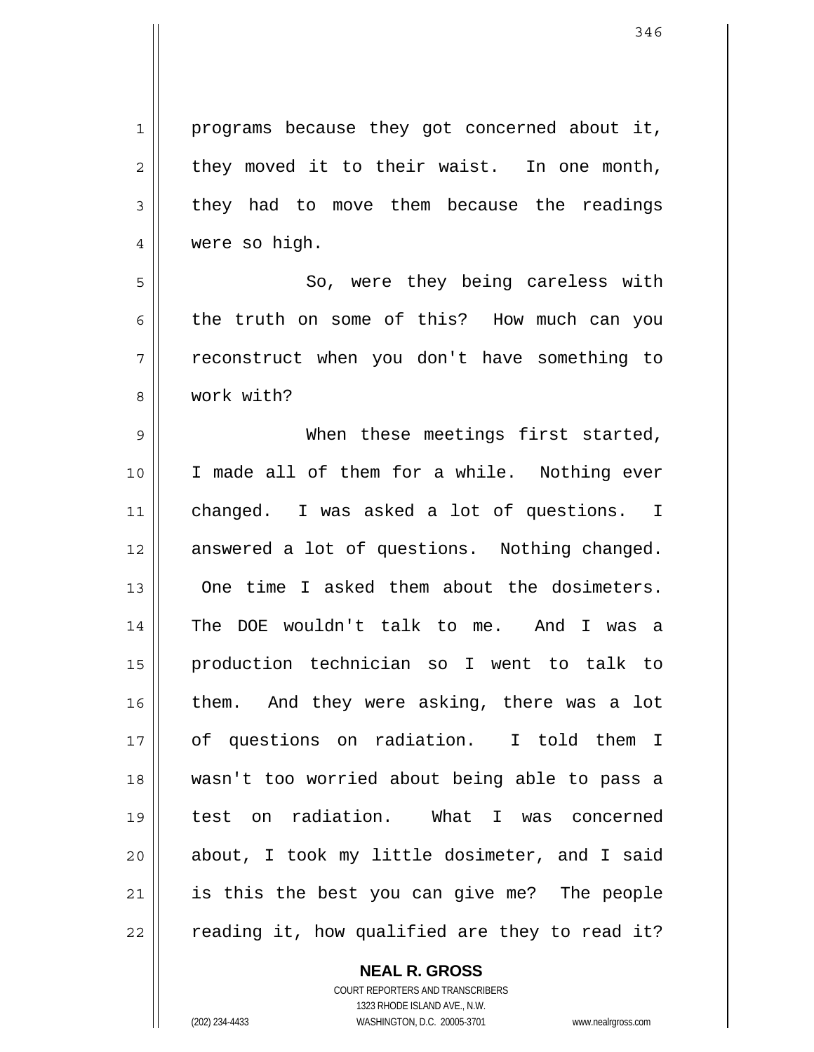programs because they got concerned about it, they moved it to their waist. In one month, they had to move them because the readings were so high.

So, were they being careless with the truth on some of this? How much can you reconstruct when you don't have something to work with?

When these meetings first started, I made all of them for a while. Nothing ever changed. I was asked a lot of questions. I answered a lot of questions. Nothing changed. One time I asked them about the dosimeters. The DOE wouldn't talk to me. And I was a production technician so I went to talk to them. And they were asking, there was a lot of questions on radiation. I told them I wasn't too worried about being able to pass a test on radiation. What I was concerned about, I took my little dosimeter, and I said is this the best you can give me? The people reading it, how qualified are they to read it?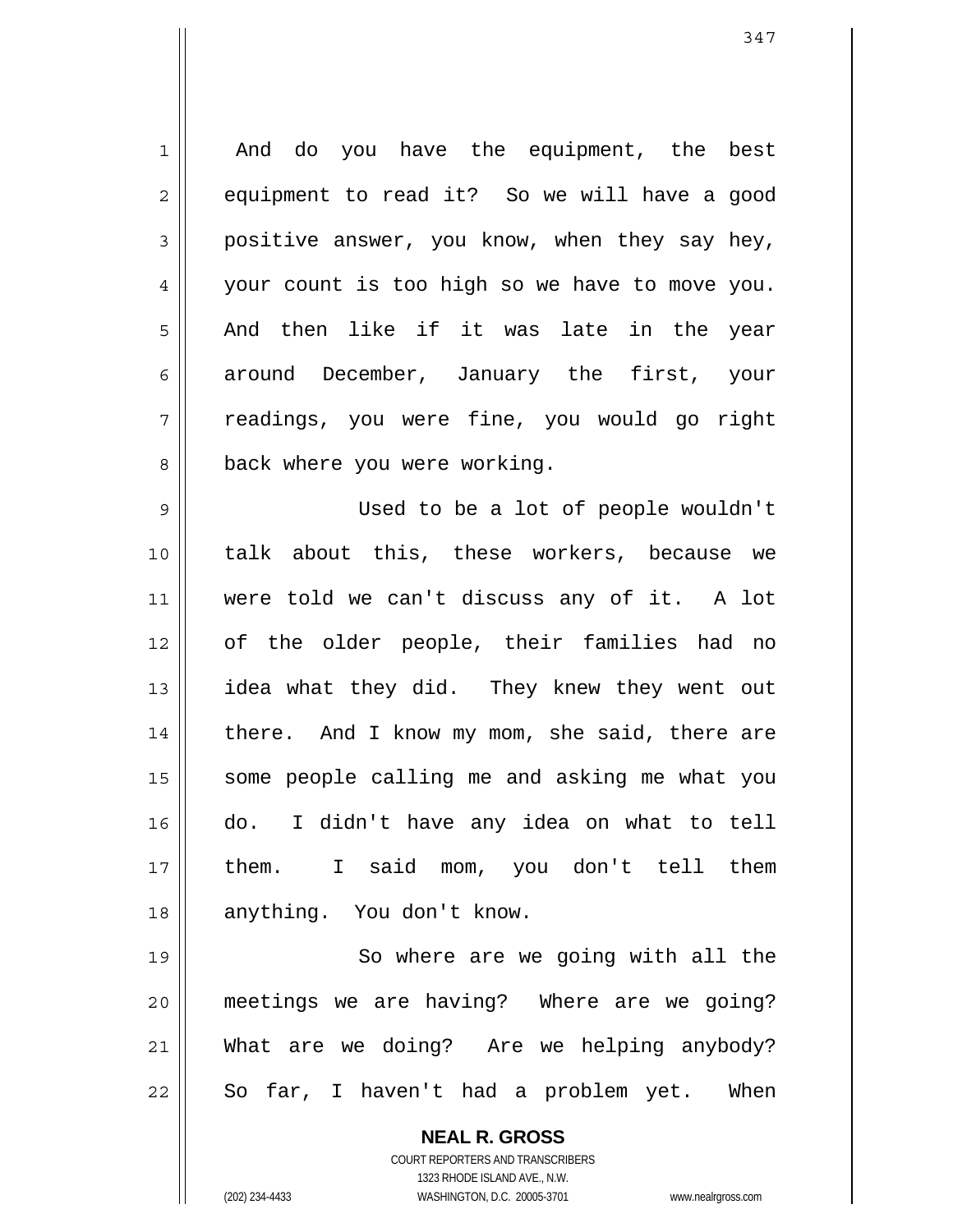And do you have the equipment, the best equipment to read it? So we will have a good positive answer, you know, when they say hey, your count is too high so we have to move you. And then like if it was late in the year around December, January the first, your readings, you were fine, you would go right back where you were working.

Used to be a lot of people wouldn't talk about this, these workers, because we were told we can't discuss any of it. A lot of the older people, their families had no idea what they did. They knew they went out there. And I know my mom, she said, there are some people calling me and asking me what you do. I didn't have any idea on what to tell them. I said mom, you don't tell them anything. You don't know.

So where are we going with all the meetings we are having? Where are we going? What are we doing? Are we helping anybody? So far, I haven't had a problem yet. When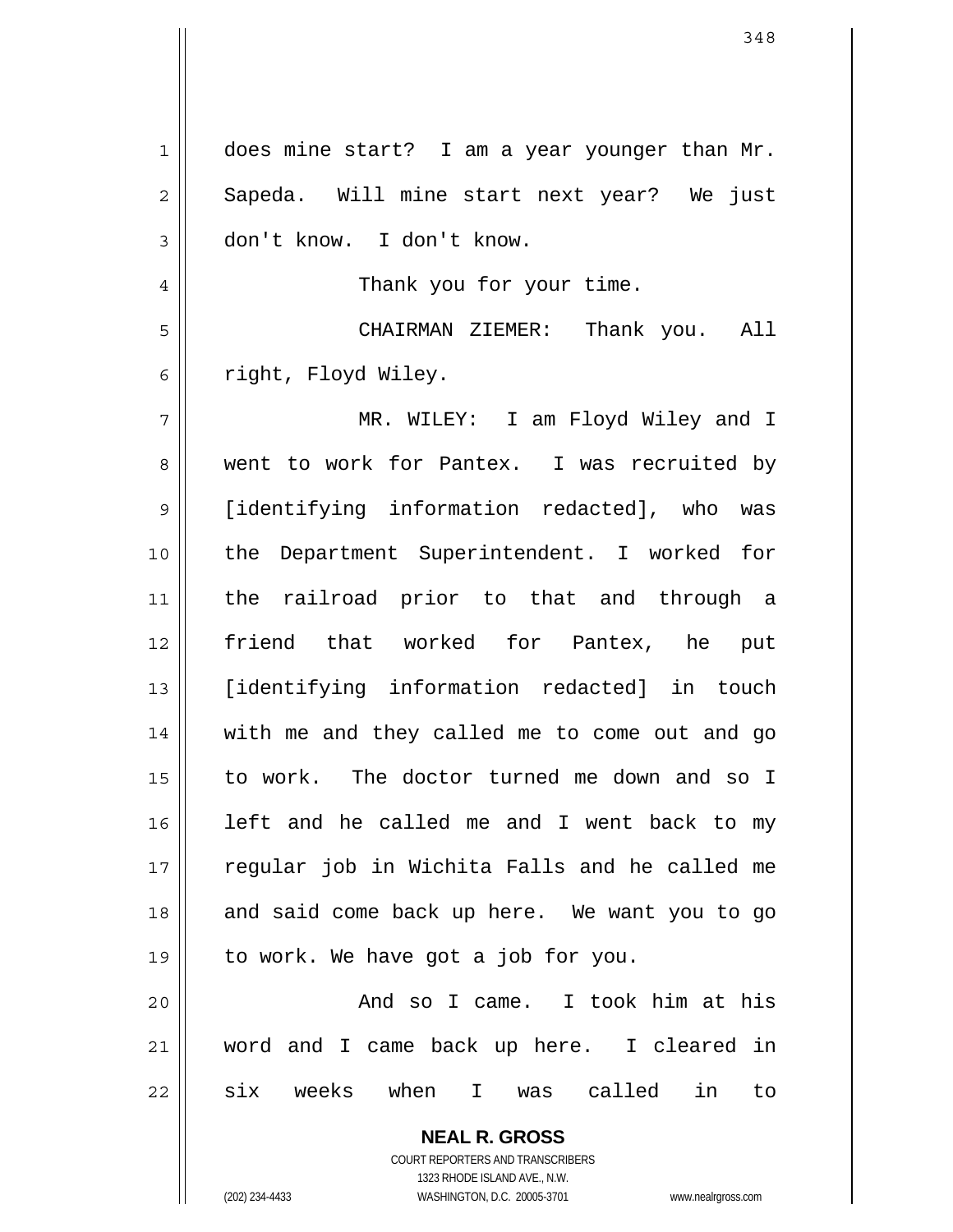does mine start? I am a year younger than Mr. Sapeda. Will mine start next year? We just don't know. I don't know.

Thank you for your time.

CHAIRMAN ZIEMER: Thank you. All right, Floyd Wiley.

MR. WILEY: I am Floyd Wiley and I went to work for Pantex. I was recruited by [identifying information redacted], who was the Department Superintendent. I worked for the railroad prior to that and through a friend that worked for Pantex, he put [identifying information redacted] in touch with me and they called me to come out and go to work. The doctor turned me down and so I left and he called me and I went back to my regular job in Wichita Falls and he called me and said come back up here. We want you to go to work. We have got a job for you.

And so I came. I took him at his word and I came back up here. I cleared in six weeks when I was called in to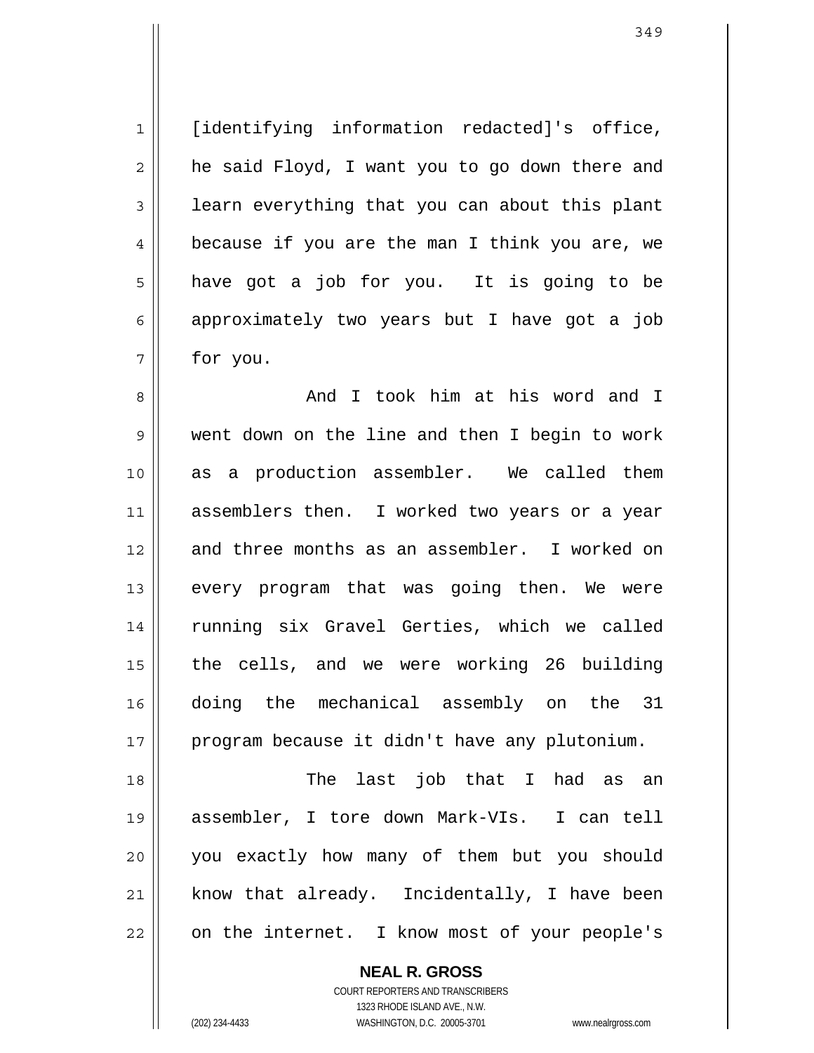[identifying information redacted]'s office, he said Floyd, I want you to go down there and learn everything that you can about this plant because if you are the man I think you are, we have got a job for you. It is going to be approximately two years but I have got a job for you.

And I took him at his word and I went down on the line and then I begin to work as a production assembler. We called them assemblers then. I worked two years or a year and three months as an assembler. I worked on every program that was going then. We were running six Gravel Gerties, which we called the cells, and we were working 26 building doing the mechanical assembly on the 31 program because it didn't have any plutonium.

The last job that I had as an assembler, I tore down Mark-VIs. I can tell you exactly how many of them but you should know that already. Incidentally, I have been on the internet. I know most of your people's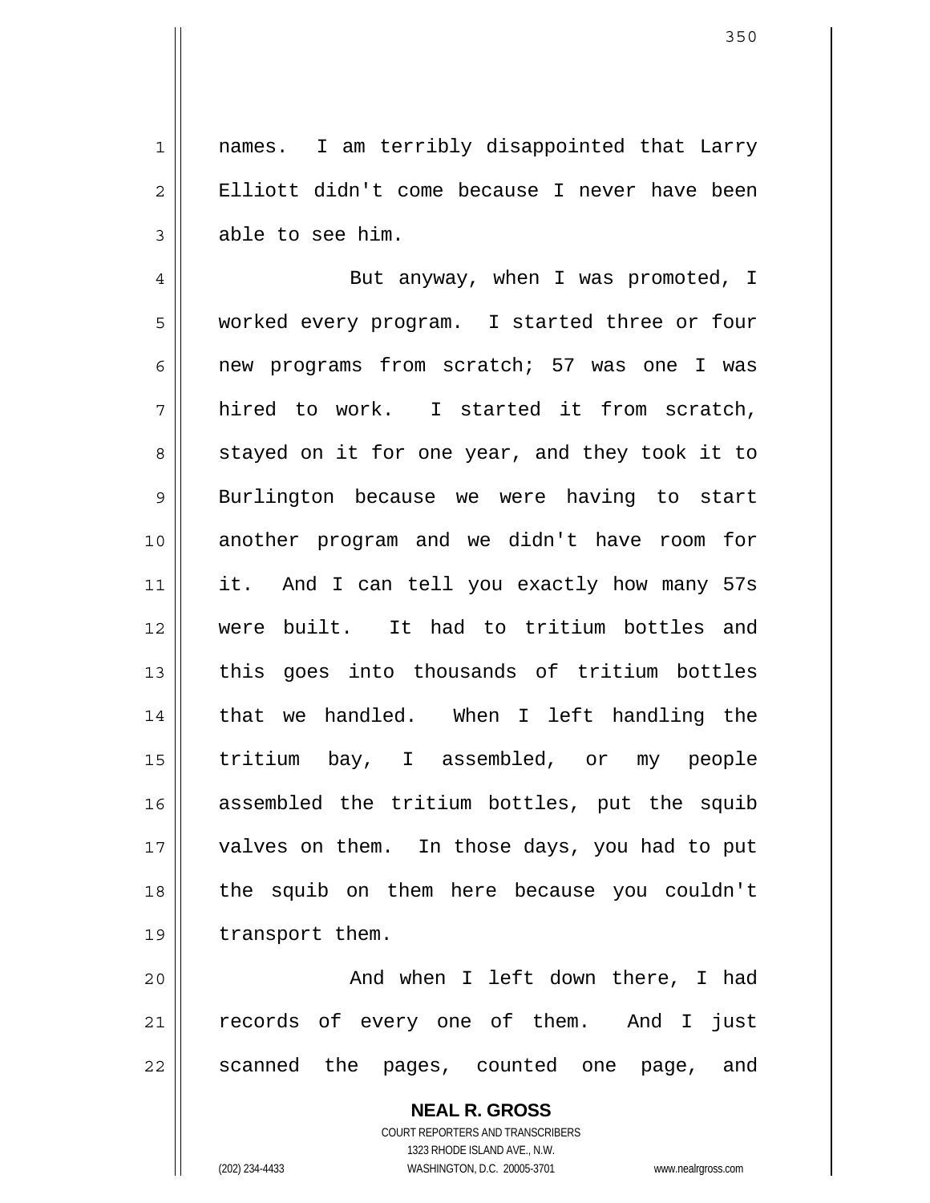names. I am terribly disappointed that Larry Elliott didn't come because I never have been able to see him.

But anyway, when I was promoted, I worked every program. I started three or four new programs from scratch; 57 was one I was hired to work. I started it from scratch, stayed on it for one year, and they took it to Burlington because we were having to start another program and we didn't have room for it. And I can tell you exactly how many 57s were built. It had to tritium bottles and this goes into thousands of tritium bottles that we handled. When I left handling the tritium bay, I assembled, or my people assembled the tritium bottles, put the squib valves on them. In those days, you had to put the squib on them here because you couldn't transport them.

And when I left down there, I had records of every one of them. And I just scanned the pages, counted one page, and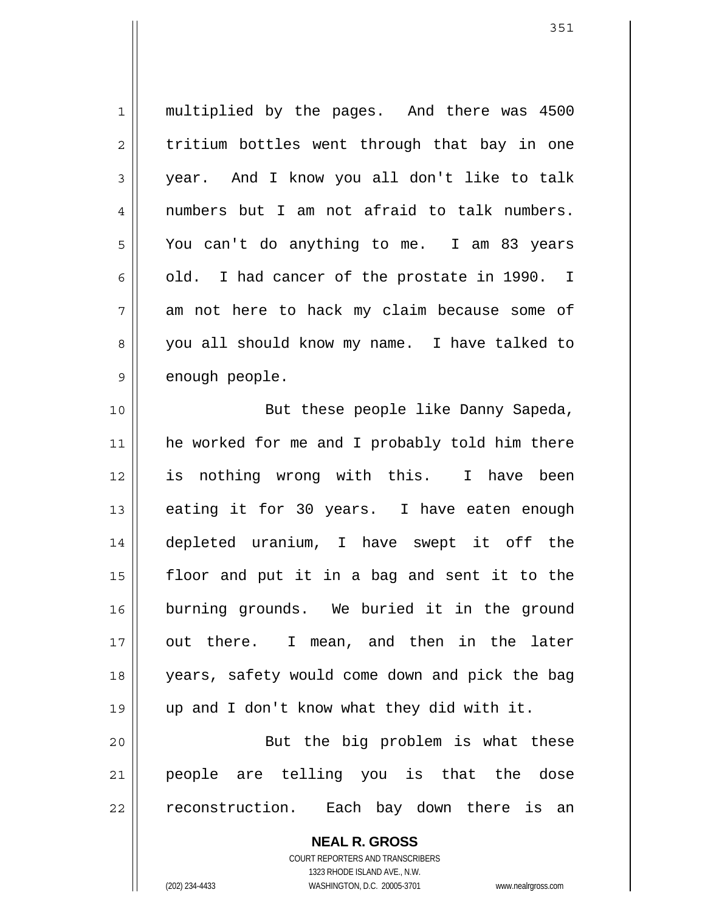multiplied by the pages. And there was 4500 tritium bottles went through that bay in one year. And I know you all don't like to talk numbers but I am not afraid to talk numbers. You can't do anything to me. I am 83 years old. I had cancer of the prostate in 1990. I am not here to hack my claim because some of you all should know my name. I have talked to enough people.

But these people like Danny Sapeda, he worked for me and I probably told him there is nothing wrong with this. I have been eating it for 30 years. I have eaten enough depleted uranium, I have swept it off the floor and put it in a bag and sent it to the burning grounds. We buried it in the ground out there. I mean, and then in the later years, safety would come down and pick the bag up and I don't know what they did with it.

But the big problem is what these people are telling you is that the dose reconstruction. Each bay down there is an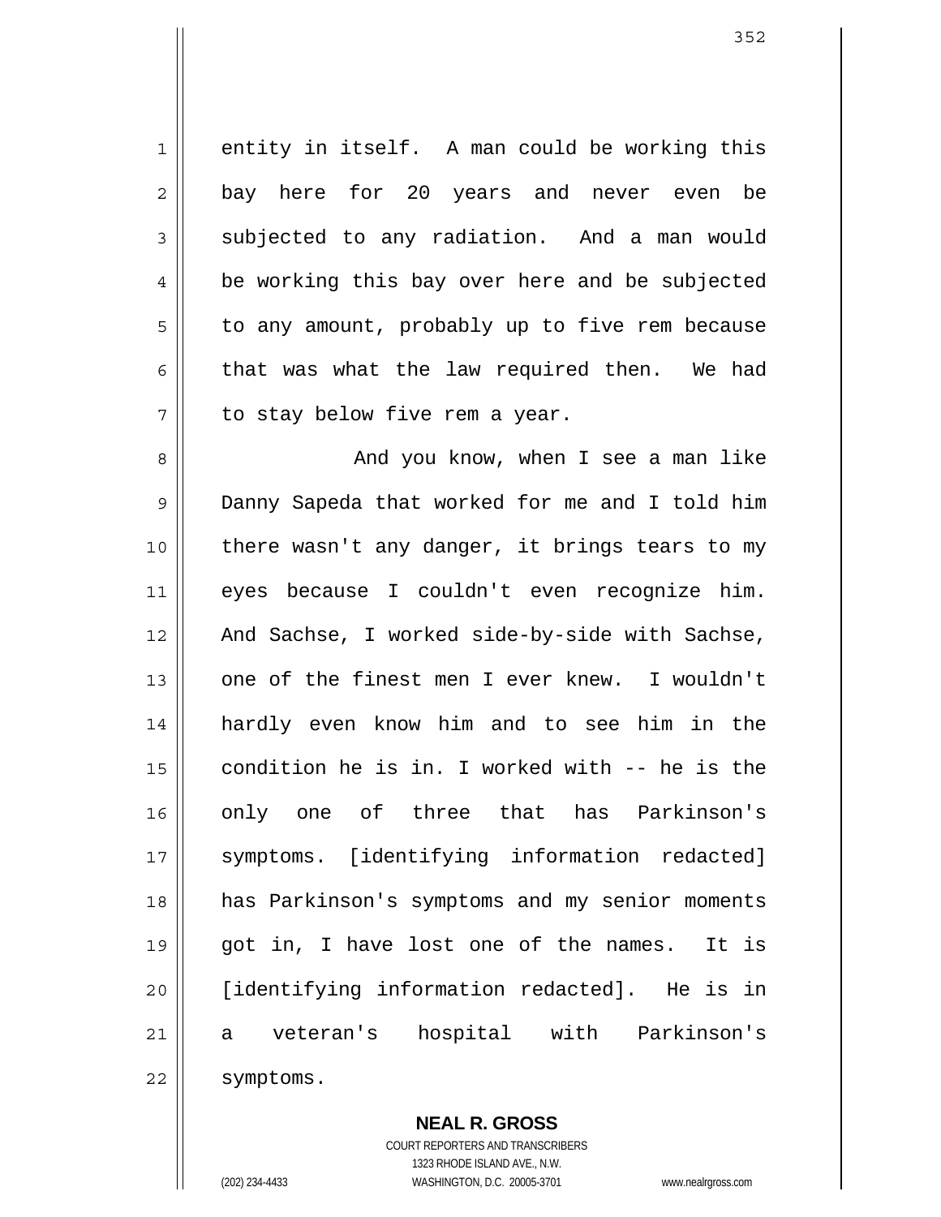entity in itself. A man could be working this bay here for 20 years and never even be subjected to any radiation. And a man would be working this bay over here and be subjected to any amount, probably up to five rem because that was what the law required then. We had to stay below five rem a year.

And you know, when I see a man like Danny Sapeda that worked for me and I told him there wasn't any danger, it brings tears to my eyes because I couldn't even recognize him. And Sachse, I worked side-by-side with Sachse, one of the finest men I ever knew. I wouldn't hardly even know him and to see him in the condition he is in. I worked with -- he is the only one of three that has Parkinson's symptoms. [identifying information redacted] has Parkinson's symptoms and my senior moments got in, I have lost one of the names. It is [identifying information redacted]. He is in a veteran's hospital with Parkinson's symptoms.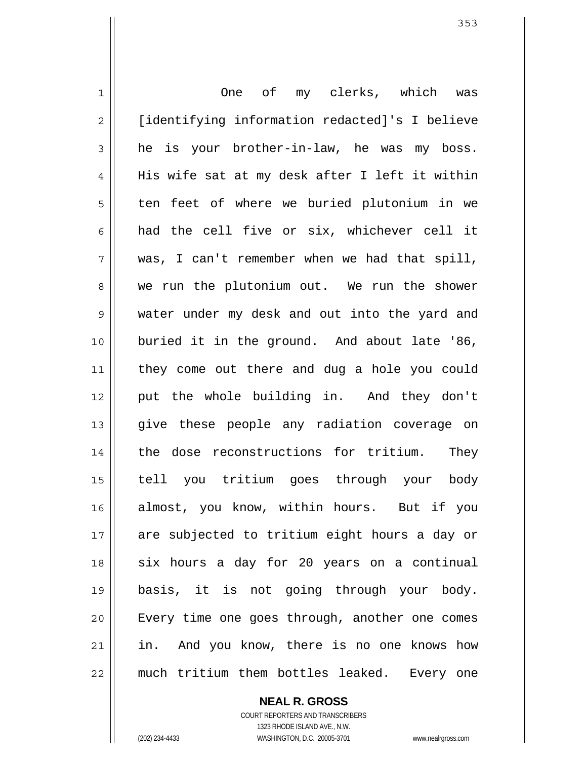One of my clerks, which was [identifying information redacted]'s I believe he is your brother-in-law, he was my boss. His wife sat at my desk after I left it within ten feet of where we buried plutonium in we had the cell five or six, whichever cell it was, I can't remember when we had that spill, we run the plutonium out. We run the shower water under my desk and out into the yard and buried it in the ground. And about late '86, they come out there and dug a hole you could put the whole building in. And they don't give these people any radiation coverage on the dose reconstructions for tritium. They tell you tritium goes through your body almost, you know, within hours. But if you are subjected to tritium eight hours a day or six hours a day for 20 years on a continual basis, it is not going through your body. Every time one goes through, another one comes in. And you know, there is no one knows how much tritium them bottles leaked. Every one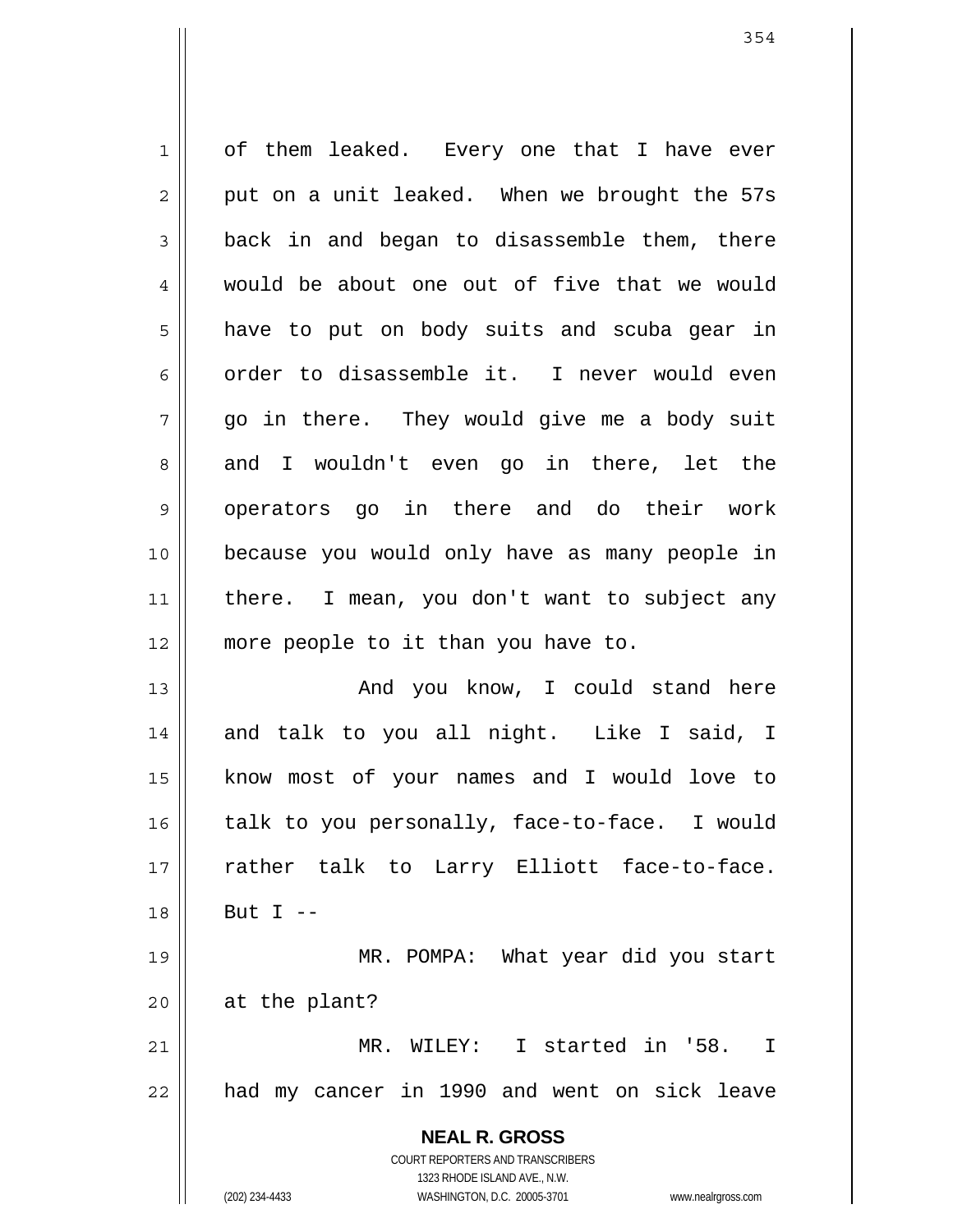of them leaked. Every one that I have ever put on a unit leaked. When we brought the 57s back in and began to disassemble them, there would be about one out of five that we would have to put on body suits and scuba gear in order to disassemble it. I never would even go in there. They would give me a body suit and I wouldn't even go in there, let the operators go in there and do their work because you would only have as many people in there. I mean, you don't want to subject any more people to it than you have to.

And you know, I could stand here and talk to you all night. Like I said, I know most of your names and I would love to talk to you personally, face-to-face. I would rather talk to Larry Elliott face-to-face. But I --

MR. POMPA: What year did you start at the plant?

MR. WILEY: I started in '58. I had my cancer in 1990 and went on sick leave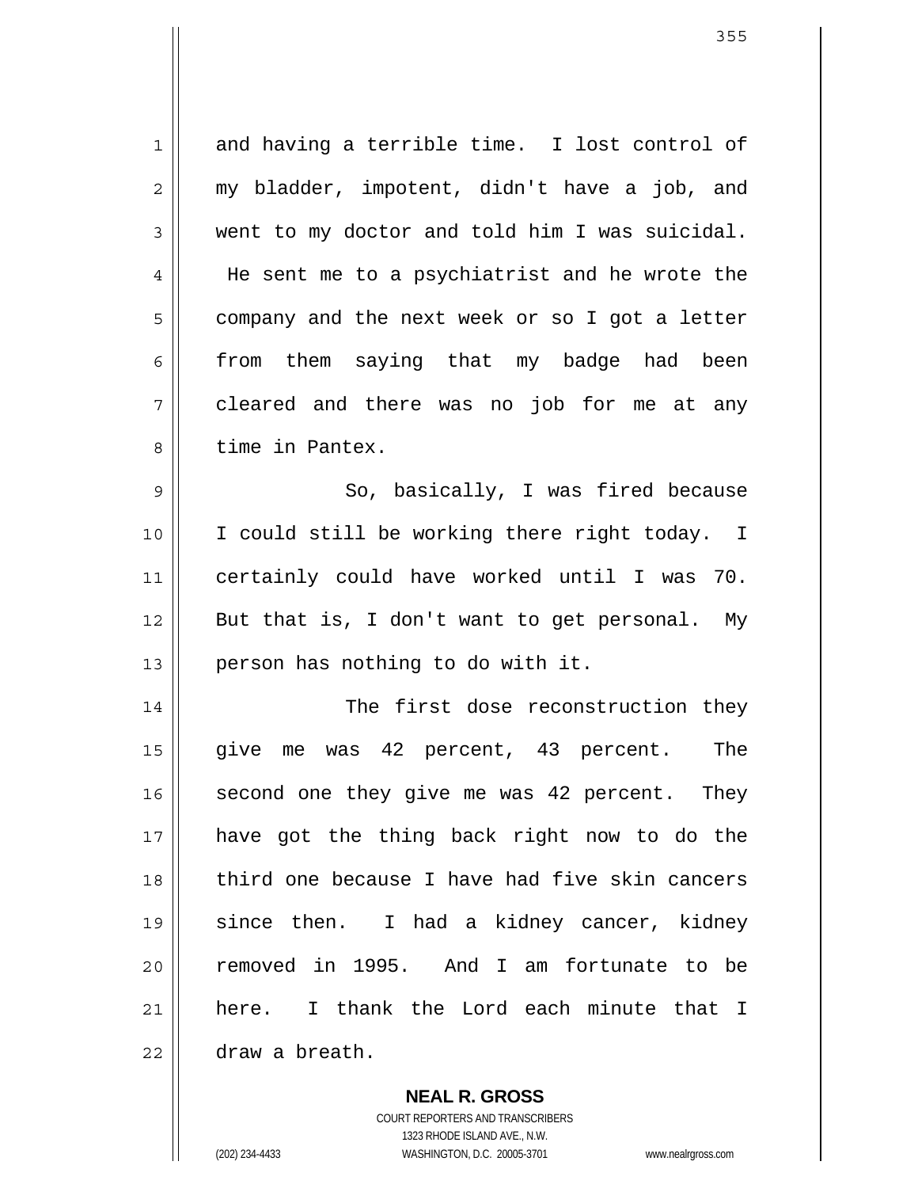and having a terrible time. I lost control of my bladder, impotent, didn't have a job, and went to my doctor and told him I was suicidal. He sent me to a psychiatrist and he wrote the company and the next week or so I got a letter from them saying that my badge had been cleared and there was no job for me at any time in Pantex.

So, basically, I was fired because I could still be working there right today. I certainly could have worked until I was 70. But that is, I don't want to get personal. My person has nothing to do with it.

The first dose reconstruction they give me was 42 percent, 43 percent. The second one they give me was 42 percent. They have got the thing back right now to do the third one because I have had five skin cancers since then. I had a kidney cancer, kidney removed in 1995. And I am fortunate to be here. I thank the Lord each minute that I draw a breath.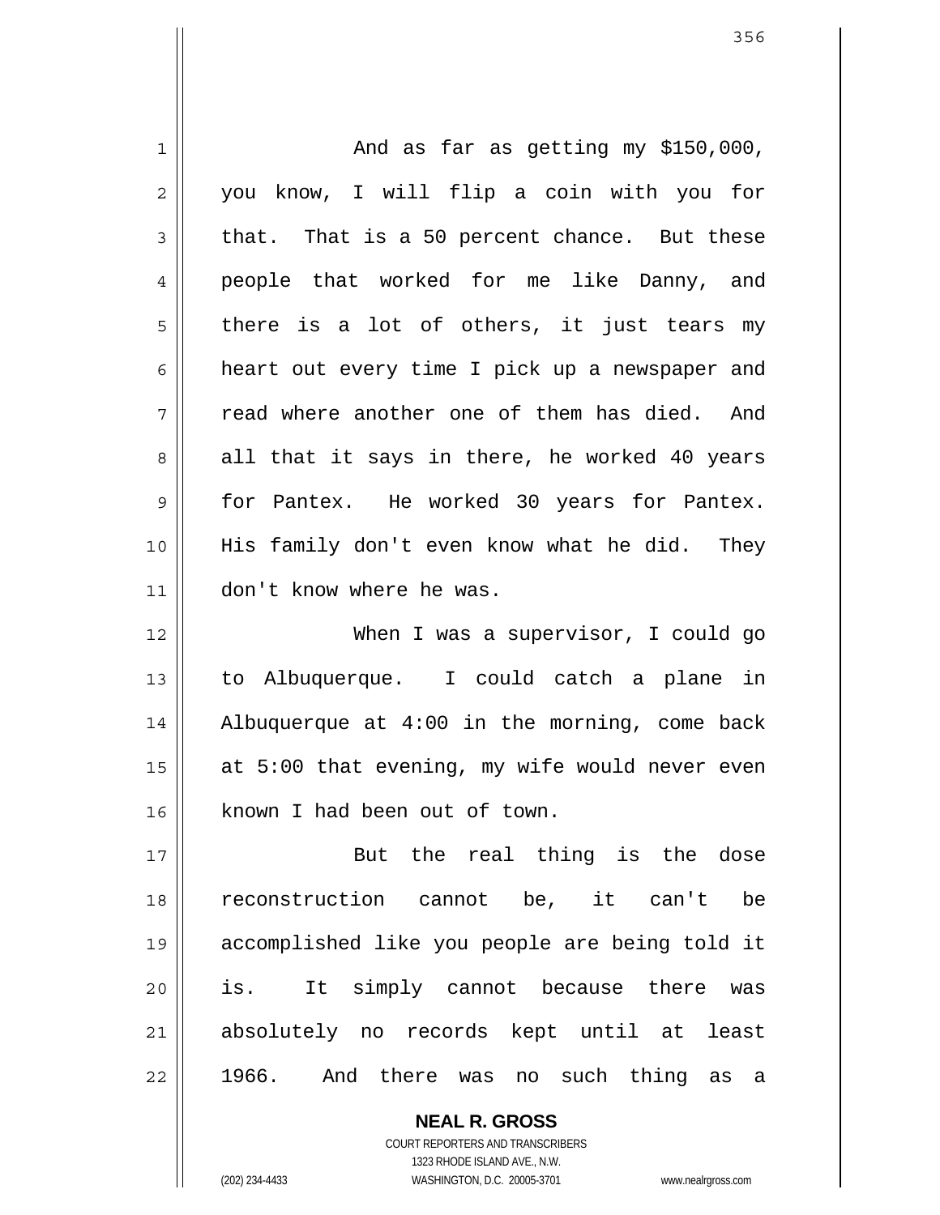And as far as getting my $150,000, you know, I will flip a coin with you for that. That is a 50 percent chance. But these people that worked for me like Danny, and there is a lot of others, it just tears my heart out every time I pick up a newspaper and read where another one of them has died. And all that it says in there, he worked 40 years for Pantex. He worked 30 years for Pantex. His family don't even know what he did. They don't know where he was.

When I was a supervisor, I could go to Albuquerque. I could catch a plane in Albuquerque at 4:00 in the morning, come back at 5:00 that evening, my wife would never even known I had been out of town.

But the real thing is the dose reconstruction cannot be, it can't be accomplished like you people are being told it is. It simply cannot because there was absolutely no records kept until at least 1966. And there was no such thing as a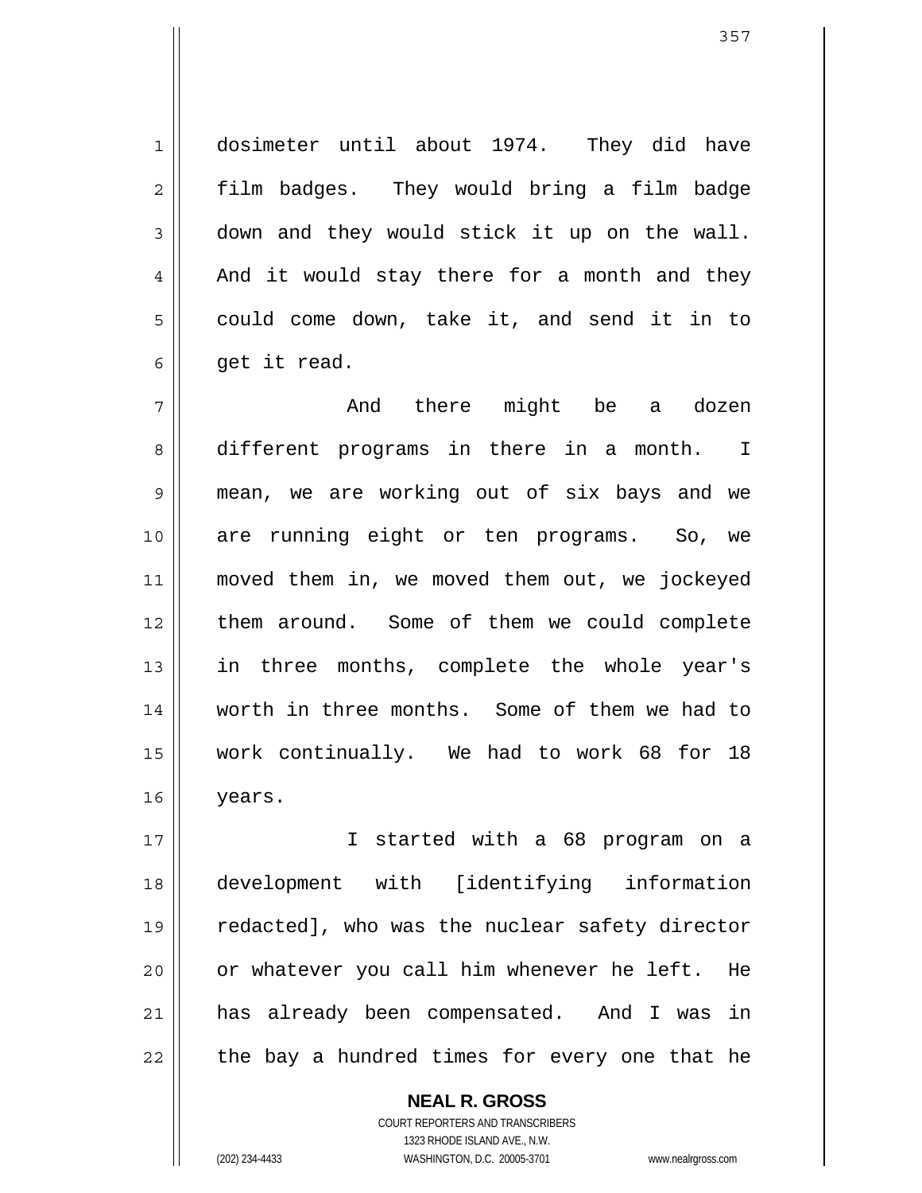dosimeter until about 1974. They did have film badges. They would bring a film badge down and they would stick it up on the wall. And it would stay there for a month and they could come down, take it, and send it in to get it read.

And there might be a dozen different programs in there in a month. I mean, we are working out of six bays and we are running eight or ten programs. So, we moved them in, we moved them out, we jockeyed them around. Some of them we could complete in three months, complete the whole year's worth in three months. Some of them we had to work continually. We had to work 68 for 18 years.

I started with a 68 program on a development with [identifying information redacted], who was the nuclear safety director or whatever you call him whenever he left. He has already been compensated. And I was in the bay a hundred times for every one that he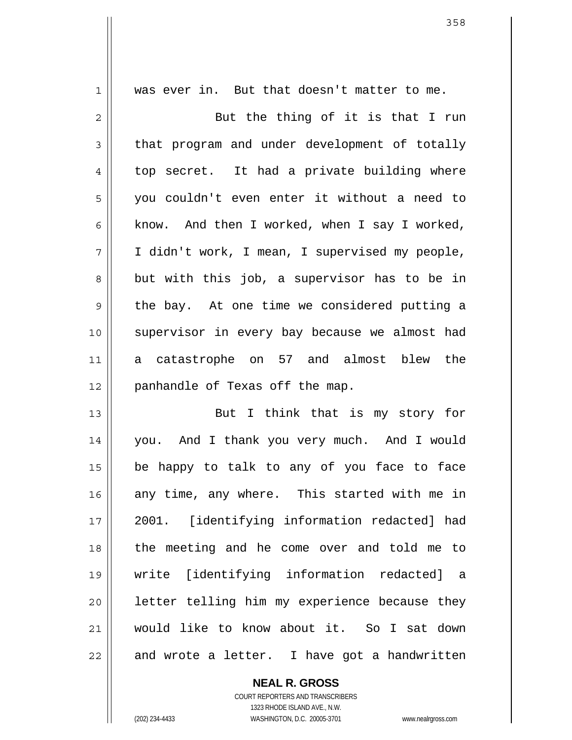was ever in. But that doesn't matter to me.

But the thing of it is that I run that program and under development of totally top secret. It had a private building where you couldn't even enter it without a need to know. And then I worked, when I say I worked, I didn't work, I mean, I supervised my people, but with this job, a supervisor has to be in the bay. At one time we considered putting a supervisor in every bay because we almost had a catastrophe on 57 and almost blew the panhandle of Texas off the map.

But I think that is my story for you. And I thank you very much. And I would be happy to talk to any of you face to face any time, any where. This started with me in 2001. [identifying information redacted] had the meeting and he come over and told me to write [identifying information redacted] a letter telling him my experience because they would like to know about it. So I sat down and wrote a letter. I have got a handwritten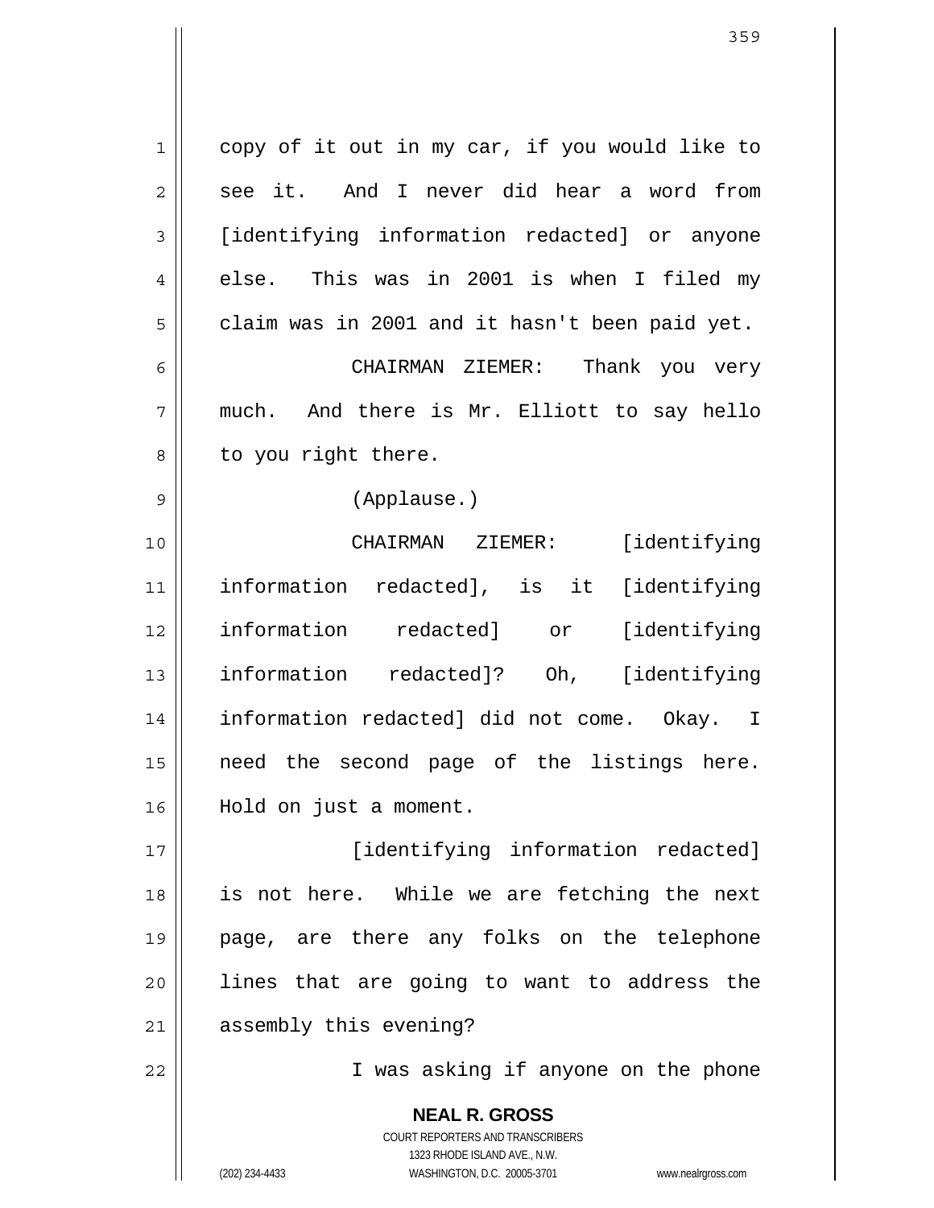copy of it out in my car, if you would like to see it. And I never did hear a word from [identifying information redacted] or anyone else. This was in 2001 is when I filed my claim was in 2001 and it hasn't been paid yet.

CHAIRMAN ZIEMER: Thank you very much. And there is Mr. Elliott to say hello to you right there.

(Applause.)

CHAIRMAN ZIEMER: [identifying information redacted], is it [identifying information redacted] or [identifying information redacted]? Oh, [identifying information redacted] did not come. Okay. I need the second page of the listings here. Hold on just a moment.

[identifying information redacted] is not here. While we are fetching the next page, are there any folks on the telephone lines that are going to want to address the assembly this evening?

I was asking if anyone on the phone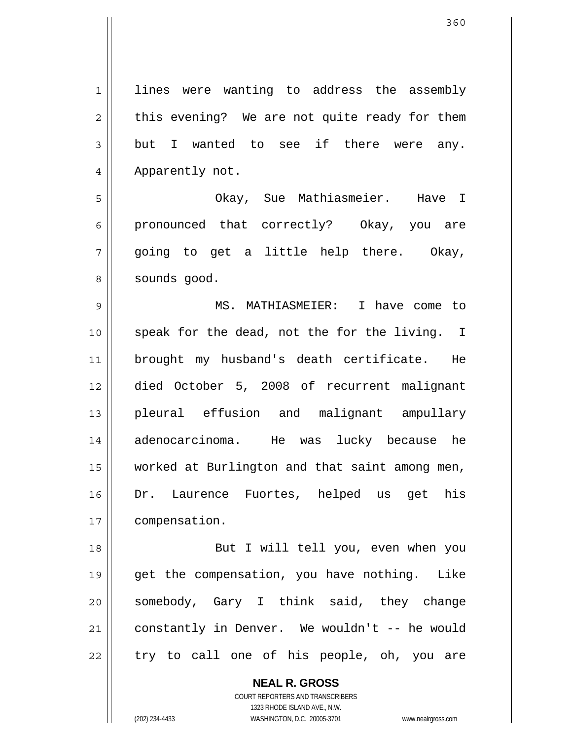lines were wanting to address the assembly this evening? We are not quite ready for them but I wanted to see if there were any. Apparently not.

Okay, Sue Mathiasmeier. Have I pronounced that correctly? Okay, you are going to get a little help there. Okay, sounds good.

MS. MATHIASMEIER: I have come to speak for the dead, not the for the living. I brought my husband's death certificate. He died October 5, 2008 of recurrent malignant pleural effusion and malignant ampullary adenocarcinoma. He was lucky because he worked at Burlington and that saint among men, Dr. Laurence Fuortes, helped us get his compensation.

But I will tell you, even when you get the compensation, you have nothing. Like somebody, Gary I think said, they change constantly in Denver. We wouldn't -- he would try to call one of his people, oh, you are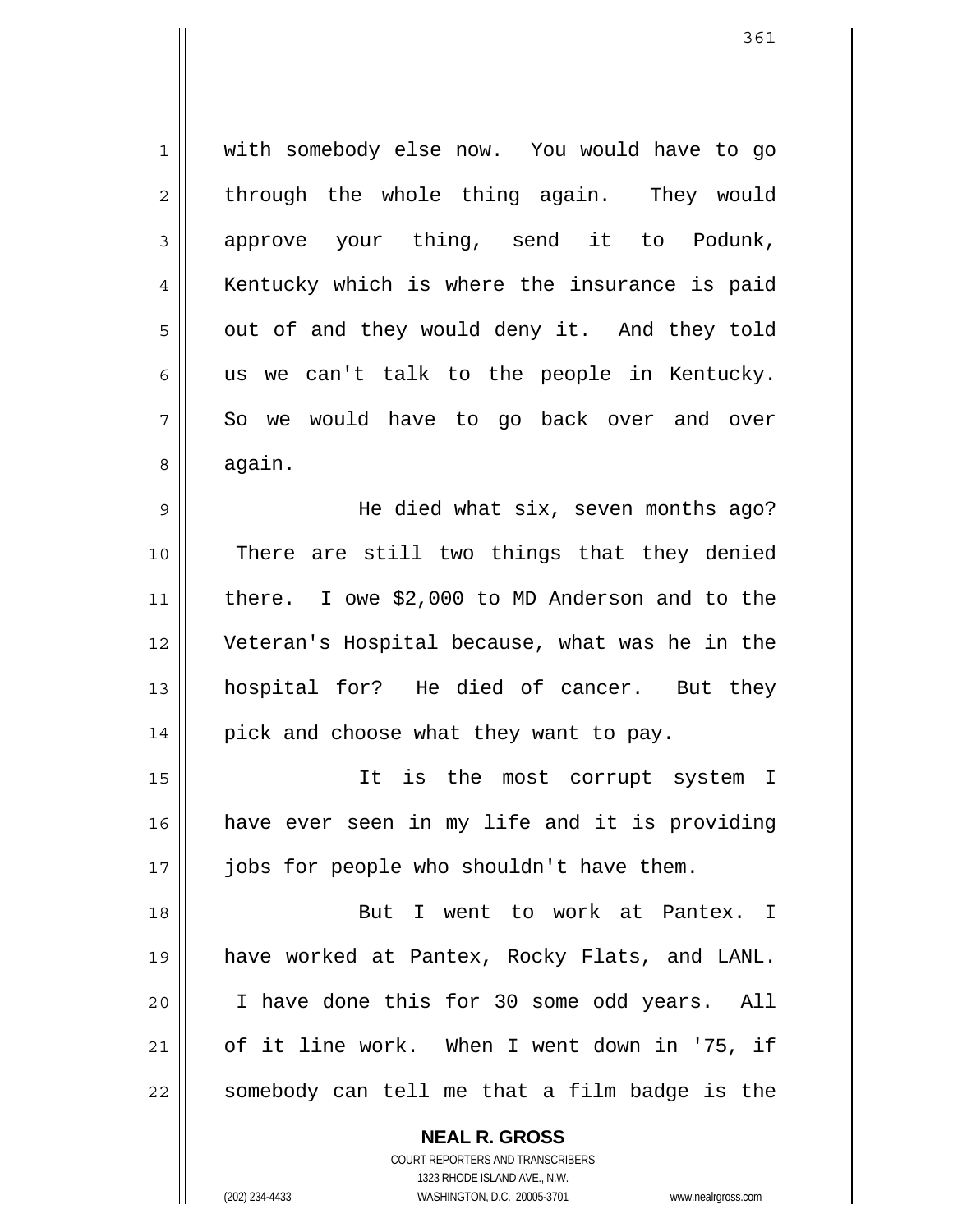with somebody else now. You would have to go through the whole thing again. They would approve your thing, send it to Podunk, Kentucky which is where the insurance is paid out of and they would deny it. And they told us we can't talk to the people in Kentucky. So we would have to go back over and over again.

He died what six, seven months ago? There are still two things that they denied there. I owe $2,000 to MD Anderson and to the Veteran's Hospital because, what was he in the hospital for? He died of cancer. But they pick and choose what they want to pay.

It is the most corrupt system I have ever seen in my life and it is providing jobs for people who shouldn't have them.

But I went to work at Pantex. I have worked at Pantex, Rocky Flats, and LANL. I have done this for 30 some odd years. All of it line work. When I went down in '75, if somebody can tell me that a film badge is the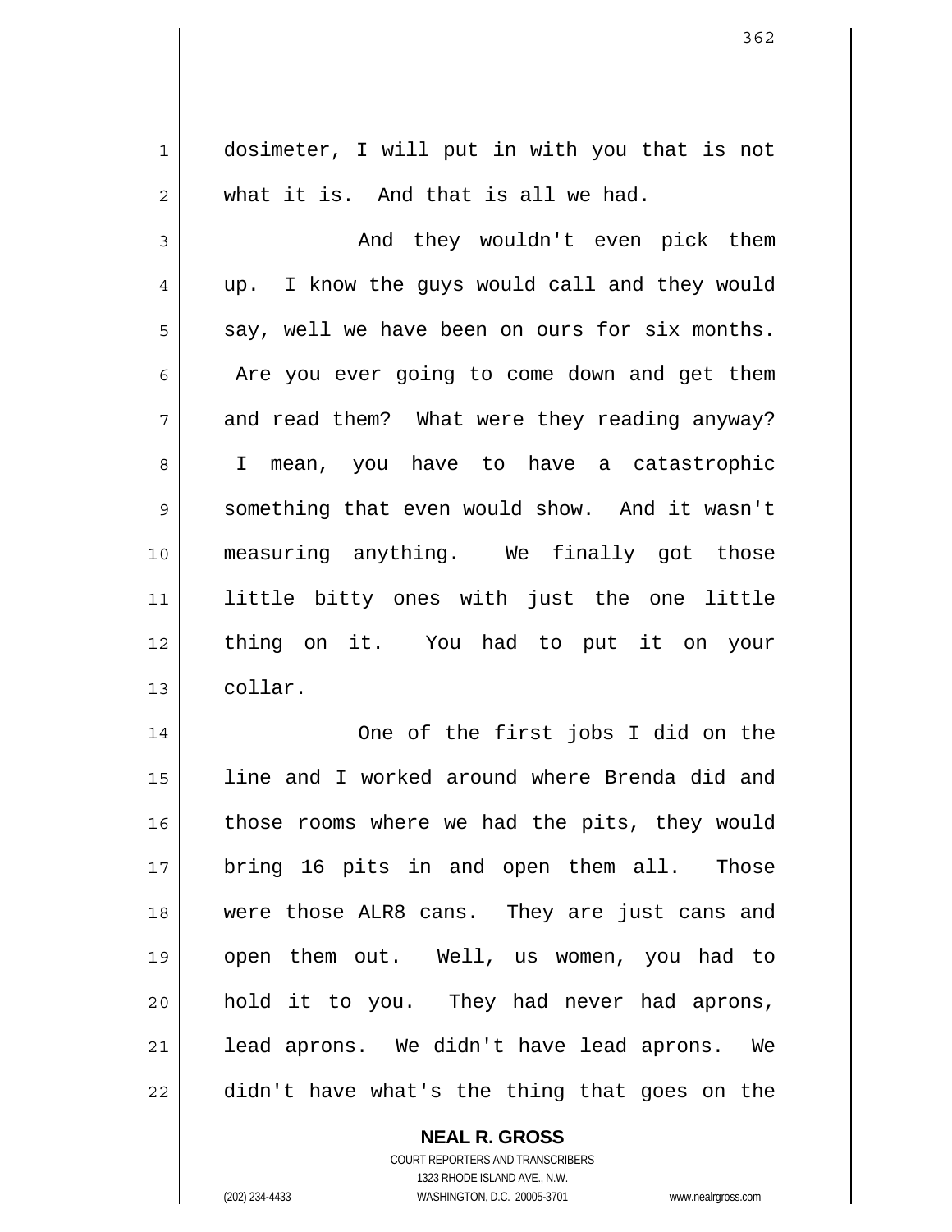dosimeter, I will put in with you that is not what it is. And that is all we had.

And they wouldn't even pick them up. I know the guys would call and they would say, well we have been on ours for six months. Are you ever going to come down and get them and read them? What were they reading anyway? I mean, you have to have a catastrophic something that even would show. And it wasn't measuring anything. We finally got those little bitty ones with just the one little thing on it. You had to put it on your collar.

One of the first jobs I did on the line and I worked around where Brenda did and those rooms where we had the pits, they would bring 16 pits in and open them all. Those were those ALR8 cans. They are just cans and open them out. Well, us women, you had to hold it to you. They had never had aprons, lead aprons. We didn't have lead aprons. We didn't have what's the thing that goes on the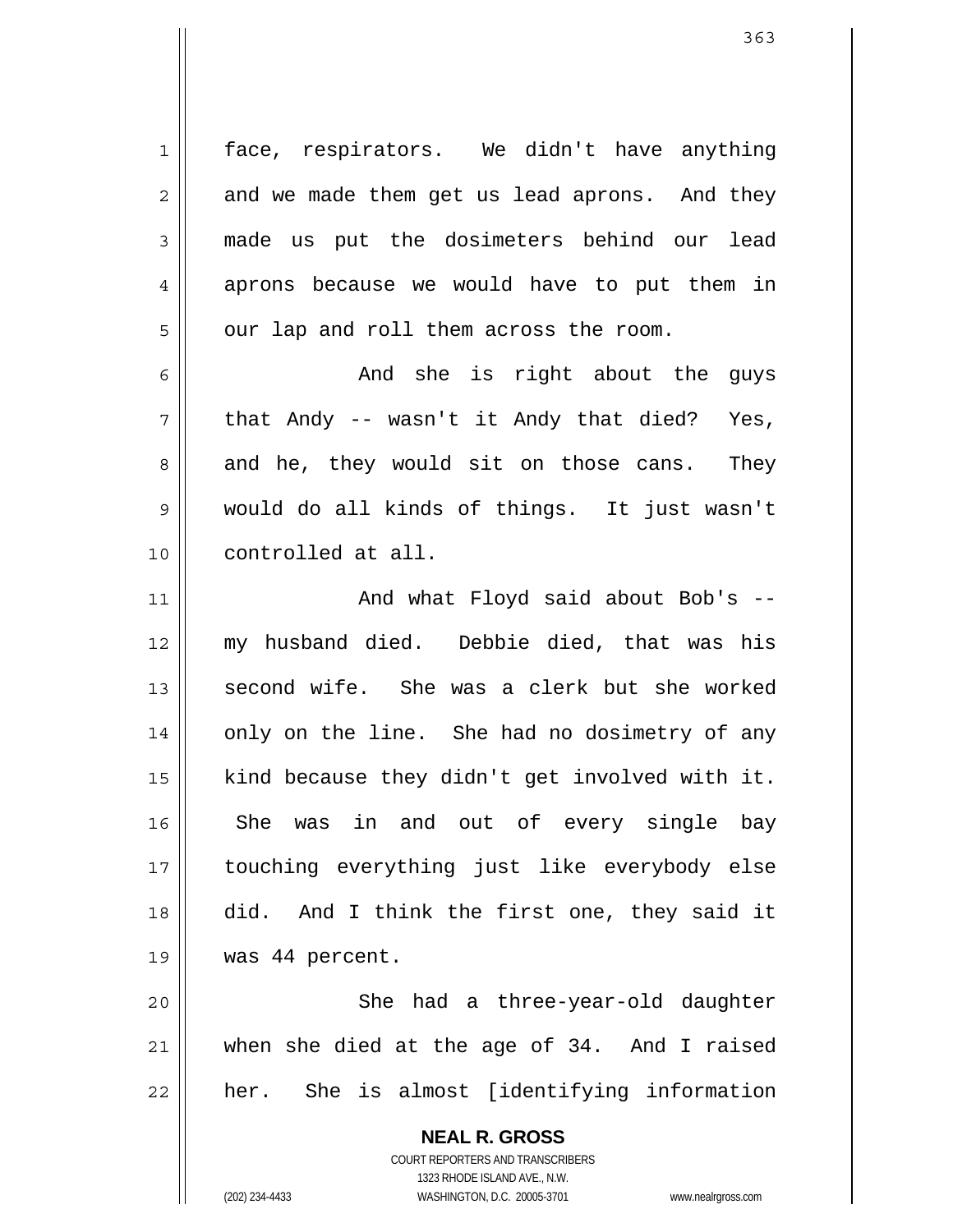face, respirators. We didn't have anything and we made them get us lead aprons. And they made us put the dosimeters behind our lead aprons because we would have to put them in our lap and roll them across the room.

And she is right about the guys that Andy -- wasn't it Andy that died? Yes, and he, they would sit on those cans. They would do all kinds of things. It just wasn't controlled at all.

And what Floyd said about Bob's -- my husband died. Debbie died, that was his second wife. She was a clerk but she worked only on the line. She had no dosimetry of any kind because they didn't get involved with it. She was in and out of every single bay touching everything just like everybody else did. And I think the first one, they said it was 44 percent.

She had a three-year-old daughter when she died at the age of 34. And I raised her. She is almost [identifying information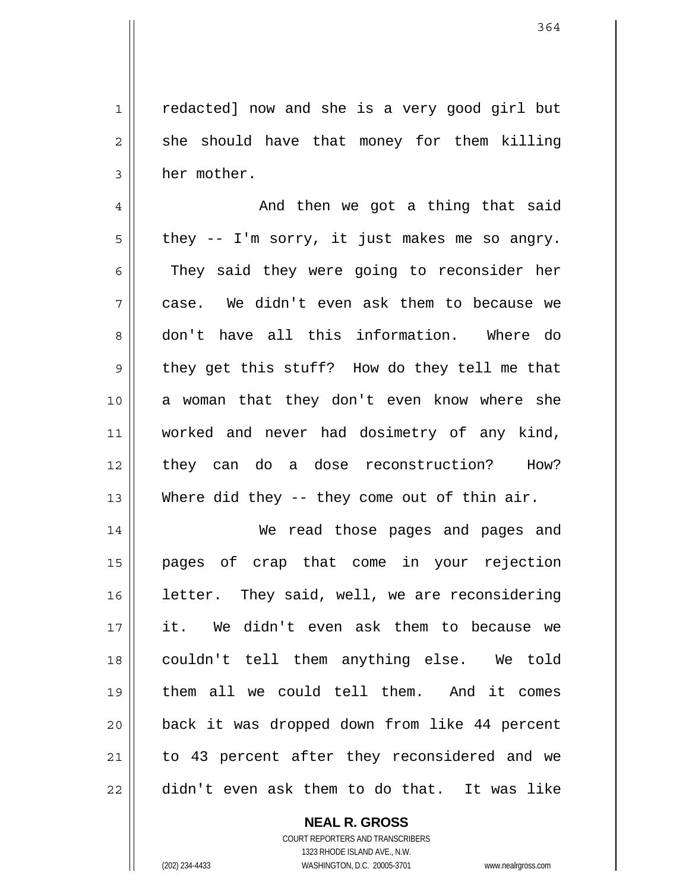redacted] now and she is a very good girl but she should have that money for them killing her mother.

And then we got a thing that said they -- I'm sorry, it just makes me so angry. They said they were going to reconsider her case. We didn't even ask them to because we don't have all this information. Where do they get this stuff? How do they tell me that a woman that they don't even know where she worked and never had dosimetry of any kind, they can do a dose reconstruction? How? Where did they -- they come out of thin air.

We read those pages and pages and pages of crap that come in your rejection letter. They said, well, we are reconsidering it. We didn't even ask them to because we couldn't tell them anything else. We told them all we could tell them. And it comes back it was dropped down from like 44 percent to 43 percent after they reconsidered and we didn't even ask them to do that. It was like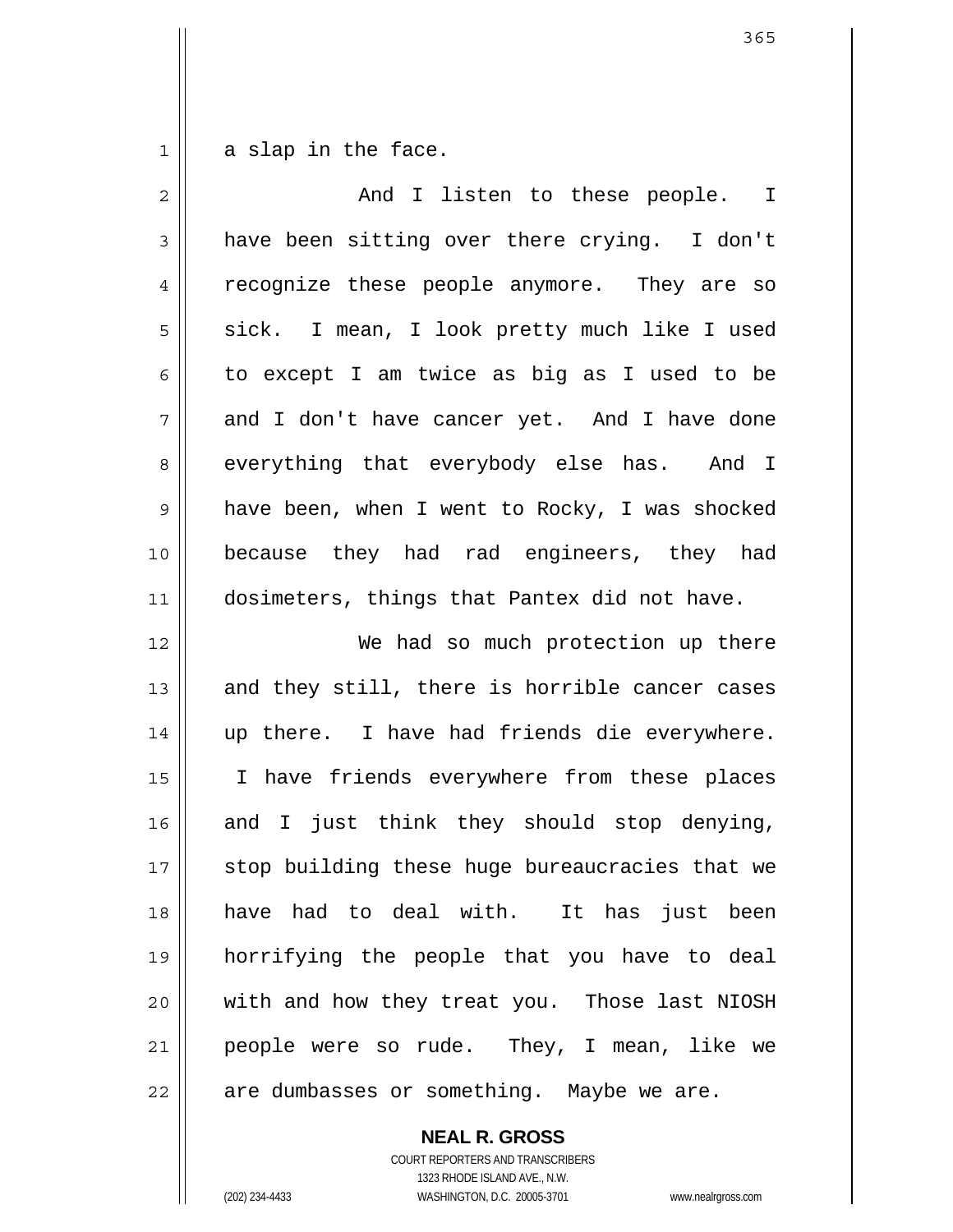a slap in the face.

And I listen to these people. I have been sitting over there crying. I don't recognize these people anymore. They are so sick. I mean, I look pretty much like I used to except I am twice as big as I used to be and I don't have cancer yet. And I have done everything that everybody else has. And I have been, when I went to Rocky, I was shocked because they had rad engineers, they had dosimeters, things that Pantex did not have.

We had so much protection up there and they still, there is horrible cancer cases up there. I have had friends die everywhere. I have friends everywhere from these places and I just think they should stop denying, stop building these huge bureaucracies that we have had to deal with. It has just been horrifying the people that you have to deal with and how they treat you. Those last NIOSH people were so rude. They, I mean, like we are dumbasses or something. Maybe we are.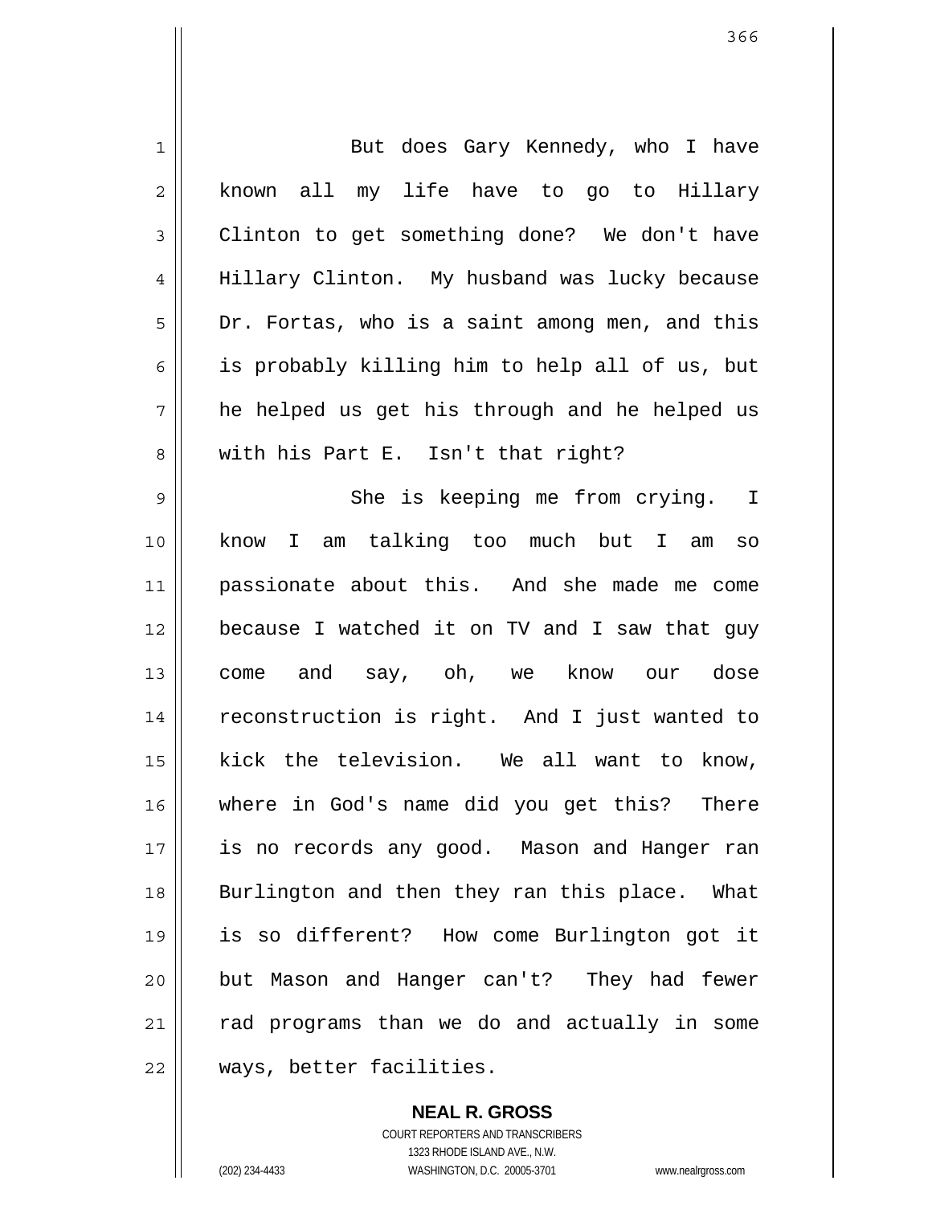But does Gary Kennedy, who I have known all my life have to go to Hillary Clinton to get something done? We don't have Hillary Clinton. My husband was lucky because Dr. Fortas, who is a saint among men, and this is probably killing him to help all of us, but he helped us get his through and he helped us with his Part E. Isn't that right?

She is keeping me from crying. I know I am talking too much but I am so passionate about this. And she made me come because I watched it on TV and I saw that guy come and say, oh, we know our dose reconstruction is right. And I just wanted to kick the television. We all want to know, where in God's name did you get this? There is no records any good. Mason and Hanger ran Burlington and then they ran this place. What is so different? How come Burlington got it but Mason and Hanger can't? They had fewer rad programs than we do and actually in some ways, better facilities.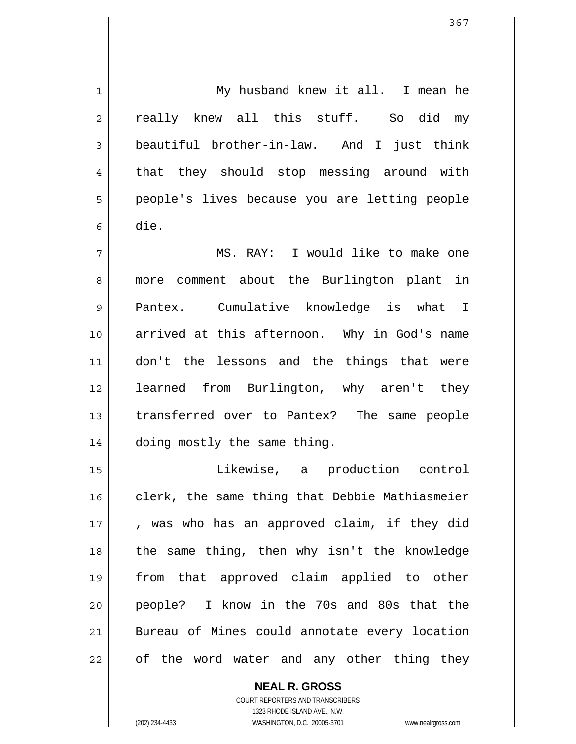My husband knew it all. I mean he really knew all this stuff. So did my beautiful brother-in-law. And I just think that they should stop messing around with people's lives because you are letting people die.

MS. RAY: I would like to make one more comment about the Burlington plant in Pantex. Cumulative knowledge is what I arrived at this afternoon. Why in God's name don't the lessons and the things that were learned from Burlington, why aren't they transferred over to Pantex? The same people doing mostly the same thing.

Likewise, a production control clerk, the same thing that Debbie Mathiasmeier , was who has an approved claim, if they did the same thing, then why isn't the knowledge from that approved claim applied to other people? I know in the 70s and 80s that the Bureau of Mines could annotate every location of the word water and any other thing they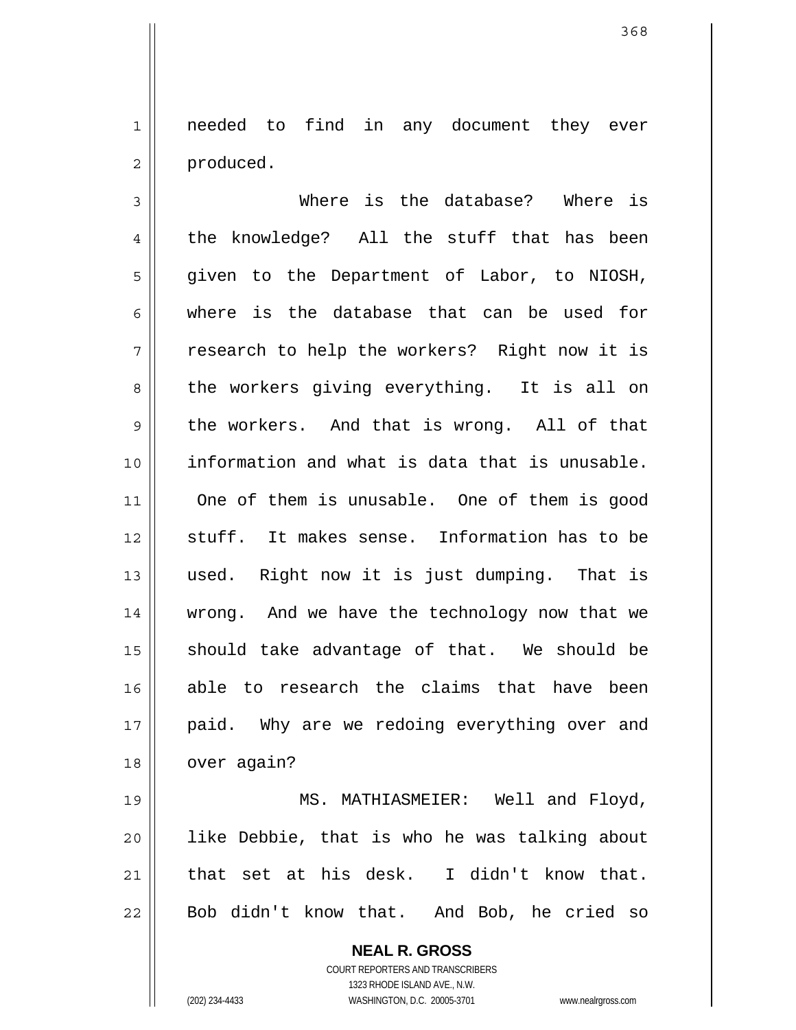needed to find in any document they ever produced.

Where is the database? Where is the knowledge? All the stuff that has been given to the Department of Labor, to NIOSH, where is the database that can be used for research to help the workers? Right now it is the workers giving everything. It is all on the workers. And that is wrong. All of that information and what is data that is unusable. One of them is unusable. One of them is good stuff. It makes sense. Information has to be used. Right now it is just dumping. That is wrong. And we have the technology now that we should take advantage of that. We should be able to research the claims that have been paid. Why are we redoing everything over and over again?

MS. MATHIASMEIER: Well and Floyd, like Debbie, that is who he was talking about that set at his desk. I didn't know that. Bob didn't know that. And Bob, he cried so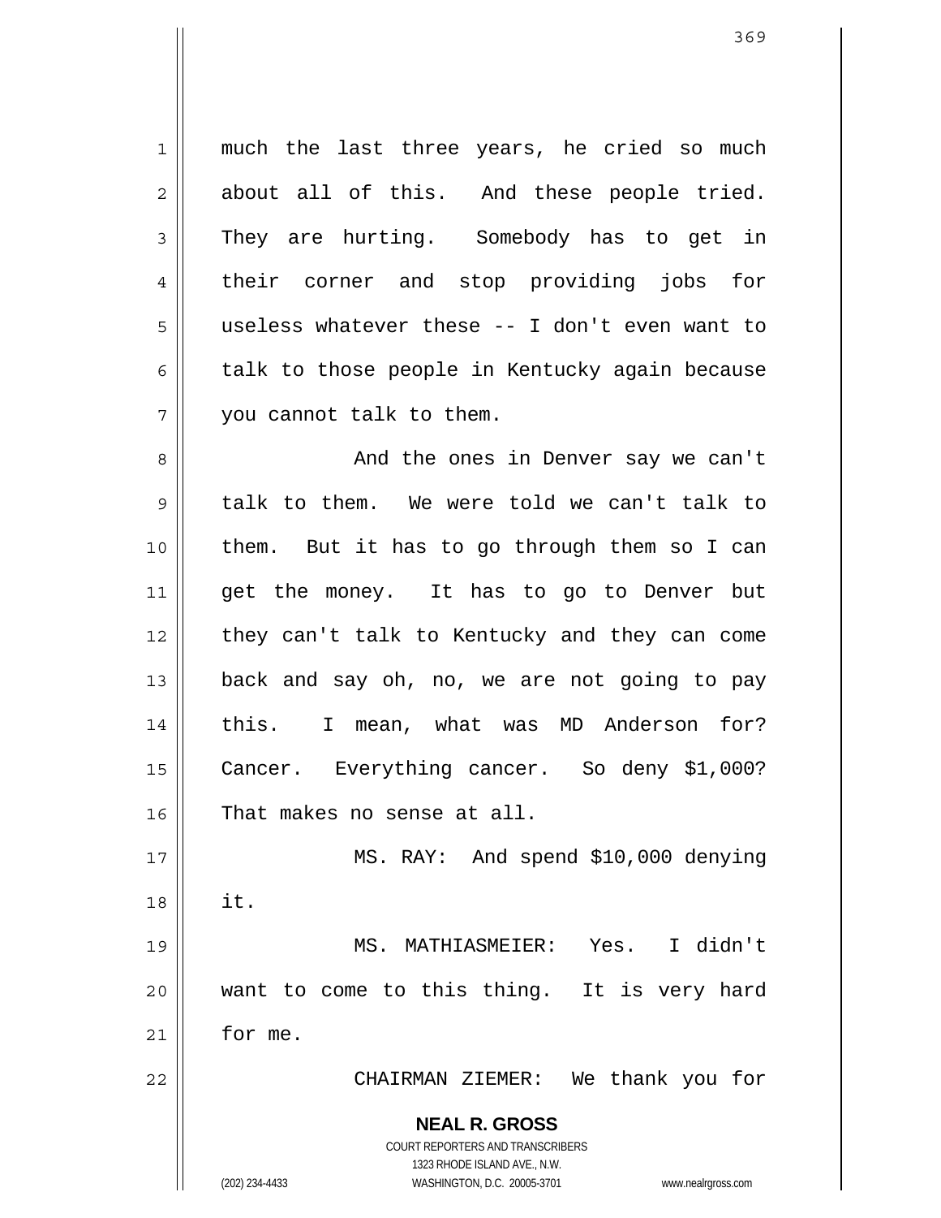much the last three years, he cried so much about all of this. And these people tried. They are hurting. Somebody has to get in their corner and stop providing jobs for useless whatever these -- I don't even want to talk to those people in Kentucky again because you cannot talk to them.

And the ones in Denver say we can't talk to them. We were told we can't talk to them. But it has to go through them so I can get the money. It has to go to Denver but they can't talk to Kentucky and they can come back and say oh, no, we are not going to pay this. I mean, what was MD Anderson for? Cancer. Everything cancer. So deny $1,000? That makes no sense at all.

MS. RAY: And spend $10,000 denying it.

MS. MATHIASMEIER: Yes. I didn't want to come to this thing. It is very hard for me.

CHAIRMAN ZIEMER: We thank you for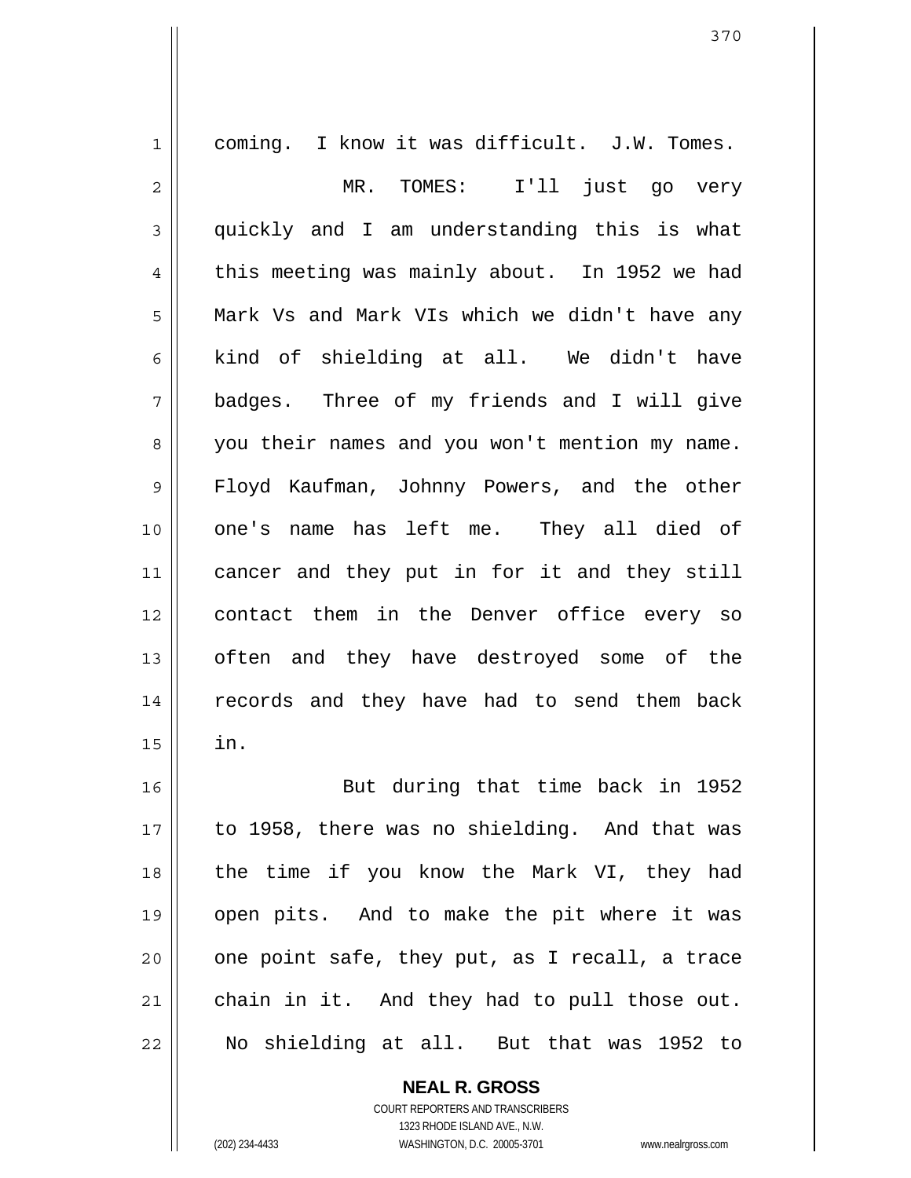coming. I know it was difficult. J.W. Tomes.

MR. TOMES: I'll just go very quickly and I am understanding this is what this meeting was mainly about. In 1952 we had Mark Vs and Mark VIs which we didn't have any kind of shielding at all. We didn't have badges. Three of my friends and I will give you their names and you won't mention my name. Floyd Kaufman, Johnny Powers, and the other one's name has left me. They all died of cancer and they put in for it and they still contact them in the Denver office every so often and they have destroyed some of the records and they have had to send them back in.

But during that time back in 1952 to 1958, there was no shielding. And that was the time if you know the Mark VI, they had open pits. And to make the pit where it was one point safe, they put, as I recall, a trace chain in it. And they had to pull those out. No shielding at all. But that was 1952 to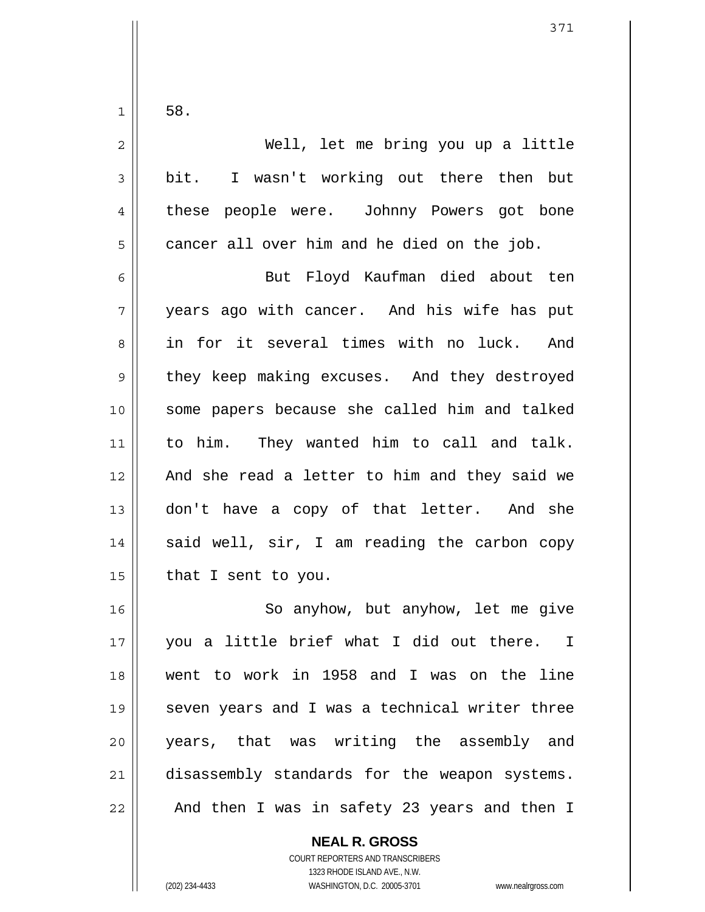58.

Well, let me bring you up a little bit. I wasn't working out there then but these people were. Johnny Powers got bone cancer all over him and he died on the job.

But Floyd Kaufman died about ten years ago with cancer. And his wife has put in for it several times with no luck. And they keep making excuses. And they destroyed some papers because she called him and talked to him. They wanted him to call and talk. And she read a letter to him and they said we don't have a copy of that letter. And she said well, sir, I am reading the carbon copy that I sent to you.

So anyhow, but anyhow, let me give you a little brief what I did out there. I went to work in 1958 and I was on the line seven years and I was a technical writer three years, that was writing the assembly and disassembly standards for the weapon systems. And then I was in safety 23 years and then I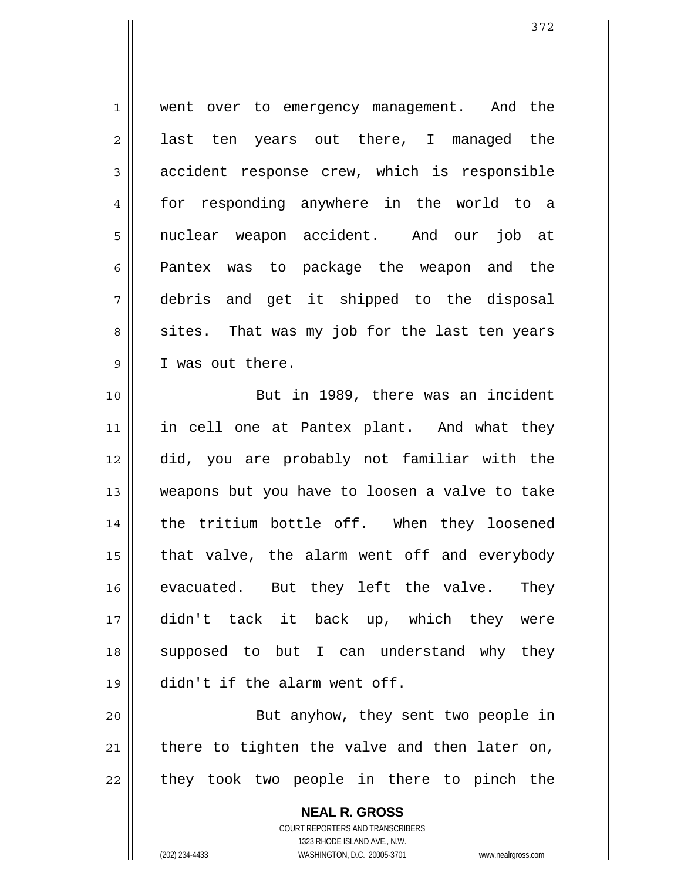went over to emergency management. And the last ten years out there, I managed the accident response crew, which is responsible for responding anywhere in the world to a nuclear weapon accident. And our job at Pantex was to package the weapon and the debris and get it shipped to the disposal sites. That was my job for the last ten years I was out there.

But in 1989, there was an incident in cell one at Pantex plant. And what they did, you are probably not familiar with the weapons but you have to loosen a valve to take the tritium bottle off. When they loosened that valve, the alarm went off and everybody evacuated. But they left the valve. They didn't tack it back up, which they were supposed to but I can understand why they didn't if the alarm went off.

But anyhow, they sent two people in there to tighten the valve and then later on, they took two people in there to pinch the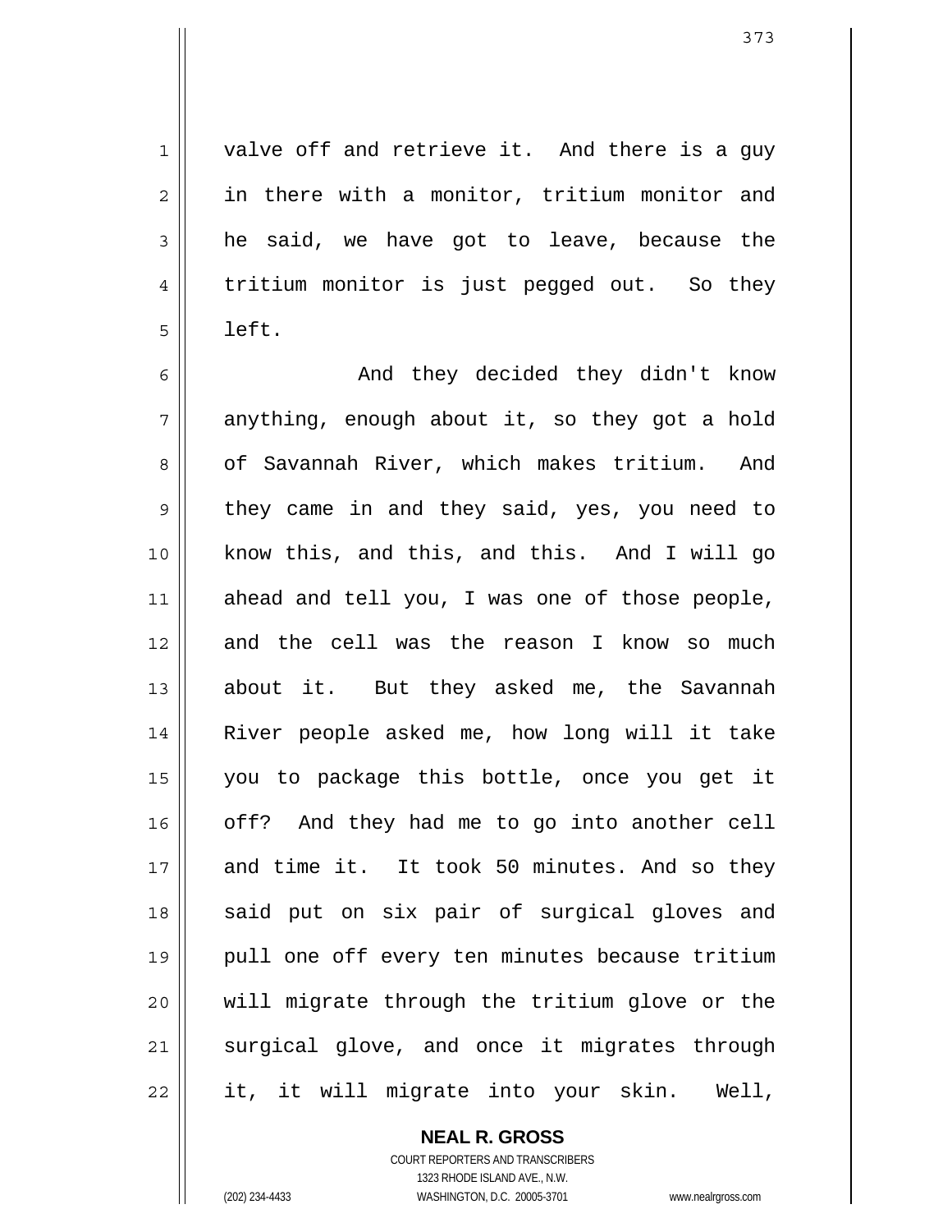valve off and retrieve it. And there is a guy in there with a monitor, tritium monitor and he said, we have got to leave, because the tritium monitor is just pegged out. So they left.

And they decided they didn't know anything, enough about it, so they got a hold of Savannah River, which makes tritium. And they came in and they said, yes, you need to know this, and this, and this. And I will go ahead and tell you, I was one of those people, and the cell was the reason I know so much about it. But they asked me, the Savannah River people asked me, how long will it take you to package this bottle, once you get it off? And they had me to go into another cell and time it. It took 50 minutes. And so they said put on six pair of surgical gloves and pull one off every ten minutes because tritium will migrate through the tritium glove or the surgical glove, and once it migrates through it, it will migrate into your skin. Well,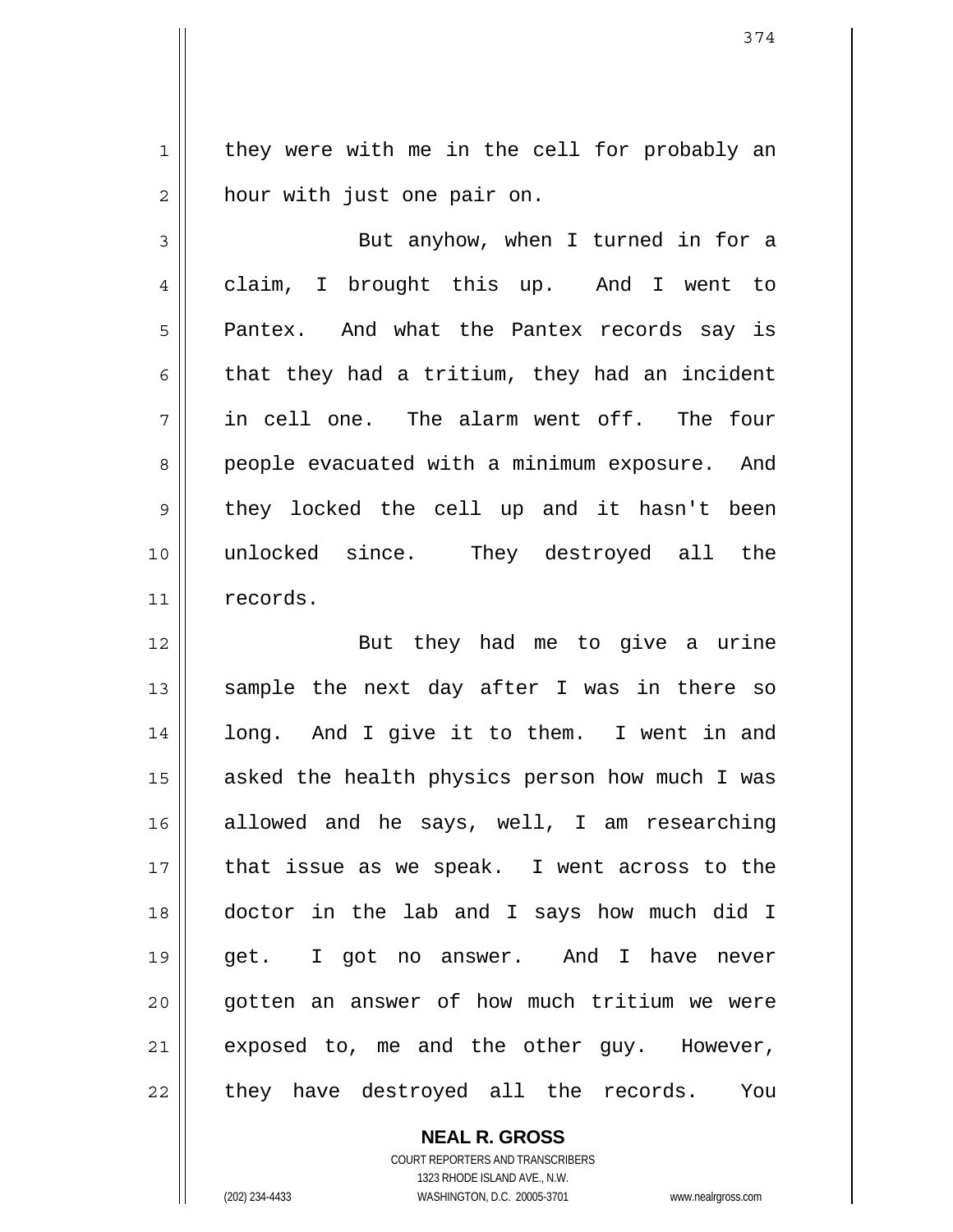they were with me in the cell for probably an hour with just one pair on.

But anyhow, when I turned in for a claim, I brought this up. And I went to Pantex. And what the Pantex records say is that they had a tritium, they had an incident in cell one. The alarm went off. The four people evacuated with a minimum exposure. And they locked the cell up and it hasn't been unlocked since. They destroyed all the records.

But they had me to give a urine sample the next day after I was in there so long. And I give it to them. I went in and asked the health physics person how much I was allowed and he says, well, I am researching that issue as we speak. I went across to the doctor in the lab and I says how much did I get. I got no answer. And I have never gotten an answer of how much tritium we were exposed to, me and the other guy. However, they have destroyed all the records. You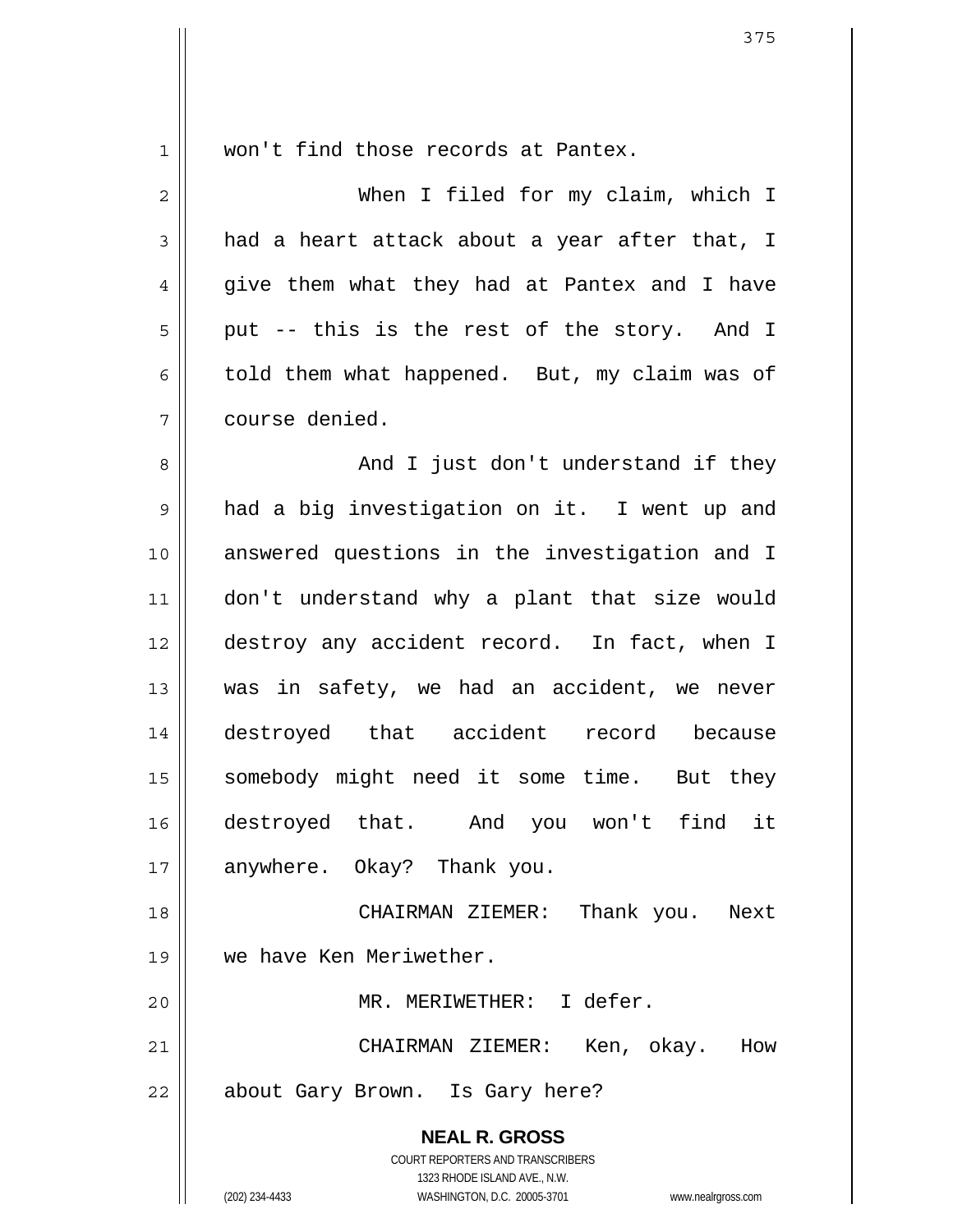won't find those records at Pantex.

When I filed for my claim, which I had a heart attack about a year after that, I give them what they had at Pantex and I have put -- this is the rest of the story. And I told them what happened. But, my claim was of course denied.

And I just don't understand if they had a big investigation on it. I went up and answered questions in the investigation and I don't understand why a plant that size would destroy any accident record. In fact, when I was in safety, we had an accident, we never destroyed that accident record because somebody might need it some time. But they destroyed that. And you won't find it anywhere. Okay? Thank you.

CHAIRMAN ZIEMER: Thank you. Next we have Ken Meriwether.

MR. MERIWETHER: I defer.

CHAIRMAN ZIEMER: Ken, okay. How about Gary Brown. Is Gary here?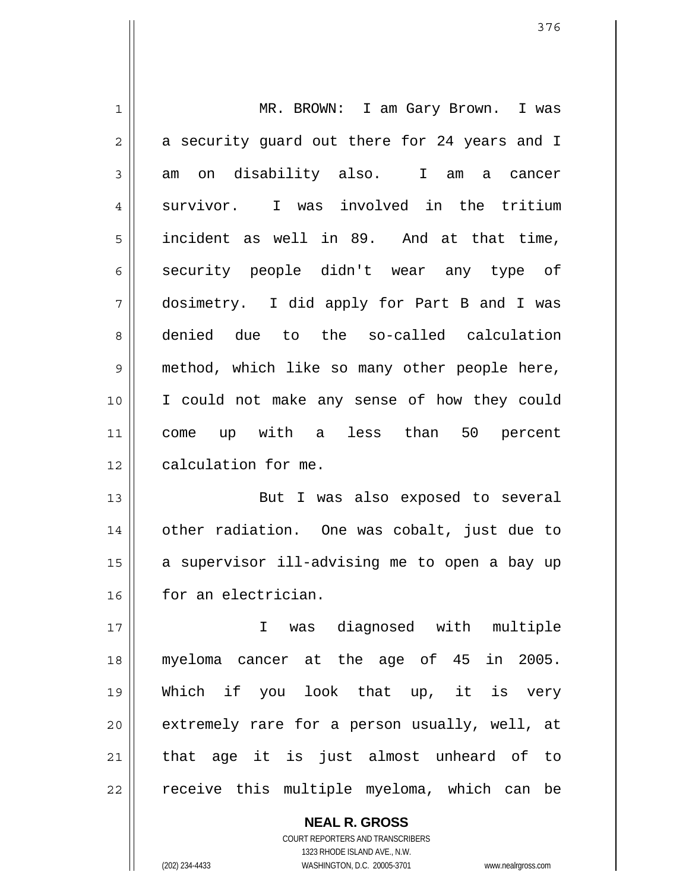MR. BROWN: I am Gary Brown. I was a security guard out there for 24 years and I am on disability also. I am a cancer survivor. I was involved in the tritium incident as well in 89. And at that time, security people didn't wear any type of dosimetry. I did apply for Part B and I was denied due to the so-called calculation method, which like so many other people here, I could not make any sense of how they could come up with a less than 50 percent calculation for me.

But I was also exposed to several other radiation. One was cobalt, just due to a supervisor ill-advising me to open a bay up for an electrician.

I was diagnosed with multiple myeloma cancer at the age of 45 in 2005. Which if you look that up, it is very extremely rare for a person usually, well, at that age it is just almost unheard of to receive this multiple myeloma, which can be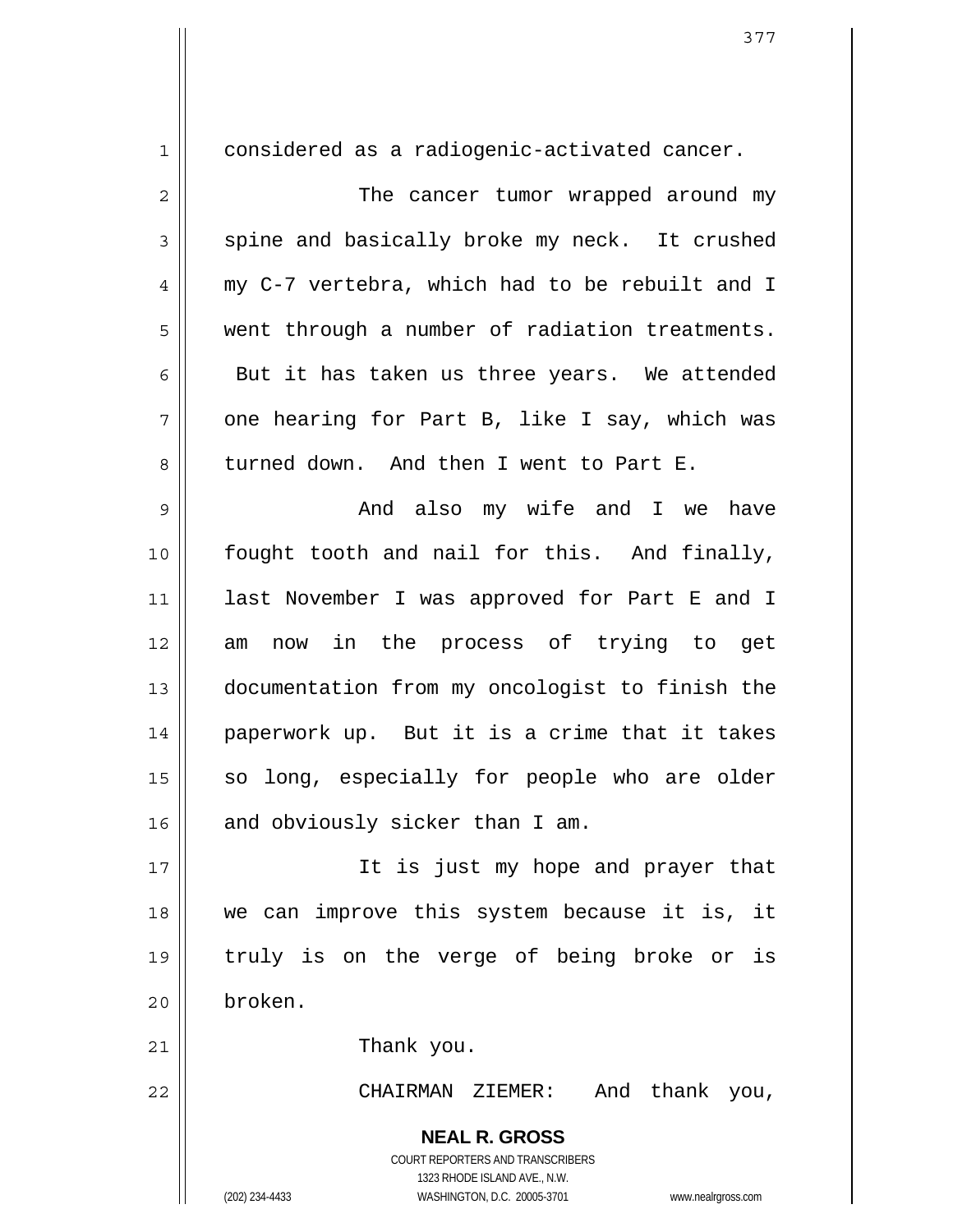considered as a radiogenic-activated cancer.

The cancer tumor wrapped around my spine and basically broke my neck. It crushed my C-7 vertebra, which had to be rebuilt and I went through a number of radiation treatments. But it has taken us three years. We attended one hearing for Part B, like I say, which was turned down. And then I went to Part E.

And also my wife and I we have fought tooth and nail for this. And finally, last November I was approved for Part E and I am now in the process of trying to get documentation from my oncologist to finish the paperwork up. But it is a crime that it takes so long, especially for people who are older and obviously sicker than I am.

It is just my hope and prayer that we can improve this system because it is, it truly is on the verge of being broke or is broken.

Thank you.

CHAIRMAN ZIEMER: And thank you,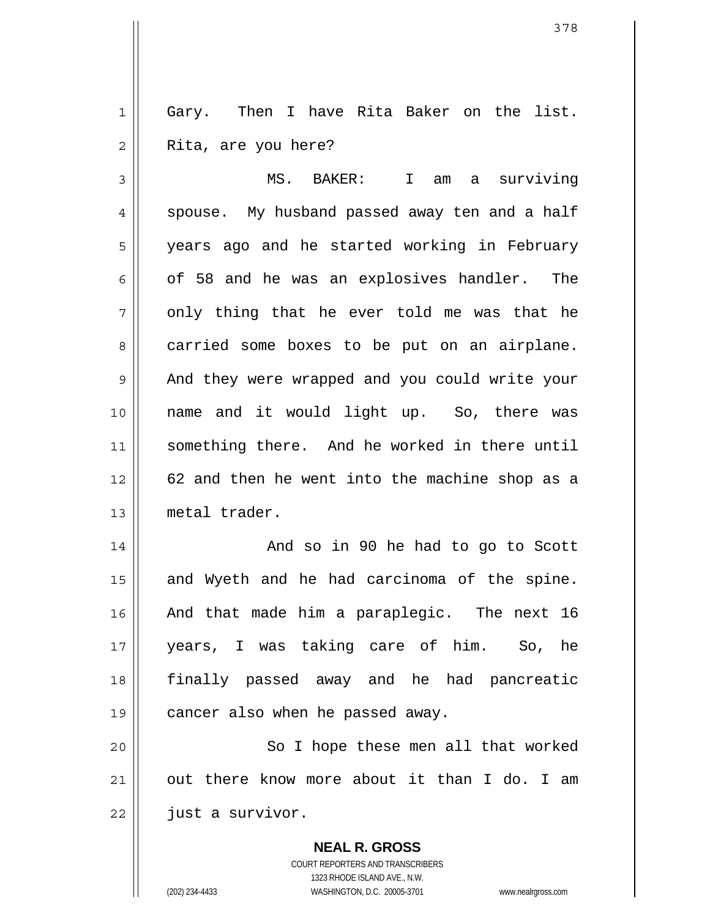Gary. Then I have Rita Baker on the list. Rita, are you here?

MS. BAKER: I am a surviving spouse. My husband passed away ten and a half years ago and he started working in February of 58 and he was an explosives handler. The only thing that he ever told me was that he carried some boxes to be put on an airplane. And they were wrapped and you could write your name and it would light up. So, there was something there. And he worked in there until 62 and then he went into the machine shop as a metal trader.

And so in 90 he had to go to Scott and Wyeth and he had carcinoma of the spine. And that made him a paraplegic. The next 16 years, I was taking care of him. So, he finally passed away and he had pancreatic cancer also when he passed away.

So I hope these men all that worked out there know more about it than I do. I am just a survivor.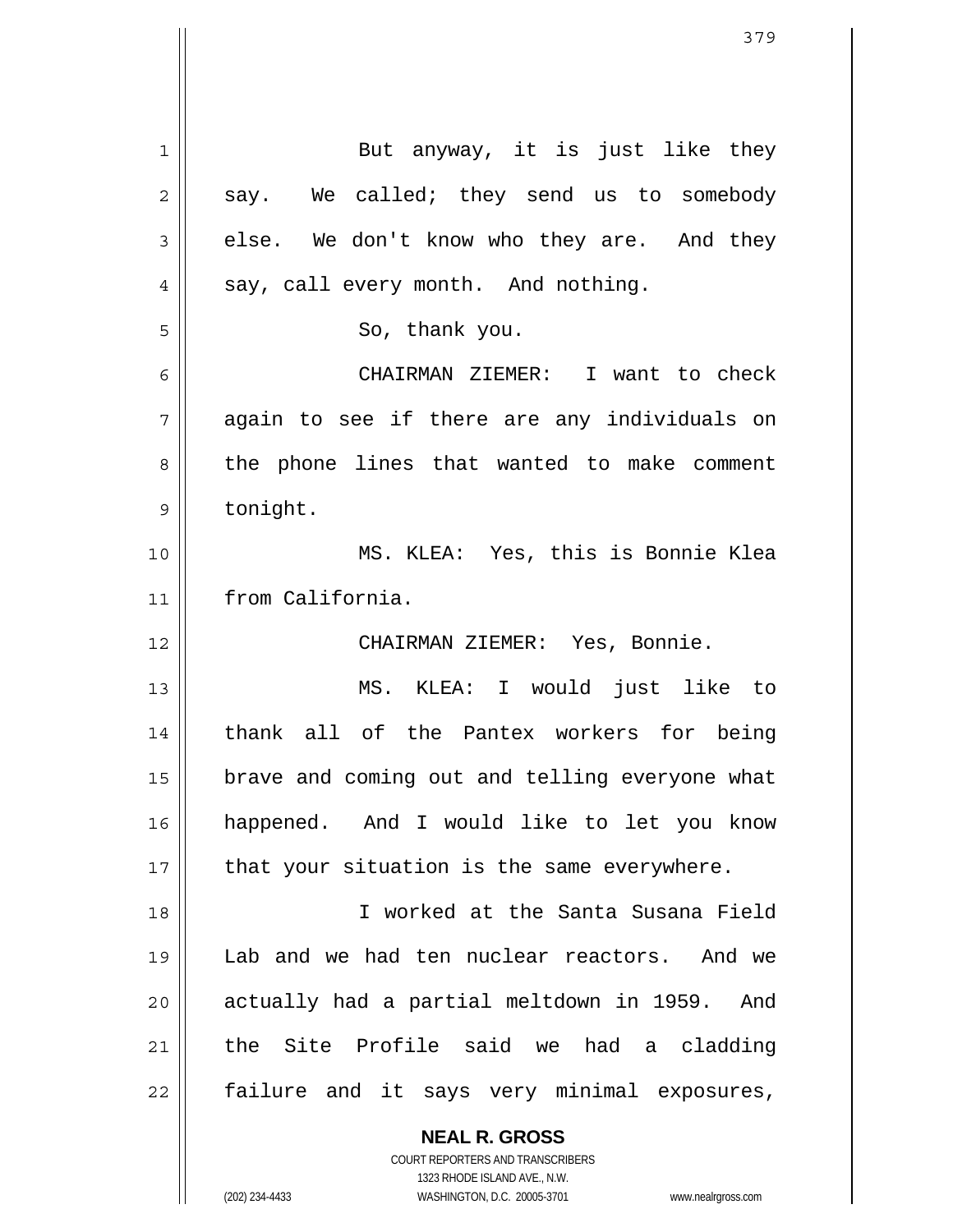But anyway, it is just like they say. We called; they send us to somebody else. We don't know who they are. And they say, call every month. And nothing.

So, thank you.

CHAIRMAN ZIEMER: I want to check again to see if there are any individuals on the phone lines that wanted to make comment tonight.

MS. KLEA: Yes, this is Bonnie Klea from California.

CHAIRMAN ZIEMER: Yes, Bonnie.

MS. KLEA: I would just like to thank all of the Pantex workers for being brave and coming out and telling everyone what happened. And I would like to let you know that your situation is the same everywhere.

I worked at the Santa Susana Field Lab and we had ten nuclear reactors. And we actually had a partial meltdown in 1959. And the Site Profile said we had a cladding failure and it says very minimal exposures,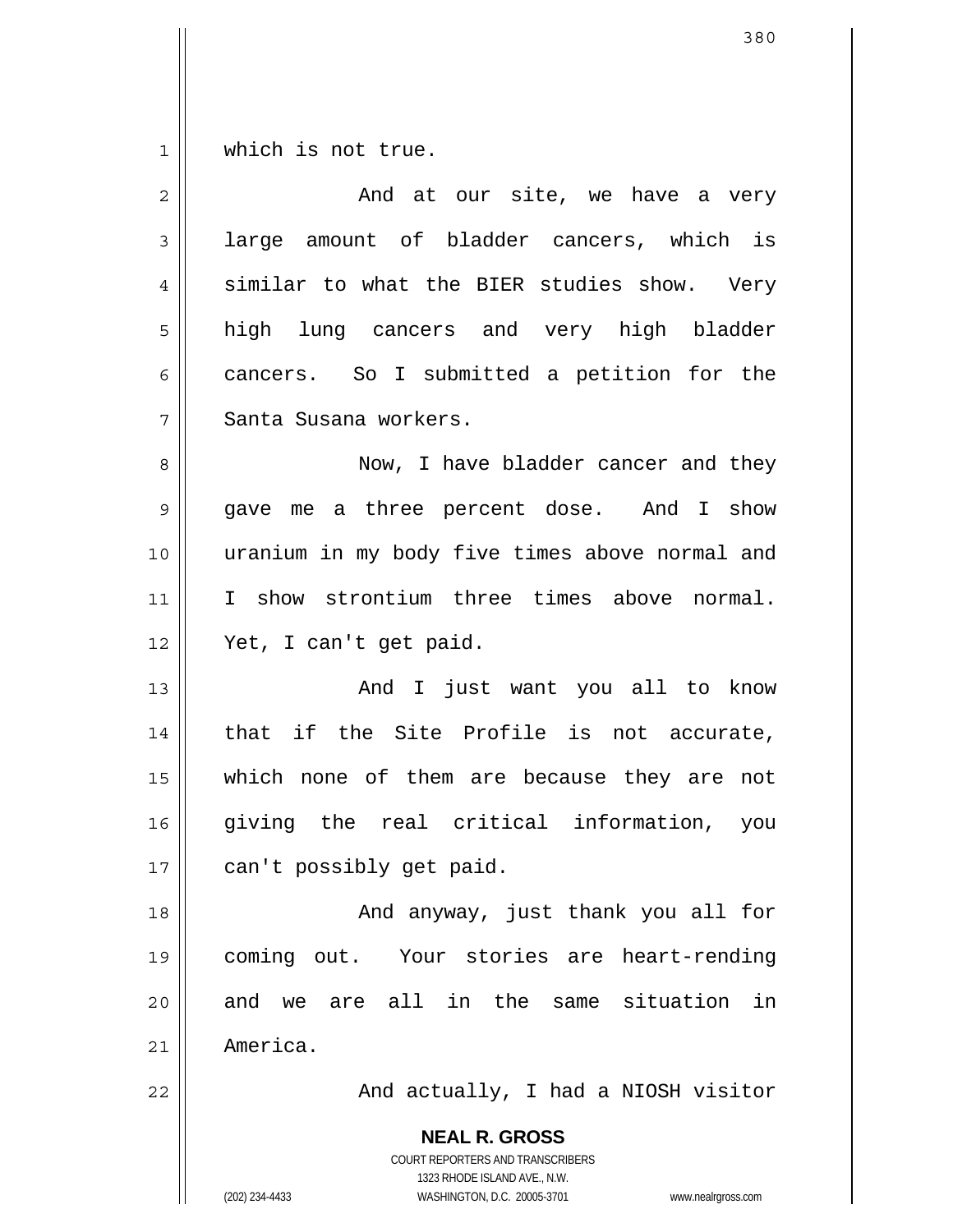which is not true.

And at our site, we have a very large amount of bladder cancers, which is similar to what the BIER studies show. Very high lung cancers and very high bladder cancers. So I submitted a petition for the Santa Susana workers.

Now, I have bladder cancer and they gave me a three percent dose. And I show uranium in my body five times above normal and I show strontium three times above normal. Yet, I can't get paid.

And I just want you all to know that if the Site Profile is not accurate, which none of them are because they are not giving the real critical information, you can't possibly get paid.

And anyway, just thank you all for coming out. Your stories are heart-rending and we are all in the same situation in America.

And actually, I had a NIOSH visitor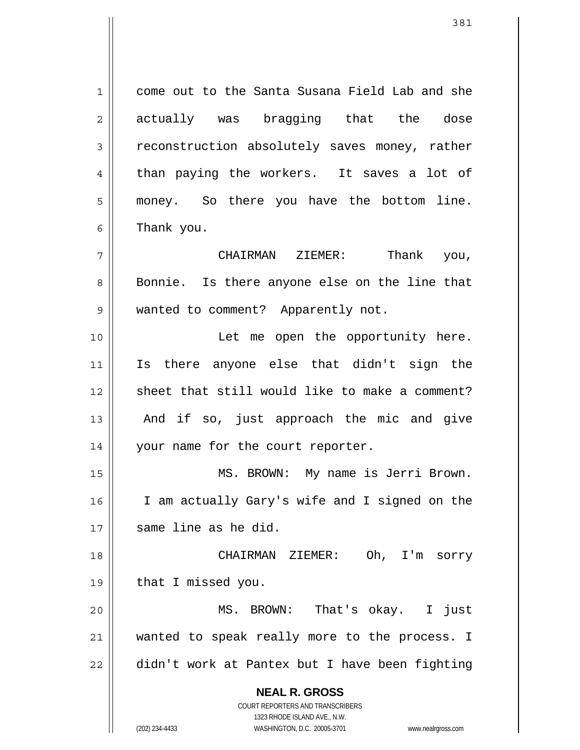come out to the Santa Susana Field Lab and she actually was bragging that the dose reconstruction absolutely saves money, rather than paying the workers. It saves a lot of money. So there you have the bottom line. Thank you.

CHAIRMAN ZIEMER: Thank you, Bonnie. Is there anyone else on the line that wanted to comment? Apparently not.

Let me open the opportunity here. Is there anyone else that didn't sign the sheet that still would like to make a comment? And if so, just approach the mic and give your name for the court reporter.

MS. BROWN: My name is Jerri Brown. I am actually Gary's wife and I signed on the same line as he did.

CHAIRMAN ZIEMER: Oh, I'm sorry that I missed you.

MS. BROWN: That's okay. I just wanted to speak really more to the process. I didn't work at Pantex but I have been fighting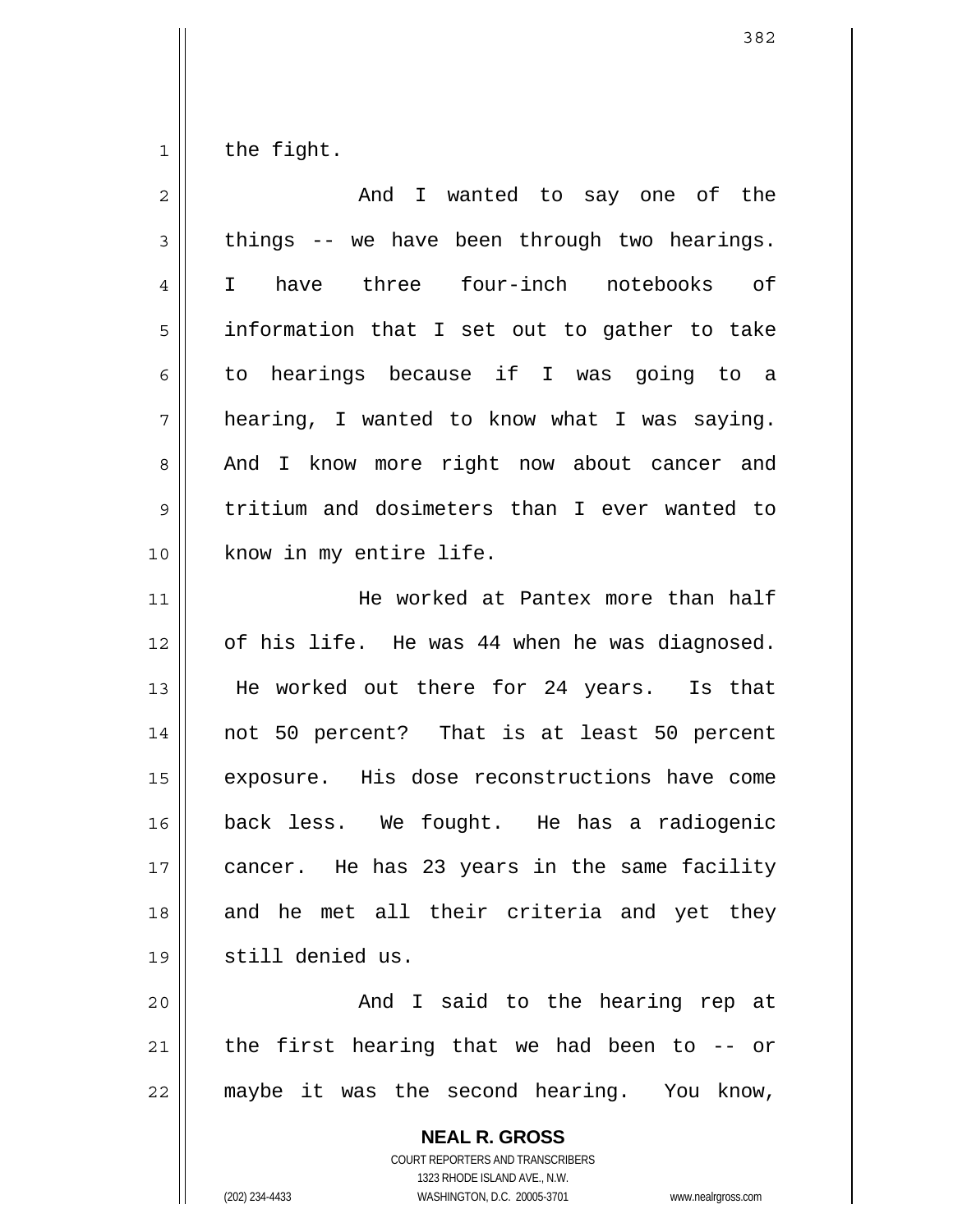the fight.

And I wanted to say one of the things -- we have been through two hearings. I have three four-inch notebooks of information that I set out to gather to take to hearings because if I was going to a hearing, I wanted to know what I was saying. And I know more right now about cancer and tritium and dosimeters than I ever wanted to know in my entire life.

He worked at Pantex more than half of his life. He was 44 when he was diagnosed. He worked out there for 24 years. Is that not 50 percent? That is at least 50 percent exposure. His dose reconstructions have come back less. We fought. He has a radiogenic cancer. He has 23 years in the same facility and he met all their criteria and yet they still denied us.

And I said to the hearing rep at the first hearing that we had been to -- or maybe it was the second hearing. You know,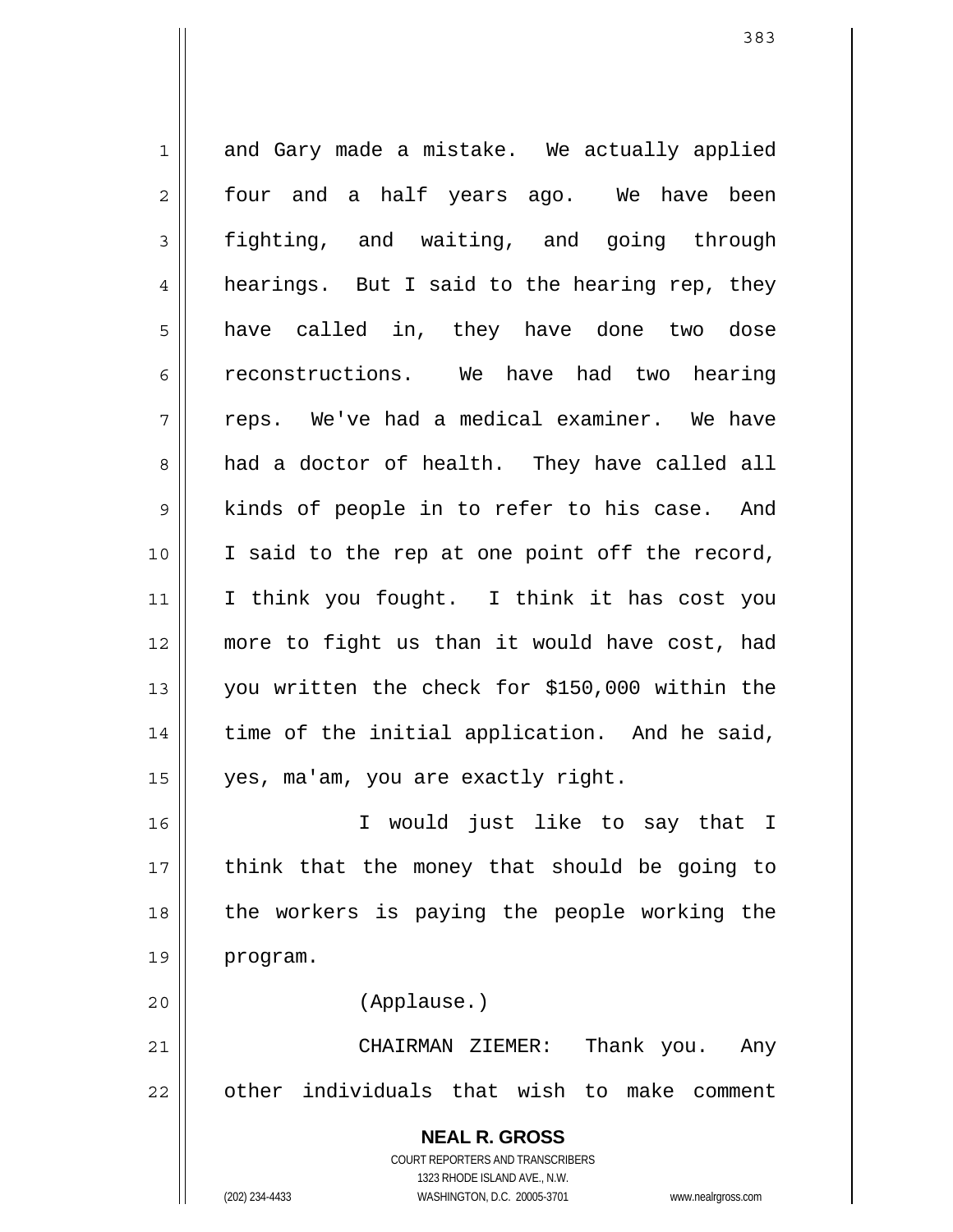and Gary made a mistake. We actually applied four and a half years ago. We have been fighting, and waiting, and going through hearings. But I said to the hearing rep, they have called in, they have done two dose reconstructions. We have had two hearing reps. We've had a medical examiner. We have had a doctor of health. They have called all kinds of people in to refer to his case. And I said to the rep at one point off the record, I think you fought. I think it has cost you more to fight us than it would have cost, had you written the check for $150,000 within the time of the initial application. And he said, yes, ma'am, you are exactly right.

I would just like to say that I think that the money that should be going to the workers is paying the people working the program.

(Applause.)

CHAIRMAN ZIEMER: Thank you. Any other individuals that wish to make comment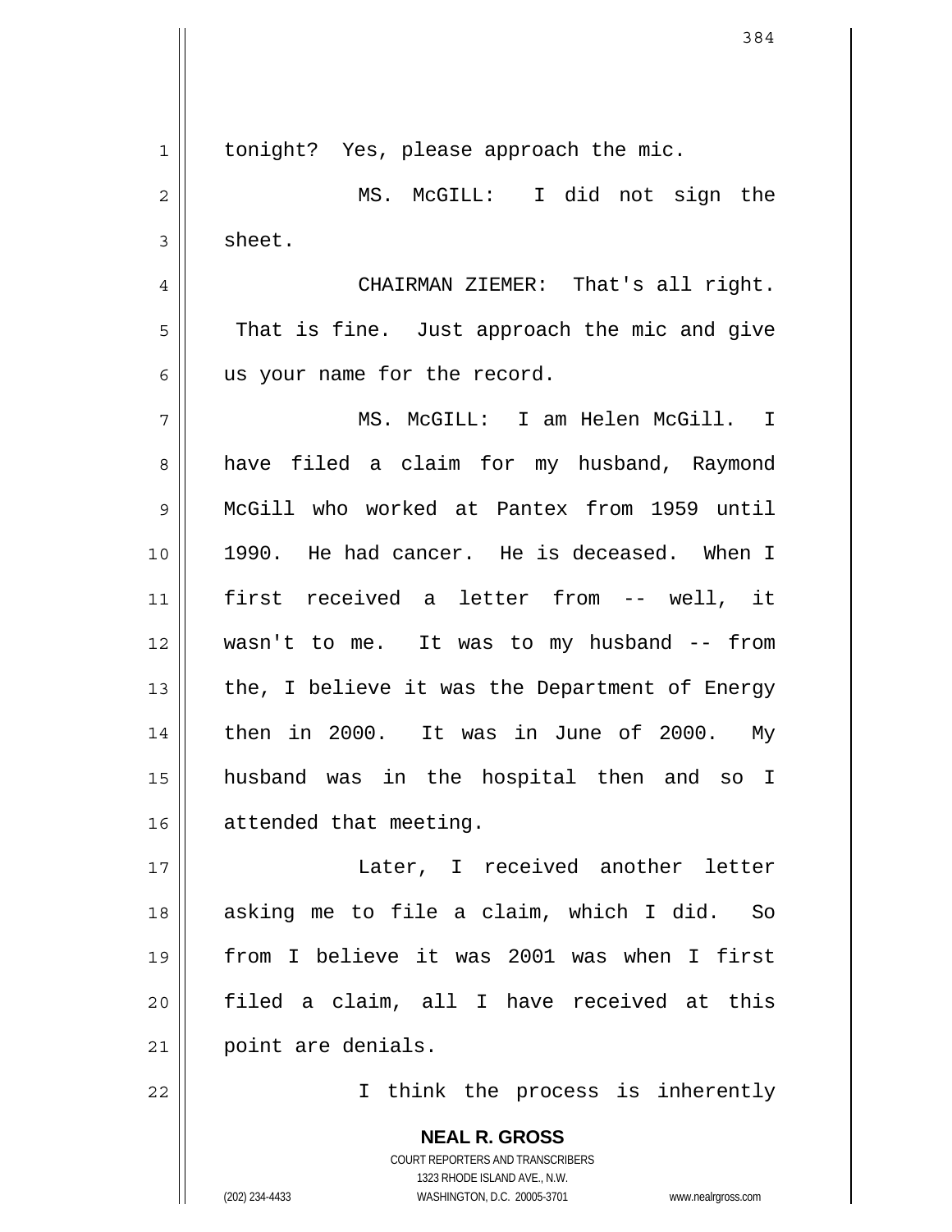tonight? Yes, please approach the mic.

MS. McGILL: I did not sign the sheet.

CHAIRMAN ZIEMER: That's all right. That is fine. Just approach the mic and give us your name for the record.

MS. McGILL: I am Helen McGill. I have filed a claim for my husband, Raymond McGill who worked at Pantex from 1959 until 1990. He had cancer. He is deceased. When I first received a letter from -- well, it wasn't to me. It was to my husband -- from the, I believe it was the Department of Energy then in 2000. It was in June of 2000. My husband was in the hospital then and so I attended that meeting.

Later, I received another letter asking me to file a claim, which I did. So from I believe it was 2001 was when I first filed a claim, all I have received at this point are denials.

I think the process is inherently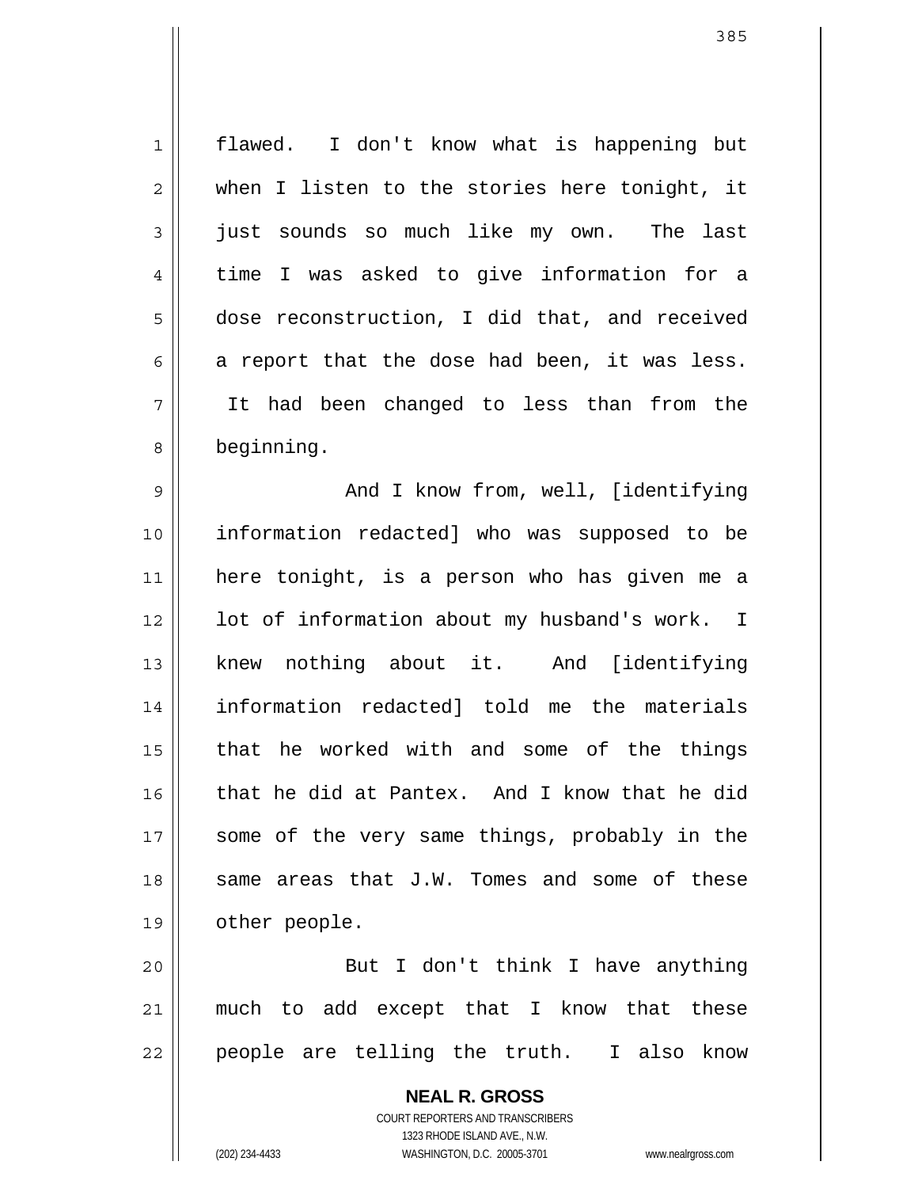flawed. I don't know what is happening but when I listen to the stories here tonight, it just sounds so much like my own. The last time I was asked to give information for a dose reconstruction, I did that, and received a report that the dose had been, it was less. It had been changed to less than from the beginning.

And I know from, well, [identifying information redacted] who was supposed to be here tonight, is a person who has given me a lot of information about my husband's work. I knew nothing about it. And [identifying information redacted] told me the materials that he worked with and some of the things that he did at Pantex. And I know that he did some of the very same things, probably in the same areas that J.W. Tomes and some of these other people.

But I don't think I have anything much to add except that I know that these people are telling the truth. I also know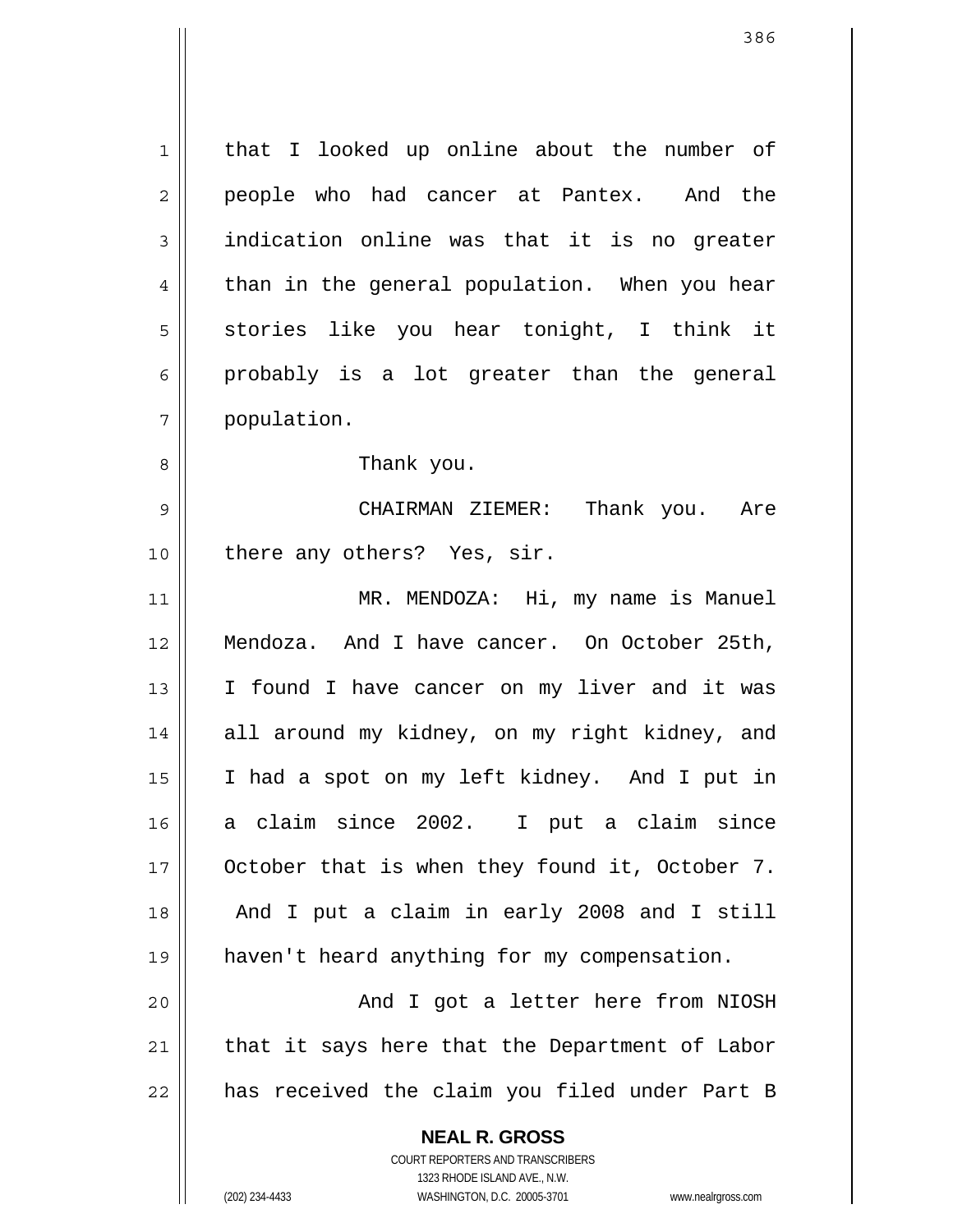that I looked up online about the number of people who had cancer at Pantex. And the indication online was that it is no greater than in the general population. When you hear stories like you hear tonight, I think it probably is a lot greater than the general population.

Thank you.

CHAIRMAN ZIEMER: Thank you. Are there any others? Yes, sir.

MR. MENDOZA: Hi, my name is Manuel Mendoza. And I have cancer. On October 25th, I found I have cancer on my liver and it was all around my kidney, on my right kidney, and I had a spot on my left kidney. And I put in a claim since 2002. I put a claim since October that is when they found it, October 7. And I put a claim in early 2008 and I still haven't heard anything for my compensation.

And I got a letter here from NIOSH that it says here that the Department of Labor has received the claim you filed under Part B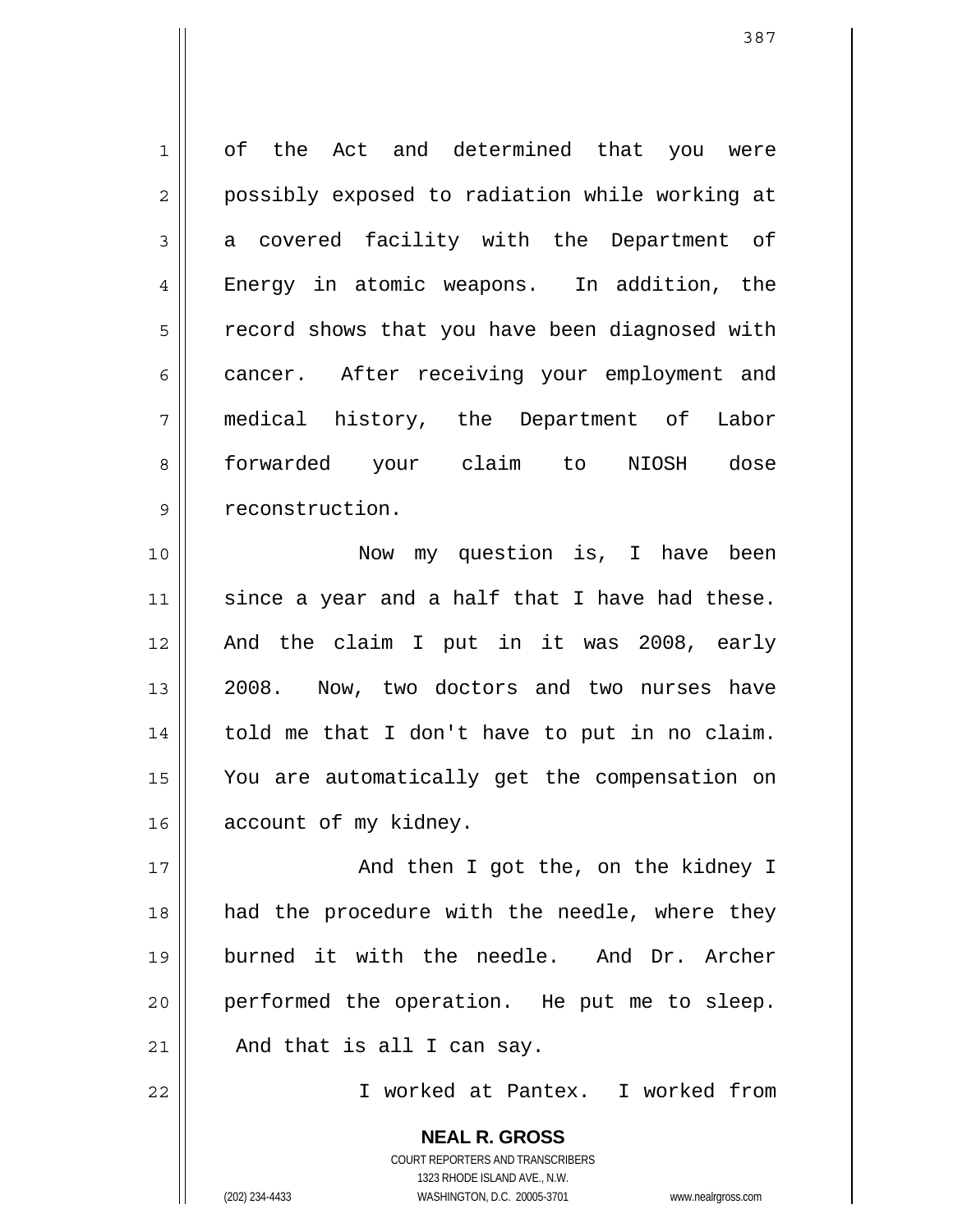of the Act and determined that you were possibly exposed to radiation while working at a covered facility with the Department of Energy in atomic weapons. In addition, the record shows that you have been diagnosed with cancer. After receiving your employment and medical history, the Department of Labor forwarded your claim to NIOSH dose reconstruction.

Now my question is, I have been since a year and a half that I have had these. And the claim I put in it was 2008, early 2008. Now, two doctors and two nurses have told me that I don't have to put in no claim. You are automatically get the compensation on account of my kidney.

And then I got the, on the kidney I had the procedure with the needle, where they burned it with the needle. And Dr. Archer performed the operation. He put me to sleep. And that is all I can say.

I worked at Pantex. I worked from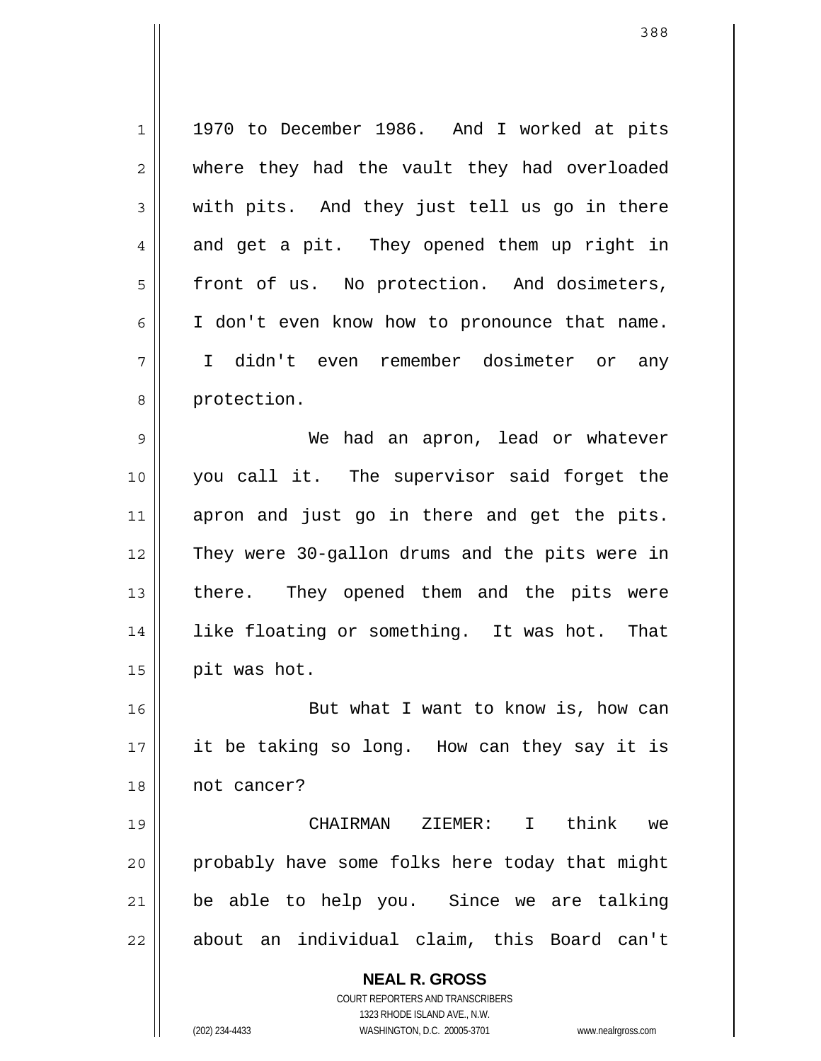1970 to December 1986. And I worked at pits where they had the vault they had overloaded with pits. And they just tell us go in there and get a pit. They opened them up right in front of us. No protection. And dosimeters, I don't even know how to pronounce that name. I didn't even remember dosimeter or any protection.

We had an apron, lead or whatever you call it. The supervisor said forget the apron and just go in there and get the pits. They were 30-gallon drums and the pits were in there. They opened them and the pits were like floating or something. It was hot. That pit was hot.

But what I want to know is, how can it be taking so long. How can they say it is not cancer?

CHAIRMAN ZIEMER: I think we probably have some folks here today that might be able to help you. Since we are talking about an individual claim, this Board can't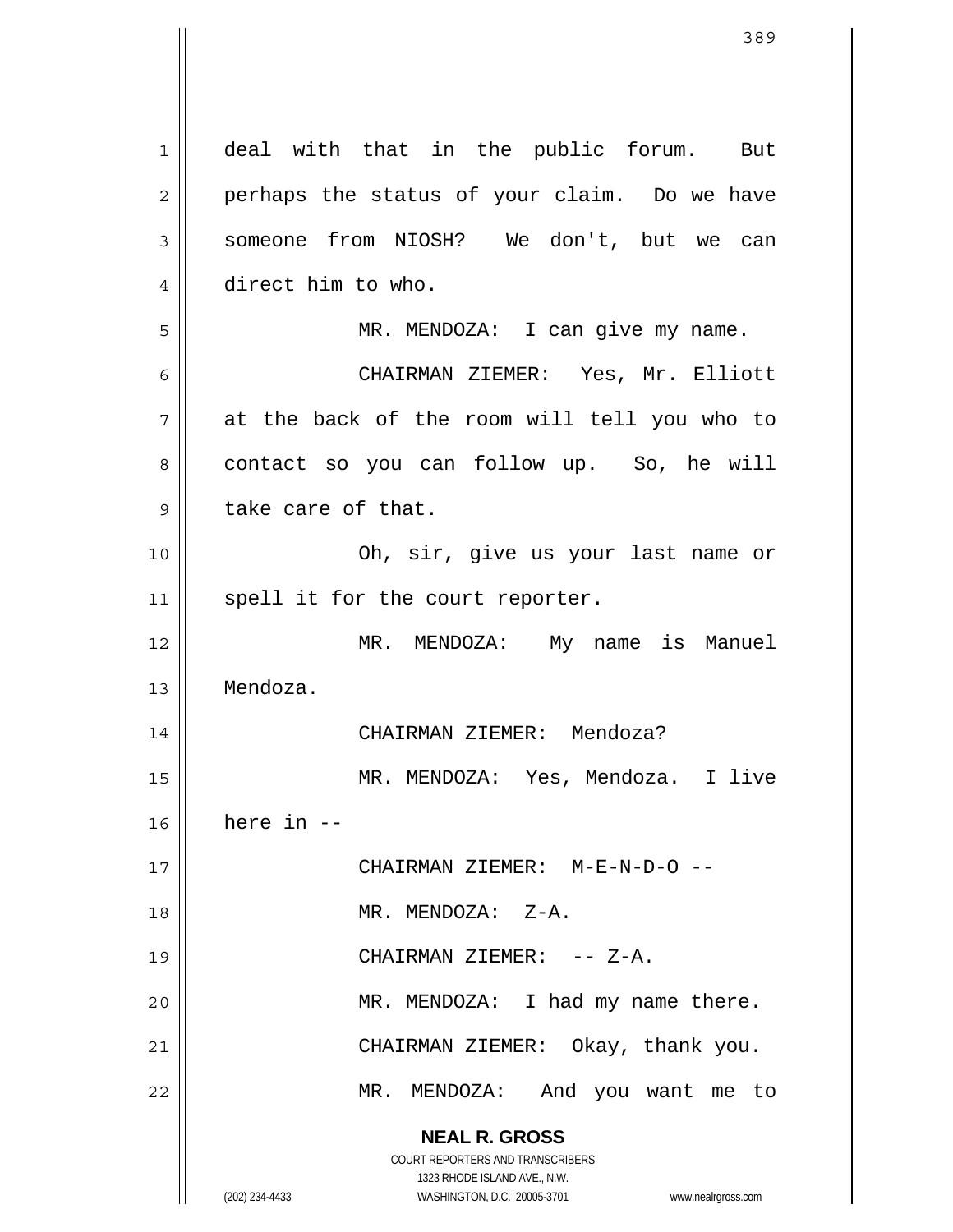deal with that in the public forum. But perhaps the status of your claim. Do we have someone from NIOSH? We don't, but we can direct him to who.

MR. MENDOZA: I can give my name.

CHAIRMAN ZIEMER: Yes, Mr. Elliott at the back of the room will tell you who to contact so you can follow up. So, he will take care of that.

Oh, sir, give us your last name or spell it for the court reporter.

MR. MENDOZA: My name is Manuel Mendoza.

CHAIRMAN ZIEMER: Mendoza?

MR. MENDOZA: Yes, Mendoza. I live here in --

CHAIRMAN ZIEMER: M-E-N-D-O --

MR. MENDOZA: Z-A.

CHAIRMAN ZIEMER: -- Z-A.

MR. MENDOZA: I had my name there.

CHAIRMAN ZIEMER: Okay, thank you.

MR. MENDOZA: And you want me to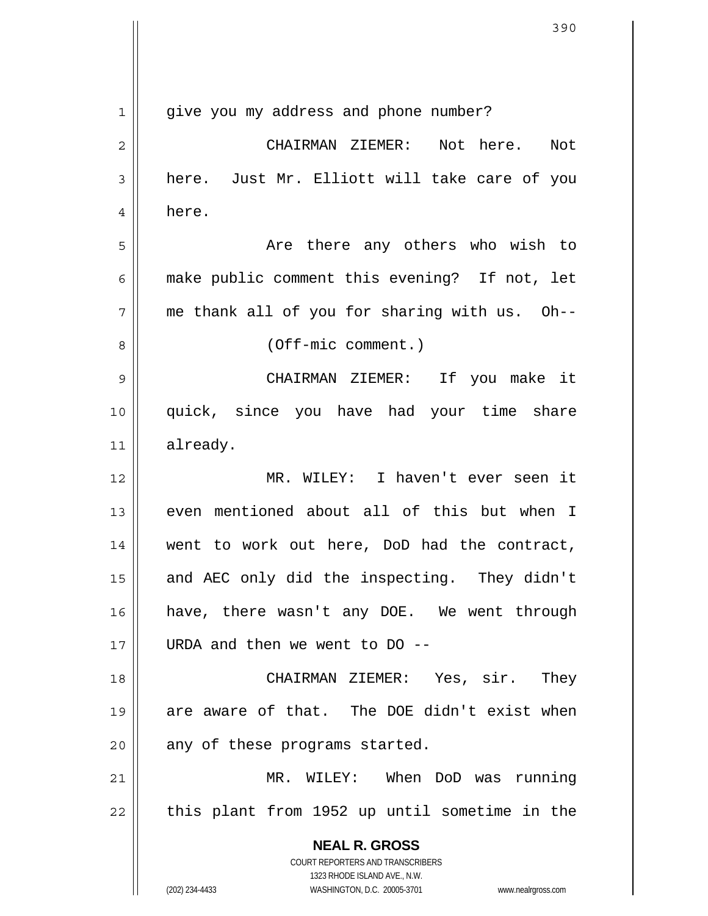give you my address and phone number?

CHAIRMAN ZIEMER: Not here. Not here. Just Mr. Elliott will take care of you here.

Are there any others who wish to make public comment this evening? If not, let me thank all of you for sharing with us. Oh--

(Off-mic comment.)

CHAIRMAN ZIEMER: If you make it quick, since you have had your time share already.

MR. WILEY: I haven't ever seen it even mentioned about all of this but when I went to work out here, DoD had the contract, and AEC only did the inspecting. They didn't have, there wasn't any DOE. We went through URDA and then we went to DO --

CHAIRMAN ZIEMER: Yes, sir. They are aware of that. The DOE didn't exist when any of these programs started.

MR. WILEY: When DoD was running this plant from 1952 up until sometime in the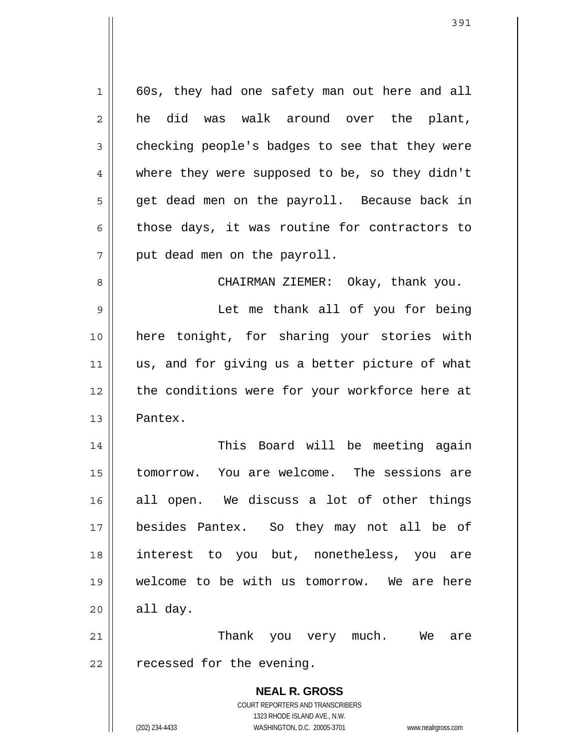60s, they had one safety man out here and all he did was walk around over the plant, checking people's badges to see that they were where they were supposed to be, so they didn't get dead men on the payroll. Because back in those days, it was routine for contractors to put dead men on the payroll.

CHAIRMAN ZIEMER: Okay, thank you.

Let me thank all of you for being here tonight, for sharing your stories with us, and for giving us a better picture of what the conditions were for your workforce here at Pantex.

This Board will be meeting again tomorrow. You are welcome. The sessions are all open. We discuss a lot of other things besides Pantex. So they may not all be of interest to you but, nonetheless, you are welcome to be with us tomorrow. We are here all day.

Thank you very much. We are recessed for the evening.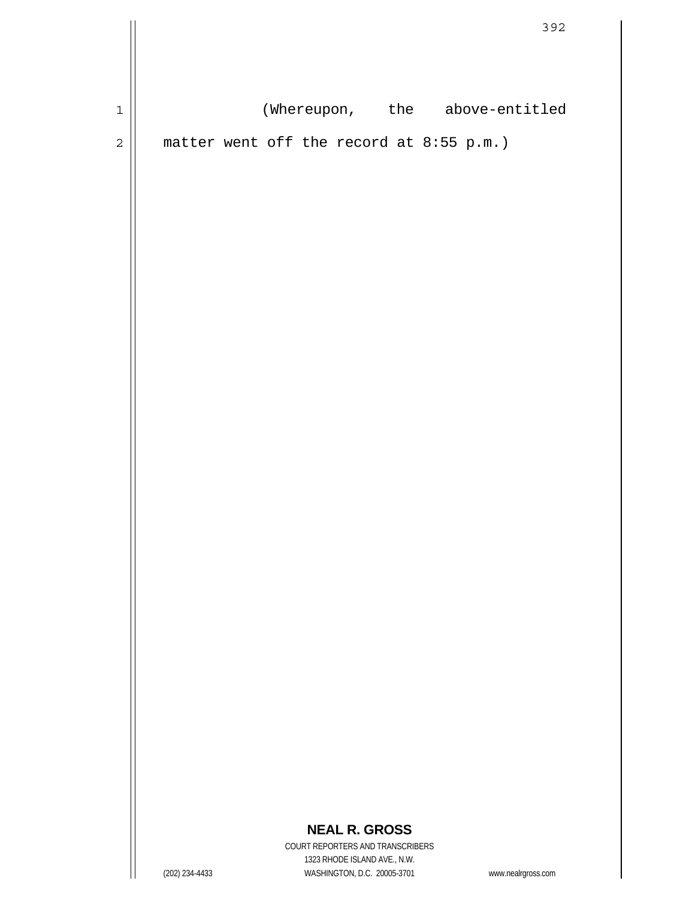(Whereupon, the above-entitled matter went off the record at 8:55 p.m.)